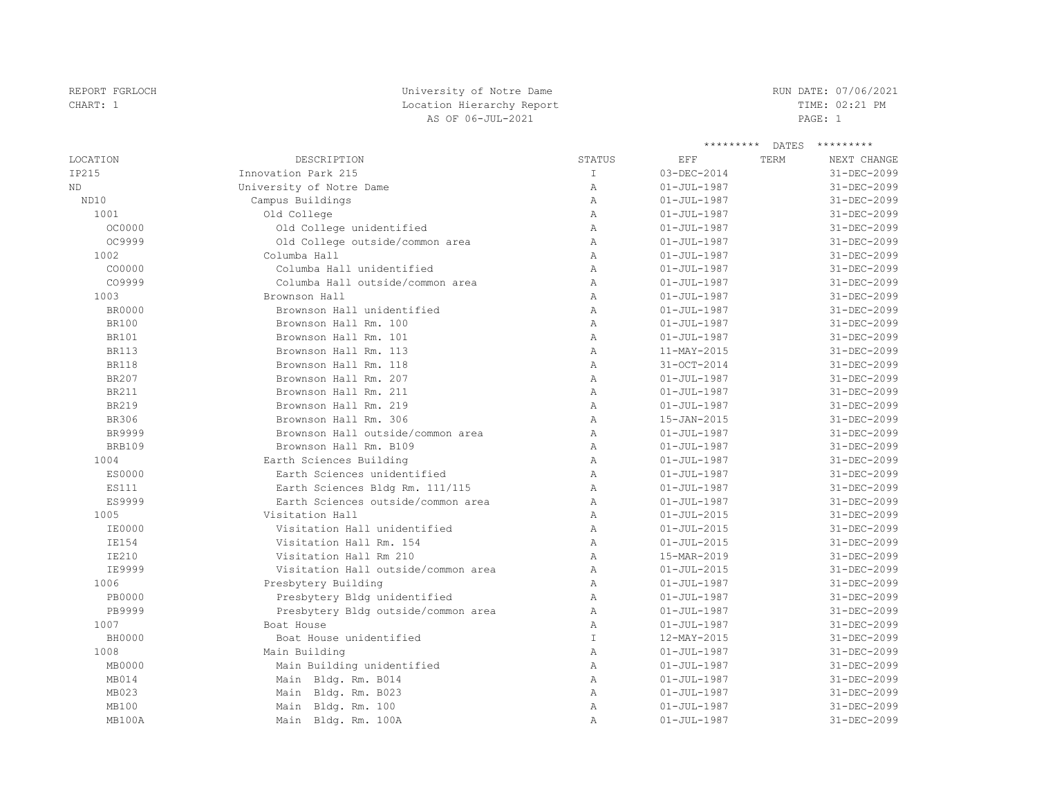REPORT FGRLOCH University of Notre Dame RUN DATE: 07/06/2021
CHART: 1 Location Hierarchy Report TIME: 02:21 PM
AS OF 06-JUL-2021

| LOCATION | DESCRIPTION | STATUS | EFF | TERM | NEXT CHANGE |
|---|---|---|---|---|---|
| IP215 | Innovation Park 215 | I | 03-DEC-2014 | | 31-DEC-2099 |
| ND | University of Notre Dame | A | 01-JUL-1987 | | 31-DEC-2099 |
| ND10 | Campus Buildings | A | 01-JUL-1987 | | 31-DEC-2099 |
| 1001 | Old College | A | 01-JUL-1987 | | 31-DEC-2099 |
| OC0000 | Old College unidentified | A | 01-JUL-1987 | | 31-DEC-2099 |
| OC9999 | Old College outside/common area | A | 01-JUL-1987 | | 31-DEC-2099 |
| 1002 | Columba Hall | A | 01-JUL-1987 | | 31-DEC-2099 |
| CO0000 | Columba Hall unidentified | A | 01-JUL-1987 | | 31-DEC-2099 |
| CO9999 | Columba Hall outside/common area | A | 01-JUL-1987 | | 31-DEC-2099 |
| 1003 | Brownson Hall | A | 01-JUL-1987 | | 31-DEC-2099 |
| BR0000 | Brownson Hall unidentified | A | 01-JUL-1987 | | 31-DEC-2099 |
| BR100 | Brownson Hall Rm. 100 | A | 01-JUL-1987 | | 31-DEC-2099 |
| BR101 | Brownson Hall Rm. 101 | A | 01-JUL-1987 | | 31-DEC-2099 |
| BR113 | Brownson Hall Rm. 113 | A | 11-MAY-2015 | | 31-DEC-2099 |
| BR118 | Brownson Hall Rm. 118 | A | 31-OCT-2014 | | 31-DEC-2099 |
| BR207 | Brownson Hall Rm. 207 | A | 01-JUL-1987 | | 31-DEC-2099 |
| BR211 | Brownson Hall Rm. 211 | A | 01-JUL-1987 | | 31-DEC-2099 |
| BR219 | Brownson Hall Rm. 219 | A | 01-JUL-1987 | | 31-DEC-2099 |
| BR306 | Brownson Hall Rm. 306 | A | 15-JAN-2015 | | 31-DEC-2099 |
| BR9999 | Brownson Hall outside/common area | A | 01-JUL-1987 | | 31-DEC-2099 |
| BRB109 | Brownson Hall Rm. B109 | A | 01-JUL-1987 | | 31-DEC-2099 |
| 1004 | Earth Sciences Building | A | 01-JUL-1987 | | 31-DEC-2099 |
| ES0000 | Earth Sciences unidentified | A | 01-JUL-1987 | | 31-DEC-2099 |
| ES111 | Earth Sciences Bldg Rm. 111/115 | A | 01-JUL-1987 | | 31-DEC-2099 |
| ES9999 | Earth Sciences outside/common area | A | 01-JUL-1987 | | 31-DEC-2099 |
| 1005 | Visitation Hall | A | 01-JUL-2015 | | 31-DEC-2099 |
| IE0000 | Visitation Hall unidentified | A | 01-JUL-2015 | | 31-DEC-2099 |
| IE154 | Visitation Hall Rm. 154 | A | 01-JUL-2015 | | 31-DEC-2099 |
| IE210 | Visitation Hall Rm 210 | A | 15-MAR-2019 | | 31-DEC-2099 |
| IE9999 | Visitation Hall outside/common area | A | 01-JUL-2015 | | 31-DEC-2099 |
| 1006 | Presbytery Building | A | 01-JUL-1987 | | 31-DEC-2099 |
| PB0000 | Presbytery Bldg unidentified | A | 01-JUL-1987 | | 31-DEC-2099 |
| PB9999 | Presbytery Bldg outside/common area | A | 01-JUL-1987 | | 31-DEC-2099 |
| 1007 | Boat House | A | 01-JUL-1987 | | 31-DEC-2099 |
| BH0000 | Boat House unidentified | I | 12-MAY-2015 | | 31-DEC-2099 |
| 1008 | Main Building | A | 01-JUL-1987 | | 31-DEC-2099 |
| MB0000 | Main Building unidentified | A | 01-JUL-1987 | | 31-DEC-2099 |
| MB014 | Main Bldg. Rm. B014 | A | 01-JUL-1987 | | 31-DEC-2099 |
| MB023 | Main Bldg. Rm. B023 | A | 01-JUL-1987 | | 31-DEC-2099 |
| MB100 | Main Bldg. Rm. 100 | A | 01-JUL-1987 | | 31-DEC-2099 |
| MB100A | Main Bldg. Rm. 100A | A | 01-JUL-1987 | | 31-DEC-2099 |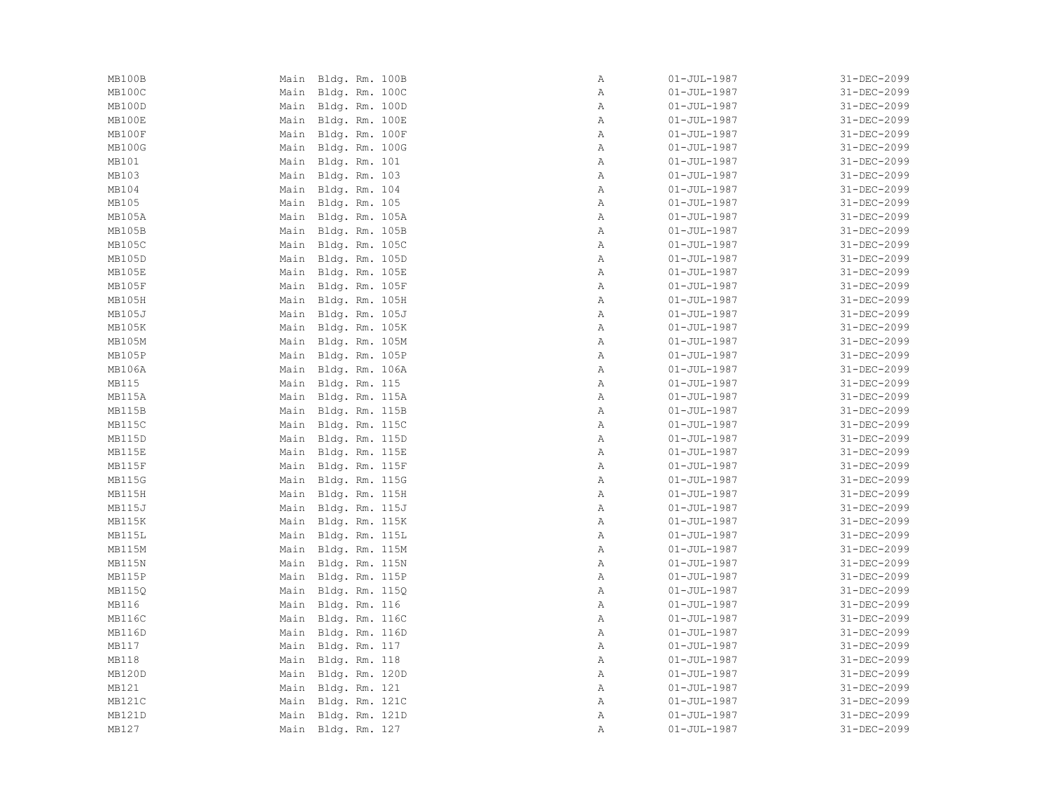| | | | | |
|---|---|---|---|---|
| MB100B | Main Bldg. Rm. 100B | A | 01-JUL-1987 | 31-DEC-2099 |
| MB100C | Main Bldg. Rm. 100C | A | 01-JUL-1987 | 31-DEC-2099 |
| MB100D | Main Bldg. Rm. 100D | A | 01-JUL-1987 | 31-DEC-2099 |
| MB100E | Main Bldg. Rm. 100E | A | 01-JUL-1987 | 31-DEC-2099 |
| MB100F | Main Bldg. Rm. 100F | A | 01-JUL-1987 | 31-DEC-2099 |
| MB100G | Main Bldg. Rm. 100G | A | 01-JUL-1987 | 31-DEC-2099 |
| MB101 | Main Bldg. Rm. 101 | A | 01-JUL-1987 | 31-DEC-2099 |
| MB103 | Main Bldg. Rm. 103 | A | 01-JUL-1987 | 31-DEC-2099 |
| MB104 | Main Bldg. Rm. 104 | A | 01-JUL-1987 | 31-DEC-2099 |
| MB105 | Main Bldg. Rm. 105 | A | 01-JUL-1987 | 31-DEC-2099 |
| MB105A | Main Bldg. Rm. 105A | A | 01-JUL-1987 | 31-DEC-2099 |
| MB105B | Main Bldg. Rm. 105B | A | 01-JUL-1987 | 31-DEC-2099 |
| MB105C | Main Bldg. Rm. 105C | A | 01-JUL-1987 | 31-DEC-2099 |
| MB105D | Main Bldg. Rm. 105D | A | 01-JUL-1987 | 31-DEC-2099 |
| MB105E | Main Bldg. Rm. 105E | A | 01-JUL-1987 | 31-DEC-2099 |
| MB105F | Main Bldg. Rm. 105F | A | 01-JUL-1987 | 31-DEC-2099 |
| MB105H | Main Bldg. Rm. 105H | A | 01-JUL-1987 | 31-DEC-2099 |
| MB105J | Main Bldg. Rm. 105J | A | 01-JUL-1987 | 31-DEC-2099 |
| MB105K | Main Bldg. Rm. 105K | A | 01-JUL-1987 | 31-DEC-2099 |
| MB105M | Main Bldg. Rm. 105M | A | 01-JUL-1987 | 31-DEC-2099 |
| MB105P | Main Bldg. Rm. 105P | A | 01-JUL-1987 | 31-DEC-2099 |
| MB106A | Main Bldg. Rm. 106A | A | 01-JUL-1987 | 31-DEC-2099 |
| MB115 | Main Bldg. Rm. 115 | A | 01-JUL-1987 | 31-DEC-2099 |
| MB115A | Main Bldg. Rm. 115A | A | 01-JUL-1987 | 31-DEC-2099 |
| MB115B | Main Bldg. Rm. 115B | A | 01-JUL-1987 | 31-DEC-2099 |
| MB115C | Main Bldg. Rm. 115C | A | 01-JUL-1987 | 31-DEC-2099 |
| MB115D | Main Bldg. Rm. 115D | A | 01-JUL-1987 | 31-DEC-2099 |
| MB115E | Main Bldg. Rm. 115E | A | 01-JUL-1987 | 31-DEC-2099 |
| MB115F | Main Bldg. Rm. 115F | A | 01-JUL-1987 | 31-DEC-2099 |
| MB115G | Main Bldg. Rm. 115G | A | 01-JUL-1987 | 31-DEC-2099 |
| MB115H | Main Bldg. Rm. 115H | A | 01-JUL-1987 | 31-DEC-2099 |
| MB115J | Main Bldg. Rm. 115J | A | 01-JUL-1987 | 31-DEC-2099 |
| MB115K | Main Bldg. Rm. 115K | A | 01-JUL-1987 | 31-DEC-2099 |
| MB115L | Main Bldg. Rm. 115L | A | 01-JUL-1987 | 31-DEC-2099 |
| MB115M | Main Bldg. Rm. 115M | A | 01-JUL-1987 | 31-DEC-2099 |
| MB115N | Main Bldg. Rm. 115N | A | 01-JUL-1987 | 31-DEC-2099 |
| MB115P | Main Bldg. Rm. 115P | A | 01-JUL-1987 | 31-DEC-2099 |
| MB115Q | Main Bldg. Rm. 115Q | A | 01-JUL-1987 | 31-DEC-2099 |
| MB116 | Main Bldg. Rm. 116 | A | 01-JUL-1987 | 31-DEC-2099 |
| MB116C | Main Bldg. Rm. 116C | A | 01-JUL-1987 | 31-DEC-2099 |
| MB116D | Main Bldg. Rm. 116D | A | 01-JUL-1987 | 31-DEC-2099 |
| MB117 | Main Bldg. Rm. 117 | A | 01-JUL-1987 | 31-DEC-2099 |
| MB118 | Main Bldg. Rm. 118 | A | 01-JUL-1987 | 31-DEC-2099 |
| MB120D | Main Bldg. Rm. 120D | A | 01-JUL-1987 | 31-DEC-2099 |
| MB121 | Main Bldg. Rm. 121 | A | 01-JUL-1987 | 31-DEC-2099 |
| MB121C | Main Bldg. Rm. 121C | A | 01-JUL-1987 | 31-DEC-2099 |
| MB121D | Main Bldg. Rm. 121D | A | 01-JUL-1987 | 31-DEC-2099 |
| MB127 | Main Bldg. Rm. 127 | A | 01-JUL-1987 | 31-DEC-2099 |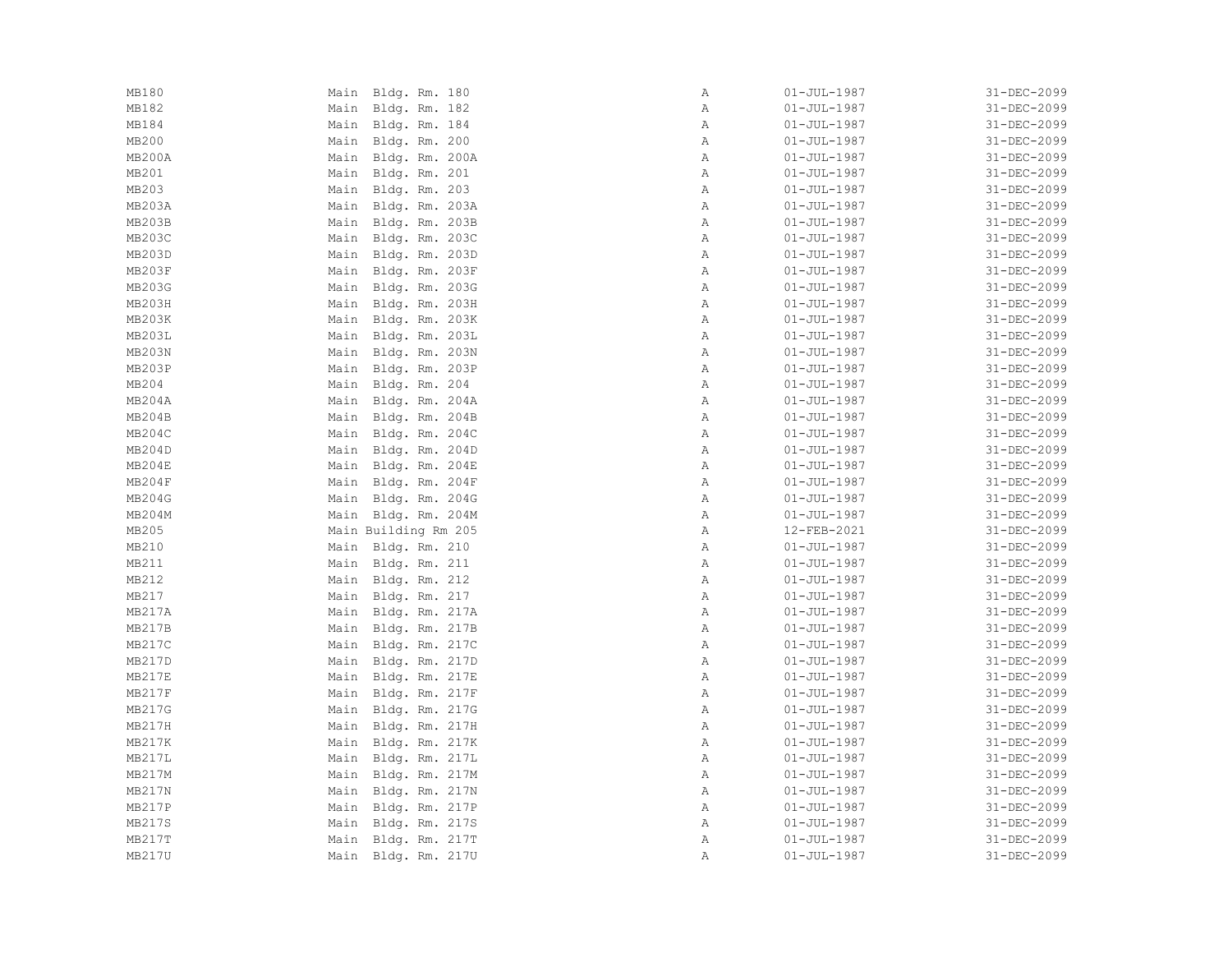| | | | | |
|---|---|---|---|---|
| MB180 | Main Bldg. Rm. 180 | A | 01-JUL-1987 | 31-DEC-2099 |
| MB182 | Main Bldg. Rm. 182 | A | 01-JUL-1987 | 31-DEC-2099 |
| MB184 | Main Bldg. Rm. 184 | A | 01-JUL-1987 | 31-DEC-2099 |
| MB200 | Main Bldg. Rm. 200 | A | 01-JUL-1987 | 31-DEC-2099 |
| MB200A | Main Bldg. Rm. 200A | A | 01-JUL-1987 | 31-DEC-2099 |
| MB201 | Main Bldg. Rm. 201 | A | 01-JUL-1987 | 31-DEC-2099 |
| MB203 | Main Bldg. Rm. 203 | A | 01-JUL-1987 | 31-DEC-2099 |
| MB203A | Main Bldg. Rm. 203A | A | 01-JUL-1987 | 31-DEC-2099 |
| MB203B | Main Bldg. Rm. 203B | A | 01-JUL-1987 | 31-DEC-2099 |
| MB203C | Main Bldg. Rm. 203C | A | 01-JUL-1987 | 31-DEC-2099 |
| MB203D | Main Bldg. Rm. 203D | A | 01-JUL-1987 | 31-DEC-2099 |
| MB203F | Main Bldg. Rm. 203F | A | 01-JUL-1987 | 31-DEC-2099 |
| MB203G | Main Bldg. Rm. 203G | A | 01-JUL-1987 | 31-DEC-2099 |
| MB203H | Main Bldg. Rm. 203H | A | 01-JUL-1987 | 31-DEC-2099 |
| MB203K | Main Bldg. Rm. 203K | A | 01-JUL-1987 | 31-DEC-2099 |
| MB203L | Main Bldg. Rm. 203L | A | 01-JUL-1987 | 31-DEC-2099 |
| MB203N | Main Bldg. Rm. 203N | A | 01-JUL-1987 | 31-DEC-2099 |
| MB203P | Main Bldg. Rm. 203P | A | 01-JUL-1987 | 31-DEC-2099 |
| MB204 | Main Bldg. Rm. 204 | A | 01-JUL-1987 | 31-DEC-2099 |
| MB204A | Main Bldg. Rm. 204A | A | 01-JUL-1987 | 31-DEC-2099 |
| MB204B | Main Bldg. Rm. 204B | A | 01-JUL-1987 | 31-DEC-2099 |
| MB204C | Main Bldg. Rm. 204C | A | 01-JUL-1987 | 31-DEC-2099 |
| MB204D | Main Bldg. Rm. 204D | A | 01-JUL-1987 | 31-DEC-2099 |
| MB204E | Main Bldg. Rm. 204E | A | 01-JUL-1987 | 31-DEC-2099 |
| MB204F | Main Bldg. Rm. 204F | A | 01-JUL-1987 | 31-DEC-2099 |
| MB204G | Main Bldg. Rm. 204G | A | 01-JUL-1987 | 31-DEC-2099 |
| MB204M | Main Bldg. Rm. 204M | A | 01-JUL-1987 | 31-DEC-2099 |
| MB205 | Main Building Rm 205 | A | 12-FEB-2021 | 31-DEC-2099 |
| MB210 | Main Bldg. Rm. 210 | A | 01-JUL-1987 | 31-DEC-2099 |
| MB211 | Main Bldg. Rm. 211 | A | 01-JUL-1987 | 31-DEC-2099 |
| MB212 | Main Bldg. Rm. 212 | A | 01-JUL-1987 | 31-DEC-2099 |
| MB217 | Main Bldg. Rm. 217 | A | 01-JUL-1987 | 31-DEC-2099 |
| MB217A | Main Bldg. Rm. 217A | A | 01-JUL-1987 | 31-DEC-2099 |
| MB217B | Main Bldg. Rm. 217B | A | 01-JUL-1987 | 31-DEC-2099 |
| MB217C | Main Bldg. Rm. 217C | A | 01-JUL-1987 | 31-DEC-2099 |
| MB217D | Main Bldg. Rm. 217D | A | 01-JUL-1987 | 31-DEC-2099 |
| MB217E | Main Bldg. Rm. 217E | A | 01-JUL-1987 | 31-DEC-2099 |
| MB217F | Main Bldg. Rm. 217F | A | 01-JUL-1987 | 31-DEC-2099 |
| MB217G | Main Bldg. Rm. 217G | A | 01-JUL-1987 | 31-DEC-2099 |
| MB217H | Main Bldg. Rm. 217H | A | 01-JUL-1987 | 31-DEC-2099 |
| MB217K | Main Bldg. Rm. 217K | A | 01-JUL-1987 | 31-DEC-2099 |
| MB217L | Main Bldg. Rm. 217L | A | 01-JUL-1987 | 31-DEC-2099 |
| MB217M | Main Bldg. Rm. 217M | A | 01-JUL-1987 | 31-DEC-2099 |
| MB217N | Main Bldg. Rm. 217N | A | 01-JUL-1987 | 31-DEC-2099 |
| MB217P | Main Bldg. Rm. 217P | A | 01-JUL-1987 | 31-DEC-2099 |
| MB217S | Main Bldg. Rm. 217S | A | 01-JUL-1987 | 31-DEC-2099 |
| MB217T | Main Bldg. Rm. 217T | A | 01-JUL-1987 | 31-DEC-2099 |
| MB217U | Main Bldg. Rm. 217U | A | 01-JUL-1987 | 31-DEC-2099 |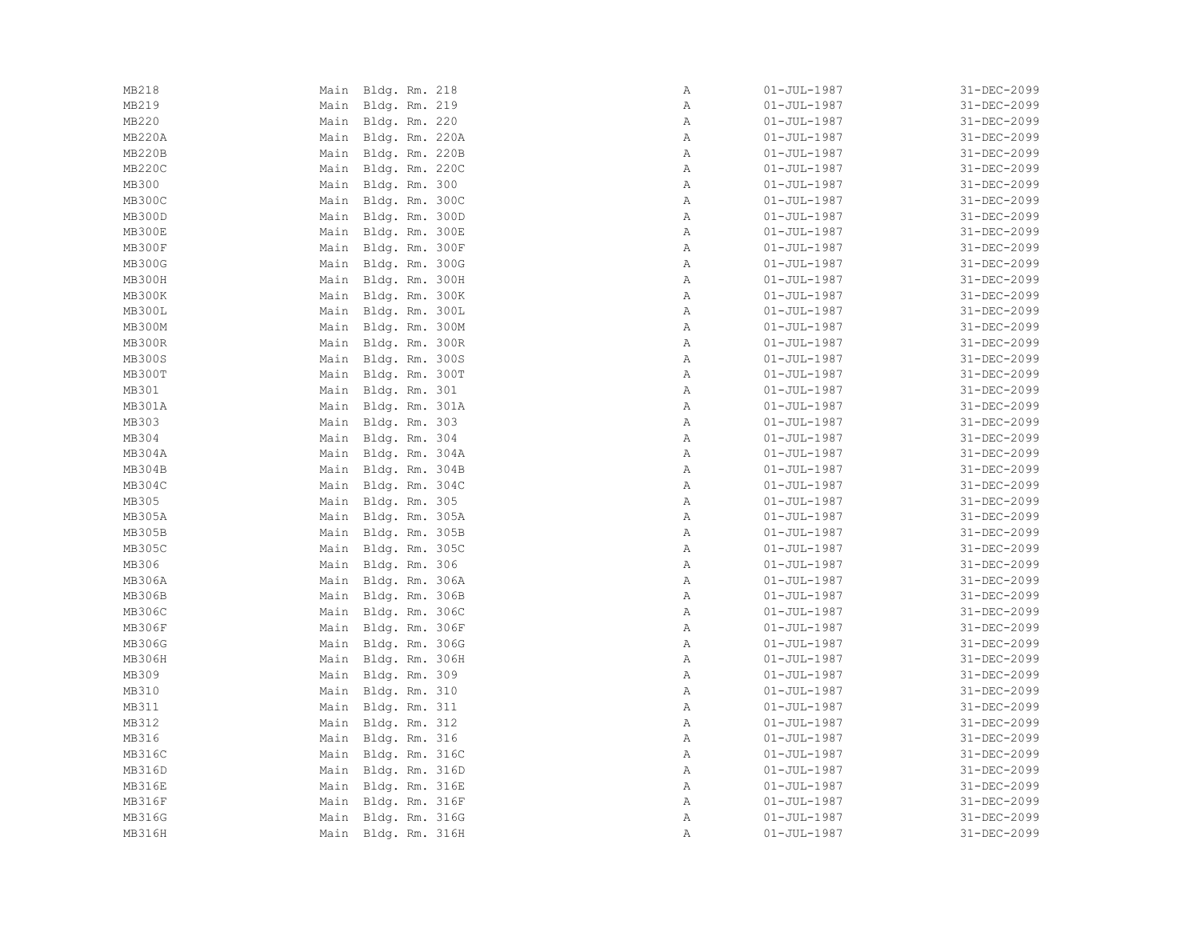| | | | | |
|---|---|---|---|---|
| MB218 | Main Bldg. Rm. 218 | A | 01-JUL-1987 | 31-DEC-2099 |
| MB219 | Main Bldg. Rm. 219 | A | 01-JUL-1987 | 31-DEC-2099 |
| MB220 | Main Bldg. Rm. 220 | A | 01-JUL-1987 | 31-DEC-2099 |
| MB220A | Main Bldg. Rm. 220A | A | 01-JUL-1987 | 31-DEC-2099 |
| MB220B | Main Bldg. Rm. 220B | A | 01-JUL-1987 | 31-DEC-2099 |
| MB220C | Main Bldg. Rm. 220C | A | 01-JUL-1987 | 31-DEC-2099 |
| MB300 | Main Bldg. Rm. 300 | A | 01-JUL-1987 | 31-DEC-2099 |
| MB300C | Main Bldg. Rm. 300C | A | 01-JUL-1987 | 31-DEC-2099 |
| MB300D | Main Bldg. Rm. 300D | A | 01-JUL-1987 | 31-DEC-2099 |
| MB300E | Main Bldg. Rm. 300E | A | 01-JUL-1987 | 31-DEC-2099 |
| MB300F | Main Bldg. Rm. 300F | A | 01-JUL-1987 | 31-DEC-2099 |
| MB300G | Main Bldg. Rm. 300G | A | 01-JUL-1987 | 31-DEC-2099 |
| MB300H | Main Bldg. Rm. 300H | A | 01-JUL-1987 | 31-DEC-2099 |
| MB300K | Main Bldg. Rm. 300K | A | 01-JUL-1987 | 31-DEC-2099 |
| MB300L | Main Bldg. Rm. 300L | A | 01-JUL-1987 | 31-DEC-2099 |
| MB300M | Main Bldg. Rm. 300M | A | 01-JUL-1987 | 31-DEC-2099 |
| MB300R | Main Bldg. Rm. 300R | A | 01-JUL-1987 | 31-DEC-2099 |
| MB300S | Main Bldg. Rm. 300S | A | 01-JUL-1987 | 31-DEC-2099 |
| MB300T | Main Bldg. Rm. 300T | A | 01-JUL-1987 | 31-DEC-2099 |
| MB301 | Main Bldg. Rm. 301 | A | 01-JUL-1987 | 31-DEC-2099 |
| MB301A | Main Bldg. Rm. 301A | A | 01-JUL-1987 | 31-DEC-2099 |
| MB303 | Main Bldg. Rm. 303 | A | 01-JUL-1987 | 31-DEC-2099 |
| MB304 | Main Bldg. Rm. 304 | A | 01-JUL-1987 | 31-DEC-2099 |
| MB304A | Main Bldg. Rm. 304A | A | 01-JUL-1987 | 31-DEC-2099 |
| MB304B | Main Bldg. Rm. 304B | A | 01-JUL-1987 | 31-DEC-2099 |
| MB304C | Main Bldg. Rm. 304C | A | 01-JUL-1987 | 31-DEC-2099 |
| MB305 | Main Bldg. Rm. 305 | A | 01-JUL-1987 | 31-DEC-2099 |
| MB305A | Main Bldg. Rm. 305A | A | 01-JUL-1987 | 31-DEC-2099 |
| MB305B | Main Bldg. Rm. 305B | A | 01-JUL-1987 | 31-DEC-2099 |
| MB305C | Main Bldg. Rm. 305C | A | 01-JUL-1987 | 31-DEC-2099 |
| MB306 | Main Bldg. Rm. 306 | A | 01-JUL-1987 | 31-DEC-2099 |
| MB306A | Main Bldg. Rm. 306A | A | 01-JUL-1987 | 31-DEC-2099 |
| MB306B | Main Bldg. Rm. 306B | A | 01-JUL-1987 | 31-DEC-2099 |
| MB306C | Main Bldg. Rm. 306C | A | 01-JUL-1987 | 31-DEC-2099 |
| MB306F | Main Bldg. Rm. 306F | A | 01-JUL-1987 | 31-DEC-2099 |
| MB306G | Main Bldg. Rm. 306G | A | 01-JUL-1987 | 31-DEC-2099 |
| MB306H | Main Bldg. Rm. 306H | A | 01-JUL-1987 | 31-DEC-2099 |
| MB309 | Main Bldg. Rm. 309 | A | 01-JUL-1987 | 31-DEC-2099 |
| MB310 | Main Bldg. Rm. 310 | A | 01-JUL-1987 | 31-DEC-2099 |
| MB311 | Main Bldg. Rm. 311 | A | 01-JUL-1987 | 31-DEC-2099 |
| MB312 | Main Bldg. Rm. 312 | A | 01-JUL-1987 | 31-DEC-2099 |
| MB316 | Main Bldg. Rm. 316 | A | 01-JUL-1987 | 31-DEC-2099 |
| MB316C | Main Bldg. Rm. 316C | A | 01-JUL-1987 | 31-DEC-2099 |
| MB316D | Main Bldg. Rm. 316D | A | 01-JUL-1987 | 31-DEC-2099 |
| MB316E | Main Bldg. Rm. 316E | A | 01-JUL-1987 | 31-DEC-2099 |
| MB316F | Main Bldg. Rm. 316F | A | 01-JUL-1987 | 31-DEC-2099 |
| MB316G | Main Bldg. Rm. 316G | A | 01-JUL-1987 | 31-DEC-2099 |
| MB316H | Main Bldg. Rm. 316H | A | 01-JUL-1987 | 31-DEC-2099 |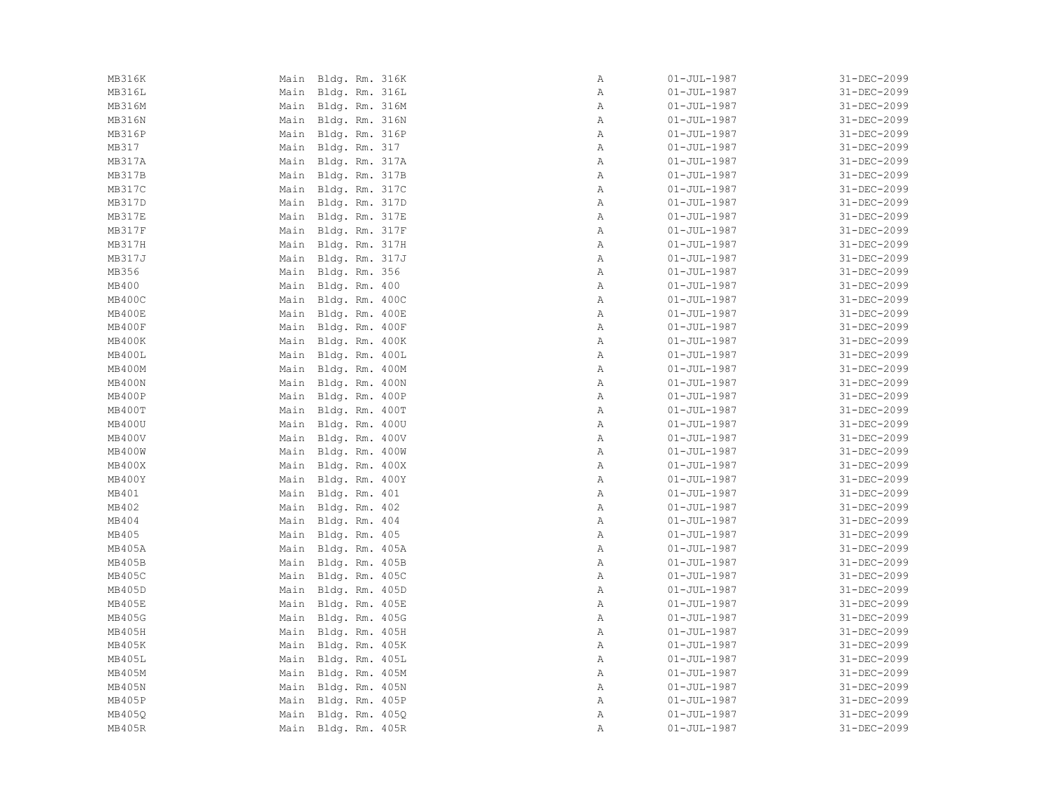| | | | | |
|---|---|---|---|---|
| MB316K | Main Bldg. Rm. 316K | A | 01-JUL-1987 | 31-DEC-2099 |
| MB316L | Main Bldg. Rm. 316L | A | 01-JUL-1987 | 31-DEC-2099 |
| MB316M | Main Bldg. Rm. 316M | A | 01-JUL-1987 | 31-DEC-2099 |
| MB316N | Main Bldg. Rm. 316N | A | 01-JUL-1987 | 31-DEC-2099 |
| MB316P | Main Bldg. Rm. 316P | A | 01-JUL-1987 | 31-DEC-2099 |
| MB317 | Main Bldg. Rm. 317 | A | 01-JUL-1987 | 31-DEC-2099 |
| MB317A | Main Bldg. Rm. 317A | A | 01-JUL-1987 | 31-DEC-2099 |
| MB317B | Main Bldg. Rm. 317B | A | 01-JUL-1987 | 31-DEC-2099 |
| MB317C | Main Bldg. Rm. 317C | A | 01-JUL-1987 | 31-DEC-2099 |
| MB317D | Main Bldg. Rm. 317D | A | 01-JUL-1987 | 31-DEC-2099 |
| MB317E | Main Bldg. Rm. 317E | A | 01-JUL-1987 | 31-DEC-2099 |
| MB317F | Main Bldg. Rm. 317F | A | 01-JUL-1987 | 31-DEC-2099 |
| MB317H | Main Bldg. Rm. 317H | A | 01-JUL-1987 | 31-DEC-2099 |
| MB317J | Main Bldg. Rm. 317J | A | 01-JUL-1987 | 31-DEC-2099 |
| MB356 | Main Bldg. Rm. 356 | A | 01-JUL-1987 | 31-DEC-2099 |
| MB400 | Main Bldg. Rm. 400 | A | 01-JUL-1987 | 31-DEC-2099 |
| MB400C | Main Bldg. Rm. 400C | A | 01-JUL-1987 | 31-DEC-2099 |
| MB400E | Main Bldg. Rm. 400E | A | 01-JUL-1987 | 31-DEC-2099 |
| MB400F | Main Bldg. Rm. 400F | A | 01-JUL-1987 | 31-DEC-2099 |
| MB400K | Main Bldg. Rm. 400K | A | 01-JUL-1987 | 31-DEC-2099 |
| MB400L | Main Bldg. Rm. 400L | A | 01-JUL-1987 | 31-DEC-2099 |
| MB400M | Main Bldg. Rm. 400M | A | 01-JUL-1987 | 31-DEC-2099 |
| MB400N | Main Bldg. Rm. 400N | A | 01-JUL-1987 | 31-DEC-2099 |
| MB400P | Main Bldg. Rm. 400P | A | 01-JUL-1987 | 31-DEC-2099 |
| MB400T | Main Bldg. Rm. 400T | A | 01-JUL-1987 | 31-DEC-2099 |
| MB400U | Main Bldg. Rm. 400U | A | 01-JUL-1987 | 31-DEC-2099 |
| MB400V | Main Bldg. Rm. 400V | A | 01-JUL-1987 | 31-DEC-2099 |
| MB400W | Main Bldg. Rm. 400W | A | 01-JUL-1987 | 31-DEC-2099 |
| MB400X | Main Bldg. Rm. 400X | A | 01-JUL-1987 | 31-DEC-2099 |
| MB400Y | Main Bldg. Rm. 400Y | A | 01-JUL-1987 | 31-DEC-2099 |
| MB401 | Main Bldg. Rm. 401 | A | 01-JUL-1987 | 31-DEC-2099 |
| MB402 | Main Bldg. Rm. 402 | A | 01-JUL-1987 | 31-DEC-2099 |
| MB404 | Main Bldg. Rm. 404 | A | 01-JUL-1987 | 31-DEC-2099 |
| MB405 | Main Bldg. Rm. 405 | A | 01-JUL-1987 | 31-DEC-2099 |
| MB405A | Main Bldg. Rm. 405A | A | 01-JUL-1987 | 31-DEC-2099 |
| MB405B | Main Bldg. Rm. 405B | A | 01-JUL-1987 | 31-DEC-2099 |
| MB405C | Main Bldg. Rm. 405C | A | 01-JUL-1987 | 31-DEC-2099 |
| MB405D | Main Bldg. Rm. 405D | A | 01-JUL-1987 | 31-DEC-2099 |
| MB405E | Main Bldg. Rm. 405E | A | 01-JUL-1987 | 31-DEC-2099 |
| MB405G | Main Bldg. Rm. 405G | A | 01-JUL-1987 | 31-DEC-2099 |
| MB405H | Main Bldg. Rm. 405H | A | 01-JUL-1987 | 31-DEC-2099 |
| MB405K | Main Bldg. Rm. 405K | A | 01-JUL-1987 | 31-DEC-2099 |
| MB405L | Main Bldg. Rm. 405L | A | 01-JUL-1987 | 31-DEC-2099 |
| MB405M | Main Bldg. Rm. 405M | A | 01-JUL-1987 | 31-DEC-2099 |
| MB405N | Main Bldg. Rm. 405N | A | 01-JUL-1987 | 31-DEC-2099 |
| MB405P | Main Bldg. Rm. 405P | A | 01-JUL-1987 | 31-DEC-2099 |
| MB405Q | Main Bldg. Rm. 405Q | A | 01-JUL-1987 | 31-DEC-2099 |
| MB405R | Main Bldg. Rm. 405R | A | 01-JUL-1987 | 31-DEC-2099 |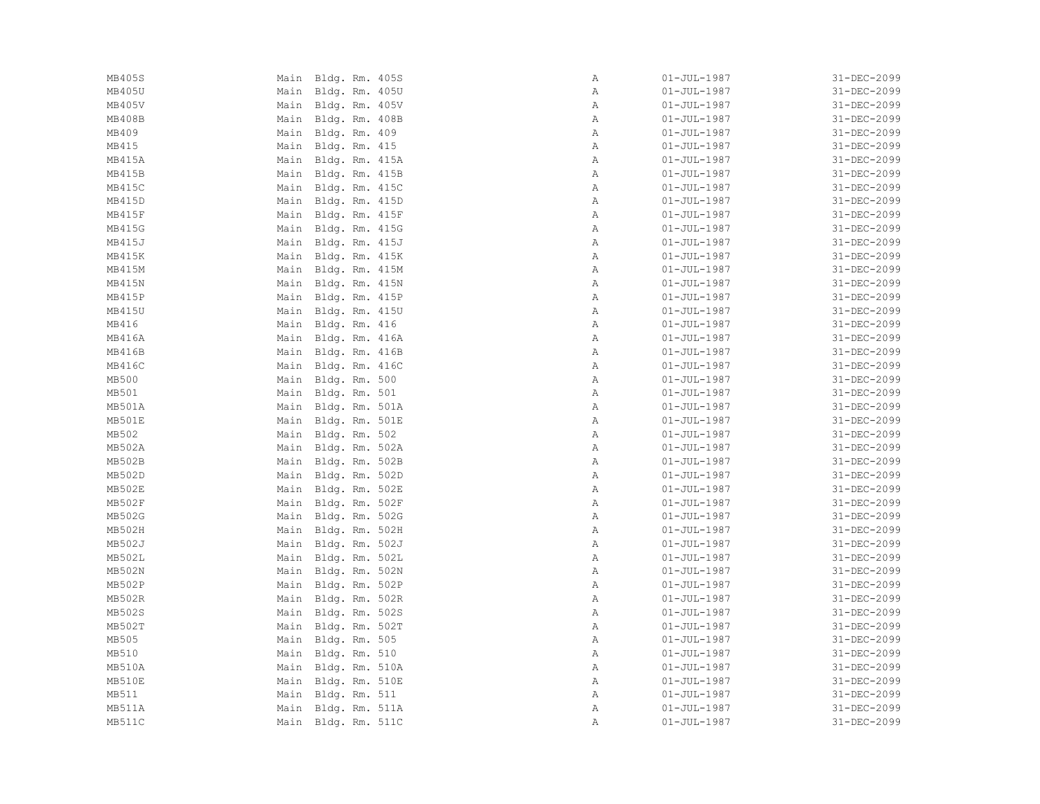| | | | | |
|---|---|---|---|---|
| MB405S | Main Bldg. Rm. 405S | A | 01-JUL-1987 | 31-DEC-2099 |
| MB405U | Main Bldg. Rm. 405U | A | 01-JUL-1987 | 31-DEC-2099 |
| MB405V | Main Bldg. Rm. 405V | A | 01-JUL-1987 | 31-DEC-2099 |
| MB408B | Main Bldg. Rm. 408B | A | 01-JUL-1987 | 31-DEC-2099 |
| MB409 | Main Bldg. Rm. 409 | A | 01-JUL-1987 | 31-DEC-2099 |
| MB415 | Main Bldg. Rm. 415 | A | 01-JUL-1987 | 31-DEC-2099 |
| MB415A | Main Bldg. Rm. 415A | A | 01-JUL-1987 | 31-DEC-2099 |
| MB415B | Main Bldg. Rm. 415B | A | 01-JUL-1987 | 31-DEC-2099 |
| MB415C | Main Bldg. Rm. 415C | A | 01-JUL-1987 | 31-DEC-2099 |
| MB415D | Main Bldg. Rm. 415D | A | 01-JUL-1987 | 31-DEC-2099 |
| MB415F | Main Bldg. Rm. 415F | A | 01-JUL-1987 | 31-DEC-2099 |
| MB415G | Main Bldg. Rm. 415G | A | 01-JUL-1987 | 31-DEC-2099 |
| MB415J | Main Bldg. Rm. 415J | A | 01-JUL-1987 | 31-DEC-2099 |
| MB415K | Main Bldg. Rm. 415K | A | 01-JUL-1987 | 31-DEC-2099 |
| MB415M | Main Bldg. Rm. 415M | A | 01-JUL-1987 | 31-DEC-2099 |
| MB415N | Main Bldg. Rm. 415N | A | 01-JUL-1987 | 31-DEC-2099 |
| MB415P | Main Bldg. Rm. 415P | A | 01-JUL-1987 | 31-DEC-2099 |
| MB415U | Main Bldg. Rm. 415U | A | 01-JUL-1987 | 31-DEC-2099 |
| MB416 | Main Bldg. Rm. 416 | A | 01-JUL-1987 | 31-DEC-2099 |
| MB416A | Main Bldg. Rm. 416A | A | 01-JUL-1987 | 31-DEC-2099 |
| MB416B | Main Bldg. Rm. 416B | A | 01-JUL-1987 | 31-DEC-2099 |
| MB416C | Main Bldg. Rm. 416C | A | 01-JUL-1987 | 31-DEC-2099 |
| MB500 | Main Bldg. Rm. 500 | A | 01-JUL-1987 | 31-DEC-2099 |
| MB501 | Main Bldg. Rm. 501 | A | 01-JUL-1987 | 31-DEC-2099 |
| MB501A | Main Bldg. Rm. 501A | A | 01-JUL-1987 | 31-DEC-2099 |
| MB501E | Main Bldg. Rm. 501E | A | 01-JUL-1987 | 31-DEC-2099 |
| MB502 | Main Bldg. Rm. 502 | A | 01-JUL-1987 | 31-DEC-2099 |
| MB502A | Main Bldg. Rm. 502A | A | 01-JUL-1987 | 31-DEC-2099 |
| MB502B | Main Bldg. Rm. 502B | A | 01-JUL-1987 | 31-DEC-2099 |
| MB502D | Main Bldg. Rm. 502D | A | 01-JUL-1987 | 31-DEC-2099 |
| MB502E | Main Bldg. Rm. 502E | A | 01-JUL-1987 | 31-DEC-2099 |
| MB502F | Main Bldg. Rm. 502F | A | 01-JUL-1987 | 31-DEC-2099 |
| MB502G | Main Bldg. Rm. 502G | A | 01-JUL-1987 | 31-DEC-2099 |
| MB502H | Main Bldg. Rm. 502H | A | 01-JUL-1987 | 31-DEC-2099 |
| MB502J | Main Bldg. Rm. 502J | A | 01-JUL-1987 | 31-DEC-2099 |
| MB502L | Main Bldg. Rm. 502L | A | 01-JUL-1987 | 31-DEC-2099 |
| MB502N | Main Bldg. Rm. 502N | A | 01-JUL-1987 | 31-DEC-2099 |
| MB502P | Main Bldg. Rm. 502P | A | 01-JUL-1987 | 31-DEC-2099 |
| MB502R | Main Bldg. Rm. 502R | A | 01-JUL-1987 | 31-DEC-2099 |
| MB502S | Main Bldg. Rm. 502S | A | 01-JUL-1987 | 31-DEC-2099 |
| MB502T | Main Bldg. Rm. 502T | A | 01-JUL-1987 | 31-DEC-2099 |
| MB505 | Main Bldg. Rm. 505 | A | 01-JUL-1987 | 31-DEC-2099 |
| MB510 | Main Bldg. Rm. 510 | A | 01-JUL-1987 | 31-DEC-2099 |
| MB510A | Main Bldg. Rm. 510A | A | 01-JUL-1987 | 31-DEC-2099 |
| MB510E | Main Bldg. Rm. 510E | A | 01-JUL-1987 | 31-DEC-2099 |
| MB511 | Main Bldg. Rm. 511 | A | 01-JUL-1987 | 31-DEC-2099 |
| MB511A | Main Bldg. Rm. 511A | A | 01-JUL-1987 | 31-DEC-2099 |
| MB511C | Main Bldg. Rm. 511C | A | 01-JUL-1987 | 31-DEC-2099 |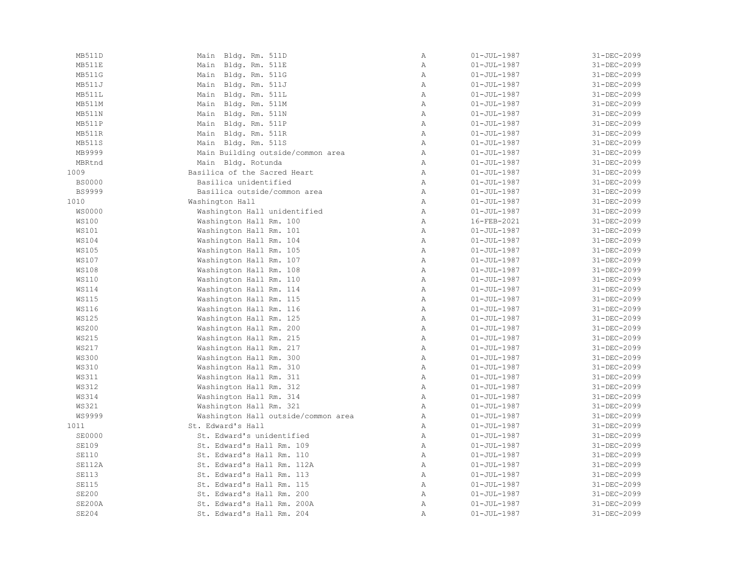| | | | | |
|---|---|---|---|---|
| MB511D | Main Bldg. Rm. 511D | A | 01-JUL-1987 | 31-DEC-2099 |
| MB511E | Main Bldg. Rm. 511E | A | 01-JUL-1987 | 31-DEC-2099 |
| MB511G | Main Bldg. Rm. 511G | A | 01-JUL-1987 | 31-DEC-2099 |
| MB511J | Main Bldg. Rm. 511J | A | 01-JUL-1987 | 31-DEC-2099 |
| MB511L | Main Bldg. Rm. 511L | A | 01-JUL-1987 | 31-DEC-2099 |
| MB511M | Main Bldg. Rm. 511M | A | 01-JUL-1987 | 31-DEC-2099 |
| MB511N | Main Bldg. Rm. 511N | A | 01-JUL-1987 | 31-DEC-2099 |
| MB511P | Main Bldg. Rm. 511P | A | 01-JUL-1987 | 31-DEC-2099 |
| MB511R | Main Bldg. Rm. 511R | A | 01-JUL-1987 | 31-DEC-2099 |
| MB511S | Main Bldg. Rm. 511S | A | 01-JUL-1987 | 31-DEC-2099 |
| MB9999 | Main Building outside/common area | A | 01-JUL-1987 | 31-DEC-2099 |
| MBRtnd | Main Bldg. Rotunda | A | 01-JUL-1987 | 31-DEC-2099 |
| 1009 | Basilica of the Sacred Heart | A | 01-JUL-1987 | 31-DEC-2099 |
| BS0000 | Basilica unidentified | A | 01-JUL-1987 | 31-DEC-2099 |
| BS9999 | Basilica outside/common area | A | 01-JUL-1987 | 31-DEC-2099 |
| 1010 | Washington Hall | A | 01-JUL-1987 | 31-DEC-2099 |
| WS0000 | Washington Hall unidentified | A | 01-JUL-1987 | 31-DEC-2099 |
| WS100 | Washington Hall Rm. 100 | A | 16-FEB-2021 | 31-DEC-2099 |
| WS101 | Washington Hall Rm. 101 | A | 01-JUL-1987 | 31-DEC-2099 |
| WS104 | Washington Hall Rm. 104 | A | 01-JUL-1987 | 31-DEC-2099 |
| WS105 | Washington Hall Rm. 105 | A | 01-JUL-1987 | 31-DEC-2099 |
| WS107 | Washington Hall Rm. 107 | A | 01-JUL-1987 | 31-DEC-2099 |
| WS108 | Washington Hall Rm. 108 | A | 01-JUL-1987 | 31-DEC-2099 |
| WS110 | Washington Hall Rm. 110 | A | 01-JUL-1987 | 31-DEC-2099 |
| WS114 | Washington Hall Rm. 114 | A | 01-JUL-1987 | 31-DEC-2099 |
| WS115 | Washington Hall Rm. 115 | A | 01-JUL-1987 | 31-DEC-2099 |
| WS116 | Washington Hall Rm. 116 | A | 01-JUL-1987 | 31-DEC-2099 |
| WS125 | Washington Hall Rm. 125 | A | 01-JUL-1987 | 31-DEC-2099 |
| WS200 | Washington Hall Rm. 200 | A | 01-JUL-1987 | 31-DEC-2099 |
| WS215 | Washington Hall Rm. 215 | A | 01-JUL-1987 | 31-DEC-2099 |
| WS217 | Washington Hall Rm. 217 | A | 01-JUL-1987 | 31-DEC-2099 |
| WS300 | Washington Hall Rm. 300 | A | 01-JUL-1987 | 31-DEC-2099 |
| WS310 | Washington Hall Rm. 310 | A | 01-JUL-1987 | 31-DEC-2099 |
| WS311 | Washington Hall Rm. 311 | A | 01-JUL-1987 | 31-DEC-2099 |
| WS312 | Washington Hall Rm. 312 | A | 01-JUL-1987 | 31-DEC-2099 |
| WS314 | Washington Hall Rm. 314 | A | 01-JUL-1987 | 31-DEC-2099 |
| WS321 | Washington Hall Rm. 321 | A | 01-JUL-1987 | 31-DEC-2099 |
| WS9999 | Washington Hall outside/common area | A | 01-JUL-1987 | 31-DEC-2099 |
| 1011 | St. Edward's Hall | A | 01-JUL-1987 | 31-DEC-2099 |
| SE0000 | St. Edward's unidentified | A | 01-JUL-1987 | 31-DEC-2099 |
| SE109 | St. Edward's Hall Rm. 109 | A | 01-JUL-1987 | 31-DEC-2099 |
| SE110 | St. Edward's Hall Rm. 110 | A | 01-JUL-1987 | 31-DEC-2099 |
| SE112A | St. Edward's Hall Rm. 112A | A | 01-JUL-1987 | 31-DEC-2099 |
| SE113 | St. Edward's Hall Rm. 113 | A | 01-JUL-1987 | 31-DEC-2099 |
| SE115 | St. Edward's Hall Rm. 115 | A | 01-JUL-1987 | 31-DEC-2099 |
| SE200 | St. Edward's Hall Rm. 200 | A | 01-JUL-1987 | 31-DEC-2099 |
| SE200A | St. Edward's Hall Rm. 200A | A | 01-JUL-1987 | 31-DEC-2099 |
| SE204 | St. Edward's Hall Rm. 204 | A | 01-JUL-1987 | 31-DEC-2099 |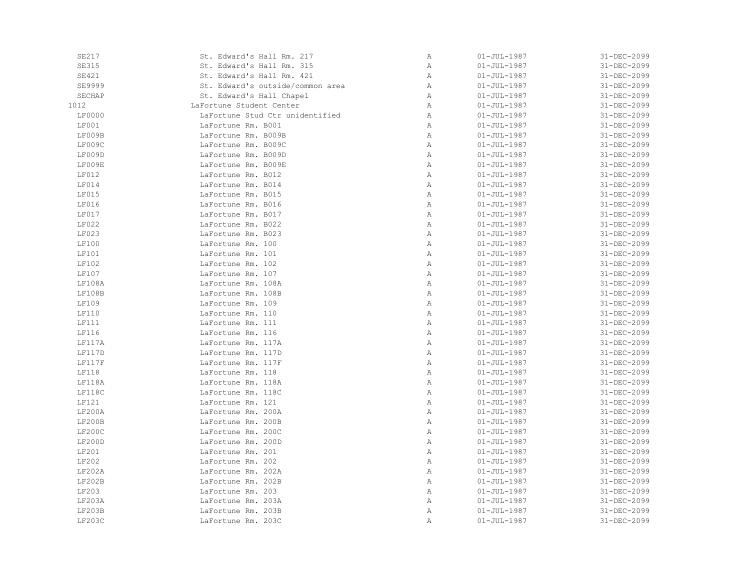| | | | | |
|---|---|---|---|---|
| SE217 | St. Edward's Hall Rm. 217 | A | 01-JUL-1987 | 31-DEC-2099 |
| SE315 | St. Edward's Hall Rm. 315 | A | 01-JUL-1987 | 31-DEC-2099 |
| SE421 | St. Edward's Hall Rm. 421 | A | 01-JUL-1987 | 31-DEC-2099 |
| SE9999 | St. Edward's outside/common area | A | 01-JUL-1987 | 31-DEC-2099 |
| SECHAP | St. Edward's Hall Chapel | A | 01-JUL-1987 | 31-DEC-2099 |
| 1012 | LaFortune Student Center | A | 01-JUL-1987 | 31-DEC-2099 |
| LF0000 | LaFortune Stud Ctr unidentified | A | 01-JUL-1987 | 31-DEC-2099 |
| LF001 | LaFortune Rm. B001 | A | 01-JUL-1987 | 31-DEC-2099 |
| LF009B | LaFortune Rm. B009B | A | 01-JUL-1987 | 31-DEC-2099 |
| LF009C | LaFortune Rm. B009C | A | 01-JUL-1987 | 31-DEC-2099 |
| LF009D | LaFortune Rm. B009D | A | 01-JUL-1987 | 31-DEC-2099 |
| LF009E | LaFortune Rm. B009E | A | 01-JUL-1987 | 31-DEC-2099 |
| LF012 | LaFortune Rm. B012 | A | 01-JUL-1987 | 31-DEC-2099 |
| LF014 | LaFortune Rm. B014 | A | 01-JUL-1987 | 31-DEC-2099 |
| LF015 | LaFortune Rm. B015 | A | 01-JUL-1987 | 31-DEC-2099 |
| LF016 | LaFortune Rm. B016 | A | 01-JUL-1987 | 31-DEC-2099 |
| LF017 | LaFortune Rm. B017 | A | 01-JUL-1987 | 31-DEC-2099 |
| LF022 | LaFortune Rm. B022 | A | 01-JUL-1987 | 31-DEC-2099 |
| LF023 | LaFortune Rm. B023 | A | 01-JUL-1987 | 31-DEC-2099 |
| LF100 | LaFortune Rm. 100 | A | 01-JUL-1987 | 31-DEC-2099 |
| LF101 | LaFortune Rm. 101 | A | 01-JUL-1987 | 31-DEC-2099 |
| LF102 | LaFortune Rm. 102 | A | 01-JUL-1987 | 31-DEC-2099 |
| LF107 | LaFortune Rm. 107 | A | 01-JUL-1987 | 31-DEC-2099 |
| LF108A | LaFortune Rm. 108A | A | 01-JUL-1987 | 31-DEC-2099 |
| LF108B | LaFortune Rm. 108B | A | 01-JUL-1987 | 31-DEC-2099 |
| LF109 | LaFortune Rm. 109 | A | 01-JUL-1987 | 31-DEC-2099 |
| LF110 | LaFortune Rm. 110 | A | 01-JUL-1987 | 31-DEC-2099 |
| LF111 | LaFortune Rm. 111 | A | 01-JUL-1987 | 31-DEC-2099 |
| LF116 | LaFortune Rm. 116 | A | 01-JUL-1987 | 31-DEC-2099 |
| LF117A | LaFortune Rm. 117A | A | 01-JUL-1987 | 31-DEC-2099 |
| LF117D | LaFortune Rm. 117D | A | 01-JUL-1987 | 31-DEC-2099 |
| LF117F | LaFortune Rm. 117F | A | 01-JUL-1987 | 31-DEC-2099 |
| LF118 | LaFortune Rm. 118 | A | 01-JUL-1987 | 31-DEC-2099 |
| LF118A | LaFortune Rm. 118A | A | 01-JUL-1987 | 31-DEC-2099 |
| LF118C | LaFortune Rm. 118C | A | 01-JUL-1987 | 31-DEC-2099 |
| LF121 | LaFortune Rm. 121 | A | 01-JUL-1987 | 31-DEC-2099 |
| LF200A | LaFortune Rm. 200A | A | 01-JUL-1987 | 31-DEC-2099 |
| LF200B | LaFortune Rm. 200B | A | 01-JUL-1987 | 31-DEC-2099 |
| LF200C | LaFortune Rm. 200C | A | 01-JUL-1987 | 31-DEC-2099 |
| LF200D | LaFortune Rm. 200D | A | 01-JUL-1987 | 31-DEC-2099 |
| LF201 | LaFortune Rm. 201 | A | 01-JUL-1987 | 31-DEC-2099 |
| LF202 | LaFortune Rm. 202 | A | 01-JUL-1987 | 31-DEC-2099 |
| LF202A | LaFortune Rm. 202A | A | 01-JUL-1987 | 31-DEC-2099 |
| LF202B | LaFortune Rm. 202B | A | 01-JUL-1987 | 31-DEC-2099 |
| LF203 | LaFortune Rm. 203 | A | 01-JUL-1987 | 31-DEC-2099 |
| LF203A | LaFortune Rm. 203A | A | 01-JUL-1987 | 31-DEC-2099 |
| LF203B | LaFortune Rm. 203B | A | 01-JUL-1987 | 31-DEC-2099 |
| LF203C | LaFortune Rm. 203C | A | 01-JUL-1987 | 31-DEC-2099 |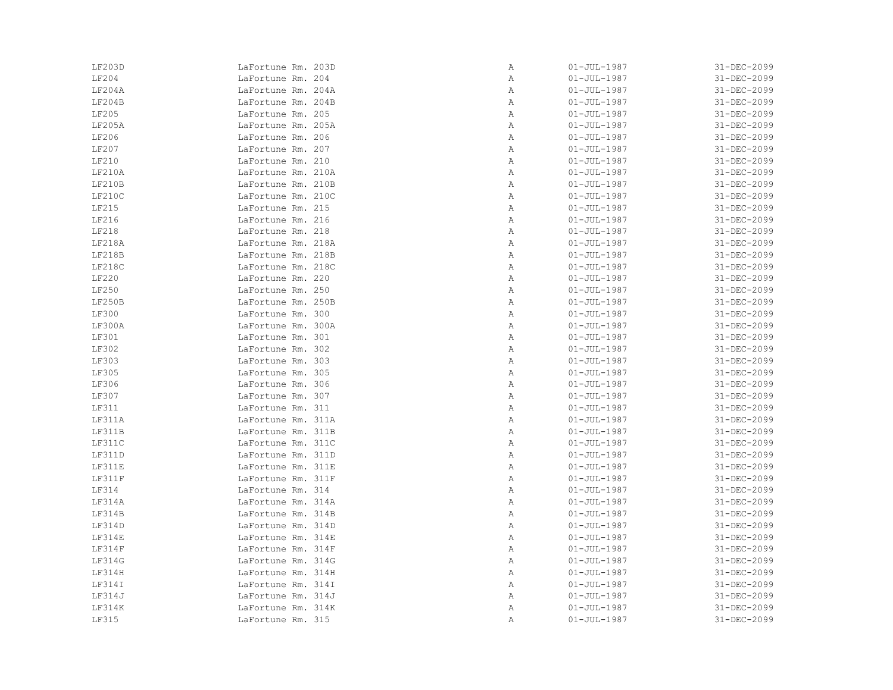| | | | | |
|---|---|---|---|---|
| LF203D | LaFortune Rm. 203D | A | 01-JUL-1987 | 31-DEC-2099 |
| LF204 | LaFortune Rm. 204 | A | 01-JUL-1987 | 31-DEC-2099 |
| LF204A | LaFortune Rm. 204A | A | 01-JUL-1987 | 31-DEC-2099 |
| LF204B | LaFortune Rm. 204B | A | 01-JUL-1987 | 31-DEC-2099 |
| LF205 | LaFortune Rm. 205 | A | 01-JUL-1987 | 31-DEC-2099 |
| LF205A | LaFortune Rm. 205A | A | 01-JUL-1987 | 31-DEC-2099 |
| LF206 | LaFortune Rm. 206 | A | 01-JUL-1987 | 31-DEC-2099 |
| LF207 | LaFortune Rm. 207 | A | 01-JUL-1987 | 31-DEC-2099 |
| LF210 | LaFortune Rm. 210 | A | 01-JUL-1987 | 31-DEC-2099 |
| LF210A | LaFortune Rm. 210A | A | 01-JUL-1987 | 31-DEC-2099 |
| LF210B | LaFortune Rm. 210B | A | 01-JUL-1987 | 31-DEC-2099 |
| LF210C | LaFortune Rm. 210C | A | 01-JUL-1987 | 31-DEC-2099 |
| LF215 | LaFortune Rm. 215 | A | 01-JUL-1987 | 31-DEC-2099 |
| LF216 | LaFortune Rm. 216 | A | 01-JUL-1987 | 31-DEC-2099 |
| LF218 | LaFortune Rm. 218 | A | 01-JUL-1987 | 31-DEC-2099 |
| LF218A | LaFortune Rm. 218A | A | 01-JUL-1987 | 31-DEC-2099 |
| LF218B | LaFortune Rm. 218B | A | 01-JUL-1987 | 31-DEC-2099 |
| LF218C | LaFortune Rm. 218C | A | 01-JUL-1987 | 31-DEC-2099 |
| LF220 | LaFortune Rm. 220 | A | 01-JUL-1987 | 31-DEC-2099 |
| LF250 | LaFortune Rm. 250 | A | 01-JUL-1987 | 31-DEC-2099 |
| LF250B | LaFortune Rm. 250B | A | 01-JUL-1987 | 31-DEC-2099 |
| LF300 | LaFortune Rm. 300 | A | 01-JUL-1987 | 31-DEC-2099 |
| LF300A | LaFortune Rm. 300A | A | 01-JUL-1987 | 31-DEC-2099 |
| LF301 | LaFortune Rm. 301 | A | 01-JUL-1987 | 31-DEC-2099 |
| LF302 | LaFortune Rm. 302 | A | 01-JUL-1987 | 31-DEC-2099 |
| LF303 | LaFortune Rm. 303 | A | 01-JUL-1987 | 31-DEC-2099 |
| LF305 | LaFortune Rm. 305 | A | 01-JUL-1987 | 31-DEC-2099 |
| LF306 | LaFortune Rm. 306 | A | 01-JUL-1987 | 31-DEC-2099 |
| LF307 | LaFortune Rm. 307 | A | 01-JUL-1987 | 31-DEC-2099 |
| LF311 | LaFortune Rm. 311 | A | 01-JUL-1987 | 31-DEC-2099 |
| LF311A | LaFortune Rm. 311A | A | 01-JUL-1987 | 31-DEC-2099 |
| LF311B | LaFortune Rm. 311B | A | 01-JUL-1987 | 31-DEC-2099 |
| LF311C | LaFortune Rm. 311C | A | 01-JUL-1987 | 31-DEC-2099 |
| LF311D | LaFortune Rm. 311D | A | 01-JUL-1987 | 31-DEC-2099 |
| LF311E | LaFortune Rm. 311E | A | 01-JUL-1987 | 31-DEC-2099 |
| LF311F | LaFortune Rm. 311F | A | 01-JUL-1987 | 31-DEC-2099 |
| LF314 | LaFortune Rm. 314 | A | 01-JUL-1987 | 31-DEC-2099 |
| LF314A | LaFortune Rm. 314A | A | 01-JUL-1987 | 31-DEC-2099 |
| LF314B | LaFortune Rm. 314B | A | 01-JUL-1987 | 31-DEC-2099 |
| LF314D | LaFortune Rm. 314D | A | 01-JUL-1987 | 31-DEC-2099 |
| LF314E | LaFortune Rm. 314E | A | 01-JUL-1987 | 31-DEC-2099 |
| LF314F | LaFortune Rm. 314F | A | 01-JUL-1987 | 31-DEC-2099 |
| LF314G | LaFortune Rm. 314G | A | 01-JUL-1987 | 31-DEC-2099 |
| LF314H | LaFortune Rm. 314H | A | 01-JUL-1987 | 31-DEC-2099 |
| LF314I | LaFortune Rm. 314I | A | 01-JUL-1987 | 31-DEC-2099 |
| LF314J | LaFortune Rm. 314J | A | 01-JUL-1987 | 31-DEC-2099 |
| LF314K | LaFortune Rm. 314K | A | 01-JUL-1987 | 31-DEC-2099 |
| LF315 | LaFortune Rm. 315 | A | 01-JUL-1987 | 31-DEC-2099 |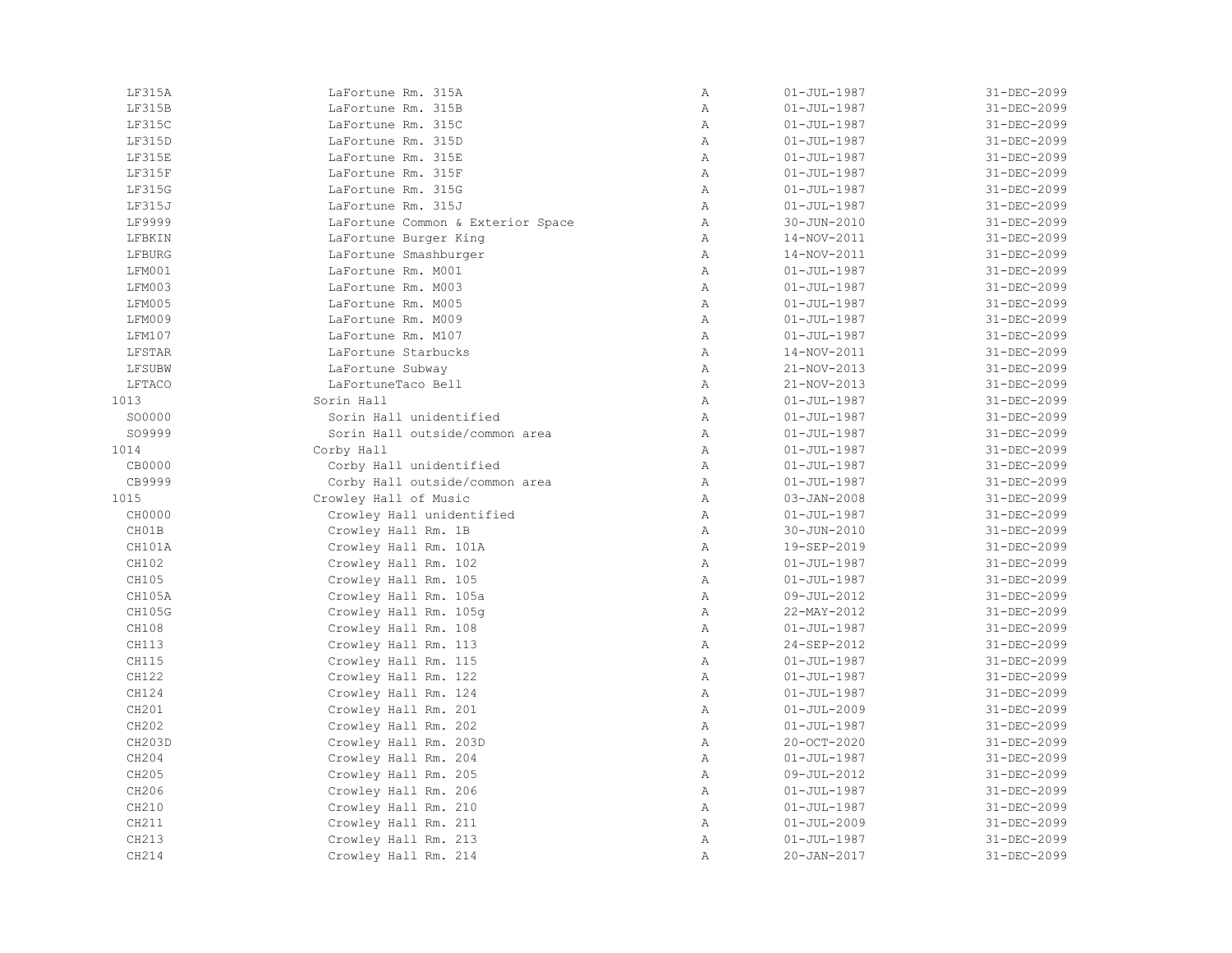| | | | | |
|---|---|---|---|---|
| LF315A | LaFortune Rm. 315A | A | 01-JUL-1987 | 31-DEC-2099 |
| LF315B | LaFortune Rm. 315B | A | 01-JUL-1987 | 31-DEC-2099 |
| LF315C | LaFortune Rm. 315C | A | 01-JUL-1987 | 31-DEC-2099 |
| LF315D | LaFortune Rm. 315D | A | 01-JUL-1987 | 31-DEC-2099 |
| LF315E | LaFortune Rm. 315E | A | 01-JUL-1987 | 31-DEC-2099 |
| LF315F | LaFortune Rm. 315F | A | 01-JUL-1987 | 31-DEC-2099 |
| LF315G | LaFortune Rm. 315G | A | 01-JUL-1987 | 31-DEC-2099 |
| LF315J | LaFortune Rm. 315J | A | 01-JUL-1987 | 31-DEC-2099 |
| LF9999 | LaFortune Common & Exterior Space | A | 30-JUN-2010 | 31-DEC-2099 |
| LFBKIN | LaFortune Burger King | A | 14-NOV-2011 | 31-DEC-2099 |
| LFBURG | LaFortune Smashburger | A | 14-NOV-2011 | 31-DEC-2099 |
| LFM001 | LaFortune Rm. M001 | A | 01-JUL-1987 | 31-DEC-2099 |
| LFM003 | LaFortune Rm. M003 | A | 01-JUL-1987 | 31-DEC-2099 |
| LFM005 | LaFortune Rm. M005 | A | 01-JUL-1987 | 31-DEC-2099 |
| LFM009 | LaFortune Rm. M009 | A | 01-JUL-1987 | 31-DEC-2099 |
| LFM107 | LaFortune Rm. M107 | A | 01-JUL-1987 | 31-DEC-2099 |
| LFSTAR | LaFortune Starbucks | A | 14-NOV-2011 | 31-DEC-2099 |
| LFSUBW | LaFortune Subway | A | 21-NOV-2013 | 31-DEC-2099 |
| LFTACO | LaFortuneTaco Bell | A | 21-NOV-2013 | 31-DEC-2099 |
| 1013 | Sorin Hall | A | 01-JUL-1987 | 31-DEC-2099 |
| SO0000 | Sorin Hall unidentified | A | 01-JUL-1987 | 31-DEC-2099 |
| SO9999 | Sorin Hall outside/common area | A | 01-JUL-1987 | 31-DEC-2099 |
| 1014 | Corby Hall | A | 01-JUL-1987 | 31-DEC-2099 |
| CB0000 | Corby Hall unidentified | A | 01-JUL-1987 | 31-DEC-2099 |
| CB9999 | Corby Hall outside/common area | A | 01-JUL-1987 | 31-DEC-2099 |
| 1015 | Crowley Hall of Music | A | 03-JAN-2008 | 31-DEC-2099 |
| CH0000 | Crowley Hall unidentified | A | 01-JUL-1987 | 31-DEC-2099 |
| CH01B | Crowley Hall Rm. 1B | A | 30-JUN-2010 | 31-DEC-2099 |
| CH101A | Crowley Hall Rm. 101A | A | 19-SEP-2019 | 31-DEC-2099 |
| CH102 | Crowley Hall Rm. 102 | A | 01-JUL-1987 | 31-DEC-2099 |
| CH105 | Crowley Hall Rm. 105 | A | 01-JUL-1987 | 31-DEC-2099 |
| CH105A | Crowley Hall Rm. 105a | A | 09-JUL-2012 | 31-DEC-2099 |
| CH105G | Crowley Hall Rm. 105g | A | 22-MAY-2012 | 31-DEC-2099 |
| CH108 | Crowley Hall Rm. 108 | A | 01-JUL-1987 | 31-DEC-2099 |
| CH113 | Crowley Hall Rm. 113 | A | 24-SEP-2012 | 31-DEC-2099 |
| CH115 | Crowley Hall Rm. 115 | A | 01-JUL-1987 | 31-DEC-2099 |
| CH122 | Crowley Hall Rm. 122 | A | 01-JUL-1987 | 31-DEC-2099 |
| CH124 | Crowley Hall Rm. 124 | A | 01-JUL-1987 | 31-DEC-2099 |
| CH201 | Crowley Hall Rm. 201 | A | 01-JUL-2009 | 31-DEC-2099 |
| CH202 | Crowley Hall Rm. 202 | A | 01-JUL-1987 | 31-DEC-2099 |
| CH203D | Crowley Hall Rm. 203D | A | 20-OCT-2020 | 31-DEC-2099 |
| CH204 | Crowley Hall Rm. 204 | A | 01-JUL-1987 | 31-DEC-2099 |
| CH205 | Crowley Hall Rm. 205 | A | 09-JUL-2012 | 31-DEC-2099 |
| CH206 | Crowley Hall Rm. 206 | A | 01-JUL-1987 | 31-DEC-2099 |
| CH210 | Crowley Hall Rm. 210 | A | 01-JUL-1987 | 31-DEC-2099 |
| CH211 | Crowley Hall Rm. 211 | A | 01-JUL-2009 | 31-DEC-2099 |
| CH213 | Crowley Hall Rm. 213 | A | 01-JUL-1987 | 31-DEC-2099 |
| CH214 | Crowley Hall Rm. 214 | A | 20-JAN-2017 | 31-DEC-2099 |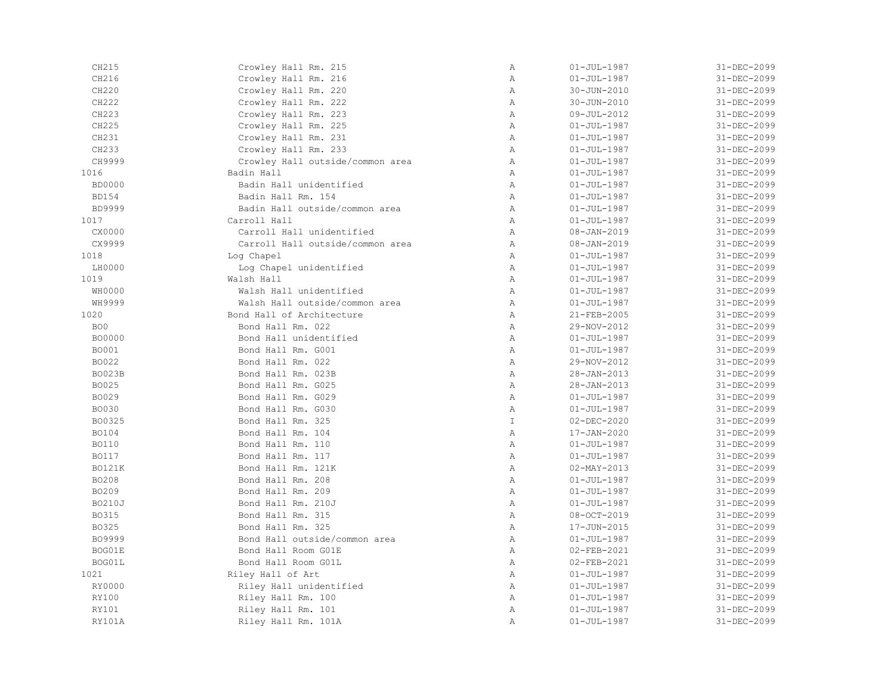| | | | | |
|---|---|---|---|---|
| CH215 | Crowley Hall Rm. 215 | A | 01-JUL-1987 | 31-DEC-2099 |
| CH216 | Crowley Hall Rm. 216 | A | 01-JUL-1987 | 31-DEC-2099 |
| CH220 | Crowley Hall Rm. 220 | A | 30-JUN-2010 | 31-DEC-2099 |
| CH222 | Crowley Hall Rm. 222 | A | 30-JUN-2010 | 31-DEC-2099 |
| CH223 | Crowley Hall Rm. 223 | A | 09-JUL-2012 | 31-DEC-2099 |
| CH225 | Crowley Hall Rm. 225 | A | 01-JUL-1987 | 31-DEC-2099 |
| CH231 | Crowley Hall Rm. 231 | A | 01-JUL-1987 | 31-DEC-2099 |
| CH233 | Crowley Hall Rm. 233 | A | 01-JUL-1987 | 31-DEC-2099 |
| CH9999 | Crowley Hall outside/common area | A | 01-JUL-1987 | 31-DEC-2099 |
| 1016 | Badin Hall | A | 01-JUL-1987 | 31-DEC-2099 |
| BD0000 | Badin Hall unidentified | A | 01-JUL-1987 | 31-DEC-2099 |
| BD154 | Badin Hall Rm. 154 | A | 01-JUL-1987 | 31-DEC-2099 |
| BD9999 | Badin Hall outside/common area | A | 01-JUL-1987 | 31-DEC-2099 |
| 1017 | Carroll Hall | A | 01-JUL-1987 | 31-DEC-2099 |
| CX0000 | Carroll Hall unidentified | A | 08-JAN-2019 | 31-DEC-2099 |
| CX9999 | Carroll Hall outside/common area | A | 08-JAN-2019 | 31-DEC-2099 |
| 1018 | Log Chapel | A | 01-JUL-1987 | 31-DEC-2099 |
| LH0000 | Log Chapel unidentified | A | 01-JUL-1987 | 31-DEC-2099 |
| 1019 | Walsh Hall | A | 01-JUL-1987 | 31-DEC-2099 |
| WH0000 | Walsh Hall unidentified | A | 01-JUL-1987 | 31-DEC-2099 |
| WH9999 | Walsh Hall outside/common area | A | 01-JUL-1987 | 31-DEC-2099 |
| 1020 | Bond Hall of Architecture | A | 21-FEB-2005 | 31-DEC-2099 |
| BO0 | Bond Hall Rm. 022 | A | 29-NOV-2012 | 31-DEC-2099 |
| BO0000 | Bond Hall unidentified | A | 01-JUL-1987 | 31-DEC-2099 |
| BO001 | Bond Hall Rm. G001 | A | 01-JUL-1987 | 31-DEC-2099 |
| BO022 | Bond Hall Rm. 022 | A | 29-NOV-2012 | 31-DEC-2099 |
| BO023B | Bond Hall Rm. 023B | A | 28-JAN-2013 | 31-DEC-2099 |
| BO025 | Bond Hall Rm. G025 | A | 28-JAN-2013 | 31-DEC-2099 |
| BO029 | Bond Hall Rm. G029 | A | 01-JUL-1987 | 31-DEC-2099 |
| BO030 | Bond Hall Rm. G030 | A | 01-JUL-1987 | 31-DEC-2099 |
| BO0325 | Bond Hall Rm. 325 | I | 02-DEC-2020 | 31-DEC-2099 |
| BO104 | Bond Hall Rm. 104 | A | 17-JAN-2020 | 31-DEC-2099 |
| BO110 | Bond Hall Rm. 110 | A | 01-JUL-1987 | 31-DEC-2099 |
| BO117 | Bond Hall Rm. 117 | A | 01-JUL-1987 | 31-DEC-2099 |
| BO121K | Bond Hall Rm. 121K | A | 02-MAY-2013 | 31-DEC-2099 |
| BO208 | Bond Hall Rm. 208 | A | 01-JUL-1987 | 31-DEC-2099 |
| BO209 | Bond Hall Rm. 209 | A | 01-JUL-1987 | 31-DEC-2099 |
| BO210J | Bond Hall Rm. 210J | A | 01-JUL-1987 | 31-DEC-2099 |
| BO315 | Bond Hall Rm. 315 | A | 08-OCT-2019 | 31-DEC-2099 |
| BO325 | Bond Hall Rm. 325 | A | 17-JUN-2015 | 31-DEC-2099 |
| BO9999 | Bond Hall outside/common area | A | 01-JUL-1987 | 31-DEC-2099 |
| BOG01E | Bond Hall Room G01E | A | 02-FEB-2021 | 31-DEC-2099 |
| BOG01L | Bond Hall Room G01L | A | 02-FEB-2021 | 31-DEC-2099 |
| 1021 | Riley Hall of Art | A | 01-JUL-1987 | 31-DEC-2099 |
| RY0000 | Riley Hall unidentified | A | 01-JUL-1987 | 31-DEC-2099 |
| RY100 | Riley Hall Rm. 100 | A | 01-JUL-1987 | 31-DEC-2099 |
| RY101 | Riley Hall Rm. 101 | A | 01-JUL-1987 | 31-DEC-2099 |
| RY101A | Riley Hall Rm. 101A | A | 01-JUL-1987 | 31-DEC-2099 |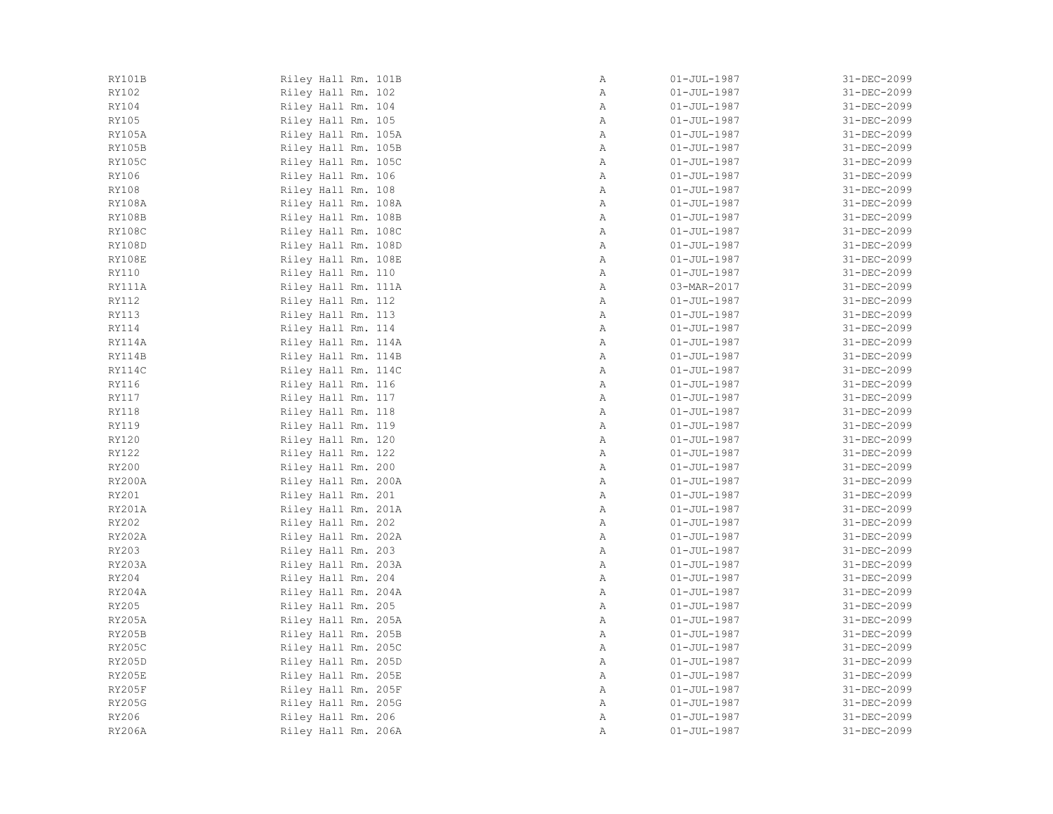| | | | | |
|---|---|---|---|---|
| RY101B | Riley Hall Rm. 101B | A | 01-JUL-1987 | 31-DEC-2099 |
| RY102 | Riley Hall Rm. 102 | A | 01-JUL-1987 | 31-DEC-2099 |
| RY104 | Riley Hall Rm. 104 | A | 01-JUL-1987 | 31-DEC-2099 |
| RY105 | Riley Hall Rm. 105 | A | 01-JUL-1987 | 31-DEC-2099 |
| RY105A | Riley Hall Rm. 105A | A | 01-JUL-1987 | 31-DEC-2099 |
| RY105B | Riley Hall Rm. 105B | A | 01-JUL-1987 | 31-DEC-2099 |
| RY105C | Riley Hall Rm. 105C | A | 01-JUL-1987 | 31-DEC-2099 |
| RY106 | Riley Hall Rm. 106 | A | 01-JUL-1987 | 31-DEC-2099 |
| RY108 | Riley Hall Rm. 108 | A | 01-JUL-1987 | 31-DEC-2099 |
| RY108A | Riley Hall Rm. 108A | A | 01-JUL-1987 | 31-DEC-2099 |
| RY108B | Riley Hall Rm. 108B | A | 01-JUL-1987 | 31-DEC-2099 |
| RY108C | Riley Hall Rm. 108C | A | 01-JUL-1987 | 31-DEC-2099 |
| RY108D | Riley Hall Rm. 108D | A | 01-JUL-1987 | 31-DEC-2099 |
| RY108E | Riley Hall Rm. 108E | A | 01-JUL-1987 | 31-DEC-2099 |
| RY110 | Riley Hall Rm. 110 | A | 01-JUL-1987 | 31-DEC-2099 |
| RY111A | Riley Hall Rm. 111A | A | 03-MAR-2017 | 31-DEC-2099 |
| RY112 | Riley Hall Rm. 112 | A | 01-JUL-1987 | 31-DEC-2099 |
| RY113 | Riley Hall Rm. 113 | A | 01-JUL-1987 | 31-DEC-2099 |
| RY114 | Riley Hall Rm. 114 | A | 01-JUL-1987 | 31-DEC-2099 |
| RY114A | Riley Hall Rm. 114A | A | 01-JUL-1987 | 31-DEC-2099 |
| RY114B | Riley Hall Rm. 114B | A | 01-JUL-1987 | 31-DEC-2099 |
| RY114C | Riley Hall Rm. 114C | A | 01-JUL-1987 | 31-DEC-2099 |
| RY116 | Riley Hall Rm. 116 | A | 01-JUL-1987 | 31-DEC-2099 |
| RY117 | Riley Hall Rm. 117 | A | 01-JUL-1987 | 31-DEC-2099 |
| RY118 | Riley Hall Rm. 118 | A | 01-JUL-1987 | 31-DEC-2099 |
| RY119 | Riley Hall Rm. 119 | A | 01-JUL-1987 | 31-DEC-2099 |
| RY120 | Riley Hall Rm. 120 | A | 01-JUL-1987 | 31-DEC-2099 |
| RY122 | Riley Hall Rm. 122 | A | 01-JUL-1987 | 31-DEC-2099 |
| RY200 | Riley Hall Rm. 200 | A | 01-JUL-1987 | 31-DEC-2099 |
| RY200A | Riley Hall Rm. 200A | A | 01-JUL-1987 | 31-DEC-2099 |
| RY201 | Riley Hall Rm. 201 | A | 01-JUL-1987 | 31-DEC-2099 |
| RY201A | Riley Hall Rm. 201A | A | 01-JUL-1987 | 31-DEC-2099 |
| RY202 | Riley Hall Rm. 202 | A | 01-JUL-1987 | 31-DEC-2099 |
| RY202A | Riley Hall Rm. 202A | A | 01-JUL-1987 | 31-DEC-2099 |
| RY203 | Riley Hall Rm. 203 | A | 01-JUL-1987 | 31-DEC-2099 |
| RY203A | Riley Hall Rm. 203A | A | 01-JUL-1987 | 31-DEC-2099 |
| RY204 | Riley Hall Rm. 204 | A | 01-JUL-1987 | 31-DEC-2099 |
| RY204A | Riley Hall Rm. 204A | A | 01-JUL-1987 | 31-DEC-2099 |
| RY205 | Riley Hall Rm. 205 | A | 01-JUL-1987 | 31-DEC-2099 |
| RY205A | Riley Hall Rm. 205A | A | 01-JUL-1987 | 31-DEC-2099 |
| RY205B | Riley Hall Rm. 205B | A | 01-JUL-1987 | 31-DEC-2099 |
| RY205C | Riley Hall Rm. 205C | A | 01-JUL-1987 | 31-DEC-2099 |
| RY205D | Riley Hall Rm. 205D | A | 01-JUL-1987 | 31-DEC-2099 |
| RY205E | Riley Hall Rm. 205E | A | 01-JUL-1987 | 31-DEC-2099 |
| RY205F | Riley Hall Rm. 205F | A | 01-JUL-1987 | 31-DEC-2099 |
| RY205G | Riley Hall Rm. 205G | A | 01-JUL-1987 | 31-DEC-2099 |
| RY206 | Riley Hall Rm. 206 | A | 01-JUL-1987 | 31-DEC-2099 |
| RY206A | Riley Hall Rm. 206A | A | 01-JUL-1987 | 31-DEC-2099 |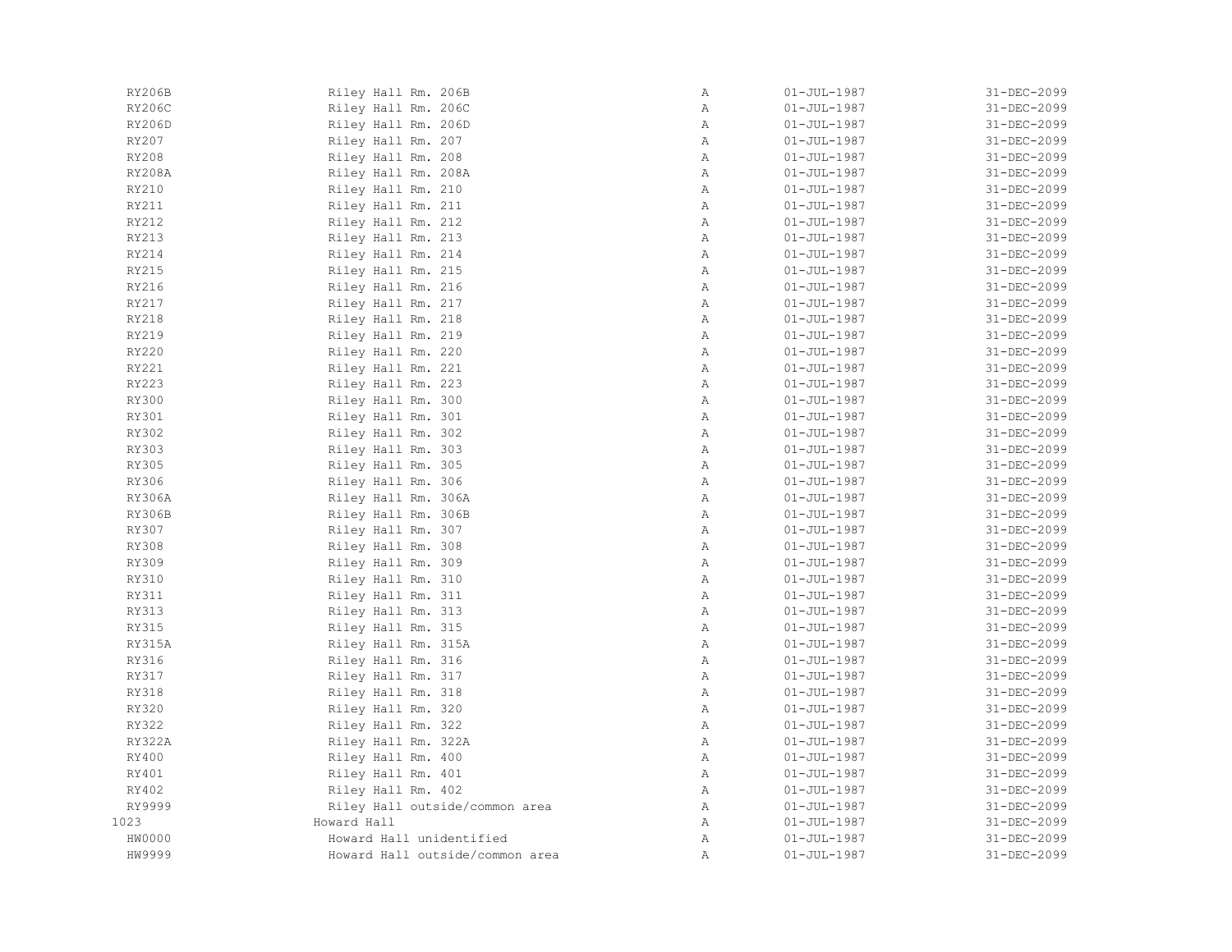| | | | | |
|---|---|---|---|---|
| RY206B | Riley Hall Rm. 206B | A | 01-JUL-1987 | 31-DEC-2099 |
| RY206C | Riley Hall Rm. 206C | A | 01-JUL-1987 | 31-DEC-2099 |
| RY206D | Riley Hall Rm. 206D | A | 01-JUL-1987 | 31-DEC-2099 |
| RY207 | Riley Hall Rm. 207 | A | 01-JUL-1987 | 31-DEC-2099 |
| RY208 | Riley Hall Rm. 208 | A | 01-JUL-1987 | 31-DEC-2099 |
| RY208A | Riley Hall Rm. 208A | A | 01-JUL-1987 | 31-DEC-2099 |
| RY210 | Riley Hall Rm. 210 | A | 01-JUL-1987 | 31-DEC-2099 |
| RY211 | Riley Hall Rm. 211 | A | 01-JUL-1987 | 31-DEC-2099 |
| RY212 | Riley Hall Rm. 212 | A | 01-JUL-1987 | 31-DEC-2099 |
| RY213 | Riley Hall Rm. 213 | A | 01-JUL-1987 | 31-DEC-2099 |
| RY214 | Riley Hall Rm. 214 | A | 01-JUL-1987 | 31-DEC-2099 |
| RY215 | Riley Hall Rm. 215 | A | 01-JUL-1987 | 31-DEC-2099 |
| RY216 | Riley Hall Rm. 216 | A | 01-JUL-1987 | 31-DEC-2099 |
| RY217 | Riley Hall Rm. 217 | A | 01-JUL-1987 | 31-DEC-2099 |
| RY218 | Riley Hall Rm. 218 | A | 01-JUL-1987 | 31-DEC-2099 |
| RY219 | Riley Hall Rm. 219 | A | 01-JUL-1987 | 31-DEC-2099 |
| RY220 | Riley Hall Rm. 220 | A | 01-JUL-1987 | 31-DEC-2099 |
| RY221 | Riley Hall Rm. 221 | A | 01-JUL-1987 | 31-DEC-2099 |
| RY223 | Riley Hall Rm. 223 | A | 01-JUL-1987 | 31-DEC-2099 |
| RY300 | Riley Hall Rm. 300 | A | 01-JUL-1987 | 31-DEC-2099 |
| RY301 | Riley Hall Rm. 301 | A | 01-JUL-1987 | 31-DEC-2099 |
| RY302 | Riley Hall Rm. 302 | A | 01-JUL-1987 | 31-DEC-2099 |
| RY303 | Riley Hall Rm. 303 | A | 01-JUL-1987 | 31-DEC-2099 |
| RY305 | Riley Hall Rm. 305 | A | 01-JUL-1987 | 31-DEC-2099 |
| RY306 | Riley Hall Rm. 306 | A | 01-JUL-1987 | 31-DEC-2099 |
| RY306A | Riley Hall Rm. 306A | A | 01-JUL-1987 | 31-DEC-2099 |
| RY306B | Riley Hall Rm. 306B | A | 01-JUL-1987 | 31-DEC-2099 |
| RY307 | Riley Hall Rm. 307 | A | 01-JUL-1987 | 31-DEC-2099 |
| RY308 | Riley Hall Rm. 308 | A | 01-JUL-1987 | 31-DEC-2099 |
| RY309 | Riley Hall Rm. 309 | A | 01-JUL-1987 | 31-DEC-2099 |
| RY310 | Riley Hall Rm. 310 | A | 01-JUL-1987 | 31-DEC-2099 |
| RY311 | Riley Hall Rm. 311 | A | 01-JUL-1987 | 31-DEC-2099 |
| RY313 | Riley Hall Rm. 313 | A | 01-JUL-1987 | 31-DEC-2099 |
| RY315 | Riley Hall Rm. 315 | A | 01-JUL-1987 | 31-DEC-2099 |
| RY315A | Riley Hall Rm. 315A | A | 01-JUL-1987 | 31-DEC-2099 |
| RY316 | Riley Hall Rm. 316 | A | 01-JUL-1987 | 31-DEC-2099 |
| RY317 | Riley Hall Rm. 317 | A | 01-JUL-1987 | 31-DEC-2099 |
| RY318 | Riley Hall Rm. 318 | A | 01-JUL-1987 | 31-DEC-2099 |
| RY320 | Riley Hall Rm. 320 | A | 01-JUL-1987 | 31-DEC-2099 |
| RY322 | Riley Hall Rm. 322 | A | 01-JUL-1987 | 31-DEC-2099 |
| RY322A | Riley Hall Rm. 322A | A | 01-JUL-1987 | 31-DEC-2099 |
| RY400 | Riley Hall Rm. 400 | A | 01-JUL-1987 | 31-DEC-2099 |
| RY401 | Riley Hall Rm. 401 | A | 01-JUL-1987 | 31-DEC-2099 |
| RY402 | Riley Hall Rm. 402 | A | 01-JUL-1987 | 31-DEC-2099 |
| RY9999 | Riley Hall outside/common area | A | 01-JUL-1987 | 31-DEC-2099 |
| 1023 | Howard Hall | A | 01-JUL-1987 | 31-DEC-2099 |
| HW0000 | Howard Hall unidentified | A | 01-JUL-1987 | 31-DEC-2099 |
| HW9999 | Howard Hall outside/common area | A | 01-JUL-1987 | 31-DEC-2099 |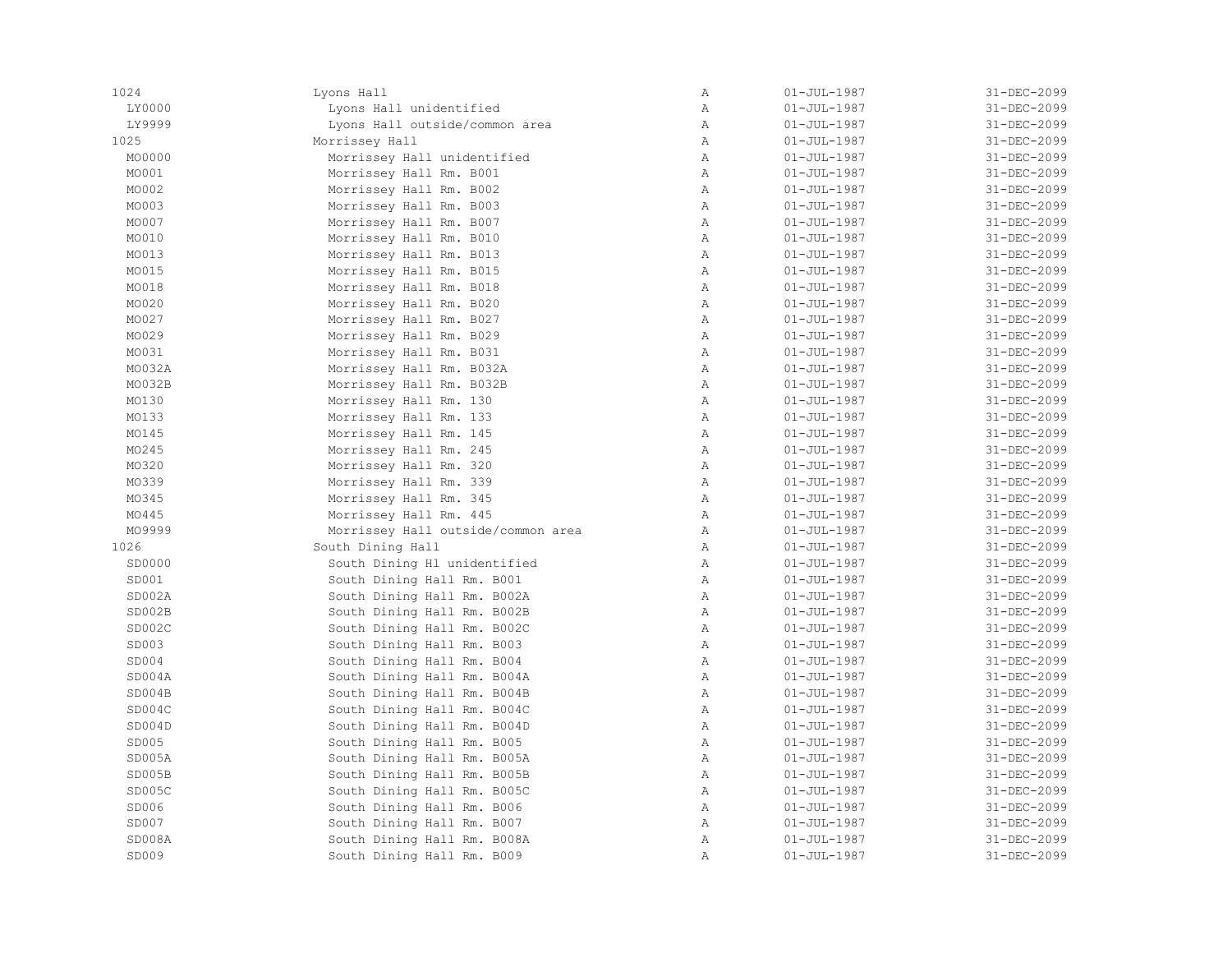| | | | | |
|---|---|---|---|---|
| 1024 | Lyons Hall | A | 01-JUL-1987 | 31-DEC-2099 |
| LY0000 | Lyons Hall unidentified | A | 01-JUL-1987 | 31-DEC-2099 |
| LY9999 | Lyons Hall outside/common area | A | 01-JUL-1987 | 31-DEC-2099 |
| 1025 | Morrissey Hall | A | 01-JUL-1987 | 31-DEC-2099 |
| MO0000 | Morrissey Hall unidentified | A | 01-JUL-1987 | 31-DEC-2099 |
| MO001 | Morrissey Hall Rm. B001 | A | 01-JUL-1987 | 31-DEC-2099 |
| MO002 | Morrissey Hall Rm. B002 | A | 01-JUL-1987 | 31-DEC-2099 |
| MO003 | Morrissey Hall Rm. B003 | A | 01-JUL-1987 | 31-DEC-2099 |
| MO007 | Morrissey Hall Rm. B007 | A | 01-JUL-1987 | 31-DEC-2099 |
| MO010 | Morrissey Hall Rm. B010 | A | 01-JUL-1987 | 31-DEC-2099 |
| MO013 | Morrissey Hall Rm. B013 | A | 01-JUL-1987 | 31-DEC-2099 |
| MO015 | Morrissey Hall Rm. B015 | A | 01-JUL-1987 | 31-DEC-2099 |
| MO018 | Morrissey Hall Rm. B018 | A | 01-JUL-1987 | 31-DEC-2099 |
| MO020 | Morrissey Hall Rm. B020 | A | 01-JUL-1987 | 31-DEC-2099 |
| MO027 | Morrissey Hall Rm. B027 | A | 01-JUL-1987 | 31-DEC-2099 |
| MO029 | Morrissey Hall Rm. B029 | A | 01-JUL-1987 | 31-DEC-2099 |
| MO031 | Morrissey Hall Rm. B031 | A | 01-JUL-1987 | 31-DEC-2099 |
| MO032A | Morrissey Hall Rm. B032A | A | 01-JUL-1987 | 31-DEC-2099 |
| MO032B | Morrissey Hall Rm. B032B | A | 01-JUL-1987 | 31-DEC-2099 |
| MO130 | Morrissey Hall Rm. 130 | A | 01-JUL-1987 | 31-DEC-2099 |
| MO133 | Morrissey Hall Rm. 133 | A | 01-JUL-1987 | 31-DEC-2099 |
| MO145 | Morrissey Hall Rm. 145 | A | 01-JUL-1987 | 31-DEC-2099 |
| MO245 | Morrissey Hall Rm. 245 | A | 01-JUL-1987 | 31-DEC-2099 |
| MO320 | Morrissey Hall Rm. 320 | A | 01-JUL-1987 | 31-DEC-2099 |
| MO339 | Morrissey Hall Rm. 339 | A | 01-JUL-1987 | 31-DEC-2099 |
| MO345 | Morrissey Hall Rm. 345 | A | 01-JUL-1987 | 31-DEC-2099 |
| MO445 | Morrissey Hall Rm. 445 | A | 01-JUL-1987 | 31-DEC-2099 |
| MO9999 | Morrissey Hall outside/common area | A | 01-JUL-1987 | 31-DEC-2099 |
| 1026 | South Dining Hall | A | 01-JUL-1987 | 31-DEC-2099 |
| SD0000 | South Dining Hl unidentified | A | 01-JUL-1987 | 31-DEC-2099 |
| SD001 | South Dining Hall Rm. B001 | A | 01-JUL-1987 | 31-DEC-2099 |
| SD002A | South Dining Hall Rm. B002A | A | 01-JUL-1987 | 31-DEC-2099 |
| SD002B | South Dining Hall Rm. B002B | A | 01-JUL-1987 | 31-DEC-2099 |
| SD002C | South Dining Hall Rm. B002C | A | 01-JUL-1987 | 31-DEC-2099 |
| SD003 | South Dining Hall Rm. B003 | A | 01-JUL-1987 | 31-DEC-2099 |
| SD004 | South Dining Hall Rm. B004 | A | 01-JUL-1987 | 31-DEC-2099 |
| SD004A | South Dining Hall Rm. B004A | A | 01-JUL-1987 | 31-DEC-2099 |
| SD004B | South Dining Hall Rm. B004B | A | 01-JUL-1987 | 31-DEC-2099 |
| SD004C | South Dining Hall Rm. B004C | A | 01-JUL-1987 | 31-DEC-2099 |
| SD004D | South Dining Hall Rm. B004D | A | 01-JUL-1987 | 31-DEC-2099 |
| SD005 | South Dining Hall Rm. B005 | A | 01-JUL-1987 | 31-DEC-2099 |
| SD005A | South Dining Hall Rm. B005A | A | 01-JUL-1987 | 31-DEC-2099 |
| SD005B | South Dining Hall Rm. B005B | A | 01-JUL-1987 | 31-DEC-2099 |
| SD005C | South Dining Hall Rm. B005C | A | 01-JUL-1987 | 31-DEC-2099 |
| SD006 | South Dining Hall Rm. B006 | A | 01-JUL-1987 | 31-DEC-2099 |
| SD007 | South Dining Hall Rm. B007 | A | 01-JUL-1987 | 31-DEC-2099 |
| SD008A | South Dining Hall Rm. B008A | A | 01-JUL-1987 | 31-DEC-2099 |
| SD009 | South Dining Hall Rm. B009 | A | 01-JUL-1987 | 31-DEC-2099 |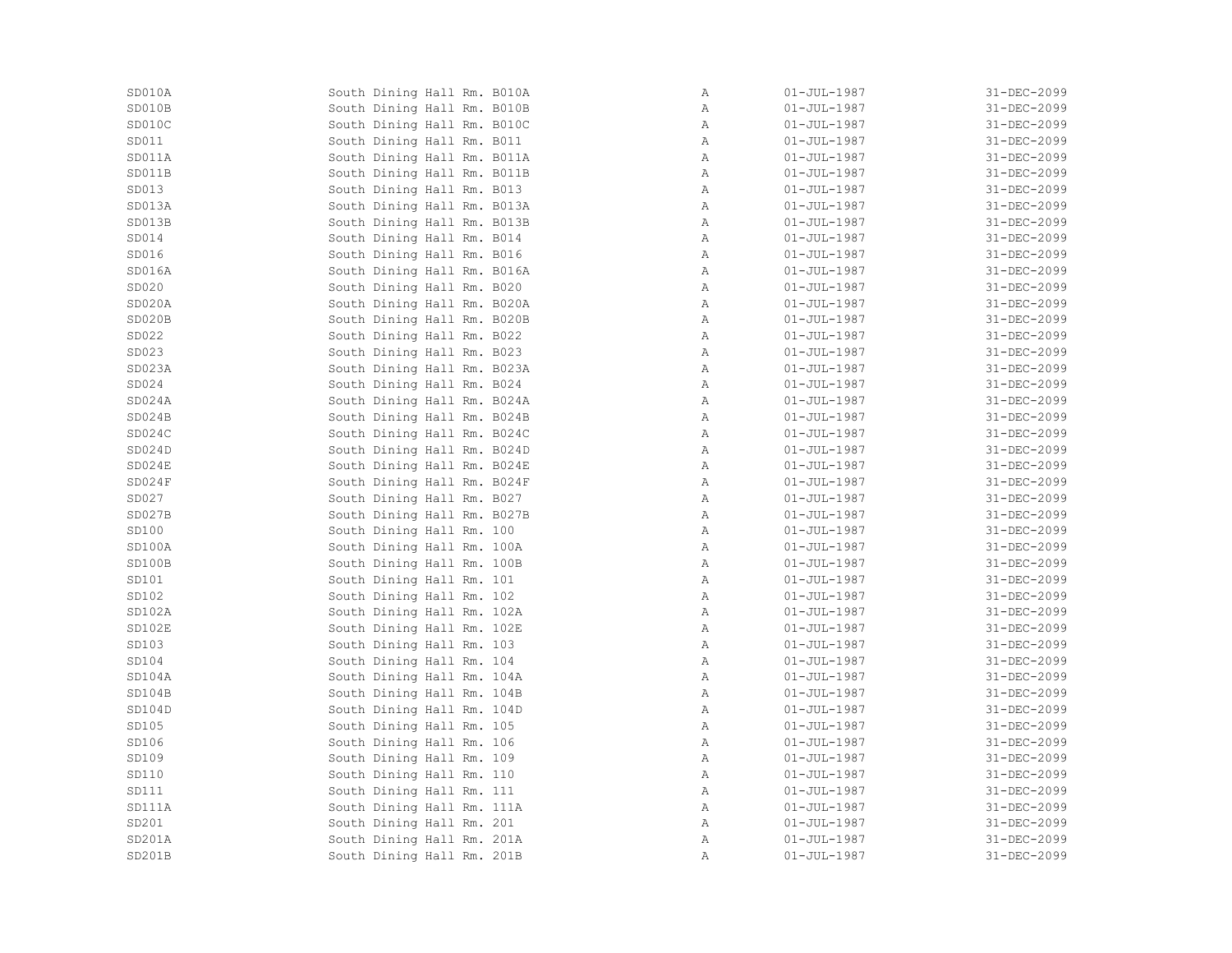| | | | | |
|---|---|---|---|---|
| SD010A | South Dining Hall Rm. B010A | A | 01-JUL-1987 | 31-DEC-2099 |
| SD010B | South Dining Hall Rm. B010B | A | 01-JUL-1987 | 31-DEC-2099 |
| SD010C | South Dining Hall Rm. B010C | A | 01-JUL-1987 | 31-DEC-2099 |
| SD011 | South Dining Hall Rm. B011 | A | 01-JUL-1987 | 31-DEC-2099 |
| SD011A | South Dining Hall Rm. B011A | A | 01-JUL-1987 | 31-DEC-2099 |
| SD011B | South Dining Hall Rm. B011B | A | 01-JUL-1987 | 31-DEC-2099 |
| SD013 | South Dining Hall Rm. B013 | A | 01-JUL-1987 | 31-DEC-2099 |
| SD013A | South Dining Hall Rm. B013A | A | 01-JUL-1987 | 31-DEC-2099 |
| SD013B | South Dining Hall Rm. B013B | A | 01-JUL-1987 | 31-DEC-2099 |
| SD014 | South Dining Hall Rm. B014 | A | 01-JUL-1987 | 31-DEC-2099 |
| SD016 | South Dining Hall Rm. B016 | A | 01-JUL-1987 | 31-DEC-2099 |
| SD016A | South Dining Hall Rm. B016A | A | 01-JUL-1987 | 31-DEC-2099 |
| SD020 | South Dining Hall Rm. B020 | A | 01-JUL-1987 | 31-DEC-2099 |
| SD020A | South Dining Hall Rm. B020A | A | 01-JUL-1987 | 31-DEC-2099 |
| SD020B | South Dining Hall Rm. B020B | A | 01-JUL-1987 | 31-DEC-2099 |
| SD022 | South Dining Hall Rm. B022 | A | 01-JUL-1987 | 31-DEC-2099 |
| SD023 | South Dining Hall Rm. B023 | A | 01-JUL-1987 | 31-DEC-2099 |
| SD023A | South Dining Hall Rm. B023A | A | 01-JUL-1987 | 31-DEC-2099 |
| SD024 | South Dining Hall Rm. B024 | A | 01-JUL-1987 | 31-DEC-2099 |
| SD024A | South Dining Hall Rm. B024A | A | 01-JUL-1987 | 31-DEC-2099 |
| SD024B | South Dining Hall Rm. B024B | A | 01-JUL-1987 | 31-DEC-2099 |
| SD024C | South Dining Hall Rm. B024C | A | 01-JUL-1987 | 31-DEC-2099 |
| SD024D | South Dining Hall Rm. B024D | A | 01-JUL-1987 | 31-DEC-2099 |
| SD024E | South Dining Hall Rm. B024E | A | 01-JUL-1987 | 31-DEC-2099 |
| SD024F | South Dining Hall Rm. B024F | A | 01-JUL-1987 | 31-DEC-2099 |
| SD027 | South Dining Hall Rm. B027 | A | 01-JUL-1987 | 31-DEC-2099 |
| SD027B | South Dining Hall Rm. B027B | A | 01-JUL-1987 | 31-DEC-2099 |
| SD100 | South Dining Hall Rm. 100 | A | 01-JUL-1987 | 31-DEC-2099 |
| SD100A | South Dining Hall Rm. 100A | A | 01-JUL-1987 | 31-DEC-2099 |
| SD100B | South Dining Hall Rm. 100B | A | 01-JUL-1987 | 31-DEC-2099 |
| SD101 | South Dining Hall Rm. 101 | A | 01-JUL-1987 | 31-DEC-2099 |
| SD102 | South Dining Hall Rm. 102 | A | 01-JUL-1987 | 31-DEC-2099 |
| SD102A | South Dining Hall Rm. 102A | A | 01-JUL-1987 | 31-DEC-2099 |
| SD102E | South Dining Hall Rm. 102E | A | 01-JUL-1987 | 31-DEC-2099 |
| SD103 | South Dining Hall Rm. 103 | A | 01-JUL-1987 | 31-DEC-2099 |
| SD104 | South Dining Hall Rm. 104 | A | 01-JUL-1987 | 31-DEC-2099 |
| SD104A | South Dining Hall Rm. 104A | A | 01-JUL-1987 | 31-DEC-2099 |
| SD104B | South Dining Hall Rm. 104B | A | 01-JUL-1987 | 31-DEC-2099 |
| SD104D | South Dining Hall Rm. 104D | A | 01-JUL-1987 | 31-DEC-2099 |
| SD105 | South Dining Hall Rm. 105 | A | 01-JUL-1987 | 31-DEC-2099 |
| SD106 | South Dining Hall Rm. 106 | A | 01-JUL-1987 | 31-DEC-2099 |
| SD109 | South Dining Hall Rm. 109 | A | 01-JUL-1987 | 31-DEC-2099 |
| SD110 | South Dining Hall Rm. 110 | A | 01-JUL-1987 | 31-DEC-2099 |
| SD111 | South Dining Hall Rm. 111 | A | 01-JUL-1987 | 31-DEC-2099 |
| SD111A | South Dining Hall Rm. 111A | A | 01-JUL-1987 | 31-DEC-2099 |
| SD201 | South Dining Hall Rm. 201 | A | 01-JUL-1987 | 31-DEC-2099 |
| SD201A | South Dining Hall Rm. 201A | A | 01-JUL-1987 | 31-DEC-2099 |
| SD201B | South Dining Hall Rm. 201B | A | 01-JUL-1987 | 31-DEC-2099 |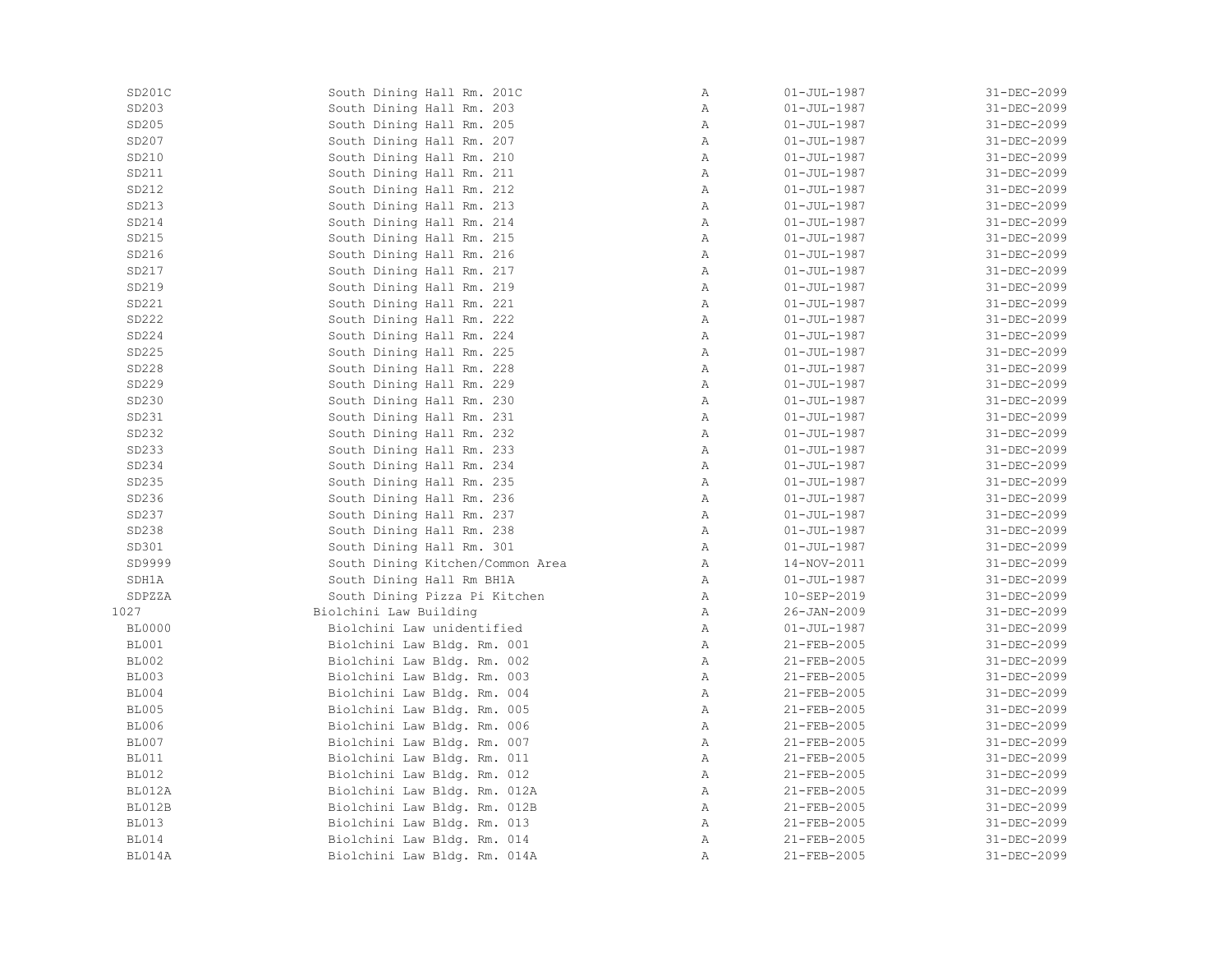| | | | | |
|---|---|---|---|---|
| SD201C | South Dining Hall Rm. 201C | A | 01-JUL-1987 | 31-DEC-2099 |
| SD203 | South Dining Hall Rm. 203 | A | 01-JUL-1987 | 31-DEC-2099 |
| SD205 | South Dining Hall Rm. 205 | A | 01-JUL-1987 | 31-DEC-2099 |
| SD207 | South Dining Hall Rm. 207 | A | 01-JUL-1987 | 31-DEC-2099 |
| SD210 | South Dining Hall Rm. 210 | A | 01-JUL-1987 | 31-DEC-2099 |
| SD211 | South Dining Hall Rm. 211 | A | 01-JUL-1987 | 31-DEC-2099 |
| SD212 | South Dining Hall Rm. 212 | A | 01-JUL-1987 | 31-DEC-2099 |
| SD213 | South Dining Hall Rm. 213 | A | 01-JUL-1987 | 31-DEC-2099 |
| SD214 | South Dining Hall Rm. 214 | A | 01-JUL-1987 | 31-DEC-2099 |
| SD215 | South Dining Hall Rm. 215 | A | 01-JUL-1987 | 31-DEC-2099 |
| SD216 | South Dining Hall Rm. 216 | A | 01-JUL-1987 | 31-DEC-2099 |
| SD217 | South Dining Hall Rm. 217 | A | 01-JUL-1987 | 31-DEC-2099 |
| SD219 | South Dining Hall Rm. 219 | A | 01-JUL-1987 | 31-DEC-2099 |
| SD221 | South Dining Hall Rm. 221 | A | 01-JUL-1987 | 31-DEC-2099 |
| SD222 | South Dining Hall Rm. 222 | A | 01-JUL-1987 | 31-DEC-2099 |
| SD224 | South Dining Hall Rm. 224 | A | 01-JUL-1987 | 31-DEC-2099 |
| SD225 | South Dining Hall Rm. 225 | A | 01-JUL-1987 | 31-DEC-2099 |
| SD228 | South Dining Hall Rm. 228 | A | 01-JUL-1987 | 31-DEC-2099 |
| SD229 | South Dining Hall Rm. 229 | A | 01-JUL-1987 | 31-DEC-2099 |
| SD230 | South Dining Hall Rm. 230 | A | 01-JUL-1987 | 31-DEC-2099 |
| SD231 | South Dining Hall Rm. 231 | A | 01-JUL-1987 | 31-DEC-2099 |
| SD232 | South Dining Hall Rm. 232 | A | 01-JUL-1987 | 31-DEC-2099 |
| SD233 | South Dining Hall Rm. 233 | A | 01-JUL-1987 | 31-DEC-2099 |
| SD234 | South Dining Hall Rm. 234 | A | 01-JUL-1987 | 31-DEC-2099 |
| SD235 | South Dining Hall Rm. 235 | A | 01-JUL-1987 | 31-DEC-2099 |
| SD236 | South Dining Hall Rm. 236 | A | 01-JUL-1987 | 31-DEC-2099 |
| SD237 | South Dining Hall Rm. 237 | A | 01-JUL-1987 | 31-DEC-2099 |
| SD238 | South Dining Hall Rm. 238 | A | 01-JUL-1987 | 31-DEC-2099 |
| SD301 | South Dining Hall Rm. 301 | A | 01-JUL-1987 | 31-DEC-2099 |
| SD9999 | South Dining Kitchen/Common Area | A | 14-NOV-2011 | 31-DEC-2099 |
| SDH1A | South Dining Hall Rm BH1A | A | 01-JUL-1987 | 31-DEC-2099 |
| SDPZZA | South Dining Pizza Pi Kitchen | A | 10-SEP-2019 | 31-DEC-2099 |
| 1027 | Biolchini Law Building | A | 26-JAN-2009 | 31-DEC-2099 |
| BL0000 | Biolchini Law unidentified | A | 01-JUL-1987 | 31-DEC-2099 |
| BL001 | Biolchini Law Bldg. Rm. 001 | A | 21-FEB-2005 | 31-DEC-2099 |
| BL002 | Biolchini Law Bldg. Rm. 002 | A | 21-FEB-2005 | 31-DEC-2099 |
| BL003 | Biolchini Law Bldg. Rm. 003 | A | 21-FEB-2005 | 31-DEC-2099 |
| BL004 | Biolchini Law Bldg. Rm. 004 | A | 21-FEB-2005 | 31-DEC-2099 |
| BL005 | Biolchini Law Bldg. Rm. 005 | A | 21-FEB-2005 | 31-DEC-2099 |
| BL006 | Biolchini Law Bldg. Rm. 006 | A | 21-FEB-2005 | 31-DEC-2099 |
| BL007 | Biolchini Law Bldg. Rm. 007 | A | 21-FEB-2005 | 31-DEC-2099 |
| BL011 | Biolchini Law Bldg. Rm. 011 | A | 21-FEB-2005 | 31-DEC-2099 |
| BL012 | Biolchini Law Bldg. Rm. 012 | A | 21-FEB-2005 | 31-DEC-2099 |
| BL012A | Biolchini Law Bldg. Rm. 012A | A | 21-FEB-2005 | 31-DEC-2099 |
| BL012B | Biolchini Law Bldg. Rm. 012B | A | 21-FEB-2005 | 31-DEC-2099 |
| BL013 | Biolchini Law Bldg. Rm. 013 | A | 21-FEB-2005 | 31-DEC-2099 |
| BL014 | Biolchini Law Bldg. Rm. 014 | A | 21-FEB-2005 | 31-DEC-2099 |
| BL014A | Biolchini Law Bldg. Rm. 014A | A | 21-FEB-2005 | 31-DEC-2099 |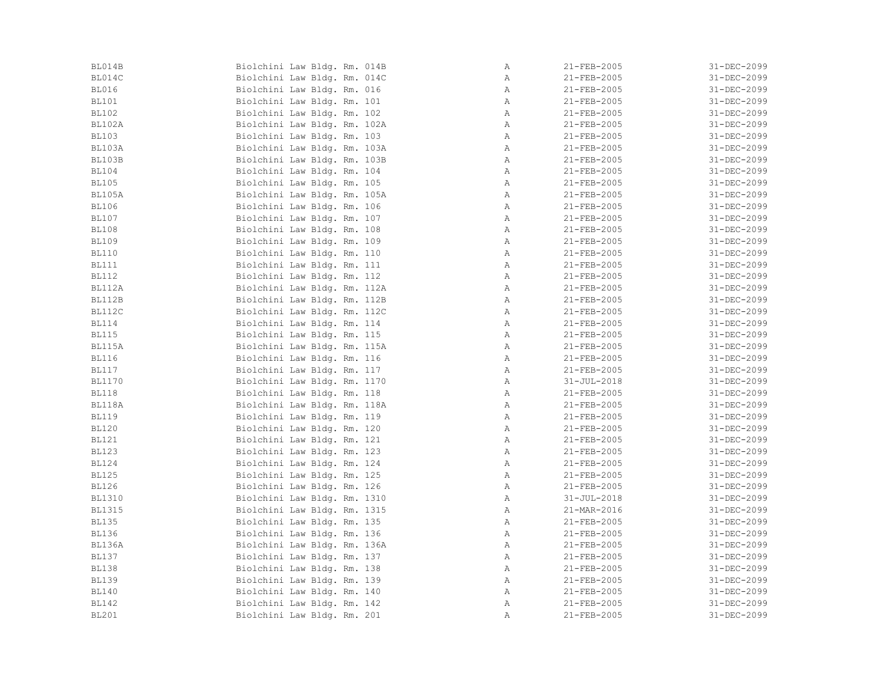| | | | | |
|---|---|---|---|---|
| BL014B | Biolchini Law Bldg. Rm. 014B | A | 21-FEB-2005 | 31-DEC-2099 |
| BL014C | Biolchini Law Bldg. Rm. 014C | A | 21-FEB-2005 | 31-DEC-2099 |
| BL016 | Biolchini Law Bldg. Rm. 016 | A | 21-FEB-2005 | 31-DEC-2099 |
| BL101 | Biolchini Law Bldg. Rm. 101 | A | 21-FEB-2005 | 31-DEC-2099 |
| BL102 | Biolchini Law Bldg. Rm. 102 | A | 21-FEB-2005 | 31-DEC-2099 |
| BL102A | Biolchini Law Bldg. Rm. 102A | A | 21-FEB-2005 | 31-DEC-2099 |
| BL103 | Biolchini Law Bldg. Rm. 103 | A | 21-FEB-2005 | 31-DEC-2099 |
| BL103A | Biolchini Law Bldg. Rm. 103A | A | 21-FEB-2005 | 31-DEC-2099 |
| BL103B | Biolchini Law Bldg. Rm. 103B | A | 21-FEB-2005 | 31-DEC-2099 |
| BL104 | Biolchini Law Bldg. Rm. 104 | A | 21-FEB-2005 | 31-DEC-2099 |
| BL105 | Biolchini Law Bldg. Rm. 105 | A | 21-FEB-2005 | 31-DEC-2099 |
| BL105A | Biolchini Law Bldg. Rm. 105A | A | 21-FEB-2005 | 31-DEC-2099 |
| BL106 | Biolchini Law Bldg. Rm. 106 | A | 21-FEB-2005 | 31-DEC-2099 |
| BL107 | Biolchini Law Bldg. Rm. 107 | A | 21-FEB-2005 | 31-DEC-2099 |
| BL108 | Biolchini Law Bldg. Rm. 108 | A | 21-FEB-2005 | 31-DEC-2099 |
| BL109 | Biolchini Law Bldg. Rm. 109 | A | 21-FEB-2005 | 31-DEC-2099 |
| BL110 | Biolchini Law Bldg. Rm. 110 | A | 21-FEB-2005 | 31-DEC-2099 |
| BL111 | Biolchini Law Bldg. Rm. 111 | A | 21-FEB-2005 | 31-DEC-2099 |
| BL112 | Biolchini Law Bldg. Rm. 112 | A | 21-FEB-2005 | 31-DEC-2099 |
| BL112A | Biolchini Law Bldg. Rm. 112A | A | 21-FEB-2005 | 31-DEC-2099 |
| BL112B | Biolchini Law Bldg. Rm. 112B | A | 21-FEB-2005 | 31-DEC-2099 |
| BL112C | Biolchini Law Bldg. Rm. 112C | A | 21-FEB-2005 | 31-DEC-2099 |
| BL114 | Biolchini Law Bldg. Rm. 114 | A | 21-FEB-2005 | 31-DEC-2099 |
| BL115 | Biolchini Law Bldg. Rm. 115 | A | 21-FEB-2005 | 31-DEC-2099 |
| BL115A | Biolchini Law Bldg. Rm. 115A | A | 21-FEB-2005 | 31-DEC-2099 |
| BL116 | Biolchini Law Bldg. Rm. 116 | A | 21-FEB-2005 | 31-DEC-2099 |
| BL117 | Biolchini Law Bldg. Rm. 117 | A | 21-FEB-2005 | 31-DEC-2099 |
| BL1170 | Biolchini Law Bldg. Rm. 1170 | A | 31-JUL-2018 | 31-DEC-2099 |
| BL118 | Biolchini Law Bldg. Rm. 118 | A | 21-FEB-2005 | 31-DEC-2099 |
| BL118A | Biolchini Law Bldg. Rm. 118A | A | 21-FEB-2005 | 31-DEC-2099 |
| BL119 | Biolchini Law Bldg. Rm. 119 | A | 21-FEB-2005 | 31-DEC-2099 |
| BL120 | Biolchini Law Bldg. Rm. 120 | A | 21-FEB-2005 | 31-DEC-2099 |
| BL121 | Biolchini Law Bldg. Rm. 121 | A | 21-FEB-2005 | 31-DEC-2099 |
| BL123 | Biolchini Law Bldg. Rm. 123 | A | 21-FEB-2005 | 31-DEC-2099 |
| BL124 | Biolchini Law Bldg. Rm. 124 | A | 21-FEB-2005 | 31-DEC-2099 |
| BL125 | Biolchini Law Bldg. Rm. 125 | A | 21-FEB-2005 | 31-DEC-2099 |
| BL126 | Biolchini Law Bldg. Rm. 126 | A | 21-FEB-2005 | 31-DEC-2099 |
| BL1310 | Biolchini Law Bldg. Rm. 1310 | A | 31-JUL-2018 | 31-DEC-2099 |
| BL1315 | Biolchini Law Bldg. Rm. 1315 | A | 21-MAR-2016 | 31-DEC-2099 |
| BL135 | Biolchini Law Bldg. Rm. 135 | A | 21-FEB-2005 | 31-DEC-2099 |
| BL136 | Biolchini Law Bldg. Rm. 136 | A | 21-FEB-2005 | 31-DEC-2099 |
| BL136A | Biolchini Law Bldg. Rm. 136A | A | 21-FEB-2005 | 31-DEC-2099 |
| BL137 | Biolchini Law Bldg. Rm. 137 | A | 21-FEB-2005 | 31-DEC-2099 |
| BL138 | Biolchini Law Bldg. Rm. 138 | A | 21-FEB-2005 | 31-DEC-2099 |
| BL139 | Biolchini Law Bldg. Rm. 139 | A | 21-FEB-2005 | 31-DEC-2099 |
| BL140 | Biolchini Law Bldg. Rm. 140 | A | 21-FEB-2005 | 31-DEC-2099 |
| BL142 | Biolchini Law Bldg. Rm. 142 | A | 21-FEB-2005 | 31-DEC-2099 |
| BL201 | Biolchini Law Bldg. Rm. 201 | A | 21-FEB-2005 | 31-DEC-2099 |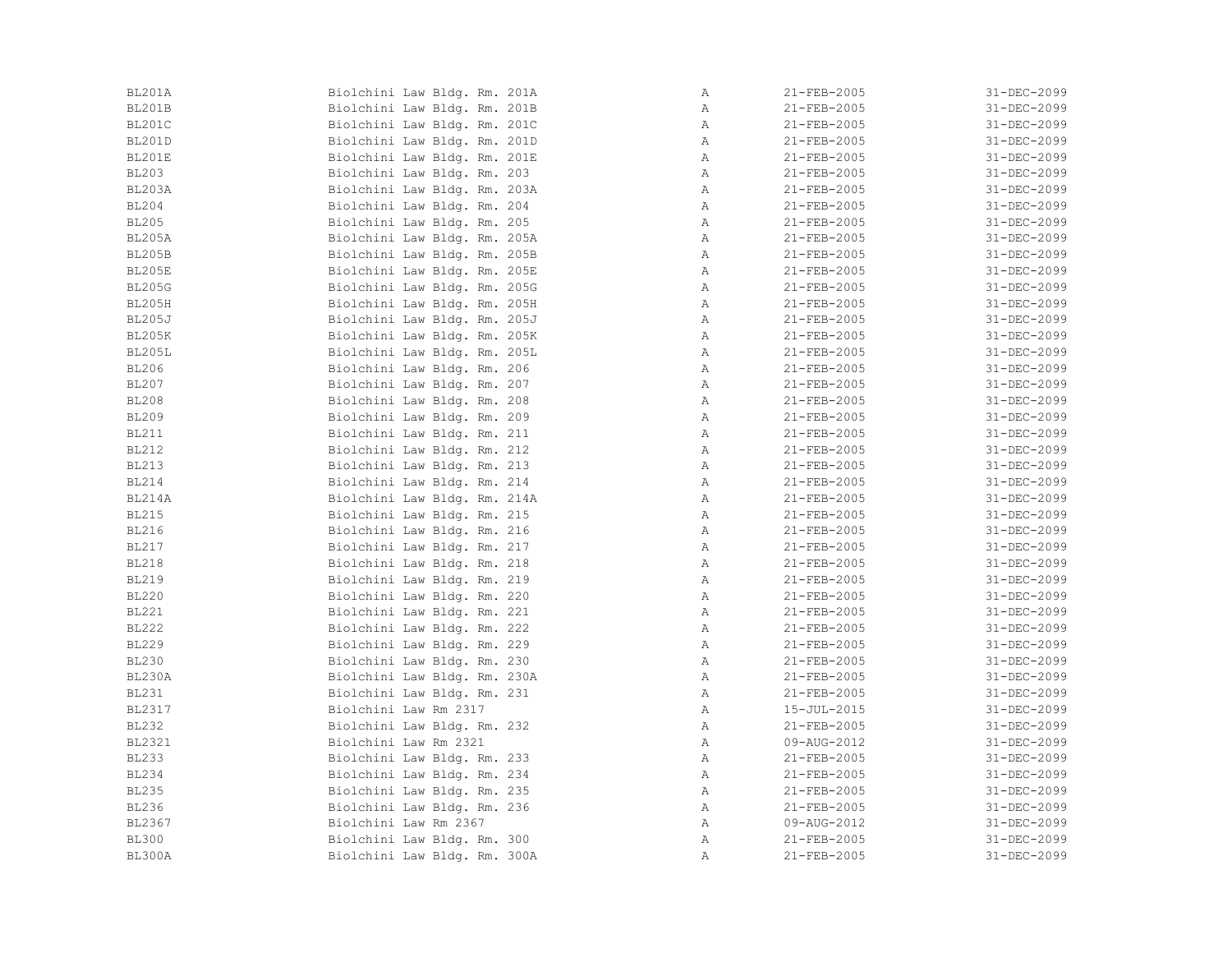| | | | | |
|---|---|---|---|---|
| BL201A | Biolchini Law Bldg. Rm. 201A | A | 21-FEB-2005 | 31-DEC-2099 |
| BL201B | Biolchini Law Bldg. Rm. 201B | A | 21-FEB-2005 | 31-DEC-2099 |
| BL201C | Biolchini Law Bldg. Rm. 201C | A | 21-FEB-2005 | 31-DEC-2099 |
| BL201D | Biolchini Law Bldg. Rm. 201D | A | 21-FEB-2005 | 31-DEC-2099 |
| BL201E | Biolchini Law Bldg. Rm. 201E | A | 21-FEB-2005 | 31-DEC-2099 |
| BL203 | Biolchini Law Bldg. Rm. 203 | A | 21-FEB-2005 | 31-DEC-2099 |
| BL203A | Biolchini Law Bldg. Rm. 203A | A | 21-FEB-2005 | 31-DEC-2099 |
| BL204 | Biolchini Law Bldg. Rm. 204 | A | 21-FEB-2005 | 31-DEC-2099 |
| BL205 | Biolchini Law Bldg. Rm. 205 | A | 21-FEB-2005 | 31-DEC-2099 |
| BL205A | Biolchini Law Bldg. Rm. 205A | A | 21-FEB-2005 | 31-DEC-2099 |
| BL205B | Biolchini Law Bldg. Rm. 205B | A | 21-FEB-2005 | 31-DEC-2099 |
| BL205E | Biolchini Law Bldg. Rm. 205E | A | 21-FEB-2005 | 31-DEC-2099 |
| BL205G | Biolchini Law Bldg. Rm. 205G | A | 21-FEB-2005 | 31-DEC-2099 |
| BL205H | Biolchini Law Bldg. Rm. 205H | A | 21-FEB-2005 | 31-DEC-2099 |
| BL205J | Biolchini Law Bldg. Rm. 205J | A | 21-FEB-2005 | 31-DEC-2099 |
| BL205K | Biolchini Law Bldg. Rm. 205K | A | 21-FEB-2005 | 31-DEC-2099 |
| BL205L | Biolchini Law Bldg. Rm. 205L | A | 21-FEB-2005 | 31-DEC-2099 |
| BL206 | Biolchini Law Bldg. Rm. 206 | A | 21-FEB-2005 | 31-DEC-2099 |
| BL207 | Biolchini Law Bldg. Rm. 207 | A | 21-FEB-2005 | 31-DEC-2099 |
| BL208 | Biolchini Law Bldg. Rm. 208 | A | 21-FEB-2005 | 31-DEC-2099 |
| BL209 | Biolchini Law Bldg. Rm. 209 | A | 21-FEB-2005 | 31-DEC-2099 |
| BL211 | Biolchini Law Bldg. Rm. 211 | A | 21-FEB-2005 | 31-DEC-2099 |
| BL212 | Biolchini Law Bldg. Rm. 212 | A | 21-FEB-2005 | 31-DEC-2099 |
| BL213 | Biolchini Law Bldg. Rm. 213 | A | 21-FEB-2005 | 31-DEC-2099 |
| BL214 | Biolchini Law Bldg. Rm. 214 | A | 21-FEB-2005 | 31-DEC-2099 |
| BL214A | Biolchini Law Bldg. Rm. 214A | A | 21-FEB-2005 | 31-DEC-2099 |
| BL215 | Biolchini Law Bldg. Rm. 215 | A | 21-FEB-2005 | 31-DEC-2099 |
| BL216 | Biolchini Law Bldg. Rm. 216 | A | 21-FEB-2005 | 31-DEC-2099 |
| BL217 | Biolchini Law Bldg. Rm. 217 | A | 21-FEB-2005 | 31-DEC-2099 |
| BL218 | Biolchini Law Bldg. Rm. 218 | A | 21-FEB-2005 | 31-DEC-2099 |
| BL219 | Biolchini Law Bldg. Rm. 219 | A | 21-FEB-2005 | 31-DEC-2099 |
| BL220 | Biolchini Law Bldg. Rm. 220 | A | 21-FEB-2005 | 31-DEC-2099 |
| BL221 | Biolchini Law Bldg. Rm. 221 | A | 21-FEB-2005 | 31-DEC-2099 |
| BL222 | Biolchini Law Bldg. Rm. 222 | A | 21-FEB-2005 | 31-DEC-2099 |
| BL229 | Biolchini Law Bldg. Rm. 229 | A | 21-FEB-2005 | 31-DEC-2099 |
| BL230 | Biolchini Law Bldg. Rm. 230 | A | 21-FEB-2005 | 31-DEC-2099 |
| BL230A | Biolchini Law Bldg. Rm. 230A | A | 21-FEB-2005 | 31-DEC-2099 |
| BL231 | Biolchini Law Bldg. Rm. 231 | A | 21-FEB-2005 | 31-DEC-2099 |
| BL2317 | Biolchini Law Rm 2317 | A | 15-JUL-2015 | 31-DEC-2099 |
| BL232 | Biolchini Law Bldg. Rm. 232 | A | 21-FEB-2005 | 31-DEC-2099 |
| BL2321 | Biolchini Law Rm 2321 | A | 09-AUG-2012 | 31-DEC-2099 |
| BL233 | Biolchini Law Bldg. Rm. 233 | A | 21-FEB-2005 | 31-DEC-2099 |
| BL234 | Biolchini Law Bldg. Rm. 234 | A | 21-FEB-2005 | 31-DEC-2099 |
| BL235 | Biolchini Law Bldg. Rm. 235 | A | 21-FEB-2005 | 31-DEC-2099 |
| BL236 | Biolchini Law Bldg. Rm. 236 | A | 21-FEB-2005 | 31-DEC-2099 |
| BL2367 | Biolchini Law Rm 2367 | A | 09-AUG-2012 | 31-DEC-2099 |
| BL300 | Biolchini Law Bldg. Rm. 300 | A | 21-FEB-2005 | 31-DEC-2099 |
| BL300A | Biolchini Law Bldg. Rm. 300A | A | 21-FEB-2005 | 31-DEC-2099 |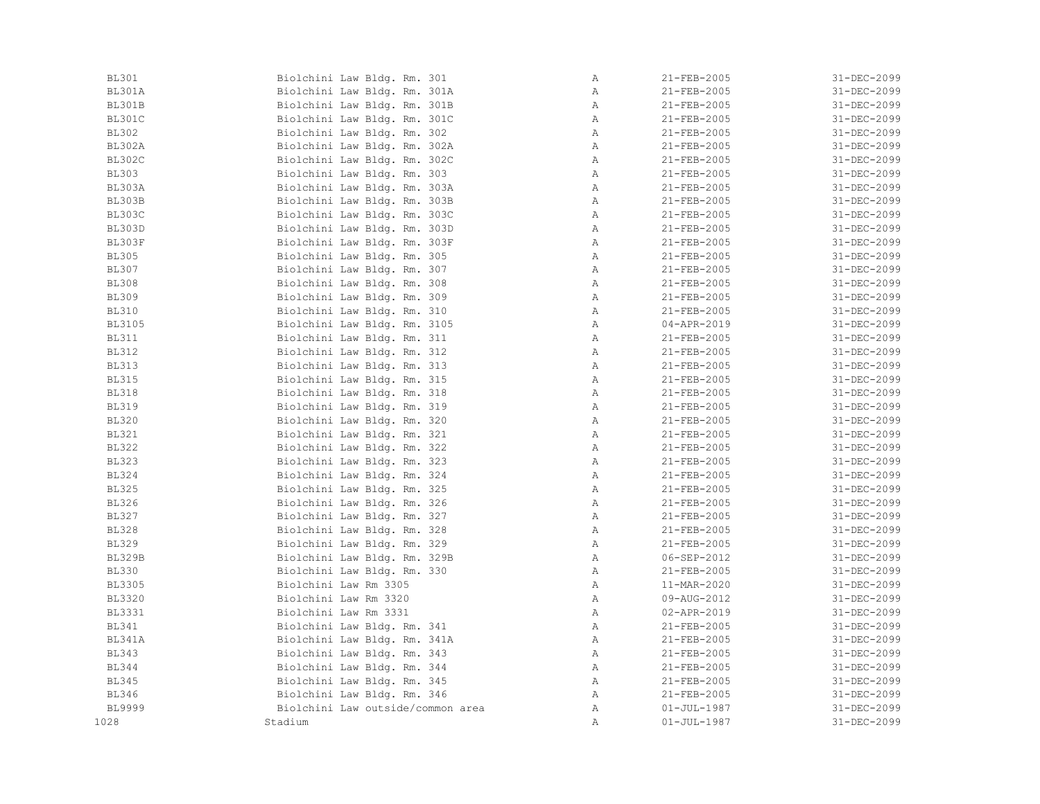| | | | | |
|---|---|---|---|---|
| BL301 | Biolchini Law Bldg. Rm. 301 | A | 21-FEB-2005 | 31-DEC-2099 |
| BL301A | Biolchini Law Bldg. Rm. 301A | A | 21-FEB-2005 | 31-DEC-2099 |
| BL301B | Biolchini Law Bldg. Rm. 301B | A | 21-FEB-2005 | 31-DEC-2099 |
| BL301C | Biolchini Law Bldg. Rm. 301C | A | 21-FEB-2005 | 31-DEC-2099 |
| BL302 | Biolchini Law Bldg. Rm. 302 | A | 21-FEB-2005 | 31-DEC-2099 |
| BL302A | Biolchini Law Bldg. Rm. 302A | A | 21-FEB-2005 | 31-DEC-2099 |
| BL302C | Biolchini Law Bldg. Rm. 302C | A | 21-FEB-2005 | 31-DEC-2099 |
| BL303 | Biolchini Law Bldg. Rm. 303 | A | 21-FEB-2005 | 31-DEC-2099 |
| BL303A | Biolchini Law Bldg. Rm. 303A | A | 21-FEB-2005 | 31-DEC-2099 |
| BL303B | Biolchini Law Bldg. Rm. 303B | A | 21-FEB-2005 | 31-DEC-2099 |
| BL303C | Biolchini Law Bldg. Rm. 303C | A | 21-FEB-2005 | 31-DEC-2099 |
| BL303D | Biolchini Law Bldg. Rm. 303D | A | 21-FEB-2005 | 31-DEC-2099 |
| BL303F | Biolchini Law Bldg. Rm. 303F | A | 21-FEB-2005 | 31-DEC-2099 |
| BL305 | Biolchini Law Bldg. Rm. 305 | A | 21-FEB-2005 | 31-DEC-2099 |
| BL307 | Biolchini Law Bldg. Rm. 307 | A | 21-FEB-2005 | 31-DEC-2099 |
| BL308 | Biolchini Law Bldg. Rm. 308 | A | 21-FEB-2005 | 31-DEC-2099 |
| BL309 | Biolchini Law Bldg. Rm. 309 | A | 21-FEB-2005 | 31-DEC-2099 |
| BL310 | Biolchini Law Bldg. Rm. 310 | A | 21-FEB-2005 | 31-DEC-2099 |
| BL3105 | Biolchini Law Bldg. Rm. 3105 | A | 04-APR-2019 | 31-DEC-2099 |
| BL311 | Biolchini Law Bldg. Rm. 311 | A | 21-FEB-2005 | 31-DEC-2099 |
| BL312 | Biolchini Law Bldg. Rm. 312 | A | 21-FEB-2005 | 31-DEC-2099 |
| BL313 | Biolchini Law Bldg. Rm. 313 | A | 21-FEB-2005 | 31-DEC-2099 |
| BL315 | Biolchini Law Bldg. Rm. 315 | A | 21-FEB-2005 | 31-DEC-2099 |
| BL318 | Biolchini Law Bldg. Rm. 318 | A | 21-FEB-2005 | 31-DEC-2099 |
| BL319 | Biolchini Law Bldg. Rm. 319 | A | 21-FEB-2005 | 31-DEC-2099 |
| BL320 | Biolchini Law Bldg. Rm. 320 | A | 21-FEB-2005 | 31-DEC-2099 |
| BL321 | Biolchini Law Bldg. Rm. 321 | A | 21-FEB-2005 | 31-DEC-2099 |
| BL322 | Biolchini Law Bldg. Rm. 322 | A | 21-FEB-2005 | 31-DEC-2099 |
| BL323 | Biolchini Law Bldg. Rm. 323 | A | 21-FEB-2005 | 31-DEC-2099 |
| BL324 | Biolchini Law Bldg. Rm. 324 | A | 21-FEB-2005 | 31-DEC-2099 |
| BL325 | Biolchini Law Bldg. Rm. 325 | A | 21-FEB-2005 | 31-DEC-2099 |
| BL326 | Biolchini Law Bldg. Rm. 326 | A | 21-FEB-2005 | 31-DEC-2099 |
| BL327 | Biolchini Law Bldg. Rm. 327 | A | 21-FEB-2005 | 31-DEC-2099 |
| BL328 | Biolchini Law Bldg. Rm. 328 | A | 21-FEB-2005 | 31-DEC-2099 |
| BL329 | Biolchini Law Bldg. Rm. 329 | A | 21-FEB-2005 | 31-DEC-2099 |
| BL329B | Biolchini Law Bldg. Rm. 329B | A | 06-SEP-2012 | 31-DEC-2099 |
| BL330 | Biolchini Law Bldg. Rm. 330 | A | 21-FEB-2005 | 31-DEC-2099 |
| BL3305 | Biolchini Law Rm 3305 | A | 11-MAR-2020 | 31-DEC-2099 |
| BL3320 | Biolchini Law Rm 3320 | A | 09-AUG-2012 | 31-DEC-2099 |
| BL3331 | Biolchini Law Rm 3331 | A | 02-APR-2019 | 31-DEC-2099 |
| BL341 | Biolchini Law Bldg. Rm. 341 | A | 21-FEB-2005 | 31-DEC-2099 |
| BL341A | Biolchini Law Bldg. Rm. 341A | A | 21-FEB-2005 | 31-DEC-2099 |
| BL343 | Biolchini Law Bldg. Rm. 343 | A | 21-FEB-2005 | 31-DEC-2099 |
| BL344 | Biolchini Law Bldg. Rm. 344 | A | 21-FEB-2005 | 31-DEC-2099 |
| BL345 | Biolchini Law Bldg. Rm. 345 | A | 21-FEB-2005 | 31-DEC-2099 |
| BL346 | Biolchini Law Bldg. Rm. 346 | A | 21-FEB-2005 | 31-DEC-2099 |
| BL9999 | Biolchini Law outside/common area | A | 01-JUL-1987 | 31-DEC-2099 |
| 1028 | Stadium | A | 01-JUL-1987 | 31-DEC-2099 |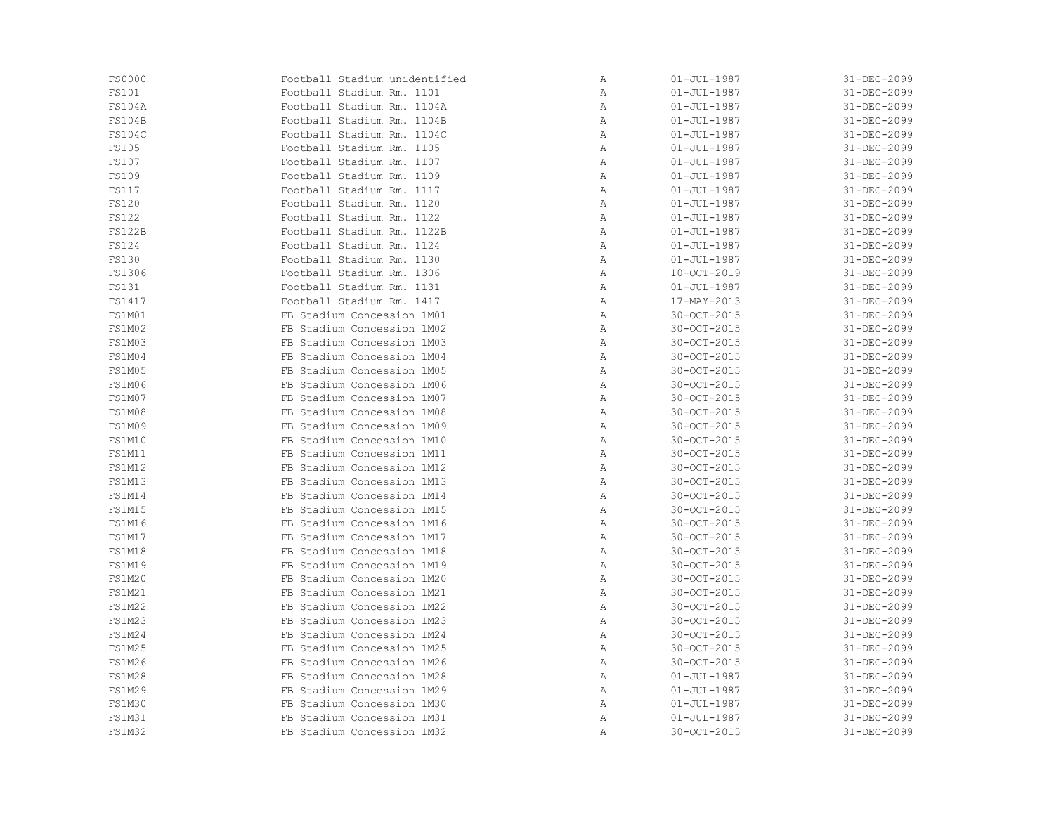| | | | | |
|---|---|---|---|---|
| FS0000 | Football Stadium unidentified | A | 01-JUL-1987 | 31-DEC-2099 |
| FS101 | Football Stadium Rm. 1101 | A | 01-JUL-1987 | 31-DEC-2099 |
| FS104A | Football Stadium Rm. 1104A | A | 01-JUL-1987 | 31-DEC-2099 |
| FS104B | Football Stadium Rm. 1104B | A | 01-JUL-1987 | 31-DEC-2099 |
| FS104C | Football Stadium Rm. 1104C | A | 01-JUL-1987 | 31-DEC-2099 |
| FS105 | Football Stadium Rm. 1105 | A | 01-JUL-1987 | 31-DEC-2099 |
| FS107 | Football Stadium Rm. 1107 | A | 01-JUL-1987 | 31-DEC-2099 |
| FS109 | Football Stadium Rm. 1109 | A | 01-JUL-1987 | 31-DEC-2099 |
| FS117 | Football Stadium Rm. 1117 | A | 01-JUL-1987 | 31-DEC-2099 |
| FS120 | Football Stadium Rm. 1120 | A | 01-JUL-1987 | 31-DEC-2099 |
| FS122 | Football Stadium Rm. 1122 | A | 01-JUL-1987 | 31-DEC-2099 |
| FS122B | Football Stadium Rm. 1122B | A | 01-JUL-1987 | 31-DEC-2099 |
| FS124 | Football Stadium Rm. 1124 | A | 01-JUL-1987 | 31-DEC-2099 |
| FS130 | Football Stadium Rm. 1130 | A | 01-JUL-1987 | 31-DEC-2099 |
| FS1306 | Football Stadium Rm. 1306 | A | 10-OCT-2019 | 31-DEC-2099 |
| FS131 | Football Stadium Rm. 1131 | A | 01-JUL-1987 | 31-DEC-2099 |
| FS1417 | Football Stadium Rm. 1417 | A | 17-MAY-2013 | 31-DEC-2099 |
| FS1M01 | FB Stadium Concession 1M01 | A | 30-OCT-2015 | 31-DEC-2099 |
| FS1M02 | FB Stadium Concession 1M02 | A | 30-OCT-2015 | 31-DEC-2099 |
| FS1M03 | FB Stadium Concession 1M03 | A | 30-OCT-2015 | 31-DEC-2099 |
| FS1M04 | FB Stadium Concession 1M04 | A | 30-OCT-2015 | 31-DEC-2099 |
| FS1M05 | FB Stadium Concession 1M05 | A | 30-OCT-2015 | 31-DEC-2099 |
| FS1M06 | FB Stadium Concession 1M06 | A | 30-OCT-2015 | 31-DEC-2099 |
| FS1M07 | FB Stadium Concession 1M07 | A | 30-OCT-2015 | 31-DEC-2099 |
| FS1M08 | FB Stadium Concession 1M08 | A | 30-OCT-2015 | 31-DEC-2099 |
| FS1M09 | FB Stadium Concession 1M09 | A | 30-OCT-2015 | 31-DEC-2099 |
| FS1M10 | FB Stadium Concession 1M10 | A | 30-OCT-2015 | 31-DEC-2099 |
| FS1M11 | FB Stadium Concession 1M11 | A | 30-OCT-2015 | 31-DEC-2099 |
| FS1M12 | FB Stadium Concession 1M12 | A | 30-OCT-2015 | 31-DEC-2099 |
| FS1M13 | FB Stadium Concession 1M13 | A | 30-OCT-2015 | 31-DEC-2099 |
| FS1M14 | FB Stadium Concession 1M14 | A | 30-OCT-2015 | 31-DEC-2099 |
| FS1M15 | FB Stadium Concession 1M15 | A | 30-OCT-2015 | 31-DEC-2099 |
| FS1M16 | FB Stadium Concession 1M16 | A | 30-OCT-2015 | 31-DEC-2099 |
| FS1M17 | FB Stadium Concession 1M17 | A | 30-OCT-2015 | 31-DEC-2099 |
| FS1M18 | FB Stadium Concession 1M18 | A | 30-OCT-2015 | 31-DEC-2099 |
| FS1M19 | FB Stadium Concession 1M19 | A | 30-OCT-2015 | 31-DEC-2099 |
| FS1M20 | FB Stadium Concession 1M20 | A | 30-OCT-2015 | 31-DEC-2099 |
| FS1M21 | FB Stadium Concession 1M21 | A | 30-OCT-2015 | 31-DEC-2099 |
| FS1M22 | FB Stadium Concession 1M22 | A | 30-OCT-2015 | 31-DEC-2099 |
| FS1M23 | FB Stadium Concession 1M23 | A | 30-OCT-2015 | 31-DEC-2099 |
| FS1M24 | FB Stadium Concession 1M24 | A | 30-OCT-2015 | 31-DEC-2099 |
| FS1M25 | FB Stadium Concession 1M25 | A | 30-OCT-2015 | 31-DEC-2099 |
| FS1M26 | FB Stadium Concession 1M26 | A | 30-OCT-2015 | 31-DEC-2099 |
| FS1M28 | FB Stadium Concession 1M28 | A | 01-JUL-1987 | 31-DEC-2099 |
| FS1M29 | FB Stadium Concession 1M29 | A | 01-JUL-1987 | 31-DEC-2099 |
| FS1M30 | FB Stadium Concession 1M30 | A | 01-JUL-1987 | 31-DEC-2099 |
| FS1M31 | FB Stadium Concession 1M31 | A | 01-JUL-1987 | 31-DEC-2099 |
| FS1M32 | FB Stadium Concession 1M32 | A | 30-OCT-2015 | 31-DEC-2099 |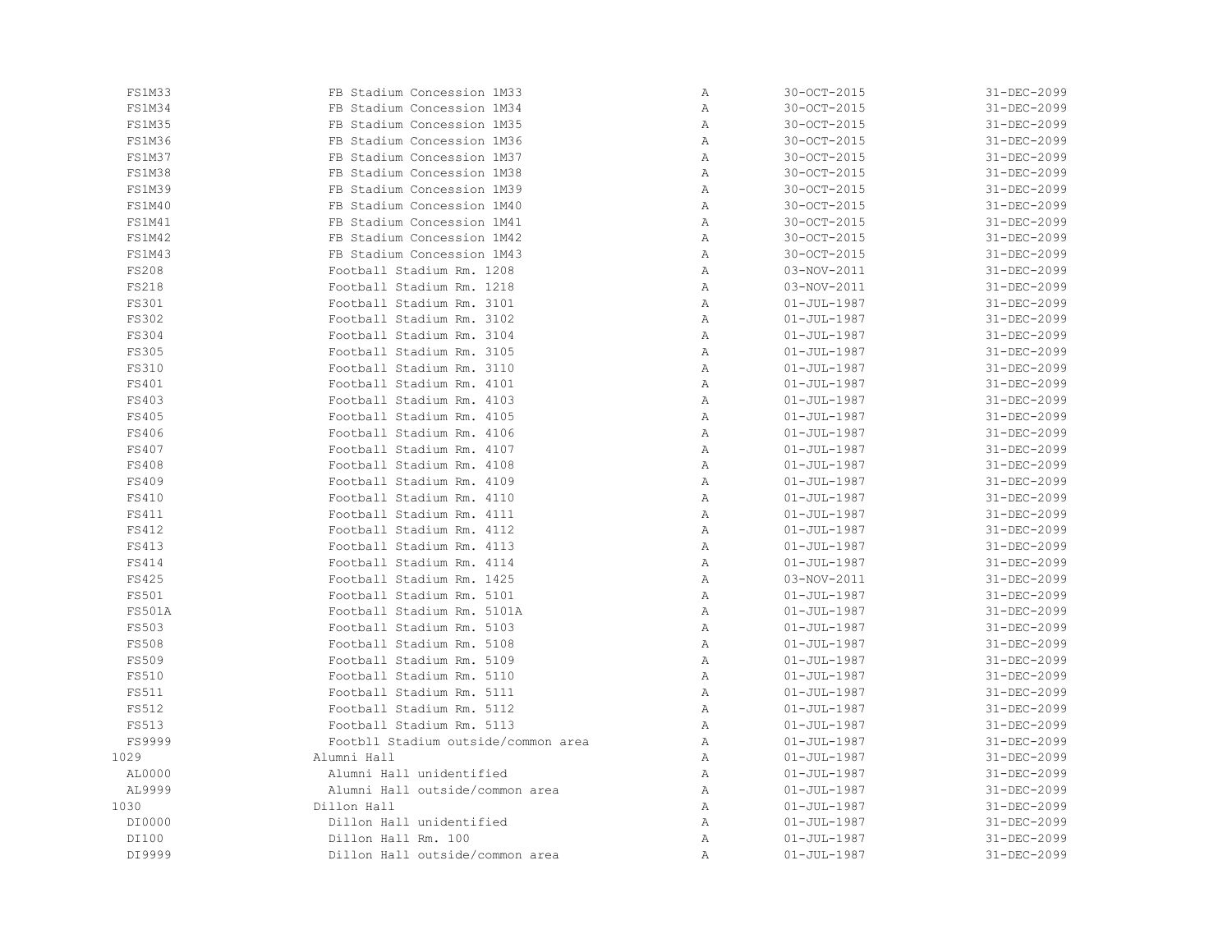| | | | | |
|---|---|---|---|---|
| FS1M33 | FB Stadium Concession 1M33 | A | 30-OCT-2015 | 31-DEC-2099 |
| FS1M34 | FB Stadium Concession 1M34 | A | 30-OCT-2015 | 31-DEC-2099 |
| FS1M35 | FB Stadium Concession 1M35 | A | 30-OCT-2015 | 31-DEC-2099 |
| FS1M36 | FB Stadium Concession 1M36 | A | 30-OCT-2015 | 31-DEC-2099 |
| FS1M37 | FB Stadium Concession 1M37 | A | 30-OCT-2015 | 31-DEC-2099 |
| FS1M38 | FB Stadium Concession 1M38 | A | 30-OCT-2015 | 31-DEC-2099 |
| FS1M39 | FB Stadium Concession 1M39 | A | 30-OCT-2015 | 31-DEC-2099 |
| FS1M40 | FB Stadium Concession 1M40 | A | 30-OCT-2015 | 31-DEC-2099 |
| FS1M41 | FB Stadium Concession 1M41 | A | 30-OCT-2015 | 31-DEC-2099 |
| FS1M42 | FB Stadium Concession 1M42 | A | 30-OCT-2015 | 31-DEC-2099 |
| FS1M43 | FB Stadium Concession 1M43 | A | 30-OCT-2015 | 31-DEC-2099 |
| FS208 | Football Stadium Rm. 1208 | A | 03-NOV-2011 | 31-DEC-2099 |
| FS218 | Football Stadium Rm. 1218 | A | 03-NOV-2011 | 31-DEC-2099 |
| FS301 | Football Stadium Rm. 3101 | A | 01-JUL-1987 | 31-DEC-2099 |
| FS302 | Football Stadium Rm. 3102 | A | 01-JUL-1987 | 31-DEC-2099 |
| FS304 | Football Stadium Rm. 3104 | A | 01-JUL-1987 | 31-DEC-2099 |
| FS305 | Football Stadium Rm. 3105 | A | 01-JUL-1987 | 31-DEC-2099 |
| FS310 | Football Stadium Rm. 3110 | A | 01-JUL-1987 | 31-DEC-2099 |
| FS401 | Football Stadium Rm. 4101 | A | 01-JUL-1987 | 31-DEC-2099 |
| FS403 | Football Stadium Rm. 4103 | A | 01-JUL-1987 | 31-DEC-2099 |
| FS405 | Football Stadium Rm. 4105 | A | 01-JUL-1987 | 31-DEC-2099 |
| FS406 | Football Stadium Rm. 4106 | A | 01-JUL-1987 | 31-DEC-2099 |
| FS407 | Football Stadium Rm. 4107 | A | 01-JUL-1987 | 31-DEC-2099 |
| FS408 | Football Stadium Rm. 4108 | A | 01-JUL-1987 | 31-DEC-2099 |
| FS409 | Football Stadium Rm. 4109 | A | 01-JUL-1987 | 31-DEC-2099 |
| FS410 | Football Stadium Rm. 4110 | A | 01-JUL-1987 | 31-DEC-2099 |
| FS411 | Football Stadium Rm. 4111 | A | 01-JUL-1987 | 31-DEC-2099 |
| FS412 | Football Stadium Rm. 4112 | A | 01-JUL-1987 | 31-DEC-2099 |
| FS413 | Football Stadium Rm. 4113 | A | 01-JUL-1987 | 31-DEC-2099 |
| FS414 | Football Stadium Rm. 4114 | A | 01-JUL-1987 | 31-DEC-2099 |
| FS425 | Football Stadium Rm. 1425 | A | 03-NOV-2011 | 31-DEC-2099 |
| FS501 | Football Stadium Rm. 5101 | A | 01-JUL-1987 | 31-DEC-2099 |
| FS501A | Football Stadium Rm. 5101A | A | 01-JUL-1987 | 31-DEC-2099 |
| FS503 | Football Stadium Rm. 5103 | A | 01-JUL-1987 | 31-DEC-2099 |
| FS508 | Football Stadium Rm. 5108 | A | 01-JUL-1987 | 31-DEC-2099 |
| FS509 | Football Stadium Rm. 5109 | A | 01-JUL-1987 | 31-DEC-2099 |
| FS510 | Football Stadium Rm. 5110 | A | 01-JUL-1987 | 31-DEC-2099 |
| FS511 | Football Stadium Rm. 5111 | A | 01-JUL-1987 | 31-DEC-2099 |
| FS512 | Football Stadium Rm. 5112 | A | 01-JUL-1987 | 31-DEC-2099 |
| FS513 | Football Stadium Rm. 5113 | A | 01-JUL-1987 | 31-DEC-2099 |
| FS9999 | Footbll Stadium outside/common area | A | 01-JUL-1987 | 31-DEC-2099 |
| 1029 | Alumni Hall | A | 01-JUL-1987 | 31-DEC-2099 |
| AL0000 | Alumni Hall unidentified | A | 01-JUL-1987 | 31-DEC-2099 |
| AL9999 | Alumni Hall outside/common area | A | 01-JUL-1987 | 31-DEC-2099 |
| 1030 | Dillon Hall | A | 01-JUL-1987 | 31-DEC-2099 |
| DI0000 | Dillon Hall unidentified | A | 01-JUL-1987 | 31-DEC-2099 |
| DI100 | Dillon Hall Rm. 100 | A | 01-JUL-1987 | 31-DEC-2099 |
| DI9999 | Dillon Hall outside/common area | A | 01-JUL-1987 | 31-DEC-2099 |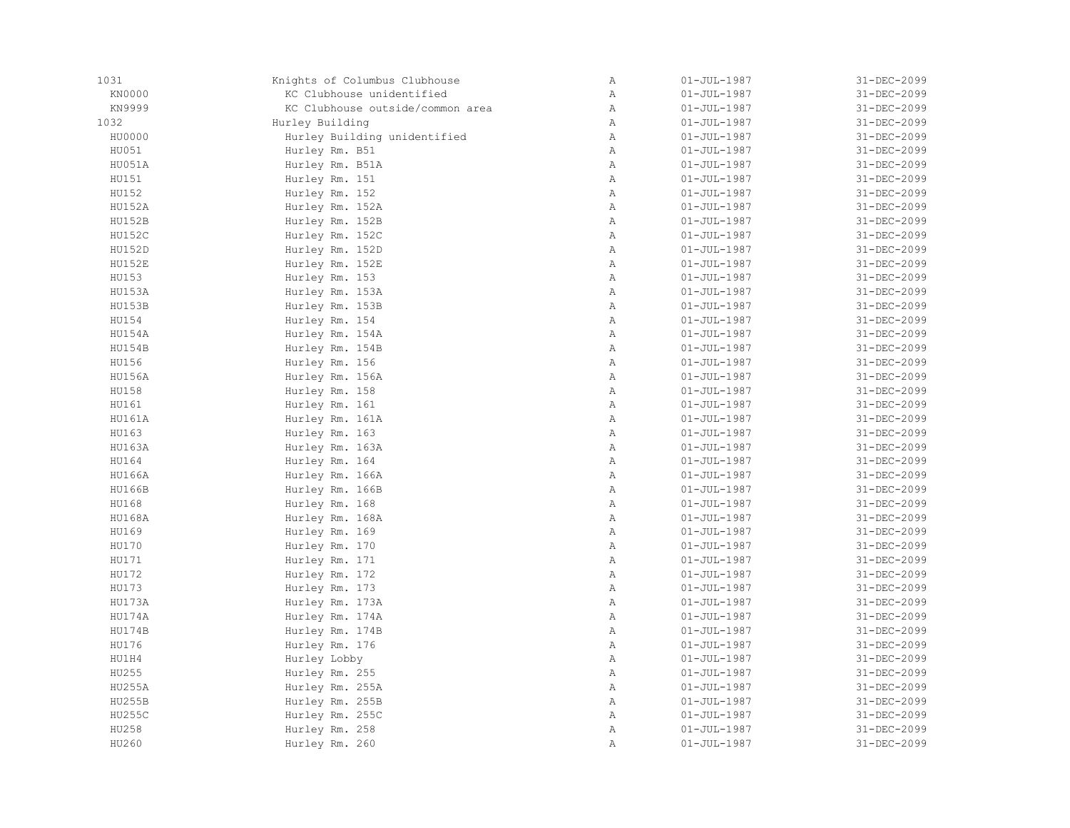| | | | | |
|---|---|---|---|---|
| 1031 | Knights of Columbus Clubhouse | A | 01-JUL-1987 | 31-DEC-2099 |
| KN0000 | KC Clubhouse unidentified | A | 01-JUL-1987 | 31-DEC-2099 |
| KN9999 | KC Clubhouse outside/common area | A | 01-JUL-1987 | 31-DEC-2099 |
| 1032 | Hurley Building | A | 01-JUL-1987 | 31-DEC-2099 |
| HU0000 | Hurley Building unidentified | A | 01-JUL-1987 | 31-DEC-2099 |
| HU051 | Hurley Rm. B51 | A | 01-JUL-1987 | 31-DEC-2099 |
| HU051A | Hurley Rm. B51A | A | 01-JUL-1987 | 31-DEC-2099 |
| HU151 | Hurley Rm. 151 | A | 01-JUL-1987 | 31-DEC-2099 |
| HU152 | Hurley Rm. 152 | A | 01-JUL-1987 | 31-DEC-2099 |
| HU152A | Hurley Rm. 152A | A | 01-JUL-1987 | 31-DEC-2099 |
| HU152B | Hurley Rm. 152B | A | 01-JUL-1987 | 31-DEC-2099 |
| HU152C | Hurley Rm. 152C | A | 01-JUL-1987 | 31-DEC-2099 |
| HU152D | Hurley Rm. 152D | A | 01-JUL-1987 | 31-DEC-2099 |
| HU152E | Hurley Rm. 152E | A | 01-JUL-1987 | 31-DEC-2099 |
| HU153 | Hurley Rm. 153 | A | 01-JUL-1987 | 31-DEC-2099 |
| HU153A | Hurley Rm. 153A | A | 01-JUL-1987 | 31-DEC-2099 |
| HU153B | Hurley Rm. 153B | A | 01-JUL-1987 | 31-DEC-2099 |
| HU154 | Hurley Rm. 154 | A | 01-JUL-1987 | 31-DEC-2099 |
| HU154A | Hurley Rm. 154A | A | 01-JUL-1987 | 31-DEC-2099 |
| HU154B | Hurley Rm. 154B | A | 01-JUL-1987 | 31-DEC-2099 |
| HU156 | Hurley Rm. 156 | A | 01-JUL-1987 | 31-DEC-2099 |
| HU156A | Hurley Rm. 156A | A | 01-JUL-1987 | 31-DEC-2099 |
| HU158 | Hurley Rm. 158 | A | 01-JUL-1987 | 31-DEC-2099 |
| HU161 | Hurley Rm. 161 | A | 01-JUL-1987 | 31-DEC-2099 |
| HU161A | Hurley Rm. 161A | A | 01-JUL-1987 | 31-DEC-2099 |
| HU163 | Hurley Rm. 163 | A | 01-JUL-1987 | 31-DEC-2099 |
| HU163A | Hurley Rm. 163A | A | 01-JUL-1987 | 31-DEC-2099 |
| HU164 | Hurley Rm. 164 | A | 01-JUL-1987 | 31-DEC-2099 |
| HU166A | Hurley Rm. 166A | A | 01-JUL-1987 | 31-DEC-2099 |
| HU166B | Hurley Rm. 166B | A | 01-JUL-1987 | 31-DEC-2099 |
| HU168 | Hurley Rm. 168 | A | 01-JUL-1987 | 31-DEC-2099 |
| HU168A | Hurley Rm. 168A | A | 01-JUL-1987 | 31-DEC-2099 |
| HU169 | Hurley Rm. 169 | A | 01-JUL-1987 | 31-DEC-2099 |
| HU170 | Hurley Rm. 170 | A | 01-JUL-1987 | 31-DEC-2099 |
| HU171 | Hurley Rm. 171 | A | 01-JUL-1987 | 31-DEC-2099 |
| HU172 | Hurley Rm. 172 | A | 01-JUL-1987 | 31-DEC-2099 |
| HU173 | Hurley Rm. 173 | A | 01-JUL-1987 | 31-DEC-2099 |
| HU173A | Hurley Rm. 173A | A | 01-JUL-1987 | 31-DEC-2099 |
| HU174A | Hurley Rm. 174A | A | 01-JUL-1987 | 31-DEC-2099 |
| HU174B | Hurley Rm. 174B | A | 01-JUL-1987 | 31-DEC-2099 |
| HU176 | Hurley Rm. 176 | A | 01-JUL-1987 | 31-DEC-2099 |
| HU1H4 | Hurley Lobby | A | 01-JUL-1987 | 31-DEC-2099 |
| HU255 | Hurley Rm. 255 | A | 01-JUL-1987 | 31-DEC-2099 |
| HU255A | Hurley Rm. 255A | A | 01-JUL-1987 | 31-DEC-2099 |
| HU255B | Hurley Rm. 255B | A | 01-JUL-1987 | 31-DEC-2099 |
| HU255C | Hurley Rm. 255C | A | 01-JUL-1987 | 31-DEC-2099 |
| HU258 | Hurley Rm. 258 | A | 01-JUL-1987 | 31-DEC-2099 |
| HU260 | Hurley Rm. 260 | A | 01-JUL-1987 | 31-DEC-2099 |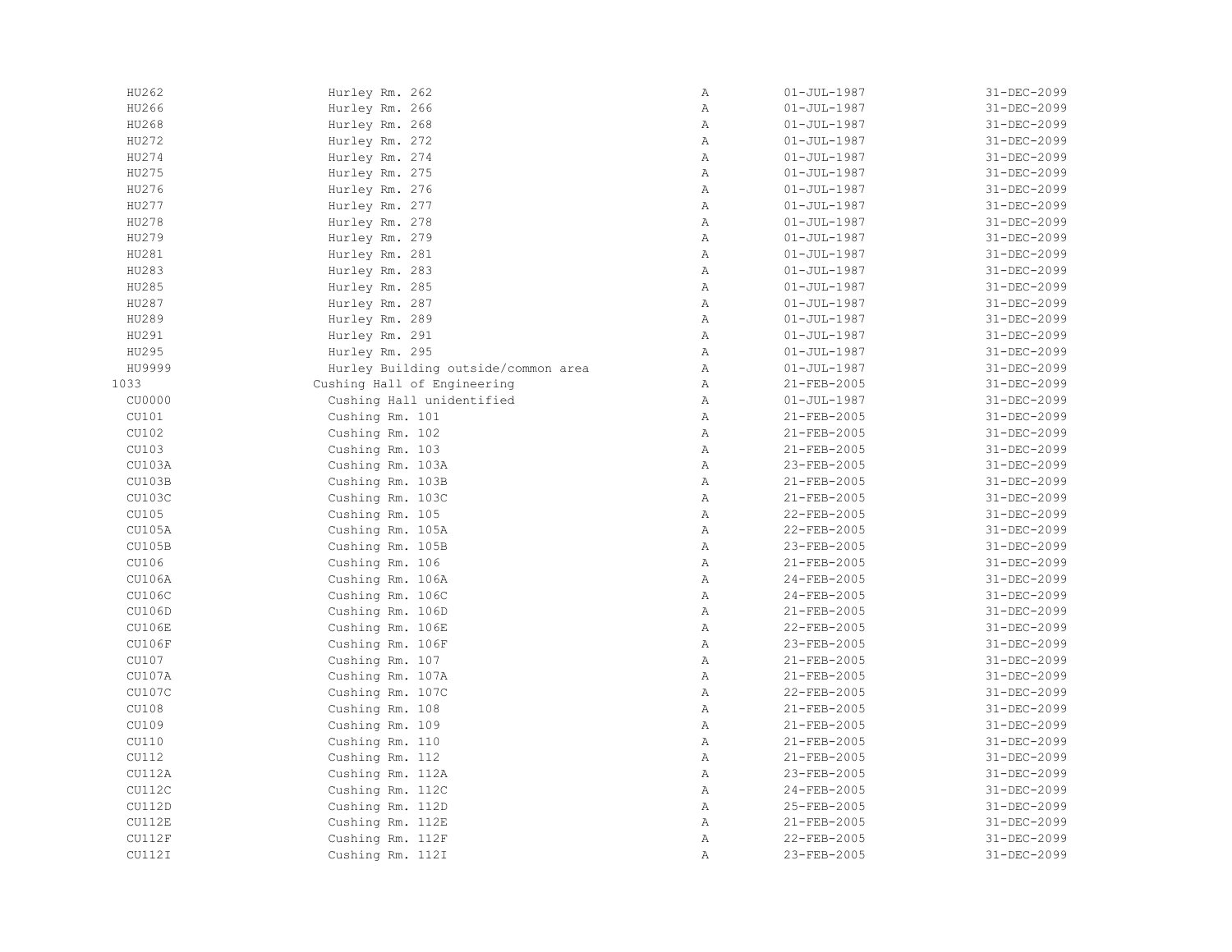| | | | | |
|---|---|---|---|---|
| HU262 | Hurley Rm. 262 | A | 01-JUL-1987 | 31-DEC-2099 |
| HU266 | Hurley Rm. 266 | A | 01-JUL-1987 | 31-DEC-2099 |
| HU268 | Hurley Rm. 268 | A | 01-JUL-1987 | 31-DEC-2099 |
| HU272 | Hurley Rm. 272 | A | 01-JUL-1987 | 31-DEC-2099 |
| HU274 | Hurley Rm. 274 | A | 01-JUL-1987 | 31-DEC-2099 |
| HU275 | Hurley Rm. 275 | A | 01-JUL-1987 | 31-DEC-2099 |
| HU276 | Hurley Rm. 276 | A | 01-JUL-1987 | 31-DEC-2099 |
| HU277 | Hurley Rm. 277 | A | 01-JUL-1987 | 31-DEC-2099 |
| HU278 | Hurley Rm. 278 | A | 01-JUL-1987 | 31-DEC-2099 |
| HU279 | Hurley Rm. 279 | A | 01-JUL-1987 | 31-DEC-2099 |
| HU281 | Hurley Rm. 281 | A | 01-JUL-1987 | 31-DEC-2099 |
| HU283 | Hurley Rm. 283 | A | 01-JUL-1987 | 31-DEC-2099 |
| HU285 | Hurley Rm. 285 | A | 01-JUL-1987 | 31-DEC-2099 |
| HU287 | Hurley Rm. 287 | A | 01-JUL-1987 | 31-DEC-2099 |
| HU289 | Hurley Rm. 289 | A | 01-JUL-1987 | 31-DEC-2099 |
| HU291 | Hurley Rm. 291 | A | 01-JUL-1987 | 31-DEC-2099 |
| HU295 | Hurley Rm. 295 | A | 01-JUL-1987 | 31-DEC-2099 |
| HU9999 | Hurley Building outside/common area | A | 01-JUL-1987 | 31-DEC-2099 |
| 1033 | Cushing Hall of Engineering | A | 21-FEB-2005 | 31-DEC-2099 |
| CU0000 | Cushing Hall unidentified | A | 01-JUL-1987 | 31-DEC-2099 |
| CU101 | Cushing Rm. 101 | A | 21-FEB-2005 | 31-DEC-2099 |
| CU102 | Cushing Rm. 102 | A | 21-FEB-2005 | 31-DEC-2099 |
| CU103 | Cushing Rm. 103 | A | 21-FEB-2005 | 31-DEC-2099 |
| CU103A | Cushing Rm. 103A | A | 23-FEB-2005 | 31-DEC-2099 |
| CU103B | Cushing Rm. 103B | A | 21-FEB-2005 | 31-DEC-2099 |
| CU103C | Cushing Rm. 103C | A | 21-FEB-2005 | 31-DEC-2099 |
| CU105 | Cushing Rm. 105 | A | 22-FEB-2005 | 31-DEC-2099 |
| CU105A | Cushing Rm. 105A | A | 22-FEB-2005 | 31-DEC-2099 |
| CU105B | Cushing Rm. 105B | A | 23-FEB-2005 | 31-DEC-2099 |
| CU106 | Cushing Rm. 106 | A | 21-FEB-2005 | 31-DEC-2099 |
| CU106A | Cushing Rm. 106A | A | 24-FEB-2005 | 31-DEC-2099 |
| CU106C | Cushing Rm. 106C | A | 24-FEB-2005 | 31-DEC-2099 |
| CU106D | Cushing Rm. 106D | A | 21-FEB-2005 | 31-DEC-2099 |
| CU106E | Cushing Rm. 106E | A | 22-FEB-2005 | 31-DEC-2099 |
| CU106F | Cushing Rm. 106F | A | 23-FEB-2005 | 31-DEC-2099 |
| CU107 | Cushing Rm. 107 | A | 21-FEB-2005 | 31-DEC-2099 |
| CU107A | Cushing Rm. 107A | A | 21-FEB-2005 | 31-DEC-2099 |
| CU107C | Cushing Rm. 107C | A | 22-FEB-2005 | 31-DEC-2099 |
| CU108 | Cushing Rm. 108 | A | 21-FEB-2005 | 31-DEC-2099 |
| CU109 | Cushing Rm. 109 | A | 21-FEB-2005 | 31-DEC-2099 |
| CU110 | Cushing Rm. 110 | A | 21-FEB-2005 | 31-DEC-2099 |
| CU112 | Cushing Rm. 112 | A | 21-FEB-2005 | 31-DEC-2099 |
| CU112A | Cushing Rm. 112A | A | 23-FEB-2005 | 31-DEC-2099 |
| CU112C | Cushing Rm. 112C | A | 24-FEB-2005 | 31-DEC-2099 |
| CU112D | Cushing Rm. 112D | A | 25-FEB-2005 | 31-DEC-2099 |
| CU112E | Cushing Rm. 112E | A | 21-FEB-2005 | 31-DEC-2099 |
| CU112F | Cushing Rm. 112F | A | 22-FEB-2005 | 31-DEC-2099 |
| CU112I | Cushing Rm. 112I | A | 23-FEB-2005 | 31-DEC-2099 |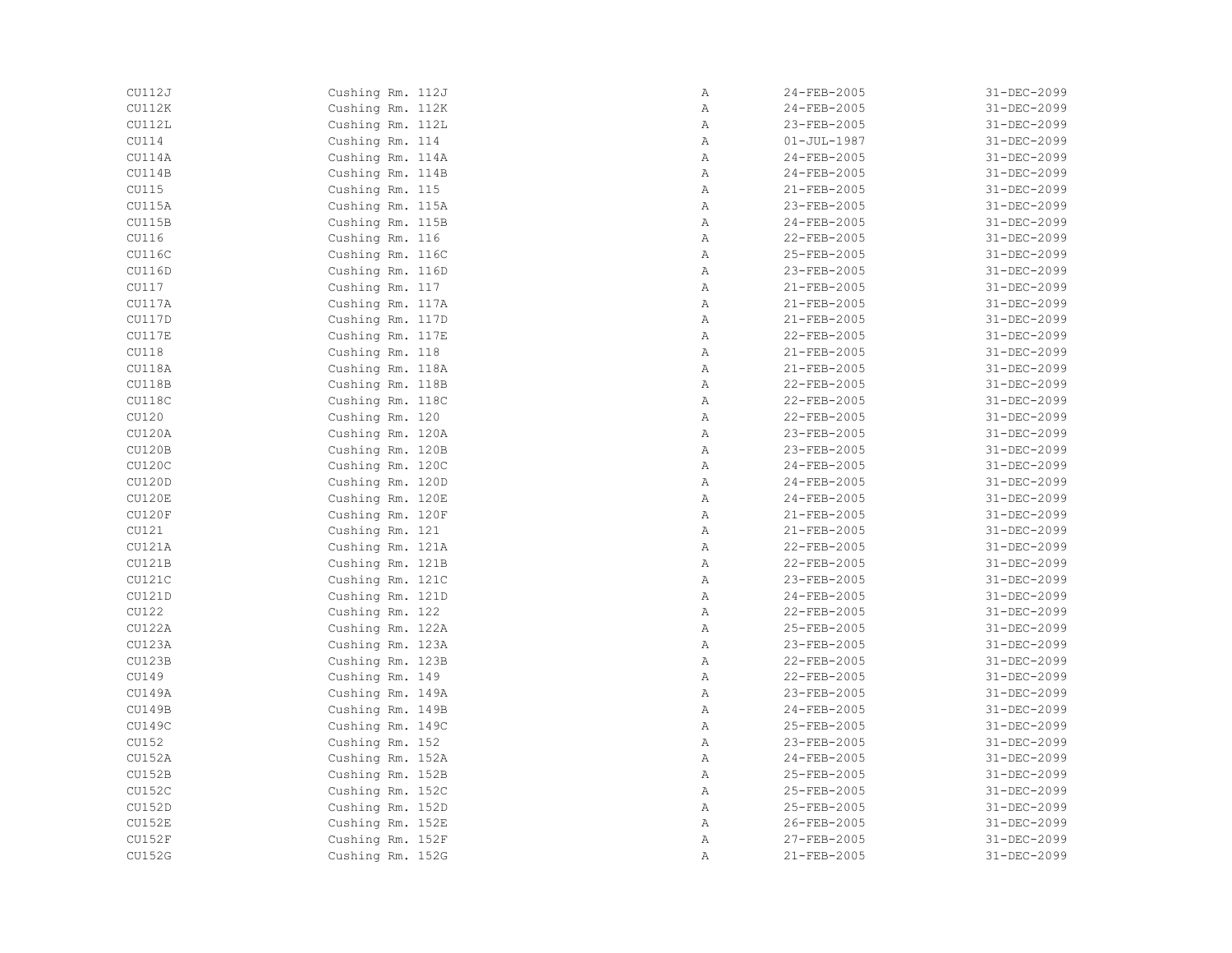| | | | | |
|---|---|---|---|---|
| CU112J | Cushing Rm. 112J | A | 24-FEB-2005 | 31-DEC-2099 |
| CU112K | Cushing Rm. 112K | A | 24-FEB-2005 | 31-DEC-2099 |
| CU112L | Cushing Rm. 112L | A | 23-FEB-2005 | 31-DEC-2099 |
| CU114 | Cushing Rm. 114 | A | 01-JUL-1987 | 31-DEC-2099 |
| CU114A | Cushing Rm. 114A | A | 24-FEB-2005 | 31-DEC-2099 |
| CU114B | Cushing Rm. 114B | A | 24-FEB-2005 | 31-DEC-2099 |
| CU115 | Cushing Rm. 115 | A | 21-FEB-2005 | 31-DEC-2099 |
| CU115A | Cushing Rm. 115A | A | 23-FEB-2005 | 31-DEC-2099 |
| CU115B | Cushing Rm. 115B | A | 24-FEB-2005 | 31-DEC-2099 |
| CU116 | Cushing Rm. 116 | A | 22-FEB-2005 | 31-DEC-2099 |
| CU116C | Cushing Rm. 116C | A | 25-FEB-2005 | 31-DEC-2099 |
| CU116D | Cushing Rm. 116D | A | 23-FEB-2005 | 31-DEC-2099 |
| CU117 | Cushing Rm. 117 | A | 21-FEB-2005 | 31-DEC-2099 |
| CU117A | Cushing Rm. 117A | A | 21-FEB-2005 | 31-DEC-2099 |
| CU117D | Cushing Rm. 117D | A | 21-FEB-2005 | 31-DEC-2099 |
| CU117E | Cushing Rm. 117E | A | 22-FEB-2005 | 31-DEC-2099 |
| CU118 | Cushing Rm. 118 | A | 21-FEB-2005 | 31-DEC-2099 |
| CU118A | Cushing Rm. 118A | A | 21-FEB-2005 | 31-DEC-2099 |
| CU118B | Cushing Rm. 118B | A | 22-FEB-2005 | 31-DEC-2099 |
| CU118C | Cushing Rm. 118C | A | 22-FEB-2005 | 31-DEC-2099 |
| CU120 | Cushing Rm. 120 | A | 22-FEB-2005 | 31-DEC-2099 |
| CU120A | Cushing Rm. 120A | A | 23-FEB-2005 | 31-DEC-2099 |
| CU120B | Cushing Rm. 120B | A | 23-FEB-2005 | 31-DEC-2099 |
| CU120C | Cushing Rm. 120C | A | 24-FEB-2005 | 31-DEC-2099 |
| CU120D | Cushing Rm. 120D | A | 24-FEB-2005 | 31-DEC-2099 |
| CU120E | Cushing Rm. 120E | A | 24-FEB-2005 | 31-DEC-2099 |
| CU120F | Cushing Rm. 120F | A | 21-FEB-2005 | 31-DEC-2099 |
| CU121 | Cushing Rm. 121 | A | 21-FEB-2005 | 31-DEC-2099 |
| CU121A | Cushing Rm. 121A | A | 22-FEB-2005 | 31-DEC-2099 |
| CU121B | Cushing Rm. 121B | A | 22-FEB-2005 | 31-DEC-2099 |
| CU121C | Cushing Rm. 121C | A | 23-FEB-2005 | 31-DEC-2099 |
| CU121D | Cushing Rm. 121D | A | 24-FEB-2005 | 31-DEC-2099 |
| CU122 | Cushing Rm. 122 | A | 22-FEB-2005 | 31-DEC-2099 |
| CU122A | Cushing Rm. 122A | A | 25-FEB-2005 | 31-DEC-2099 |
| CU123A | Cushing Rm. 123A | A | 23-FEB-2005 | 31-DEC-2099 |
| CU123B | Cushing Rm. 123B | A | 22-FEB-2005 | 31-DEC-2099 |
| CU149 | Cushing Rm. 149 | A | 22-FEB-2005 | 31-DEC-2099 |
| CU149A | Cushing Rm. 149A | A | 23-FEB-2005 | 31-DEC-2099 |
| CU149B | Cushing Rm. 149B | A | 24-FEB-2005 | 31-DEC-2099 |
| CU149C | Cushing Rm. 149C | A | 25-FEB-2005 | 31-DEC-2099 |
| CU152 | Cushing Rm. 152 | A | 23-FEB-2005 | 31-DEC-2099 |
| CU152A | Cushing Rm. 152A | A | 24-FEB-2005 | 31-DEC-2099 |
| CU152B | Cushing Rm. 152B | A | 25-FEB-2005 | 31-DEC-2099 |
| CU152C | Cushing Rm. 152C | A | 25-FEB-2005 | 31-DEC-2099 |
| CU152D | Cushing Rm. 152D | A | 25-FEB-2005 | 31-DEC-2099 |
| CU152E | Cushing Rm. 152E | A | 26-FEB-2005 | 31-DEC-2099 |
| CU152F | Cushing Rm. 152F | A | 27-FEB-2005 | 31-DEC-2099 |
| CU152G | Cushing Rm. 152G | A | 21-FEB-2005 | 31-DEC-2099 |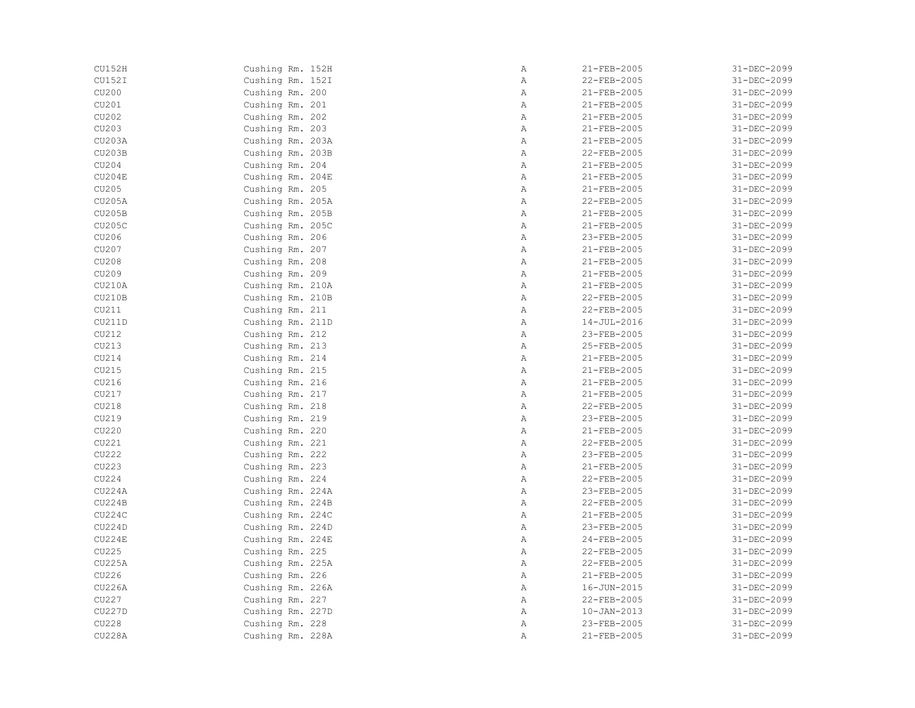| | | | | |
|---|---|---|---|---|
| CU152H | Cushing Rm. 152H | A | 21-FEB-2005 | 31-DEC-2099 |
| CU152I | Cushing Rm. 152I | A | 22-FEB-2005 | 31-DEC-2099 |
| CU200 | Cushing Rm. 200 | A | 21-FEB-2005 | 31-DEC-2099 |
| CU201 | Cushing Rm. 201 | A | 21-FEB-2005 | 31-DEC-2099 |
| CU202 | Cushing Rm. 202 | A | 21-FEB-2005 | 31-DEC-2099 |
| CU203 | Cushing Rm. 203 | A | 21-FEB-2005 | 31-DEC-2099 |
| CU203A | Cushing Rm. 203A | A | 21-FEB-2005 | 31-DEC-2099 |
| CU203B | Cushing Rm. 203B | A | 22-FEB-2005 | 31-DEC-2099 |
| CU204 | Cushing Rm. 204 | A | 21-FEB-2005 | 31-DEC-2099 |
| CU204E | Cushing Rm. 204E | A | 21-FEB-2005 | 31-DEC-2099 |
| CU205 | Cushing Rm. 205 | A | 21-FEB-2005 | 31-DEC-2099 |
| CU205A | Cushing Rm. 205A | A | 22-FEB-2005 | 31-DEC-2099 |
| CU205B | Cushing Rm. 205B | A | 21-FEB-2005 | 31-DEC-2099 |
| CU205C | Cushing Rm. 205C | A | 21-FEB-2005 | 31-DEC-2099 |
| CU206 | Cushing Rm. 206 | A | 23-FEB-2005 | 31-DEC-2099 |
| CU207 | Cushing Rm. 207 | A | 21-FEB-2005 | 31-DEC-2099 |
| CU208 | Cushing Rm. 208 | A | 21-FEB-2005 | 31-DEC-2099 |
| CU209 | Cushing Rm. 209 | A | 21-FEB-2005 | 31-DEC-2099 |
| CU210A | Cushing Rm. 210A | A | 21-FEB-2005 | 31-DEC-2099 |
| CU210B | Cushing Rm. 210B | A | 22-FEB-2005 | 31-DEC-2099 |
| CU211 | Cushing Rm. 211 | A | 22-FEB-2005 | 31-DEC-2099 |
| CU211D | Cushing Rm. 211D | A | 14-JUL-2016 | 31-DEC-2099 |
| CU212 | Cushing Rm. 212 | A | 23-FEB-2005 | 31-DEC-2099 |
| CU213 | Cushing Rm. 213 | A | 25-FEB-2005 | 31-DEC-2099 |
| CU214 | Cushing Rm. 214 | A | 21-FEB-2005 | 31-DEC-2099 |
| CU215 | Cushing Rm. 215 | A | 21-FEB-2005 | 31-DEC-2099 |
| CU216 | Cushing Rm. 216 | A | 21-FEB-2005 | 31-DEC-2099 |
| CU217 | Cushing Rm. 217 | A | 21-FEB-2005 | 31-DEC-2099 |
| CU218 | Cushing Rm. 218 | A | 22-FEB-2005 | 31-DEC-2099 |
| CU219 | Cushing Rm. 219 | A | 23-FEB-2005 | 31-DEC-2099 |
| CU220 | Cushing Rm. 220 | A | 21-FEB-2005 | 31-DEC-2099 |
| CU221 | Cushing Rm. 221 | A | 22-FEB-2005 | 31-DEC-2099 |
| CU222 | Cushing Rm. 222 | A | 23-FEB-2005 | 31-DEC-2099 |
| CU223 | Cushing Rm. 223 | A | 21-FEB-2005 | 31-DEC-2099 |
| CU224 | Cushing Rm. 224 | A | 22-FEB-2005 | 31-DEC-2099 |
| CU224A | Cushing Rm. 224A | A | 23-FEB-2005 | 31-DEC-2099 |
| CU224B | Cushing Rm. 224B | A | 22-FEB-2005 | 31-DEC-2099 |
| CU224C | Cushing Rm. 224C | A | 21-FEB-2005 | 31-DEC-2099 |
| CU224D | Cushing Rm. 224D | A | 23-FEB-2005 | 31-DEC-2099 |
| CU224E | Cushing Rm. 224E | A | 24-FEB-2005 | 31-DEC-2099 |
| CU225 | Cushing Rm. 225 | A | 22-FEB-2005 | 31-DEC-2099 |
| CU225A | Cushing Rm. 225A | A | 22-FEB-2005 | 31-DEC-2099 |
| CU226 | Cushing Rm. 226 | A | 21-FEB-2005 | 31-DEC-2099 |
| CU226A | Cushing Rm. 226A | A | 16-JUN-2015 | 31-DEC-2099 |
| CU227 | Cushing Rm. 227 | A | 22-FEB-2005 | 31-DEC-2099 |
| CU227D | Cushing Rm. 227D | A | 10-JAN-2013 | 31-DEC-2099 |
| CU228 | Cushing Rm. 228 | A | 23-FEB-2005 | 31-DEC-2099 |
| CU228A | Cushing Rm. 228A | A | 21-FEB-2005 | 31-DEC-2099 |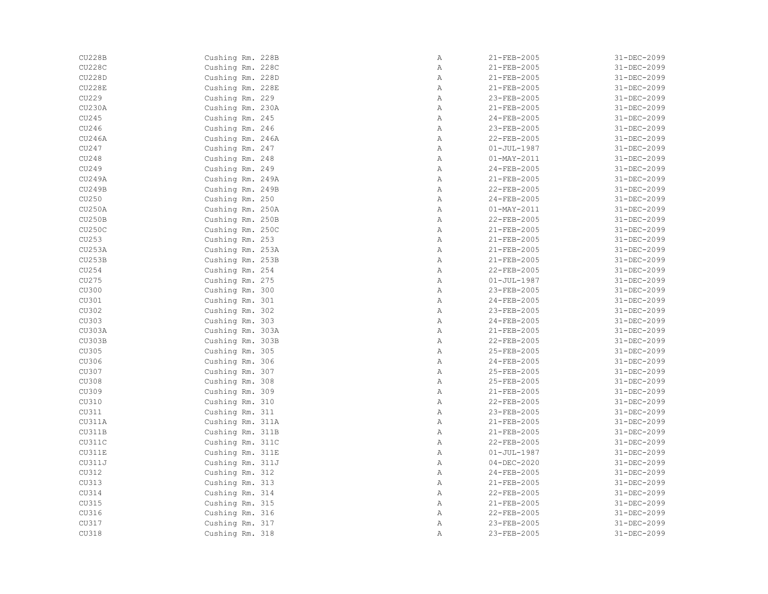| | | | | |
|---|---|---|---|---|
| CU228B | Cushing Rm. 228B | A | 21-FEB-2005 | 31-DEC-2099 |
| CU228C | Cushing Rm. 228C | A | 21-FEB-2005 | 31-DEC-2099 |
| CU228D | Cushing Rm. 228D | A | 21-FEB-2005 | 31-DEC-2099 |
| CU228E | Cushing Rm. 228E | A | 21-FEB-2005 | 31-DEC-2099 |
| CU229 | Cushing Rm. 229 | A | 23-FEB-2005 | 31-DEC-2099 |
| CU230A | Cushing Rm. 230A | A | 21-FEB-2005 | 31-DEC-2099 |
| CU245 | Cushing Rm. 245 | A | 24-FEB-2005 | 31-DEC-2099 |
| CU246 | Cushing Rm. 246 | A | 23-FEB-2005 | 31-DEC-2099 |
| CU246A | Cushing Rm. 246A | A | 22-FEB-2005 | 31-DEC-2099 |
| CU247 | Cushing Rm. 247 | A | 01-JUL-1987 | 31-DEC-2099 |
| CU248 | Cushing Rm. 248 | A | 01-MAY-2011 | 31-DEC-2099 |
| CU249 | Cushing Rm. 249 | A | 24-FEB-2005 | 31-DEC-2099 |
| CU249A | Cushing Rm. 249A | A | 21-FEB-2005 | 31-DEC-2099 |
| CU249B | Cushing Rm. 249B | A | 22-FEB-2005 | 31-DEC-2099 |
| CU250 | Cushing Rm. 250 | A | 24-FEB-2005 | 31-DEC-2099 |
| CU250A | Cushing Rm. 250A | A | 01-MAY-2011 | 31-DEC-2099 |
| CU250B | Cushing Rm. 250B | A | 22-FEB-2005 | 31-DEC-2099 |
| CU250C | Cushing Rm. 250C | A | 21-FEB-2005 | 31-DEC-2099 |
| CU253 | Cushing Rm. 253 | A | 21-FEB-2005 | 31-DEC-2099 |
| CU253A | Cushing Rm. 253A | A | 21-FEB-2005 | 31-DEC-2099 |
| CU253B | Cushing Rm. 253B | A | 21-FEB-2005 | 31-DEC-2099 |
| CU254 | Cushing Rm. 254 | A | 22-FEB-2005 | 31-DEC-2099 |
| CU275 | Cushing Rm. 275 | A | 01-JUL-1987 | 31-DEC-2099 |
| CU300 | Cushing Rm. 300 | A | 23-FEB-2005 | 31-DEC-2099 |
| CU301 | Cushing Rm. 301 | A | 24-FEB-2005 | 31-DEC-2099 |
| CU302 | Cushing Rm. 302 | A | 23-FEB-2005 | 31-DEC-2099 |
| CU303 | Cushing Rm. 303 | A | 24-FEB-2005 | 31-DEC-2099 |
| CU303A | Cushing Rm. 303A | A | 21-FEB-2005 | 31-DEC-2099 |
| CU303B | Cushing Rm. 303B | A | 22-FEB-2005 | 31-DEC-2099 |
| CU305 | Cushing Rm. 305 | A | 25-FEB-2005 | 31-DEC-2099 |
| CU306 | Cushing Rm. 306 | A | 24-FEB-2005 | 31-DEC-2099 |
| CU307 | Cushing Rm. 307 | A | 25-FEB-2005 | 31-DEC-2099 |
| CU308 | Cushing Rm. 308 | A | 25-FEB-2005 | 31-DEC-2099 |
| CU309 | Cushing Rm. 309 | A | 21-FEB-2005 | 31-DEC-2099 |
| CU310 | Cushing Rm. 310 | A | 22-FEB-2005 | 31-DEC-2099 |
| CU311 | Cushing Rm. 311 | A | 23-FEB-2005 | 31-DEC-2099 |
| CU311A | Cushing Rm. 311A | A | 21-FEB-2005 | 31-DEC-2099 |
| CU311B | Cushing Rm. 311B | A | 21-FEB-2005 | 31-DEC-2099 |
| CU311C | Cushing Rm. 311C | A | 22-FEB-2005 | 31-DEC-2099 |
| CU311E | Cushing Rm. 311E | A | 01-JUL-1987 | 31-DEC-2099 |
| CU311J | Cushing Rm. 311J | A | 04-DEC-2020 | 31-DEC-2099 |
| CU312 | Cushing Rm. 312 | A | 24-FEB-2005 | 31-DEC-2099 |
| CU313 | Cushing Rm. 313 | A | 21-FEB-2005 | 31-DEC-2099 |
| CU314 | Cushing Rm. 314 | A | 22-FEB-2005 | 31-DEC-2099 |
| CU315 | Cushing Rm. 315 | A | 21-FEB-2005 | 31-DEC-2099 |
| CU316 | Cushing Rm. 316 | A | 22-FEB-2005 | 31-DEC-2099 |
| CU317 | Cushing Rm. 317 | A | 23-FEB-2005 | 31-DEC-2099 |
| CU318 | Cushing Rm. 318 | A | 23-FEB-2005 | 31-DEC-2099 |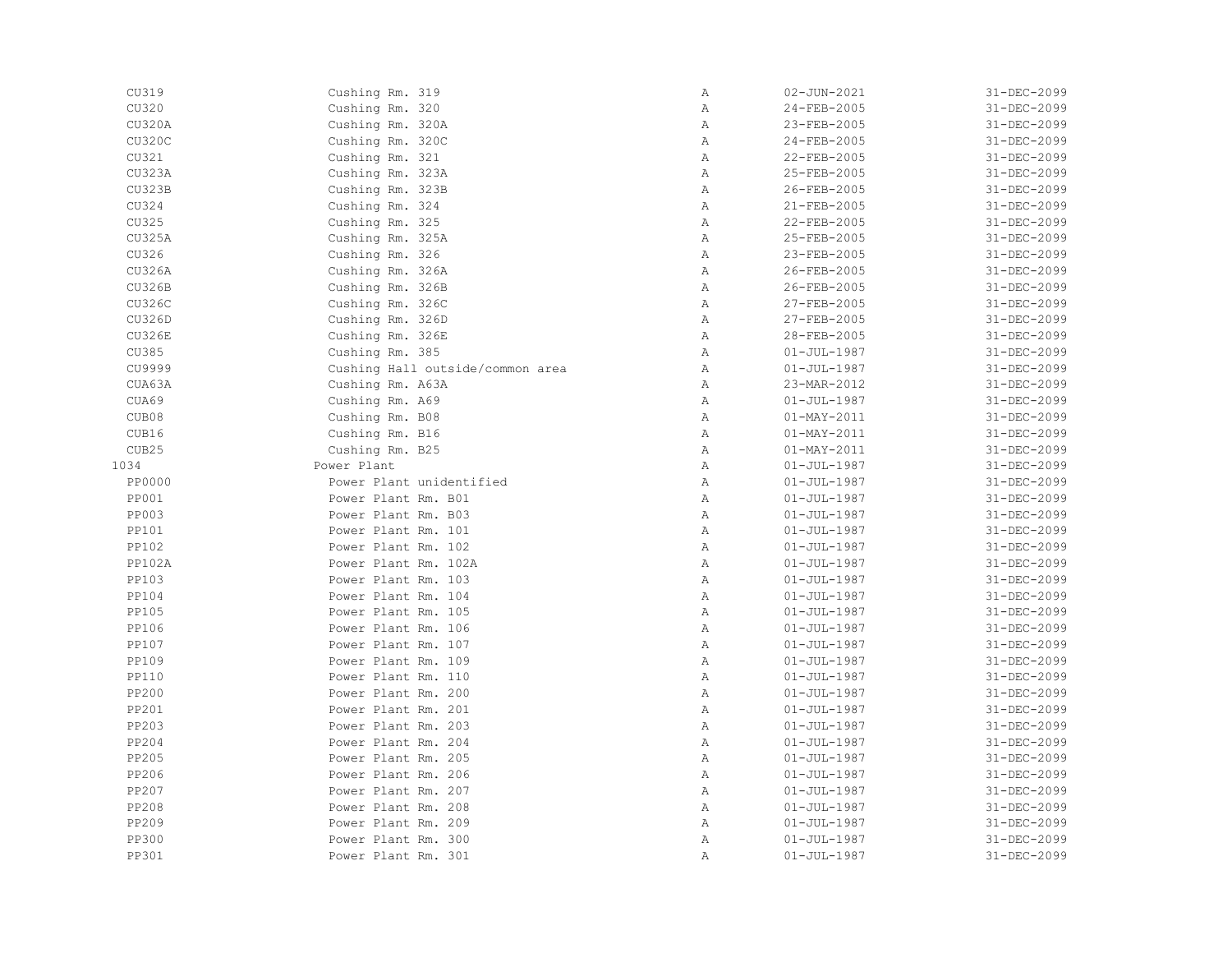| | | | | |
|---|---|---|---|---|
| CU319 | Cushing Rm. 319 | A | 02-JUN-2021 | 31-DEC-2099 |
| CU320 | Cushing Rm. 320 | A | 24-FEB-2005 | 31-DEC-2099 |
| CU320A | Cushing Rm. 320A | A | 23-FEB-2005 | 31-DEC-2099 |
| CU320C | Cushing Rm. 320C | A | 24-FEB-2005 | 31-DEC-2099 |
| CU321 | Cushing Rm. 321 | A | 22-FEB-2005 | 31-DEC-2099 |
| CU323A | Cushing Rm. 323A | A | 25-FEB-2005 | 31-DEC-2099 |
| CU323B | Cushing Rm. 323B | A | 26-FEB-2005 | 31-DEC-2099 |
| CU324 | Cushing Rm. 324 | A | 21-FEB-2005 | 31-DEC-2099 |
| CU325 | Cushing Rm. 325 | A | 22-FEB-2005 | 31-DEC-2099 |
| CU325A | Cushing Rm. 325A | A | 25-FEB-2005 | 31-DEC-2099 |
| CU326 | Cushing Rm. 326 | A | 23-FEB-2005 | 31-DEC-2099 |
| CU326A | Cushing Rm. 326A | A | 26-FEB-2005 | 31-DEC-2099 |
| CU326B | Cushing Rm. 326B | A | 26-FEB-2005 | 31-DEC-2099 |
| CU326C | Cushing Rm. 326C | A | 27-FEB-2005 | 31-DEC-2099 |
| CU326D | Cushing Rm. 326D | A | 27-FEB-2005 | 31-DEC-2099 |
| CU326E | Cushing Rm. 326E | A | 28-FEB-2005 | 31-DEC-2099 |
| CU385 | Cushing Rm. 385 | A | 01-JUL-1987 | 31-DEC-2099 |
| CU9999 | Cushing Hall outside/common area | A | 01-JUL-1987 | 31-DEC-2099 |
| CUA63A | Cushing Rm. A63A | A | 23-MAR-2012 | 31-DEC-2099 |
| CUA69 | Cushing Rm. A69 | A | 01-JUL-1987 | 31-DEC-2099 |
| CUB08 | Cushing Rm. B08 | A | 01-MAY-2011 | 31-DEC-2099 |
| CUB16 | Cushing Rm. B16 | A | 01-MAY-2011 | 31-DEC-2099 |
| CUB25 | Cushing Rm. B25 | A | 01-MAY-2011 | 31-DEC-2099 |
| 1034 | Power Plant | A | 01-JUL-1987 | 31-DEC-2099 |
| PP0000 | Power Plant unidentified | A | 01-JUL-1987 | 31-DEC-2099 |
| PP001 | Power Plant Rm. B01 | A | 01-JUL-1987 | 31-DEC-2099 |
| PP003 | Power Plant Rm. B03 | A | 01-JUL-1987 | 31-DEC-2099 |
| PP101 | Power Plant Rm. 101 | A | 01-JUL-1987 | 31-DEC-2099 |
| PP102 | Power Plant Rm. 102 | A | 01-JUL-1987 | 31-DEC-2099 |
| PP102A | Power Plant Rm. 102A | A | 01-JUL-1987 | 31-DEC-2099 |
| PP103 | Power Plant Rm. 103 | A | 01-JUL-1987 | 31-DEC-2099 |
| PP104 | Power Plant Rm. 104 | A | 01-JUL-1987 | 31-DEC-2099 |
| PP105 | Power Plant Rm. 105 | A | 01-JUL-1987 | 31-DEC-2099 |
| PP106 | Power Plant Rm. 106 | A | 01-JUL-1987 | 31-DEC-2099 |
| PP107 | Power Plant Rm. 107 | A | 01-JUL-1987 | 31-DEC-2099 |
| PP109 | Power Plant Rm. 109 | A | 01-JUL-1987 | 31-DEC-2099 |
| PP110 | Power Plant Rm. 110 | A | 01-JUL-1987 | 31-DEC-2099 |
| PP200 | Power Plant Rm. 200 | A | 01-JUL-1987 | 31-DEC-2099 |
| PP201 | Power Plant Rm. 201 | A | 01-JUL-1987 | 31-DEC-2099 |
| PP203 | Power Plant Rm. 203 | A | 01-JUL-1987 | 31-DEC-2099 |
| PP204 | Power Plant Rm. 204 | A | 01-JUL-1987 | 31-DEC-2099 |
| PP205 | Power Plant Rm. 205 | A | 01-JUL-1987 | 31-DEC-2099 |
| PP206 | Power Plant Rm. 206 | A | 01-JUL-1987 | 31-DEC-2099 |
| PP207 | Power Plant Rm. 207 | A | 01-JUL-1987 | 31-DEC-2099 |
| PP208 | Power Plant Rm. 208 | A | 01-JUL-1987 | 31-DEC-2099 |
| PP209 | Power Plant Rm. 209 | A | 01-JUL-1987 | 31-DEC-2099 |
| PP300 | Power Plant Rm. 300 | A | 01-JUL-1987 | 31-DEC-2099 |
| PP301 | Power Plant Rm. 301 | A | 01-JUL-1987 | 31-DEC-2099 |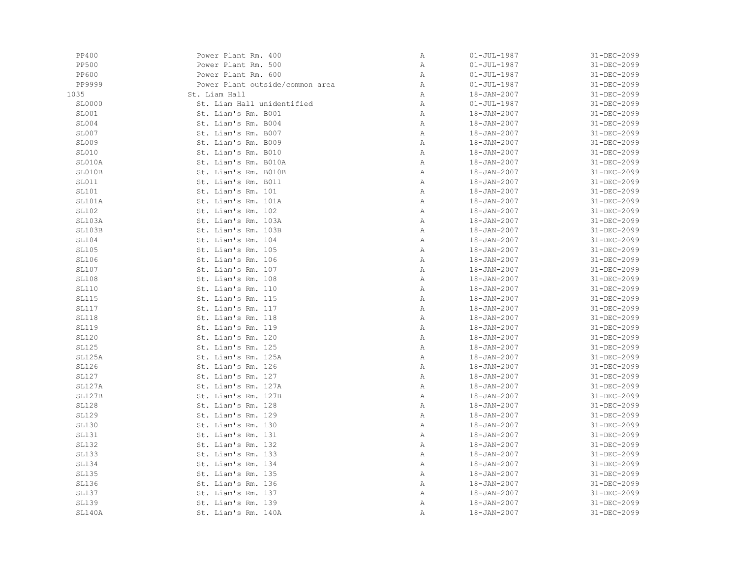| | | | | |
|---|---|---|---|---|
| PP400 | Power Plant Rm. 400 | A | 01-JUL-1987 | 31-DEC-2099 |
| PP500 | Power Plant Rm. 500 | A | 01-JUL-1987 | 31-DEC-2099 |
| PP600 | Power Plant Rm. 600 | A | 01-JUL-1987 | 31-DEC-2099 |
| PP9999 | Power Plant outside/common area | A | 01-JUL-1987 | 31-DEC-2099 |
| 1035 | St. Liam Hall | A | 18-JAN-2007 | 31-DEC-2099 |
| SL0000 | St. Liam Hall unidentified | A | 01-JUL-1987 | 31-DEC-2099 |
| SL001 | St. Liam's Rm. B001 | A | 18-JAN-2007 | 31-DEC-2099 |
| SL004 | St. Liam's Rm. B004 | A | 18-JAN-2007 | 31-DEC-2099 |
| SL007 | St. Liam's Rm. B007 | A | 18-JAN-2007 | 31-DEC-2099 |
| SL009 | St. Liam's Rm. B009 | A | 18-JAN-2007 | 31-DEC-2099 |
| SL010 | St. Liam's Rm. B010 | A | 18-JAN-2007 | 31-DEC-2099 |
| SL010A | St. Liam's Rm. B010A | A | 18-JAN-2007 | 31-DEC-2099 |
| SL010B | St. Liam's Rm. B010B | A | 18-JAN-2007 | 31-DEC-2099 |
| SL011 | St. Liam's Rm. B011 | A | 18-JAN-2007 | 31-DEC-2099 |
| SL101 | St. Liam's Rm. 101 | A | 18-JAN-2007 | 31-DEC-2099 |
| SL101A | St. Liam's Rm. 101A | A | 18-JAN-2007 | 31-DEC-2099 |
| SL102 | St. Liam's Rm. 102 | A | 18-JAN-2007 | 31-DEC-2099 |
| SL103A | St. Liam's Rm. 103A | A | 18-JAN-2007 | 31-DEC-2099 |
| SL103B | St. Liam's Rm. 103B | A | 18-JAN-2007 | 31-DEC-2099 |
| SL104 | St. Liam's Rm. 104 | A | 18-JAN-2007 | 31-DEC-2099 |
| SL105 | St. Liam's Rm. 105 | A | 18-JAN-2007 | 31-DEC-2099 |
| SL106 | St. Liam's Rm. 106 | A | 18-JAN-2007 | 31-DEC-2099 |
| SL107 | St. Liam's Rm. 107 | A | 18-JAN-2007 | 31-DEC-2099 |
| SL108 | St. Liam's Rm. 108 | A | 18-JAN-2007 | 31-DEC-2099 |
| SL110 | St. Liam's Rm. 110 | A | 18-JAN-2007 | 31-DEC-2099 |
| SL115 | St. Liam's Rm. 115 | A | 18-JAN-2007 | 31-DEC-2099 |
| SL117 | St. Liam's Rm. 117 | A | 18-JAN-2007 | 31-DEC-2099 |
| SL118 | St. Liam's Rm. 118 | A | 18-JAN-2007 | 31-DEC-2099 |
| SL119 | St. Liam's Rm. 119 | A | 18-JAN-2007 | 31-DEC-2099 |
| SL120 | St. Liam's Rm. 120 | A | 18-JAN-2007 | 31-DEC-2099 |
| SL125 | St. Liam's Rm. 125 | A | 18-JAN-2007 | 31-DEC-2099 |
| SL125A | St. Liam's Rm. 125A | A | 18-JAN-2007 | 31-DEC-2099 |
| SL126 | St. Liam's Rm. 126 | A | 18-JAN-2007 | 31-DEC-2099 |
| SL127 | St. Liam's Rm. 127 | A | 18-JAN-2007 | 31-DEC-2099 |
| SL127A | St. Liam's Rm. 127A | A | 18-JAN-2007 | 31-DEC-2099 |
| SL127B | St. Liam's Rm. 127B | A | 18-JAN-2007 | 31-DEC-2099 |
| SL128 | St. Liam's Rm. 128 | A | 18-JAN-2007 | 31-DEC-2099 |
| SL129 | St. Liam's Rm. 129 | A | 18-JAN-2007 | 31-DEC-2099 |
| SL130 | St. Liam's Rm. 130 | A | 18-JAN-2007 | 31-DEC-2099 |
| SL131 | St. Liam's Rm. 131 | A | 18-JAN-2007 | 31-DEC-2099 |
| SL132 | St. Liam's Rm. 132 | A | 18-JAN-2007 | 31-DEC-2099 |
| SL133 | St. Liam's Rm. 133 | A | 18-JAN-2007 | 31-DEC-2099 |
| SL134 | St. Liam's Rm. 134 | A | 18-JAN-2007 | 31-DEC-2099 |
| SL135 | St. Liam's Rm. 135 | A | 18-JAN-2007 | 31-DEC-2099 |
| SL136 | St. Liam's Rm. 136 | A | 18-JAN-2007 | 31-DEC-2099 |
| SL137 | St. Liam's Rm. 137 | A | 18-JAN-2007 | 31-DEC-2099 |
| SL139 | St. Liam's Rm. 139 | A | 18-JAN-2007 | 31-DEC-2099 |
| SL140A | St. Liam's Rm. 140A | A | 18-JAN-2007 | 31-DEC-2099 |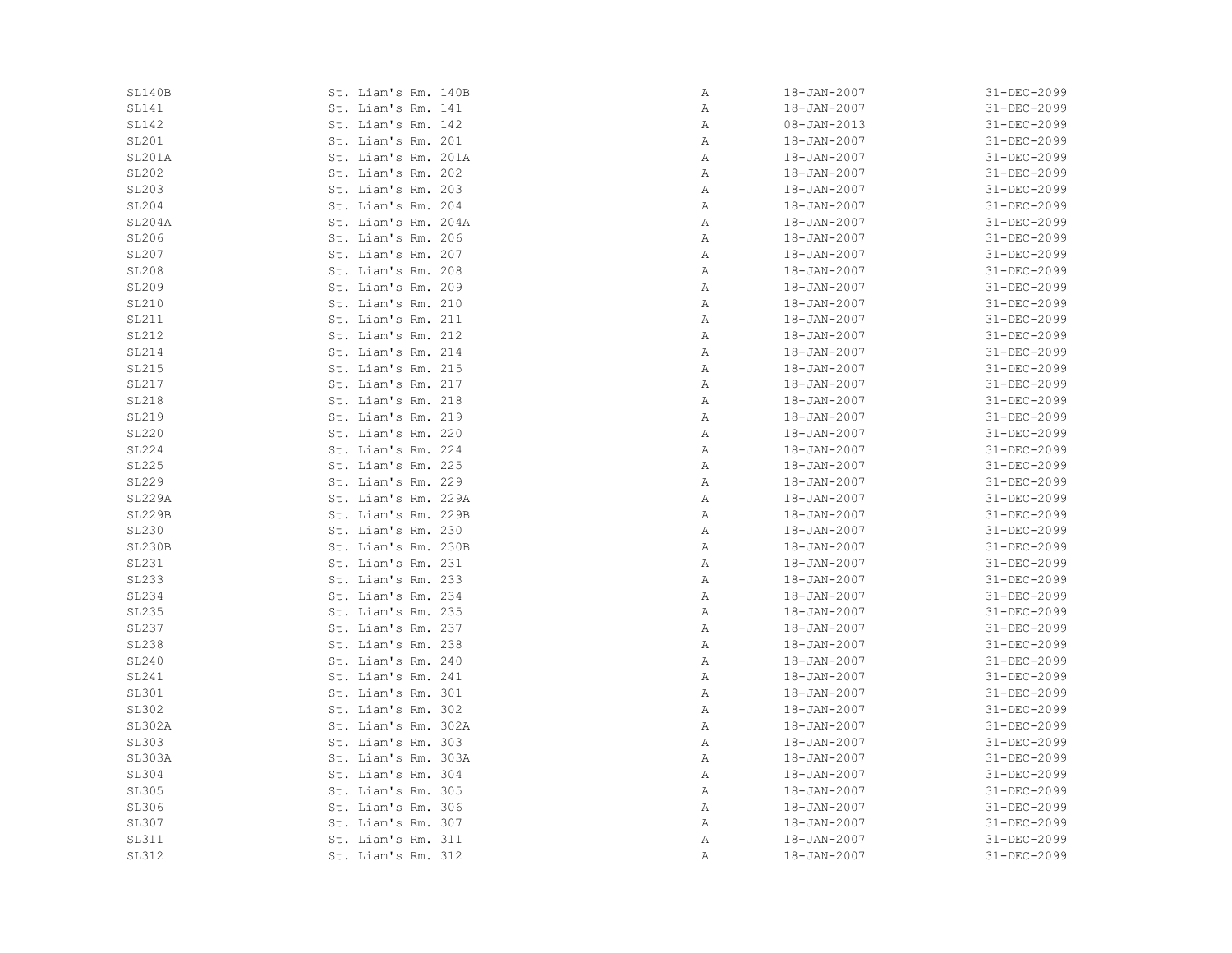| | | | | |
|---|---|---|---|---|
| SL140B | St. Liam's Rm. 140B | A | 18-JAN-2007 | 31-DEC-2099 |
| SL141 | St. Liam's Rm. 141 | A | 18-JAN-2007 | 31-DEC-2099 |
| SL142 | St. Liam's Rm. 142 | A | 08-JAN-2013 | 31-DEC-2099 |
| SL201 | St. Liam's Rm. 201 | A | 18-JAN-2007 | 31-DEC-2099 |
| SL201A | St. Liam's Rm. 201A | A | 18-JAN-2007 | 31-DEC-2099 |
| SL202 | St. Liam's Rm. 202 | A | 18-JAN-2007 | 31-DEC-2099 |
| SL203 | St. Liam's Rm. 203 | A | 18-JAN-2007 | 31-DEC-2099 |
| SL204 | St. Liam's Rm. 204 | A | 18-JAN-2007 | 31-DEC-2099 |
| SL204A | St. Liam's Rm. 204A | A | 18-JAN-2007 | 31-DEC-2099 |
| SL206 | St. Liam's Rm. 206 | A | 18-JAN-2007 | 31-DEC-2099 |
| SL207 | St. Liam's Rm. 207 | A | 18-JAN-2007 | 31-DEC-2099 |
| SL208 | St. Liam's Rm. 208 | A | 18-JAN-2007 | 31-DEC-2099 |
| SL209 | St. Liam's Rm. 209 | A | 18-JAN-2007 | 31-DEC-2099 |
| SL210 | St. Liam's Rm. 210 | A | 18-JAN-2007 | 31-DEC-2099 |
| SL211 | St. Liam's Rm. 211 | A | 18-JAN-2007 | 31-DEC-2099 |
| SL212 | St. Liam's Rm. 212 | A | 18-JAN-2007 | 31-DEC-2099 |
| SL214 | St. Liam's Rm. 214 | A | 18-JAN-2007 | 31-DEC-2099 |
| SL215 | St. Liam's Rm. 215 | A | 18-JAN-2007 | 31-DEC-2099 |
| SL217 | St. Liam's Rm. 217 | A | 18-JAN-2007 | 31-DEC-2099 |
| SL218 | St. Liam's Rm. 218 | A | 18-JAN-2007 | 31-DEC-2099 |
| SL219 | St. Liam's Rm. 219 | A | 18-JAN-2007 | 31-DEC-2099 |
| SL220 | St. Liam's Rm. 220 | A | 18-JAN-2007 | 31-DEC-2099 |
| SL224 | St. Liam's Rm. 224 | A | 18-JAN-2007 | 31-DEC-2099 |
| SL225 | St. Liam's Rm. 225 | A | 18-JAN-2007 | 31-DEC-2099 |
| SL229 | St. Liam's Rm. 229 | A | 18-JAN-2007 | 31-DEC-2099 |
| SL229A | St. Liam's Rm. 229A | A | 18-JAN-2007 | 31-DEC-2099 |
| SL229B | St. Liam's Rm. 229B | A | 18-JAN-2007 | 31-DEC-2099 |
| SL230 | St. Liam's Rm. 230 | A | 18-JAN-2007 | 31-DEC-2099 |
| SL230B | St. Liam's Rm. 230B | A | 18-JAN-2007 | 31-DEC-2099 |
| SL231 | St. Liam's Rm. 231 | A | 18-JAN-2007 | 31-DEC-2099 |
| SL233 | St. Liam's Rm. 233 | A | 18-JAN-2007 | 31-DEC-2099 |
| SL234 | St. Liam's Rm. 234 | A | 18-JAN-2007 | 31-DEC-2099 |
| SL235 | St. Liam's Rm. 235 | A | 18-JAN-2007 | 31-DEC-2099 |
| SL237 | St. Liam's Rm. 237 | A | 18-JAN-2007 | 31-DEC-2099 |
| SL238 | St. Liam's Rm. 238 | A | 18-JAN-2007 | 31-DEC-2099 |
| SL240 | St. Liam's Rm. 240 | A | 18-JAN-2007 | 31-DEC-2099 |
| SL241 | St. Liam's Rm. 241 | A | 18-JAN-2007 | 31-DEC-2099 |
| SL301 | St. Liam's Rm. 301 | A | 18-JAN-2007 | 31-DEC-2099 |
| SL302 | St. Liam's Rm. 302 | A | 18-JAN-2007 | 31-DEC-2099 |
| SL302A | St. Liam's Rm. 302A | A | 18-JAN-2007 | 31-DEC-2099 |
| SL303 | St. Liam's Rm. 303 | A | 18-JAN-2007 | 31-DEC-2099 |
| SL303A | St. Liam's Rm. 303A | A | 18-JAN-2007 | 31-DEC-2099 |
| SL304 | St. Liam's Rm. 304 | A | 18-JAN-2007 | 31-DEC-2099 |
| SL305 | St. Liam's Rm. 305 | A | 18-JAN-2007 | 31-DEC-2099 |
| SL306 | St. Liam's Rm. 306 | A | 18-JAN-2007 | 31-DEC-2099 |
| SL307 | St. Liam's Rm. 307 | A | 18-JAN-2007 | 31-DEC-2099 |
| SL311 | St. Liam's Rm. 311 | A | 18-JAN-2007 | 31-DEC-2099 |
| SL312 | St. Liam's Rm. 312 | A | 18-JAN-2007 | 31-DEC-2099 |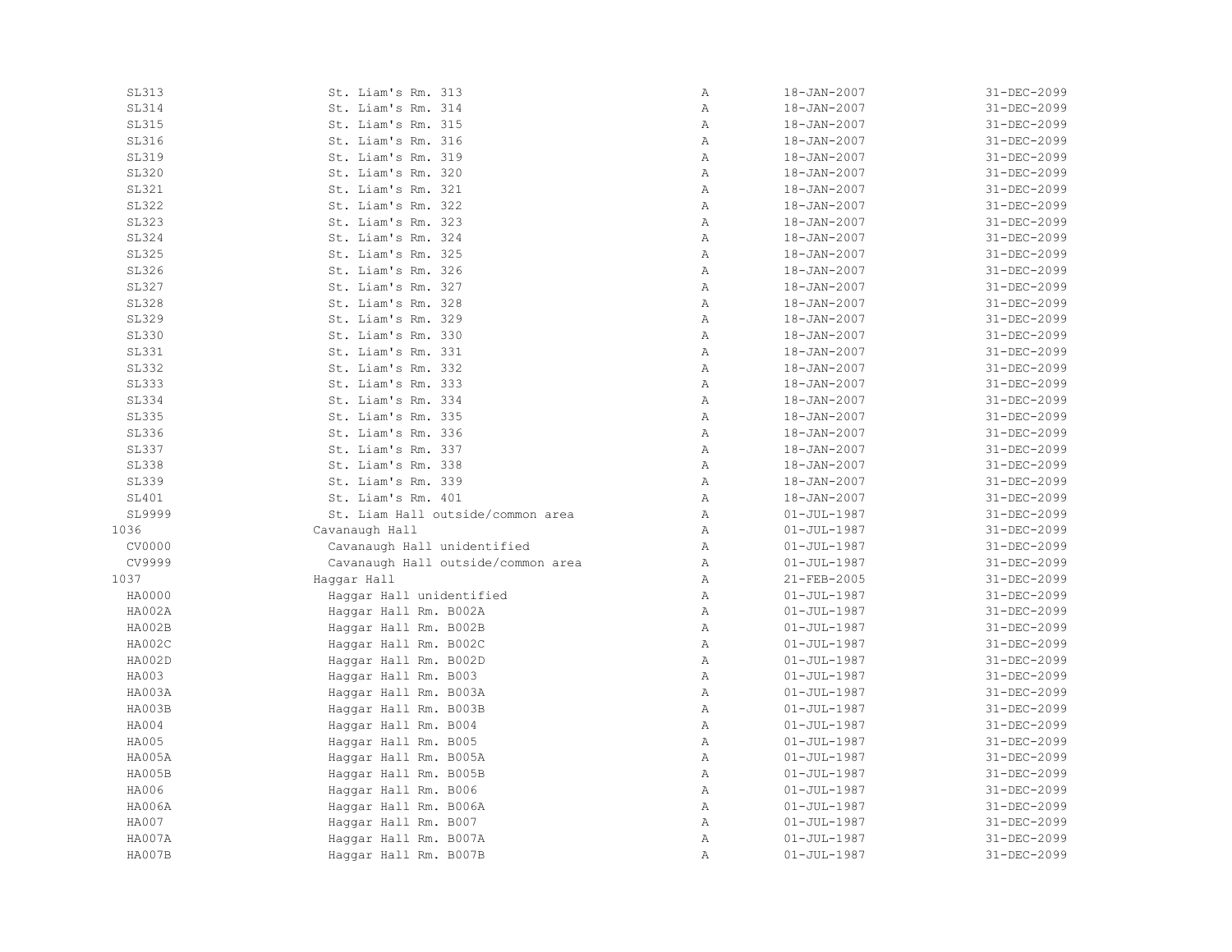| | | | | |
|---|---|---|---|---|
| SL313 | St. Liam's Rm. 313 | A | 18-JAN-2007 | 31-DEC-2099 |
| SL314 | St. Liam's Rm. 314 | A | 18-JAN-2007 | 31-DEC-2099 |
| SL315 | St. Liam's Rm. 315 | A | 18-JAN-2007 | 31-DEC-2099 |
| SL316 | St. Liam's Rm. 316 | A | 18-JAN-2007 | 31-DEC-2099 |
| SL319 | St. Liam's Rm. 319 | A | 18-JAN-2007 | 31-DEC-2099 |
| SL320 | St. Liam's Rm. 320 | A | 18-JAN-2007 | 31-DEC-2099 |
| SL321 | St. Liam's Rm. 321 | A | 18-JAN-2007 | 31-DEC-2099 |
| SL322 | St. Liam's Rm. 322 | A | 18-JAN-2007 | 31-DEC-2099 |
| SL323 | St. Liam's Rm. 323 | A | 18-JAN-2007 | 31-DEC-2099 |
| SL324 | St. Liam's Rm. 324 | A | 18-JAN-2007 | 31-DEC-2099 |
| SL325 | St. Liam's Rm. 325 | A | 18-JAN-2007 | 31-DEC-2099 |
| SL326 | St. Liam's Rm. 326 | A | 18-JAN-2007 | 31-DEC-2099 |
| SL327 | St. Liam's Rm. 327 | A | 18-JAN-2007 | 31-DEC-2099 |
| SL328 | St. Liam's Rm. 328 | A | 18-JAN-2007 | 31-DEC-2099 |
| SL329 | St. Liam's Rm. 329 | A | 18-JAN-2007 | 31-DEC-2099 |
| SL330 | St. Liam's Rm. 330 | A | 18-JAN-2007 | 31-DEC-2099 |
| SL331 | St. Liam's Rm. 331 | A | 18-JAN-2007 | 31-DEC-2099 |
| SL332 | St. Liam's Rm. 332 | A | 18-JAN-2007 | 31-DEC-2099 |
| SL333 | St. Liam's Rm. 333 | A | 18-JAN-2007 | 31-DEC-2099 |
| SL334 | St. Liam's Rm. 334 | A | 18-JAN-2007 | 31-DEC-2099 |
| SL335 | St. Liam's Rm. 335 | A | 18-JAN-2007 | 31-DEC-2099 |
| SL336 | St. Liam's Rm. 336 | A | 18-JAN-2007 | 31-DEC-2099 |
| SL337 | St. Liam's Rm. 337 | A | 18-JAN-2007 | 31-DEC-2099 |
| SL338 | St. Liam's Rm. 338 | A | 18-JAN-2007 | 31-DEC-2099 |
| SL339 | St. Liam's Rm. 339 | A | 18-JAN-2007 | 31-DEC-2099 |
| SL401 | St. Liam's Rm. 401 | A | 18-JAN-2007 | 31-DEC-2099 |
| SL9999 | St. Liam Hall outside/common area | A | 01-JUL-1987 | 31-DEC-2099 |
| 1036 | Cavanaugh Hall | A | 01-JUL-1987 | 31-DEC-2099 |
| CV0000 | Cavanaugh Hall unidentified | A | 01-JUL-1987 | 31-DEC-2099 |
| CV9999 | Cavanaugh Hall outside/common area | A | 01-JUL-1987 | 31-DEC-2099 |
| 1037 | Haggar Hall | A | 21-FEB-2005 | 31-DEC-2099 |
| HA0000 | Haggar Hall unidentified | A | 01-JUL-1987 | 31-DEC-2099 |
| HA002A | Haggar Hall Rm. B002A | A | 01-JUL-1987 | 31-DEC-2099 |
| HA002B | Haggar Hall Rm. B002B | A | 01-JUL-1987 | 31-DEC-2099 |
| HA002C | Haggar Hall Rm. B002C | A | 01-JUL-1987 | 31-DEC-2099 |
| HA002D | Haggar Hall Rm. B002D | A | 01-JUL-1987 | 31-DEC-2099 |
| HA003 | Haggar Hall Rm. B003 | A | 01-JUL-1987 | 31-DEC-2099 |
| HA003A | Haggar Hall Rm. B003A | A | 01-JUL-1987 | 31-DEC-2099 |
| HA003B | Haggar Hall Rm. B003B | A | 01-JUL-1987 | 31-DEC-2099 |
| HA004 | Haggar Hall Rm. B004 | A | 01-JUL-1987 | 31-DEC-2099 |
| HA005 | Haggar Hall Rm. B005 | A | 01-JUL-1987 | 31-DEC-2099 |
| HA005A | Haggar Hall Rm. B005A | A | 01-JUL-1987 | 31-DEC-2099 |
| HA005B | Haggar Hall Rm. B005B | A | 01-JUL-1987 | 31-DEC-2099 |
| HA006 | Haggar Hall Rm. B006 | A | 01-JUL-1987 | 31-DEC-2099 |
| HA006A | Haggar Hall Rm. B006A | A | 01-JUL-1987 | 31-DEC-2099 |
| HA007 | Haggar Hall Rm. B007 | A | 01-JUL-1987 | 31-DEC-2099 |
| HA007A | Haggar Hall Rm. B007A | A | 01-JUL-1987 | 31-DEC-2099 |
| HA007B | Haggar Hall Rm. B007B | A | 01-JUL-1987 | 31-DEC-2099 |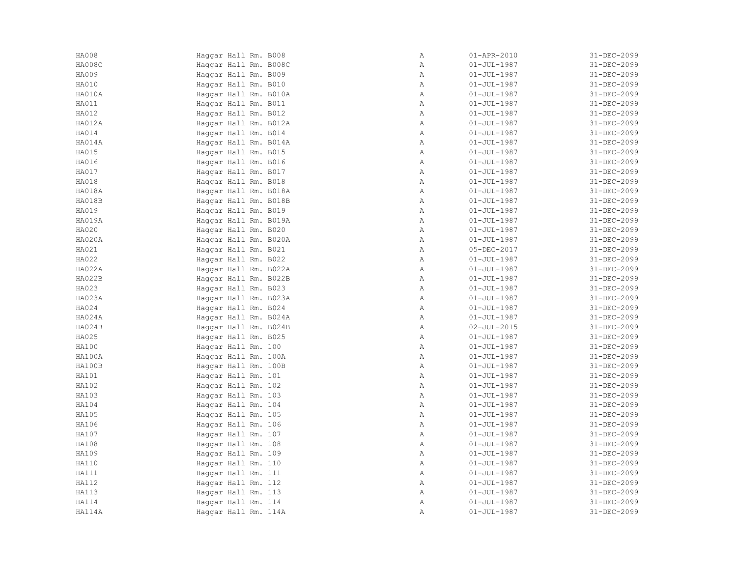| | | | | |
|---|---|---|---|---|
| HA008 | Haggar Hall Rm. B008 | A | 01-APR-2010 | 31-DEC-2099 |
| HA008C | Haggar Hall Rm. B008C | A | 01-JUL-1987 | 31-DEC-2099 |
| HA009 | Haggar Hall Rm. B009 | A | 01-JUL-1987 | 31-DEC-2099 |
| HA010 | Haggar Hall Rm. B010 | A | 01-JUL-1987 | 31-DEC-2099 |
| HA010A | Haggar Hall Rm. B010A | A | 01-JUL-1987 | 31-DEC-2099 |
| HA011 | Haggar Hall Rm. B011 | A | 01-JUL-1987 | 31-DEC-2099 |
| HA012 | Haggar Hall Rm. B012 | A | 01-JUL-1987 | 31-DEC-2099 |
| HA012A | Haggar Hall Rm. B012A | A | 01-JUL-1987 | 31-DEC-2099 |
| HA014 | Haggar Hall Rm. B014 | A | 01-JUL-1987 | 31-DEC-2099 |
| HA014A | Haggar Hall Rm. B014A | A | 01-JUL-1987 | 31-DEC-2099 |
| HA015 | Haggar Hall Rm. B015 | A | 01-JUL-1987 | 31-DEC-2099 |
| HA016 | Haggar Hall Rm. B016 | A | 01-JUL-1987 | 31-DEC-2099 |
| HA017 | Haggar Hall Rm. B017 | A | 01-JUL-1987 | 31-DEC-2099 |
| HA018 | Haggar Hall Rm. B018 | A | 01-JUL-1987 | 31-DEC-2099 |
| HA018A | Haggar Hall Rm. B018A | A | 01-JUL-1987 | 31-DEC-2099 |
| HA018B | Haggar Hall Rm. B018B | A | 01-JUL-1987 | 31-DEC-2099 |
| HA019 | Haggar Hall Rm. B019 | A | 01-JUL-1987 | 31-DEC-2099 |
| HA019A | Haggar Hall Rm. B019A | A | 01-JUL-1987 | 31-DEC-2099 |
| HA020 | Haggar Hall Rm. B020 | A | 01-JUL-1987 | 31-DEC-2099 |
| HA020A | Haggar Hall Rm. B020A | A | 01-JUL-1987 | 31-DEC-2099 |
| HA021 | Haggar Hall Rm. B021 | A | 05-DEC-2017 | 31-DEC-2099 |
| HA022 | Haggar Hall Rm. B022 | A | 01-JUL-1987 | 31-DEC-2099 |
| HA022A | Haggar Hall Rm. B022A | A | 01-JUL-1987 | 31-DEC-2099 |
| HA022B | Haggar Hall Rm. B022B | A | 01-JUL-1987 | 31-DEC-2099 |
| HA023 | Haggar Hall Rm. B023 | A | 01-JUL-1987 | 31-DEC-2099 |
| HA023A | Haggar Hall Rm. B023A | A | 01-JUL-1987 | 31-DEC-2099 |
| HA024 | Haggar Hall Rm. B024 | A | 01-JUL-1987 | 31-DEC-2099 |
| HA024A | Haggar Hall Rm. B024A | A | 01-JUL-1987 | 31-DEC-2099 |
| HA024B | Haggar Hall Rm. B024B | A | 02-JUL-2015 | 31-DEC-2099 |
| HA025 | Haggar Hall Rm. B025 | A | 01-JUL-1987 | 31-DEC-2099 |
| HA100 | Haggar Hall Rm. 100 | A | 01-JUL-1987 | 31-DEC-2099 |
| HA100A | Haggar Hall Rm. 100A | A | 01-JUL-1987 | 31-DEC-2099 |
| HA100B | Haggar Hall Rm. 100B | A | 01-JUL-1987 | 31-DEC-2099 |
| HA101 | Haggar Hall Rm. 101 | A | 01-JUL-1987 | 31-DEC-2099 |
| HA102 | Haggar Hall Rm. 102 | A | 01-JUL-1987 | 31-DEC-2099 |
| HA103 | Haggar Hall Rm. 103 | A | 01-JUL-1987 | 31-DEC-2099 |
| HA104 | Haggar Hall Rm. 104 | A | 01-JUL-1987 | 31-DEC-2099 |
| HA105 | Haggar Hall Rm. 105 | A | 01-JUL-1987 | 31-DEC-2099 |
| HA106 | Haggar Hall Rm. 106 | A | 01-JUL-1987 | 31-DEC-2099 |
| HA107 | Haggar Hall Rm. 107 | A | 01-JUL-1987 | 31-DEC-2099 |
| HA108 | Haggar Hall Rm. 108 | A | 01-JUL-1987 | 31-DEC-2099 |
| HA109 | Haggar Hall Rm. 109 | A | 01-JUL-1987 | 31-DEC-2099 |
| HA110 | Haggar Hall Rm. 110 | A | 01-JUL-1987 | 31-DEC-2099 |
| HA111 | Haggar Hall Rm. 111 | A | 01-JUL-1987 | 31-DEC-2099 |
| HA112 | Haggar Hall Rm. 112 | A | 01-JUL-1987 | 31-DEC-2099 |
| HA113 | Haggar Hall Rm. 113 | A | 01-JUL-1987 | 31-DEC-2099 |
| HA114 | Haggar Hall Rm. 114 | A | 01-JUL-1987 | 31-DEC-2099 |
| HA114A | Haggar Hall Rm. 114A | A | 01-JUL-1987 | 31-DEC-2099 |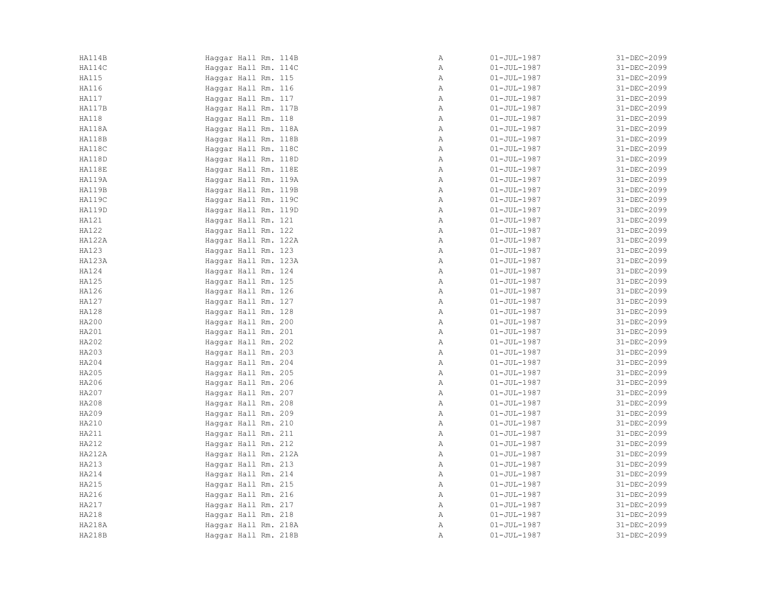| | | | | |
|---|---|---|---|---|
| HA114B | Haggar Hall Rm. 114B | A | 01-JUL-1987 | 31-DEC-2099 |
| HA114C | Haggar Hall Rm. 114C | A | 01-JUL-1987 | 31-DEC-2099 |
| HA115 | Haggar Hall Rm. 115 | A | 01-JUL-1987 | 31-DEC-2099 |
| HA116 | Haggar Hall Rm. 116 | A | 01-JUL-1987 | 31-DEC-2099 |
| HA117 | Haggar Hall Rm. 117 | A | 01-JUL-1987 | 31-DEC-2099 |
| HA117B | Haggar Hall Rm. 117B | A | 01-JUL-1987 | 31-DEC-2099 |
| HA118 | Haggar Hall Rm. 118 | A | 01-JUL-1987 | 31-DEC-2099 |
| HA118A | Haggar Hall Rm. 118A | A | 01-JUL-1987 | 31-DEC-2099 |
| HA118B | Haggar Hall Rm. 118B | A | 01-JUL-1987 | 31-DEC-2099 |
| HA118C | Haggar Hall Rm. 118C | A | 01-JUL-1987 | 31-DEC-2099 |
| HA118D | Haggar Hall Rm. 118D | A | 01-JUL-1987 | 31-DEC-2099 |
| HA118E | Haggar Hall Rm. 118E | A | 01-JUL-1987 | 31-DEC-2099 |
| HA119A | Haggar Hall Rm. 119A | A | 01-JUL-1987 | 31-DEC-2099 |
| HA119B | Haggar Hall Rm. 119B | A | 01-JUL-1987 | 31-DEC-2099 |
| HA119C | Haggar Hall Rm. 119C | A | 01-JUL-1987 | 31-DEC-2099 |
| HA119D | Haggar Hall Rm. 119D | A | 01-JUL-1987 | 31-DEC-2099 |
| HA121 | Haggar Hall Rm. 121 | A | 01-JUL-1987 | 31-DEC-2099 |
| HA122 | Haggar Hall Rm. 122 | A | 01-JUL-1987 | 31-DEC-2099 |
| HA122A | Haggar Hall Rm. 122A | A | 01-JUL-1987 | 31-DEC-2099 |
| HA123 | Haggar Hall Rm. 123 | A | 01-JUL-1987 | 31-DEC-2099 |
| HA123A | Haggar Hall Rm. 123A | A | 01-JUL-1987 | 31-DEC-2099 |
| HA124 | Haggar Hall Rm. 124 | A | 01-JUL-1987 | 31-DEC-2099 |
| HA125 | Haggar Hall Rm. 125 | A | 01-JUL-1987 | 31-DEC-2099 |
| HA126 | Haggar Hall Rm. 126 | A | 01-JUL-1987 | 31-DEC-2099 |
| HA127 | Haggar Hall Rm. 127 | A | 01-JUL-1987 | 31-DEC-2099 |
| HA128 | Haggar Hall Rm. 128 | A | 01-JUL-1987 | 31-DEC-2099 |
| HA200 | Haggar Hall Rm. 200 | A | 01-JUL-1987 | 31-DEC-2099 |
| HA201 | Haggar Hall Rm. 201 | A | 01-JUL-1987 | 31-DEC-2099 |
| HA202 | Haggar Hall Rm. 202 | A | 01-JUL-1987 | 31-DEC-2099 |
| HA203 | Haggar Hall Rm. 203 | A | 01-JUL-1987 | 31-DEC-2099 |
| HA204 | Haggar Hall Rm. 204 | A | 01-JUL-1987 | 31-DEC-2099 |
| HA205 | Haggar Hall Rm. 205 | A | 01-JUL-1987 | 31-DEC-2099 |
| HA206 | Haggar Hall Rm. 206 | A | 01-JUL-1987 | 31-DEC-2099 |
| HA207 | Haggar Hall Rm. 207 | A | 01-JUL-1987 | 31-DEC-2099 |
| HA208 | Haggar Hall Rm. 208 | A | 01-JUL-1987 | 31-DEC-2099 |
| HA209 | Haggar Hall Rm. 209 | A | 01-JUL-1987 | 31-DEC-2099 |
| HA210 | Haggar Hall Rm. 210 | A | 01-JUL-1987 | 31-DEC-2099 |
| HA211 | Haggar Hall Rm. 211 | A | 01-JUL-1987 | 31-DEC-2099 |
| HA212 | Haggar Hall Rm. 212 | A | 01-JUL-1987 | 31-DEC-2099 |
| HA212A | Haggar Hall Rm. 212A | A | 01-JUL-1987 | 31-DEC-2099 |
| HA213 | Haggar Hall Rm. 213 | A | 01-JUL-1987 | 31-DEC-2099 |
| HA214 | Haggar Hall Rm. 214 | A | 01-JUL-1987 | 31-DEC-2099 |
| HA215 | Haggar Hall Rm. 215 | A | 01-JUL-1987 | 31-DEC-2099 |
| HA216 | Haggar Hall Rm. 216 | A | 01-JUL-1987 | 31-DEC-2099 |
| HA217 | Haggar Hall Rm. 217 | A | 01-JUL-1987 | 31-DEC-2099 |
| HA218 | Haggar Hall Rm. 218 | A | 01-JUL-1987 | 31-DEC-2099 |
| HA218A | Haggar Hall Rm. 218A | A | 01-JUL-1987 | 31-DEC-2099 |
| HA218B | Haggar Hall Rm. 218B | A | 01-JUL-1987 | 31-DEC-2099 |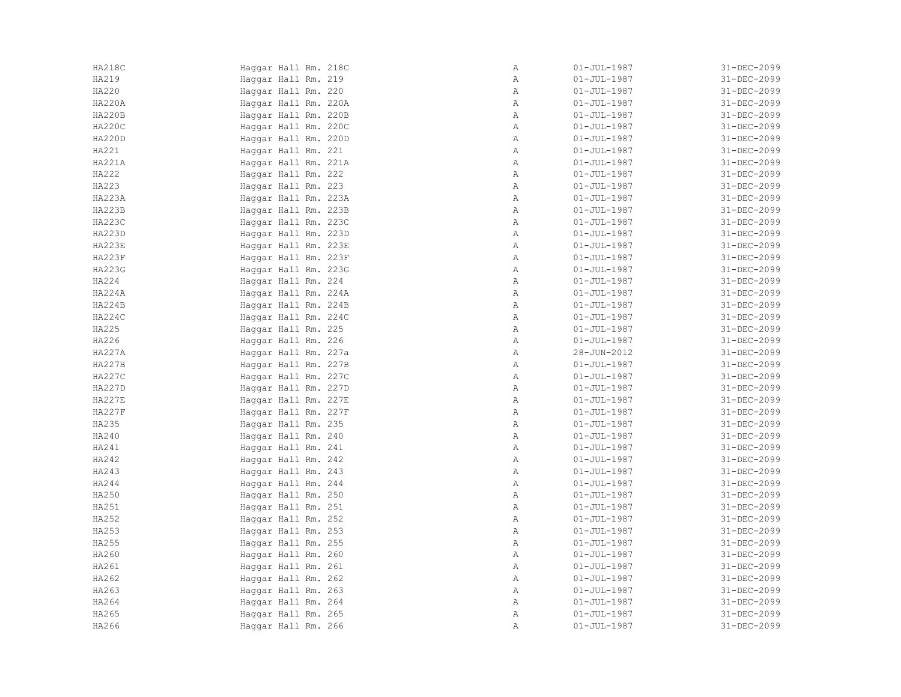| | | | | |
|---|---|---|---|---|
| HA218C | Haggar Hall Rm. 218C | A | 01-JUL-1987 | 31-DEC-2099 |
| HA219 | Haggar Hall Rm. 219 | A | 01-JUL-1987 | 31-DEC-2099 |
| HA220 | Haggar Hall Rm. 220 | A | 01-JUL-1987 | 31-DEC-2099 |
| HA220A | Haggar Hall Rm. 220A | A | 01-JUL-1987 | 31-DEC-2099 |
| HA220B | Haggar Hall Rm. 220B | A | 01-JUL-1987 | 31-DEC-2099 |
| HA220C | Haggar Hall Rm. 220C | A | 01-JUL-1987 | 31-DEC-2099 |
| HA220D | Haggar Hall Rm. 220D | A | 01-JUL-1987 | 31-DEC-2099 |
| HA221 | Haggar Hall Rm. 221 | A | 01-JUL-1987 | 31-DEC-2099 |
| HA221A | Haggar Hall Rm. 221A | A | 01-JUL-1987 | 31-DEC-2099 |
| HA222 | Haggar Hall Rm. 222 | A | 01-JUL-1987 | 31-DEC-2099 |
| HA223 | Haggar Hall Rm. 223 | A | 01-JUL-1987 | 31-DEC-2099 |
| HA223A | Haggar Hall Rm. 223A | A | 01-JUL-1987 | 31-DEC-2099 |
| HA223B | Haggar Hall Rm. 223B | A | 01-JUL-1987 | 31-DEC-2099 |
| HA223C | Haggar Hall Rm. 223C | A | 01-JUL-1987 | 31-DEC-2099 |
| HA223D | Haggar Hall Rm. 223D | A | 01-JUL-1987 | 31-DEC-2099 |
| HA223E | Haggar Hall Rm. 223E | A | 01-JUL-1987 | 31-DEC-2099 |
| HA223F | Haggar Hall Rm. 223F | A | 01-JUL-1987 | 31-DEC-2099 |
| HA223G | Haggar Hall Rm. 223G | A | 01-JUL-1987 | 31-DEC-2099 |
| HA224 | Haggar Hall Rm. 224 | A | 01-JUL-1987 | 31-DEC-2099 |
| HA224A | Haggar Hall Rm. 224A | A | 01-JUL-1987 | 31-DEC-2099 |
| HA224B | Haggar Hall Rm. 224B | A | 01-JUL-1987 | 31-DEC-2099 |
| HA224C | Haggar Hall Rm. 224C | A | 01-JUL-1987 | 31-DEC-2099 |
| HA225 | Haggar Hall Rm. 225 | A | 01-JUL-1987 | 31-DEC-2099 |
| HA226 | Haggar Hall Rm. 226 | A | 01-JUL-1987 | 31-DEC-2099 |
| HA227A | Haggar Hall Rm. 227a | A | 28-JUN-2012 | 31-DEC-2099 |
| HA227B | Haggar Hall Rm. 227B | A | 01-JUL-1987 | 31-DEC-2099 |
| HA227C | Haggar Hall Rm. 227C | A | 01-JUL-1987 | 31-DEC-2099 |
| HA227D | Haggar Hall Rm. 227D | A | 01-JUL-1987 | 31-DEC-2099 |
| HA227E | Haggar Hall Rm. 227E | A | 01-JUL-1987 | 31-DEC-2099 |
| HA227F | Haggar Hall Rm. 227F | A | 01-JUL-1987 | 31-DEC-2099 |
| HA235 | Haggar Hall Rm. 235 | A | 01-JUL-1987 | 31-DEC-2099 |
| HA240 | Haggar Hall Rm. 240 | A | 01-JUL-1987 | 31-DEC-2099 |
| HA241 | Haggar Hall Rm. 241 | A | 01-JUL-1987 | 31-DEC-2099 |
| HA242 | Haggar Hall Rm. 242 | A | 01-JUL-1987 | 31-DEC-2099 |
| HA243 | Haggar Hall Rm. 243 | A | 01-JUL-1987 | 31-DEC-2099 |
| HA244 | Haggar Hall Rm. 244 | A | 01-JUL-1987 | 31-DEC-2099 |
| HA250 | Haggar Hall Rm. 250 | A | 01-JUL-1987 | 31-DEC-2099 |
| HA251 | Haggar Hall Rm. 251 | A | 01-JUL-1987 | 31-DEC-2099 |
| HA252 | Haggar Hall Rm. 252 | A | 01-JUL-1987 | 31-DEC-2099 |
| HA253 | Haggar Hall Rm. 253 | A | 01-JUL-1987 | 31-DEC-2099 |
| HA255 | Haggar Hall Rm. 255 | A | 01-JUL-1987 | 31-DEC-2099 |
| HA260 | Haggar Hall Rm. 260 | A | 01-JUL-1987 | 31-DEC-2099 |
| HA261 | Haggar Hall Rm. 261 | A | 01-JUL-1987 | 31-DEC-2099 |
| HA262 | Haggar Hall Rm. 262 | A | 01-JUL-1987 | 31-DEC-2099 |
| HA263 | Haggar Hall Rm. 263 | A | 01-JUL-1987 | 31-DEC-2099 |
| HA264 | Haggar Hall Rm. 264 | A | 01-JUL-1987 | 31-DEC-2099 |
| HA265 | Haggar Hall Rm. 265 | A | 01-JUL-1987 | 31-DEC-2099 |
| HA266 | Haggar Hall Rm. 266 | A | 01-JUL-1987 | 31-DEC-2099 |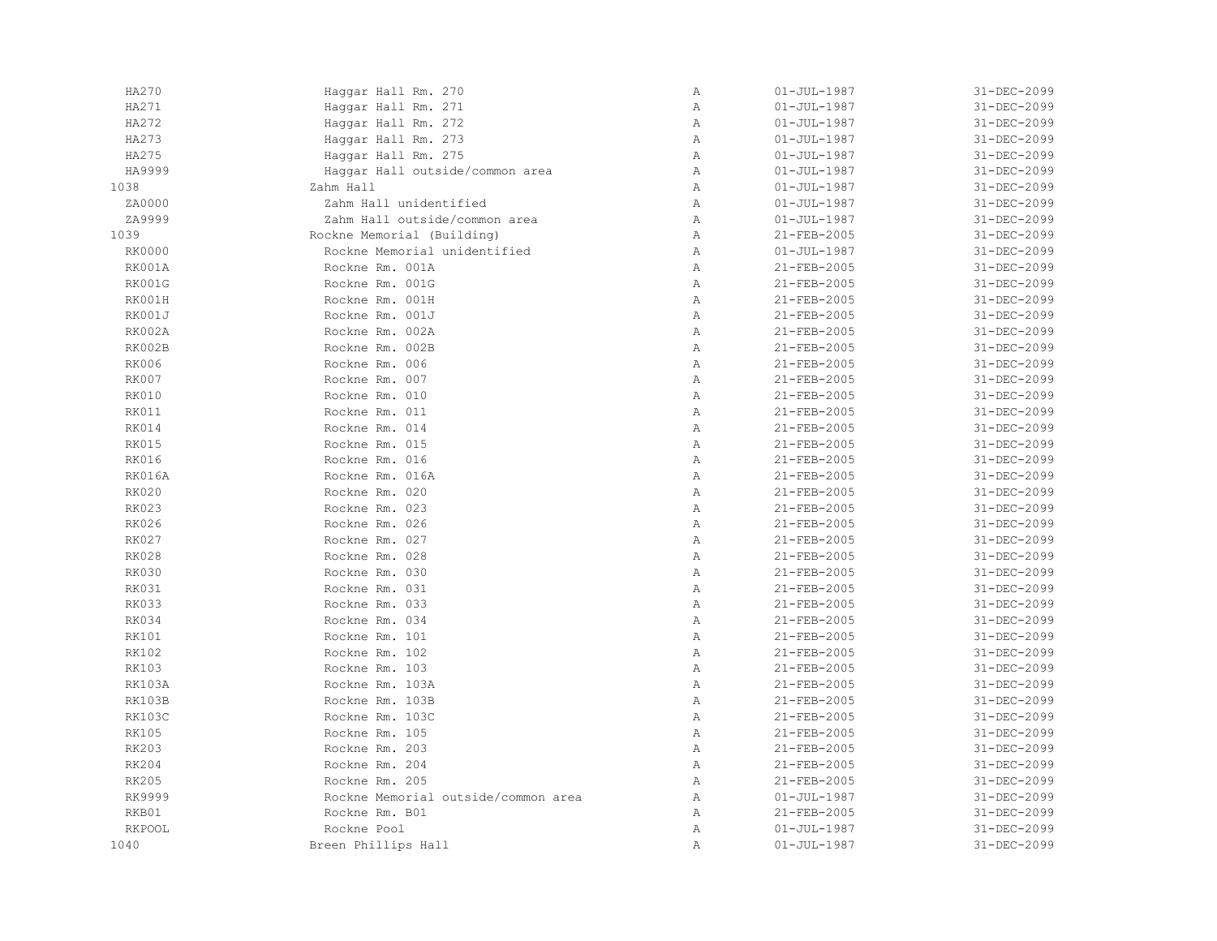| | | | | |
|---|---|---|---|---|
| HA270 | Haggar Hall Rm. 270 | A | 01-JUL-1987 | 31-DEC-2099 |
| HA271 | Haggar Hall Rm. 271 | A | 01-JUL-1987 | 31-DEC-2099 |
| HA272 | Haggar Hall Rm. 272 | A | 01-JUL-1987 | 31-DEC-2099 |
| HA273 | Haggar Hall Rm. 273 | A | 01-JUL-1987 | 31-DEC-2099 |
| HA275 | Haggar Hall Rm. 275 | A | 01-JUL-1987 | 31-DEC-2099 |
| HA9999 | Haggar Hall outside/common area | A | 01-JUL-1987 | 31-DEC-2099 |
| 1038 | Zahm Hall | A | 01-JUL-1987 | 31-DEC-2099 |
| ZA0000 | Zahm Hall unidentified | A | 01-JUL-1987 | 31-DEC-2099 |
| ZA9999 | Zahm Hall outside/common area | A | 01-JUL-1987 | 31-DEC-2099 |
| 1039 | Rockne Memorial (Building) | A | 21-FEB-2005 | 31-DEC-2099 |
| RK0000 | Rockne Memorial unidentified | A | 01-JUL-1987 | 31-DEC-2099 |
| RK001A | Rockne Rm. 001A | A | 21-FEB-2005 | 31-DEC-2099 |
| RK001G | Rockne Rm. 001G | A | 21-FEB-2005 | 31-DEC-2099 |
| RK001H | Rockne Rm. 001H | A | 21-FEB-2005 | 31-DEC-2099 |
| RK001J | Rockne Rm. 001J | A | 21-FEB-2005 | 31-DEC-2099 |
| RK002A | Rockne Rm. 002A | A | 21-FEB-2005 | 31-DEC-2099 |
| RK002B | Rockne Rm. 002B | A | 21-FEB-2005 | 31-DEC-2099 |
| RK006 | Rockne Rm. 006 | A | 21-FEB-2005 | 31-DEC-2099 |
| RK007 | Rockne Rm. 007 | A | 21-FEB-2005 | 31-DEC-2099 |
| RK010 | Rockne Rm. 010 | A | 21-FEB-2005 | 31-DEC-2099 |
| RK011 | Rockne Rm. 011 | A | 21-FEB-2005 | 31-DEC-2099 |
| RK014 | Rockne Rm. 014 | A | 21-FEB-2005 | 31-DEC-2099 |
| RK015 | Rockne Rm. 015 | A | 21-FEB-2005 | 31-DEC-2099 |
| RK016 | Rockne Rm. 016 | A | 21-FEB-2005 | 31-DEC-2099 |
| RK016A | Rockne Rm. 016A | A | 21-FEB-2005 | 31-DEC-2099 |
| RK020 | Rockne Rm. 020 | A | 21-FEB-2005 | 31-DEC-2099 |
| RK023 | Rockne Rm. 023 | A | 21-FEB-2005 | 31-DEC-2099 |
| RK026 | Rockne Rm. 026 | A | 21-FEB-2005 | 31-DEC-2099 |
| RK027 | Rockne Rm. 027 | A | 21-FEB-2005 | 31-DEC-2099 |
| RK028 | Rockne Rm. 028 | A | 21-FEB-2005 | 31-DEC-2099 |
| RK030 | Rockne Rm. 030 | A | 21-FEB-2005 | 31-DEC-2099 |
| RK031 | Rockne Rm. 031 | A | 21-FEB-2005 | 31-DEC-2099 |
| RK033 | Rockne Rm. 033 | A | 21-FEB-2005 | 31-DEC-2099 |
| RK034 | Rockne Rm. 034 | A | 21-FEB-2005 | 31-DEC-2099 |
| RK101 | Rockne Rm. 101 | A | 21-FEB-2005 | 31-DEC-2099 |
| RK102 | Rockne Rm. 102 | A | 21-FEB-2005 | 31-DEC-2099 |
| RK103 | Rockne Rm. 103 | A | 21-FEB-2005 | 31-DEC-2099 |
| RK103A | Rockne Rm. 103A | A | 21-FEB-2005 | 31-DEC-2099 |
| RK103B | Rockne Rm. 103B | A | 21-FEB-2005 | 31-DEC-2099 |
| RK103C | Rockne Rm. 103C | A | 21-FEB-2005 | 31-DEC-2099 |
| RK105 | Rockne Rm. 105 | A | 21-FEB-2005 | 31-DEC-2099 |
| RK203 | Rockne Rm. 203 | A | 21-FEB-2005 | 31-DEC-2099 |
| RK204 | Rockne Rm. 204 | A | 21-FEB-2005 | 31-DEC-2099 |
| RK205 | Rockne Rm. 205 | A | 21-FEB-2005 | 31-DEC-2099 |
| RK9999 | Rockne Memorial outside/common area | A | 01-JUL-1987 | 31-DEC-2099 |
| RKB01 | Rockne Rm. B01 | A | 21-FEB-2005 | 31-DEC-2099 |
| RKPOOL | Rockne Pool | A | 01-JUL-1987 | 31-DEC-2099 |
| 1040 | Breen Phillips Hall | A | 01-JUL-1987 | 31-DEC-2099 |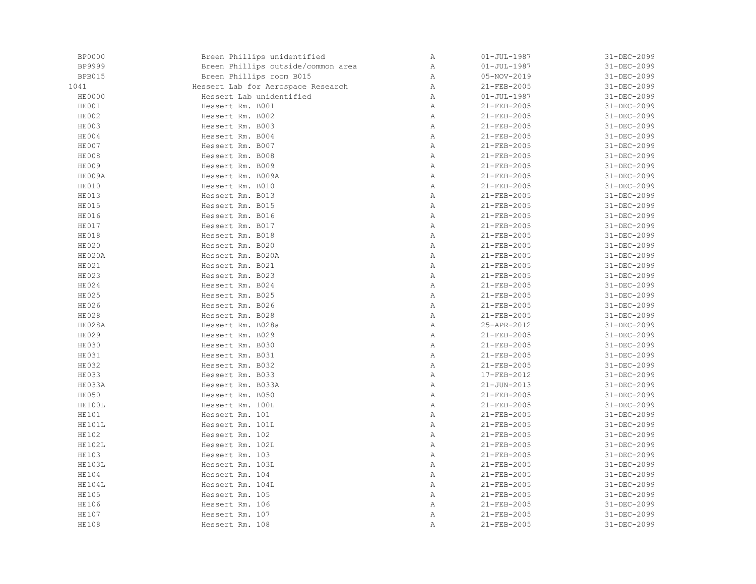| | | | | |
|---|---|---|---|---|
| BP0000 | Breen Phillips unidentified | A | 01-JUL-1987 | 31-DEC-2099 |
| BP9999 | Breen Phillips outside/common area | A | 01-JUL-1987 | 31-DEC-2099 |
| BPB015 | Breen Phillips room B015 | A | 05-NOV-2019 | 31-DEC-2099 |
| 1041 | Hessert Lab for Aerospace Research | A | 21-FEB-2005 | 31-DEC-2099 |
| HE0000 | Hessert Lab unidentified | A | 01-JUL-1987 | 31-DEC-2099 |
| HE001 | Hessert Rm. B001 | A | 21-FEB-2005 | 31-DEC-2099 |
| HE002 | Hessert Rm. B002 | A | 21-FEB-2005 | 31-DEC-2099 |
| HE003 | Hessert Rm. B003 | A | 21-FEB-2005 | 31-DEC-2099 |
| HE004 | Hessert Rm. B004 | A | 21-FEB-2005 | 31-DEC-2099 |
| HE007 | Hessert Rm. B007 | A | 21-FEB-2005 | 31-DEC-2099 |
| HE008 | Hessert Rm. B008 | A | 21-FEB-2005 | 31-DEC-2099 |
| HE009 | Hessert Rm. B009 | A | 21-FEB-2005 | 31-DEC-2099 |
| HE009A | Hessert Rm. B009A | A | 21-FEB-2005 | 31-DEC-2099 |
| HE010 | Hessert Rm. B010 | A | 21-FEB-2005 | 31-DEC-2099 |
| HE013 | Hessert Rm. B013 | A | 21-FEB-2005 | 31-DEC-2099 |
| HE015 | Hessert Rm. B015 | A | 21-FEB-2005 | 31-DEC-2099 |
| HE016 | Hessert Rm. B016 | A | 21-FEB-2005 | 31-DEC-2099 |
| HE017 | Hessert Rm. B017 | A | 21-FEB-2005 | 31-DEC-2099 |
| HE018 | Hessert Rm. B018 | A | 21-FEB-2005 | 31-DEC-2099 |
| HE020 | Hessert Rm. B020 | A | 21-FEB-2005 | 31-DEC-2099 |
| HE020A | Hessert Rm. B020A | A | 21-FEB-2005 | 31-DEC-2099 |
| HE021 | Hessert Rm. B021 | A | 21-FEB-2005 | 31-DEC-2099 |
| HE023 | Hessert Rm. B023 | A | 21-FEB-2005 | 31-DEC-2099 |
| HE024 | Hessert Rm. B024 | A | 21-FEB-2005 | 31-DEC-2099 |
| HE025 | Hessert Rm. B025 | A | 21-FEB-2005 | 31-DEC-2099 |
| HE026 | Hessert Rm. B026 | A | 21-FEB-2005 | 31-DEC-2099 |
| HE028 | Hessert Rm. B028 | A | 21-FEB-2005 | 31-DEC-2099 |
| HE028A | Hessert Rm. B028a | A | 25-APR-2012 | 31-DEC-2099 |
| HE029 | Hessert Rm. B029 | A | 21-FEB-2005 | 31-DEC-2099 |
| HE030 | Hessert Rm. B030 | A | 21-FEB-2005 | 31-DEC-2099 |
| HE031 | Hessert Rm. B031 | A | 21-FEB-2005 | 31-DEC-2099 |
| HE032 | Hessert Rm. B032 | A | 21-FEB-2005 | 31-DEC-2099 |
| HE033 | Hessert Rm. B033 | A | 17-FEB-2012 | 31-DEC-2099 |
| HE033A | Hessert Rm. B033A | A | 21-JUN-2013 | 31-DEC-2099 |
| HE050 | Hessert Rm. B050 | A | 21-FEB-2005 | 31-DEC-2099 |
| HE100L | Hessert Rm. 100L | A | 21-FEB-2005 | 31-DEC-2099 |
| HE101 | Hessert Rm. 101 | A | 21-FEB-2005 | 31-DEC-2099 |
| HE101L | Hessert Rm. 101L | A | 21-FEB-2005 | 31-DEC-2099 |
| HE102 | Hessert Rm. 102 | A | 21-FEB-2005 | 31-DEC-2099 |
| HE102L | Hessert Rm. 102L | A | 21-FEB-2005 | 31-DEC-2099 |
| HE103 | Hessert Rm. 103 | A | 21-FEB-2005 | 31-DEC-2099 |
| HE103L | Hessert Rm. 103L | A | 21-FEB-2005 | 31-DEC-2099 |
| HE104 | Hessert Rm. 104 | A | 21-FEB-2005 | 31-DEC-2099 |
| HE104L | Hessert Rm. 104L | A | 21-FEB-2005 | 31-DEC-2099 |
| HE105 | Hessert Rm. 105 | A | 21-FEB-2005 | 31-DEC-2099 |
| HE106 | Hessert Rm. 106 | A | 21-FEB-2005 | 31-DEC-2099 |
| HE107 | Hessert Rm. 107 | A | 21-FEB-2005 | 31-DEC-2099 |
| HE108 | Hessert Rm. 108 | A | 21-FEB-2005 | 31-DEC-2099 |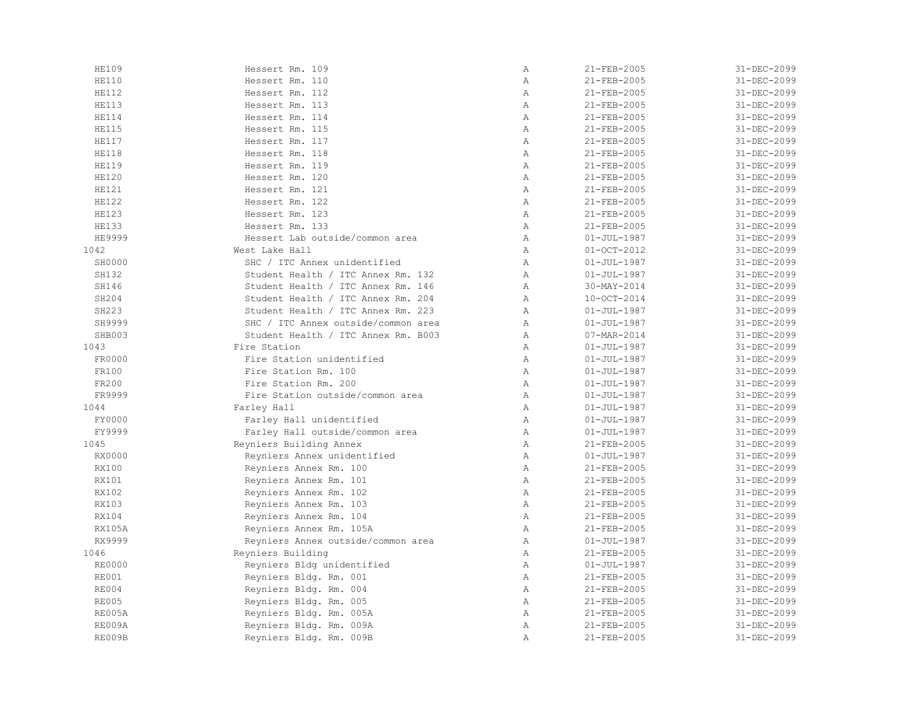| | | | | |
|---|---|---|---|---|
| HE109 | Hessert Rm. 109 | A | 21-FEB-2005 | 31-DEC-2099 |
| HE110 | Hessert Rm. 110 | A | 21-FEB-2005 | 31-DEC-2099 |
| HE112 | Hessert Rm. 112 | A | 21-FEB-2005 | 31-DEC-2099 |
| HE113 | Hessert Rm. 113 | A | 21-FEB-2005 | 31-DEC-2099 |
| HE114 | Hessert Rm. 114 | A | 21-FEB-2005 | 31-DEC-2099 |
| HE115 | Hessert Rm. 115 | A | 21-FEB-2005 | 31-DEC-2099 |
| HE117 | Hessert Rm. 117 | A | 21-FEB-2005 | 31-DEC-2099 |
| HE118 | Hessert Rm. 118 | A | 21-FEB-2005 | 31-DEC-2099 |
| HE119 | Hessert Rm. 119 | A | 21-FEB-2005 | 31-DEC-2099 |
| HE120 | Hessert Rm. 120 | A | 21-FEB-2005 | 31-DEC-2099 |
| HE121 | Hessert Rm. 121 | A | 21-FEB-2005 | 31-DEC-2099 |
| HE122 | Hessert Rm. 122 | A | 21-FEB-2005 | 31-DEC-2099 |
| HE123 | Hessert Rm. 123 | A | 21-FEB-2005 | 31-DEC-2099 |
| HE133 | Hessert Rm. 133 | A | 21-FEB-2005 | 31-DEC-2099 |
| HE9999 | Hessert Lab outside/common area | A | 01-JUL-1987 | 31-DEC-2099 |
| 1042 | West Lake Hall | A | 01-OCT-2012 | 31-DEC-2099 |
| SH0000 | SHC / ITC Annex unidentified | A | 01-JUL-1987 | 31-DEC-2099 |
| SH132 | Student Health / ITC Annex Rm. 132 | A | 01-JUL-1987 | 31-DEC-2099 |
| SH146 | Student Health / ITC Annex Rm. 146 | A | 30-MAY-2014 | 31-DEC-2099 |
| SH204 | Student Health / ITC Annex Rm. 204 | A | 10-OCT-2014 | 31-DEC-2099 |
| SH223 | Student Health / ITC Annex Rm. 223 | A | 01-JUL-1987 | 31-DEC-2099 |
| SH9999 | SHC / ITC Annex outside/common area | A | 01-JUL-1987 | 31-DEC-2099 |
| SHB003 | Student Health / ITC Annex Rm. B003 | A | 07-MAR-2014 | 31-DEC-2099 |
| 1043 | Fire Station | A | 01-JUL-1987 | 31-DEC-2099 |
| FR0000 | Fire Station unidentified | A | 01-JUL-1987 | 31-DEC-2099 |
| FR100 | Fire Station Rm. 100 | A | 01-JUL-1987 | 31-DEC-2099 |
| FR200 | Fire Station Rm. 200 | A | 01-JUL-1987 | 31-DEC-2099 |
| FR9999 | Fire Station outside/common area | A | 01-JUL-1987 | 31-DEC-2099 |
| 1044 | Farley Hall | A | 01-JUL-1987 | 31-DEC-2099 |
| FY0000 | Farley Hall unidentified | A | 01-JUL-1987 | 31-DEC-2099 |
| FY9999 | Farley Hall outside/common area | A | 01-JUL-1987 | 31-DEC-2099 |
| 1045 | Reyniers Building Annex | A | 21-FEB-2005 | 31-DEC-2099 |
| RX0000 | Reyniers Annex unidentified | A | 01-JUL-1987 | 31-DEC-2099 |
| RX100 | Reyniers Annex Rm. 100 | A | 21-FEB-2005 | 31-DEC-2099 |
| RX101 | Reyniers Annex Rm. 101 | A | 21-FEB-2005 | 31-DEC-2099 |
| RX102 | Reyniers Annex Rm. 102 | A | 21-FEB-2005 | 31-DEC-2099 |
| RX103 | Reyniers Annex Rm. 103 | A | 21-FEB-2005 | 31-DEC-2099 |
| RX104 | Reyniers Annex Rm. 104 | A | 21-FEB-2005 | 31-DEC-2099 |
| RX105A | Reyniers Annex Rm. 105A | A | 21-FEB-2005 | 31-DEC-2099 |
| RX9999 | Reyniers Annex outside/common area | A | 01-JUL-1987 | 31-DEC-2099 |
| 1046 | Reyniers Building | A | 21-FEB-2005 | 31-DEC-2099 |
| RE0000 | Reyniers Bldg unidentified | A | 01-JUL-1987 | 31-DEC-2099 |
| RE001 | Reyniers Bldg. Rm. 001 | A | 21-FEB-2005 | 31-DEC-2099 |
| RE004 | Reyniers Bldg. Rm. 004 | A | 21-FEB-2005 | 31-DEC-2099 |
| RE005 | Reyniers Bldg. Rm. 005 | A | 21-FEB-2005 | 31-DEC-2099 |
| RE005A | Reyniers Bldg. Rm. 005A | A | 21-FEB-2005 | 31-DEC-2099 |
| RE009A | Reyniers Bldg. Rm. 009A | A | 21-FEB-2005 | 31-DEC-2099 |
| RE009B | Reyniers Bldg. Rm. 009B | A | 21-FEB-2005 | 31-DEC-2099 |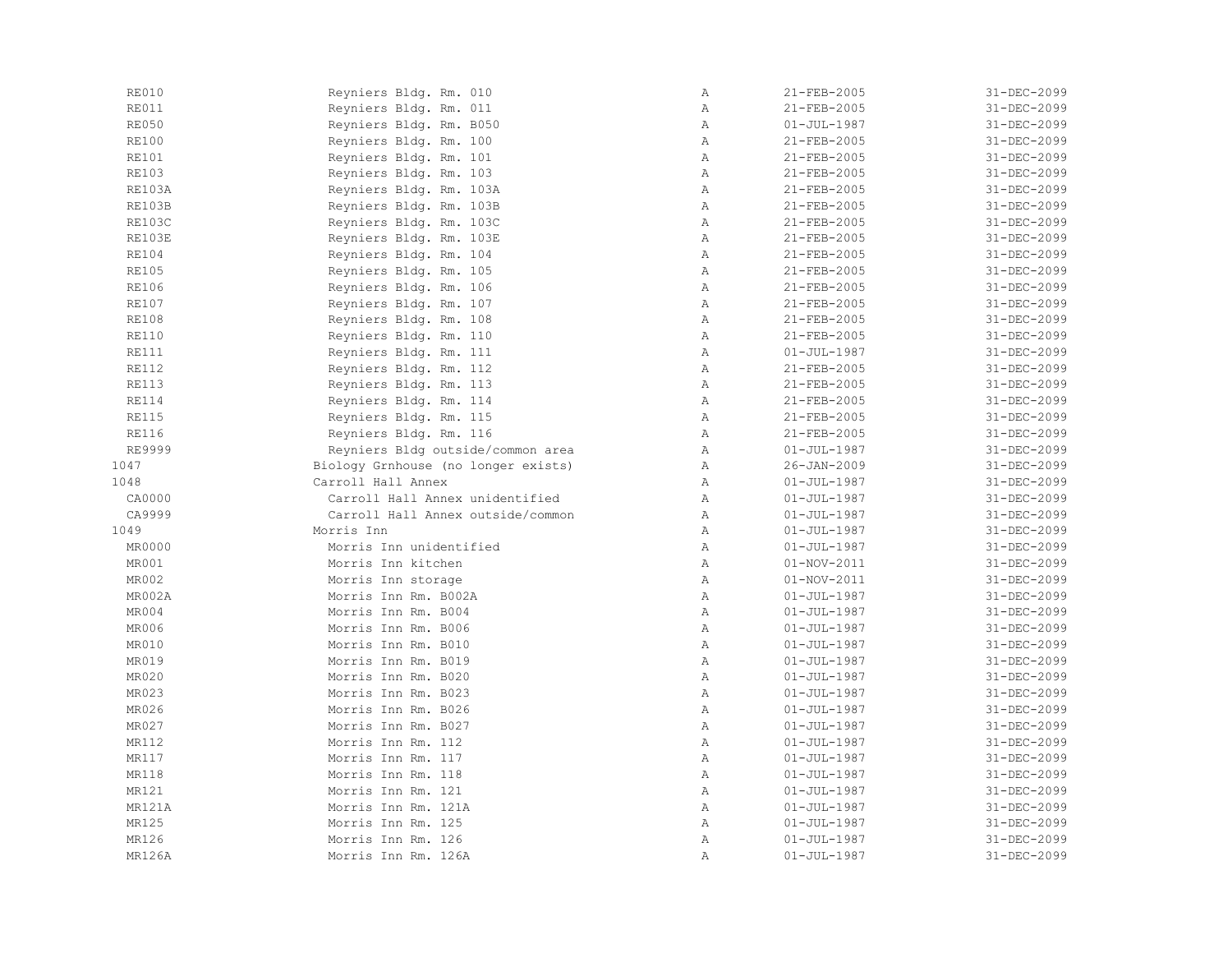| | | | | |
|---|---|---|---|---|
| RE010 | Reyniers Bldg. Rm. 010 | A | 21-FEB-2005 | 31-DEC-2099 |
| RE011 | Reyniers Bldg. Rm. 011 | A | 21-FEB-2005 | 31-DEC-2099 |
| RE050 | Reyniers Bldg. Rm. B050 | A | 01-JUL-1987 | 31-DEC-2099 |
| RE100 | Reyniers Bldg. Rm. 100 | A | 21-FEB-2005 | 31-DEC-2099 |
| RE101 | Reyniers Bldg. Rm. 101 | A | 21-FEB-2005 | 31-DEC-2099 |
| RE103 | Reyniers Bldg. Rm. 103 | A | 21-FEB-2005 | 31-DEC-2099 |
| RE103A | Reyniers Bldg. Rm. 103A | A | 21-FEB-2005 | 31-DEC-2099 |
| RE103B | Reyniers Bldg. Rm. 103B | A | 21-FEB-2005 | 31-DEC-2099 |
| RE103C | Reyniers Bldg. Rm. 103C | A | 21-FEB-2005 | 31-DEC-2099 |
| RE103E | Reyniers Bldg. Rm. 103E | A | 21-FEB-2005 | 31-DEC-2099 |
| RE104 | Reyniers Bldg. Rm. 104 | A | 21-FEB-2005 | 31-DEC-2099 |
| RE105 | Reyniers Bldg. Rm. 105 | A | 21-FEB-2005 | 31-DEC-2099 |
| RE106 | Reyniers Bldg. Rm. 106 | A | 21-FEB-2005 | 31-DEC-2099 |
| RE107 | Reyniers Bldg. Rm. 107 | A | 21-FEB-2005 | 31-DEC-2099 |
| RE108 | Reyniers Bldg. Rm. 108 | A | 21-FEB-2005 | 31-DEC-2099 |
| RE110 | Reyniers Bldg. Rm. 110 | A | 21-FEB-2005 | 31-DEC-2099 |
| RE111 | Reyniers Bldg. Rm. 111 | A | 01-JUL-1987 | 31-DEC-2099 |
| RE112 | Reyniers Bldg. Rm. 112 | A | 21-FEB-2005 | 31-DEC-2099 |
| RE113 | Reyniers Bldg. Rm. 113 | A | 21-FEB-2005 | 31-DEC-2099 |
| RE114 | Reyniers Bldg. Rm. 114 | A | 21-FEB-2005 | 31-DEC-2099 |
| RE115 | Reyniers Bldg. Rm. 115 | A | 21-FEB-2005 | 31-DEC-2099 |
| RE116 | Reyniers Bldg. Rm. 116 | A | 21-FEB-2005 | 31-DEC-2099 |
| RE9999 | Reyniers Bldg outside/common area | A | 01-JUL-1987 | 31-DEC-2099 |
| 1047 | Biology Grnhouse (no longer exists) | A | 26-JAN-2009 | 31-DEC-2099 |
| 1048 | Carroll Hall Annex | A | 01-JUL-1987 | 31-DEC-2099 |
| CA0000 | Carroll Hall Annex unidentified | A | 01-JUL-1987 | 31-DEC-2099 |
| CA9999 | Carroll Hall Annex outside/common | A | 01-JUL-1987 | 31-DEC-2099 |
| 1049 | Morris Inn | A | 01-JUL-1987 | 31-DEC-2099 |
| MR0000 | Morris Inn unidentified | A | 01-JUL-1987 | 31-DEC-2099 |
| MR001 | Morris Inn kitchen | A | 01-NOV-2011 | 31-DEC-2099 |
| MR002 | Morris Inn storage | A | 01-NOV-2011 | 31-DEC-2099 |
| MR002A | Morris Inn Rm. B002A | A | 01-JUL-1987 | 31-DEC-2099 |
| MR004 | Morris Inn Rm. B004 | A | 01-JUL-1987 | 31-DEC-2099 |
| MR006 | Morris Inn Rm. B006 | A | 01-JUL-1987 | 31-DEC-2099 |
| MR010 | Morris Inn Rm. B010 | A | 01-JUL-1987 | 31-DEC-2099 |
| MR019 | Morris Inn Rm. B019 | A | 01-JUL-1987 | 31-DEC-2099 |
| MR020 | Morris Inn Rm. B020 | A | 01-JUL-1987 | 31-DEC-2099 |
| MR023 | Morris Inn Rm. B023 | A | 01-JUL-1987 | 31-DEC-2099 |
| MR026 | Morris Inn Rm. B026 | A | 01-JUL-1987 | 31-DEC-2099 |
| MR027 | Morris Inn Rm. B027 | A | 01-JUL-1987 | 31-DEC-2099 |
| MR112 | Morris Inn Rm. 112 | A | 01-JUL-1987 | 31-DEC-2099 |
| MR117 | Morris Inn Rm. 117 | A | 01-JUL-1987 | 31-DEC-2099 |
| MR118 | Morris Inn Rm. 118 | A | 01-JUL-1987 | 31-DEC-2099 |
| MR121 | Morris Inn Rm. 121 | A | 01-JUL-1987 | 31-DEC-2099 |
| MR121A | Morris Inn Rm. 121A | A | 01-JUL-1987 | 31-DEC-2099 |
| MR125 | Morris Inn Rm. 125 | A | 01-JUL-1987 | 31-DEC-2099 |
| MR126 | Morris Inn Rm. 126 | A | 01-JUL-1987 | 31-DEC-2099 |
| MR126A | Morris Inn Rm. 126A | A | 01-JUL-1987 | 31-DEC-2099 |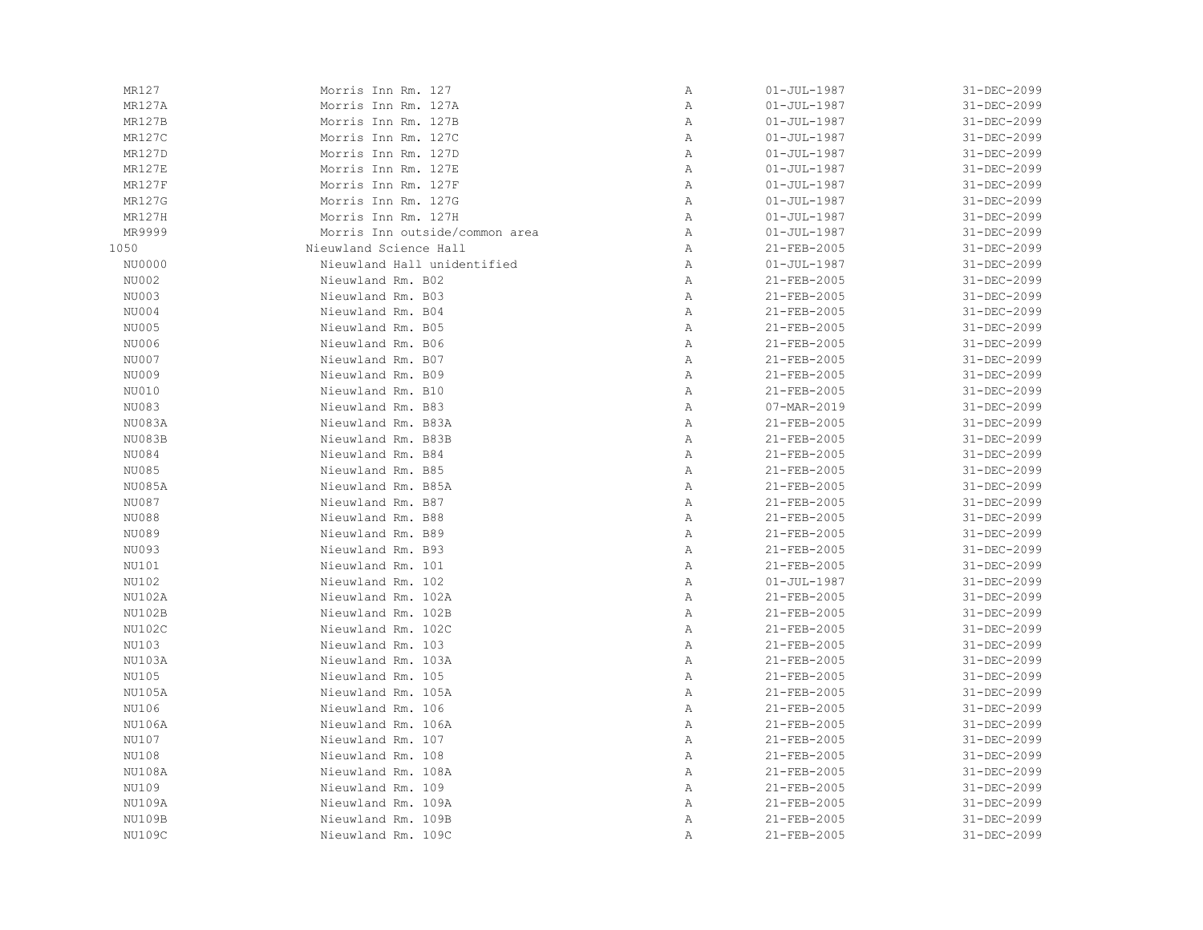| | | | | |
|---|---|---|---|---|
| MR127 | Morris Inn Rm. 127 | A | 01-JUL-1987 | 31-DEC-2099 |
| MR127A | Morris Inn Rm. 127A | A | 01-JUL-1987 | 31-DEC-2099 |
| MR127B | Morris Inn Rm. 127B | A | 01-JUL-1987 | 31-DEC-2099 |
| MR127C | Morris Inn Rm. 127C | A | 01-JUL-1987 | 31-DEC-2099 |
| MR127D | Morris Inn Rm. 127D | A | 01-JUL-1987 | 31-DEC-2099 |
| MR127E | Morris Inn Rm. 127E | A | 01-JUL-1987 | 31-DEC-2099 |
| MR127F | Morris Inn Rm. 127F | A | 01-JUL-1987 | 31-DEC-2099 |
| MR127G | Morris Inn Rm. 127G | A | 01-JUL-1987 | 31-DEC-2099 |
| MR127H | Morris Inn Rm. 127H | A | 01-JUL-1987 | 31-DEC-2099 |
| MR9999 | Morris Inn outside/common area | A | 01-JUL-1987 | 31-DEC-2099 |
| 1050 | Nieuwland Science Hall | A | 21-FEB-2005 | 31-DEC-2099 |
| NU0000 | Nieuwland Hall unidentified | A | 01-JUL-1987 | 31-DEC-2099 |
| NU002 | Nieuwland Rm. B02 | A | 21-FEB-2005 | 31-DEC-2099 |
| NU003 | Nieuwland Rm. B03 | A | 21-FEB-2005 | 31-DEC-2099 |
| NU004 | Nieuwland Rm. B04 | A | 21-FEB-2005 | 31-DEC-2099 |
| NU005 | Nieuwland Rm. B05 | A | 21-FEB-2005 | 31-DEC-2099 |
| NU006 | Nieuwland Rm. B06 | A | 21-FEB-2005 | 31-DEC-2099 |
| NU007 | Nieuwland Rm. B07 | A | 21-FEB-2005 | 31-DEC-2099 |
| NU009 | Nieuwland Rm. B09 | A | 21-FEB-2005 | 31-DEC-2099 |
| NU010 | Nieuwland Rm. B10 | A | 21-FEB-2005 | 31-DEC-2099 |
| NU083 | Nieuwland Rm. B83 | A | 07-MAR-2019 | 31-DEC-2099 |
| NU083A | Nieuwland Rm. B83A | A | 21-FEB-2005 | 31-DEC-2099 |
| NU083B | Nieuwland Rm. B83B | A | 21-FEB-2005 | 31-DEC-2099 |
| NU084 | Nieuwland Rm. B84 | A | 21-FEB-2005 | 31-DEC-2099 |
| NU085 | Nieuwland Rm. B85 | A | 21-FEB-2005 | 31-DEC-2099 |
| NU085A | Nieuwland Rm. B85A | A | 21-FEB-2005 | 31-DEC-2099 |
| NU087 | Nieuwland Rm. B87 | A | 21-FEB-2005 | 31-DEC-2099 |
| NU088 | Nieuwland Rm. B88 | A | 21-FEB-2005 | 31-DEC-2099 |
| NU089 | Nieuwland Rm. B89 | A | 21-FEB-2005 | 31-DEC-2099 |
| NU093 | Nieuwland Rm. B93 | A | 21-FEB-2005 | 31-DEC-2099 |
| NU101 | Nieuwland Rm. 101 | A | 21-FEB-2005 | 31-DEC-2099 |
| NU102 | Nieuwland Rm. 102 | A | 01-JUL-1987 | 31-DEC-2099 |
| NU102A | Nieuwland Rm. 102A | A | 21-FEB-2005 | 31-DEC-2099 |
| NU102B | Nieuwland Rm. 102B | A | 21-FEB-2005 | 31-DEC-2099 |
| NU102C | Nieuwland Rm. 102C | A | 21-FEB-2005 | 31-DEC-2099 |
| NU103 | Nieuwland Rm. 103 | A | 21-FEB-2005 | 31-DEC-2099 |
| NU103A | Nieuwland Rm. 103A | A | 21-FEB-2005 | 31-DEC-2099 |
| NU105 | Nieuwland Rm. 105 | A | 21-FEB-2005 | 31-DEC-2099 |
| NU105A | Nieuwland Rm. 105A | A | 21-FEB-2005 | 31-DEC-2099 |
| NU106 | Nieuwland Rm. 106 | A | 21-FEB-2005 | 31-DEC-2099 |
| NU106A | Nieuwland Rm. 106A | A | 21-FEB-2005 | 31-DEC-2099 |
| NU107 | Nieuwland Rm. 107 | A | 21-FEB-2005 | 31-DEC-2099 |
| NU108 | Nieuwland Rm. 108 | A | 21-FEB-2005 | 31-DEC-2099 |
| NU108A | Nieuwland Rm. 108A | A | 21-FEB-2005 | 31-DEC-2099 |
| NU109 | Nieuwland Rm. 109 | A | 21-FEB-2005 | 31-DEC-2099 |
| NU109A | Nieuwland Rm. 109A | A | 21-FEB-2005 | 31-DEC-2099 |
| NU109B | Nieuwland Rm. 109B | A | 21-FEB-2005 | 31-DEC-2099 |
| NU109C | Nieuwland Rm. 109C | A | 21-FEB-2005 | 31-DEC-2099 |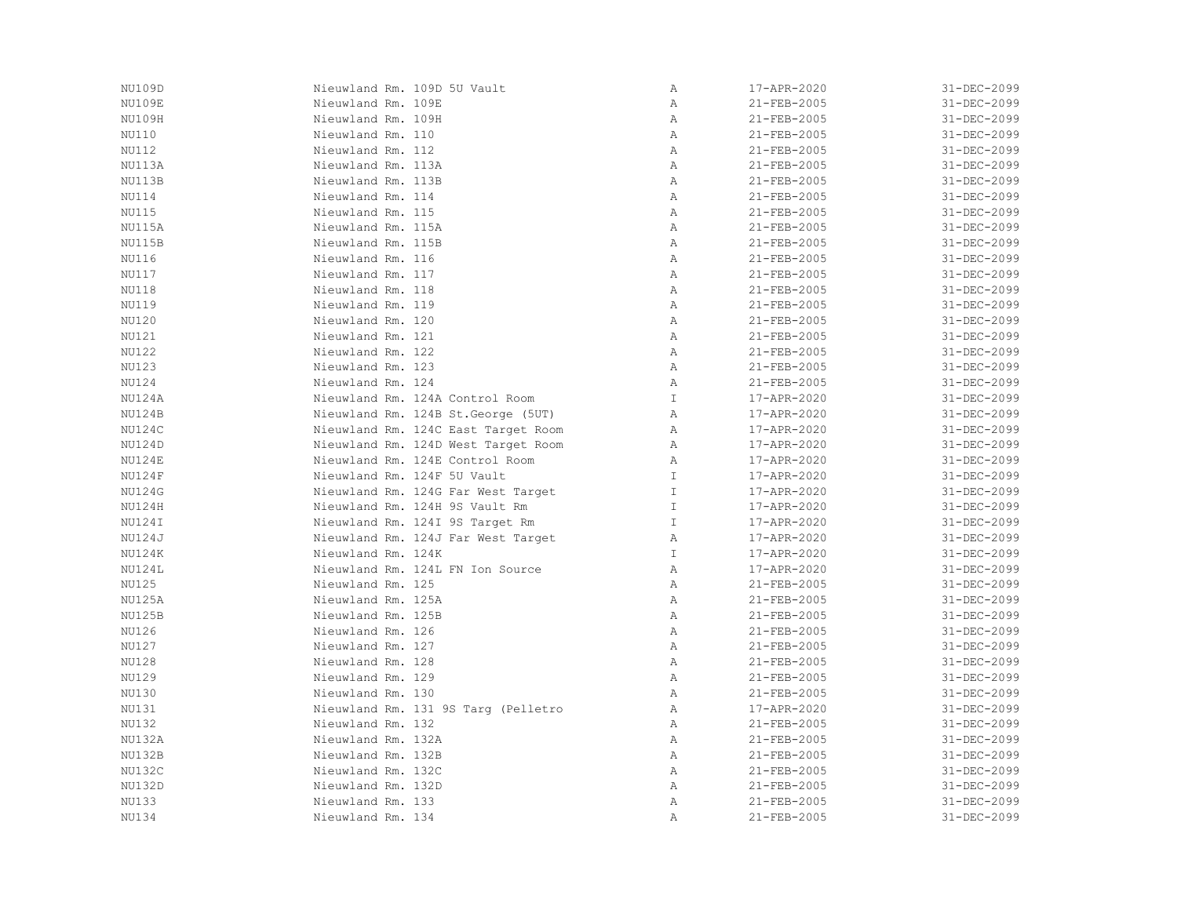| | | | | |
|---|---|---|---|---|
| NU109D | Nieuwland Rm. 109D 5U Vault | A | 17-APR-2020 | 31-DEC-2099 |
| NU109E | Nieuwland Rm. 109E | A | 21-FEB-2005 | 31-DEC-2099 |
| NU109H | Nieuwland Rm. 109H | A | 21-FEB-2005 | 31-DEC-2099 |
| NU110 | Nieuwland Rm. 110 | A | 21-FEB-2005 | 31-DEC-2099 |
| NU112 | Nieuwland Rm. 112 | A | 21-FEB-2005 | 31-DEC-2099 |
| NU113A | Nieuwland Rm. 113A | A | 21-FEB-2005 | 31-DEC-2099 |
| NU113B | Nieuwland Rm. 113B | A | 21-FEB-2005 | 31-DEC-2099 |
| NU114 | Nieuwland Rm. 114 | A | 21-FEB-2005 | 31-DEC-2099 |
| NU115 | Nieuwland Rm. 115 | A | 21-FEB-2005 | 31-DEC-2099 |
| NU115A | Nieuwland Rm. 115A | A | 21-FEB-2005 | 31-DEC-2099 |
| NU115B | Nieuwland Rm. 115B | A | 21-FEB-2005 | 31-DEC-2099 |
| NU116 | Nieuwland Rm. 116 | A | 21-FEB-2005 | 31-DEC-2099 |
| NU117 | Nieuwland Rm. 117 | A | 21-FEB-2005 | 31-DEC-2099 |
| NU118 | Nieuwland Rm. 118 | A | 21-FEB-2005 | 31-DEC-2099 |
| NU119 | Nieuwland Rm. 119 | A | 21-FEB-2005 | 31-DEC-2099 |
| NU120 | Nieuwland Rm. 120 | A | 21-FEB-2005 | 31-DEC-2099 |
| NU121 | Nieuwland Rm. 121 | A | 21-FEB-2005 | 31-DEC-2099 |
| NU122 | Nieuwland Rm. 122 | A | 21-FEB-2005 | 31-DEC-2099 |
| NU123 | Nieuwland Rm. 123 | A | 21-FEB-2005 | 31-DEC-2099 |
| NU124 | Nieuwland Rm. 124 | A | 21-FEB-2005 | 31-DEC-2099 |
| NU124A | Nieuwland Rm. 124A Control Room | I | 17-APR-2020 | 31-DEC-2099 |
| NU124B | Nieuwland Rm. 124B St.George (5UT) | A | 17-APR-2020 | 31-DEC-2099 |
| NU124C | Nieuwland Rm. 124C East Target Room | A | 17-APR-2020 | 31-DEC-2099 |
| NU124D | Nieuwland Rm. 124D West Target Room | A | 17-APR-2020 | 31-DEC-2099 |
| NU124E | Nieuwland Rm. 124E Control Room | A | 17-APR-2020 | 31-DEC-2099 |
| NU124F | Nieuwland Rm. 124F 5U Vault | I | 17-APR-2020 | 31-DEC-2099 |
| NU124G | Nieuwland Rm. 124G Far West Target | I | 17-APR-2020 | 31-DEC-2099 |
| NU124H | Nieuwland Rm. 124H 9S Vault Rm | I | 17-APR-2020 | 31-DEC-2099 |
| NU124I | Nieuwland Rm. 124I 9S Target Rm | I | 17-APR-2020 | 31-DEC-2099 |
| NU124J | Nieuwland Rm. 124J Far West Target | A | 17-APR-2020 | 31-DEC-2099 |
| NU124K | Nieuwland Rm. 124K | I | 17-APR-2020 | 31-DEC-2099 |
| NU124L | Nieuwland Rm. 124L FN Ion Source | A | 17-APR-2020 | 31-DEC-2099 |
| NU125 | Nieuwland Rm. 125 | A | 21-FEB-2005 | 31-DEC-2099 |
| NU125A | Nieuwland Rm. 125A | A | 21-FEB-2005 | 31-DEC-2099 |
| NU125B | Nieuwland Rm. 125B | A | 21-FEB-2005 | 31-DEC-2099 |
| NU126 | Nieuwland Rm. 126 | A | 21-FEB-2005 | 31-DEC-2099 |
| NU127 | Nieuwland Rm. 127 | A | 21-FEB-2005 | 31-DEC-2099 |
| NU128 | Nieuwland Rm. 128 | A | 21-FEB-2005 | 31-DEC-2099 |
| NU129 | Nieuwland Rm. 129 | A | 21-FEB-2005 | 31-DEC-2099 |
| NU130 | Nieuwland Rm. 130 | A | 21-FEB-2005 | 31-DEC-2099 |
| NU131 | Nieuwland Rm. 131 9S Targ (Pelletro | A | 17-APR-2020 | 31-DEC-2099 |
| NU132 | Nieuwland Rm. 132 | A | 21-FEB-2005 | 31-DEC-2099 |
| NU132A | Nieuwland Rm. 132A | A | 21-FEB-2005 | 31-DEC-2099 |
| NU132B | Nieuwland Rm. 132B | A | 21-FEB-2005 | 31-DEC-2099 |
| NU132C | Nieuwland Rm. 132C | A | 21-FEB-2005 | 31-DEC-2099 |
| NU132D | Nieuwland Rm. 132D | A | 21-FEB-2005 | 31-DEC-2099 |
| NU133 | Nieuwland Rm. 133 | A | 21-FEB-2005 | 31-DEC-2099 |
| NU134 | Nieuwland Rm. 134 | A | 21-FEB-2005 | 31-DEC-2099 |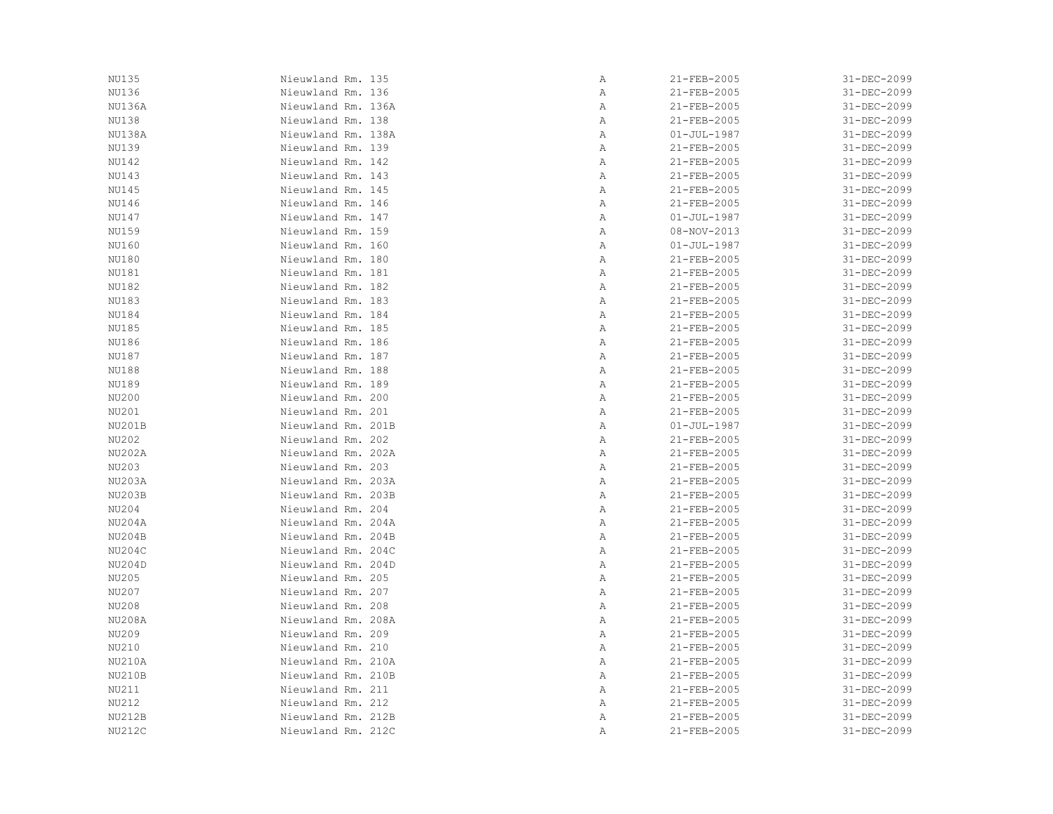| | | | | |
|---|---|---|---|---|
| NU135 | Nieuwland Rm. 135 | A | 21-FEB-2005 | 31-DEC-2099 |
| NU136 | Nieuwland Rm. 136 | A | 21-FEB-2005 | 31-DEC-2099 |
| NU136A | Nieuwland Rm. 136A | A | 21-FEB-2005 | 31-DEC-2099 |
| NU138 | Nieuwland Rm. 138 | A | 21-FEB-2005 | 31-DEC-2099 |
| NU138A | Nieuwland Rm. 138A | A | 01-JUL-1987 | 31-DEC-2099 |
| NU139 | Nieuwland Rm. 139 | A | 21-FEB-2005 | 31-DEC-2099 |
| NU142 | Nieuwland Rm. 142 | A | 21-FEB-2005 | 31-DEC-2099 |
| NU143 | Nieuwland Rm. 143 | A | 21-FEB-2005 | 31-DEC-2099 |
| NU145 | Nieuwland Rm. 145 | A | 21-FEB-2005 | 31-DEC-2099 |
| NU146 | Nieuwland Rm. 146 | A | 21-FEB-2005 | 31-DEC-2099 |
| NU147 | Nieuwland Rm. 147 | A | 01-JUL-1987 | 31-DEC-2099 |
| NU159 | Nieuwland Rm. 159 | A | 08-NOV-2013 | 31-DEC-2099 |
| NU160 | Nieuwland Rm. 160 | A | 01-JUL-1987 | 31-DEC-2099 |
| NU180 | Nieuwland Rm. 180 | A | 21-FEB-2005 | 31-DEC-2099 |
| NU181 | Nieuwland Rm. 181 | A | 21-FEB-2005 | 31-DEC-2099 |
| NU182 | Nieuwland Rm. 182 | A | 21-FEB-2005 | 31-DEC-2099 |
| NU183 | Nieuwland Rm. 183 | A | 21-FEB-2005 | 31-DEC-2099 |
| NU184 | Nieuwland Rm. 184 | A | 21-FEB-2005 | 31-DEC-2099 |
| NU185 | Nieuwland Rm. 185 | A | 21-FEB-2005 | 31-DEC-2099 |
| NU186 | Nieuwland Rm. 186 | A | 21-FEB-2005 | 31-DEC-2099 |
| NU187 | Nieuwland Rm. 187 | A | 21-FEB-2005 | 31-DEC-2099 |
| NU188 | Nieuwland Rm. 188 | A | 21-FEB-2005 | 31-DEC-2099 |
| NU189 | Nieuwland Rm. 189 | A | 21-FEB-2005 | 31-DEC-2099 |
| NU200 | Nieuwland Rm. 200 | A | 21-FEB-2005 | 31-DEC-2099 |
| NU201 | Nieuwland Rm. 201 | A | 21-FEB-2005 | 31-DEC-2099 |
| NU201B | Nieuwland Rm. 201B | A | 01-JUL-1987 | 31-DEC-2099 |
| NU202 | Nieuwland Rm. 202 | A | 21-FEB-2005 | 31-DEC-2099 |
| NU202A | Nieuwland Rm. 202A | A | 21-FEB-2005 | 31-DEC-2099 |
| NU203 | Nieuwland Rm. 203 | A | 21-FEB-2005 | 31-DEC-2099 |
| NU203A | Nieuwland Rm. 203A | A | 21-FEB-2005 | 31-DEC-2099 |
| NU203B | Nieuwland Rm. 203B | A | 21-FEB-2005 | 31-DEC-2099 |
| NU204 | Nieuwland Rm. 204 | A | 21-FEB-2005 | 31-DEC-2099 |
| NU204A | Nieuwland Rm. 204A | A | 21-FEB-2005 | 31-DEC-2099 |
| NU204B | Nieuwland Rm. 204B | A | 21-FEB-2005 | 31-DEC-2099 |
| NU204C | Nieuwland Rm. 204C | A | 21-FEB-2005 | 31-DEC-2099 |
| NU204D | Nieuwland Rm. 204D | A | 21-FEB-2005 | 31-DEC-2099 |
| NU205 | Nieuwland Rm. 205 | A | 21-FEB-2005 | 31-DEC-2099 |
| NU207 | Nieuwland Rm. 207 | A | 21-FEB-2005 | 31-DEC-2099 |
| NU208 | Nieuwland Rm. 208 | A | 21-FEB-2005 | 31-DEC-2099 |
| NU208A | Nieuwland Rm. 208A | A | 21-FEB-2005 | 31-DEC-2099 |
| NU209 | Nieuwland Rm. 209 | A | 21-FEB-2005 | 31-DEC-2099 |
| NU210 | Nieuwland Rm. 210 | A | 21-FEB-2005 | 31-DEC-2099 |
| NU210A | Nieuwland Rm. 210A | A | 21-FEB-2005 | 31-DEC-2099 |
| NU210B | Nieuwland Rm. 210B | A | 21-FEB-2005 | 31-DEC-2099 |
| NU211 | Nieuwland Rm. 211 | A | 21-FEB-2005 | 31-DEC-2099 |
| NU212 | Nieuwland Rm. 212 | A | 21-FEB-2005 | 31-DEC-2099 |
| NU212B | Nieuwland Rm. 212B | A | 21-FEB-2005 | 31-DEC-2099 |
| NU212C | Nieuwland Rm. 212C | A | 21-FEB-2005 | 31-DEC-2099 |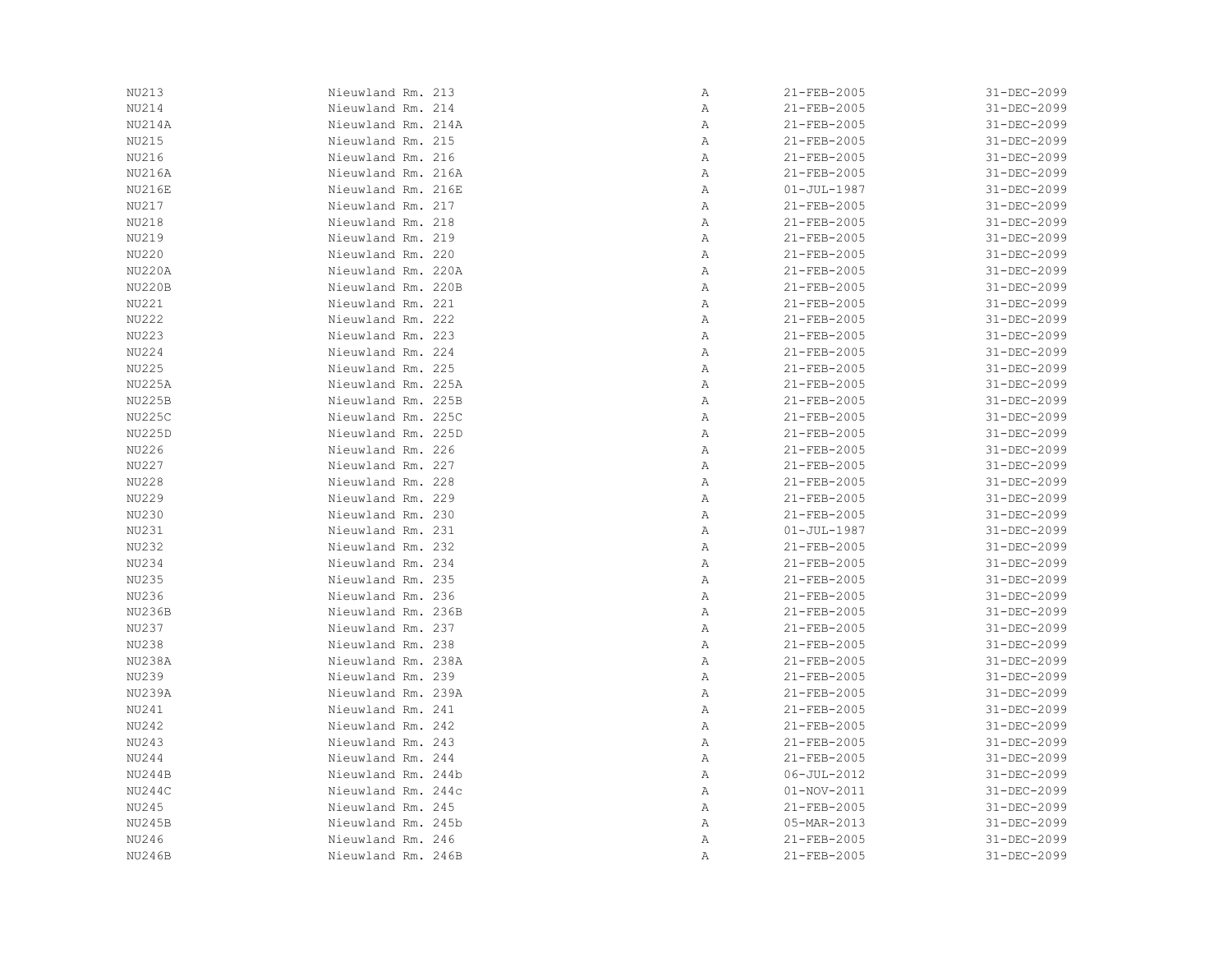| | | | | |
|---|---|---|---|---|
| NU213 | Nieuwland Rm. 213 | A | 21-FEB-2005 | 31-DEC-2099 |
| NU214 | Nieuwland Rm. 214 | A | 21-FEB-2005 | 31-DEC-2099 |
| NU214A | Nieuwland Rm. 214A | A | 21-FEB-2005 | 31-DEC-2099 |
| NU215 | Nieuwland Rm. 215 | A | 21-FEB-2005 | 31-DEC-2099 |
| NU216 | Nieuwland Rm. 216 | A | 21-FEB-2005 | 31-DEC-2099 |
| NU216A | Nieuwland Rm. 216A | A | 21-FEB-2005 | 31-DEC-2099 |
| NU216E | Nieuwland Rm. 216E | A | 01-JUL-1987 | 31-DEC-2099 |
| NU217 | Nieuwland Rm. 217 | A | 21-FEB-2005 | 31-DEC-2099 |
| NU218 | Nieuwland Rm. 218 | A | 21-FEB-2005 | 31-DEC-2099 |
| NU219 | Nieuwland Rm. 219 | A | 21-FEB-2005 | 31-DEC-2099 |
| NU220 | Nieuwland Rm. 220 | A | 21-FEB-2005 | 31-DEC-2099 |
| NU220A | Nieuwland Rm. 220A | A | 21-FEB-2005 | 31-DEC-2099 |
| NU220B | Nieuwland Rm. 220B | A | 21-FEB-2005 | 31-DEC-2099 |
| NU221 | Nieuwland Rm. 221 | A | 21-FEB-2005 | 31-DEC-2099 |
| NU222 | Nieuwland Rm. 222 | A | 21-FEB-2005 | 31-DEC-2099 |
| NU223 | Nieuwland Rm. 223 | A | 21-FEB-2005 | 31-DEC-2099 |
| NU224 | Nieuwland Rm. 224 | A | 21-FEB-2005 | 31-DEC-2099 |
| NU225 | Nieuwland Rm. 225 | A | 21-FEB-2005 | 31-DEC-2099 |
| NU225A | Nieuwland Rm. 225A | A | 21-FEB-2005 | 31-DEC-2099 |
| NU225B | Nieuwland Rm. 225B | A | 21-FEB-2005 | 31-DEC-2099 |
| NU225C | Nieuwland Rm. 225C | A | 21-FEB-2005 | 31-DEC-2099 |
| NU225D | Nieuwland Rm. 225D | A | 21-FEB-2005 | 31-DEC-2099 |
| NU226 | Nieuwland Rm. 226 | A | 21-FEB-2005 | 31-DEC-2099 |
| NU227 | Nieuwland Rm. 227 | A | 21-FEB-2005 | 31-DEC-2099 |
| NU228 | Nieuwland Rm. 228 | A | 21-FEB-2005 | 31-DEC-2099 |
| NU229 | Nieuwland Rm. 229 | A | 21-FEB-2005 | 31-DEC-2099 |
| NU230 | Nieuwland Rm. 230 | A | 21-FEB-2005 | 31-DEC-2099 |
| NU231 | Nieuwland Rm. 231 | A | 01-JUL-1987 | 31-DEC-2099 |
| NU232 | Nieuwland Rm. 232 | A | 21-FEB-2005 | 31-DEC-2099 |
| NU234 | Nieuwland Rm. 234 | A | 21-FEB-2005 | 31-DEC-2099 |
| NU235 | Nieuwland Rm. 235 | A | 21-FEB-2005 | 31-DEC-2099 |
| NU236 | Nieuwland Rm. 236 | A | 21-FEB-2005 | 31-DEC-2099 |
| NU236B | Nieuwland Rm. 236B | A | 21-FEB-2005 | 31-DEC-2099 |
| NU237 | Nieuwland Rm. 237 | A | 21-FEB-2005 | 31-DEC-2099 |
| NU238 | Nieuwland Rm. 238 | A | 21-FEB-2005 | 31-DEC-2099 |
| NU238A | Nieuwland Rm. 238A | A | 21-FEB-2005 | 31-DEC-2099 |
| NU239 | Nieuwland Rm. 239 | A | 21-FEB-2005 | 31-DEC-2099 |
| NU239A | Nieuwland Rm. 239A | A | 21-FEB-2005 | 31-DEC-2099 |
| NU241 | Nieuwland Rm. 241 | A | 21-FEB-2005 | 31-DEC-2099 |
| NU242 | Nieuwland Rm. 242 | A | 21-FEB-2005 | 31-DEC-2099 |
| NU243 | Nieuwland Rm. 243 | A | 21-FEB-2005 | 31-DEC-2099 |
| NU244 | Nieuwland Rm. 244 | A | 21-FEB-2005 | 31-DEC-2099 |
| NU244B | Nieuwland Rm. 244b | A | 06-JUL-2012 | 31-DEC-2099 |
| NU244C | Nieuwland Rm. 244c | A | 01-NOV-2011 | 31-DEC-2099 |
| NU245 | Nieuwland Rm. 245 | A | 21-FEB-2005 | 31-DEC-2099 |
| NU245B | Nieuwland Rm. 245b | A | 05-MAR-2013 | 31-DEC-2099 |
| NU246 | Nieuwland Rm. 246 | A | 21-FEB-2005 | 31-DEC-2099 |
| NU246B | Nieuwland Rm. 246B | A | 21-FEB-2005 | 31-DEC-2099 |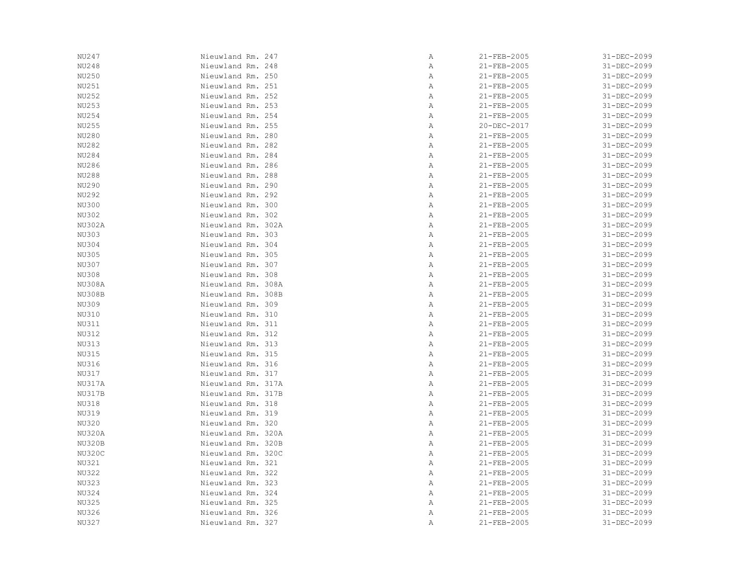| | | | | |
|---|---|---|---|---|
| NU247 | Nieuwland Rm. 247 | A | 21-FEB-2005 | 31-DEC-2099 |
| NU248 | Nieuwland Rm. 248 | A | 21-FEB-2005 | 31-DEC-2099 |
| NU250 | Nieuwland Rm. 250 | A | 21-FEB-2005 | 31-DEC-2099 |
| NU251 | Nieuwland Rm. 251 | A | 21-FEB-2005 | 31-DEC-2099 |
| NU252 | Nieuwland Rm. 252 | A | 21-FEB-2005 | 31-DEC-2099 |
| NU253 | Nieuwland Rm. 253 | A | 21-FEB-2005 | 31-DEC-2099 |
| NU254 | Nieuwland Rm. 254 | A | 21-FEB-2005 | 31-DEC-2099 |
| NU255 | Nieuwland Rm. 255 | A | 20-DEC-2017 | 31-DEC-2099 |
| NU280 | Nieuwland Rm. 280 | A | 21-FEB-2005 | 31-DEC-2099 |
| NU282 | Nieuwland Rm. 282 | A | 21-FEB-2005 | 31-DEC-2099 |
| NU284 | Nieuwland Rm. 284 | A | 21-FEB-2005 | 31-DEC-2099 |
| NU286 | Nieuwland Rm. 286 | A | 21-FEB-2005 | 31-DEC-2099 |
| NU288 | Nieuwland Rm. 288 | A | 21-FEB-2005 | 31-DEC-2099 |
| NU290 | Nieuwland Rm. 290 | A | 21-FEB-2005 | 31-DEC-2099 |
| NU292 | Nieuwland Rm. 292 | A | 21-FEB-2005 | 31-DEC-2099 |
| NU300 | Nieuwland Rm. 300 | A | 21-FEB-2005 | 31-DEC-2099 |
| NU302 | Nieuwland Rm. 302 | A | 21-FEB-2005 | 31-DEC-2099 |
| NU302A | Nieuwland Rm. 302A | A | 21-FEB-2005 | 31-DEC-2099 |
| NU303 | Nieuwland Rm. 303 | A | 21-FEB-2005 | 31-DEC-2099 |
| NU304 | Nieuwland Rm. 304 | A | 21-FEB-2005 | 31-DEC-2099 |
| NU305 | Nieuwland Rm. 305 | A | 21-FEB-2005 | 31-DEC-2099 |
| NU307 | Nieuwland Rm. 307 | A | 21-FEB-2005 | 31-DEC-2099 |
| NU308 | Nieuwland Rm. 308 | A | 21-FEB-2005 | 31-DEC-2099 |
| NU308A | Nieuwland Rm. 308A | A | 21-FEB-2005 | 31-DEC-2099 |
| NU308B | Nieuwland Rm. 308B | A | 21-FEB-2005 | 31-DEC-2099 |
| NU309 | Nieuwland Rm. 309 | A | 21-FEB-2005 | 31-DEC-2099 |
| NU310 | Nieuwland Rm. 310 | A | 21-FEB-2005 | 31-DEC-2099 |
| NU311 | Nieuwland Rm. 311 | A | 21-FEB-2005 | 31-DEC-2099 |
| NU312 | Nieuwland Rm. 312 | A | 21-FEB-2005 | 31-DEC-2099 |
| NU313 | Nieuwland Rm. 313 | A | 21-FEB-2005 | 31-DEC-2099 |
| NU315 | Nieuwland Rm. 315 | A | 21-FEB-2005 | 31-DEC-2099 |
| NU316 | Nieuwland Rm. 316 | A | 21-FEB-2005 | 31-DEC-2099 |
| NU317 | Nieuwland Rm. 317 | A | 21-FEB-2005 | 31-DEC-2099 |
| NU317A | Nieuwland Rm. 317A | A | 21-FEB-2005 | 31-DEC-2099 |
| NU317B | Nieuwland Rm. 317B | A | 21-FEB-2005 | 31-DEC-2099 |
| NU318 | Nieuwland Rm. 318 | A | 21-FEB-2005 | 31-DEC-2099 |
| NU319 | Nieuwland Rm. 319 | A | 21-FEB-2005 | 31-DEC-2099 |
| NU320 | Nieuwland Rm. 320 | A | 21-FEB-2005 | 31-DEC-2099 |
| NU320A | Nieuwland Rm. 320A | A | 21-FEB-2005 | 31-DEC-2099 |
| NU320B | Nieuwland Rm. 320B | A | 21-FEB-2005 | 31-DEC-2099 |
| NU320C | Nieuwland Rm. 320C | A | 21-FEB-2005 | 31-DEC-2099 |
| NU321 | Nieuwland Rm. 321 | A | 21-FEB-2005 | 31-DEC-2099 |
| NU322 | Nieuwland Rm. 322 | A | 21-FEB-2005 | 31-DEC-2099 |
| NU323 | Nieuwland Rm. 323 | A | 21-FEB-2005 | 31-DEC-2099 |
| NU324 | Nieuwland Rm. 324 | A | 21-FEB-2005 | 31-DEC-2099 |
| NU325 | Nieuwland Rm. 325 | A | 21-FEB-2005 | 31-DEC-2099 |
| NU326 | Nieuwland Rm. 326 | A | 21-FEB-2005 | 31-DEC-2099 |
| NU327 | Nieuwland Rm. 327 | A | 21-FEB-2005 | 31-DEC-2099 |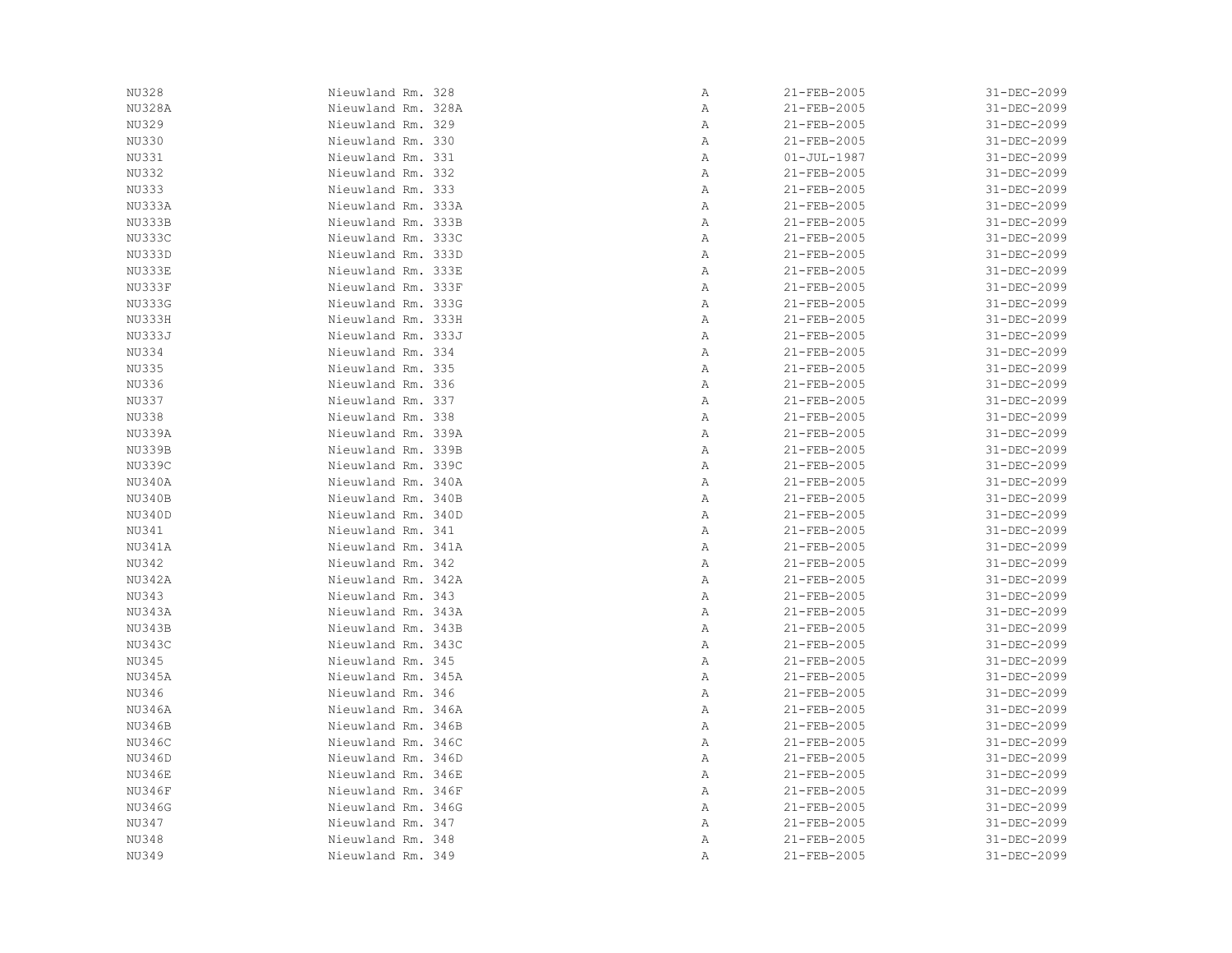| | | | | |
|---|---|---|---|---|
| NU328 | Nieuwland Rm. 328 | A | 21-FEB-2005 | 31-DEC-2099 |
| NU328A | Nieuwland Rm. 328A | A | 21-FEB-2005 | 31-DEC-2099 |
| NU329 | Nieuwland Rm. 329 | A | 21-FEB-2005 | 31-DEC-2099 |
| NU330 | Nieuwland Rm. 330 | A | 21-FEB-2005 | 31-DEC-2099 |
| NU331 | Nieuwland Rm. 331 | A | 01-JUL-1987 | 31-DEC-2099 |
| NU332 | Nieuwland Rm. 332 | A | 21-FEB-2005 | 31-DEC-2099 |
| NU333 | Nieuwland Rm. 333 | A | 21-FEB-2005 | 31-DEC-2099 |
| NU333A | Nieuwland Rm. 333A | A | 21-FEB-2005 | 31-DEC-2099 |
| NU333B | Nieuwland Rm. 333B | A | 21-FEB-2005 | 31-DEC-2099 |
| NU333C | Nieuwland Rm. 333C | A | 21-FEB-2005 | 31-DEC-2099 |
| NU333D | Nieuwland Rm. 333D | A | 21-FEB-2005 | 31-DEC-2099 |
| NU333E | Nieuwland Rm. 333E | A | 21-FEB-2005 | 31-DEC-2099 |
| NU333F | Nieuwland Rm. 333F | A | 21-FEB-2005 | 31-DEC-2099 |
| NU333G | Nieuwland Rm. 333G | A | 21-FEB-2005 | 31-DEC-2099 |
| NU333H | Nieuwland Rm. 333H | A | 21-FEB-2005 | 31-DEC-2099 |
| NU333J | Nieuwland Rm. 333J | A | 21-FEB-2005 | 31-DEC-2099 |
| NU334 | Nieuwland Rm. 334 | A | 21-FEB-2005 | 31-DEC-2099 |
| NU335 | Nieuwland Rm. 335 | A | 21-FEB-2005 | 31-DEC-2099 |
| NU336 | Nieuwland Rm. 336 | A | 21-FEB-2005 | 31-DEC-2099 |
| NU337 | Nieuwland Rm. 337 | A | 21-FEB-2005 | 31-DEC-2099 |
| NU338 | Nieuwland Rm. 338 | A | 21-FEB-2005 | 31-DEC-2099 |
| NU339A | Nieuwland Rm. 339A | A | 21-FEB-2005 | 31-DEC-2099 |
| NU339B | Nieuwland Rm. 339B | A | 21-FEB-2005 | 31-DEC-2099 |
| NU339C | Nieuwland Rm. 339C | A | 21-FEB-2005 | 31-DEC-2099 |
| NU340A | Nieuwland Rm. 340A | A | 21-FEB-2005 | 31-DEC-2099 |
| NU340B | Nieuwland Rm. 340B | A | 21-FEB-2005 | 31-DEC-2099 |
| NU340D | Nieuwland Rm. 340D | A | 21-FEB-2005 | 31-DEC-2099 |
| NU341 | Nieuwland Rm. 341 | A | 21-FEB-2005 | 31-DEC-2099 |
| NU341A | Nieuwland Rm. 341A | A | 21-FEB-2005 | 31-DEC-2099 |
| NU342 | Nieuwland Rm. 342 | A | 21-FEB-2005 | 31-DEC-2099 |
| NU342A | Nieuwland Rm. 342A | A | 21-FEB-2005 | 31-DEC-2099 |
| NU343 | Nieuwland Rm. 343 | A | 21-FEB-2005 | 31-DEC-2099 |
| NU343A | Nieuwland Rm. 343A | A | 21-FEB-2005 | 31-DEC-2099 |
| NU343B | Nieuwland Rm. 343B | A | 21-FEB-2005 | 31-DEC-2099 |
| NU343C | Nieuwland Rm. 343C | A | 21-FEB-2005 | 31-DEC-2099 |
| NU345 | Nieuwland Rm. 345 | A | 21-FEB-2005 | 31-DEC-2099 |
| NU345A | Nieuwland Rm. 345A | A | 21-FEB-2005 | 31-DEC-2099 |
| NU346 | Nieuwland Rm. 346 | A | 21-FEB-2005 | 31-DEC-2099 |
| NU346A | Nieuwland Rm. 346A | A | 21-FEB-2005 | 31-DEC-2099 |
| NU346B | Nieuwland Rm. 346B | A | 21-FEB-2005 | 31-DEC-2099 |
| NU346C | Nieuwland Rm. 346C | A | 21-FEB-2005 | 31-DEC-2099 |
| NU346D | Nieuwland Rm. 346D | A | 21-FEB-2005 | 31-DEC-2099 |
| NU346E | Nieuwland Rm. 346E | A | 21-FEB-2005 | 31-DEC-2099 |
| NU346F | Nieuwland Rm. 346F | A | 21-FEB-2005 | 31-DEC-2099 |
| NU346G | Nieuwland Rm. 346G | A | 21-FEB-2005 | 31-DEC-2099 |
| NU347 | Nieuwland Rm. 347 | A | 21-FEB-2005 | 31-DEC-2099 |
| NU348 | Nieuwland Rm. 348 | A | 21-FEB-2005 | 31-DEC-2099 |
| NU349 | Nieuwland Rm. 349 | A | 21-FEB-2005 | 31-DEC-2099 |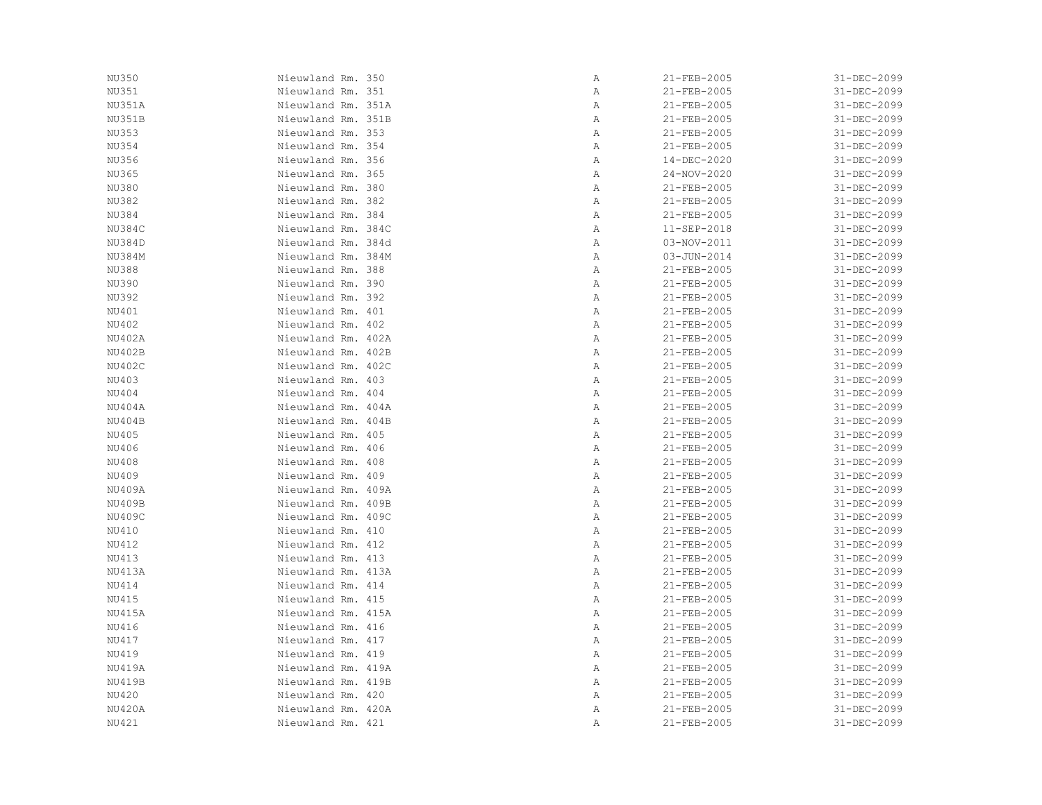| | | | | |
|---|---|---|---|---|
| NU350 | Nieuwland Rm. 350 | A | 21-FEB-2005 | 31-DEC-2099 |
| NU351 | Nieuwland Rm. 351 | A | 21-FEB-2005 | 31-DEC-2099 |
| NU351A | Nieuwland Rm. 351A | A | 21-FEB-2005 | 31-DEC-2099 |
| NU351B | Nieuwland Rm. 351B | A | 21-FEB-2005 | 31-DEC-2099 |
| NU353 | Nieuwland Rm. 353 | A | 21-FEB-2005 | 31-DEC-2099 |
| NU354 | Nieuwland Rm. 354 | A | 21-FEB-2005 | 31-DEC-2099 |
| NU356 | Nieuwland Rm. 356 | A | 14-DEC-2020 | 31-DEC-2099 |
| NU365 | Nieuwland Rm. 365 | A | 24-NOV-2020 | 31-DEC-2099 |
| NU380 | Nieuwland Rm. 380 | A | 21-FEB-2005 | 31-DEC-2099 |
| NU382 | Nieuwland Rm. 382 | A | 21-FEB-2005 | 31-DEC-2099 |
| NU384 | Nieuwland Rm. 384 | A | 21-FEB-2005 | 31-DEC-2099 |
| NU384C | Nieuwland Rm. 384C | A | 11-SEP-2018 | 31-DEC-2099 |
| NU384D | Nieuwland Rm. 384d | A | 03-NOV-2011 | 31-DEC-2099 |
| NU384M | Nieuwland Rm. 384M | A | 03-JUN-2014 | 31-DEC-2099 |
| NU388 | Nieuwland Rm. 388 | A | 21-FEB-2005 | 31-DEC-2099 |
| NU390 | Nieuwland Rm. 390 | A | 21-FEB-2005 | 31-DEC-2099 |
| NU392 | Nieuwland Rm. 392 | A | 21-FEB-2005 | 31-DEC-2099 |
| NU401 | Nieuwland Rm. 401 | A | 21-FEB-2005 | 31-DEC-2099 |
| NU402 | Nieuwland Rm. 402 | A | 21-FEB-2005 | 31-DEC-2099 |
| NU402A | Nieuwland Rm. 402A | A | 21-FEB-2005 | 31-DEC-2099 |
| NU402B | Nieuwland Rm. 402B | A | 21-FEB-2005 | 31-DEC-2099 |
| NU402C | Nieuwland Rm. 402C | A | 21-FEB-2005 | 31-DEC-2099 |
| NU403 | Nieuwland Rm. 403 | A | 21-FEB-2005 | 31-DEC-2099 |
| NU404 | Nieuwland Rm. 404 | A | 21-FEB-2005 | 31-DEC-2099 |
| NU404A | Nieuwland Rm. 404A | A | 21-FEB-2005 | 31-DEC-2099 |
| NU404B | Nieuwland Rm. 404B | A | 21-FEB-2005 | 31-DEC-2099 |
| NU405 | Nieuwland Rm. 405 | A | 21-FEB-2005 | 31-DEC-2099 |
| NU406 | Nieuwland Rm. 406 | A | 21-FEB-2005 | 31-DEC-2099 |
| NU408 | Nieuwland Rm. 408 | A | 21-FEB-2005 | 31-DEC-2099 |
| NU409 | Nieuwland Rm. 409 | A | 21-FEB-2005 | 31-DEC-2099 |
| NU409A | Nieuwland Rm. 409A | A | 21-FEB-2005 | 31-DEC-2099 |
| NU409B | Nieuwland Rm. 409B | A | 21-FEB-2005 | 31-DEC-2099 |
| NU409C | Nieuwland Rm. 409C | A | 21-FEB-2005 | 31-DEC-2099 |
| NU410 | Nieuwland Rm. 410 | A | 21-FEB-2005 | 31-DEC-2099 |
| NU412 | Nieuwland Rm. 412 | A | 21-FEB-2005 | 31-DEC-2099 |
| NU413 | Nieuwland Rm. 413 | A | 21-FEB-2005 | 31-DEC-2099 |
| NU413A | Nieuwland Rm. 413A | A | 21-FEB-2005 | 31-DEC-2099 |
| NU414 | Nieuwland Rm. 414 | A | 21-FEB-2005 | 31-DEC-2099 |
| NU415 | Nieuwland Rm. 415 | A | 21-FEB-2005 | 31-DEC-2099 |
| NU415A | Nieuwland Rm. 415A | A | 21-FEB-2005 | 31-DEC-2099 |
| NU416 | Nieuwland Rm. 416 | A | 21-FEB-2005 | 31-DEC-2099 |
| NU417 | Nieuwland Rm. 417 | A | 21-FEB-2005 | 31-DEC-2099 |
| NU419 | Nieuwland Rm. 419 | A | 21-FEB-2005 | 31-DEC-2099 |
| NU419A | Nieuwland Rm. 419A | A | 21-FEB-2005 | 31-DEC-2099 |
| NU419B | Nieuwland Rm. 419B | A | 21-FEB-2005 | 31-DEC-2099 |
| NU420 | Nieuwland Rm. 420 | A | 21-FEB-2005 | 31-DEC-2099 |
| NU420A | Nieuwland Rm. 420A | A | 21-FEB-2005 | 31-DEC-2099 |
| NU421 | Nieuwland Rm. 421 | A | 21-FEB-2005 | 31-DEC-2099 |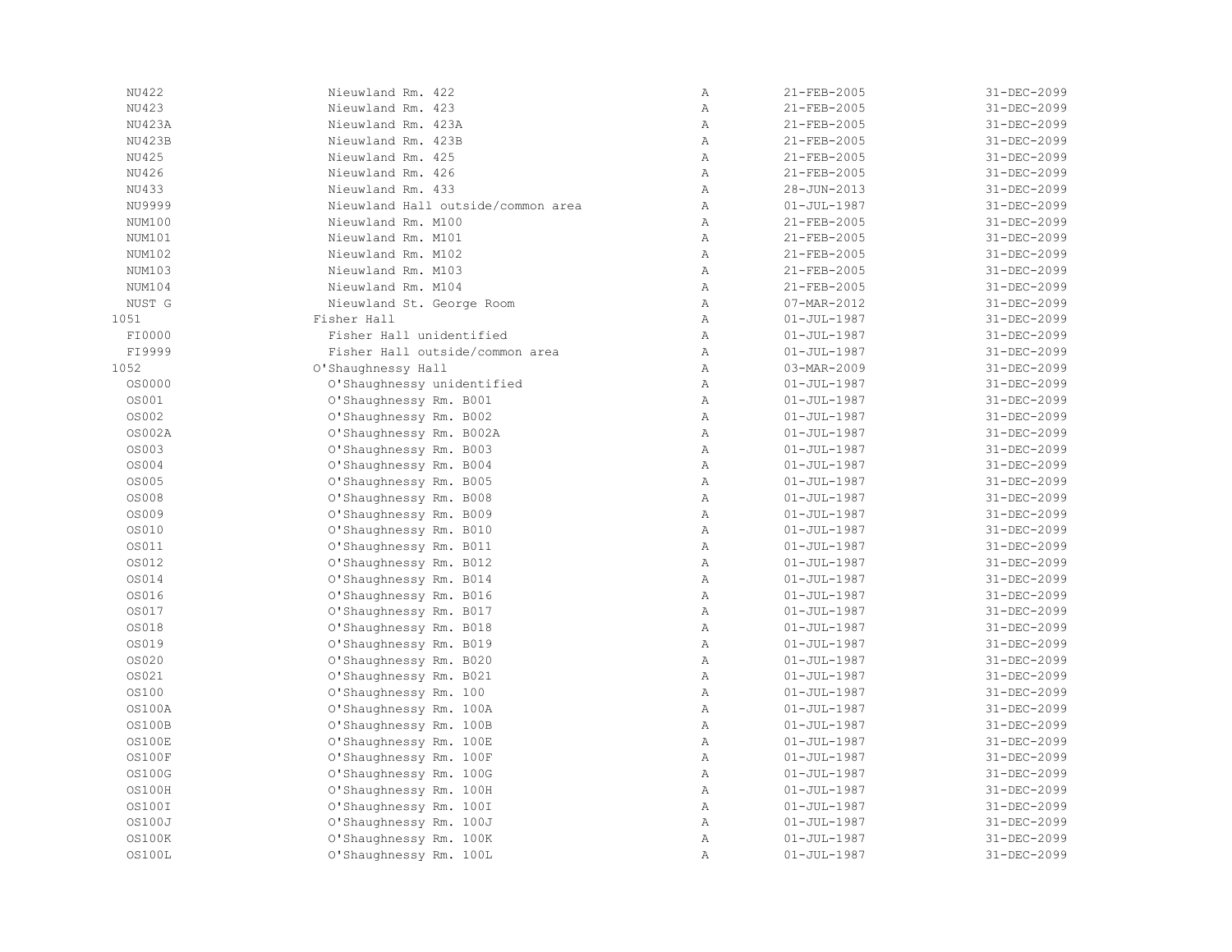| | | | | |
|---|---|---|---|---|
| NU422 | Nieuwland Rm. 422 | A | 21-FEB-2005 | 31-DEC-2099 |
| NU423 | Nieuwland Rm. 423 | A | 21-FEB-2005 | 31-DEC-2099 |
| NU423A | Nieuwland Rm. 423A | A | 21-FEB-2005 | 31-DEC-2099 |
| NU423B | Nieuwland Rm. 423B | A | 21-FEB-2005 | 31-DEC-2099 |
| NU425 | Nieuwland Rm. 425 | A | 21-FEB-2005 | 31-DEC-2099 |
| NU426 | Nieuwland Rm. 426 | A | 21-FEB-2005 | 31-DEC-2099 |
| NU433 | Nieuwland Rm. 433 | A | 28-JUN-2013 | 31-DEC-2099 |
| NU9999 | Nieuwland Hall outside/common area | A | 01-JUL-1987 | 31-DEC-2099 |
| NUM100 | Nieuwland Rm. M100 | A | 21-FEB-2005 | 31-DEC-2099 |
| NUM101 | Nieuwland Rm. M101 | A | 21-FEB-2005 | 31-DEC-2099 |
| NUM102 | Nieuwland Rm. M102 | A | 21-FEB-2005 | 31-DEC-2099 |
| NUM103 | Nieuwland Rm. M103 | A | 21-FEB-2005 | 31-DEC-2099 |
| NUM104 | Nieuwland Rm. M104 | A | 21-FEB-2005 | 31-DEC-2099 |
| NUST G | Nieuwland St. George Room | A | 07-MAR-2012 | 31-DEC-2099 |
| 1051 | Fisher Hall | A | 01-JUL-1987 | 31-DEC-2099 |
| FI0000 | Fisher Hall unidentified | A | 01-JUL-1987 | 31-DEC-2099 |
| FI9999 | Fisher Hall outside/common area | A | 01-JUL-1987 | 31-DEC-2099 |
| 1052 | O'Shaughnessy Hall | A | 03-MAR-2009 | 31-DEC-2099 |
| OS0000 | O'Shaughnessy unidentified | A | 01-JUL-1987 | 31-DEC-2099 |
| OS001 | O'Shaughnessy Rm. B001 | A | 01-JUL-1987 | 31-DEC-2099 |
| OS002 | O'Shaughnessy Rm. B002 | A | 01-JUL-1987 | 31-DEC-2099 |
| OS002A | O'Shaughnessy Rm. B002A | A | 01-JUL-1987 | 31-DEC-2099 |
| OS003 | O'Shaughnessy Rm. B003 | A | 01-JUL-1987 | 31-DEC-2099 |
| OS004 | O'Shaughnessy Rm. B004 | A | 01-JUL-1987 | 31-DEC-2099 |
| OS005 | O'Shaughnessy Rm. B005 | A | 01-JUL-1987 | 31-DEC-2099 |
| OS008 | O'Shaughnessy Rm. B008 | A | 01-JUL-1987 | 31-DEC-2099 |
| OS009 | O'Shaughnessy Rm. B009 | A | 01-JUL-1987 | 31-DEC-2099 |
| OS010 | O'Shaughnessy Rm. B010 | A | 01-JUL-1987 | 31-DEC-2099 |
| OS011 | O'Shaughnessy Rm. B011 | A | 01-JUL-1987 | 31-DEC-2099 |
| OS012 | O'Shaughnessy Rm. B012 | A | 01-JUL-1987 | 31-DEC-2099 |
| OS014 | O'Shaughnessy Rm. B014 | A | 01-JUL-1987 | 31-DEC-2099 |
| OS016 | O'Shaughnessy Rm. B016 | A | 01-JUL-1987 | 31-DEC-2099 |
| OS017 | O'Shaughnessy Rm. B017 | A | 01-JUL-1987 | 31-DEC-2099 |
| OS018 | O'Shaughnessy Rm. B018 | A | 01-JUL-1987 | 31-DEC-2099 |
| OS019 | O'Shaughnessy Rm. B019 | A | 01-JUL-1987 | 31-DEC-2099 |
| OS020 | O'Shaughnessy Rm. B020 | A | 01-JUL-1987 | 31-DEC-2099 |
| OS021 | O'Shaughnessy Rm. B021 | A | 01-JUL-1987 | 31-DEC-2099 |
| OS100 | O'Shaughnessy Rm. 100 | A | 01-JUL-1987 | 31-DEC-2099 |
| OS100A | O'Shaughnessy Rm. 100A | A | 01-JUL-1987 | 31-DEC-2099 |
| OS100B | O'Shaughnessy Rm. 100B | A | 01-JUL-1987 | 31-DEC-2099 |
| OS100E | O'Shaughnessy Rm. 100E | A | 01-JUL-1987 | 31-DEC-2099 |
| OS100F | O'Shaughnessy Rm. 100F | A | 01-JUL-1987 | 31-DEC-2099 |
| OS100G | O'Shaughnessy Rm. 100G | A | 01-JUL-1987 | 31-DEC-2099 |
| OS100H | O'Shaughnessy Rm. 100H | A | 01-JUL-1987 | 31-DEC-2099 |
| OS100I | O'Shaughnessy Rm. 100I | A | 01-JUL-1987 | 31-DEC-2099 |
| OS100J | O'Shaughnessy Rm. 100J | A | 01-JUL-1987 | 31-DEC-2099 |
| OS100K | O'Shaughnessy Rm. 100K | A | 01-JUL-1987 | 31-DEC-2099 |
| OS100L | O'Shaughnessy Rm. 100L | A | 01-JUL-1987 | 31-DEC-2099 |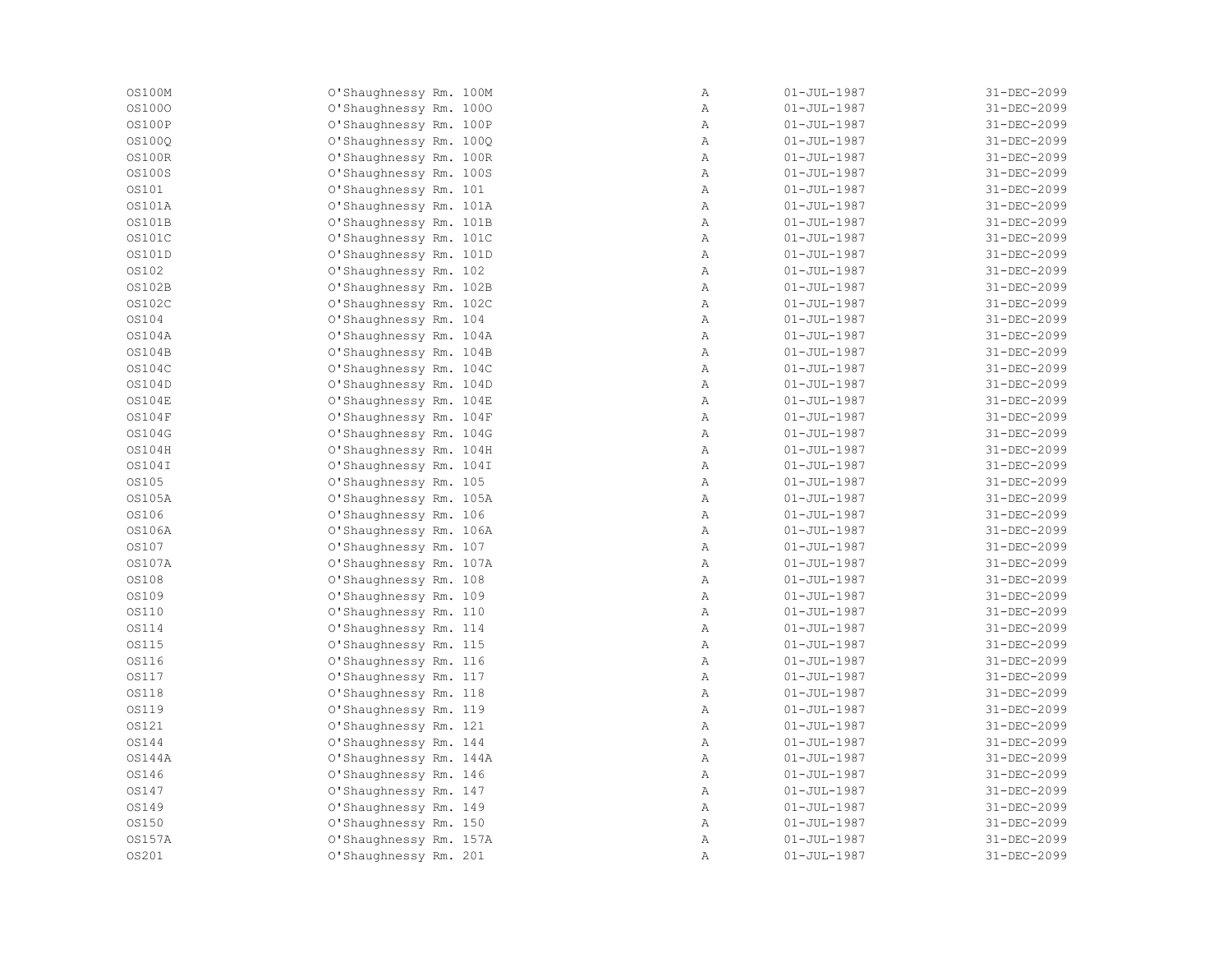| | | | | |
|---|---|---|---|---|
| OS100M | O'Shaughnessy Rm. 100M | A | 01-JUL-1987 | 31-DEC-2099 |
| OS100O | O'Shaughnessy Rm. 100O | A | 01-JUL-1987 | 31-DEC-2099 |
| OS100P | O'Shaughnessy Rm. 100P | A | 01-JUL-1987 | 31-DEC-2099 |
| OS100Q | O'Shaughnessy Rm. 100Q | A | 01-JUL-1987 | 31-DEC-2099 |
| OS100R | O'Shaughnessy Rm. 100R | A | 01-JUL-1987 | 31-DEC-2099 |
| OS100S | O'Shaughnessy Rm. 100S | A | 01-JUL-1987 | 31-DEC-2099 |
| OS101 | O'Shaughnessy Rm. 101 | A | 01-JUL-1987 | 31-DEC-2099 |
| OS101A | O'Shaughnessy Rm. 101A | A | 01-JUL-1987 | 31-DEC-2099 |
| OS101B | O'Shaughnessy Rm. 101B | A | 01-JUL-1987 | 31-DEC-2099 |
| OS101C | O'Shaughnessy Rm. 101C | A | 01-JUL-1987 | 31-DEC-2099 |
| OS101D | O'Shaughnessy Rm. 101D | A | 01-JUL-1987 | 31-DEC-2099 |
| OS102 | O'Shaughnessy Rm. 102 | A | 01-JUL-1987 | 31-DEC-2099 |
| OS102B | O'Shaughnessy Rm. 102B | A | 01-JUL-1987 | 31-DEC-2099 |
| OS102C | O'Shaughnessy Rm. 102C | A | 01-JUL-1987 | 31-DEC-2099 |
| OS104 | O'Shaughnessy Rm. 104 | A | 01-JUL-1987 | 31-DEC-2099 |
| OS104A | O'Shaughnessy Rm. 104A | A | 01-JUL-1987 | 31-DEC-2099 |
| OS104B | O'Shaughnessy Rm. 104B | A | 01-JUL-1987 | 31-DEC-2099 |
| OS104C | O'Shaughnessy Rm. 104C | A | 01-JUL-1987 | 31-DEC-2099 |
| OS104D | O'Shaughnessy Rm. 104D | A | 01-JUL-1987 | 31-DEC-2099 |
| OS104E | O'Shaughnessy Rm. 104E | A | 01-JUL-1987 | 31-DEC-2099 |
| OS104F | O'Shaughnessy Rm. 104F | A | 01-JUL-1987 | 31-DEC-2099 |
| OS104G | O'Shaughnessy Rm. 104G | A | 01-JUL-1987 | 31-DEC-2099 |
| OS104H | O'Shaughnessy Rm. 104H | A | 01-JUL-1987 | 31-DEC-2099 |
| OS104I | O'Shaughnessy Rm. 104I | A | 01-JUL-1987 | 31-DEC-2099 |
| OS105 | O'Shaughnessy Rm. 105 | A | 01-JUL-1987 | 31-DEC-2099 |
| OS105A | O'Shaughnessy Rm. 105A | A | 01-JUL-1987 | 31-DEC-2099 |
| OS106 | O'Shaughnessy Rm. 106 | A | 01-JUL-1987 | 31-DEC-2099 |
| OS106A | O'Shaughnessy Rm. 106A | A | 01-JUL-1987 | 31-DEC-2099 |
| OS107 | O'Shaughnessy Rm. 107 | A | 01-JUL-1987 | 31-DEC-2099 |
| OS107A | O'Shaughnessy Rm. 107A | A | 01-JUL-1987 | 31-DEC-2099 |
| OS108 | O'Shaughnessy Rm. 108 | A | 01-JUL-1987 | 31-DEC-2099 |
| OS109 | O'Shaughnessy Rm. 109 | A | 01-JUL-1987 | 31-DEC-2099 |
| OS110 | O'Shaughnessy Rm. 110 | A | 01-JUL-1987 | 31-DEC-2099 |
| OS114 | O'Shaughnessy Rm. 114 | A | 01-JUL-1987 | 31-DEC-2099 |
| OS115 | O'Shaughnessy Rm. 115 | A | 01-JUL-1987 | 31-DEC-2099 |
| OS116 | O'Shaughnessy Rm. 116 | A | 01-JUL-1987 | 31-DEC-2099 |
| OS117 | O'Shaughnessy Rm. 117 | A | 01-JUL-1987 | 31-DEC-2099 |
| OS118 | O'Shaughnessy Rm. 118 | A | 01-JUL-1987 | 31-DEC-2099 |
| OS119 | O'Shaughnessy Rm. 119 | A | 01-JUL-1987 | 31-DEC-2099 |
| OS121 | O'Shaughnessy Rm. 121 | A | 01-JUL-1987 | 31-DEC-2099 |
| OS144 | O'Shaughnessy Rm. 144 | A | 01-JUL-1987 | 31-DEC-2099 |
| OS144A | O'Shaughnessy Rm. 144A | A | 01-JUL-1987 | 31-DEC-2099 |
| OS146 | O'Shaughnessy Rm. 146 | A | 01-JUL-1987 | 31-DEC-2099 |
| OS147 | O'Shaughnessy Rm. 147 | A | 01-JUL-1987 | 31-DEC-2099 |
| OS149 | O'Shaughnessy Rm. 149 | A | 01-JUL-1987 | 31-DEC-2099 |
| OS150 | O'Shaughnessy Rm. 150 | A | 01-JUL-1987 | 31-DEC-2099 |
| OS157A | O'Shaughnessy Rm. 157A | A | 01-JUL-1987 | 31-DEC-2099 |
| OS201 | O'Shaughnessy Rm. 201 | A | 01-JUL-1987 | 31-DEC-2099 |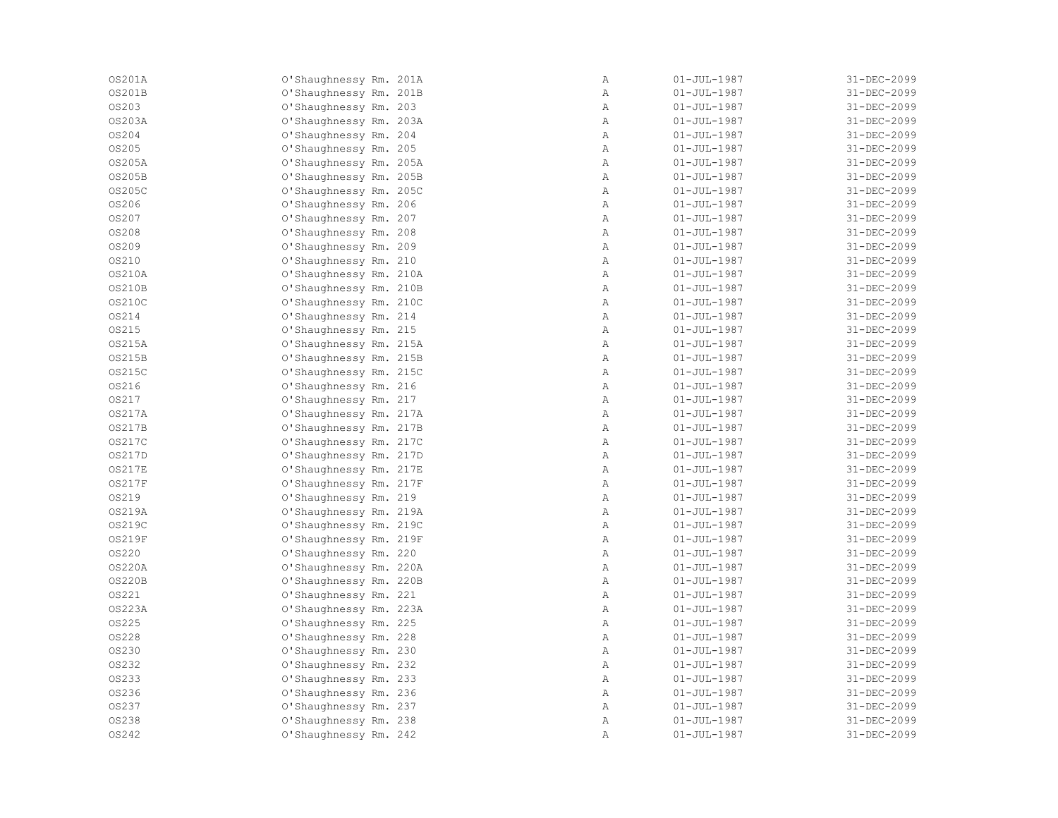| | | | | |
|---|---|---|---|---|
| OS201A | O'Shaughnessy Rm. 201A | A | 01-JUL-1987 | 31-DEC-2099 |
| OS201B | O'Shaughnessy Rm. 201B | A | 01-JUL-1987 | 31-DEC-2099 |
| OS203 | O'Shaughnessy Rm. 203 | A | 01-JUL-1987 | 31-DEC-2099 |
| OS203A | O'Shaughnessy Rm. 203A | A | 01-JUL-1987 | 31-DEC-2099 |
| OS204 | O'Shaughnessy Rm. 204 | A | 01-JUL-1987 | 31-DEC-2099 |
| OS205 | O'Shaughnessy Rm. 205 | A | 01-JUL-1987 | 31-DEC-2099 |
| OS205A | O'Shaughnessy Rm. 205A | A | 01-JUL-1987 | 31-DEC-2099 |
| OS205B | O'Shaughnessy Rm. 205B | A | 01-JUL-1987 | 31-DEC-2099 |
| OS205C | O'Shaughnessy Rm. 205C | A | 01-JUL-1987 | 31-DEC-2099 |
| OS206 | O'Shaughnessy Rm. 206 | A | 01-JUL-1987 | 31-DEC-2099 |
| OS207 | O'Shaughnessy Rm. 207 | A | 01-JUL-1987 | 31-DEC-2099 |
| OS208 | O'Shaughnessy Rm. 208 | A | 01-JUL-1987 | 31-DEC-2099 |
| OS209 | O'Shaughnessy Rm. 209 | A | 01-JUL-1987 | 31-DEC-2099 |
| OS210 | O'Shaughnessy Rm. 210 | A | 01-JUL-1987 | 31-DEC-2099 |
| OS210A | O'Shaughnessy Rm. 210A | A | 01-JUL-1987 | 31-DEC-2099 |
| OS210B | O'Shaughnessy Rm. 210B | A | 01-JUL-1987 | 31-DEC-2099 |
| OS210C | O'Shaughnessy Rm. 210C | A | 01-JUL-1987 | 31-DEC-2099 |
| OS214 | O'Shaughnessy Rm. 214 | A | 01-JUL-1987 | 31-DEC-2099 |
| OS215 | O'Shaughnessy Rm. 215 | A | 01-JUL-1987 | 31-DEC-2099 |
| OS215A | O'Shaughnessy Rm. 215A | A | 01-JUL-1987 | 31-DEC-2099 |
| OS215B | O'Shaughnessy Rm. 215B | A | 01-JUL-1987 | 31-DEC-2099 |
| OS215C | O'Shaughnessy Rm. 215C | A | 01-JUL-1987 | 31-DEC-2099 |
| OS216 | O'Shaughnessy Rm. 216 | A | 01-JUL-1987 | 31-DEC-2099 |
| OS217 | O'Shaughnessy Rm. 217 | A | 01-JUL-1987 | 31-DEC-2099 |
| OS217A | O'Shaughnessy Rm. 217A | A | 01-JUL-1987 | 31-DEC-2099 |
| OS217B | O'Shaughnessy Rm. 217B | A | 01-JUL-1987 | 31-DEC-2099 |
| OS217C | O'Shaughnessy Rm. 217C | A | 01-JUL-1987 | 31-DEC-2099 |
| OS217D | O'Shaughnessy Rm. 217D | A | 01-JUL-1987 | 31-DEC-2099 |
| OS217E | O'Shaughnessy Rm. 217E | A | 01-JUL-1987 | 31-DEC-2099 |
| OS217F | O'Shaughnessy Rm. 217F | A | 01-JUL-1987 | 31-DEC-2099 |
| OS219 | O'Shaughnessy Rm. 219 | A | 01-JUL-1987 | 31-DEC-2099 |
| OS219A | O'Shaughnessy Rm. 219A | A | 01-JUL-1987 | 31-DEC-2099 |
| OS219C | O'Shaughnessy Rm. 219C | A | 01-JUL-1987 | 31-DEC-2099 |
| OS219F | O'Shaughnessy Rm. 219F | A | 01-JUL-1987 | 31-DEC-2099 |
| OS220 | O'Shaughnessy Rm. 220 | A | 01-JUL-1987 | 31-DEC-2099 |
| OS220A | O'Shaughnessy Rm. 220A | A | 01-JUL-1987 | 31-DEC-2099 |
| OS220B | O'Shaughnessy Rm. 220B | A | 01-JUL-1987 | 31-DEC-2099 |
| OS221 | O'Shaughnessy Rm. 221 | A | 01-JUL-1987 | 31-DEC-2099 |
| OS223A | O'Shaughnessy Rm. 223A | A | 01-JUL-1987 | 31-DEC-2099 |
| OS225 | O'Shaughnessy Rm. 225 | A | 01-JUL-1987 | 31-DEC-2099 |
| OS228 | O'Shaughnessy Rm. 228 | A | 01-JUL-1987 | 31-DEC-2099 |
| OS230 | O'Shaughnessy Rm. 230 | A | 01-JUL-1987 | 31-DEC-2099 |
| OS232 | O'Shaughnessy Rm. 232 | A | 01-JUL-1987 | 31-DEC-2099 |
| OS233 | O'Shaughnessy Rm. 233 | A | 01-JUL-1987 | 31-DEC-2099 |
| OS236 | O'Shaughnessy Rm. 236 | A | 01-JUL-1987 | 31-DEC-2099 |
| OS237 | O'Shaughnessy Rm. 237 | A | 01-JUL-1987 | 31-DEC-2099 |
| OS238 | O'Shaughnessy Rm. 238 | A | 01-JUL-1987 | 31-DEC-2099 |
| OS242 | O'Shaughnessy Rm. 242 | A | 01-JUL-1987 | 31-DEC-2099 |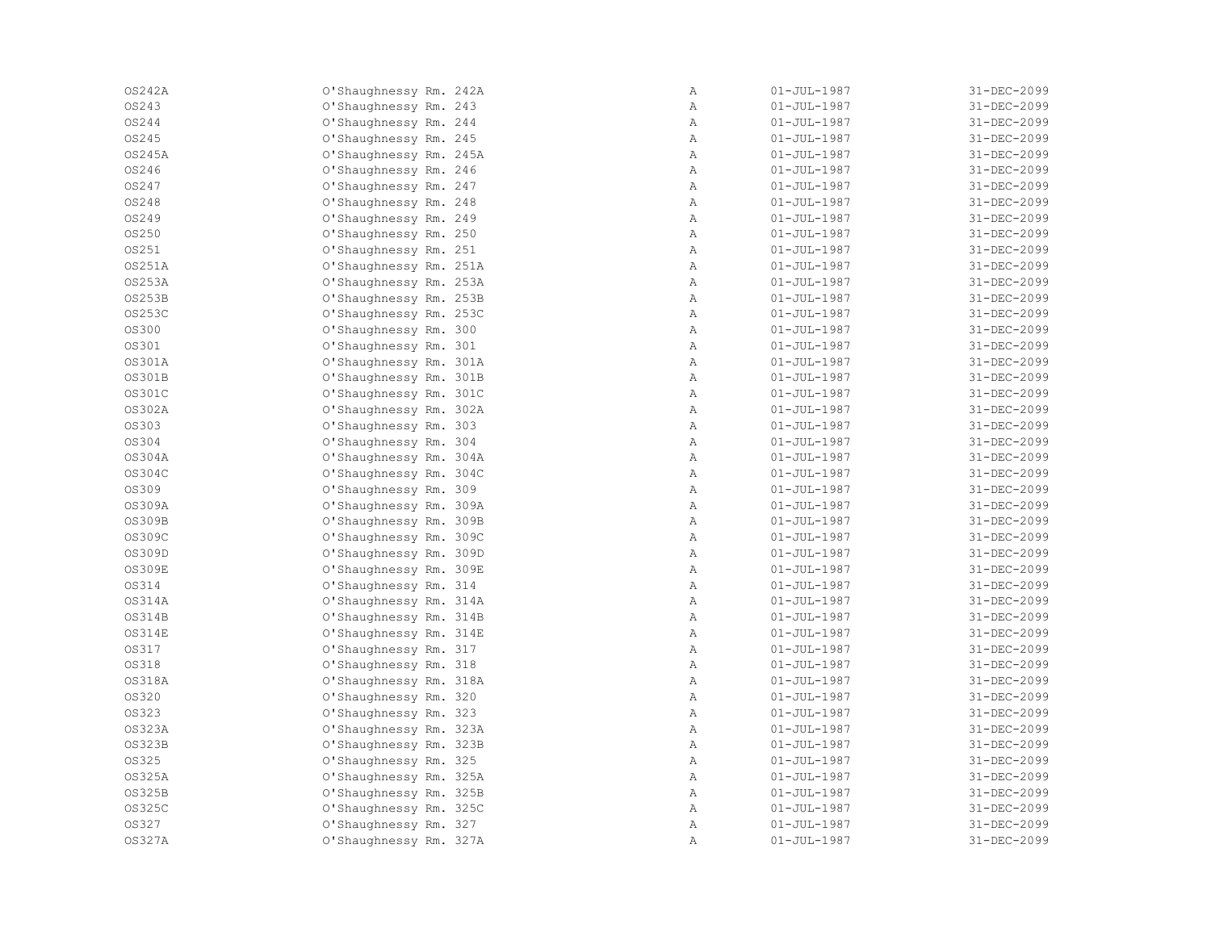| | | | | |
|---|---|---|---|---|
| OS242A | O'Shaughnessy Rm. 242A | A | 01-JUL-1987 | 31-DEC-2099 |
| OS243 | O'Shaughnessy Rm. 243 | A | 01-JUL-1987 | 31-DEC-2099 |
| OS244 | O'Shaughnessy Rm. 244 | A | 01-JUL-1987 | 31-DEC-2099 |
| OS245 | O'Shaughnessy Rm. 245 | A | 01-JUL-1987 | 31-DEC-2099 |
| OS245A | O'Shaughnessy Rm. 245A | A | 01-JUL-1987 | 31-DEC-2099 |
| OS246 | O'Shaughnessy Rm. 246 | A | 01-JUL-1987 | 31-DEC-2099 |
| OS247 | O'Shaughnessy Rm. 247 | A | 01-JUL-1987 | 31-DEC-2099 |
| OS248 | O'Shaughnessy Rm. 248 | A | 01-JUL-1987 | 31-DEC-2099 |
| OS249 | O'Shaughnessy Rm. 249 | A | 01-JUL-1987 | 31-DEC-2099 |
| OS250 | O'Shaughnessy Rm. 250 | A | 01-JUL-1987 | 31-DEC-2099 |
| OS251 | O'Shaughnessy Rm. 251 | A | 01-JUL-1987 | 31-DEC-2099 |
| OS251A | O'Shaughnessy Rm. 251A | A | 01-JUL-1987 | 31-DEC-2099 |
| OS253A | O'Shaughnessy Rm. 253A | A | 01-JUL-1987 | 31-DEC-2099 |
| OS253B | O'Shaughnessy Rm. 253B | A | 01-JUL-1987 | 31-DEC-2099 |
| OS253C | O'Shaughnessy Rm. 253C | A | 01-JUL-1987 | 31-DEC-2099 |
| OS300 | O'Shaughnessy Rm. 300 | A | 01-JUL-1987 | 31-DEC-2099 |
| OS301 | O'Shaughnessy Rm. 301 | A | 01-JUL-1987 | 31-DEC-2099 |
| OS301A | O'Shaughnessy Rm. 301A | A | 01-JUL-1987 | 31-DEC-2099 |
| OS301B | O'Shaughnessy Rm. 301B | A | 01-JUL-1987 | 31-DEC-2099 |
| OS301C | O'Shaughnessy Rm. 301C | A | 01-JUL-1987 | 31-DEC-2099 |
| OS302A | O'Shaughnessy Rm. 302A | A | 01-JUL-1987 | 31-DEC-2099 |
| OS303 | O'Shaughnessy Rm. 303 | A | 01-JUL-1987 | 31-DEC-2099 |
| OS304 | O'Shaughnessy Rm. 304 | A | 01-JUL-1987 | 31-DEC-2099 |
| OS304A | O'Shaughnessy Rm. 304A | A | 01-JUL-1987 | 31-DEC-2099 |
| OS304C | O'Shaughnessy Rm. 304C | A | 01-JUL-1987 | 31-DEC-2099 |
| OS309 | O'Shaughnessy Rm. 309 | A | 01-JUL-1987 | 31-DEC-2099 |
| OS309A | O'Shaughnessy Rm. 309A | A | 01-JUL-1987 | 31-DEC-2099 |
| OS309B | O'Shaughnessy Rm. 309B | A | 01-JUL-1987 | 31-DEC-2099 |
| OS309C | O'Shaughnessy Rm. 309C | A | 01-JUL-1987 | 31-DEC-2099 |
| OS309D | O'Shaughnessy Rm. 309D | A | 01-JUL-1987 | 31-DEC-2099 |
| OS309E | O'Shaughnessy Rm. 309E | A | 01-JUL-1987 | 31-DEC-2099 |
| OS314 | O'Shaughnessy Rm. 314 | A | 01-JUL-1987 | 31-DEC-2099 |
| OS314A | O'Shaughnessy Rm. 314A | A | 01-JUL-1987 | 31-DEC-2099 |
| OS314B | O'Shaughnessy Rm. 314B | A | 01-JUL-1987 | 31-DEC-2099 |
| OS314E | O'Shaughnessy Rm. 314E | A | 01-JUL-1987 | 31-DEC-2099 |
| OS317 | O'Shaughnessy Rm. 317 | A | 01-JUL-1987 | 31-DEC-2099 |
| OS318 | O'Shaughnessy Rm. 318 | A | 01-JUL-1987 | 31-DEC-2099 |
| OS318A | O'Shaughnessy Rm. 318A | A | 01-JUL-1987 | 31-DEC-2099 |
| OS320 | O'Shaughnessy Rm. 320 | A | 01-JUL-1987 | 31-DEC-2099 |
| OS323 | O'Shaughnessy Rm. 323 | A | 01-JUL-1987 | 31-DEC-2099 |
| OS323A | O'Shaughnessy Rm. 323A | A | 01-JUL-1987 | 31-DEC-2099 |
| OS323B | O'Shaughnessy Rm. 323B | A | 01-JUL-1987 | 31-DEC-2099 |
| OS325 | O'Shaughnessy Rm. 325 | A | 01-JUL-1987 | 31-DEC-2099 |
| OS325A | O'Shaughnessy Rm. 325A | A | 01-JUL-1987 | 31-DEC-2099 |
| OS325B | O'Shaughnessy Rm. 325B | A | 01-JUL-1987 | 31-DEC-2099 |
| OS325C | O'Shaughnessy Rm. 325C | A | 01-JUL-1987 | 31-DEC-2099 |
| OS327 | O'Shaughnessy Rm. 327 | A | 01-JUL-1987 | 31-DEC-2099 |
| OS327A | O'Shaughnessy Rm. 327A | A | 01-JUL-1987 | 31-DEC-2099 |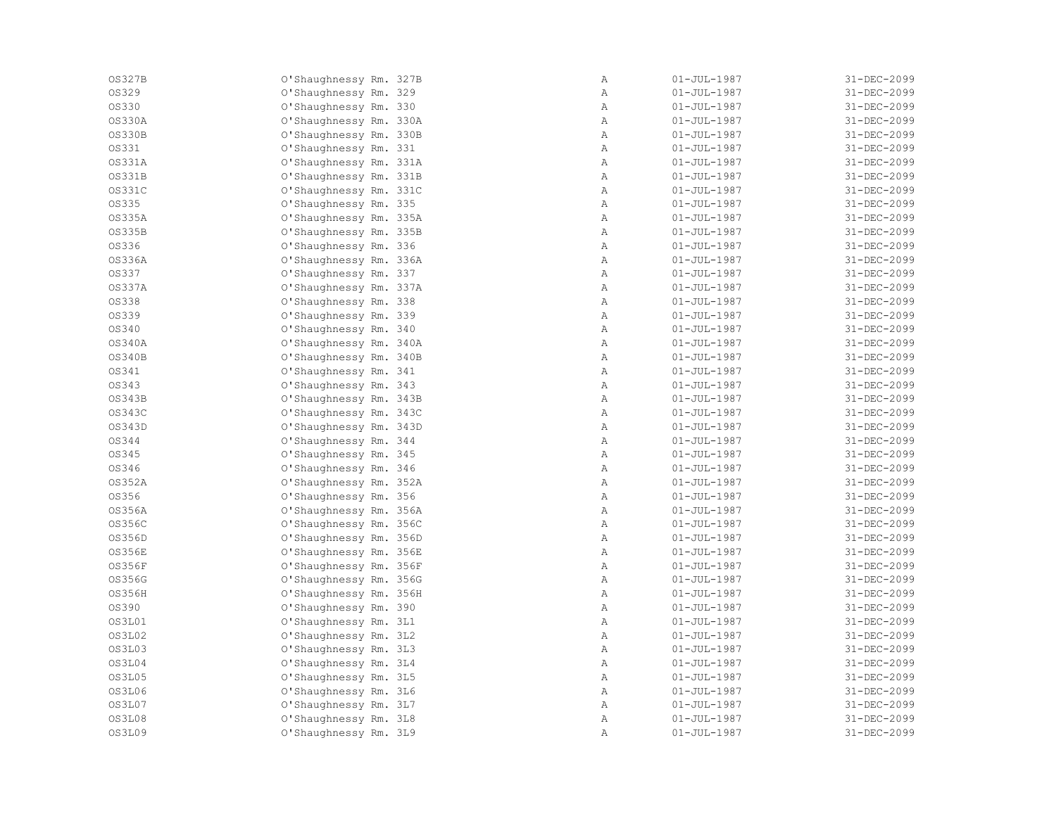| | | | | |
|---|---|---|---|---|
| OS327B | O'Shaughnessy Rm. 327B | A | 01-JUL-1987 | 31-DEC-2099 |
| OS329 | O'Shaughnessy Rm. 329 | A | 01-JUL-1987 | 31-DEC-2099 |
| OS330 | O'Shaughnessy Rm. 330 | A | 01-JUL-1987 | 31-DEC-2099 |
| OS330A | O'Shaughnessy Rm. 330A | A | 01-JUL-1987 | 31-DEC-2099 |
| OS330B | O'Shaughnessy Rm. 330B | A | 01-JUL-1987 | 31-DEC-2099 |
| OS331 | O'Shaughnessy Rm. 331 | A | 01-JUL-1987 | 31-DEC-2099 |
| OS331A | O'Shaughnessy Rm. 331A | A | 01-JUL-1987 | 31-DEC-2099 |
| OS331B | O'Shaughnessy Rm. 331B | A | 01-JUL-1987 | 31-DEC-2099 |
| OS331C | O'Shaughnessy Rm. 331C | A | 01-JUL-1987 | 31-DEC-2099 |
| OS335 | O'Shaughnessy Rm. 335 | A | 01-JUL-1987 | 31-DEC-2099 |
| OS335A | O'Shaughnessy Rm. 335A | A | 01-JUL-1987 | 31-DEC-2099 |
| OS335B | O'Shaughnessy Rm. 335B | A | 01-JUL-1987 | 31-DEC-2099 |
| OS336 | O'Shaughnessy Rm. 336 | A | 01-JUL-1987 | 31-DEC-2099 |
| OS336A | O'Shaughnessy Rm. 336A | A | 01-JUL-1987 | 31-DEC-2099 |
| OS337 | O'Shaughnessy Rm. 337 | A | 01-JUL-1987 | 31-DEC-2099 |
| OS337A | O'Shaughnessy Rm. 337A | A | 01-JUL-1987 | 31-DEC-2099 |
| OS338 | O'Shaughnessy Rm. 338 | A | 01-JUL-1987 | 31-DEC-2099 |
| OS339 | O'Shaughnessy Rm. 339 | A | 01-JUL-1987 | 31-DEC-2099 |
| OS340 | O'Shaughnessy Rm. 340 | A | 01-JUL-1987 | 31-DEC-2099 |
| OS340A | O'Shaughnessy Rm. 340A | A | 01-JUL-1987 | 31-DEC-2099 |
| OS340B | O'Shaughnessy Rm. 340B | A | 01-JUL-1987 | 31-DEC-2099 |
| OS341 | O'Shaughnessy Rm. 341 | A | 01-JUL-1987 | 31-DEC-2099 |
| OS343 | O'Shaughnessy Rm. 343 | A | 01-JUL-1987 | 31-DEC-2099 |
| OS343B | O'Shaughnessy Rm. 343B | A | 01-JUL-1987 | 31-DEC-2099 |
| OS343C | O'Shaughnessy Rm. 343C | A | 01-JUL-1987 | 31-DEC-2099 |
| OS343D | O'Shaughnessy Rm. 343D | A | 01-JUL-1987 | 31-DEC-2099 |
| OS344 | O'Shaughnessy Rm. 344 | A | 01-JUL-1987 | 31-DEC-2099 |
| OS345 | O'Shaughnessy Rm. 345 | A | 01-JUL-1987 | 31-DEC-2099 |
| OS346 | O'Shaughnessy Rm. 346 | A | 01-JUL-1987 | 31-DEC-2099 |
| OS352A | O'Shaughnessy Rm. 352A | A | 01-JUL-1987 | 31-DEC-2099 |
| OS356 | O'Shaughnessy Rm. 356 | A | 01-JUL-1987 | 31-DEC-2099 |
| OS356A | O'Shaughnessy Rm. 356A | A | 01-JUL-1987 | 31-DEC-2099 |
| OS356C | O'Shaughnessy Rm. 356C | A | 01-JUL-1987 | 31-DEC-2099 |
| OS356D | O'Shaughnessy Rm. 356D | A | 01-JUL-1987 | 31-DEC-2099 |
| OS356E | O'Shaughnessy Rm. 356E | A | 01-JUL-1987 | 31-DEC-2099 |
| OS356F | O'Shaughnessy Rm. 356F | A | 01-JUL-1987 | 31-DEC-2099 |
| OS356G | O'Shaughnessy Rm. 356G | A | 01-JUL-1987 | 31-DEC-2099 |
| OS356H | O'Shaughnessy Rm. 356H | A | 01-JUL-1987 | 31-DEC-2099 |
| OS390 | O'Shaughnessy Rm. 390 | A | 01-JUL-1987 | 31-DEC-2099 |
| OS3L01 | O'Shaughnessy Rm. 3L1 | A | 01-JUL-1987 | 31-DEC-2099 |
| OS3L02 | O'Shaughnessy Rm. 3L2 | A | 01-JUL-1987 | 31-DEC-2099 |
| OS3L03 | O'Shaughnessy Rm. 3L3 | A | 01-JUL-1987 | 31-DEC-2099 |
| OS3L04 | O'Shaughnessy Rm. 3L4 | A | 01-JUL-1987 | 31-DEC-2099 |
| OS3L05 | O'Shaughnessy Rm. 3L5 | A | 01-JUL-1987 | 31-DEC-2099 |
| OS3L06 | O'Shaughnessy Rm. 3L6 | A | 01-JUL-1987 | 31-DEC-2099 |
| OS3L07 | O'Shaughnessy Rm. 3L7 | A | 01-JUL-1987 | 31-DEC-2099 |
| OS3L08 | O'Shaughnessy Rm. 3L8 | A | 01-JUL-1987 | 31-DEC-2099 |
| OS3L09 | O'Shaughnessy Rm. 3L9 | A | 01-JUL-1987 | 31-DEC-2099 |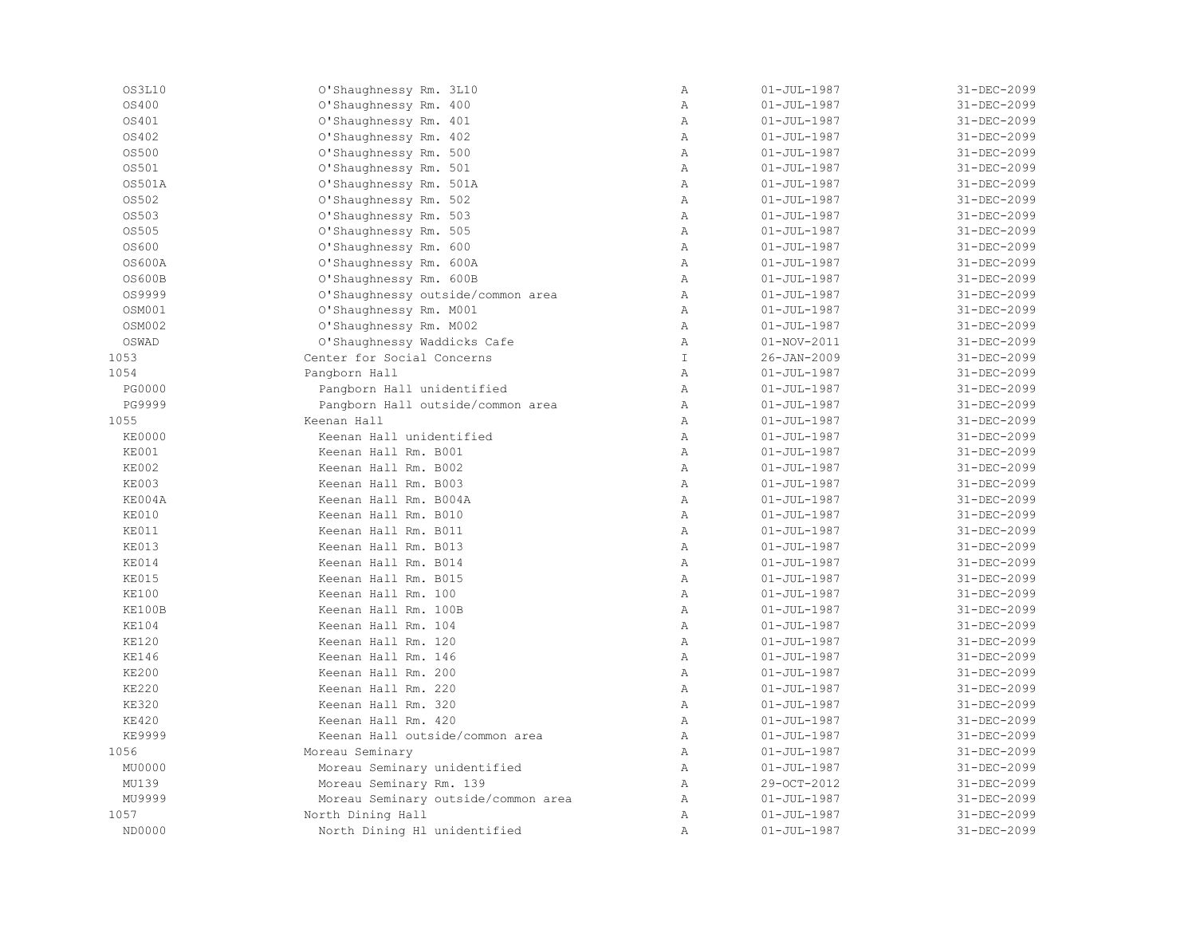| | | | | |
|---|---|---|---|---|
| OS3L10 | O'Shaughnessy Rm. 3L10 | A | 01-JUL-1987 | 31-DEC-2099 |
| OS400 | O'Shaughnessy Rm. 400 | A | 01-JUL-1987 | 31-DEC-2099 |
| OS401 | O'Shaughnessy Rm. 401 | A | 01-JUL-1987 | 31-DEC-2099 |
| OS402 | O'Shaughnessy Rm. 402 | A | 01-JUL-1987 | 31-DEC-2099 |
| OS500 | O'Shaughnessy Rm. 500 | A | 01-JUL-1987 | 31-DEC-2099 |
| OS501 | O'Shaughnessy Rm. 501 | A | 01-JUL-1987 | 31-DEC-2099 |
| OS501A | O'Shaughnessy Rm. 501A | A | 01-JUL-1987 | 31-DEC-2099 |
| OS502 | O'Shaughnessy Rm. 502 | A | 01-JUL-1987 | 31-DEC-2099 |
| OS503 | O'Shaughnessy Rm. 503 | A | 01-JUL-1987 | 31-DEC-2099 |
| OS505 | O'Shaughnessy Rm. 505 | A | 01-JUL-1987 | 31-DEC-2099 |
| OS600 | O'Shaughnessy Rm. 600 | A | 01-JUL-1987 | 31-DEC-2099 |
| OS600A | O'Shaughnessy Rm. 600A | A | 01-JUL-1987 | 31-DEC-2099 |
| OS600B | O'Shaughnessy Rm. 600B | A | 01-JUL-1987 | 31-DEC-2099 |
| OS9999 | O'Shaughnessy outside/common area | A | 01-JUL-1987 | 31-DEC-2099 |
| OSM001 | O'Shaughnessy Rm. M001 | A | 01-JUL-1987 | 31-DEC-2099 |
| OSM002 | O'Shaughnessy Rm. M002 | A | 01-JUL-1987 | 31-DEC-2099 |
| OSWAD | O'Shaughnessy Waddicks Cafe | A | 01-NOV-2011 | 31-DEC-2099 |
| 1053 | Center for Social Concerns | I | 26-JAN-2009 | 31-DEC-2099 |
| 1054 | Pangborn Hall | A | 01-JUL-1987 | 31-DEC-2099 |
| PG0000 | Pangborn Hall unidentified | A | 01-JUL-1987 | 31-DEC-2099 |
| PG9999 | Pangborn Hall outside/common area | A | 01-JUL-1987 | 31-DEC-2099 |
| 1055 | Keenan Hall | A | 01-JUL-1987 | 31-DEC-2099 |
| KE0000 | Keenan Hall unidentified | A | 01-JUL-1987 | 31-DEC-2099 |
| KE001 | Keenan Hall Rm. B001 | A | 01-JUL-1987 | 31-DEC-2099 |
| KE002 | Keenan Hall Rm. B002 | A | 01-JUL-1987 | 31-DEC-2099 |
| KE003 | Keenan Hall Rm. B003 | A | 01-JUL-1987 | 31-DEC-2099 |
| KE004A | Keenan Hall Rm. B004A | A | 01-JUL-1987 | 31-DEC-2099 |
| KE010 | Keenan Hall Rm. B010 | A | 01-JUL-1987 | 31-DEC-2099 |
| KE011 | Keenan Hall Rm. B011 | A | 01-JUL-1987 | 31-DEC-2099 |
| KE013 | Keenan Hall Rm. B013 | A | 01-JUL-1987 | 31-DEC-2099 |
| KE014 | Keenan Hall Rm. B014 | A | 01-JUL-1987 | 31-DEC-2099 |
| KE015 | Keenan Hall Rm. B015 | A | 01-JUL-1987 | 31-DEC-2099 |
| KE100 | Keenan Hall Rm. 100 | A | 01-JUL-1987 | 31-DEC-2099 |
| KE100B | Keenan Hall Rm. 100B | A | 01-JUL-1987 | 31-DEC-2099 |
| KE104 | Keenan Hall Rm. 104 | A | 01-JUL-1987 | 31-DEC-2099 |
| KE120 | Keenan Hall Rm. 120 | A | 01-JUL-1987 | 31-DEC-2099 |
| KE146 | Keenan Hall Rm. 146 | A | 01-JUL-1987 | 31-DEC-2099 |
| KE200 | Keenan Hall Rm. 200 | A | 01-JUL-1987 | 31-DEC-2099 |
| KE220 | Keenan Hall Rm. 220 | A | 01-JUL-1987 | 31-DEC-2099 |
| KE320 | Keenan Hall Rm. 320 | A | 01-JUL-1987 | 31-DEC-2099 |
| KE420 | Keenan Hall Rm. 420 | A | 01-JUL-1987 | 31-DEC-2099 |
| KE9999 | Keenan Hall outside/common area | A | 01-JUL-1987 | 31-DEC-2099 |
| 1056 | Moreau Seminary | A | 01-JUL-1987 | 31-DEC-2099 |
| MU0000 | Moreau Seminary unidentified | A | 01-JUL-1987 | 31-DEC-2099 |
| MU139 | Moreau Seminary Rm. 139 | A | 29-OCT-2012 | 31-DEC-2099 |
| MU9999 | Moreau Seminary outside/common area | A | 01-JUL-1987 | 31-DEC-2099 |
| 1057 | North Dining Hall | A | 01-JUL-1987 | 31-DEC-2099 |
| ND0000 | North Dining Hl unidentified | A | 01-JUL-1987 | 31-DEC-2099 |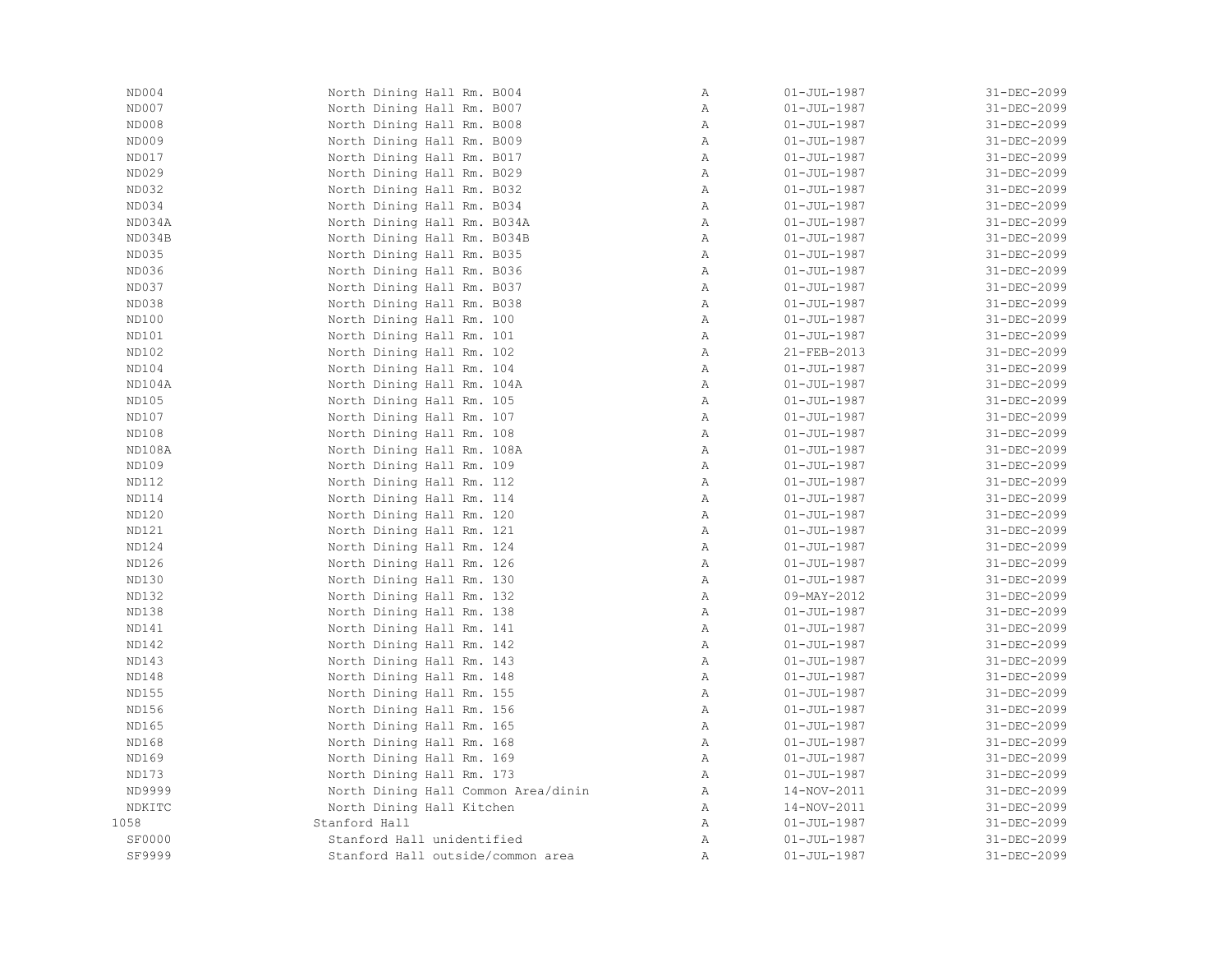| | | | | |
|---|---|---|---|---|
| ND004 | North Dining Hall Rm. B004 | A | 01-JUL-1987 | 31-DEC-2099 |
| ND007 | North Dining Hall Rm. B007 | A | 01-JUL-1987 | 31-DEC-2099 |
| ND008 | North Dining Hall Rm. B008 | A | 01-JUL-1987 | 31-DEC-2099 |
| ND009 | North Dining Hall Rm. B009 | A | 01-JUL-1987 | 31-DEC-2099 |
| ND017 | North Dining Hall Rm. B017 | A | 01-JUL-1987 | 31-DEC-2099 |
| ND029 | North Dining Hall Rm. B029 | A | 01-JUL-1987 | 31-DEC-2099 |
| ND032 | North Dining Hall Rm. B032 | A | 01-JUL-1987 | 31-DEC-2099 |
| ND034 | North Dining Hall Rm. B034 | A | 01-JUL-1987 | 31-DEC-2099 |
| ND034A | North Dining Hall Rm. B034A | A | 01-JUL-1987 | 31-DEC-2099 |
| ND034B | North Dining Hall Rm. B034B | A | 01-JUL-1987 | 31-DEC-2099 |
| ND035 | North Dining Hall Rm. B035 | A | 01-JUL-1987 | 31-DEC-2099 |
| ND036 | North Dining Hall Rm. B036 | A | 01-JUL-1987 | 31-DEC-2099 |
| ND037 | North Dining Hall Rm. B037 | A | 01-JUL-1987 | 31-DEC-2099 |
| ND038 | North Dining Hall Rm. B038 | A | 01-JUL-1987 | 31-DEC-2099 |
| ND100 | North Dining Hall Rm. 100 | A | 01-JUL-1987 | 31-DEC-2099 |
| ND101 | North Dining Hall Rm. 101 | A | 01-JUL-1987 | 31-DEC-2099 |
| ND102 | North Dining Hall Rm. 102 | A | 21-FEB-2013 | 31-DEC-2099 |
| ND104 | North Dining Hall Rm. 104 | A | 01-JUL-1987 | 31-DEC-2099 |
| ND104A | North Dining Hall Rm. 104A | A | 01-JUL-1987 | 31-DEC-2099 |
| ND105 | North Dining Hall Rm. 105 | A | 01-JUL-1987 | 31-DEC-2099 |
| ND107 | North Dining Hall Rm. 107 | A | 01-JUL-1987 | 31-DEC-2099 |
| ND108 | North Dining Hall Rm. 108 | A | 01-JUL-1987 | 31-DEC-2099 |
| ND108A | North Dining Hall Rm. 108A | A | 01-JUL-1987 | 31-DEC-2099 |
| ND109 | North Dining Hall Rm. 109 | A | 01-JUL-1987 | 31-DEC-2099 |
| ND112 | North Dining Hall Rm. 112 | A | 01-JUL-1987 | 31-DEC-2099 |
| ND114 | North Dining Hall Rm. 114 | A | 01-JUL-1987 | 31-DEC-2099 |
| ND120 | North Dining Hall Rm. 120 | A | 01-JUL-1987 | 31-DEC-2099 |
| ND121 | North Dining Hall Rm. 121 | A | 01-JUL-1987 | 31-DEC-2099 |
| ND124 | North Dining Hall Rm. 124 | A | 01-JUL-1987 | 31-DEC-2099 |
| ND126 | North Dining Hall Rm. 126 | A | 01-JUL-1987 | 31-DEC-2099 |
| ND130 | North Dining Hall Rm. 130 | A | 01-JUL-1987 | 31-DEC-2099 |
| ND132 | North Dining Hall Rm. 132 | A | 09-MAY-2012 | 31-DEC-2099 |
| ND138 | North Dining Hall Rm. 138 | A | 01-JUL-1987 | 31-DEC-2099 |
| ND141 | North Dining Hall Rm. 141 | A | 01-JUL-1987 | 31-DEC-2099 |
| ND142 | North Dining Hall Rm. 142 | A | 01-JUL-1987 | 31-DEC-2099 |
| ND143 | North Dining Hall Rm. 143 | A | 01-JUL-1987 | 31-DEC-2099 |
| ND148 | North Dining Hall Rm. 148 | A | 01-JUL-1987 | 31-DEC-2099 |
| ND155 | North Dining Hall Rm. 155 | A | 01-JUL-1987 | 31-DEC-2099 |
| ND156 | North Dining Hall Rm. 156 | A | 01-JUL-1987 | 31-DEC-2099 |
| ND165 | North Dining Hall Rm. 165 | A | 01-JUL-1987 | 31-DEC-2099 |
| ND168 | North Dining Hall Rm. 168 | A | 01-JUL-1987 | 31-DEC-2099 |
| ND169 | North Dining Hall Rm. 169 | A | 01-JUL-1987 | 31-DEC-2099 |
| ND173 | North Dining Hall Rm. 173 | A | 01-JUL-1987 | 31-DEC-2099 |
| ND9999 | North Dining Hall Common Area/dinin | A | 14-NOV-2011 | 31-DEC-2099 |
| NDKITC | North Dining Hall Kitchen | A | 14-NOV-2011 | 31-DEC-2099 |
| 1058 | Stanford Hall | A | 01-JUL-1987 | 31-DEC-2099 |
| SF0000 | Stanford Hall unidentified | A | 01-JUL-1987 | 31-DEC-2099 |
| SF9999 | Stanford Hall outside/common area | A | 01-JUL-1987 | 31-DEC-2099 |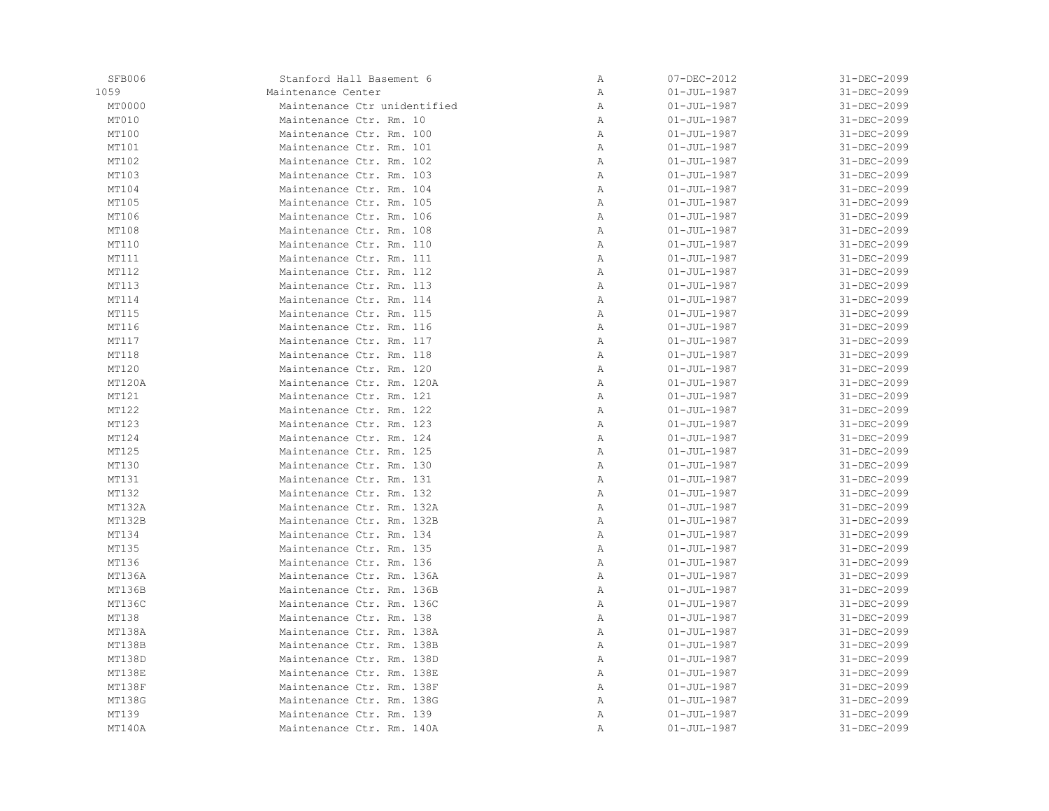| | | | | |
|---|---|---|---|---|
| SFB006 | Stanford Hall Basement 6 | A | 07-DEC-2012 | 31-DEC-2099 |
| 1059 | Maintenance Center | A | 01-JUL-1987 | 31-DEC-2099 |
| MT0000 | Maintenance Ctr unidentified | A | 01-JUL-1987 | 31-DEC-2099 |
| MT010 | Maintenance Ctr. Rm. 10 | A | 01-JUL-1987 | 31-DEC-2099 |
| MT100 | Maintenance Ctr. Rm. 100 | A | 01-JUL-1987 | 31-DEC-2099 |
| MT101 | Maintenance Ctr. Rm. 101 | A | 01-JUL-1987 | 31-DEC-2099 |
| MT102 | Maintenance Ctr. Rm. 102 | A | 01-JUL-1987 | 31-DEC-2099 |
| MT103 | Maintenance Ctr. Rm. 103 | A | 01-JUL-1987 | 31-DEC-2099 |
| MT104 | Maintenance Ctr. Rm. 104 | A | 01-JUL-1987 | 31-DEC-2099 |
| MT105 | Maintenance Ctr. Rm. 105 | A | 01-JUL-1987 | 31-DEC-2099 |
| MT106 | Maintenance Ctr. Rm. 106 | A | 01-JUL-1987 | 31-DEC-2099 |
| MT108 | Maintenance Ctr. Rm. 108 | A | 01-JUL-1987 | 31-DEC-2099 |
| MT110 | Maintenance Ctr. Rm. 110 | A | 01-JUL-1987 | 31-DEC-2099 |
| MT111 | Maintenance Ctr. Rm. 111 | A | 01-JUL-1987 | 31-DEC-2099 |
| MT112 | Maintenance Ctr. Rm. 112 | A | 01-JUL-1987 | 31-DEC-2099 |
| MT113 | Maintenance Ctr. Rm. 113 | A | 01-JUL-1987 | 31-DEC-2099 |
| MT114 | Maintenance Ctr. Rm. 114 | A | 01-JUL-1987 | 31-DEC-2099 |
| MT115 | Maintenance Ctr. Rm. 115 | A | 01-JUL-1987 | 31-DEC-2099 |
| MT116 | Maintenance Ctr. Rm. 116 | A | 01-JUL-1987 | 31-DEC-2099 |
| MT117 | Maintenance Ctr. Rm. 117 | A | 01-JUL-1987 | 31-DEC-2099 |
| MT118 | Maintenance Ctr. Rm. 118 | A | 01-JUL-1987 | 31-DEC-2099 |
| MT120 | Maintenance Ctr. Rm. 120 | A | 01-JUL-1987 | 31-DEC-2099 |
| MT120A | Maintenance Ctr. Rm. 120A | A | 01-JUL-1987 | 31-DEC-2099 |
| MT121 | Maintenance Ctr. Rm. 121 | A | 01-JUL-1987 | 31-DEC-2099 |
| MT122 | Maintenance Ctr. Rm. 122 | A | 01-JUL-1987 | 31-DEC-2099 |
| MT123 | Maintenance Ctr. Rm. 123 | A | 01-JUL-1987 | 31-DEC-2099 |
| MT124 | Maintenance Ctr. Rm. 124 | A | 01-JUL-1987 | 31-DEC-2099 |
| MT125 | Maintenance Ctr. Rm. 125 | A | 01-JUL-1987 | 31-DEC-2099 |
| MT130 | Maintenance Ctr. Rm. 130 | A | 01-JUL-1987 | 31-DEC-2099 |
| MT131 | Maintenance Ctr. Rm. 131 | A | 01-JUL-1987 | 31-DEC-2099 |
| MT132 | Maintenance Ctr. Rm. 132 | A | 01-JUL-1987 | 31-DEC-2099 |
| MT132A | Maintenance Ctr. Rm. 132A | A | 01-JUL-1987 | 31-DEC-2099 |
| MT132B | Maintenance Ctr. Rm. 132B | A | 01-JUL-1987 | 31-DEC-2099 |
| MT134 | Maintenance Ctr. Rm. 134 | A | 01-JUL-1987 | 31-DEC-2099 |
| MT135 | Maintenance Ctr. Rm. 135 | A | 01-JUL-1987 | 31-DEC-2099 |
| MT136 | Maintenance Ctr. Rm. 136 | A | 01-JUL-1987 | 31-DEC-2099 |
| MT136A | Maintenance Ctr. Rm. 136A | A | 01-JUL-1987 | 31-DEC-2099 |
| MT136B | Maintenance Ctr. Rm. 136B | A | 01-JUL-1987 | 31-DEC-2099 |
| MT136C | Maintenance Ctr. Rm. 136C | A | 01-JUL-1987 | 31-DEC-2099 |
| MT138 | Maintenance Ctr. Rm. 138 | A | 01-JUL-1987 | 31-DEC-2099 |
| MT138A | Maintenance Ctr. Rm. 138A | A | 01-JUL-1987 | 31-DEC-2099 |
| MT138B | Maintenance Ctr. Rm. 138B | A | 01-JUL-1987 | 31-DEC-2099 |
| MT138D | Maintenance Ctr. Rm. 138D | A | 01-JUL-1987 | 31-DEC-2099 |
| MT138E | Maintenance Ctr. Rm. 138E | A | 01-JUL-1987 | 31-DEC-2099 |
| MT138F | Maintenance Ctr. Rm. 138F | A | 01-JUL-1987 | 31-DEC-2099 |
| MT138G | Maintenance Ctr. Rm. 138G | A | 01-JUL-1987 | 31-DEC-2099 |
| MT139 | Maintenance Ctr. Rm. 139 | A | 01-JUL-1987 | 31-DEC-2099 |
| MT140A | Maintenance Ctr. Rm. 140A | A | 01-JUL-1987 | 31-DEC-2099 |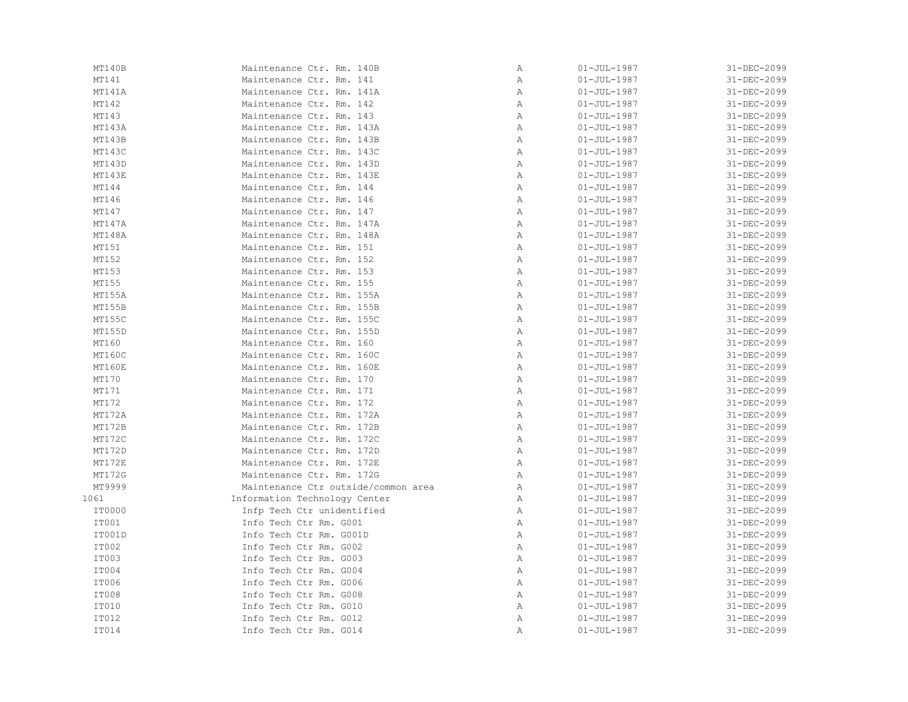| | | | | |
|---|---|---|---|---|
| MT140B | Maintenance Ctr. Rm. 140B | A | 01-JUL-1987 | 31-DEC-2099 |
| MT141 | Maintenance Ctr. Rm. 141 | A | 01-JUL-1987 | 31-DEC-2099 |
| MT141A | Maintenance Ctr. Rm. 141A | A | 01-JUL-1987 | 31-DEC-2099 |
| MT142 | Maintenance Ctr. Rm. 142 | A | 01-JUL-1987 | 31-DEC-2099 |
| MT143 | Maintenance Ctr. Rm. 143 | A | 01-JUL-1987 | 31-DEC-2099 |
| MT143A | Maintenance Ctr. Rm. 143A | A | 01-JUL-1987 | 31-DEC-2099 |
| MT143B | Maintenance Ctr. Rm. 143B | A | 01-JUL-1987 | 31-DEC-2099 |
| MT143C | Maintenance Ctr. Rm. 143C | A | 01-JUL-1987 | 31-DEC-2099 |
| MT143D | Maintenance Ctr. Rm. 143D | A | 01-JUL-1987 | 31-DEC-2099 |
| MT143E | Maintenance Ctr. Rm. 143E | A | 01-JUL-1987 | 31-DEC-2099 |
| MT144 | Maintenance Ctr. Rm. 144 | A | 01-JUL-1987 | 31-DEC-2099 |
| MT146 | Maintenance Ctr. Rm. 146 | A | 01-JUL-1987 | 31-DEC-2099 |
| MT147 | Maintenance Ctr. Rm. 147 | A | 01-JUL-1987 | 31-DEC-2099 |
| MT147A | Maintenance Ctr. Rm. 147A | A | 01-JUL-1987 | 31-DEC-2099 |
| MT148A | Maintenance Ctr. Rm. 148A | A | 01-JUL-1987 | 31-DEC-2099 |
| MT151 | Maintenance Ctr. Rm. 151 | A | 01-JUL-1987 | 31-DEC-2099 |
| MT152 | Maintenance Ctr. Rm. 152 | A | 01-JUL-1987 | 31-DEC-2099 |
| MT153 | Maintenance Ctr. Rm. 153 | A | 01-JUL-1987 | 31-DEC-2099 |
| MT155 | Maintenance Ctr. Rm. 155 | A | 01-JUL-1987 | 31-DEC-2099 |
| MT155A | Maintenance Ctr. Rm. 155A | A | 01-JUL-1987 | 31-DEC-2099 |
| MT155B | Maintenance Ctr. Rm. 155B | A | 01-JUL-1987 | 31-DEC-2099 |
| MT155C | Maintenance Ctr. Rm. 155C | A | 01-JUL-1987 | 31-DEC-2099 |
| MT155D | Maintenance Ctr. Rm. 155D | A | 01-JUL-1987 | 31-DEC-2099 |
| MT160 | Maintenance Ctr. Rm. 160 | A | 01-JUL-1987 | 31-DEC-2099 |
| MT160C | Maintenance Ctr. Rm. 160C | A | 01-JUL-1987 | 31-DEC-2099 |
| MT160E | Maintenance Ctr. Rm. 160E | A | 01-JUL-1987 | 31-DEC-2099 |
| MT170 | Maintenance Ctr. Rm. 170 | A | 01-JUL-1987 | 31-DEC-2099 |
| MT171 | Maintenance Ctr. Rm. 171 | A | 01-JUL-1987 | 31-DEC-2099 |
| MT172 | Maintenance Ctr. Rm. 172 | A | 01-JUL-1987 | 31-DEC-2099 |
| MT172A | Maintenance Ctr. Rm. 172A | A | 01-JUL-1987 | 31-DEC-2099 |
| MT172B | Maintenance Ctr. Rm. 172B | A | 01-JUL-1987 | 31-DEC-2099 |
| MT172C | Maintenance Ctr. Rm. 172C | A | 01-JUL-1987 | 31-DEC-2099 |
| MT172D | Maintenance Ctr. Rm. 172D | A | 01-JUL-1987 | 31-DEC-2099 |
| MT172E | Maintenance Ctr. Rm. 172E | A | 01-JUL-1987 | 31-DEC-2099 |
| MT172G | Maintenance Ctr. Rm. 172G | A | 01-JUL-1987 | 31-DEC-2099 |
| MT9999 | Maintenance Ctr outside/common area | A | 01-JUL-1987 | 31-DEC-2099 |
| 1061 | Information Technology Center | A | 01-JUL-1987 | 31-DEC-2099 |
| IT0000 | Infp Tech Ctr unidentified | A | 01-JUL-1987 | 31-DEC-2099 |
| IT001 | Info Tech Ctr Rm. G001 | A | 01-JUL-1987 | 31-DEC-2099 |
| IT001D | Info Tech Ctr Rm. G001D | A | 01-JUL-1987 | 31-DEC-2099 |
| IT002 | Info Tech Ctr Rm. G002 | A | 01-JUL-1987 | 31-DEC-2099 |
| IT003 | Info Tech Ctr Rm. G003 | A | 01-JUL-1987 | 31-DEC-2099 |
| IT004 | Info Tech Ctr Rm. G004 | A | 01-JUL-1987 | 31-DEC-2099 |
| IT006 | Info Tech Ctr Rm. G006 | A | 01-JUL-1987 | 31-DEC-2099 |
| IT008 | Info Tech Ctr Rm. G008 | A | 01-JUL-1987 | 31-DEC-2099 |
| IT010 | Info Tech Ctr Rm. G010 | A | 01-JUL-1987 | 31-DEC-2099 |
| IT012 | Info Tech Ctr Rm. G012 | A | 01-JUL-1987 | 31-DEC-2099 |
| IT014 | Info Tech Ctr Rm. G014 | A | 01-JUL-1987 | 31-DEC-2099 |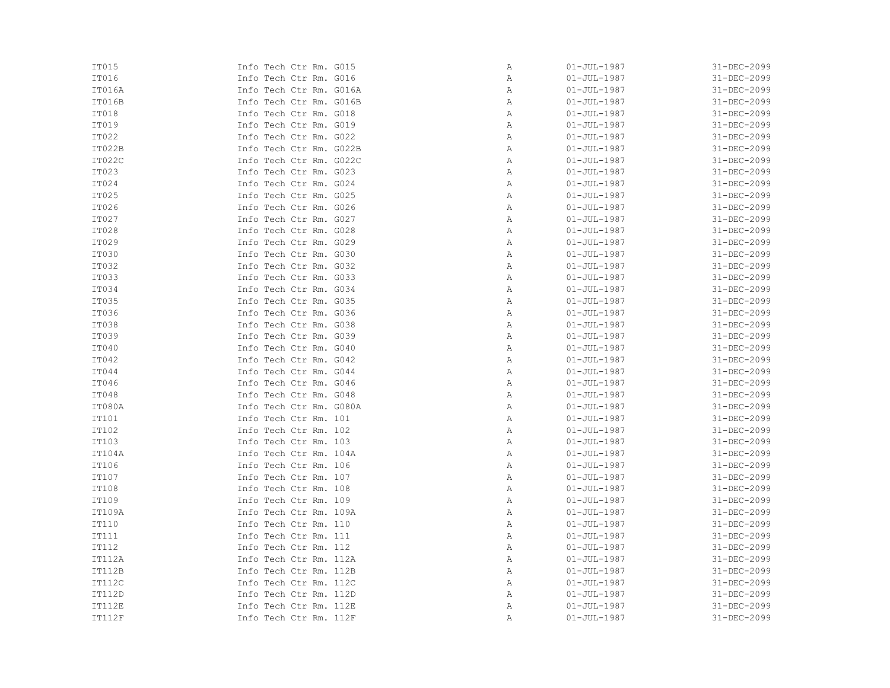| | | | | |
|---|---|---|---|---|
| IT015 | Info Tech Ctr Rm. G015 | A | 01-JUL-1987 | 31-DEC-2099 |
| IT016 | Info Tech Ctr Rm. G016 | A | 01-JUL-1987 | 31-DEC-2099 |
| IT016A | Info Tech Ctr Rm. G016A | A | 01-JUL-1987 | 31-DEC-2099 |
| IT016B | Info Tech Ctr Rm. G016B | A | 01-JUL-1987 | 31-DEC-2099 |
| IT018 | Info Tech Ctr Rm. G018 | A | 01-JUL-1987 | 31-DEC-2099 |
| IT019 | Info Tech Ctr Rm. G019 | A | 01-JUL-1987 | 31-DEC-2099 |
| IT022 | Info Tech Ctr Rm. G022 | A | 01-JUL-1987 | 31-DEC-2099 |
| IT022B | Info Tech Ctr Rm. G022B | A | 01-JUL-1987 | 31-DEC-2099 |
| IT022C | Info Tech Ctr Rm. G022C | A | 01-JUL-1987 | 31-DEC-2099 |
| IT023 | Info Tech Ctr Rm. G023 | A | 01-JUL-1987 | 31-DEC-2099 |
| IT024 | Info Tech Ctr Rm. G024 | A | 01-JUL-1987 | 31-DEC-2099 |
| IT025 | Info Tech Ctr Rm. G025 | A | 01-JUL-1987 | 31-DEC-2099 |
| IT026 | Info Tech Ctr Rm. G026 | A | 01-JUL-1987 | 31-DEC-2099 |
| IT027 | Info Tech Ctr Rm. G027 | A | 01-JUL-1987 | 31-DEC-2099 |
| IT028 | Info Tech Ctr Rm. G028 | A | 01-JUL-1987 | 31-DEC-2099 |
| IT029 | Info Tech Ctr Rm. G029 | A | 01-JUL-1987 | 31-DEC-2099 |
| IT030 | Info Tech Ctr Rm. G030 | A | 01-JUL-1987 | 31-DEC-2099 |
| IT032 | Info Tech Ctr Rm. G032 | A | 01-JUL-1987 | 31-DEC-2099 |
| IT033 | Info Tech Ctr Rm. G033 | A | 01-JUL-1987 | 31-DEC-2099 |
| IT034 | Info Tech Ctr Rm. G034 | A | 01-JUL-1987 | 31-DEC-2099 |
| IT035 | Info Tech Ctr Rm. G035 | A | 01-JUL-1987 | 31-DEC-2099 |
| IT036 | Info Tech Ctr Rm. G036 | A | 01-JUL-1987 | 31-DEC-2099 |
| IT038 | Info Tech Ctr Rm. G038 | A | 01-JUL-1987 | 31-DEC-2099 |
| IT039 | Info Tech Ctr Rm. G039 | A | 01-JUL-1987 | 31-DEC-2099 |
| IT040 | Info Tech Ctr Rm. G040 | A | 01-JUL-1987 | 31-DEC-2099 |
| IT042 | Info Tech Ctr Rm. G042 | A | 01-JUL-1987 | 31-DEC-2099 |
| IT044 | Info Tech Ctr Rm. G044 | A | 01-JUL-1987 | 31-DEC-2099 |
| IT046 | Info Tech Ctr Rm. G046 | A | 01-JUL-1987 | 31-DEC-2099 |
| IT048 | Info Tech Ctr Rm. G048 | A | 01-JUL-1987 | 31-DEC-2099 |
| IT080A | Info Tech Ctr Rm. G080A | A | 01-JUL-1987 | 31-DEC-2099 |
| IT101 | Info Tech Ctr Rm. 101 | A | 01-JUL-1987 | 31-DEC-2099 |
| IT102 | Info Tech Ctr Rm. 102 | A | 01-JUL-1987 | 31-DEC-2099 |
| IT103 | Info Tech Ctr Rm. 103 | A | 01-JUL-1987 | 31-DEC-2099 |
| IT104A | Info Tech Ctr Rm. 104A | A | 01-JUL-1987 | 31-DEC-2099 |
| IT106 | Info Tech Ctr Rm. 106 | A | 01-JUL-1987 | 31-DEC-2099 |
| IT107 | Info Tech Ctr Rm. 107 | A | 01-JUL-1987 | 31-DEC-2099 |
| IT108 | Info Tech Ctr Rm. 108 | A | 01-JUL-1987 | 31-DEC-2099 |
| IT109 | Info Tech Ctr Rm. 109 | A | 01-JUL-1987 | 31-DEC-2099 |
| IT109A | Info Tech Ctr Rm. 109A | A | 01-JUL-1987 | 31-DEC-2099 |
| IT110 | Info Tech Ctr Rm. 110 | A | 01-JUL-1987 | 31-DEC-2099 |
| IT111 | Info Tech Ctr Rm. 111 | A | 01-JUL-1987 | 31-DEC-2099 |
| IT112 | Info Tech Ctr Rm. 112 | A | 01-JUL-1987 | 31-DEC-2099 |
| IT112A | Info Tech Ctr Rm. 112A | A | 01-JUL-1987 | 31-DEC-2099 |
| IT112B | Info Tech Ctr Rm. 112B | A | 01-JUL-1987 | 31-DEC-2099 |
| IT112C | Info Tech Ctr Rm. 112C | A | 01-JUL-1987 | 31-DEC-2099 |
| IT112D | Info Tech Ctr Rm. 112D | A | 01-JUL-1987 | 31-DEC-2099 |
| IT112E | Info Tech Ctr Rm. 112E | A | 01-JUL-1987 | 31-DEC-2099 |
| IT112F | Info Tech Ctr Rm. 112F | A | 01-JUL-1987 | 31-DEC-2099 |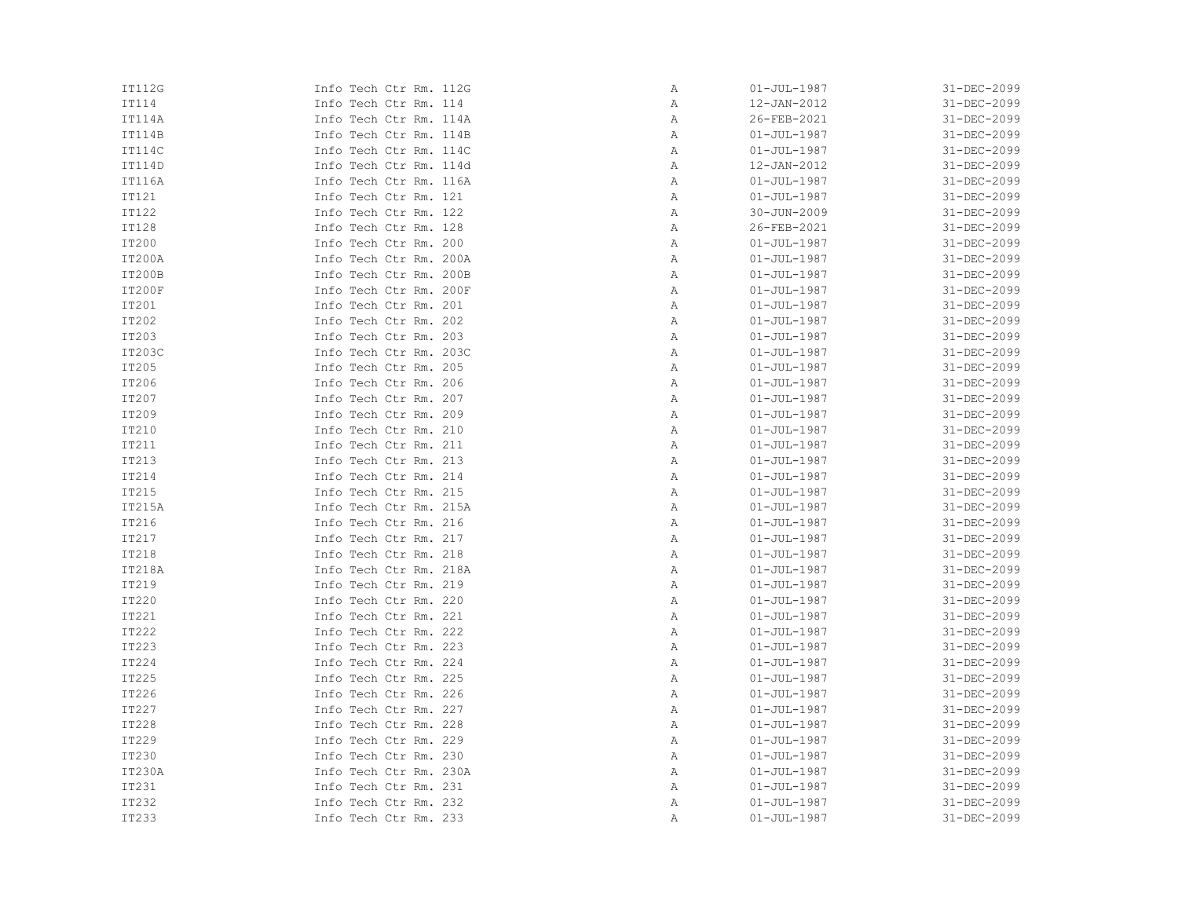| | | | | |
|---|---|---|---|---|
| IT112G | Info Tech Ctr Rm. 112G | A | 01-JUL-1987 | 31-DEC-2099 |
| IT114 | Info Tech Ctr Rm. 114 | A | 12-JAN-2012 | 31-DEC-2099 |
| IT114A | Info Tech Ctr Rm. 114A | A | 26-FEB-2021 | 31-DEC-2099 |
| IT114B | Info Tech Ctr Rm. 114B | A | 01-JUL-1987 | 31-DEC-2099 |
| IT114C | Info Tech Ctr Rm. 114C | A | 01-JUL-1987 | 31-DEC-2099 |
| IT114D | Info Tech Ctr Rm. 114d | A | 12-JAN-2012 | 31-DEC-2099 |
| IT116A | Info Tech Ctr Rm. 116A | A | 01-JUL-1987 | 31-DEC-2099 |
| IT121 | Info Tech Ctr Rm. 121 | A | 01-JUL-1987 | 31-DEC-2099 |
| IT122 | Info Tech Ctr Rm. 122 | A | 30-JUN-2009 | 31-DEC-2099 |
| IT128 | Info Tech Ctr Rm. 128 | A | 26-FEB-2021 | 31-DEC-2099 |
| IT200 | Info Tech Ctr Rm. 200 | A | 01-JUL-1987 | 31-DEC-2099 |
| IT200A | Info Tech Ctr Rm. 200A | A | 01-JUL-1987 | 31-DEC-2099 |
| IT200B | Info Tech Ctr Rm. 200B | A | 01-JUL-1987 | 31-DEC-2099 |
| IT200F | Info Tech Ctr Rm. 200F | A | 01-JUL-1987 | 31-DEC-2099 |
| IT201 | Info Tech Ctr Rm. 201 | A | 01-JUL-1987 | 31-DEC-2099 |
| IT202 | Info Tech Ctr Rm. 202 | A | 01-JUL-1987 | 31-DEC-2099 |
| IT203 | Info Tech Ctr Rm. 203 | A | 01-JUL-1987 | 31-DEC-2099 |
| IT203C | Info Tech Ctr Rm. 203C | A | 01-JUL-1987 | 31-DEC-2099 |
| IT205 | Info Tech Ctr Rm. 205 | A | 01-JUL-1987 | 31-DEC-2099 |
| IT206 | Info Tech Ctr Rm. 206 | A | 01-JUL-1987 | 31-DEC-2099 |
| IT207 | Info Tech Ctr Rm. 207 | A | 01-JUL-1987 | 31-DEC-2099 |
| IT209 | Info Tech Ctr Rm. 209 | A | 01-JUL-1987 | 31-DEC-2099 |
| IT210 | Info Tech Ctr Rm. 210 | A | 01-JUL-1987 | 31-DEC-2099 |
| IT211 | Info Tech Ctr Rm. 211 | A | 01-JUL-1987 | 31-DEC-2099 |
| IT213 | Info Tech Ctr Rm. 213 | A | 01-JUL-1987 | 31-DEC-2099 |
| IT214 | Info Tech Ctr Rm. 214 | A | 01-JUL-1987 | 31-DEC-2099 |
| IT215 | Info Tech Ctr Rm. 215 | A | 01-JUL-1987 | 31-DEC-2099 |
| IT215A | Info Tech Ctr Rm. 215A | A | 01-JUL-1987 | 31-DEC-2099 |
| IT216 | Info Tech Ctr Rm. 216 | A | 01-JUL-1987 | 31-DEC-2099 |
| IT217 | Info Tech Ctr Rm. 217 | A | 01-JUL-1987 | 31-DEC-2099 |
| IT218 | Info Tech Ctr Rm. 218 | A | 01-JUL-1987 | 31-DEC-2099 |
| IT218A | Info Tech Ctr Rm. 218A | A | 01-JUL-1987 | 31-DEC-2099 |
| IT219 | Info Tech Ctr Rm. 219 | A | 01-JUL-1987 | 31-DEC-2099 |
| IT220 | Info Tech Ctr Rm. 220 | A | 01-JUL-1987 | 31-DEC-2099 |
| IT221 | Info Tech Ctr Rm. 221 | A | 01-JUL-1987 | 31-DEC-2099 |
| IT222 | Info Tech Ctr Rm. 222 | A | 01-JUL-1987 | 31-DEC-2099 |
| IT223 | Info Tech Ctr Rm. 223 | A | 01-JUL-1987 | 31-DEC-2099 |
| IT224 | Info Tech Ctr Rm. 224 | A | 01-JUL-1987 | 31-DEC-2099 |
| IT225 | Info Tech Ctr Rm. 225 | A | 01-JUL-1987 | 31-DEC-2099 |
| IT226 | Info Tech Ctr Rm. 226 | A | 01-JUL-1987 | 31-DEC-2099 |
| IT227 | Info Tech Ctr Rm. 227 | A | 01-JUL-1987 | 31-DEC-2099 |
| IT228 | Info Tech Ctr Rm. 228 | A | 01-JUL-1987 | 31-DEC-2099 |
| IT229 | Info Tech Ctr Rm. 229 | A | 01-JUL-1987 | 31-DEC-2099 |
| IT230 | Info Tech Ctr Rm. 230 | A | 01-JUL-1987 | 31-DEC-2099 |
| IT230A | Info Tech Ctr Rm. 230A | A | 01-JUL-1987 | 31-DEC-2099 |
| IT231 | Info Tech Ctr Rm. 231 | A | 01-JUL-1987 | 31-DEC-2099 |
| IT232 | Info Tech Ctr Rm. 232 | A | 01-JUL-1987 | 31-DEC-2099 |
| IT233 | Info Tech Ctr Rm. 233 | A | 01-JUL-1987 | 31-DEC-2099 |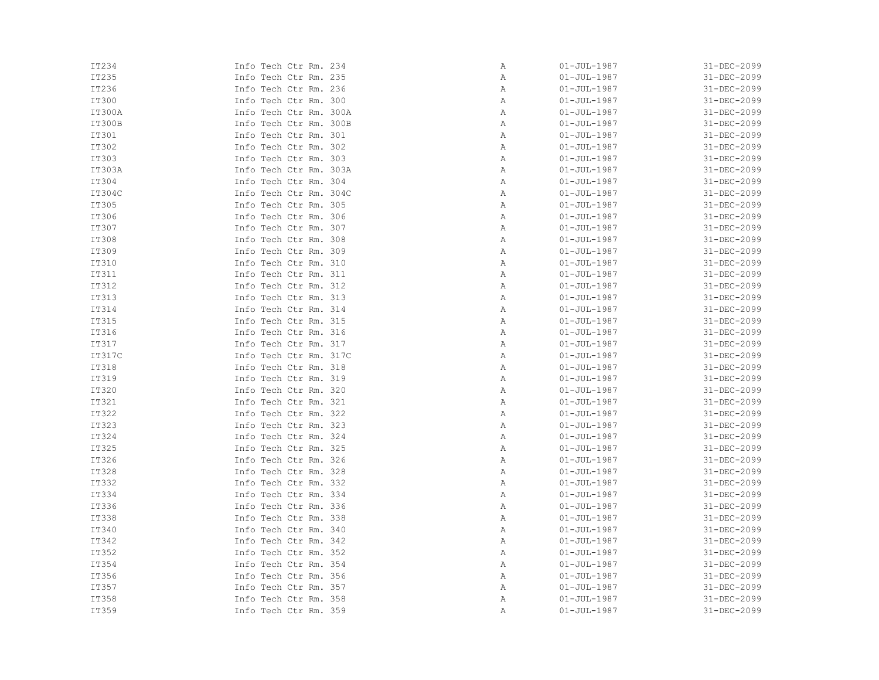| | | | | |
|---|---|---|---|---|
| IT234 | Info Tech Ctr Rm. 234 | A | 01-JUL-1987 | 31-DEC-2099 |
| IT235 | Info Tech Ctr Rm. 235 | A | 01-JUL-1987 | 31-DEC-2099 |
| IT236 | Info Tech Ctr Rm. 236 | A | 01-JUL-1987 | 31-DEC-2099 |
| IT300 | Info Tech Ctr Rm. 300 | A | 01-JUL-1987 | 31-DEC-2099 |
| IT300A | Info Tech Ctr Rm. 300A | A | 01-JUL-1987 | 31-DEC-2099 |
| IT300B | Info Tech Ctr Rm. 300B | A | 01-JUL-1987 | 31-DEC-2099 |
| IT301 | Info Tech Ctr Rm. 301 | A | 01-JUL-1987 | 31-DEC-2099 |
| IT302 | Info Tech Ctr Rm. 302 | A | 01-JUL-1987 | 31-DEC-2099 |
| IT303 | Info Tech Ctr Rm. 303 | A | 01-JUL-1987 | 31-DEC-2099 |
| IT303A | Info Tech Ctr Rm. 303A | A | 01-JUL-1987 | 31-DEC-2099 |
| IT304 | Info Tech Ctr Rm. 304 | A | 01-JUL-1987 | 31-DEC-2099 |
| IT304C | Info Tech Ctr Rm. 304C | A | 01-JUL-1987 | 31-DEC-2099 |
| IT305 | Info Tech Ctr Rm. 305 | A | 01-JUL-1987 | 31-DEC-2099 |
| IT306 | Info Tech Ctr Rm. 306 | A | 01-JUL-1987 | 31-DEC-2099 |
| IT307 | Info Tech Ctr Rm. 307 | A | 01-JUL-1987 | 31-DEC-2099 |
| IT308 | Info Tech Ctr Rm. 308 | A | 01-JUL-1987 | 31-DEC-2099 |
| IT309 | Info Tech Ctr Rm. 309 | A | 01-JUL-1987 | 31-DEC-2099 |
| IT310 | Info Tech Ctr Rm. 310 | A | 01-JUL-1987 | 31-DEC-2099 |
| IT311 | Info Tech Ctr Rm. 311 | A | 01-JUL-1987 | 31-DEC-2099 |
| IT312 | Info Tech Ctr Rm. 312 | A | 01-JUL-1987 | 31-DEC-2099 |
| IT313 | Info Tech Ctr Rm. 313 | A | 01-JUL-1987 | 31-DEC-2099 |
| IT314 | Info Tech Ctr Rm. 314 | A | 01-JUL-1987 | 31-DEC-2099 |
| IT315 | Info Tech Ctr Rm. 315 | A | 01-JUL-1987 | 31-DEC-2099 |
| IT316 | Info Tech Ctr Rm. 316 | A | 01-JUL-1987 | 31-DEC-2099 |
| IT317 | Info Tech Ctr Rm. 317 | A | 01-JUL-1987 | 31-DEC-2099 |
| IT317C | Info Tech Ctr Rm. 317C | A | 01-JUL-1987 | 31-DEC-2099 |
| IT318 | Info Tech Ctr Rm. 318 | A | 01-JUL-1987 | 31-DEC-2099 |
| IT319 | Info Tech Ctr Rm. 319 | A | 01-JUL-1987 | 31-DEC-2099 |
| IT320 | Info Tech Ctr Rm. 320 | A | 01-JUL-1987 | 31-DEC-2099 |
| IT321 | Info Tech Ctr Rm. 321 | A | 01-JUL-1987 | 31-DEC-2099 |
| IT322 | Info Tech Ctr Rm. 322 | A | 01-JUL-1987 | 31-DEC-2099 |
| IT323 | Info Tech Ctr Rm. 323 | A | 01-JUL-1987 | 31-DEC-2099 |
| IT324 | Info Tech Ctr Rm. 324 | A | 01-JUL-1987 | 31-DEC-2099 |
| IT325 | Info Tech Ctr Rm. 325 | A | 01-JUL-1987 | 31-DEC-2099 |
| IT326 | Info Tech Ctr Rm. 326 | A | 01-JUL-1987 | 31-DEC-2099 |
| IT328 | Info Tech Ctr Rm. 328 | A | 01-JUL-1987 | 31-DEC-2099 |
| IT332 | Info Tech Ctr Rm. 332 | A | 01-JUL-1987 | 31-DEC-2099 |
| IT334 | Info Tech Ctr Rm. 334 | A | 01-JUL-1987 | 31-DEC-2099 |
| IT336 | Info Tech Ctr Rm. 336 | A | 01-JUL-1987 | 31-DEC-2099 |
| IT338 | Info Tech Ctr Rm. 338 | A | 01-JUL-1987 | 31-DEC-2099 |
| IT340 | Info Tech Ctr Rm. 340 | A | 01-JUL-1987 | 31-DEC-2099 |
| IT342 | Info Tech Ctr Rm. 342 | A | 01-JUL-1987 | 31-DEC-2099 |
| IT352 | Info Tech Ctr Rm. 352 | A | 01-JUL-1987 | 31-DEC-2099 |
| IT354 | Info Tech Ctr Rm. 354 | A | 01-JUL-1987 | 31-DEC-2099 |
| IT356 | Info Tech Ctr Rm. 356 | A | 01-JUL-1987 | 31-DEC-2099 |
| IT357 | Info Tech Ctr Rm. 357 | A | 01-JUL-1987 | 31-DEC-2099 |
| IT358 | Info Tech Ctr Rm. 358 | A | 01-JUL-1987 | 31-DEC-2099 |
| IT359 | Info Tech Ctr Rm. 359 | A | 01-JUL-1987 | 31-DEC-2099 |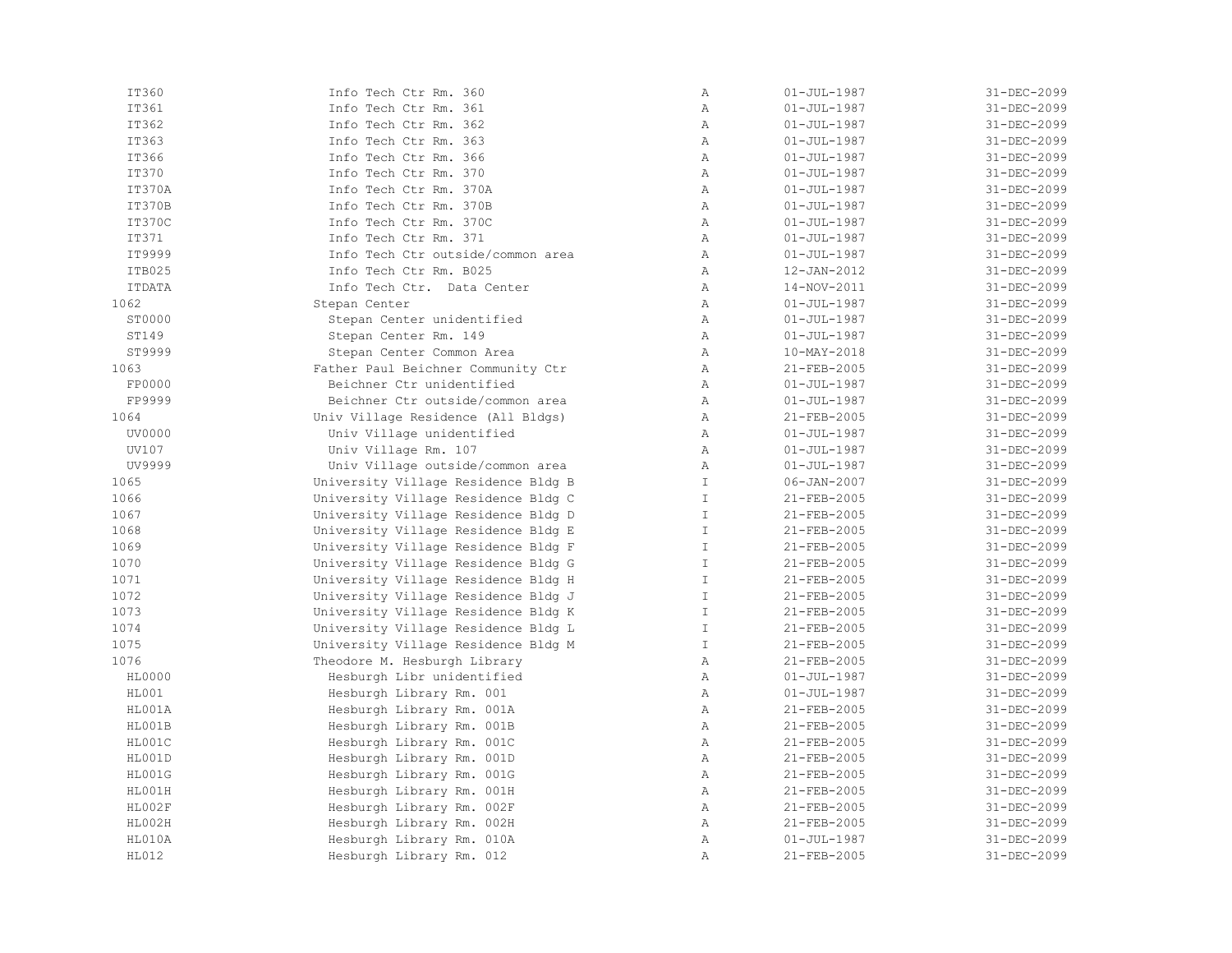| | | | | |
|---|---|---|---|---|
| IT360 | Info Tech Ctr Rm. 360 | A | 01-JUL-1987 | 31-DEC-2099 |
| IT361 | Info Tech Ctr Rm. 361 | A | 01-JUL-1987 | 31-DEC-2099 |
| IT362 | Info Tech Ctr Rm. 362 | A | 01-JUL-1987 | 31-DEC-2099 |
| IT363 | Info Tech Ctr Rm. 363 | A | 01-JUL-1987 | 31-DEC-2099 |
| IT366 | Info Tech Ctr Rm. 366 | A | 01-JUL-1987 | 31-DEC-2099 |
| IT370 | Info Tech Ctr Rm. 370 | A | 01-JUL-1987 | 31-DEC-2099 |
| IT370A | Info Tech Ctr Rm. 370A | A | 01-JUL-1987 | 31-DEC-2099 |
| IT370B | Info Tech Ctr Rm. 370B | A | 01-JUL-1987 | 31-DEC-2099 |
| IT370C | Info Tech Ctr Rm. 370C | A | 01-JUL-1987 | 31-DEC-2099 |
| IT371 | Info Tech Ctr Rm. 371 | A | 01-JUL-1987 | 31-DEC-2099 |
| IT9999 | Info Tech Ctr outside/common area | A | 01-JUL-1987 | 31-DEC-2099 |
| ITB025 | Info Tech Ctr Rm. B025 | A | 12-JAN-2012 | 31-DEC-2099 |
| ITDATA | Info Tech Ctr. Data Center | A | 14-NOV-2011 | 31-DEC-2099 |
| 1062 | Stepan Center | A | 01-JUL-1987 | 31-DEC-2099 |
| ST0000 | Stepan Center unidentified | A | 01-JUL-1987 | 31-DEC-2099 |
| ST149 | Stepan Center Rm. 149 | A | 01-JUL-1987 | 31-DEC-2099 |
| ST9999 | Stepan Center Common Area | A | 10-MAY-2018 | 31-DEC-2099 |
| 1063 | Father Paul Beichner Community Ctr | A | 21-FEB-2005 | 31-DEC-2099 |
| FP0000 | Beichner Ctr unidentified | A | 01-JUL-1987 | 31-DEC-2099 |
| FP9999 | Beichner Ctr outside/common area | A | 01-JUL-1987 | 31-DEC-2099 |
| 1064 | Univ Village Residence (All Bldgs) | A | 21-FEB-2005 | 31-DEC-2099 |
| UV0000 | Univ Village unidentified | A | 01-JUL-1987 | 31-DEC-2099 |
| UV107 | Univ Village Rm. 107 | A | 01-JUL-1987 | 31-DEC-2099 |
| UV9999 | Univ Village outside/common area | A | 01-JUL-1987 | 31-DEC-2099 |
| 1065 | University Village Residence Bldg B | I | 06-JAN-2007 | 31-DEC-2099 |
| 1066 | University Village Residence Bldg C | I | 21-FEB-2005 | 31-DEC-2099 |
| 1067 | University Village Residence Bldg D | I | 21-FEB-2005 | 31-DEC-2099 |
| 1068 | University Village Residence Bldg E | I | 21-FEB-2005 | 31-DEC-2099 |
| 1069 | University Village Residence Bldg F | I | 21-FEB-2005 | 31-DEC-2099 |
| 1070 | University Village Residence Bldg G | I | 21-FEB-2005 | 31-DEC-2099 |
| 1071 | University Village Residence Bldg H | I | 21-FEB-2005 | 31-DEC-2099 |
| 1072 | University Village Residence Bldg J | I | 21-FEB-2005 | 31-DEC-2099 |
| 1073 | University Village Residence Bldg K | I | 21-FEB-2005 | 31-DEC-2099 |
| 1074 | University Village Residence Bldg L | I | 21-FEB-2005 | 31-DEC-2099 |
| 1075 | University Village Residence Bldg M | I | 21-FEB-2005 | 31-DEC-2099 |
| 1076 | Theodore M. Hesburgh Library | A | 21-FEB-2005 | 31-DEC-2099 |
| HL0000 | Hesburgh Libr unidentified | A | 01-JUL-1987 | 31-DEC-2099 |
| HL001 | Hesburgh Library Rm. 001 | A | 01-JUL-1987 | 31-DEC-2099 |
| HL001A | Hesburgh Library Rm. 001A | A | 21-FEB-2005 | 31-DEC-2099 |
| HL001B | Hesburgh Library Rm. 001B | A | 21-FEB-2005 | 31-DEC-2099 |
| HL001C | Hesburgh Library Rm. 001C | A | 21-FEB-2005 | 31-DEC-2099 |
| HL001D | Hesburgh Library Rm. 001D | A | 21-FEB-2005 | 31-DEC-2099 |
| HL001G | Hesburgh Library Rm. 001G | A | 21-FEB-2005 | 31-DEC-2099 |
| HL001H | Hesburgh Library Rm. 001H | A | 21-FEB-2005 | 31-DEC-2099 |
| HL002F | Hesburgh Library Rm. 002F | A | 21-FEB-2005 | 31-DEC-2099 |
| HL002H | Hesburgh Library Rm. 002H | A | 21-FEB-2005 | 31-DEC-2099 |
| HL010A | Hesburgh Library Rm. 010A | A | 01-JUL-1987 | 31-DEC-2099 |
| HL012 | Hesburgh Library Rm. 012 | A | 21-FEB-2005 | 31-DEC-2099 |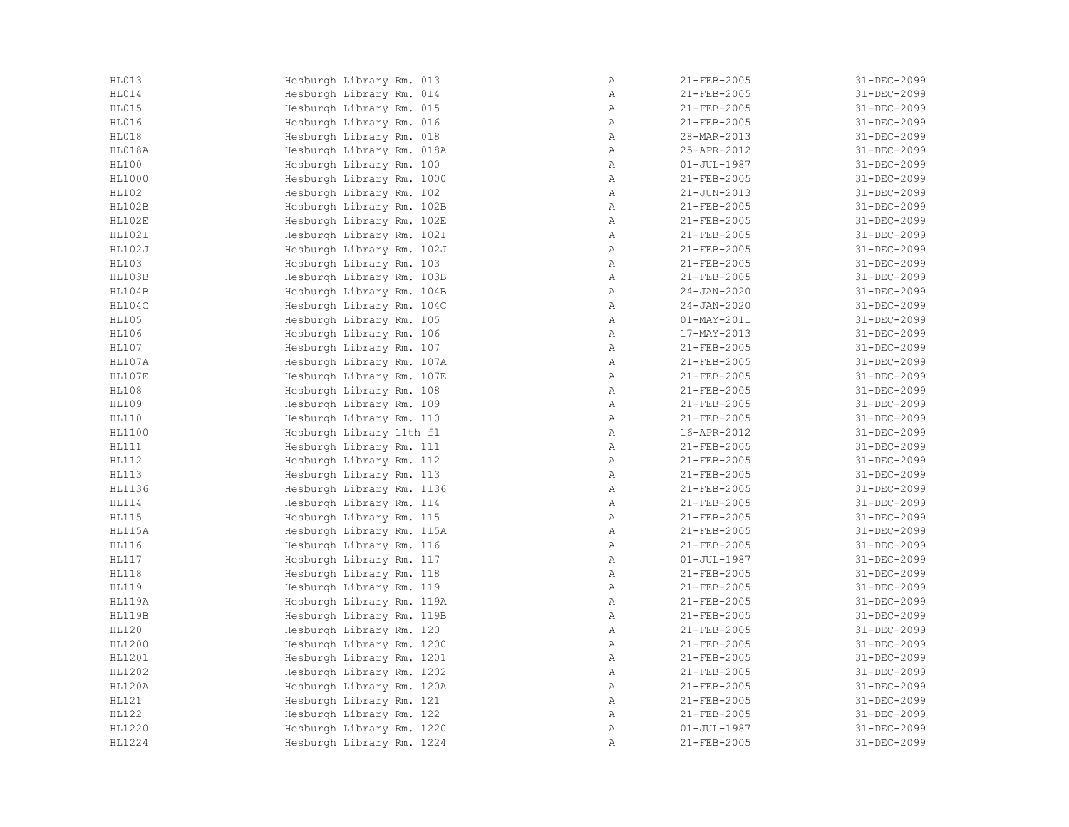| | | | | |
|---|---|---|---|---|
| HL013 | Hesburgh Library Rm. 013 | A | 21-FEB-2005 | 31-DEC-2099 |
| HL014 | Hesburgh Library Rm. 014 | A | 21-FEB-2005 | 31-DEC-2099 |
| HL015 | Hesburgh Library Rm. 015 | A | 21-FEB-2005 | 31-DEC-2099 |
| HL016 | Hesburgh Library Rm. 016 | A | 21-FEB-2005 | 31-DEC-2099 |
| HL018 | Hesburgh Library Rm. 018 | A | 28-MAR-2013 | 31-DEC-2099 |
| HL018A | Hesburgh Library Rm. 018A | A | 25-APR-2012 | 31-DEC-2099 |
| HL100 | Hesburgh Library Rm. 100 | A | 01-JUL-1987 | 31-DEC-2099 |
| HL1000 | Hesburgh Library Rm. 1000 | A | 21-FEB-2005 | 31-DEC-2099 |
| HL102 | Hesburgh Library Rm. 102 | A | 21-JUN-2013 | 31-DEC-2099 |
| HL102B | Hesburgh Library Rm. 102B | A | 21-FEB-2005 | 31-DEC-2099 |
| HL102E | Hesburgh Library Rm. 102E | A | 21-FEB-2005 | 31-DEC-2099 |
| HL102I | Hesburgh Library Rm. 102I | A | 21-FEB-2005 | 31-DEC-2099 |
| HL102J | Hesburgh Library Rm. 102J | A | 21-FEB-2005 | 31-DEC-2099 |
| HL103 | Hesburgh Library Rm. 103 | A | 21-FEB-2005 | 31-DEC-2099 |
| HL103B | Hesburgh Library Rm. 103B | A | 21-FEB-2005 | 31-DEC-2099 |
| HL104B | Hesburgh Library Rm. 104B | A | 24-JAN-2020 | 31-DEC-2099 |
| HL104C | Hesburgh Library Rm. 104C | A | 24-JAN-2020 | 31-DEC-2099 |
| HL105 | Hesburgh Library Rm. 105 | A | 01-MAY-2011 | 31-DEC-2099 |
| HL106 | Hesburgh Library Rm. 106 | A | 17-MAY-2013 | 31-DEC-2099 |
| HL107 | Hesburgh Library Rm. 107 | A | 21-FEB-2005 | 31-DEC-2099 |
| HL107A | Hesburgh Library Rm. 107A | A | 21-FEB-2005 | 31-DEC-2099 |
| HL107E | Hesburgh Library Rm. 107E | A | 21-FEB-2005 | 31-DEC-2099 |
| HL108 | Hesburgh Library Rm. 108 | A | 21-FEB-2005 | 31-DEC-2099 |
| HL109 | Hesburgh Library Rm. 109 | A | 21-FEB-2005 | 31-DEC-2099 |
| HL110 | Hesburgh Library Rm. 110 | A | 21-FEB-2005 | 31-DEC-2099 |
| HL1100 | Hesburgh Library 11th fl | A | 16-APR-2012 | 31-DEC-2099 |
| HL111 | Hesburgh Library Rm. 111 | A | 21-FEB-2005 | 31-DEC-2099 |
| HL112 | Hesburgh Library Rm. 112 | A | 21-FEB-2005 | 31-DEC-2099 |
| HL113 | Hesburgh Library Rm. 113 | A | 21-FEB-2005 | 31-DEC-2099 |
| HL1136 | Hesburgh Library Rm. 1136 | A | 21-FEB-2005 | 31-DEC-2099 |
| HL114 | Hesburgh Library Rm. 114 | A | 21-FEB-2005 | 31-DEC-2099 |
| HL115 | Hesburgh Library Rm. 115 | A | 21-FEB-2005 | 31-DEC-2099 |
| HL115A | Hesburgh Library Rm. 115A | A | 21-FEB-2005 | 31-DEC-2099 |
| HL116 | Hesburgh Library Rm. 116 | A | 21-FEB-2005 | 31-DEC-2099 |
| HL117 | Hesburgh Library Rm. 117 | A | 01-JUL-1987 | 31-DEC-2099 |
| HL118 | Hesburgh Library Rm. 118 | A | 21-FEB-2005 | 31-DEC-2099 |
| HL119 | Hesburgh Library Rm. 119 | A | 21-FEB-2005 | 31-DEC-2099 |
| HL119A | Hesburgh Library Rm. 119A | A | 21-FEB-2005 | 31-DEC-2099 |
| HL119B | Hesburgh Library Rm. 119B | A | 21-FEB-2005 | 31-DEC-2099 |
| HL120 | Hesburgh Library Rm. 120 | A | 21-FEB-2005 | 31-DEC-2099 |
| HL1200 | Hesburgh Library Rm. 1200 | A | 21-FEB-2005 | 31-DEC-2099 |
| HL1201 | Hesburgh Library Rm. 1201 | A | 21-FEB-2005 | 31-DEC-2099 |
| HL1202 | Hesburgh Library Rm. 1202 | A | 21-FEB-2005 | 31-DEC-2099 |
| HL120A | Hesburgh Library Rm. 120A | A | 21-FEB-2005 | 31-DEC-2099 |
| HL121 | Hesburgh Library Rm. 121 | A | 21-FEB-2005 | 31-DEC-2099 |
| HL122 | Hesburgh Library Rm. 122 | A | 21-FEB-2005 | 31-DEC-2099 |
| HL1220 | Hesburgh Library Rm. 1220 | A | 01-JUL-1987 | 31-DEC-2099 |
| HL1224 | Hesburgh Library Rm. 1224 | A | 21-FEB-2005 | 31-DEC-2099 |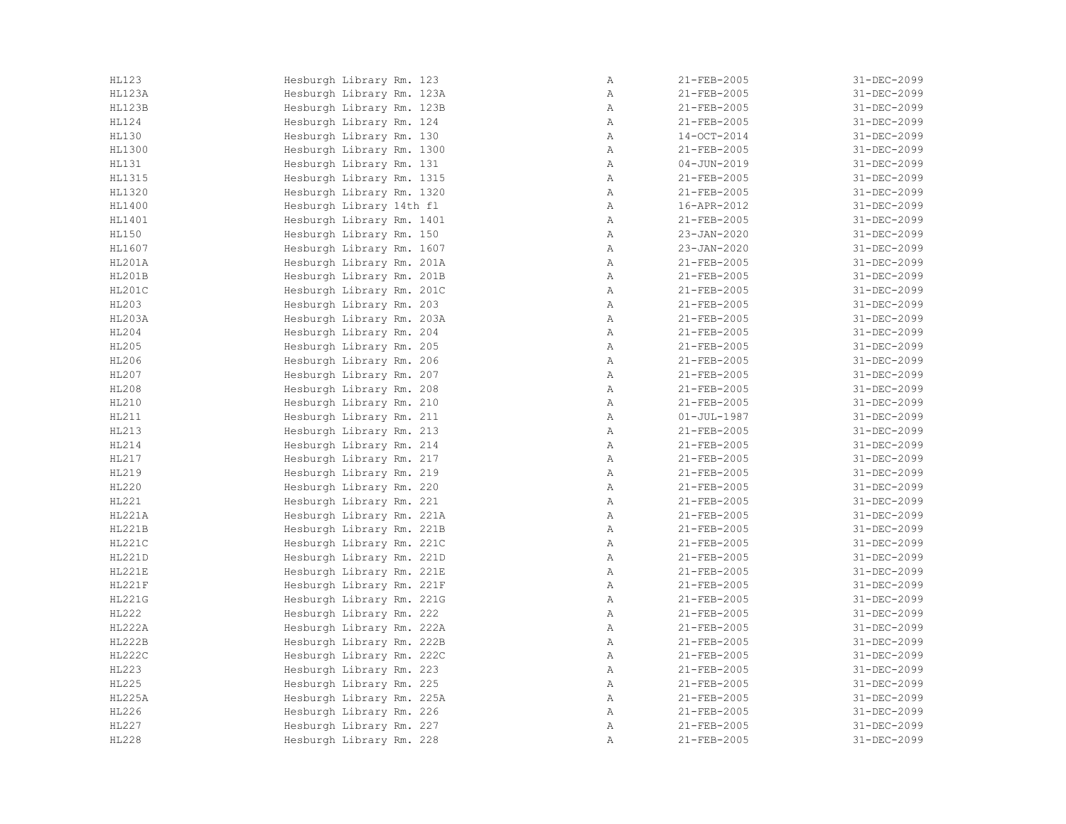| | | | | |
|---|---|---|---|---|
| HL123 | Hesburgh Library Rm. 123 | A | 21-FEB-2005 | 31-DEC-2099 |
| HL123A | Hesburgh Library Rm. 123A | A | 21-FEB-2005 | 31-DEC-2099 |
| HL123B | Hesburgh Library Rm. 123B | A | 21-FEB-2005 | 31-DEC-2099 |
| HL124 | Hesburgh Library Rm. 124 | A | 21-FEB-2005 | 31-DEC-2099 |
| HL130 | Hesburgh Library Rm. 130 | A | 14-OCT-2014 | 31-DEC-2099 |
| HL1300 | Hesburgh Library Rm. 1300 | A | 21-FEB-2005 | 31-DEC-2099 |
| HL131 | Hesburgh Library Rm. 131 | A | 04-JUN-2019 | 31-DEC-2099 |
| HL1315 | Hesburgh Library Rm. 1315 | A | 21-FEB-2005 | 31-DEC-2099 |
| HL1320 | Hesburgh Library Rm. 1320 | A | 21-FEB-2005 | 31-DEC-2099 |
| HL1400 | Hesburgh Library 14th fl | A | 16-APR-2012 | 31-DEC-2099 |
| HL1401 | Hesburgh Library Rm. 1401 | A | 21-FEB-2005 | 31-DEC-2099 |
| HL150 | Hesburgh Library Rm. 150 | A | 23-JAN-2020 | 31-DEC-2099 |
| HL1607 | Hesburgh Library Rm. 1607 | A | 23-JAN-2020 | 31-DEC-2099 |
| HL201A | Hesburgh Library Rm. 201A | A | 21-FEB-2005 | 31-DEC-2099 |
| HL201B | Hesburgh Library Rm. 201B | A | 21-FEB-2005 | 31-DEC-2099 |
| HL201C | Hesburgh Library Rm. 201C | A | 21-FEB-2005 | 31-DEC-2099 |
| HL203 | Hesburgh Library Rm. 203 | A | 21-FEB-2005 | 31-DEC-2099 |
| HL203A | Hesburgh Library Rm. 203A | A | 21-FEB-2005 | 31-DEC-2099 |
| HL204 | Hesburgh Library Rm. 204 | A | 21-FEB-2005 | 31-DEC-2099 |
| HL205 | Hesburgh Library Rm. 205 | A | 21-FEB-2005 | 31-DEC-2099 |
| HL206 | Hesburgh Library Rm. 206 | A | 21-FEB-2005 | 31-DEC-2099 |
| HL207 | Hesburgh Library Rm. 207 | A | 21-FEB-2005 | 31-DEC-2099 |
| HL208 | Hesburgh Library Rm. 208 | A | 21-FEB-2005 | 31-DEC-2099 |
| HL210 | Hesburgh Library Rm. 210 | A | 21-FEB-2005 | 31-DEC-2099 |
| HL211 | Hesburgh Library Rm. 211 | A | 01-JUL-1987 | 31-DEC-2099 |
| HL213 | Hesburgh Library Rm. 213 | A | 21-FEB-2005 | 31-DEC-2099 |
| HL214 | Hesburgh Library Rm. 214 | A | 21-FEB-2005 | 31-DEC-2099 |
| HL217 | Hesburgh Library Rm. 217 | A | 21-FEB-2005 | 31-DEC-2099 |
| HL219 | Hesburgh Library Rm. 219 | A | 21-FEB-2005 | 31-DEC-2099 |
| HL220 | Hesburgh Library Rm. 220 | A | 21-FEB-2005 | 31-DEC-2099 |
| HL221 | Hesburgh Library Rm. 221 | A | 21-FEB-2005 | 31-DEC-2099 |
| HL221A | Hesburgh Library Rm. 221A | A | 21-FEB-2005 | 31-DEC-2099 |
| HL221B | Hesburgh Library Rm. 221B | A | 21-FEB-2005 | 31-DEC-2099 |
| HL221C | Hesburgh Library Rm. 221C | A | 21-FEB-2005 | 31-DEC-2099 |
| HL221D | Hesburgh Library Rm. 221D | A | 21-FEB-2005 | 31-DEC-2099 |
| HL221E | Hesburgh Library Rm. 221E | A | 21-FEB-2005 | 31-DEC-2099 |
| HL221F | Hesburgh Library Rm. 221F | A | 21-FEB-2005 | 31-DEC-2099 |
| HL221G | Hesburgh Library Rm. 221G | A | 21-FEB-2005 | 31-DEC-2099 |
| HL222 | Hesburgh Library Rm. 222 | A | 21-FEB-2005 | 31-DEC-2099 |
| HL222A | Hesburgh Library Rm. 222A | A | 21-FEB-2005 | 31-DEC-2099 |
| HL222B | Hesburgh Library Rm. 222B | A | 21-FEB-2005 | 31-DEC-2099 |
| HL222C | Hesburgh Library Rm. 222C | A | 21-FEB-2005 | 31-DEC-2099 |
| HL223 | Hesburgh Library Rm. 223 | A | 21-FEB-2005 | 31-DEC-2099 |
| HL225 | Hesburgh Library Rm. 225 | A | 21-FEB-2005 | 31-DEC-2099 |
| HL225A | Hesburgh Library Rm. 225A | A | 21-FEB-2005 | 31-DEC-2099 |
| HL226 | Hesburgh Library Rm. 226 | A | 21-FEB-2005 | 31-DEC-2099 |
| HL227 | Hesburgh Library Rm. 227 | A | 21-FEB-2005 | 31-DEC-2099 |
| HL228 | Hesburgh Library Rm. 228 | A | 21-FEB-2005 | 31-DEC-2099 |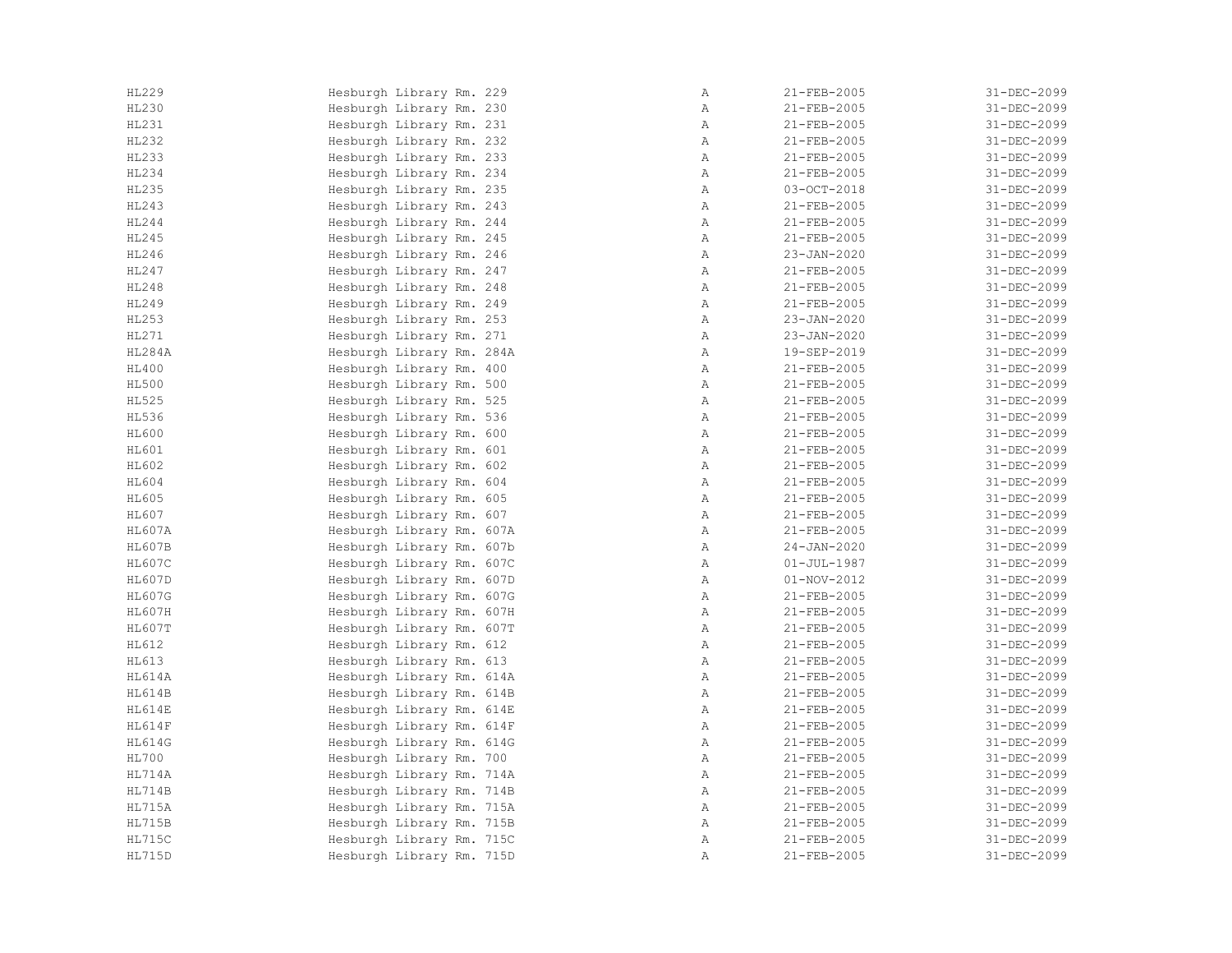| | | | | |
|---|---|---|---|---|
| HL229 | Hesburgh Library Rm. 229 | A | 21-FEB-2005 | 31-DEC-2099 |
| HL230 | Hesburgh Library Rm. 230 | A | 21-FEB-2005 | 31-DEC-2099 |
| HL231 | Hesburgh Library Rm. 231 | A | 21-FEB-2005 | 31-DEC-2099 |
| HL232 | Hesburgh Library Rm. 232 | A | 21-FEB-2005 | 31-DEC-2099 |
| HL233 | Hesburgh Library Rm. 233 | A | 21-FEB-2005 | 31-DEC-2099 |
| HL234 | Hesburgh Library Rm. 234 | A | 21-FEB-2005 | 31-DEC-2099 |
| HL235 | Hesburgh Library Rm. 235 | A | 03-OCT-2018 | 31-DEC-2099 |
| HL243 | Hesburgh Library Rm. 243 | A | 21-FEB-2005 | 31-DEC-2099 |
| HL244 | Hesburgh Library Rm. 244 | A | 21-FEB-2005 | 31-DEC-2099 |
| HL245 | Hesburgh Library Rm. 245 | A | 21-FEB-2005 | 31-DEC-2099 |
| HL246 | Hesburgh Library Rm. 246 | A | 23-JAN-2020 | 31-DEC-2099 |
| HL247 | Hesburgh Library Rm. 247 | A | 21-FEB-2005 | 31-DEC-2099 |
| HL248 | Hesburgh Library Rm. 248 | A | 21-FEB-2005 | 31-DEC-2099 |
| HL249 | Hesburgh Library Rm. 249 | A | 21-FEB-2005 | 31-DEC-2099 |
| HL253 | Hesburgh Library Rm. 253 | A | 23-JAN-2020 | 31-DEC-2099 |
| HL271 | Hesburgh Library Rm. 271 | A | 23-JAN-2020 | 31-DEC-2099 |
| HL284A | Hesburgh Library Rm. 284A | A | 19-SEP-2019 | 31-DEC-2099 |
| HL400 | Hesburgh Library Rm. 400 | A | 21-FEB-2005 | 31-DEC-2099 |
| HL500 | Hesburgh Library Rm. 500 | A | 21-FEB-2005 | 31-DEC-2099 |
| HL525 | Hesburgh Library Rm. 525 | A | 21-FEB-2005 | 31-DEC-2099 |
| HL536 | Hesburgh Library Rm. 536 | A | 21-FEB-2005 | 31-DEC-2099 |
| HL600 | Hesburgh Library Rm. 600 | A | 21-FEB-2005 | 31-DEC-2099 |
| HL601 | Hesburgh Library Rm. 601 | A | 21-FEB-2005 | 31-DEC-2099 |
| HL602 | Hesburgh Library Rm. 602 | A | 21-FEB-2005 | 31-DEC-2099 |
| HL604 | Hesburgh Library Rm. 604 | A | 21-FEB-2005 | 31-DEC-2099 |
| HL605 | Hesburgh Library Rm. 605 | A | 21-FEB-2005 | 31-DEC-2099 |
| HL607 | Hesburgh Library Rm. 607 | A | 21-FEB-2005 | 31-DEC-2099 |
| HL607A | Hesburgh Library Rm. 607A | A | 21-FEB-2005 | 31-DEC-2099 |
| HL607B | Hesburgh Library Rm. 607b | A | 24-JAN-2020 | 31-DEC-2099 |
| HL607C | Hesburgh Library Rm. 607C | A | 01-JUL-1987 | 31-DEC-2099 |
| HL607D | Hesburgh Library Rm. 607D | A | 01-NOV-2012 | 31-DEC-2099 |
| HL607G | Hesburgh Library Rm. 607G | A | 21-FEB-2005 | 31-DEC-2099 |
| HL607H | Hesburgh Library Rm. 607H | A | 21-FEB-2005 | 31-DEC-2099 |
| HL607T | Hesburgh Library Rm. 607T | A | 21-FEB-2005 | 31-DEC-2099 |
| HL612 | Hesburgh Library Rm. 612 | A | 21-FEB-2005 | 31-DEC-2099 |
| HL613 | Hesburgh Library Rm. 613 | A | 21-FEB-2005 | 31-DEC-2099 |
| HL614A | Hesburgh Library Rm. 614A | A | 21-FEB-2005 | 31-DEC-2099 |
| HL614B | Hesburgh Library Rm. 614B | A | 21-FEB-2005 | 31-DEC-2099 |
| HL614E | Hesburgh Library Rm. 614E | A | 21-FEB-2005 | 31-DEC-2099 |
| HL614F | Hesburgh Library Rm. 614F | A | 21-FEB-2005 | 31-DEC-2099 |
| HL614G | Hesburgh Library Rm. 614G | A | 21-FEB-2005 | 31-DEC-2099 |
| HL700 | Hesburgh Library Rm. 700 | A | 21-FEB-2005 | 31-DEC-2099 |
| HL714A | Hesburgh Library Rm. 714A | A | 21-FEB-2005 | 31-DEC-2099 |
| HL714B | Hesburgh Library Rm. 714B | A | 21-FEB-2005 | 31-DEC-2099 |
| HL715A | Hesburgh Library Rm. 715A | A | 21-FEB-2005 | 31-DEC-2099 |
| HL715B | Hesburgh Library Rm. 715B | A | 21-FEB-2005 | 31-DEC-2099 |
| HL715C | Hesburgh Library Rm. 715C | A | 21-FEB-2005 | 31-DEC-2099 |
| HL715D | Hesburgh Library Rm. 715D | A | 21-FEB-2005 | 31-DEC-2099 |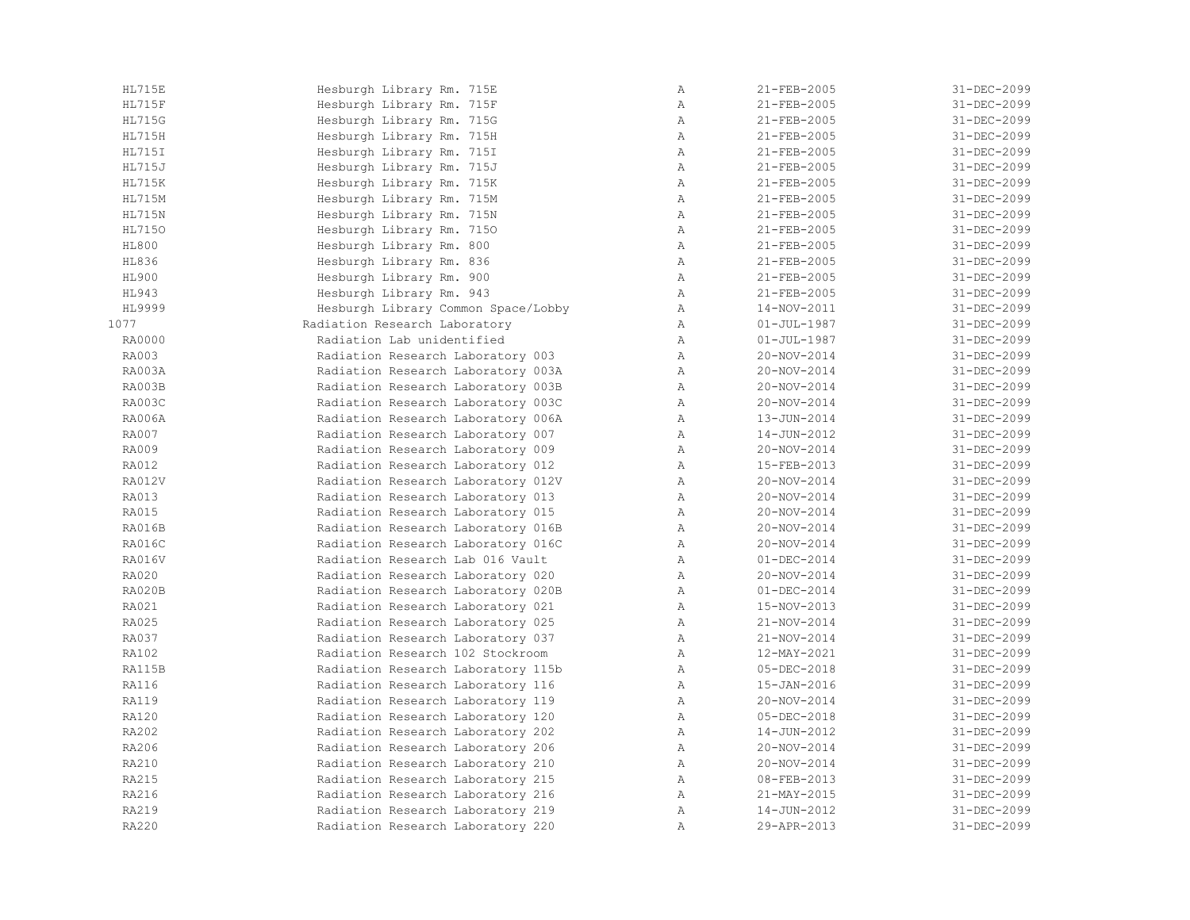| | | | | |
|---|---|---|---|---|
| HL715E | Hesburgh Library Rm. 715E | A | 21-FEB-2005 | 31-DEC-2099 |
| HL715F | Hesburgh Library Rm. 715F | A | 21-FEB-2005 | 31-DEC-2099 |
| HL715G | Hesburgh Library Rm. 715G | A | 21-FEB-2005 | 31-DEC-2099 |
| HL715H | Hesburgh Library Rm. 715H | A | 21-FEB-2005 | 31-DEC-2099 |
| HL715I | Hesburgh Library Rm. 715I | A | 21-FEB-2005 | 31-DEC-2099 |
| HL715J | Hesburgh Library Rm. 715J | A | 21-FEB-2005 | 31-DEC-2099 |
| HL715K | Hesburgh Library Rm. 715K | A | 21-FEB-2005 | 31-DEC-2099 |
| HL715M | Hesburgh Library Rm. 715M | A | 21-FEB-2005 | 31-DEC-2099 |
| HL715N | Hesburgh Library Rm. 715N | A | 21-FEB-2005 | 31-DEC-2099 |
| HL715O | Hesburgh Library Rm. 715O | A | 21-FEB-2005 | 31-DEC-2099 |
| HL800 | Hesburgh Library Rm. 800 | A | 21-FEB-2005 | 31-DEC-2099 |
| HL836 | Hesburgh Library Rm. 836 | A | 21-FEB-2005 | 31-DEC-2099 |
| HL900 | Hesburgh Library Rm. 900 | A | 21-FEB-2005 | 31-DEC-2099 |
| HL943 | Hesburgh Library Rm. 943 | A | 21-FEB-2005 | 31-DEC-2099 |
| HL9999 | Hesburgh Library Common Space/Lobby | A | 14-NOV-2011 | 31-DEC-2099 |
| 1077 | Radiation Research Laboratory | A | 01-JUL-1987 | 31-DEC-2099 |
| RA0000 | Radiation Lab unidentified | A | 01-JUL-1987 | 31-DEC-2099 |
| RA003 | Radiation Research Laboratory 003 | A | 20-NOV-2014 | 31-DEC-2099 |
| RA003A | Radiation Research Laboratory 003A | A | 20-NOV-2014 | 31-DEC-2099 |
| RA003B | Radiation Research Laboratory 003B | A | 20-NOV-2014 | 31-DEC-2099 |
| RA003C | Radiation Research Laboratory 003C | A | 20-NOV-2014 | 31-DEC-2099 |
| RA006A | Radiation Research Laboratory 006A | A | 13-JUN-2014 | 31-DEC-2099 |
| RA007 | Radiation Research Laboratory 007 | A | 14-JUN-2012 | 31-DEC-2099 |
| RA009 | Radiation Research Laboratory 009 | A | 20-NOV-2014 | 31-DEC-2099 |
| RA012 | Radiation Research Laboratory 012 | A | 15-FEB-2013 | 31-DEC-2099 |
| RA012V | Radiation Research Laboratory 012V | A | 20-NOV-2014 | 31-DEC-2099 |
| RA013 | Radiation Research Laboratory 013 | A | 20-NOV-2014 | 31-DEC-2099 |
| RA015 | Radiation Research Laboratory 015 | A | 20-NOV-2014 | 31-DEC-2099 |
| RA016B | Radiation Research Laboratory 016B | A | 20-NOV-2014 | 31-DEC-2099 |
| RA016C | Radiation Research Laboratory 016C | A | 20-NOV-2014 | 31-DEC-2099 |
| RA016V | Radiation Research Lab 016 Vault | A | 01-DEC-2014 | 31-DEC-2099 |
| RA020 | Radiation Research Laboratory 020 | A | 20-NOV-2014 | 31-DEC-2099 |
| RA020B | Radiation Research Laboratory 020B | A | 01-DEC-2014 | 31-DEC-2099 |
| RA021 | Radiation Research Laboratory 021 | A | 15-NOV-2013 | 31-DEC-2099 |
| RA025 | Radiation Research Laboratory 025 | A | 21-NOV-2014 | 31-DEC-2099 |
| RA037 | Radiation Research Laboratory 037 | A | 21-NOV-2014 | 31-DEC-2099 |
| RA102 | Radiation Research 102 Stockroom | A | 12-MAY-2021 | 31-DEC-2099 |
| RA115B | Radiation Research Laboratory 115b | A | 05-DEC-2018 | 31-DEC-2099 |
| RA116 | Radiation Research Laboratory 116 | A | 15-JAN-2016 | 31-DEC-2099 |
| RA119 | Radiation Research Laboratory 119 | A | 20-NOV-2014 | 31-DEC-2099 |
| RA120 | Radiation Research Laboratory 120 | A | 05-DEC-2018 | 31-DEC-2099 |
| RA202 | Radiation Research Laboratory 202 | A | 14-JUN-2012 | 31-DEC-2099 |
| RA206 | Radiation Research Laboratory 206 | A | 20-NOV-2014 | 31-DEC-2099 |
| RA210 | Radiation Research Laboratory 210 | A | 20-NOV-2014 | 31-DEC-2099 |
| RA215 | Radiation Research Laboratory 215 | A | 08-FEB-2013 | 31-DEC-2099 |
| RA216 | Radiation Research Laboratory 216 | A | 21-MAY-2015 | 31-DEC-2099 |
| RA219 | Radiation Research Laboratory 219 | A | 14-JUN-2012 | 31-DEC-2099 |
| RA220 | Radiation Research Laboratory 220 | A | 29-APR-2013 | 31-DEC-2099 |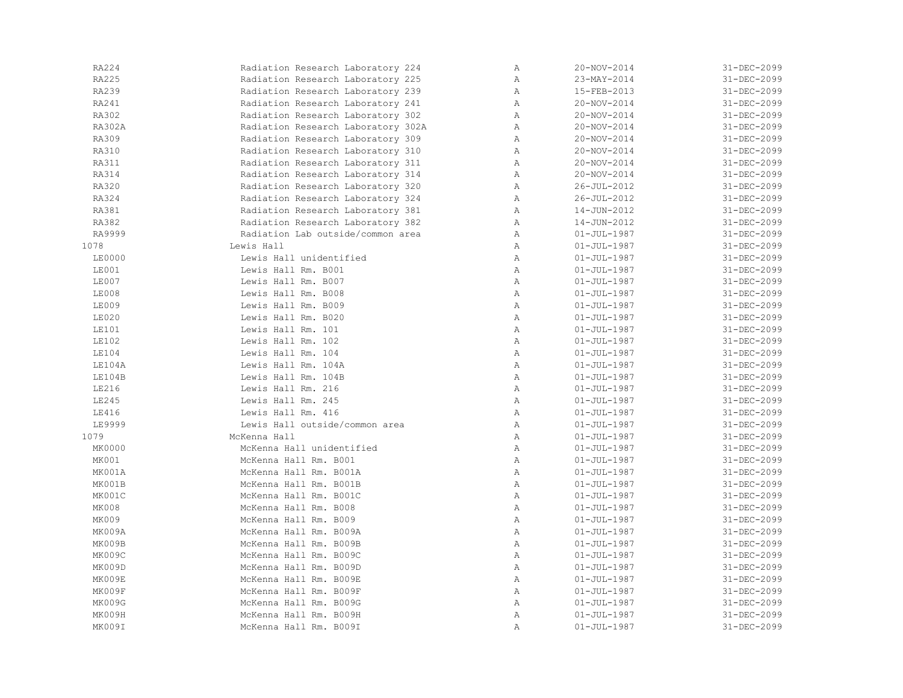| | | | | |
|---|---|---|---|---|
| RA224 | Radiation Research Laboratory 224 | A | 20-NOV-2014 | 31-DEC-2099 |
| RA225 | Radiation Research Laboratory 225 | A | 23-MAY-2014 | 31-DEC-2099 |
| RA239 | Radiation Research Laboratory 239 | A | 15-FEB-2013 | 31-DEC-2099 |
| RA241 | Radiation Research Laboratory 241 | A | 20-NOV-2014 | 31-DEC-2099 |
| RA302 | Radiation Research Laboratory 302 | A | 20-NOV-2014 | 31-DEC-2099 |
| RA302A | Radiation Research Laboratory 302A | A | 20-NOV-2014 | 31-DEC-2099 |
| RA309 | Radiation Research Laboratory 309 | A | 20-NOV-2014 | 31-DEC-2099 |
| RA310 | Radiation Research Laboratory 310 | A | 20-NOV-2014 | 31-DEC-2099 |
| RA311 | Radiation Research Laboratory 311 | A | 20-NOV-2014 | 31-DEC-2099 |
| RA314 | Radiation Research Laboratory 314 | A | 20-NOV-2014 | 31-DEC-2099 |
| RA320 | Radiation Research Laboratory 320 | A | 26-JUL-2012 | 31-DEC-2099 |
| RA324 | Radiation Research Laboratory 324 | A | 26-JUL-2012 | 31-DEC-2099 |
| RA381 | Radiation Research Laboratory 381 | A | 14-JUN-2012 | 31-DEC-2099 |
| RA382 | Radiation Research Laboratory 382 | A | 14-JUN-2012 | 31-DEC-2099 |
| RA9999 | Radiation Lab outside/common area | A | 01-JUL-1987 | 31-DEC-2099 |
| 1078 | Lewis Hall | A | 01-JUL-1987 | 31-DEC-2099 |
| LE0000 | Lewis Hall unidentified | A | 01-JUL-1987 | 31-DEC-2099 |
| LE001 | Lewis Hall Rm. B001 | A | 01-JUL-1987 | 31-DEC-2099 |
| LE007 | Lewis Hall Rm. B007 | A | 01-JUL-1987 | 31-DEC-2099 |
| LE008 | Lewis Hall Rm. B008 | A | 01-JUL-1987 | 31-DEC-2099 |
| LE009 | Lewis Hall Rm. B009 | A | 01-JUL-1987 | 31-DEC-2099 |
| LE020 | Lewis Hall Rm. B020 | A | 01-JUL-1987 | 31-DEC-2099 |
| LE101 | Lewis Hall Rm. 101 | A | 01-JUL-1987 | 31-DEC-2099 |
| LE102 | Lewis Hall Rm. 102 | A | 01-JUL-1987 | 31-DEC-2099 |
| LE104 | Lewis Hall Rm. 104 | A | 01-JUL-1987 | 31-DEC-2099 |
| LE104A | Lewis Hall Rm. 104A | A | 01-JUL-1987 | 31-DEC-2099 |
| LE104B | Lewis Hall Rm. 104B | A | 01-JUL-1987 | 31-DEC-2099 |
| LE216 | Lewis Hall Rm. 216 | A | 01-JUL-1987 | 31-DEC-2099 |
| LE245 | Lewis Hall Rm. 245 | A | 01-JUL-1987 | 31-DEC-2099 |
| LE416 | Lewis Hall Rm. 416 | A | 01-JUL-1987 | 31-DEC-2099 |
| LE9999 | Lewis Hall outside/common area | A | 01-JUL-1987 | 31-DEC-2099 |
| 1079 | McKenna Hall | A | 01-JUL-1987 | 31-DEC-2099 |
| MK0000 | McKenna Hall unidentified | A | 01-JUL-1987 | 31-DEC-2099 |
| MK001 | McKenna Hall Rm. B001 | A | 01-JUL-1987 | 31-DEC-2099 |
| MK001A | McKenna Hall Rm. B001A | A | 01-JUL-1987 | 31-DEC-2099 |
| MK001B | McKenna Hall Rm. B001B | A | 01-JUL-1987 | 31-DEC-2099 |
| MK001C | McKenna Hall Rm. B001C | A | 01-JUL-1987 | 31-DEC-2099 |
| MK008 | McKenna Hall Rm. B008 | A | 01-JUL-1987 | 31-DEC-2099 |
| MK009 | McKenna Hall Rm. B009 | A | 01-JUL-1987 | 31-DEC-2099 |
| MK009A | McKenna Hall Rm. B009A | A | 01-JUL-1987 | 31-DEC-2099 |
| MK009B | McKenna Hall Rm. B009B | A | 01-JUL-1987 | 31-DEC-2099 |
| MK009C | McKenna Hall Rm. B009C | A | 01-JUL-1987 | 31-DEC-2099 |
| MK009D | McKenna Hall Rm. B009D | A | 01-JUL-1987 | 31-DEC-2099 |
| MK009E | McKenna Hall Rm. B009E | A | 01-JUL-1987 | 31-DEC-2099 |
| MK009F | McKenna Hall Rm. B009F | A | 01-JUL-1987 | 31-DEC-2099 |
| MK009G | McKenna Hall Rm. B009G | A | 01-JUL-1987 | 31-DEC-2099 |
| MK009H | McKenna Hall Rm. B009H | A | 01-JUL-1987 | 31-DEC-2099 |
| MK009I | McKenna Hall Rm. B009I | A | 01-JUL-1987 | 31-DEC-2099 |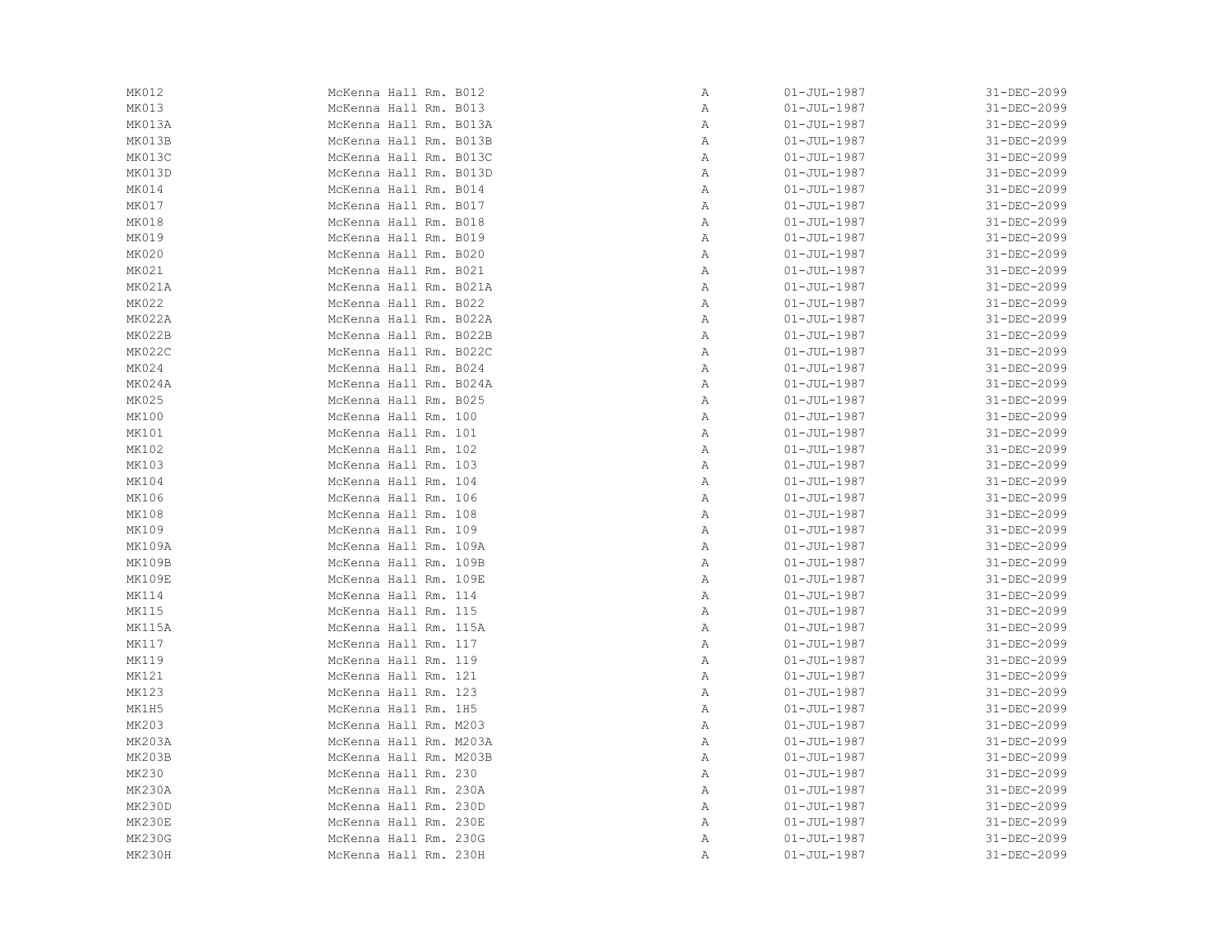| | | | | |
|---|---|---|---|---|
| MK012 | McKenna Hall Rm. B012 | A | 01-JUL-1987 | 31-DEC-2099 |
| MK013 | McKenna Hall Rm. B013 | A | 01-JUL-1987 | 31-DEC-2099 |
| MK013A | McKenna Hall Rm. B013A | A | 01-JUL-1987 | 31-DEC-2099 |
| MK013B | McKenna Hall Rm. B013B | A | 01-JUL-1987 | 31-DEC-2099 |
| MK013C | McKenna Hall Rm. B013C | A | 01-JUL-1987 | 31-DEC-2099 |
| MK013D | McKenna Hall Rm. B013D | A | 01-JUL-1987 | 31-DEC-2099 |
| MK014 | McKenna Hall Rm. B014 | A | 01-JUL-1987 | 31-DEC-2099 |
| MK017 | McKenna Hall Rm. B017 | A | 01-JUL-1987 | 31-DEC-2099 |
| MK018 | McKenna Hall Rm. B018 | A | 01-JUL-1987 | 31-DEC-2099 |
| MK019 | McKenna Hall Rm. B019 | A | 01-JUL-1987 | 31-DEC-2099 |
| MK020 | McKenna Hall Rm. B020 | A | 01-JUL-1987 | 31-DEC-2099 |
| MK021 | McKenna Hall Rm. B021 | A | 01-JUL-1987 | 31-DEC-2099 |
| MK021A | McKenna Hall Rm. B021A | A | 01-JUL-1987 | 31-DEC-2099 |
| MK022 | McKenna Hall Rm. B022 | A | 01-JUL-1987 | 31-DEC-2099 |
| MK022A | McKenna Hall Rm. B022A | A | 01-JUL-1987 | 31-DEC-2099 |
| MK022B | McKenna Hall Rm. B022B | A | 01-JUL-1987 | 31-DEC-2099 |
| MK022C | McKenna Hall Rm. B022C | A | 01-JUL-1987 | 31-DEC-2099 |
| MK024 | McKenna Hall Rm. B024 | A | 01-JUL-1987 | 31-DEC-2099 |
| MK024A | McKenna Hall Rm. B024A | A | 01-JUL-1987 | 31-DEC-2099 |
| MK025 | McKenna Hall Rm. B025 | A | 01-JUL-1987 | 31-DEC-2099 |
| MK100 | McKenna Hall Rm. 100 | A | 01-JUL-1987 | 31-DEC-2099 |
| MK101 | McKenna Hall Rm. 101 | A | 01-JUL-1987 | 31-DEC-2099 |
| MK102 | McKenna Hall Rm. 102 | A | 01-JUL-1987 | 31-DEC-2099 |
| MK103 | McKenna Hall Rm. 103 | A | 01-JUL-1987 | 31-DEC-2099 |
| MK104 | McKenna Hall Rm. 104 | A | 01-JUL-1987 | 31-DEC-2099 |
| MK106 | McKenna Hall Rm. 106 | A | 01-JUL-1987 | 31-DEC-2099 |
| MK108 | McKenna Hall Rm. 108 | A | 01-JUL-1987 | 31-DEC-2099 |
| MK109 | McKenna Hall Rm. 109 | A | 01-JUL-1987 | 31-DEC-2099 |
| MK109A | McKenna Hall Rm. 109A | A | 01-JUL-1987 | 31-DEC-2099 |
| MK109B | McKenna Hall Rm. 109B | A | 01-JUL-1987 | 31-DEC-2099 |
| MK109E | McKenna Hall Rm. 109E | A | 01-JUL-1987 | 31-DEC-2099 |
| MK114 | McKenna Hall Rm. 114 | A | 01-JUL-1987 | 31-DEC-2099 |
| MK115 | McKenna Hall Rm. 115 | A | 01-JUL-1987 | 31-DEC-2099 |
| MK115A | McKenna Hall Rm. 115A | A | 01-JUL-1987 | 31-DEC-2099 |
| MK117 | McKenna Hall Rm. 117 | A | 01-JUL-1987 | 31-DEC-2099 |
| MK119 | McKenna Hall Rm. 119 | A | 01-JUL-1987 | 31-DEC-2099 |
| MK121 | McKenna Hall Rm. 121 | A | 01-JUL-1987 | 31-DEC-2099 |
| MK123 | McKenna Hall Rm. 123 | A | 01-JUL-1987 | 31-DEC-2099 |
| MK1H5 | McKenna Hall Rm. 1H5 | A | 01-JUL-1987 | 31-DEC-2099 |
| MK203 | McKenna Hall Rm. M203 | A | 01-JUL-1987 | 31-DEC-2099 |
| MK203A | McKenna Hall Rm. M203A | A | 01-JUL-1987 | 31-DEC-2099 |
| MK203B | McKenna Hall Rm. M203B | A | 01-JUL-1987 | 31-DEC-2099 |
| MK230 | McKenna Hall Rm. 230 | A | 01-JUL-1987 | 31-DEC-2099 |
| MK230A | McKenna Hall Rm. 230A | A | 01-JUL-1987 | 31-DEC-2099 |
| MK230D | McKenna Hall Rm. 230D | A | 01-JUL-1987 | 31-DEC-2099 |
| MK230E | McKenna Hall Rm. 230E | A | 01-JUL-1987 | 31-DEC-2099 |
| MK230G | McKenna Hall Rm. 230G | A | 01-JUL-1987 | 31-DEC-2099 |
| MK230H | McKenna Hall Rm. 230H | A | 01-JUL-1987 | 31-DEC-2099 |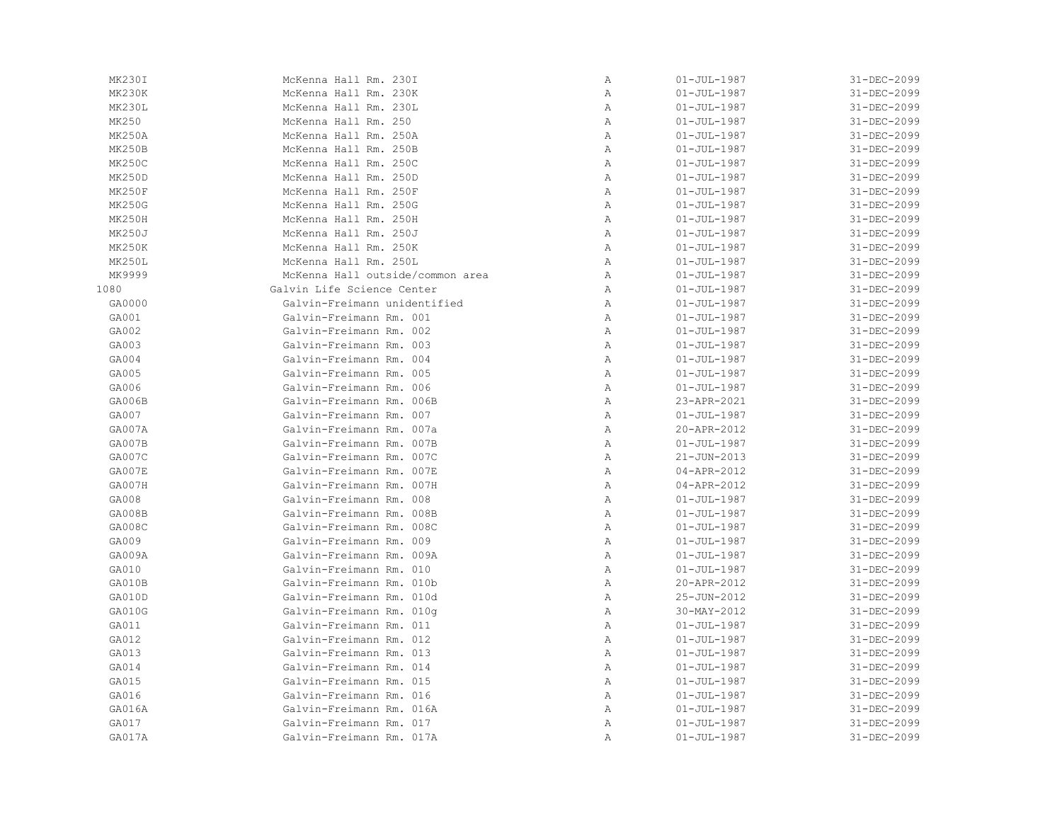| | | | | |
|---|---|---|---|---|
| MK230I | McKenna Hall Rm. 230I | A | 01-JUL-1987 | 31-DEC-2099 |
| MK230K | McKenna Hall Rm. 230K | A | 01-JUL-1987 | 31-DEC-2099 |
| MK230L | McKenna Hall Rm. 230L | A | 01-JUL-1987 | 31-DEC-2099 |
| MK250 | McKenna Hall Rm. 250 | A | 01-JUL-1987 | 31-DEC-2099 |
| MK250A | McKenna Hall Rm. 250A | A | 01-JUL-1987 | 31-DEC-2099 |
| MK250B | McKenna Hall Rm. 250B | A | 01-JUL-1987 | 31-DEC-2099 |
| MK250C | McKenna Hall Rm. 250C | A | 01-JUL-1987 | 31-DEC-2099 |
| MK250D | McKenna Hall Rm. 250D | A | 01-JUL-1987 | 31-DEC-2099 |
| MK250F | McKenna Hall Rm. 250F | A | 01-JUL-1987 | 31-DEC-2099 |
| MK250G | McKenna Hall Rm. 250G | A | 01-JUL-1987 | 31-DEC-2099 |
| MK250H | McKenna Hall Rm. 250H | A | 01-JUL-1987 | 31-DEC-2099 |
| MK250J | McKenna Hall Rm. 250J | A | 01-JUL-1987 | 31-DEC-2099 |
| MK250K | McKenna Hall Rm. 250K | A | 01-JUL-1987 | 31-DEC-2099 |
| MK250L | McKenna Hall Rm. 250L | A | 01-JUL-1987 | 31-DEC-2099 |
| MK9999 | McKenna Hall outside/common area | A | 01-JUL-1987 | 31-DEC-2099 |
| 1080 | Galvin Life Science Center | A | 01-JUL-1987 | 31-DEC-2099 |
| GA0000 | Galvin-Freimann unidentified | A | 01-JUL-1987 | 31-DEC-2099 |
| GA001 | Galvin-Freimann Rm. 001 | A | 01-JUL-1987 | 31-DEC-2099 |
| GA002 | Galvin-Freimann Rm. 002 | A | 01-JUL-1987 | 31-DEC-2099 |
| GA003 | Galvin-Freimann Rm. 003 | A | 01-JUL-1987 | 31-DEC-2099 |
| GA004 | Galvin-Freimann Rm. 004 | A | 01-JUL-1987 | 31-DEC-2099 |
| GA005 | Galvin-Freimann Rm. 005 | A | 01-JUL-1987 | 31-DEC-2099 |
| GA006 | Galvin-Freimann Rm. 006 | A | 01-JUL-1987 | 31-DEC-2099 |
| GA006B | Galvin-Freimann Rm. 006B | A | 23-APR-2021 | 31-DEC-2099 |
| GA007 | Galvin-Freimann Rm. 007 | A | 01-JUL-1987 | 31-DEC-2099 |
| GA007A | Galvin-Freimann Rm. 007a | A | 20-APR-2012 | 31-DEC-2099 |
| GA007B | Galvin-Freimann Rm. 007B | A | 01-JUL-1987 | 31-DEC-2099 |
| GA007C | Galvin-Freimann Rm. 007C | A | 21-JUN-2013 | 31-DEC-2099 |
| GA007E | Galvin-Freimann Rm. 007E | A | 04-APR-2012 | 31-DEC-2099 |
| GA007H | Galvin-Freimann Rm. 007H | A | 04-APR-2012 | 31-DEC-2099 |
| GA008 | Galvin-Freimann Rm. 008 | A | 01-JUL-1987 | 31-DEC-2099 |
| GA008B | Galvin-Freimann Rm. 008B | A | 01-JUL-1987 | 31-DEC-2099 |
| GA008C | Galvin-Freimann Rm. 008C | A | 01-JUL-1987 | 31-DEC-2099 |
| GA009 | Galvin-Freimann Rm. 009 | A | 01-JUL-1987 | 31-DEC-2099 |
| GA009A | Galvin-Freimann Rm. 009A | A | 01-JUL-1987 | 31-DEC-2099 |
| GA010 | Galvin-Freimann Rm. 010 | A | 01-JUL-1987 | 31-DEC-2099 |
| GA010B | Galvin-Freimann Rm. 010b | A | 20-APR-2012 | 31-DEC-2099 |
| GA010D | Galvin-Freimann Rm. 010d | A | 25-JUN-2012 | 31-DEC-2099 |
| GA010G | Galvin-Freimann Rm. 010g | A | 30-MAY-2012 | 31-DEC-2099 |
| GA011 | Galvin-Freimann Rm. 011 | A | 01-JUL-1987 | 31-DEC-2099 |
| GA012 | Galvin-Freimann Rm. 012 | A | 01-JUL-1987 | 31-DEC-2099 |
| GA013 | Galvin-Freimann Rm. 013 | A | 01-JUL-1987 | 31-DEC-2099 |
| GA014 | Galvin-Freimann Rm. 014 | A | 01-JUL-1987 | 31-DEC-2099 |
| GA015 | Galvin-Freimann Rm. 015 | A | 01-JUL-1987 | 31-DEC-2099 |
| GA016 | Galvin-Freimann Rm. 016 | A | 01-JUL-1987 | 31-DEC-2099 |
| GA016A | Galvin-Freimann Rm. 016A | A | 01-JUL-1987 | 31-DEC-2099 |
| GA017 | Galvin-Freimann Rm. 017 | A | 01-JUL-1987 | 31-DEC-2099 |
| GA017A | Galvin-Freimann Rm. 017A | A | 01-JUL-1987 | 31-DEC-2099 |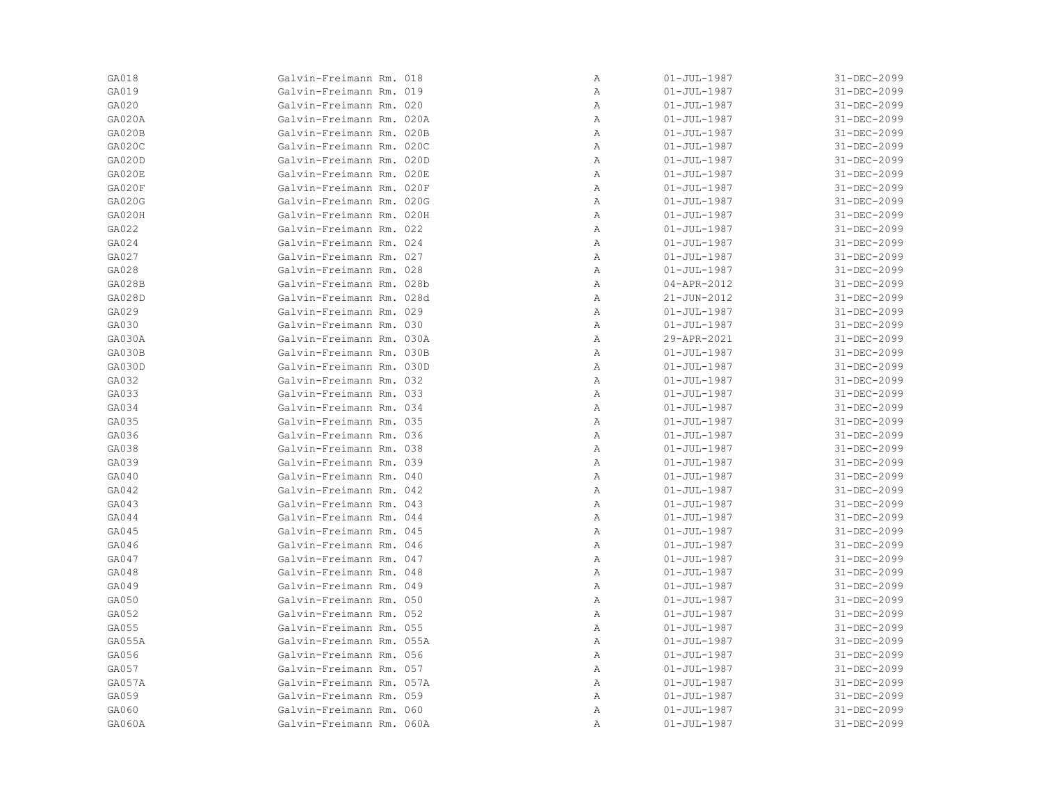| | | | | |
|---|---|---|---|---|
| GA018 | Galvin-Freimann Rm. 018 | A | 01-JUL-1987 | 31-DEC-2099 |
| GA019 | Galvin-Freimann Rm. 019 | A | 01-JUL-1987 | 31-DEC-2099 |
| GA020 | Galvin-Freimann Rm. 020 | A | 01-JUL-1987 | 31-DEC-2099 |
| GA020A | Galvin-Freimann Rm. 020A | A | 01-JUL-1987 | 31-DEC-2099 |
| GA020B | Galvin-Freimann Rm. 020B | A | 01-JUL-1987 | 31-DEC-2099 |
| GA020C | Galvin-Freimann Rm. 020C | A | 01-JUL-1987 | 31-DEC-2099 |
| GA020D | Galvin-Freimann Rm. 020D | A | 01-JUL-1987 | 31-DEC-2099 |
| GA020E | Galvin-Freimann Rm. 020E | A | 01-JUL-1987 | 31-DEC-2099 |
| GA020F | Galvin-Freimann Rm. 020F | A | 01-JUL-1987 | 31-DEC-2099 |
| GA020G | Galvin-Freimann Rm. 020G | A | 01-JUL-1987 | 31-DEC-2099 |
| GA020H | Galvin-Freimann Rm. 020H | A | 01-JUL-1987 | 31-DEC-2099 |
| GA022 | Galvin-Freimann Rm. 022 | A | 01-JUL-1987 | 31-DEC-2099 |
| GA024 | Galvin-Freimann Rm. 024 | A | 01-JUL-1987 | 31-DEC-2099 |
| GA027 | Galvin-Freimann Rm. 027 | A | 01-JUL-1987 | 31-DEC-2099 |
| GA028 | Galvin-Freimann Rm. 028 | A | 01-JUL-1987 | 31-DEC-2099 |
| GA028B | Galvin-Freimann Rm. 028b | A | 04-APR-2012 | 31-DEC-2099 |
| GA028D | Galvin-Freimann Rm. 028d | A | 21-JUN-2012 | 31-DEC-2099 |
| GA029 | Galvin-Freimann Rm. 029 | A | 01-JUL-1987 | 31-DEC-2099 |
| GA030 | Galvin-Freimann Rm. 030 | A | 01-JUL-1987 | 31-DEC-2099 |
| GA030A | Galvin-Freimann Rm. 030A | A | 29-APR-2021 | 31-DEC-2099 |
| GA030B | Galvin-Freimann Rm. 030B | A | 01-JUL-1987 | 31-DEC-2099 |
| GA030D | Galvin-Freimann Rm. 030D | A | 01-JUL-1987 | 31-DEC-2099 |
| GA032 | Galvin-Freimann Rm. 032 | A | 01-JUL-1987 | 31-DEC-2099 |
| GA033 | Galvin-Freimann Rm. 033 | A | 01-JUL-1987 | 31-DEC-2099 |
| GA034 | Galvin-Freimann Rm. 034 | A | 01-JUL-1987 | 31-DEC-2099 |
| GA035 | Galvin-Freimann Rm. 035 | A | 01-JUL-1987 | 31-DEC-2099 |
| GA036 | Galvin-Freimann Rm. 036 | A | 01-JUL-1987 | 31-DEC-2099 |
| GA038 | Galvin-Freimann Rm. 038 | A | 01-JUL-1987 | 31-DEC-2099 |
| GA039 | Galvin-Freimann Rm. 039 | A | 01-JUL-1987 | 31-DEC-2099 |
| GA040 | Galvin-Freimann Rm. 040 | A | 01-JUL-1987 | 31-DEC-2099 |
| GA042 | Galvin-Freimann Rm. 042 | A | 01-JUL-1987 | 31-DEC-2099 |
| GA043 | Galvin-Freimann Rm. 043 | A | 01-JUL-1987 | 31-DEC-2099 |
| GA044 | Galvin-Freimann Rm. 044 | A | 01-JUL-1987 | 31-DEC-2099 |
| GA045 | Galvin-Freimann Rm. 045 | A | 01-JUL-1987 | 31-DEC-2099 |
| GA046 | Galvin-Freimann Rm. 046 | A | 01-JUL-1987 | 31-DEC-2099 |
| GA047 | Galvin-Freimann Rm. 047 | A | 01-JUL-1987 | 31-DEC-2099 |
| GA048 | Galvin-Freimann Rm. 048 | A | 01-JUL-1987 | 31-DEC-2099 |
| GA049 | Galvin-Freimann Rm. 049 | A | 01-JUL-1987 | 31-DEC-2099 |
| GA050 | Galvin-Freimann Rm. 050 | A | 01-JUL-1987 | 31-DEC-2099 |
| GA052 | Galvin-Freimann Rm. 052 | A | 01-JUL-1987 | 31-DEC-2099 |
| GA055 | Galvin-Freimann Rm. 055 | A | 01-JUL-1987 | 31-DEC-2099 |
| GA055A | Galvin-Freimann Rm. 055A | A | 01-JUL-1987 | 31-DEC-2099 |
| GA056 | Galvin-Freimann Rm. 056 | A | 01-JUL-1987 | 31-DEC-2099 |
| GA057 | Galvin-Freimann Rm. 057 | A | 01-JUL-1987 | 31-DEC-2099 |
| GA057A | Galvin-Freimann Rm. 057A | A | 01-JUL-1987 | 31-DEC-2099 |
| GA059 | Galvin-Freimann Rm. 059 | A | 01-JUL-1987 | 31-DEC-2099 |
| GA060 | Galvin-Freimann Rm. 060 | A | 01-JUL-1987 | 31-DEC-2099 |
| GA060A | Galvin-Freimann Rm. 060A | A | 01-JUL-1987 | 31-DEC-2099 |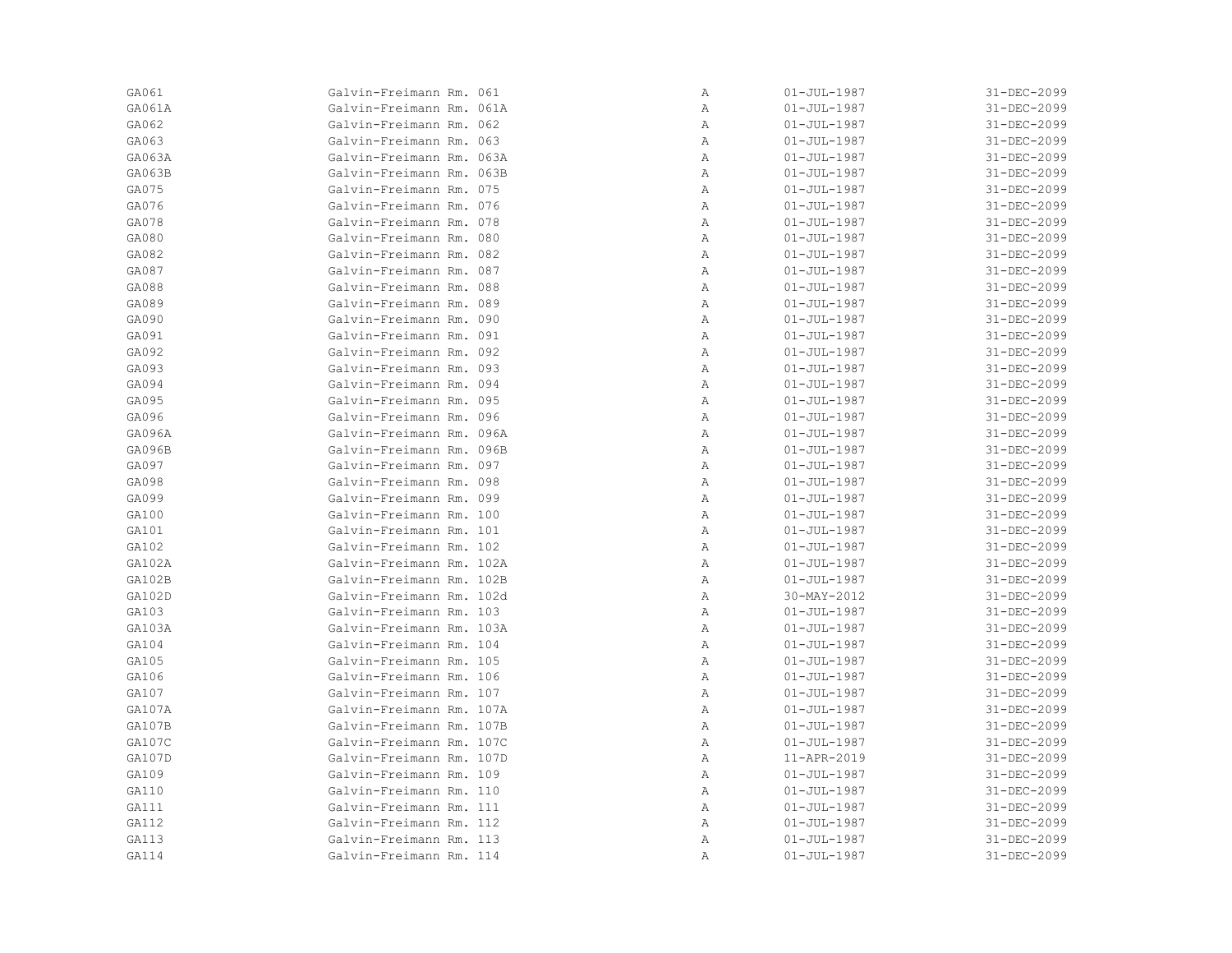| | | | | |
|---|---|---|---|---|
| GA061 | Galvin-Freimann Rm. 061 | A | 01-JUL-1987 | 31-DEC-2099 |
| GA061A | Galvin-Freimann Rm. 061A | A | 01-JUL-1987 | 31-DEC-2099 |
| GA062 | Galvin-Freimann Rm. 062 | A | 01-JUL-1987 | 31-DEC-2099 |
| GA063 | Galvin-Freimann Rm. 063 | A | 01-JUL-1987 | 31-DEC-2099 |
| GA063A | Galvin-Freimann Rm. 063A | A | 01-JUL-1987 | 31-DEC-2099 |
| GA063B | Galvin-Freimann Rm. 063B | A | 01-JUL-1987 | 31-DEC-2099 |
| GA075 | Galvin-Freimann Rm. 075 | A | 01-JUL-1987 | 31-DEC-2099 |
| GA076 | Galvin-Freimann Rm. 076 | A | 01-JUL-1987 | 31-DEC-2099 |
| GA078 | Galvin-Freimann Rm. 078 | A | 01-JUL-1987 | 31-DEC-2099 |
| GA080 | Galvin-Freimann Rm. 080 | A | 01-JUL-1987 | 31-DEC-2099 |
| GA082 | Galvin-Freimann Rm. 082 | A | 01-JUL-1987 | 31-DEC-2099 |
| GA087 | Galvin-Freimann Rm. 087 | A | 01-JUL-1987 | 31-DEC-2099 |
| GA088 | Galvin-Freimann Rm. 088 | A | 01-JUL-1987 | 31-DEC-2099 |
| GA089 | Galvin-Freimann Rm. 089 | A | 01-JUL-1987 | 31-DEC-2099 |
| GA090 | Galvin-Freimann Rm. 090 | A | 01-JUL-1987 | 31-DEC-2099 |
| GA091 | Galvin-Freimann Rm. 091 | A | 01-JUL-1987 | 31-DEC-2099 |
| GA092 | Galvin-Freimann Rm. 092 | A | 01-JUL-1987 | 31-DEC-2099 |
| GA093 | Galvin-Freimann Rm. 093 | A | 01-JUL-1987 | 31-DEC-2099 |
| GA094 | Galvin-Freimann Rm. 094 | A | 01-JUL-1987 | 31-DEC-2099 |
| GA095 | Galvin-Freimann Rm. 095 | A | 01-JUL-1987 | 31-DEC-2099 |
| GA096 | Galvin-Freimann Rm. 096 | A | 01-JUL-1987 | 31-DEC-2099 |
| GA096A | Galvin-Freimann Rm. 096A | A | 01-JUL-1987 | 31-DEC-2099 |
| GA096B | Galvin-Freimann Rm. 096B | A | 01-JUL-1987 | 31-DEC-2099 |
| GA097 | Galvin-Freimann Rm. 097 | A | 01-JUL-1987 | 31-DEC-2099 |
| GA098 | Galvin-Freimann Rm. 098 | A | 01-JUL-1987 | 31-DEC-2099 |
| GA099 | Galvin-Freimann Rm. 099 | A | 01-JUL-1987 | 31-DEC-2099 |
| GA100 | Galvin-Freimann Rm. 100 | A | 01-JUL-1987 | 31-DEC-2099 |
| GA101 | Galvin-Freimann Rm. 101 | A | 01-JUL-1987 | 31-DEC-2099 |
| GA102 | Galvin-Freimann Rm. 102 | A | 01-JUL-1987 | 31-DEC-2099 |
| GA102A | Galvin-Freimann Rm. 102A | A | 01-JUL-1987 | 31-DEC-2099 |
| GA102B | Galvin-Freimann Rm. 102B | A | 01-JUL-1987 | 31-DEC-2099 |
| GA102D | Galvin-Freimann Rm. 102d | A | 30-MAY-2012 | 31-DEC-2099 |
| GA103 | Galvin-Freimann Rm. 103 | A | 01-JUL-1987 | 31-DEC-2099 |
| GA103A | Galvin-Freimann Rm. 103A | A | 01-JUL-1987 | 31-DEC-2099 |
| GA104 | Galvin-Freimann Rm. 104 | A | 01-JUL-1987 | 31-DEC-2099 |
| GA105 | Galvin-Freimann Rm. 105 | A | 01-JUL-1987 | 31-DEC-2099 |
| GA106 | Galvin-Freimann Rm. 106 | A | 01-JUL-1987 | 31-DEC-2099 |
| GA107 | Galvin-Freimann Rm. 107 | A | 01-JUL-1987 | 31-DEC-2099 |
| GA107A | Galvin-Freimann Rm. 107A | A | 01-JUL-1987 | 31-DEC-2099 |
| GA107B | Galvin-Freimann Rm. 107B | A | 01-JUL-1987 | 31-DEC-2099 |
| GA107C | Galvin-Freimann Rm. 107C | A | 01-JUL-1987 | 31-DEC-2099 |
| GA107D | Galvin-Freimann Rm. 107D | A | 11-APR-2019 | 31-DEC-2099 |
| GA109 | Galvin-Freimann Rm. 109 | A | 01-JUL-1987 | 31-DEC-2099 |
| GA110 | Galvin-Freimann Rm. 110 | A | 01-JUL-1987 | 31-DEC-2099 |
| GA111 | Galvin-Freimann Rm. 111 | A | 01-JUL-1987 | 31-DEC-2099 |
| GA112 | Galvin-Freimann Rm. 112 | A | 01-JUL-1987 | 31-DEC-2099 |
| GA113 | Galvin-Freimann Rm. 113 | A | 01-JUL-1987 | 31-DEC-2099 |
| GA114 | Galvin-Freimann Rm. 114 | A | 01-JUL-1987 | 31-DEC-2099 |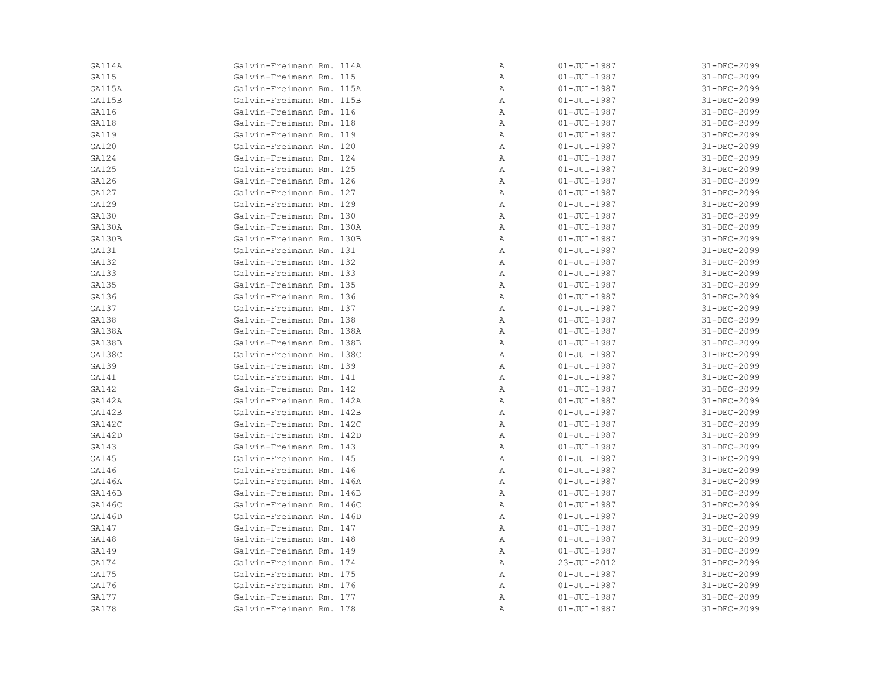| | | | | |
|---|---|---|---|---|
| GA114A | Galvin-Freimann Rm. 114A | A | 01-JUL-1987 | 31-DEC-2099 |
| GA115 | Galvin-Freimann Rm. 115 | A | 01-JUL-1987 | 31-DEC-2099 |
| GA115A | Galvin-Freimann Rm. 115A | A | 01-JUL-1987 | 31-DEC-2099 |
| GA115B | Galvin-Freimann Rm. 115B | A | 01-JUL-1987 | 31-DEC-2099 |
| GA116 | Galvin-Freimann Rm. 116 | A | 01-JUL-1987 | 31-DEC-2099 |
| GA118 | Galvin-Freimann Rm. 118 | A | 01-JUL-1987 | 31-DEC-2099 |
| GA119 | Galvin-Freimann Rm. 119 | A | 01-JUL-1987 | 31-DEC-2099 |
| GA120 | Galvin-Freimann Rm. 120 | A | 01-JUL-1987 | 31-DEC-2099 |
| GA124 | Galvin-Freimann Rm. 124 | A | 01-JUL-1987 | 31-DEC-2099 |
| GA125 | Galvin-Freimann Rm. 125 | A | 01-JUL-1987 | 31-DEC-2099 |
| GA126 | Galvin-Freimann Rm. 126 | A | 01-JUL-1987 | 31-DEC-2099 |
| GA127 | Galvin-Freimann Rm. 127 | A | 01-JUL-1987 | 31-DEC-2099 |
| GA129 | Galvin-Freimann Rm. 129 | A | 01-JUL-1987 | 31-DEC-2099 |
| GA130 | Galvin-Freimann Rm. 130 | A | 01-JUL-1987 | 31-DEC-2099 |
| GA130A | Galvin-Freimann Rm. 130A | A | 01-JUL-1987 | 31-DEC-2099 |
| GA130B | Galvin-Freimann Rm. 130B | A | 01-JUL-1987 | 31-DEC-2099 |
| GA131 | Galvin-Freimann Rm. 131 | A | 01-JUL-1987 | 31-DEC-2099 |
| GA132 | Galvin-Freimann Rm. 132 | A | 01-JUL-1987 | 31-DEC-2099 |
| GA133 | Galvin-Freimann Rm. 133 | A | 01-JUL-1987 | 31-DEC-2099 |
| GA135 | Galvin-Freimann Rm. 135 | A | 01-JUL-1987 | 31-DEC-2099 |
| GA136 | Galvin-Freimann Rm. 136 | A | 01-JUL-1987 | 31-DEC-2099 |
| GA137 | Galvin-Freimann Rm. 137 | A | 01-JUL-1987 | 31-DEC-2099 |
| GA138 | Galvin-Freimann Rm. 138 | A | 01-JUL-1987 | 31-DEC-2099 |
| GA138A | Galvin-Freimann Rm. 138A | A | 01-JUL-1987 | 31-DEC-2099 |
| GA138B | Galvin-Freimann Rm. 138B | A | 01-JUL-1987 | 31-DEC-2099 |
| GA138C | Galvin-Freimann Rm. 138C | A | 01-JUL-1987 | 31-DEC-2099 |
| GA139 | Galvin-Freimann Rm. 139 | A | 01-JUL-1987 | 31-DEC-2099 |
| GA141 | Galvin-Freimann Rm. 141 | A | 01-JUL-1987 | 31-DEC-2099 |
| GA142 | Galvin-Freimann Rm. 142 | A | 01-JUL-1987 | 31-DEC-2099 |
| GA142A | Galvin-Freimann Rm. 142A | A | 01-JUL-1987 | 31-DEC-2099 |
| GA142B | Galvin-Freimann Rm. 142B | A | 01-JUL-1987 | 31-DEC-2099 |
| GA142C | Galvin-Freimann Rm. 142C | A | 01-JUL-1987 | 31-DEC-2099 |
| GA142D | Galvin-Freimann Rm. 142D | A | 01-JUL-1987 | 31-DEC-2099 |
| GA143 | Galvin-Freimann Rm. 143 | A | 01-JUL-1987 | 31-DEC-2099 |
| GA145 | Galvin-Freimann Rm. 145 | A | 01-JUL-1987 | 31-DEC-2099 |
| GA146 | Galvin-Freimann Rm. 146 | A | 01-JUL-1987 | 31-DEC-2099 |
| GA146A | Galvin-Freimann Rm. 146A | A | 01-JUL-1987 | 31-DEC-2099 |
| GA146B | Galvin-Freimann Rm. 146B | A | 01-JUL-1987 | 31-DEC-2099 |
| GA146C | Galvin-Freimann Rm. 146C | A | 01-JUL-1987 | 31-DEC-2099 |
| GA146D | Galvin-Freimann Rm. 146D | A | 01-JUL-1987 | 31-DEC-2099 |
| GA147 | Galvin-Freimann Rm. 147 | A | 01-JUL-1987 | 31-DEC-2099 |
| GA148 | Galvin-Freimann Rm. 148 | A | 01-JUL-1987 | 31-DEC-2099 |
| GA149 | Galvin-Freimann Rm. 149 | A | 01-JUL-1987 | 31-DEC-2099 |
| GA174 | Galvin-Freimann Rm. 174 | A | 23-JUL-2012 | 31-DEC-2099 |
| GA175 | Galvin-Freimann Rm. 175 | A | 01-JUL-1987 | 31-DEC-2099 |
| GA176 | Galvin-Freimann Rm. 176 | A | 01-JUL-1987 | 31-DEC-2099 |
| GA177 | Galvin-Freimann Rm. 177 | A | 01-JUL-1987 | 31-DEC-2099 |
| GA178 | Galvin-Freimann Rm. 178 | A | 01-JUL-1987 | 31-DEC-2099 |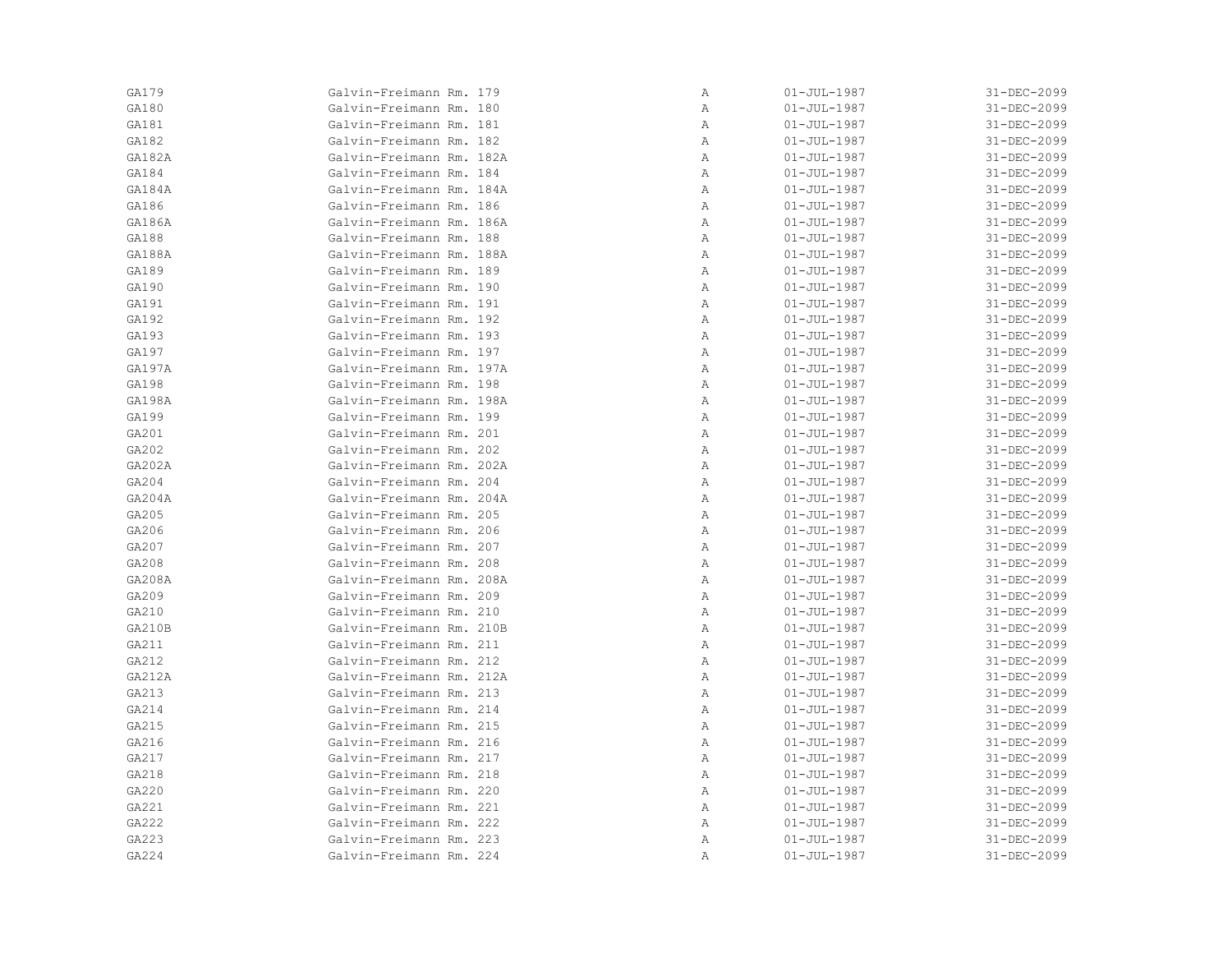| | | | | |
|---|---|---|---|---|
| GA179 | Galvin-Freimann Rm. 179 | A | 01-JUL-1987 | 31-DEC-2099 |
| GA180 | Galvin-Freimann Rm. 180 | A | 01-JUL-1987 | 31-DEC-2099 |
| GA181 | Galvin-Freimann Rm. 181 | A | 01-JUL-1987 | 31-DEC-2099 |
| GA182 | Galvin-Freimann Rm. 182 | A | 01-JUL-1987 | 31-DEC-2099 |
| GA182A | Galvin-Freimann Rm. 182A | A | 01-JUL-1987 | 31-DEC-2099 |
| GA184 | Galvin-Freimann Rm. 184 | A | 01-JUL-1987 | 31-DEC-2099 |
| GA184A | Galvin-Freimann Rm. 184A | A | 01-JUL-1987 | 31-DEC-2099 |
| GA186 | Galvin-Freimann Rm. 186 | A | 01-JUL-1987 | 31-DEC-2099 |
| GA186A | Galvin-Freimann Rm. 186A | A | 01-JUL-1987 | 31-DEC-2099 |
| GA188 | Galvin-Freimann Rm. 188 | A | 01-JUL-1987 | 31-DEC-2099 |
| GA188A | Galvin-Freimann Rm. 188A | A | 01-JUL-1987 | 31-DEC-2099 |
| GA189 | Galvin-Freimann Rm. 189 | A | 01-JUL-1987 | 31-DEC-2099 |
| GA190 | Galvin-Freimann Rm. 190 | A | 01-JUL-1987 | 31-DEC-2099 |
| GA191 | Galvin-Freimann Rm. 191 | A | 01-JUL-1987 | 31-DEC-2099 |
| GA192 | Galvin-Freimann Rm. 192 | A | 01-JUL-1987 | 31-DEC-2099 |
| GA193 | Galvin-Freimann Rm. 193 | A | 01-JUL-1987 | 31-DEC-2099 |
| GA197 | Galvin-Freimann Rm. 197 | A | 01-JUL-1987 | 31-DEC-2099 |
| GA197A | Galvin-Freimann Rm. 197A | A | 01-JUL-1987 | 31-DEC-2099 |
| GA198 | Galvin-Freimann Rm. 198 | A | 01-JUL-1987 | 31-DEC-2099 |
| GA198A | Galvin-Freimann Rm. 198A | A | 01-JUL-1987 | 31-DEC-2099 |
| GA199 | Galvin-Freimann Rm. 199 | A | 01-JUL-1987 | 31-DEC-2099 |
| GA201 | Galvin-Freimann Rm. 201 | A | 01-JUL-1987 | 31-DEC-2099 |
| GA202 | Galvin-Freimann Rm. 202 | A | 01-JUL-1987 | 31-DEC-2099 |
| GA202A | Galvin-Freimann Rm. 202A | A | 01-JUL-1987 | 31-DEC-2099 |
| GA204 | Galvin-Freimann Rm. 204 | A | 01-JUL-1987 | 31-DEC-2099 |
| GA204A | Galvin-Freimann Rm. 204A | A | 01-JUL-1987 | 31-DEC-2099 |
| GA205 | Galvin-Freimann Rm. 205 | A | 01-JUL-1987 | 31-DEC-2099 |
| GA206 | Galvin-Freimann Rm. 206 | A | 01-JUL-1987 | 31-DEC-2099 |
| GA207 | Galvin-Freimann Rm. 207 | A | 01-JUL-1987 | 31-DEC-2099 |
| GA208 | Galvin-Freimann Rm. 208 | A | 01-JUL-1987 | 31-DEC-2099 |
| GA208A | Galvin-Freimann Rm. 208A | A | 01-JUL-1987 | 31-DEC-2099 |
| GA209 | Galvin-Freimann Rm. 209 | A | 01-JUL-1987 | 31-DEC-2099 |
| GA210 | Galvin-Freimann Rm. 210 | A | 01-JUL-1987 | 31-DEC-2099 |
| GA210B | Galvin-Freimann Rm. 210B | A | 01-JUL-1987 | 31-DEC-2099 |
| GA211 | Galvin-Freimann Rm. 211 | A | 01-JUL-1987 | 31-DEC-2099 |
| GA212 | Galvin-Freimann Rm. 212 | A | 01-JUL-1987 | 31-DEC-2099 |
| GA212A | Galvin-Freimann Rm. 212A | A | 01-JUL-1987 | 31-DEC-2099 |
| GA213 | Galvin-Freimann Rm. 213 | A | 01-JUL-1987 | 31-DEC-2099 |
| GA214 | Galvin-Freimann Rm. 214 | A | 01-JUL-1987 | 31-DEC-2099 |
| GA215 | Galvin-Freimann Rm. 215 | A | 01-JUL-1987 | 31-DEC-2099 |
| GA216 | Galvin-Freimann Rm. 216 | A | 01-JUL-1987 | 31-DEC-2099 |
| GA217 | Galvin-Freimann Rm. 217 | A | 01-JUL-1987 | 31-DEC-2099 |
| GA218 | Galvin-Freimann Rm. 218 | A | 01-JUL-1987 | 31-DEC-2099 |
| GA220 | Galvin-Freimann Rm. 220 | A | 01-JUL-1987 | 31-DEC-2099 |
| GA221 | Galvin-Freimann Rm. 221 | A | 01-JUL-1987 | 31-DEC-2099 |
| GA222 | Galvin-Freimann Rm. 222 | A | 01-JUL-1987 | 31-DEC-2099 |
| GA223 | Galvin-Freimann Rm. 223 | A | 01-JUL-1987 | 31-DEC-2099 |
| GA224 | Galvin-Freimann Rm. 224 | A | 01-JUL-1987 | 31-DEC-2099 |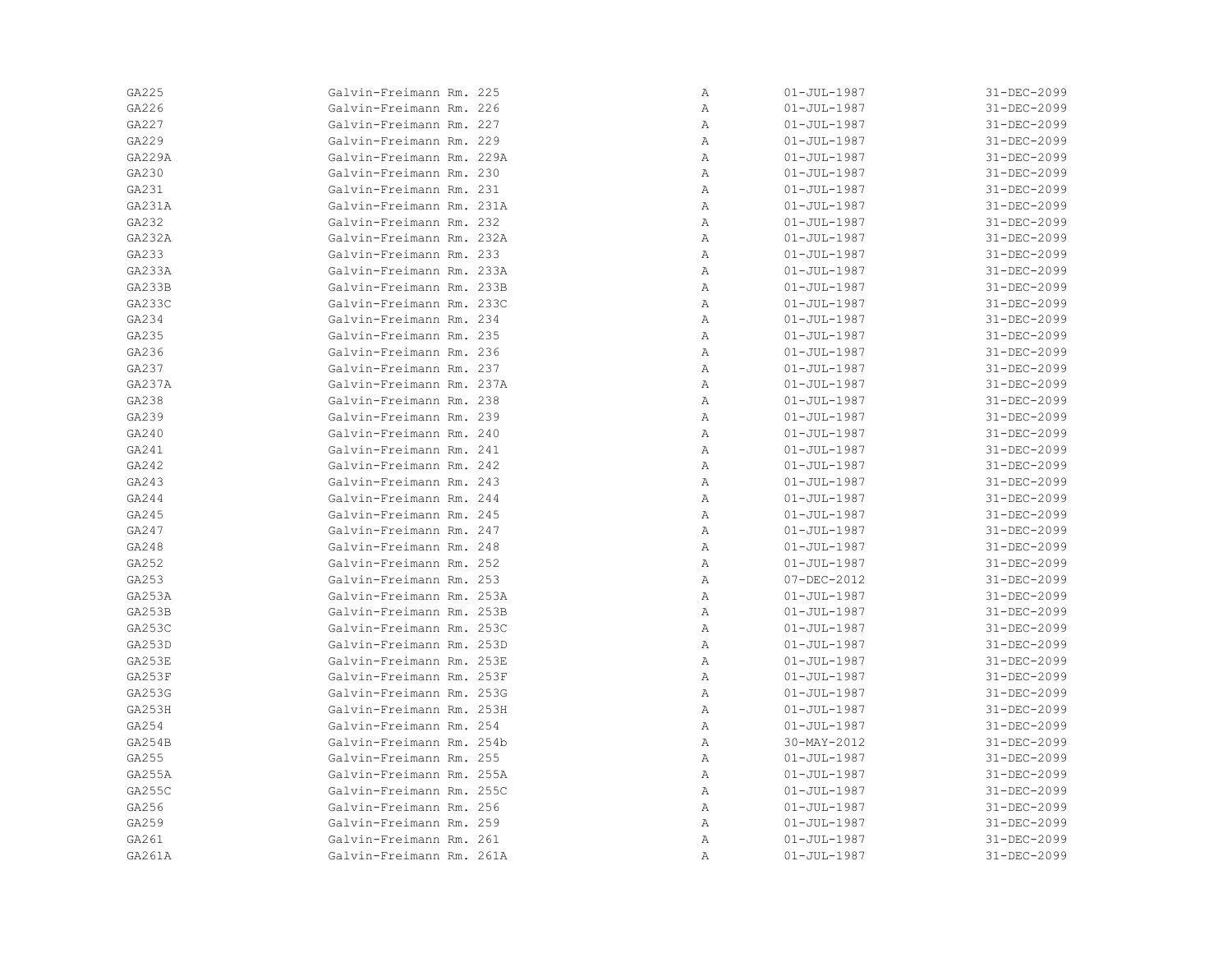| | | | | |
|---|---|---|---|---|
| GA225 | Galvin-Freimann Rm. 225 | A | 01-JUL-1987 | 31-DEC-2099 |
| GA226 | Galvin-Freimann Rm. 226 | A | 01-JUL-1987 | 31-DEC-2099 |
| GA227 | Galvin-Freimann Rm. 227 | A | 01-JUL-1987 | 31-DEC-2099 |
| GA229 | Galvin-Freimann Rm. 229 | A | 01-JUL-1987 | 31-DEC-2099 |
| GA229A | Galvin-Freimann Rm. 229A | A | 01-JUL-1987 | 31-DEC-2099 |
| GA230 | Galvin-Freimann Rm. 230 | A | 01-JUL-1987 | 31-DEC-2099 |
| GA231 | Galvin-Freimann Rm. 231 | A | 01-JUL-1987 | 31-DEC-2099 |
| GA231A | Galvin-Freimann Rm. 231A | A | 01-JUL-1987 | 31-DEC-2099 |
| GA232 | Galvin-Freimann Rm. 232 | A | 01-JUL-1987 | 31-DEC-2099 |
| GA232A | Galvin-Freimann Rm. 232A | A | 01-JUL-1987 | 31-DEC-2099 |
| GA233 | Galvin-Freimann Rm. 233 | A | 01-JUL-1987 | 31-DEC-2099 |
| GA233A | Galvin-Freimann Rm. 233A | A | 01-JUL-1987 | 31-DEC-2099 |
| GA233B | Galvin-Freimann Rm. 233B | A | 01-JUL-1987 | 31-DEC-2099 |
| GA233C | Galvin-Freimann Rm. 233C | A | 01-JUL-1987 | 31-DEC-2099 |
| GA234 | Galvin-Freimann Rm. 234 | A | 01-JUL-1987 | 31-DEC-2099 |
| GA235 | Galvin-Freimann Rm. 235 | A | 01-JUL-1987 | 31-DEC-2099 |
| GA236 | Galvin-Freimann Rm. 236 | A | 01-JUL-1987 | 31-DEC-2099 |
| GA237 | Galvin-Freimann Rm. 237 | A | 01-JUL-1987 | 31-DEC-2099 |
| GA237A | Galvin-Freimann Rm. 237A | A | 01-JUL-1987 | 31-DEC-2099 |
| GA238 | Galvin-Freimann Rm. 238 | A | 01-JUL-1987 | 31-DEC-2099 |
| GA239 | Galvin-Freimann Rm. 239 | A | 01-JUL-1987 | 31-DEC-2099 |
| GA240 | Galvin-Freimann Rm. 240 | A | 01-JUL-1987 | 31-DEC-2099 |
| GA241 | Galvin-Freimann Rm. 241 | A | 01-JUL-1987 | 31-DEC-2099 |
| GA242 | Galvin-Freimann Rm. 242 | A | 01-JUL-1987 | 31-DEC-2099 |
| GA243 | Galvin-Freimann Rm. 243 | A | 01-JUL-1987 | 31-DEC-2099 |
| GA244 | Galvin-Freimann Rm. 244 | A | 01-JUL-1987 | 31-DEC-2099 |
| GA245 | Galvin-Freimann Rm. 245 | A | 01-JUL-1987 | 31-DEC-2099 |
| GA247 | Galvin-Freimann Rm. 247 | A | 01-JUL-1987 | 31-DEC-2099 |
| GA248 | Galvin-Freimann Rm. 248 | A | 01-JUL-1987 | 31-DEC-2099 |
| GA252 | Galvin-Freimann Rm. 252 | A | 01-JUL-1987 | 31-DEC-2099 |
| GA253 | Galvin-Freimann Rm. 253 | A | 07-DEC-2012 | 31-DEC-2099 |
| GA253A | Galvin-Freimann Rm. 253A | A | 01-JUL-1987 | 31-DEC-2099 |
| GA253B | Galvin-Freimann Rm. 253B | A | 01-JUL-1987 | 31-DEC-2099 |
| GA253C | Galvin-Freimann Rm. 253C | A | 01-JUL-1987 | 31-DEC-2099 |
| GA253D | Galvin-Freimann Rm. 253D | A | 01-JUL-1987 | 31-DEC-2099 |
| GA253E | Galvin-Freimann Rm. 253E | A | 01-JUL-1987 | 31-DEC-2099 |
| GA253F | Galvin-Freimann Rm. 253F | A | 01-JUL-1987 | 31-DEC-2099 |
| GA253G | Galvin-Freimann Rm. 253G | A | 01-JUL-1987 | 31-DEC-2099 |
| GA253H | Galvin-Freimann Rm. 253H | A | 01-JUL-1987 | 31-DEC-2099 |
| GA254 | Galvin-Freimann Rm. 254 | A | 01-JUL-1987 | 31-DEC-2099 |
| GA254B | Galvin-Freimann Rm. 254b | A | 30-MAY-2012 | 31-DEC-2099 |
| GA255 | Galvin-Freimann Rm. 255 | A | 01-JUL-1987 | 31-DEC-2099 |
| GA255A | Galvin-Freimann Rm. 255A | A | 01-JUL-1987 | 31-DEC-2099 |
| GA255C | Galvin-Freimann Rm. 255C | A | 01-JUL-1987 | 31-DEC-2099 |
| GA256 | Galvin-Freimann Rm. 256 | A | 01-JUL-1987 | 31-DEC-2099 |
| GA259 | Galvin-Freimann Rm. 259 | A | 01-JUL-1987 | 31-DEC-2099 |
| GA261 | Galvin-Freimann Rm. 261 | A | 01-JUL-1987 | 31-DEC-2099 |
| GA261A | Galvin-Freimann Rm. 261A | A | 01-JUL-1987 | 31-DEC-2099 |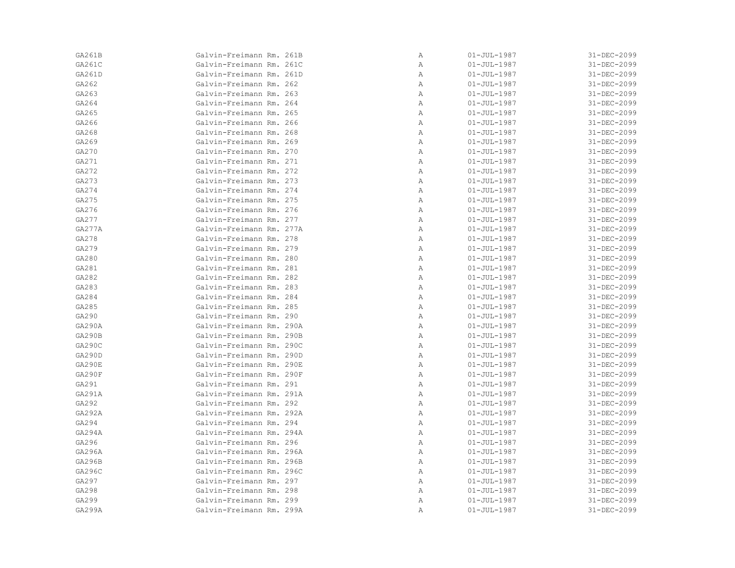| | | | | |
|---|---|---|---|---|
| GA261B | Galvin-Freimann Rm. 261B | A | 01-JUL-1987 | 31-DEC-2099 |
| GA261C | Galvin-Freimann Rm. 261C | A | 01-JUL-1987 | 31-DEC-2099 |
| GA261D | Galvin-Freimann Rm. 261D | A | 01-JUL-1987 | 31-DEC-2099 |
| GA262 | Galvin-Freimann Rm. 262 | A | 01-JUL-1987 | 31-DEC-2099 |
| GA263 | Galvin-Freimann Rm. 263 | A | 01-JUL-1987 | 31-DEC-2099 |
| GA264 | Galvin-Freimann Rm. 264 | A | 01-JUL-1987 | 31-DEC-2099 |
| GA265 | Galvin-Freimann Rm. 265 | A | 01-JUL-1987 | 31-DEC-2099 |
| GA266 | Galvin-Freimann Rm. 266 | A | 01-JUL-1987 | 31-DEC-2099 |
| GA268 | Galvin-Freimann Rm. 268 | A | 01-JUL-1987 | 31-DEC-2099 |
| GA269 | Galvin-Freimann Rm. 269 | A | 01-JUL-1987 | 31-DEC-2099 |
| GA270 | Galvin-Freimann Rm. 270 | A | 01-JUL-1987 | 31-DEC-2099 |
| GA271 | Galvin-Freimann Rm. 271 | A | 01-JUL-1987 | 31-DEC-2099 |
| GA272 | Galvin-Freimann Rm. 272 | A | 01-JUL-1987 | 31-DEC-2099 |
| GA273 | Galvin-Freimann Rm. 273 | A | 01-JUL-1987 | 31-DEC-2099 |
| GA274 | Galvin-Freimann Rm. 274 | A | 01-JUL-1987 | 31-DEC-2099 |
| GA275 | Galvin-Freimann Rm. 275 | A | 01-JUL-1987 | 31-DEC-2099 |
| GA276 | Galvin-Freimann Rm. 276 | A | 01-JUL-1987 | 31-DEC-2099 |
| GA277 | Galvin-Freimann Rm. 277 | A | 01-JUL-1987 | 31-DEC-2099 |
| GA277A | Galvin-Freimann Rm. 277A | A | 01-JUL-1987 | 31-DEC-2099 |
| GA278 | Galvin-Freimann Rm. 278 | A | 01-JUL-1987 | 31-DEC-2099 |
| GA279 | Galvin-Freimann Rm. 279 | A | 01-JUL-1987 | 31-DEC-2099 |
| GA280 | Galvin-Freimann Rm. 280 | A | 01-JUL-1987 | 31-DEC-2099 |
| GA281 | Galvin-Freimann Rm. 281 | A | 01-JUL-1987 | 31-DEC-2099 |
| GA282 | Galvin-Freimann Rm. 282 | A | 01-JUL-1987 | 31-DEC-2099 |
| GA283 | Galvin-Freimann Rm. 283 | A | 01-JUL-1987 | 31-DEC-2099 |
| GA284 | Galvin-Freimann Rm. 284 | A | 01-JUL-1987 | 31-DEC-2099 |
| GA285 | Galvin-Freimann Rm. 285 | A | 01-JUL-1987 | 31-DEC-2099 |
| GA290 | Galvin-Freimann Rm. 290 | A | 01-JUL-1987 | 31-DEC-2099 |
| GA290A | Galvin-Freimann Rm. 290A | A | 01-JUL-1987 | 31-DEC-2099 |
| GA290B | Galvin-Freimann Rm. 290B | A | 01-JUL-1987 | 31-DEC-2099 |
| GA290C | Galvin-Freimann Rm. 290C | A | 01-JUL-1987 | 31-DEC-2099 |
| GA290D | Galvin-Freimann Rm. 290D | A | 01-JUL-1987 | 31-DEC-2099 |
| GA290E | Galvin-Freimann Rm. 290E | A | 01-JUL-1987 | 31-DEC-2099 |
| GA290F | Galvin-Freimann Rm. 290F | A | 01-JUL-1987 | 31-DEC-2099 |
| GA291 | Galvin-Freimann Rm. 291 | A | 01-JUL-1987 | 31-DEC-2099 |
| GA291A | Galvin-Freimann Rm. 291A | A | 01-JUL-1987 | 31-DEC-2099 |
| GA292 | Galvin-Freimann Rm. 292 | A | 01-JUL-1987 | 31-DEC-2099 |
| GA292A | Galvin-Freimann Rm. 292A | A | 01-JUL-1987 | 31-DEC-2099 |
| GA294 | Galvin-Freimann Rm. 294 | A | 01-JUL-1987 | 31-DEC-2099 |
| GA294A | Galvin-Freimann Rm. 294A | A | 01-JUL-1987 | 31-DEC-2099 |
| GA296 | Galvin-Freimann Rm. 296 | A | 01-JUL-1987 | 31-DEC-2099 |
| GA296A | Galvin-Freimann Rm. 296A | A | 01-JUL-1987 | 31-DEC-2099 |
| GA296B | Galvin-Freimann Rm. 296B | A | 01-JUL-1987 | 31-DEC-2099 |
| GA296C | Galvin-Freimann Rm. 296C | A | 01-JUL-1987 | 31-DEC-2099 |
| GA297 | Galvin-Freimann Rm. 297 | A | 01-JUL-1987 | 31-DEC-2099 |
| GA298 | Galvin-Freimann Rm. 298 | A | 01-JUL-1987 | 31-DEC-2099 |
| GA299 | Galvin-Freimann Rm. 299 | A | 01-JUL-1987 | 31-DEC-2099 |
| GA299A | Galvin-Freimann Rm. 299A | A | 01-JUL-1987 | 31-DEC-2099 |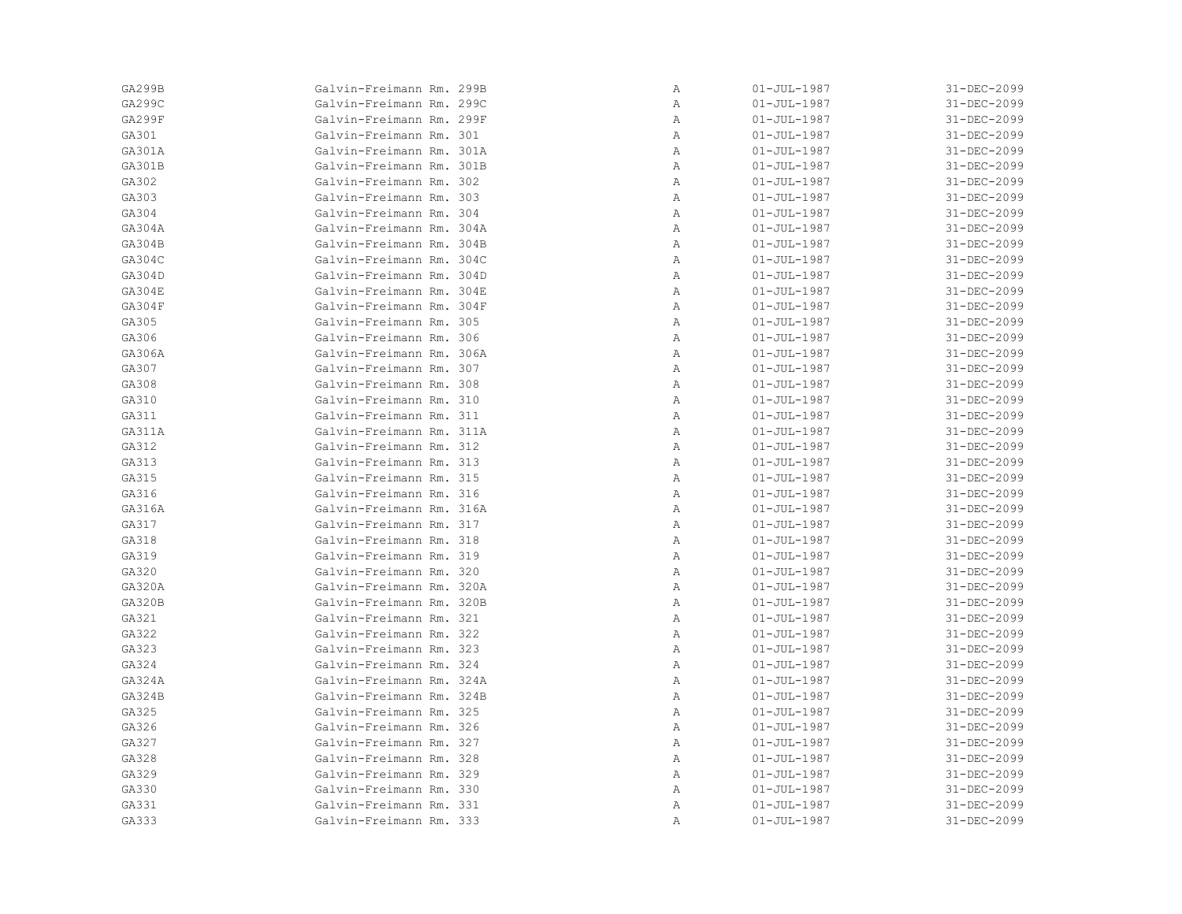| GA299B | Galvin-Freimann Rm. 299B | A | 01-JUL-1987 | 31-DEC-2099 |
|---|---|---|---|---|
| GA299C | Galvin-Freimann Rm. 299C | A | 01-JUL-1987 | 31-DEC-2099 |
| GA299F | Galvin-Freimann Rm. 299F | A | 01-JUL-1987 | 31-DEC-2099 |
| GA301 | Galvin-Freimann Rm. 301 | A | 01-JUL-1987 | 31-DEC-2099 |
| GA301A | Galvin-Freimann Rm. 301A | A | 01-JUL-1987 | 31-DEC-2099 |
| GA301B | Galvin-Freimann Rm. 301B | A | 01-JUL-1987 | 31-DEC-2099 |
| GA302 | Galvin-Freimann Rm. 302 | A | 01-JUL-1987 | 31-DEC-2099 |
| GA303 | Galvin-Freimann Rm. 303 | A | 01-JUL-1987 | 31-DEC-2099 |
| GA304 | Galvin-Freimann Rm. 304 | A | 01-JUL-1987 | 31-DEC-2099 |
| GA304A | Galvin-Freimann Rm. 304A | A | 01-JUL-1987 | 31-DEC-2099 |
| GA304B | Galvin-Freimann Rm. 304B | A | 01-JUL-1987 | 31-DEC-2099 |
| GA304C | Galvin-Freimann Rm. 304C | A | 01-JUL-1987 | 31-DEC-2099 |
| GA304D | Galvin-Freimann Rm. 304D | A | 01-JUL-1987 | 31-DEC-2099 |
| GA304E | Galvin-Freimann Rm. 304E | A | 01-JUL-1987 | 31-DEC-2099 |
| GA304F | Galvin-Freimann Rm. 304F | A | 01-JUL-1987 | 31-DEC-2099 |
| GA305 | Galvin-Freimann Rm. 305 | A | 01-JUL-1987 | 31-DEC-2099 |
| GA306 | Galvin-Freimann Rm. 306 | A | 01-JUL-1987 | 31-DEC-2099 |
| GA306A | Galvin-Freimann Rm. 306A | A | 01-JUL-1987 | 31-DEC-2099 |
| GA307 | Galvin-Freimann Rm. 307 | A | 01-JUL-1987 | 31-DEC-2099 |
| GA308 | Galvin-Freimann Rm. 308 | A | 01-JUL-1987 | 31-DEC-2099 |
| GA310 | Galvin-Freimann Rm. 310 | A | 01-JUL-1987 | 31-DEC-2099 |
| GA311 | Galvin-Freimann Rm. 311 | A | 01-JUL-1987 | 31-DEC-2099 |
| GA311A | Galvin-Freimann Rm. 311A | A | 01-JUL-1987 | 31-DEC-2099 |
| GA312 | Galvin-Freimann Rm. 312 | A | 01-JUL-1987 | 31-DEC-2099 |
| GA313 | Galvin-Freimann Rm. 313 | A | 01-JUL-1987 | 31-DEC-2099 |
| GA315 | Galvin-Freimann Rm. 315 | A | 01-JUL-1987 | 31-DEC-2099 |
| GA316 | Galvin-Freimann Rm. 316 | A | 01-JUL-1987 | 31-DEC-2099 |
| GA316A | Galvin-Freimann Rm. 316A | A | 01-JUL-1987 | 31-DEC-2099 |
| GA317 | Galvin-Freimann Rm. 317 | A | 01-JUL-1987 | 31-DEC-2099 |
| GA318 | Galvin-Freimann Rm. 318 | A | 01-JUL-1987 | 31-DEC-2099 |
| GA319 | Galvin-Freimann Rm. 319 | A | 01-JUL-1987 | 31-DEC-2099 |
| GA320 | Galvin-Freimann Rm. 320 | A | 01-JUL-1987 | 31-DEC-2099 |
| GA320A | Galvin-Freimann Rm. 320A | A | 01-JUL-1987 | 31-DEC-2099 |
| GA320B | Galvin-Freimann Rm. 320B | A | 01-JUL-1987 | 31-DEC-2099 |
| GA321 | Galvin-Freimann Rm. 321 | A | 01-JUL-1987 | 31-DEC-2099 |
| GA322 | Galvin-Freimann Rm. 322 | A | 01-JUL-1987 | 31-DEC-2099 |
| GA323 | Galvin-Freimann Rm. 323 | A | 01-JUL-1987 | 31-DEC-2099 |
| GA324 | Galvin-Freimann Rm. 324 | A | 01-JUL-1987 | 31-DEC-2099 |
| GA324A | Galvin-Freimann Rm. 324A | A | 01-JUL-1987 | 31-DEC-2099 |
| GA324B | Galvin-Freimann Rm. 324B | A | 01-JUL-1987 | 31-DEC-2099 |
| GA325 | Galvin-Freimann Rm. 325 | A | 01-JUL-1987 | 31-DEC-2099 |
| GA326 | Galvin-Freimann Rm. 326 | A | 01-JUL-1987 | 31-DEC-2099 |
| GA327 | Galvin-Freimann Rm. 327 | A | 01-JUL-1987 | 31-DEC-2099 |
| GA328 | Galvin-Freimann Rm. 328 | A | 01-JUL-1987 | 31-DEC-2099 |
| GA329 | Galvin-Freimann Rm. 329 | A | 01-JUL-1987 | 31-DEC-2099 |
| GA330 | Galvin-Freimann Rm. 330 | A | 01-JUL-1987 | 31-DEC-2099 |
| GA331 | Galvin-Freimann Rm. 331 | A | 01-JUL-1987 | 31-DEC-2099 |
| GA333 | Galvin-Freimann Rm. 333 | A | 01-JUL-1987 | 31-DEC-2099 |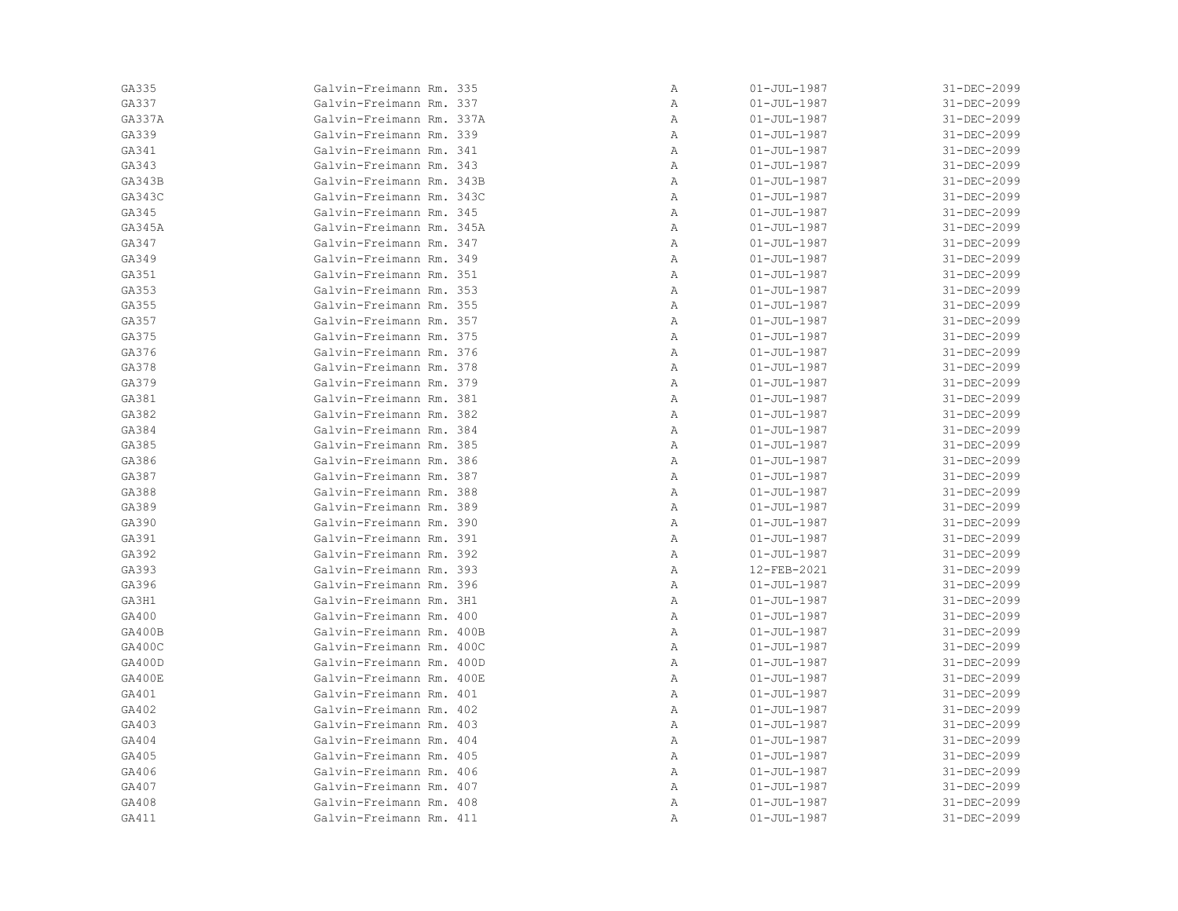| | | | | |
|---|---|---|---|---|
| GA335 | Galvin-Freimann Rm. 335 | A | 01-JUL-1987 | 31-DEC-2099 |
| GA337 | Galvin-Freimann Rm. 337 | A | 01-JUL-1987 | 31-DEC-2099 |
| GA337A | Galvin-Freimann Rm. 337A | A | 01-JUL-1987 | 31-DEC-2099 |
| GA339 | Galvin-Freimann Rm. 339 | A | 01-JUL-1987 | 31-DEC-2099 |
| GA341 | Galvin-Freimann Rm. 341 | A | 01-JUL-1987 | 31-DEC-2099 |
| GA343 | Galvin-Freimann Rm. 343 | A | 01-JUL-1987 | 31-DEC-2099 |
| GA343B | Galvin-Freimann Rm. 343B | A | 01-JUL-1987 | 31-DEC-2099 |
| GA343C | Galvin-Freimann Rm. 343C | A | 01-JUL-1987 | 31-DEC-2099 |
| GA345 | Galvin-Freimann Rm. 345 | A | 01-JUL-1987 | 31-DEC-2099 |
| GA345A | Galvin-Freimann Rm. 345A | A | 01-JUL-1987 | 31-DEC-2099 |
| GA347 | Galvin-Freimann Rm. 347 | A | 01-JUL-1987 | 31-DEC-2099 |
| GA349 | Galvin-Freimann Rm. 349 | A | 01-JUL-1987 | 31-DEC-2099 |
| GA351 | Galvin-Freimann Rm. 351 | A | 01-JUL-1987 | 31-DEC-2099 |
| GA353 | Galvin-Freimann Rm. 353 | A | 01-JUL-1987 | 31-DEC-2099 |
| GA355 | Galvin-Freimann Rm. 355 | A | 01-JUL-1987 | 31-DEC-2099 |
| GA357 | Galvin-Freimann Rm. 357 | A | 01-JUL-1987 | 31-DEC-2099 |
| GA375 | Galvin-Freimann Rm. 375 | A | 01-JUL-1987 | 31-DEC-2099 |
| GA376 | Galvin-Freimann Rm. 376 | A | 01-JUL-1987 | 31-DEC-2099 |
| GA378 | Galvin-Freimann Rm. 378 | A | 01-JUL-1987 | 31-DEC-2099 |
| GA379 | Galvin-Freimann Rm. 379 | A | 01-JUL-1987 | 31-DEC-2099 |
| GA381 | Galvin-Freimann Rm. 381 | A | 01-JUL-1987 | 31-DEC-2099 |
| GA382 | Galvin-Freimann Rm. 382 | A | 01-JUL-1987 | 31-DEC-2099 |
| GA384 | Galvin-Freimann Rm. 384 | A | 01-JUL-1987 | 31-DEC-2099 |
| GA385 | Galvin-Freimann Rm. 385 | A | 01-JUL-1987 | 31-DEC-2099 |
| GA386 | Galvin-Freimann Rm. 386 | A | 01-JUL-1987 | 31-DEC-2099 |
| GA387 | Galvin-Freimann Rm. 387 | A | 01-JUL-1987 | 31-DEC-2099 |
| GA388 | Galvin-Freimann Rm. 388 | A | 01-JUL-1987 | 31-DEC-2099 |
| GA389 | Galvin-Freimann Rm. 389 | A | 01-JUL-1987 | 31-DEC-2099 |
| GA390 | Galvin-Freimann Rm. 390 | A | 01-JUL-1987 | 31-DEC-2099 |
| GA391 | Galvin-Freimann Rm. 391 | A | 01-JUL-1987 | 31-DEC-2099 |
| GA392 | Galvin-Freimann Rm. 392 | A | 01-JUL-1987 | 31-DEC-2099 |
| GA393 | Galvin-Freimann Rm. 393 | A | 12-FEB-2021 | 31-DEC-2099 |
| GA396 | Galvin-Freimann Rm. 396 | A | 01-JUL-1987 | 31-DEC-2099 |
| GA3H1 | Galvin-Freimann Rm. 3H1 | A | 01-JUL-1987 | 31-DEC-2099 |
| GA400 | Galvin-Freimann Rm. 400 | A | 01-JUL-1987 | 31-DEC-2099 |
| GA400B | Galvin-Freimann Rm. 400B | A | 01-JUL-1987 | 31-DEC-2099 |
| GA400C | Galvin-Freimann Rm. 400C | A | 01-JUL-1987 | 31-DEC-2099 |
| GA400D | Galvin-Freimann Rm. 400D | A | 01-JUL-1987 | 31-DEC-2099 |
| GA400E | Galvin-Freimann Rm. 400E | A | 01-JUL-1987 | 31-DEC-2099 |
| GA401 | Galvin-Freimann Rm. 401 | A | 01-JUL-1987 | 31-DEC-2099 |
| GA402 | Galvin-Freimann Rm. 402 | A | 01-JUL-1987 | 31-DEC-2099 |
| GA403 | Galvin-Freimann Rm. 403 | A | 01-JUL-1987 | 31-DEC-2099 |
| GA404 | Galvin-Freimann Rm. 404 | A | 01-JUL-1987 | 31-DEC-2099 |
| GA405 | Galvin-Freimann Rm. 405 | A | 01-JUL-1987 | 31-DEC-2099 |
| GA406 | Galvin-Freimann Rm. 406 | A | 01-JUL-1987 | 31-DEC-2099 |
| GA407 | Galvin-Freimann Rm. 407 | A | 01-JUL-1987 | 31-DEC-2099 |
| GA408 | Galvin-Freimann Rm. 408 | A | 01-JUL-1987 | 31-DEC-2099 |
| GA411 | Galvin-Freimann Rm. 411 | A | 01-JUL-1987 | 31-DEC-2099 |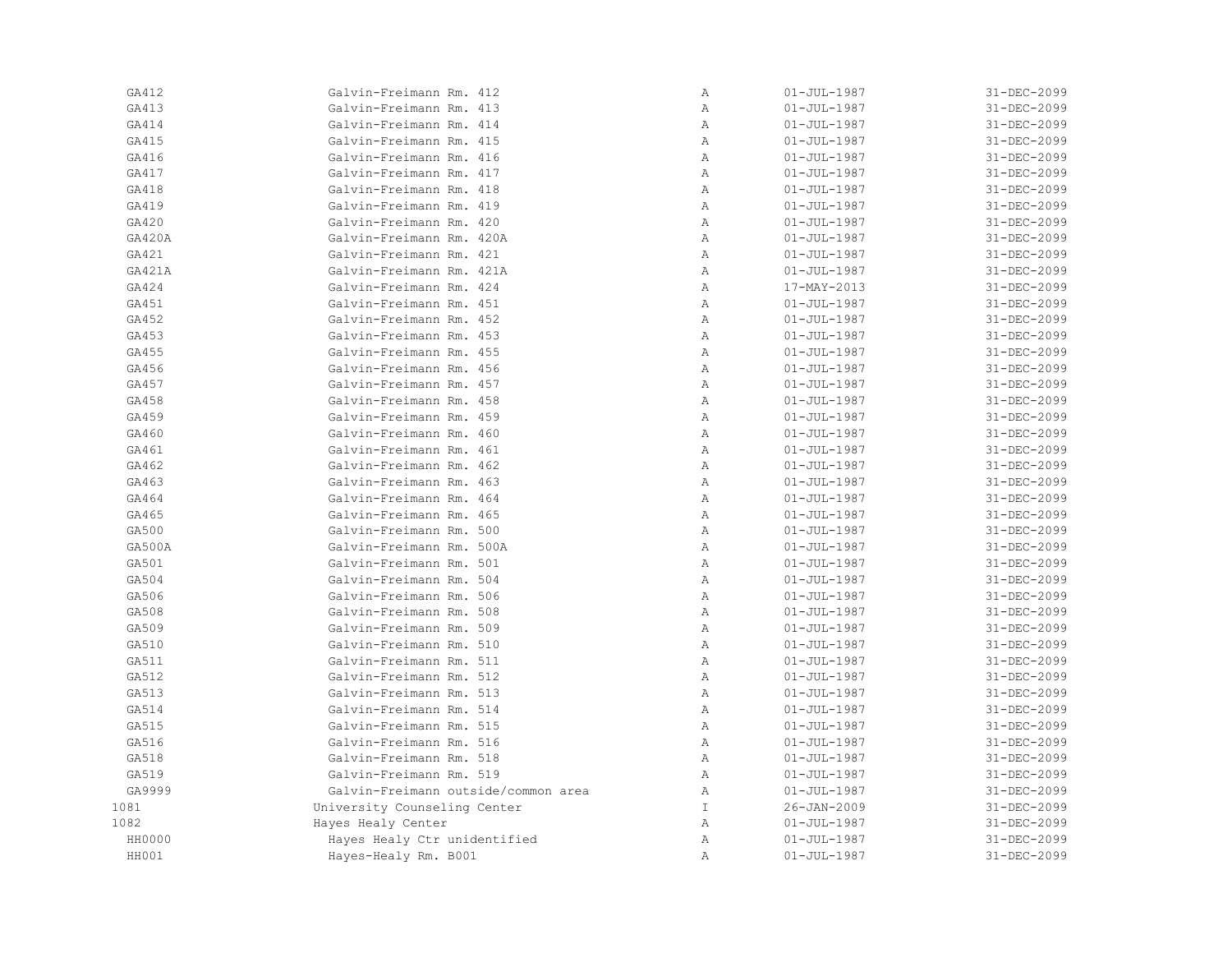| | | | | |
|---|---|---|---|---|
| GA412 | Galvin-Freimann Rm. 412 | A | 01-JUL-1987 | 31-DEC-2099 |
| GA413 | Galvin-Freimann Rm. 413 | A | 01-JUL-1987 | 31-DEC-2099 |
| GA414 | Galvin-Freimann Rm. 414 | A | 01-JUL-1987 | 31-DEC-2099 |
| GA415 | Galvin-Freimann Rm. 415 | A | 01-JUL-1987 | 31-DEC-2099 |
| GA416 | Galvin-Freimann Rm. 416 | A | 01-JUL-1987 | 31-DEC-2099 |
| GA417 | Galvin-Freimann Rm. 417 | A | 01-JUL-1987 | 31-DEC-2099 |
| GA418 | Galvin-Freimann Rm. 418 | A | 01-JUL-1987 | 31-DEC-2099 |
| GA419 | Galvin-Freimann Rm. 419 | A | 01-JUL-1987 | 31-DEC-2099 |
| GA420 | Galvin-Freimann Rm. 420 | A | 01-JUL-1987 | 31-DEC-2099 |
| GA420A | Galvin-Freimann Rm. 420A | A | 01-JUL-1987 | 31-DEC-2099 |
| GA421 | Galvin-Freimann Rm. 421 | A | 01-JUL-1987 | 31-DEC-2099 |
| GA421A | Galvin-Freimann Rm. 421A | A | 01-JUL-1987 | 31-DEC-2099 |
| GA424 | Galvin-Freimann Rm. 424 | A | 17-MAY-2013 | 31-DEC-2099 |
| GA451 | Galvin-Freimann Rm. 451 | A | 01-JUL-1987 | 31-DEC-2099 |
| GA452 | Galvin-Freimann Rm. 452 | A | 01-JUL-1987 | 31-DEC-2099 |
| GA453 | Galvin-Freimann Rm. 453 | A | 01-JUL-1987 | 31-DEC-2099 |
| GA455 | Galvin-Freimann Rm. 455 | A | 01-JUL-1987 | 31-DEC-2099 |
| GA456 | Galvin-Freimann Rm. 456 | A | 01-JUL-1987 | 31-DEC-2099 |
| GA457 | Galvin-Freimann Rm. 457 | A | 01-JUL-1987 | 31-DEC-2099 |
| GA458 | Galvin-Freimann Rm. 458 | A | 01-JUL-1987 | 31-DEC-2099 |
| GA459 | Galvin-Freimann Rm. 459 | A | 01-JUL-1987 | 31-DEC-2099 |
| GA460 | Galvin-Freimann Rm. 460 | A | 01-JUL-1987 | 31-DEC-2099 |
| GA461 | Galvin-Freimann Rm. 461 | A | 01-JUL-1987 | 31-DEC-2099 |
| GA462 | Galvin-Freimann Rm. 462 | A | 01-JUL-1987 | 31-DEC-2099 |
| GA463 | Galvin-Freimann Rm. 463 | A | 01-JUL-1987 | 31-DEC-2099 |
| GA464 | Galvin-Freimann Rm. 464 | A | 01-JUL-1987 | 31-DEC-2099 |
| GA465 | Galvin-Freimann Rm. 465 | A | 01-JUL-1987 | 31-DEC-2099 |
| GA500 | Galvin-Freimann Rm. 500 | A | 01-JUL-1987 | 31-DEC-2099 |
| GA500A | Galvin-Freimann Rm. 500A | A | 01-JUL-1987 | 31-DEC-2099 |
| GA501 | Galvin-Freimann Rm. 501 | A | 01-JUL-1987 | 31-DEC-2099 |
| GA504 | Galvin-Freimann Rm. 504 | A | 01-JUL-1987 | 31-DEC-2099 |
| GA506 | Galvin-Freimann Rm. 506 | A | 01-JUL-1987 | 31-DEC-2099 |
| GA508 | Galvin-Freimann Rm. 508 | A | 01-JUL-1987 | 31-DEC-2099 |
| GA509 | Galvin-Freimann Rm. 509 | A | 01-JUL-1987 | 31-DEC-2099 |
| GA510 | Galvin-Freimann Rm. 510 | A | 01-JUL-1987 | 31-DEC-2099 |
| GA511 | Galvin-Freimann Rm. 511 | A | 01-JUL-1987 | 31-DEC-2099 |
| GA512 | Galvin-Freimann Rm. 512 | A | 01-JUL-1987 | 31-DEC-2099 |
| GA513 | Galvin-Freimann Rm. 513 | A | 01-JUL-1987 | 31-DEC-2099 |
| GA514 | Galvin-Freimann Rm. 514 | A | 01-JUL-1987 | 31-DEC-2099 |
| GA515 | Galvin-Freimann Rm. 515 | A | 01-JUL-1987 | 31-DEC-2099 |
| GA516 | Galvin-Freimann Rm. 516 | A | 01-JUL-1987 | 31-DEC-2099 |
| GA518 | Galvin-Freimann Rm. 518 | A | 01-JUL-1987 | 31-DEC-2099 |
| GA519 | Galvin-Freimann Rm. 519 | A | 01-JUL-1987 | 31-DEC-2099 |
| GA9999 | Galvin-Freimann outside/common area | A | 01-JUL-1987 | 31-DEC-2099 |
| 1081 | University Counseling Center | I | 26-JAN-2009 | 31-DEC-2099 |
| 1082 | Hayes Healy Center | A | 01-JUL-1987 | 31-DEC-2099 |
| HH0000 | Hayes Healy Ctr unidentified | A | 01-JUL-1987 | 31-DEC-2099 |
| HH001 | Hayes-Healy Rm. B001 | A | 01-JUL-1987 | 31-DEC-2099 |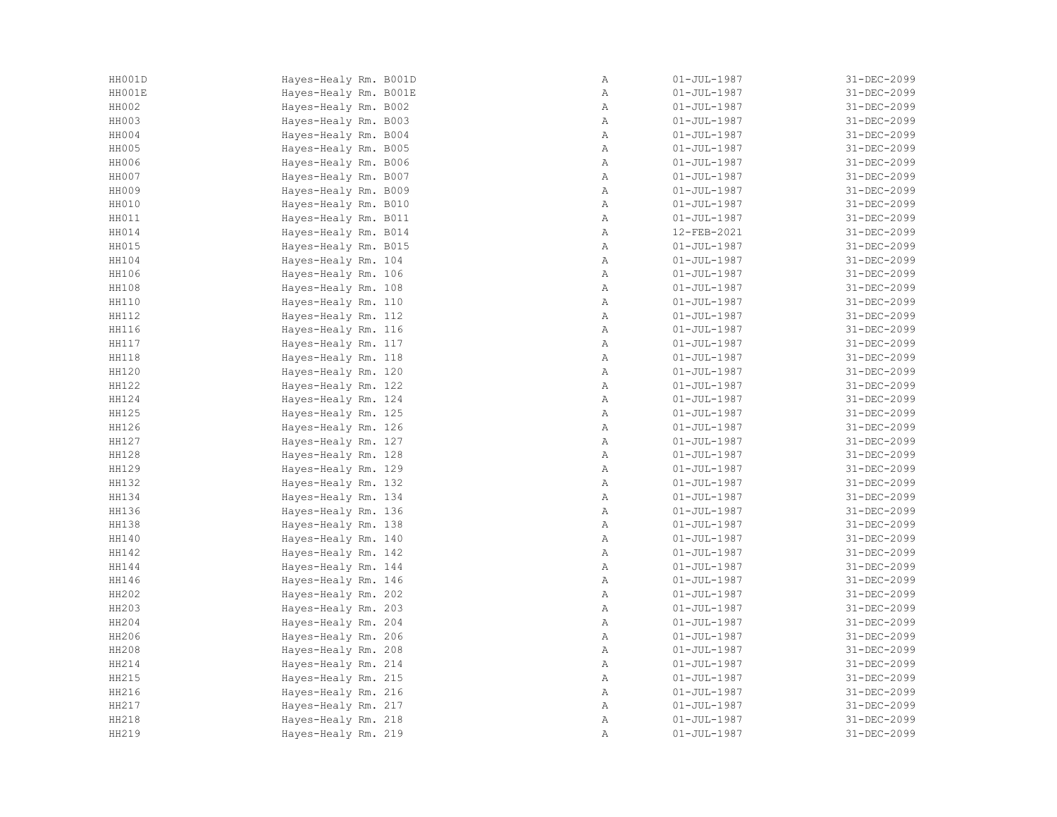| | | | | |
|---|---|---|---|---|
| HH001D | Hayes-Healy Rm. B001D | A | 01-JUL-1987 | 31-DEC-2099 |
| HH001E | Hayes-Healy Rm. B001E | A | 01-JUL-1987 | 31-DEC-2099 |
| HH002 | Hayes-Healy Rm. B002 | A | 01-JUL-1987 | 31-DEC-2099 |
| HH003 | Hayes-Healy Rm. B003 | A | 01-JUL-1987 | 31-DEC-2099 |
| HH004 | Hayes-Healy Rm. B004 | A | 01-JUL-1987 | 31-DEC-2099 |
| HH005 | Hayes-Healy Rm. B005 | A | 01-JUL-1987 | 31-DEC-2099 |
| HH006 | Hayes-Healy Rm. B006 | A | 01-JUL-1987 | 31-DEC-2099 |
| HH007 | Hayes-Healy Rm. B007 | A | 01-JUL-1987 | 31-DEC-2099 |
| HH009 | Hayes-Healy Rm. B009 | A | 01-JUL-1987 | 31-DEC-2099 |
| HH010 | Hayes-Healy Rm. B010 | A | 01-JUL-1987 | 31-DEC-2099 |
| HH011 | Hayes-Healy Rm. B011 | A | 01-JUL-1987 | 31-DEC-2099 |
| HH014 | Hayes-Healy Rm. B014 | A | 12-FEB-2021 | 31-DEC-2099 |
| HH015 | Hayes-Healy Rm. B015 | A | 01-JUL-1987 | 31-DEC-2099 |
| HH104 | Hayes-Healy Rm. 104 | A | 01-JUL-1987 | 31-DEC-2099 |
| HH106 | Hayes-Healy Rm. 106 | A | 01-JUL-1987 | 31-DEC-2099 |
| HH108 | Hayes-Healy Rm. 108 | A | 01-JUL-1987 | 31-DEC-2099 |
| HH110 | Hayes-Healy Rm. 110 | A | 01-JUL-1987 | 31-DEC-2099 |
| HH112 | Hayes-Healy Rm. 112 | A | 01-JUL-1987 | 31-DEC-2099 |
| HH116 | Hayes-Healy Rm. 116 | A | 01-JUL-1987 | 31-DEC-2099 |
| HH117 | Hayes-Healy Rm. 117 | A | 01-JUL-1987 | 31-DEC-2099 |
| HH118 | Hayes-Healy Rm. 118 | A | 01-JUL-1987 | 31-DEC-2099 |
| HH120 | Hayes-Healy Rm. 120 | A | 01-JUL-1987 | 31-DEC-2099 |
| HH122 | Hayes-Healy Rm. 122 | A | 01-JUL-1987 | 31-DEC-2099 |
| HH124 | Hayes-Healy Rm. 124 | A | 01-JUL-1987 | 31-DEC-2099 |
| HH125 | Hayes-Healy Rm. 125 | A | 01-JUL-1987 | 31-DEC-2099 |
| HH126 | Hayes-Healy Rm. 126 | A | 01-JUL-1987 | 31-DEC-2099 |
| HH127 | Hayes-Healy Rm. 127 | A | 01-JUL-1987 | 31-DEC-2099 |
| HH128 | Hayes-Healy Rm. 128 | A | 01-JUL-1987 | 31-DEC-2099 |
| HH129 | Hayes-Healy Rm. 129 | A | 01-JUL-1987 | 31-DEC-2099 |
| HH132 | Hayes-Healy Rm. 132 | A | 01-JUL-1987 | 31-DEC-2099 |
| HH134 | Hayes-Healy Rm. 134 | A | 01-JUL-1987 | 31-DEC-2099 |
| HH136 | Hayes-Healy Rm. 136 | A | 01-JUL-1987 | 31-DEC-2099 |
| HH138 | Hayes-Healy Rm. 138 | A | 01-JUL-1987 | 31-DEC-2099 |
| HH140 | Hayes-Healy Rm. 140 | A | 01-JUL-1987 | 31-DEC-2099 |
| HH142 | Hayes-Healy Rm. 142 | A | 01-JUL-1987 | 31-DEC-2099 |
| HH144 | Hayes-Healy Rm. 144 | A | 01-JUL-1987 | 31-DEC-2099 |
| HH146 | Hayes-Healy Rm. 146 | A | 01-JUL-1987 | 31-DEC-2099 |
| HH202 | Hayes-Healy Rm. 202 | A | 01-JUL-1987 | 31-DEC-2099 |
| HH203 | Hayes-Healy Rm. 203 | A | 01-JUL-1987 | 31-DEC-2099 |
| HH204 | Hayes-Healy Rm. 204 | A | 01-JUL-1987 | 31-DEC-2099 |
| HH206 | Hayes-Healy Rm. 206 | A | 01-JUL-1987 | 31-DEC-2099 |
| HH208 | Hayes-Healy Rm. 208 | A | 01-JUL-1987 | 31-DEC-2099 |
| HH214 | Hayes-Healy Rm. 214 | A | 01-JUL-1987 | 31-DEC-2099 |
| HH215 | Hayes-Healy Rm. 215 | A | 01-JUL-1987 | 31-DEC-2099 |
| HH216 | Hayes-Healy Rm. 216 | A | 01-JUL-1987 | 31-DEC-2099 |
| HH217 | Hayes-Healy Rm. 217 | A | 01-JUL-1987 | 31-DEC-2099 |
| HH218 | Hayes-Healy Rm. 218 | A | 01-JUL-1987 | 31-DEC-2099 |
| HH219 | Hayes-Healy Rm. 219 | A | 01-JUL-1987 | 31-DEC-2099 |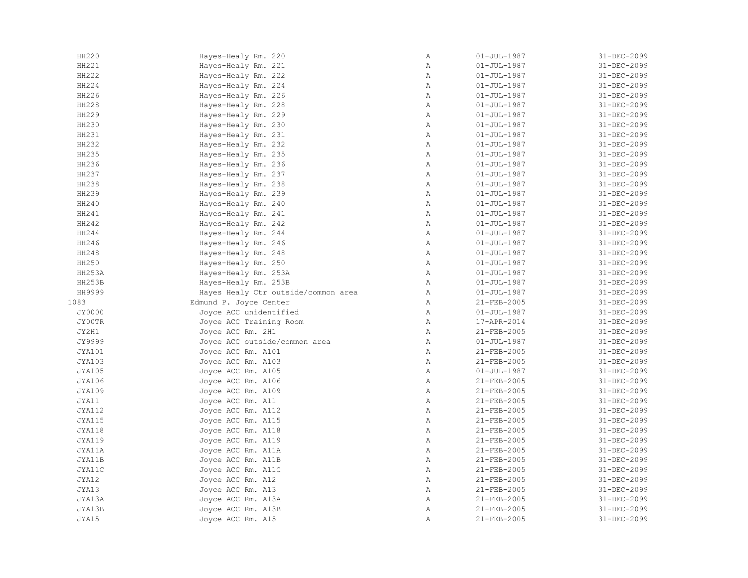| | | | | |
|---|---|---|---|---|
| HH220 | Hayes-Healy Rm. 220 | A | 01-JUL-1987 | 31-DEC-2099 |
| HH221 | Hayes-Healy Rm. 221 | A | 01-JUL-1987 | 31-DEC-2099 |
| HH222 | Hayes-Healy Rm. 222 | A | 01-JUL-1987 | 31-DEC-2099 |
| HH224 | Hayes-Healy Rm. 224 | A | 01-JUL-1987 | 31-DEC-2099 |
| HH226 | Hayes-Healy Rm. 226 | A | 01-JUL-1987 | 31-DEC-2099 |
| HH228 | Hayes-Healy Rm. 228 | A | 01-JUL-1987 | 31-DEC-2099 |
| HH229 | Hayes-Healy Rm. 229 | A | 01-JUL-1987 | 31-DEC-2099 |
| HH230 | Hayes-Healy Rm. 230 | A | 01-JUL-1987 | 31-DEC-2099 |
| HH231 | Hayes-Healy Rm. 231 | A | 01-JUL-1987 | 31-DEC-2099 |
| HH232 | Hayes-Healy Rm. 232 | A | 01-JUL-1987 | 31-DEC-2099 |
| HH235 | Hayes-Healy Rm. 235 | A | 01-JUL-1987 | 31-DEC-2099 |
| HH236 | Hayes-Healy Rm. 236 | A | 01-JUL-1987 | 31-DEC-2099 |
| HH237 | Hayes-Healy Rm. 237 | A | 01-JUL-1987 | 31-DEC-2099 |
| HH238 | Hayes-Healy Rm. 238 | A | 01-JUL-1987 | 31-DEC-2099 |
| HH239 | Hayes-Healy Rm. 239 | A | 01-JUL-1987 | 31-DEC-2099 |
| HH240 | Hayes-Healy Rm. 240 | A | 01-JUL-1987 | 31-DEC-2099 |
| HH241 | Hayes-Healy Rm. 241 | A | 01-JUL-1987 | 31-DEC-2099 |
| HH242 | Hayes-Healy Rm. 242 | A | 01-JUL-1987 | 31-DEC-2099 |
| HH244 | Hayes-Healy Rm. 244 | A | 01-JUL-1987 | 31-DEC-2099 |
| HH246 | Hayes-Healy Rm. 246 | A | 01-JUL-1987 | 31-DEC-2099 |
| HH248 | Hayes-Healy Rm. 248 | A | 01-JUL-1987 | 31-DEC-2099 |
| HH250 | Hayes-Healy Rm. 250 | A | 01-JUL-1987 | 31-DEC-2099 |
| HH253A | Hayes-Healy Rm. 253A | A | 01-JUL-1987 | 31-DEC-2099 |
| HH253B | Hayes-Healy Rm. 253B | A | 01-JUL-1987 | 31-DEC-2099 |
| HH9999 | Hayes Healy Ctr outside/common area | A | 01-JUL-1987 | 31-DEC-2099 |
| 1083 | Edmund P. Joyce Center | A | 21-FEB-2005 | 31-DEC-2099 |
| JY0000 | Joyce ACC unidentified | A | 01-JUL-1987 | 31-DEC-2099 |
| JY00TR | Joyce ACC Training Room | A | 17-APR-2014 | 31-DEC-2099 |
| JY2H1 | Joyce ACC Rm. 2H1 | A | 21-FEB-2005 | 31-DEC-2099 |
| JY9999 | Joyce ACC outside/common area | A | 01-JUL-1987 | 31-DEC-2099 |
| JYA101 | Joyce ACC Rm. A101 | A | 21-FEB-2005 | 31-DEC-2099 |
| JYA103 | Joyce ACC Rm. A103 | A | 21-FEB-2005 | 31-DEC-2099 |
| JYA105 | Joyce ACC Rm. A105 | A | 01-JUL-1987 | 31-DEC-2099 |
| JYA106 | Joyce ACC Rm. A106 | A | 21-FEB-2005 | 31-DEC-2099 |
| JYA109 | Joyce ACC Rm. A109 | A | 21-FEB-2005 | 31-DEC-2099 |
| JYA11 | Joyce ACC Rm. A11 | A | 21-FEB-2005 | 31-DEC-2099 |
| JYA112 | Joyce ACC Rm. A112 | A | 21-FEB-2005 | 31-DEC-2099 |
| JYA115 | Joyce ACC Rm. A115 | A | 21-FEB-2005 | 31-DEC-2099 |
| JYA118 | Joyce ACC Rm. A118 | A | 21-FEB-2005 | 31-DEC-2099 |
| JYA119 | Joyce ACC Rm. A119 | A | 21-FEB-2005 | 31-DEC-2099 |
| JYA11A | Joyce ACC Rm. A11A | A | 21-FEB-2005 | 31-DEC-2099 |
| JYA11B | Joyce ACC Rm. A11B | A | 21-FEB-2005 | 31-DEC-2099 |
| JYA11C | Joyce ACC Rm. A11C | A | 21-FEB-2005 | 31-DEC-2099 |
| JYA12 | Joyce ACC Rm. A12 | A | 21-FEB-2005 | 31-DEC-2099 |
| JYA13 | Joyce ACC Rm. A13 | A | 21-FEB-2005 | 31-DEC-2099 |
| JYA13A | Joyce ACC Rm. A13A | A | 21-FEB-2005 | 31-DEC-2099 |
| JYA13B | Joyce ACC Rm. A13B | A | 21-FEB-2005 | 31-DEC-2099 |
| JYA15 | Joyce ACC Rm. A15 | A | 21-FEB-2005 | 31-DEC-2099 |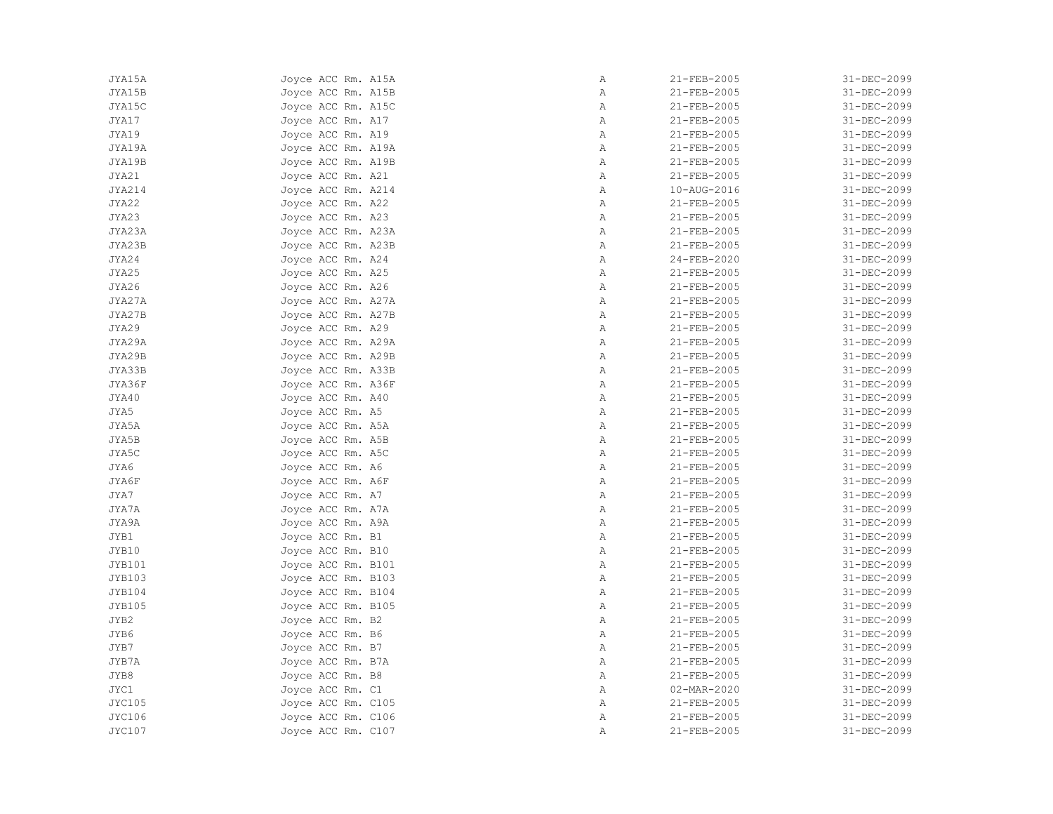| | | | | |
|---|---|---|---|---|
| JYA15A | Joyce ACC Rm. A15A | A | 21-FEB-2005 | 31-DEC-2099 |
| JYA15B | Joyce ACC Rm. A15B | A | 21-FEB-2005 | 31-DEC-2099 |
| JYA15C | Joyce ACC Rm. A15C | A | 21-FEB-2005 | 31-DEC-2099 |
| JYA17 | Joyce ACC Rm. A17 | A | 21-FEB-2005 | 31-DEC-2099 |
| JYA19 | Joyce ACC Rm. A19 | A | 21-FEB-2005 | 31-DEC-2099 |
| JYA19A | Joyce ACC Rm. A19A | A | 21-FEB-2005 | 31-DEC-2099 |
| JYA19B | Joyce ACC Rm. A19B | A | 21-FEB-2005 | 31-DEC-2099 |
| JYA21 | Joyce ACC Rm. A21 | A | 21-FEB-2005 | 31-DEC-2099 |
| JYA214 | Joyce ACC Rm. A214 | A | 10-AUG-2016 | 31-DEC-2099 |
| JYA22 | Joyce ACC Rm. A22 | A | 21-FEB-2005 | 31-DEC-2099 |
| JYA23 | Joyce ACC Rm. A23 | A | 21-FEB-2005 | 31-DEC-2099 |
| JYA23A | Joyce ACC Rm. A23A | A | 21-FEB-2005 | 31-DEC-2099 |
| JYA23B | Joyce ACC Rm. A23B | A | 21-FEB-2005 | 31-DEC-2099 |
| JYA24 | Joyce ACC Rm. A24 | A | 24-FEB-2020 | 31-DEC-2099 |
| JYA25 | Joyce ACC Rm. A25 | A | 21-FEB-2005 | 31-DEC-2099 |
| JYA26 | Joyce ACC Rm. A26 | A | 21-FEB-2005 | 31-DEC-2099 |
| JYA27A | Joyce ACC Rm. A27A | A | 21-FEB-2005 | 31-DEC-2099 |
| JYA27B | Joyce ACC Rm. A27B | A | 21-FEB-2005 | 31-DEC-2099 |
| JYA29 | Joyce ACC Rm. A29 | A | 21-FEB-2005 | 31-DEC-2099 |
| JYA29A | Joyce ACC Rm. A29A | A | 21-FEB-2005 | 31-DEC-2099 |
| JYA29B | Joyce ACC Rm. A29B | A | 21-FEB-2005 | 31-DEC-2099 |
| JYA33B | Joyce ACC Rm. A33B | A | 21-FEB-2005 | 31-DEC-2099 |
| JYA36F | Joyce ACC Rm. A36F | A | 21-FEB-2005 | 31-DEC-2099 |
| JYA40 | Joyce ACC Rm. A40 | A | 21-FEB-2005 | 31-DEC-2099 |
| JYA5 | Joyce ACC Rm. A5 | A | 21-FEB-2005 | 31-DEC-2099 |
| JYA5A | Joyce ACC Rm. A5A | A | 21-FEB-2005 | 31-DEC-2099 |
| JYA5B | Joyce ACC Rm. A5B | A | 21-FEB-2005 | 31-DEC-2099 |
| JYA5C | Joyce ACC Rm. A5C | A | 21-FEB-2005 | 31-DEC-2099 |
| JYA6 | Joyce ACC Rm. A6 | A | 21-FEB-2005 | 31-DEC-2099 |
| JYA6F | Joyce ACC Rm. A6F | A | 21-FEB-2005 | 31-DEC-2099 |
| JYA7 | Joyce ACC Rm. A7 | A | 21-FEB-2005 | 31-DEC-2099 |
| JYA7A | Joyce ACC Rm. A7A | A | 21-FEB-2005 | 31-DEC-2099 |
| JYA9A | Joyce ACC Rm. A9A | A | 21-FEB-2005 | 31-DEC-2099 |
| JYB1 | Joyce ACC Rm. B1 | A | 21-FEB-2005 | 31-DEC-2099 |
| JYB10 | Joyce ACC Rm. B10 | A | 21-FEB-2005 | 31-DEC-2099 |
| JYB101 | Joyce ACC Rm. B101 | A | 21-FEB-2005 | 31-DEC-2099 |
| JYB103 | Joyce ACC Rm. B103 | A | 21-FEB-2005 | 31-DEC-2099 |
| JYB104 | Joyce ACC Rm. B104 | A | 21-FEB-2005 | 31-DEC-2099 |
| JYB105 | Joyce ACC Rm. B105 | A | 21-FEB-2005 | 31-DEC-2099 |
| JYB2 | Joyce ACC Rm. B2 | A | 21-FEB-2005 | 31-DEC-2099 |
| JYB6 | Joyce ACC Rm. B6 | A | 21-FEB-2005 | 31-DEC-2099 |
| JYB7 | Joyce ACC Rm. B7 | A | 21-FEB-2005 | 31-DEC-2099 |
| JYB7A | Joyce ACC Rm. B7A | A | 21-FEB-2005 | 31-DEC-2099 |
| JYB8 | Joyce ACC Rm. B8 | A | 21-FEB-2005 | 31-DEC-2099 |
| JYC1 | Joyce ACC Rm. C1 | A | 02-MAR-2020 | 31-DEC-2099 |
| JYC105 | Joyce ACC Rm. C105 | A | 21-FEB-2005 | 31-DEC-2099 |
| JYC106 | Joyce ACC Rm. C106 | A | 21-FEB-2005 | 31-DEC-2099 |
| JYC107 | Joyce ACC Rm. C107 | A | 21-FEB-2005 | 31-DEC-2099 |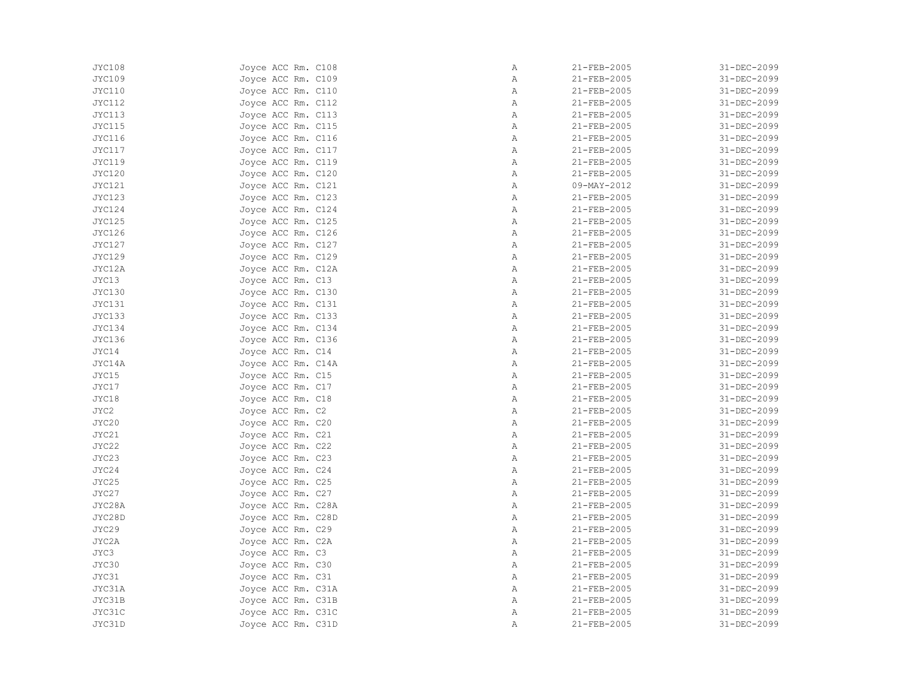| | | | | |
|---|---|---|---|---|
| JYC108 | Joyce ACC Rm. C108 | A | 21-FEB-2005 | 31-DEC-2099 |
| JYC109 | Joyce ACC Rm. C109 | A | 21-FEB-2005 | 31-DEC-2099 |
| JYC110 | Joyce ACC Rm. C110 | A | 21-FEB-2005 | 31-DEC-2099 |
| JYC112 | Joyce ACC Rm. C112 | A | 21-FEB-2005 | 31-DEC-2099 |
| JYC113 | Joyce ACC Rm. C113 | A | 21-FEB-2005 | 31-DEC-2099 |
| JYC115 | Joyce ACC Rm. C115 | A | 21-FEB-2005 | 31-DEC-2099 |
| JYC116 | Joyce ACC Rm. C116 | A | 21-FEB-2005 | 31-DEC-2099 |
| JYC117 | Joyce ACC Rm. C117 | A | 21-FEB-2005 | 31-DEC-2099 |
| JYC119 | Joyce ACC Rm. C119 | A | 21-FEB-2005 | 31-DEC-2099 |
| JYC120 | Joyce ACC Rm. C120 | A | 21-FEB-2005 | 31-DEC-2099 |
| JYC121 | Joyce ACC Rm. C121 | A | 09-MAY-2012 | 31-DEC-2099 |
| JYC123 | Joyce ACC Rm. C123 | A | 21-FEB-2005 | 31-DEC-2099 |
| JYC124 | Joyce ACC Rm. C124 | A | 21-FEB-2005 | 31-DEC-2099 |
| JYC125 | Joyce ACC Rm. C125 | A | 21-FEB-2005 | 31-DEC-2099 |
| JYC126 | Joyce ACC Rm. C126 | A | 21-FEB-2005 | 31-DEC-2099 |
| JYC127 | Joyce ACC Rm. C127 | A | 21-FEB-2005 | 31-DEC-2099 |
| JYC129 | Joyce ACC Rm. C129 | A | 21-FEB-2005 | 31-DEC-2099 |
| JYC12A | Joyce ACC Rm. C12A | A | 21-FEB-2005 | 31-DEC-2099 |
| JYC13 | Joyce ACC Rm. C13 | A | 21-FEB-2005 | 31-DEC-2099 |
| JYC130 | Joyce ACC Rm. C130 | A | 21-FEB-2005 | 31-DEC-2099 |
| JYC131 | Joyce ACC Rm. C131 | A | 21-FEB-2005 | 31-DEC-2099 |
| JYC133 | Joyce ACC Rm. C133 | A | 21-FEB-2005 | 31-DEC-2099 |
| JYC134 | Joyce ACC Rm. C134 | A | 21-FEB-2005 | 31-DEC-2099 |
| JYC136 | Joyce ACC Rm. C136 | A | 21-FEB-2005 | 31-DEC-2099 |
| JYC14 | Joyce ACC Rm. C14 | A | 21-FEB-2005 | 31-DEC-2099 |
| JYC14A | Joyce ACC Rm. C14A | A | 21-FEB-2005 | 31-DEC-2099 |
| JYC15 | Joyce ACC Rm. C15 | A | 21-FEB-2005 | 31-DEC-2099 |
| JYC17 | Joyce ACC Rm. C17 | A | 21-FEB-2005 | 31-DEC-2099 |
| JYC18 | Joyce ACC Rm. C18 | A | 21-FEB-2005 | 31-DEC-2099 |
| JYC2 | Joyce ACC Rm. C2 | A | 21-FEB-2005 | 31-DEC-2099 |
| JYC20 | Joyce ACC Rm. C20 | A | 21-FEB-2005 | 31-DEC-2099 |
| JYC21 | Joyce ACC Rm. C21 | A | 21-FEB-2005 | 31-DEC-2099 |
| JYC22 | Joyce ACC Rm. C22 | A | 21-FEB-2005 | 31-DEC-2099 |
| JYC23 | Joyce ACC Rm. C23 | A | 21-FEB-2005 | 31-DEC-2099 |
| JYC24 | Joyce ACC Rm. C24 | A | 21-FEB-2005 | 31-DEC-2099 |
| JYC25 | Joyce ACC Rm. C25 | A | 21-FEB-2005 | 31-DEC-2099 |
| JYC27 | Joyce ACC Rm. C27 | A | 21-FEB-2005 | 31-DEC-2099 |
| JYC28A | Joyce ACC Rm. C28A | A | 21-FEB-2005 | 31-DEC-2099 |
| JYC28D | Joyce ACC Rm. C28D | A | 21-FEB-2005 | 31-DEC-2099 |
| JYC29 | Joyce ACC Rm. C29 | A | 21-FEB-2005 | 31-DEC-2099 |
| JYC2A | Joyce ACC Rm. C2A | A | 21-FEB-2005 | 31-DEC-2099 |
| JYC3 | Joyce ACC Rm. C3 | A | 21-FEB-2005 | 31-DEC-2099 |
| JYC30 | Joyce ACC Rm. C30 | A | 21-FEB-2005 | 31-DEC-2099 |
| JYC31 | Joyce ACC Rm. C31 | A | 21-FEB-2005 | 31-DEC-2099 |
| JYC31A | Joyce ACC Rm. C31A | A | 21-FEB-2005 | 31-DEC-2099 |
| JYC31B | Joyce ACC Rm. C31B | A | 21-FEB-2005 | 31-DEC-2099 |
| JYC31C | Joyce ACC Rm. C31C | A | 21-FEB-2005 | 31-DEC-2099 |
| JYC31D | Joyce ACC Rm. C31D | A | 21-FEB-2005 | 31-DEC-2099 |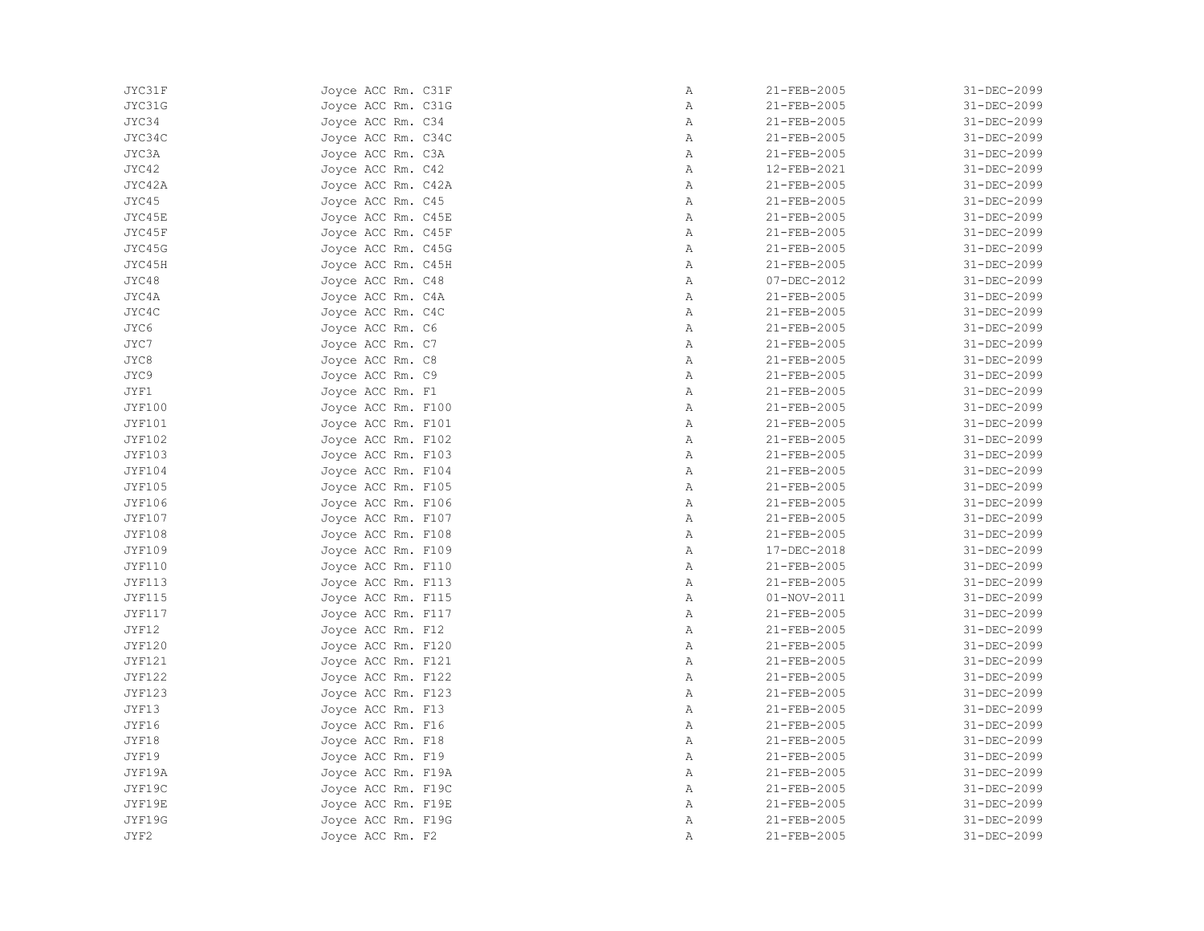| | | | | |
|---|---|---|---|---|
| JYC31F | Joyce ACC Rm. C31F | A | 21-FEB-2005 | 31-DEC-2099 |
| JYC31G | Joyce ACC Rm. C31G | A | 21-FEB-2005 | 31-DEC-2099 |
| JYC34 | Joyce ACC Rm. C34 | A | 21-FEB-2005 | 31-DEC-2099 |
| JYC34C | Joyce ACC Rm. C34C | A | 21-FEB-2005 | 31-DEC-2099 |
| JYC3A | Joyce ACC Rm. C3A | A | 21-FEB-2005 | 31-DEC-2099 |
| JYC42 | Joyce ACC Rm. C42 | A | 12-FEB-2021 | 31-DEC-2099 |
| JYC42A | Joyce ACC Rm. C42A | A | 21-FEB-2005 | 31-DEC-2099 |
| JYC45 | Joyce ACC Rm. C45 | A | 21-FEB-2005 | 31-DEC-2099 |
| JYC45E | Joyce ACC Rm. C45E | A | 21-FEB-2005 | 31-DEC-2099 |
| JYC45F | Joyce ACC Rm. C45F | A | 21-FEB-2005 | 31-DEC-2099 |
| JYC45G | Joyce ACC Rm. C45G | A | 21-FEB-2005 | 31-DEC-2099 |
| JYC45H | Joyce ACC Rm. C45H | A | 21-FEB-2005 | 31-DEC-2099 |
| JYC48 | Joyce ACC Rm. C48 | A | 07-DEC-2012 | 31-DEC-2099 |
| JYC4A | Joyce ACC Rm. C4A | A | 21-FEB-2005 | 31-DEC-2099 |
| JYC4C | Joyce ACC Rm. C4C | A | 21-FEB-2005 | 31-DEC-2099 |
| JYC6 | Joyce ACC Rm. C6 | A | 21-FEB-2005 | 31-DEC-2099 |
| JYC7 | Joyce ACC Rm. C7 | A | 21-FEB-2005 | 31-DEC-2099 |
| JYC8 | Joyce ACC Rm. C8 | A | 21-FEB-2005 | 31-DEC-2099 |
| JYC9 | Joyce ACC Rm. C9 | A | 21-FEB-2005 | 31-DEC-2099 |
| JYF1 | Joyce ACC Rm. F1 | A | 21-FEB-2005 | 31-DEC-2099 |
| JYF100 | Joyce ACC Rm. F100 | A | 21-FEB-2005 | 31-DEC-2099 |
| JYF101 | Joyce ACC Rm. F101 | A | 21-FEB-2005 | 31-DEC-2099 |
| JYF102 | Joyce ACC Rm. F102 | A | 21-FEB-2005 | 31-DEC-2099 |
| JYF103 | Joyce ACC Rm. F103 | A | 21-FEB-2005 | 31-DEC-2099 |
| JYF104 | Joyce ACC Rm. F104 | A | 21-FEB-2005 | 31-DEC-2099 |
| JYF105 | Joyce ACC Rm. F105 | A | 21-FEB-2005 | 31-DEC-2099 |
| JYF106 | Joyce ACC Rm. F106 | A | 21-FEB-2005 | 31-DEC-2099 |
| JYF107 | Joyce ACC Rm. F107 | A | 21-FEB-2005 | 31-DEC-2099 |
| JYF108 | Joyce ACC Rm. F108 | A | 21-FEB-2005 | 31-DEC-2099 |
| JYF109 | Joyce ACC Rm. F109 | A | 17-DEC-2018 | 31-DEC-2099 |
| JYF110 | Joyce ACC Rm. F110 | A | 21-FEB-2005 | 31-DEC-2099 |
| JYF113 | Joyce ACC Rm. F113 | A | 21-FEB-2005 | 31-DEC-2099 |
| JYF115 | Joyce ACC Rm. F115 | A | 01-NOV-2011 | 31-DEC-2099 |
| JYF117 | Joyce ACC Rm. F117 | A | 21-FEB-2005 | 31-DEC-2099 |
| JYF12 | Joyce ACC Rm. F12 | A | 21-FEB-2005 | 31-DEC-2099 |
| JYF120 | Joyce ACC Rm. F120 | A | 21-FEB-2005 | 31-DEC-2099 |
| JYF121 | Joyce ACC Rm. F121 | A | 21-FEB-2005 | 31-DEC-2099 |
| JYF122 | Joyce ACC Rm. F122 | A | 21-FEB-2005 | 31-DEC-2099 |
| JYF123 | Joyce ACC Rm. F123 | A | 21-FEB-2005 | 31-DEC-2099 |
| JYF13 | Joyce ACC Rm. F13 | A | 21-FEB-2005 | 31-DEC-2099 |
| JYF16 | Joyce ACC Rm. F16 | A | 21-FEB-2005 | 31-DEC-2099 |
| JYF18 | Joyce ACC Rm. F18 | A | 21-FEB-2005 | 31-DEC-2099 |
| JYF19 | Joyce ACC Rm. F19 | A | 21-FEB-2005 | 31-DEC-2099 |
| JYF19A | Joyce ACC Rm. F19A | A | 21-FEB-2005 | 31-DEC-2099 |
| JYF19C | Joyce ACC Rm. F19C | A | 21-FEB-2005 | 31-DEC-2099 |
| JYF19E | Joyce ACC Rm. F19E | A | 21-FEB-2005 | 31-DEC-2099 |
| JYF19G | Joyce ACC Rm. F19G | A | 21-FEB-2005 | 31-DEC-2099 |
| JYF2 | Joyce ACC Rm. F2 | A | 21-FEB-2005 | 31-DEC-2099 |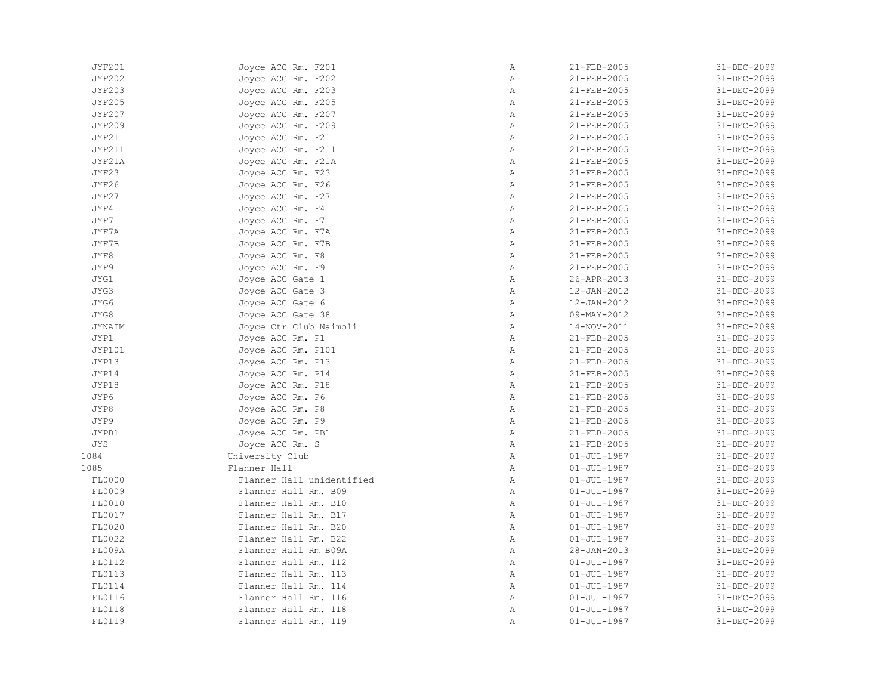| | | | | |
|---|---|---|---|---|
| JYF201 | Joyce ACC Rm. F201 | A | 21-FEB-2005 | 31-DEC-2099 |
| JYF202 | Joyce ACC Rm. F202 | A | 21-FEB-2005 | 31-DEC-2099 |
| JYF203 | Joyce ACC Rm. F203 | A | 21-FEB-2005 | 31-DEC-2099 |
| JYF205 | Joyce ACC Rm. F205 | A | 21-FEB-2005 | 31-DEC-2099 |
| JYF207 | Joyce ACC Rm. F207 | A | 21-FEB-2005 | 31-DEC-2099 |
| JYF209 | Joyce ACC Rm. F209 | A | 21-FEB-2005 | 31-DEC-2099 |
| JYF21 | Joyce ACC Rm. F21 | A | 21-FEB-2005 | 31-DEC-2099 |
| JYF211 | Joyce ACC Rm. F211 | A | 21-FEB-2005 | 31-DEC-2099 |
| JYF21A | Joyce ACC Rm. F21A | A | 21-FEB-2005 | 31-DEC-2099 |
| JYF23 | Joyce ACC Rm. F23 | A | 21-FEB-2005 | 31-DEC-2099 |
| JYF26 | Joyce ACC Rm. F26 | A | 21-FEB-2005 | 31-DEC-2099 |
| JYF27 | Joyce ACC Rm. F27 | A | 21-FEB-2005 | 31-DEC-2099 |
| JYF4 | Joyce ACC Rm. F4 | A | 21-FEB-2005 | 31-DEC-2099 |
| JYF7 | Joyce ACC Rm. F7 | A | 21-FEB-2005 | 31-DEC-2099 |
| JYF7A | Joyce ACC Rm. F7A | A | 21-FEB-2005 | 31-DEC-2099 |
| JYF7B | Joyce ACC Rm. F7B | A | 21-FEB-2005 | 31-DEC-2099 |
| JYF8 | Joyce ACC Rm. F8 | A | 21-FEB-2005 | 31-DEC-2099 |
| JYF9 | Joyce ACC Rm. F9 | A | 21-FEB-2005 | 31-DEC-2099 |
| JYG1 | Joyce ACC Gate 1 | A | 26-APR-2013 | 31-DEC-2099 |
| JYG3 | Joyce ACC Gate 3 | A | 12-JAN-2012 | 31-DEC-2099 |
| JYG6 | Joyce ACC Gate 6 | A | 12-JAN-2012 | 31-DEC-2099 |
| JYG8 | Joyce ACC Gate 38 | A | 09-MAY-2012 | 31-DEC-2099 |
| JYNAIM | Joyce Ctr Club Naimoli | A | 14-NOV-2011 | 31-DEC-2099 |
| JYP1 | Joyce ACC Rm. P1 | A | 21-FEB-2005 | 31-DEC-2099 |
| JYP101 | Joyce ACC Rm. P101 | A | 21-FEB-2005 | 31-DEC-2099 |
| JYP13 | Joyce ACC Rm. P13 | A | 21-FEB-2005 | 31-DEC-2099 |
| JYP14 | Joyce ACC Rm. P14 | A | 21-FEB-2005 | 31-DEC-2099 |
| JYP18 | Joyce ACC Rm. P18 | A | 21-FEB-2005 | 31-DEC-2099 |
| JYP6 | Joyce ACC Rm. P6 | A | 21-FEB-2005 | 31-DEC-2099 |
| JYP8 | Joyce ACC Rm. P8 | A | 21-FEB-2005 | 31-DEC-2099 |
| JYP9 | Joyce ACC Rm. P9 | A | 21-FEB-2005 | 31-DEC-2099 |
| JYPB1 | Joyce ACC Rm. PB1 | A | 21-FEB-2005 | 31-DEC-2099 |
| JYS | Joyce ACC Rm. S | A | 21-FEB-2005 | 31-DEC-2099 |
| 1084 | University Club | A | 01-JUL-1987 | 31-DEC-2099 |
| 1085 | Flanner Hall | A | 01-JUL-1987 | 31-DEC-2099 |
| FL0000 | Flanner Hall unidentified | A | 01-JUL-1987 | 31-DEC-2099 |
| FL0009 | Flanner Hall Rm. B09 | A | 01-JUL-1987 | 31-DEC-2099 |
| FL0010 | Flanner Hall Rm. B10 | A | 01-JUL-1987 | 31-DEC-2099 |
| FL0017 | Flanner Hall Rm. B17 | A | 01-JUL-1987 | 31-DEC-2099 |
| FL0020 | Flanner Hall Rm. B20 | A | 01-JUL-1987 | 31-DEC-2099 |
| FL0022 | Flanner Hall Rm. B22 | A | 01-JUL-1987 | 31-DEC-2099 |
| FL009A | Flanner Hall Rm B09A | A | 28-JAN-2013 | 31-DEC-2099 |
| FL0112 | Flanner Hall Rm. 112 | A | 01-JUL-1987 | 31-DEC-2099 |
| FL0113 | Flanner Hall Rm. 113 | A | 01-JUL-1987 | 31-DEC-2099 |
| FL0114 | Flanner Hall Rm. 114 | A | 01-JUL-1987 | 31-DEC-2099 |
| FL0116 | Flanner Hall Rm. 116 | A | 01-JUL-1987 | 31-DEC-2099 |
| FL0118 | Flanner Hall Rm. 118 | A | 01-JUL-1987 | 31-DEC-2099 |
| FL0119 | Flanner Hall Rm. 119 | A | 01-JUL-1987 | 31-DEC-2099 |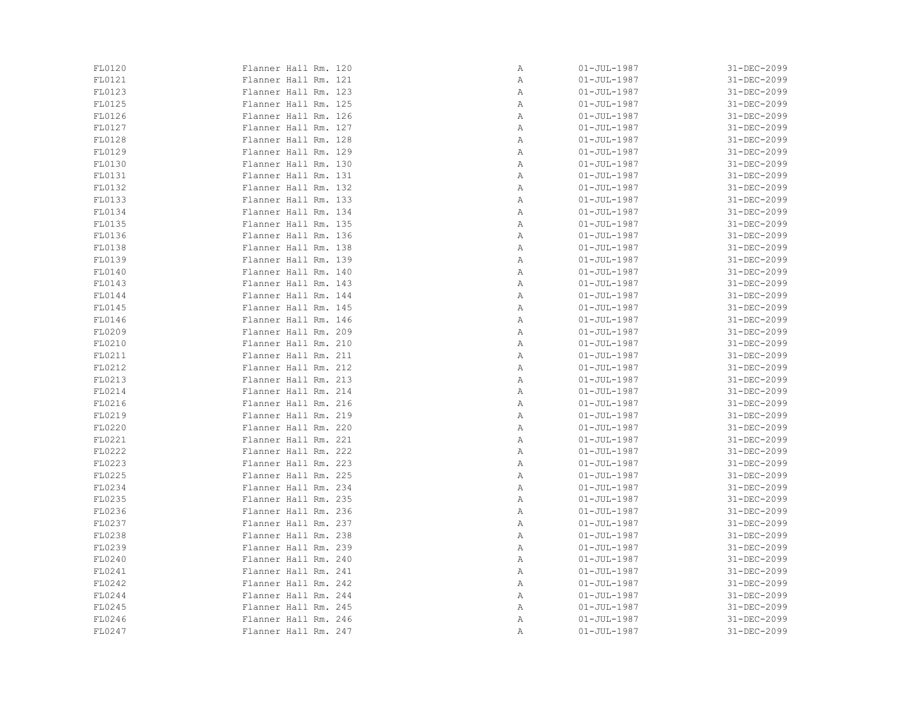| | | | | |
|---|---|---|---|---|
| FL0120 | Flanner Hall Rm. 120 | A | 01-JUL-1987 | 31-DEC-2099 |
| FL0121 | Flanner Hall Rm. 121 | A | 01-JUL-1987 | 31-DEC-2099 |
| FL0123 | Flanner Hall Rm. 123 | A | 01-JUL-1987 | 31-DEC-2099 |
| FL0125 | Flanner Hall Rm. 125 | A | 01-JUL-1987 | 31-DEC-2099 |
| FL0126 | Flanner Hall Rm. 126 | A | 01-JUL-1987 | 31-DEC-2099 |
| FL0127 | Flanner Hall Rm. 127 | A | 01-JUL-1987 | 31-DEC-2099 |
| FL0128 | Flanner Hall Rm. 128 | A | 01-JUL-1987 | 31-DEC-2099 |
| FL0129 | Flanner Hall Rm. 129 | A | 01-JUL-1987 | 31-DEC-2099 |
| FL0130 | Flanner Hall Rm. 130 | A | 01-JUL-1987 | 31-DEC-2099 |
| FL0131 | Flanner Hall Rm. 131 | A | 01-JUL-1987 | 31-DEC-2099 |
| FL0132 | Flanner Hall Rm. 132 | A | 01-JUL-1987 | 31-DEC-2099 |
| FL0133 | Flanner Hall Rm. 133 | A | 01-JUL-1987 | 31-DEC-2099 |
| FL0134 | Flanner Hall Rm. 134 | A | 01-JUL-1987 | 31-DEC-2099 |
| FL0135 | Flanner Hall Rm. 135 | A | 01-JUL-1987 | 31-DEC-2099 |
| FL0136 | Flanner Hall Rm. 136 | A | 01-JUL-1987 | 31-DEC-2099 |
| FL0138 | Flanner Hall Rm. 138 | A | 01-JUL-1987 | 31-DEC-2099 |
| FL0139 | Flanner Hall Rm. 139 | A | 01-JUL-1987 | 31-DEC-2099 |
| FL0140 | Flanner Hall Rm. 140 | A | 01-JUL-1987 | 31-DEC-2099 |
| FL0143 | Flanner Hall Rm. 143 | A | 01-JUL-1987 | 31-DEC-2099 |
| FL0144 | Flanner Hall Rm. 144 | A | 01-JUL-1987 | 31-DEC-2099 |
| FL0145 | Flanner Hall Rm. 145 | A | 01-JUL-1987 | 31-DEC-2099 |
| FL0146 | Flanner Hall Rm. 146 | A | 01-JUL-1987 | 31-DEC-2099 |
| FL0209 | Flanner Hall Rm. 209 | A | 01-JUL-1987 | 31-DEC-2099 |
| FL0210 | Flanner Hall Rm. 210 | A | 01-JUL-1987 | 31-DEC-2099 |
| FL0211 | Flanner Hall Rm. 211 | A | 01-JUL-1987 | 31-DEC-2099 |
| FL0212 | Flanner Hall Rm. 212 | A | 01-JUL-1987 | 31-DEC-2099 |
| FL0213 | Flanner Hall Rm. 213 | A | 01-JUL-1987 | 31-DEC-2099 |
| FL0214 | Flanner Hall Rm. 214 | A | 01-JUL-1987 | 31-DEC-2099 |
| FL0216 | Flanner Hall Rm. 216 | A | 01-JUL-1987 | 31-DEC-2099 |
| FL0219 | Flanner Hall Rm. 219 | A | 01-JUL-1987 | 31-DEC-2099 |
| FL0220 | Flanner Hall Rm. 220 | A | 01-JUL-1987 | 31-DEC-2099 |
| FL0221 | Flanner Hall Rm. 221 | A | 01-JUL-1987 | 31-DEC-2099 |
| FL0222 | Flanner Hall Rm. 222 | A | 01-JUL-1987 | 31-DEC-2099 |
| FL0223 | Flanner Hall Rm. 223 | A | 01-JUL-1987 | 31-DEC-2099 |
| FL0225 | Flanner Hall Rm. 225 | A | 01-JUL-1987 | 31-DEC-2099 |
| FL0234 | Flanner Hall Rm. 234 | A | 01-JUL-1987 | 31-DEC-2099 |
| FL0235 | Flanner Hall Rm. 235 | A | 01-JUL-1987 | 31-DEC-2099 |
| FL0236 | Flanner Hall Rm. 236 | A | 01-JUL-1987 | 31-DEC-2099 |
| FL0237 | Flanner Hall Rm. 237 | A | 01-JUL-1987 | 31-DEC-2099 |
| FL0238 | Flanner Hall Rm. 238 | A | 01-JUL-1987 | 31-DEC-2099 |
| FL0239 | Flanner Hall Rm. 239 | A | 01-JUL-1987 | 31-DEC-2099 |
| FL0240 | Flanner Hall Rm. 240 | A | 01-JUL-1987 | 31-DEC-2099 |
| FL0241 | Flanner Hall Rm. 241 | A | 01-JUL-1987 | 31-DEC-2099 |
| FL0242 | Flanner Hall Rm. 242 | A | 01-JUL-1987 | 31-DEC-2099 |
| FL0244 | Flanner Hall Rm. 244 | A | 01-JUL-1987 | 31-DEC-2099 |
| FL0245 | Flanner Hall Rm. 245 | A | 01-JUL-1987 | 31-DEC-2099 |
| FL0246 | Flanner Hall Rm. 246 | A | 01-JUL-1987 | 31-DEC-2099 |
| FL0247 | Flanner Hall Rm. 247 | A | 01-JUL-1987 | 31-DEC-2099 |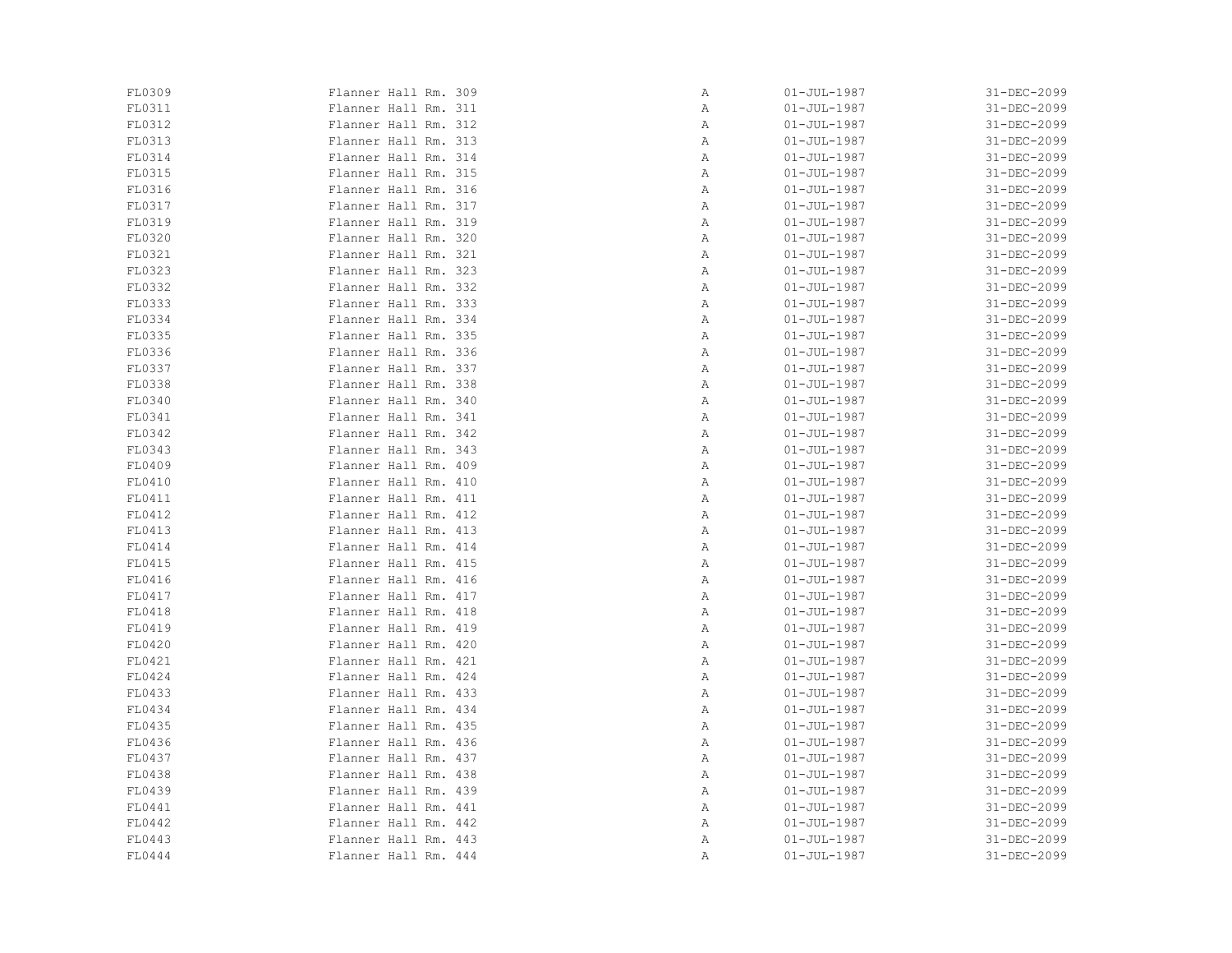| | | | | |
|---|---|---|---|---|
| FL0309 | Flanner Hall Rm. 309 | A | 01-JUL-1987 | 31-DEC-2099 |
| FL0311 | Flanner Hall Rm. 311 | A | 01-JUL-1987 | 31-DEC-2099 |
| FL0312 | Flanner Hall Rm. 312 | A | 01-JUL-1987 | 31-DEC-2099 |
| FL0313 | Flanner Hall Rm. 313 | A | 01-JUL-1987 | 31-DEC-2099 |
| FL0314 | Flanner Hall Rm. 314 | A | 01-JUL-1987 | 31-DEC-2099 |
| FL0315 | Flanner Hall Rm. 315 | A | 01-JUL-1987 | 31-DEC-2099 |
| FL0316 | Flanner Hall Rm. 316 | A | 01-JUL-1987 | 31-DEC-2099 |
| FL0317 | Flanner Hall Rm. 317 | A | 01-JUL-1987 | 31-DEC-2099 |
| FL0319 | Flanner Hall Rm. 319 | A | 01-JUL-1987 | 31-DEC-2099 |
| FL0320 | Flanner Hall Rm. 320 | A | 01-JUL-1987 | 31-DEC-2099 |
| FL0321 | Flanner Hall Rm. 321 | A | 01-JUL-1987 | 31-DEC-2099 |
| FL0323 | Flanner Hall Rm. 323 | A | 01-JUL-1987 | 31-DEC-2099 |
| FL0332 | Flanner Hall Rm. 332 | A | 01-JUL-1987 | 31-DEC-2099 |
| FL0333 | Flanner Hall Rm. 333 | A | 01-JUL-1987 | 31-DEC-2099 |
| FL0334 | Flanner Hall Rm. 334 | A | 01-JUL-1987 | 31-DEC-2099 |
| FL0335 | Flanner Hall Rm. 335 | A | 01-JUL-1987 | 31-DEC-2099 |
| FL0336 | Flanner Hall Rm. 336 | A | 01-JUL-1987 | 31-DEC-2099 |
| FL0337 | Flanner Hall Rm. 337 | A | 01-JUL-1987 | 31-DEC-2099 |
| FL0338 | Flanner Hall Rm. 338 | A | 01-JUL-1987 | 31-DEC-2099 |
| FL0340 | Flanner Hall Rm. 340 | A | 01-JUL-1987 | 31-DEC-2099 |
| FL0341 | Flanner Hall Rm. 341 | A | 01-JUL-1987 | 31-DEC-2099 |
| FL0342 | Flanner Hall Rm. 342 | A | 01-JUL-1987 | 31-DEC-2099 |
| FL0343 | Flanner Hall Rm. 343 | A | 01-JUL-1987 | 31-DEC-2099 |
| FL0409 | Flanner Hall Rm. 409 | A | 01-JUL-1987 | 31-DEC-2099 |
| FL0410 | Flanner Hall Rm. 410 | A | 01-JUL-1987 | 31-DEC-2099 |
| FL0411 | Flanner Hall Rm. 411 | A | 01-JUL-1987 | 31-DEC-2099 |
| FL0412 | Flanner Hall Rm. 412 | A | 01-JUL-1987 | 31-DEC-2099 |
| FL0413 | Flanner Hall Rm. 413 | A | 01-JUL-1987 | 31-DEC-2099 |
| FL0414 | Flanner Hall Rm. 414 | A | 01-JUL-1987 | 31-DEC-2099 |
| FL0415 | Flanner Hall Rm. 415 | A | 01-JUL-1987 | 31-DEC-2099 |
| FL0416 | Flanner Hall Rm. 416 | A | 01-JUL-1987 | 31-DEC-2099 |
| FL0417 | Flanner Hall Rm. 417 | A | 01-JUL-1987 | 31-DEC-2099 |
| FL0418 | Flanner Hall Rm. 418 | A | 01-JUL-1987 | 31-DEC-2099 |
| FL0419 | Flanner Hall Rm. 419 | A | 01-JUL-1987 | 31-DEC-2099 |
| FL0420 | Flanner Hall Rm. 420 | A | 01-JUL-1987 | 31-DEC-2099 |
| FL0421 | Flanner Hall Rm. 421 | A | 01-JUL-1987 | 31-DEC-2099 |
| FL0424 | Flanner Hall Rm. 424 | A | 01-JUL-1987 | 31-DEC-2099 |
| FL0433 | Flanner Hall Rm. 433 | A | 01-JUL-1987 | 31-DEC-2099 |
| FL0434 | Flanner Hall Rm. 434 | A | 01-JUL-1987 | 31-DEC-2099 |
| FL0435 | Flanner Hall Rm. 435 | A | 01-JUL-1987 | 31-DEC-2099 |
| FL0436 | Flanner Hall Rm. 436 | A | 01-JUL-1987 | 31-DEC-2099 |
| FL0437 | Flanner Hall Rm. 437 | A | 01-JUL-1987 | 31-DEC-2099 |
| FL0438 | Flanner Hall Rm. 438 | A | 01-JUL-1987 | 31-DEC-2099 |
| FL0439 | Flanner Hall Rm. 439 | A | 01-JUL-1987 | 31-DEC-2099 |
| FL0441 | Flanner Hall Rm. 441 | A | 01-JUL-1987 | 31-DEC-2099 |
| FL0442 | Flanner Hall Rm. 442 | A | 01-JUL-1987 | 31-DEC-2099 |
| FL0443 | Flanner Hall Rm. 443 | A | 01-JUL-1987 | 31-DEC-2099 |
| FL0444 | Flanner Hall Rm. 444 | A | 01-JUL-1987 | 31-DEC-2099 |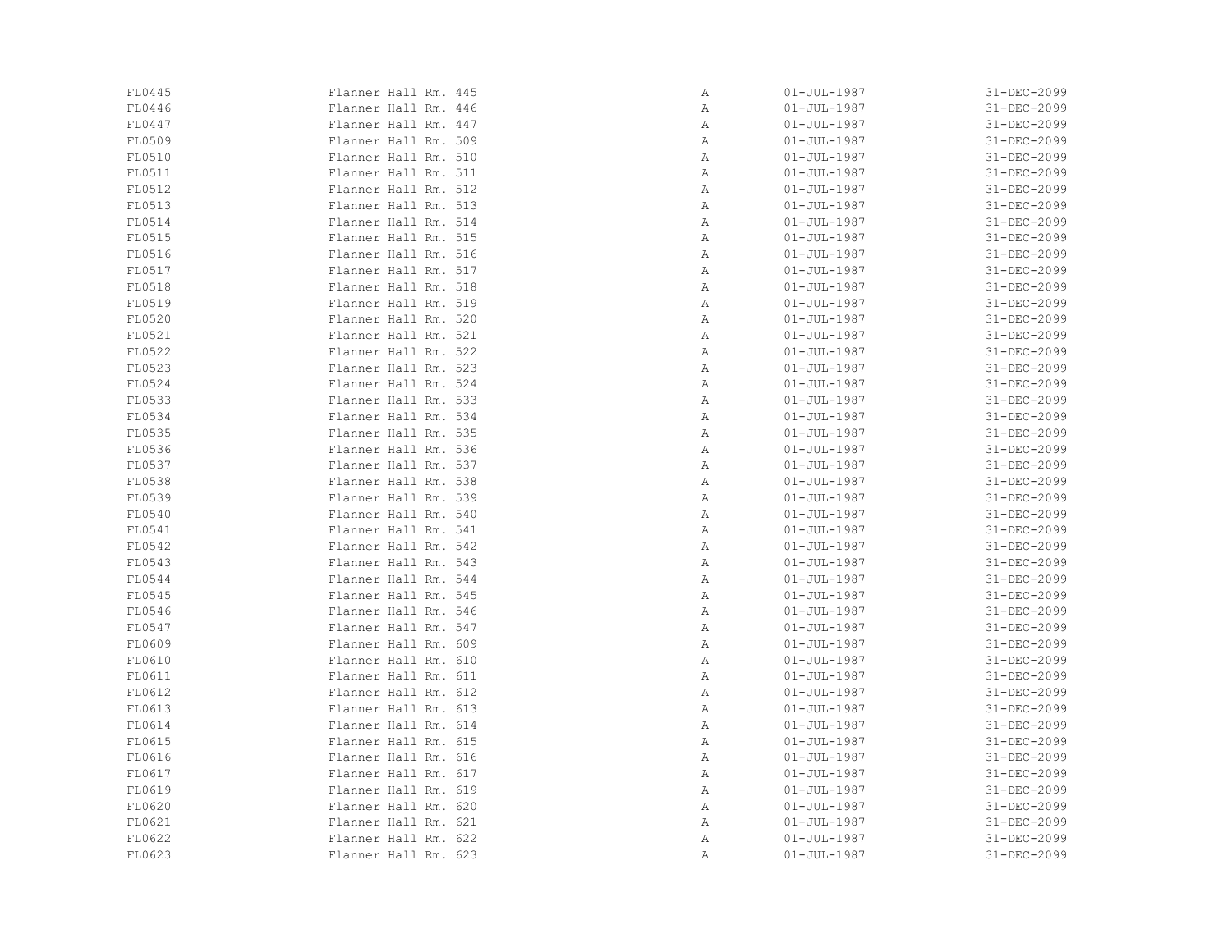| | | | | |
|---|---|---|---|---|
| FL0445 | Flanner Hall Rm. 445 | A | 01-JUL-1987 | 31-DEC-2099 |
| FL0446 | Flanner Hall Rm. 446 | A | 01-JUL-1987 | 31-DEC-2099 |
| FL0447 | Flanner Hall Rm. 447 | A | 01-JUL-1987 | 31-DEC-2099 |
| FL0509 | Flanner Hall Rm. 509 | A | 01-JUL-1987 | 31-DEC-2099 |
| FL0510 | Flanner Hall Rm. 510 | A | 01-JUL-1987 | 31-DEC-2099 |
| FL0511 | Flanner Hall Rm. 511 | A | 01-JUL-1987 | 31-DEC-2099 |
| FL0512 | Flanner Hall Rm. 512 | A | 01-JUL-1987 | 31-DEC-2099 |
| FL0513 | Flanner Hall Rm. 513 | A | 01-JUL-1987 | 31-DEC-2099 |
| FL0514 | Flanner Hall Rm. 514 | A | 01-JUL-1987 | 31-DEC-2099 |
| FL0515 | Flanner Hall Rm. 515 | A | 01-JUL-1987 | 31-DEC-2099 |
| FL0516 | Flanner Hall Rm. 516 | A | 01-JUL-1987 | 31-DEC-2099 |
| FL0517 | Flanner Hall Rm. 517 | A | 01-JUL-1987 | 31-DEC-2099 |
| FL0518 | Flanner Hall Rm. 518 | A | 01-JUL-1987 | 31-DEC-2099 |
| FL0519 | Flanner Hall Rm. 519 | A | 01-JUL-1987 | 31-DEC-2099 |
| FL0520 | Flanner Hall Rm. 520 | A | 01-JUL-1987 | 31-DEC-2099 |
| FL0521 | Flanner Hall Rm. 521 | A | 01-JUL-1987 | 31-DEC-2099 |
| FL0522 | Flanner Hall Rm. 522 | A | 01-JUL-1987 | 31-DEC-2099 |
| FL0523 | Flanner Hall Rm. 523 | A | 01-JUL-1987 | 31-DEC-2099 |
| FL0524 | Flanner Hall Rm. 524 | A | 01-JUL-1987 | 31-DEC-2099 |
| FL0533 | Flanner Hall Rm. 533 | A | 01-JUL-1987 | 31-DEC-2099 |
| FL0534 | Flanner Hall Rm. 534 | A | 01-JUL-1987 | 31-DEC-2099 |
| FL0535 | Flanner Hall Rm. 535 | A | 01-JUL-1987 | 31-DEC-2099 |
| FL0536 | Flanner Hall Rm. 536 | A | 01-JUL-1987 | 31-DEC-2099 |
| FL0537 | Flanner Hall Rm. 537 | A | 01-JUL-1987 | 31-DEC-2099 |
| FL0538 | Flanner Hall Rm. 538 | A | 01-JUL-1987 | 31-DEC-2099 |
| FL0539 | Flanner Hall Rm. 539 | A | 01-JUL-1987 | 31-DEC-2099 |
| FL0540 | Flanner Hall Rm. 540 | A | 01-JUL-1987 | 31-DEC-2099 |
| FL0541 | Flanner Hall Rm. 541 | A | 01-JUL-1987 | 31-DEC-2099 |
| FL0542 | Flanner Hall Rm. 542 | A | 01-JUL-1987 | 31-DEC-2099 |
| FL0543 | Flanner Hall Rm. 543 | A | 01-JUL-1987 | 31-DEC-2099 |
| FL0544 | Flanner Hall Rm. 544 | A | 01-JUL-1987 | 31-DEC-2099 |
| FL0545 | Flanner Hall Rm. 545 | A | 01-JUL-1987 | 31-DEC-2099 |
| FL0546 | Flanner Hall Rm. 546 | A | 01-JUL-1987 | 31-DEC-2099 |
| FL0547 | Flanner Hall Rm. 547 | A | 01-JUL-1987 | 31-DEC-2099 |
| FL0609 | Flanner Hall Rm. 609 | A | 01-JUL-1987 | 31-DEC-2099 |
| FL0610 | Flanner Hall Rm. 610 | A | 01-JUL-1987 | 31-DEC-2099 |
| FL0611 | Flanner Hall Rm. 611 | A | 01-JUL-1987 | 31-DEC-2099 |
| FL0612 | Flanner Hall Rm. 612 | A | 01-JUL-1987 | 31-DEC-2099 |
| FL0613 | Flanner Hall Rm. 613 | A | 01-JUL-1987 | 31-DEC-2099 |
| FL0614 | Flanner Hall Rm. 614 | A | 01-JUL-1987 | 31-DEC-2099 |
| FL0615 | Flanner Hall Rm. 615 | A | 01-JUL-1987 | 31-DEC-2099 |
| FL0616 | Flanner Hall Rm. 616 | A | 01-JUL-1987 | 31-DEC-2099 |
| FL0617 | Flanner Hall Rm. 617 | A | 01-JUL-1987 | 31-DEC-2099 |
| FL0619 | Flanner Hall Rm. 619 | A | 01-JUL-1987 | 31-DEC-2099 |
| FL0620 | Flanner Hall Rm. 620 | A | 01-JUL-1987 | 31-DEC-2099 |
| FL0621 | Flanner Hall Rm. 621 | A | 01-JUL-1987 | 31-DEC-2099 |
| FL0622 | Flanner Hall Rm. 622 | A | 01-JUL-1987 | 31-DEC-2099 |
| FL0623 | Flanner Hall Rm. 623 | A | 01-JUL-1987 | 31-DEC-2099 |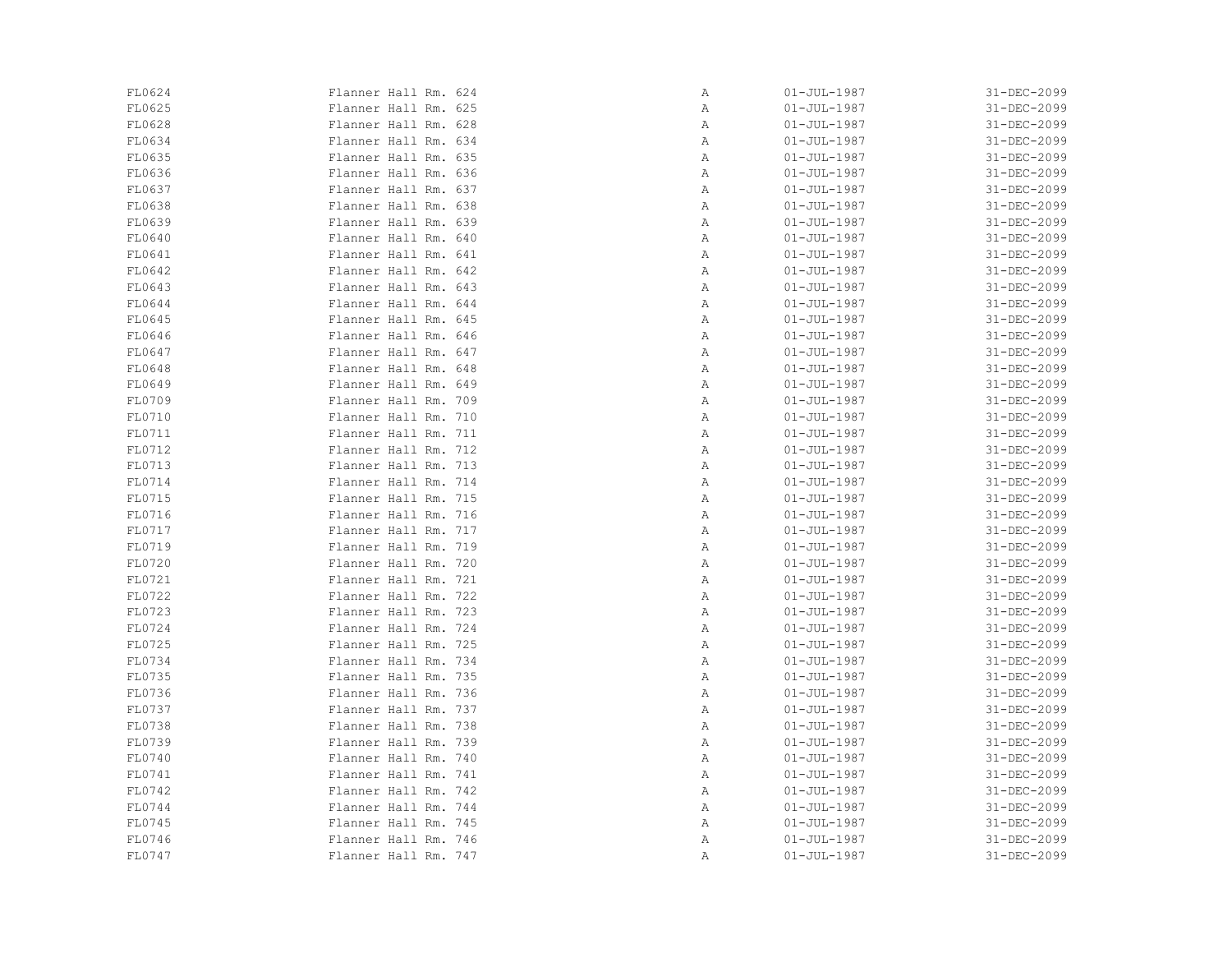| FL0624 | Flanner Hall Rm. 624 | A | 01-JUL-1987 | 31-DEC-2099 |
|---|---|---|---|---|
| FL0625 | Flanner Hall Rm. 625 | A | 01-JUL-1987 | 31-DEC-2099 |
| FL0628 | Flanner Hall Rm. 628 | A | 01-JUL-1987 | 31-DEC-2099 |
| FL0634 | Flanner Hall Rm. 634 | A | 01-JUL-1987 | 31-DEC-2099 |
| FL0635 | Flanner Hall Rm. 635 | A | 01-JUL-1987 | 31-DEC-2099 |
| FL0636 | Flanner Hall Rm. 636 | A | 01-JUL-1987 | 31-DEC-2099 |
| FL0637 | Flanner Hall Rm. 637 | A | 01-JUL-1987 | 31-DEC-2099 |
| FL0638 | Flanner Hall Rm. 638 | A | 01-JUL-1987 | 31-DEC-2099 |
| FL0639 | Flanner Hall Rm. 639 | A | 01-JUL-1987 | 31-DEC-2099 |
| FL0640 | Flanner Hall Rm. 640 | A | 01-JUL-1987 | 31-DEC-2099 |
| FL0641 | Flanner Hall Rm. 641 | A | 01-JUL-1987 | 31-DEC-2099 |
| FL0642 | Flanner Hall Rm. 642 | A | 01-JUL-1987 | 31-DEC-2099 |
| FL0643 | Flanner Hall Rm. 643 | A | 01-JUL-1987 | 31-DEC-2099 |
| FL0644 | Flanner Hall Rm. 644 | A | 01-JUL-1987 | 31-DEC-2099 |
| FL0645 | Flanner Hall Rm. 645 | A | 01-JUL-1987 | 31-DEC-2099 |
| FL0646 | Flanner Hall Rm. 646 | A | 01-JUL-1987 | 31-DEC-2099 |
| FL0647 | Flanner Hall Rm. 647 | A | 01-JUL-1987 | 31-DEC-2099 |
| FL0648 | Flanner Hall Rm. 648 | A | 01-JUL-1987 | 31-DEC-2099 |
| FL0649 | Flanner Hall Rm. 649 | A | 01-JUL-1987 | 31-DEC-2099 |
| FL0709 | Flanner Hall Rm. 709 | A | 01-JUL-1987 | 31-DEC-2099 |
| FL0710 | Flanner Hall Rm. 710 | A | 01-JUL-1987 | 31-DEC-2099 |
| FL0711 | Flanner Hall Rm. 711 | A | 01-JUL-1987 | 31-DEC-2099 |
| FL0712 | Flanner Hall Rm. 712 | A | 01-JUL-1987 | 31-DEC-2099 |
| FL0713 | Flanner Hall Rm. 713 | A | 01-JUL-1987 | 31-DEC-2099 |
| FL0714 | Flanner Hall Rm. 714 | A | 01-JUL-1987 | 31-DEC-2099 |
| FL0715 | Flanner Hall Rm. 715 | A | 01-JUL-1987 | 31-DEC-2099 |
| FL0716 | Flanner Hall Rm. 716 | A | 01-JUL-1987 | 31-DEC-2099 |
| FL0717 | Flanner Hall Rm. 717 | A | 01-JUL-1987 | 31-DEC-2099 |
| FL0719 | Flanner Hall Rm. 719 | A | 01-JUL-1987 | 31-DEC-2099 |
| FL0720 | Flanner Hall Rm. 720 | A | 01-JUL-1987 | 31-DEC-2099 |
| FL0721 | Flanner Hall Rm. 721 | A | 01-JUL-1987 | 31-DEC-2099 |
| FL0722 | Flanner Hall Rm. 722 | A | 01-JUL-1987 | 31-DEC-2099 |
| FL0723 | Flanner Hall Rm. 723 | A | 01-JUL-1987 | 31-DEC-2099 |
| FL0724 | Flanner Hall Rm. 724 | A | 01-JUL-1987 | 31-DEC-2099 |
| FL0725 | Flanner Hall Rm. 725 | A | 01-JUL-1987 | 31-DEC-2099 |
| FL0734 | Flanner Hall Rm. 734 | A | 01-JUL-1987 | 31-DEC-2099 |
| FL0735 | Flanner Hall Rm. 735 | A | 01-JUL-1987 | 31-DEC-2099 |
| FL0736 | Flanner Hall Rm. 736 | A | 01-JUL-1987 | 31-DEC-2099 |
| FL0737 | Flanner Hall Rm. 737 | A | 01-JUL-1987 | 31-DEC-2099 |
| FL0738 | Flanner Hall Rm. 738 | A | 01-JUL-1987 | 31-DEC-2099 |
| FL0739 | Flanner Hall Rm. 739 | A | 01-JUL-1987 | 31-DEC-2099 |
| FL0740 | Flanner Hall Rm. 740 | A | 01-JUL-1987 | 31-DEC-2099 |
| FL0741 | Flanner Hall Rm. 741 | A | 01-JUL-1987 | 31-DEC-2099 |
| FL0742 | Flanner Hall Rm. 742 | A | 01-JUL-1987 | 31-DEC-2099 |
| FL0744 | Flanner Hall Rm. 744 | A | 01-JUL-1987 | 31-DEC-2099 |
| FL0745 | Flanner Hall Rm. 745 | A | 01-JUL-1987 | 31-DEC-2099 |
| FL0746 | Flanner Hall Rm. 746 | A | 01-JUL-1987 | 31-DEC-2099 |
| FL0747 | Flanner Hall Rm. 747 | A | 01-JUL-1987 | 31-DEC-2099 |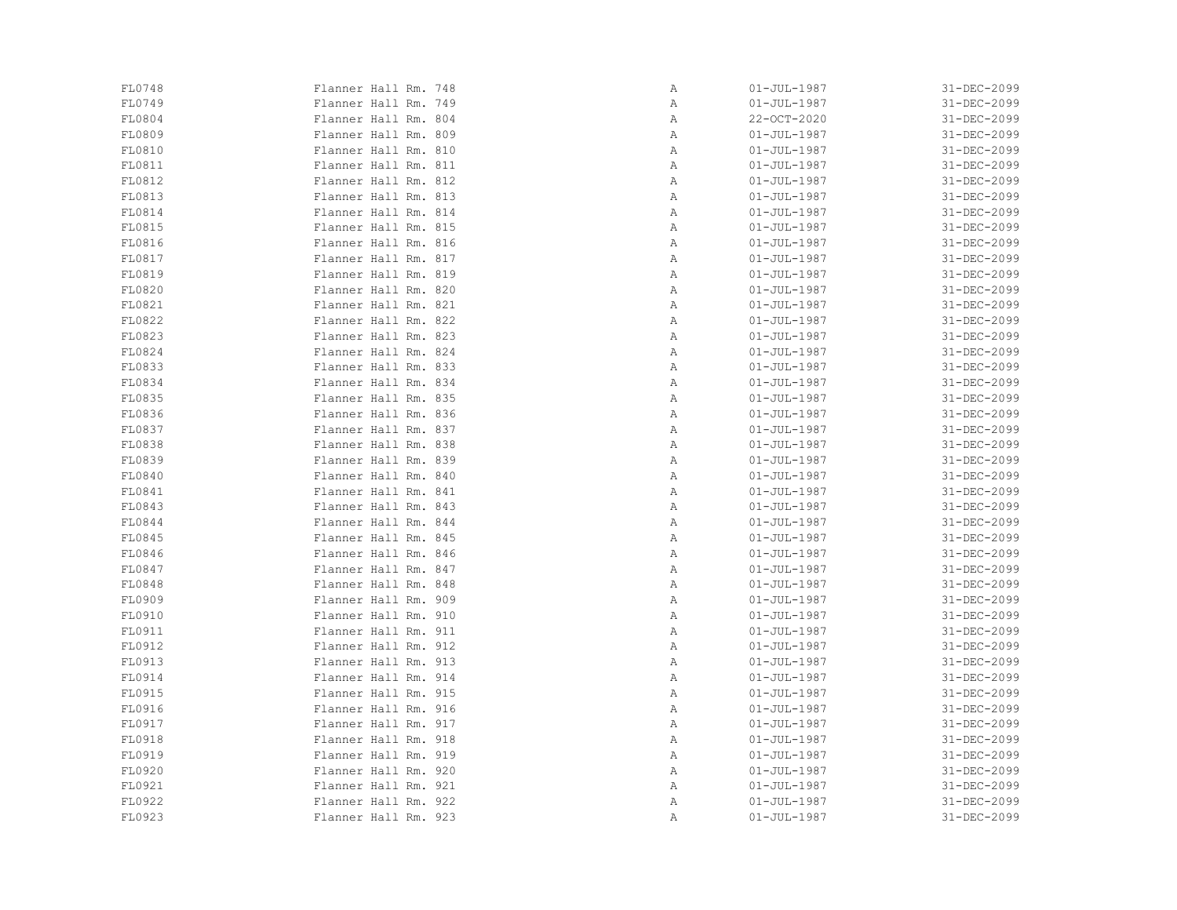| | | | | |
|---|---|---|---|---|
| FL0748 | Flanner Hall Rm. 748 | A | 01-JUL-1987 | 31-DEC-2099 |
| FL0749 | Flanner Hall Rm. 749 | A | 01-JUL-1987 | 31-DEC-2099 |
| FL0804 | Flanner Hall Rm. 804 | A | 22-OCT-2020 | 31-DEC-2099 |
| FL0809 | Flanner Hall Rm. 809 | A | 01-JUL-1987 | 31-DEC-2099 |
| FL0810 | Flanner Hall Rm. 810 | A | 01-JUL-1987 | 31-DEC-2099 |
| FL0811 | Flanner Hall Rm. 811 | A | 01-JUL-1987 | 31-DEC-2099 |
| FL0812 | Flanner Hall Rm. 812 | A | 01-JUL-1987 | 31-DEC-2099 |
| FL0813 | Flanner Hall Rm. 813 | A | 01-JUL-1987 | 31-DEC-2099 |
| FL0814 | Flanner Hall Rm. 814 | A | 01-JUL-1987 | 31-DEC-2099 |
| FL0815 | Flanner Hall Rm. 815 | A | 01-JUL-1987 | 31-DEC-2099 |
| FL0816 | Flanner Hall Rm. 816 | A | 01-JUL-1987 | 31-DEC-2099 |
| FL0817 | Flanner Hall Rm. 817 | A | 01-JUL-1987 | 31-DEC-2099 |
| FL0819 | Flanner Hall Rm. 819 | A | 01-JUL-1987 | 31-DEC-2099 |
| FL0820 | Flanner Hall Rm. 820 | A | 01-JUL-1987 | 31-DEC-2099 |
| FL0821 | Flanner Hall Rm. 821 | A | 01-JUL-1987 | 31-DEC-2099 |
| FL0822 | Flanner Hall Rm. 822 | A | 01-JUL-1987 | 31-DEC-2099 |
| FL0823 | Flanner Hall Rm. 823 | A | 01-JUL-1987 | 31-DEC-2099 |
| FL0824 | Flanner Hall Rm. 824 | A | 01-JUL-1987 | 31-DEC-2099 |
| FL0833 | Flanner Hall Rm. 833 | A | 01-JUL-1987 | 31-DEC-2099 |
| FL0834 | Flanner Hall Rm. 834 | A | 01-JUL-1987 | 31-DEC-2099 |
| FL0835 | Flanner Hall Rm. 835 | A | 01-JUL-1987 | 31-DEC-2099 |
| FL0836 | Flanner Hall Rm. 836 | A | 01-JUL-1987 | 31-DEC-2099 |
| FL0837 | Flanner Hall Rm. 837 | A | 01-JUL-1987 | 31-DEC-2099 |
| FL0838 | Flanner Hall Rm. 838 | A | 01-JUL-1987 | 31-DEC-2099 |
| FL0839 | Flanner Hall Rm. 839 | A | 01-JUL-1987 | 31-DEC-2099 |
| FL0840 | Flanner Hall Rm. 840 | A | 01-JUL-1987 | 31-DEC-2099 |
| FL0841 | Flanner Hall Rm. 841 | A | 01-JUL-1987 | 31-DEC-2099 |
| FL0843 | Flanner Hall Rm. 843 | A | 01-JUL-1987 | 31-DEC-2099 |
| FL0844 | Flanner Hall Rm. 844 | A | 01-JUL-1987 | 31-DEC-2099 |
| FL0845 | Flanner Hall Rm. 845 | A | 01-JUL-1987 | 31-DEC-2099 |
| FL0846 | Flanner Hall Rm. 846 | A | 01-JUL-1987 | 31-DEC-2099 |
| FL0847 | Flanner Hall Rm. 847 | A | 01-JUL-1987 | 31-DEC-2099 |
| FL0848 | Flanner Hall Rm. 848 | A | 01-JUL-1987 | 31-DEC-2099 |
| FL0909 | Flanner Hall Rm. 909 | A | 01-JUL-1987 | 31-DEC-2099 |
| FL0910 | Flanner Hall Rm. 910 | A | 01-JUL-1987 | 31-DEC-2099 |
| FL0911 | Flanner Hall Rm. 911 | A | 01-JUL-1987 | 31-DEC-2099 |
| FL0912 | Flanner Hall Rm. 912 | A | 01-JUL-1987 | 31-DEC-2099 |
| FL0913 | Flanner Hall Rm. 913 | A | 01-JUL-1987 | 31-DEC-2099 |
| FL0914 | Flanner Hall Rm. 914 | A | 01-JUL-1987 | 31-DEC-2099 |
| FL0915 | Flanner Hall Rm. 915 | A | 01-JUL-1987 | 31-DEC-2099 |
| FL0916 | Flanner Hall Rm. 916 | A | 01-JUL-1987 | 31-DEC-2099 |
| FL0917 | Flanner Hall Rm. 917 | A | 01-JUL-1987 | 31-DEC-2099 |
| FL0918 | Flanner Hall Rm. 918 | A | 01-JUL-1987 | 31-DEC-2099 |
| FL0919 | Flanner Hall Rm. 919 | A | 01-JUL-1987 | 31-DEC-2099 |
| FL0920 | Flanner Hall Rm. 920 | A | 01-JUL-1987 | 31-DEC-2099 |
| FL0921 | Flanner Hall Rm. 921 | A | 01-JUL-1987 | 31-DEC-2099 |
| FL0922 | Flanner Hall Rm. 922 | A | 01-JUL-1987 | 31-DEC-2099 |
| FL0923 | Flanner Hall Rm. 923 | A | 01-JUL-1987 | 31-DEC-2099 |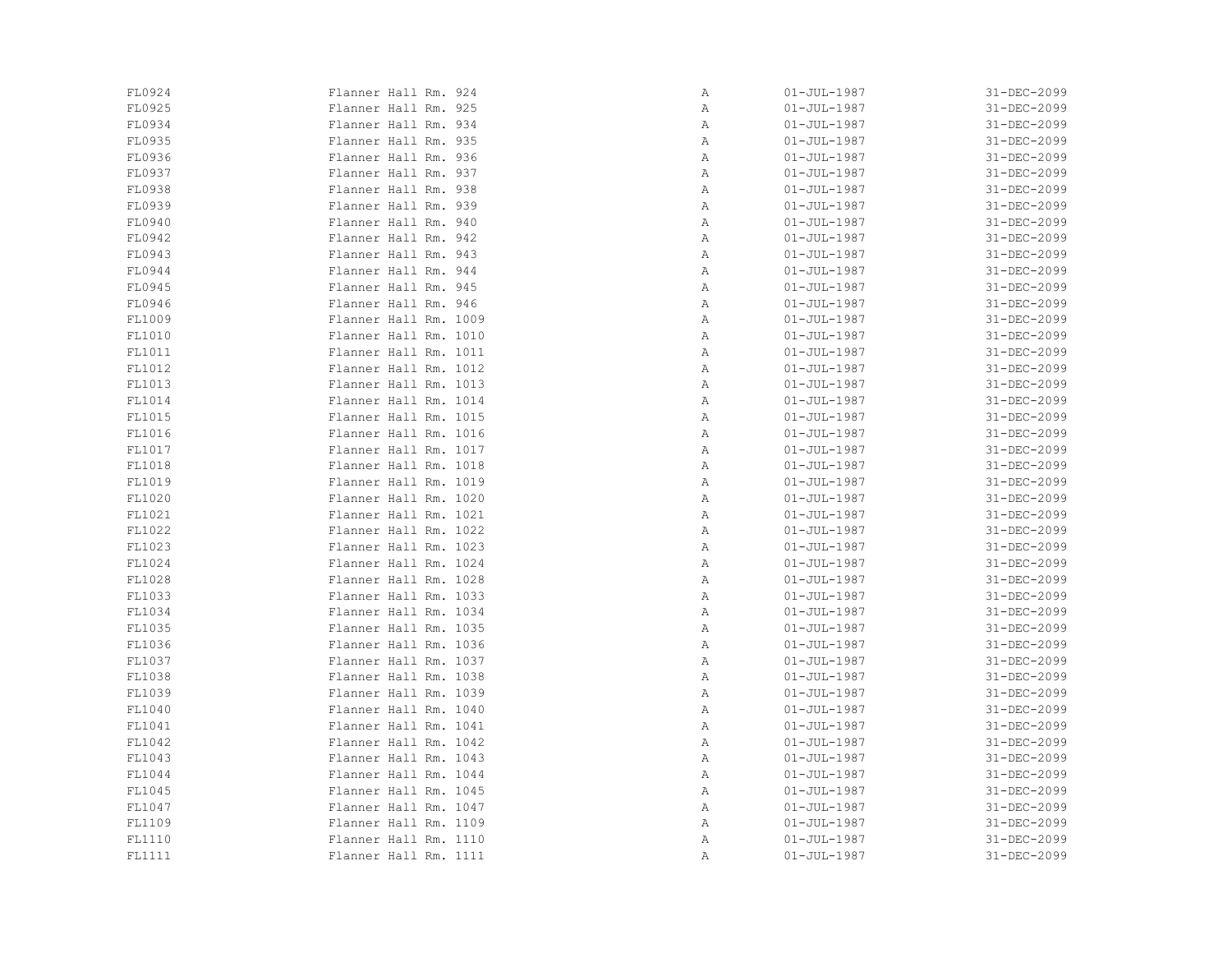| | | | | |
|---|---|---|---|---|
| FL0924 | Flanner Hall Rm. 924 | A | 01-JUL-1987 | 31-DEC-2099 |
| FL0925 | Flanner Hall Rm. 925 | A | 01-JUL-1987 | 31-DEC-2099 |
| FL0934 | Flanner Hall Rm. 934 | A | 01-JUL-1987 | 31-DEC-2099 |
| FL0935 | Flanner Hall Rm. 935 | A | 01-JUL-1987 | 31-DEC-2099 |
| FL0936 | Flanner Hall Rm. 936 | A | 01-JUL-1987 | 31-DEC-2099 |
| FL0937 | Flanner Hall Rm. 937 | A | 01-JUL-1987 | 31-DEC-2099 |
| FL0938 | Flanner Hall Rm. 938 | A | 01-JUL-1987 | 31-DEC-2099 |
| FL0939 | Flanner Hall Rm. 939 | A | 01-JUL-1987 | 31-DEC-2099 |
| FL0940 | Flanner Hall Rm. 940 | A | 01-JUL-1987 | 31-DEC-2099 |
| FL0942 | Flanner Hall Rm. 942 | A | 01-JUL-1987 | 31-DEC-2099 |
| FL0943 | Flanner Hall Rm. 943 | A | 01-JUL-1987 | 31-DEC-2099 |
| FL0944 | Flanner Hall Rm. 944 | A | 01-JUL-1987 | 31-DEC-2099 |
| FL0945 | Flanner Hall Rm. 945 | A | 01-JUL-1987 | 31-DEC-2099 |
| FL0946 | Flanner Hall Rm. 946 | A | 01-JUL-1987 | 31-DEC-2099 |
| FL1009 | Flanner Hall Rm. 1009 | A | 01-JUL-1987 | 31-DEC-2099 |
| FL1010 | Flanner Hall Rm. 1010 | A | 01-JUL-1987 | 31-DEC-2099 |
| FL1011 | Flanner Hall Rm. 1011 | A | 01-JUL-1987 | 31-DEC-2099 |
| FL1012 | Flanner Hall Rm. 1012 | A | 01-JUL-1987 | 31-DEC-2099 |
| FL1013 | Flanner Hall Rm. 1013 | A | 01-JUL-1987 | 31-DEC-2099 |
| FL1014 | Flanner Hall Rm. 1014 | A | 01-JUL-1987 | 31-DEC-2099 |
| FL1015 | Flanner Hall Rm. 1015 | A | 01-JUL-1987 | 31-DEC-2099 |
| FL1016 | Flanner Hall Rm. 1016 | A | 01-JUL-1987 | 31-DEC-2099 |
| FL1017 | Flanner Hall Rm. 1017 | A | 01-JUL-1987 | 31-DEC-2099 |
| FL1018 | Flanner Hall Rm. 1018 | A | 01-JUL-1987 | 31-DEC-2099 |
| FL1019 | Flanner Hall Rm. 1019 | A | 01-JUL-1987 | 31-DEC-2099 |
| FL1020 | Flanner Hall Rm. 1020 | A | 01-JUL-1987 | 31-DEC-2099 |
| FL1021 | Flanner Hall Rm. 1021 | A | 01-JUL-1987 | 31-DEC-2099 |
| FL1022 | Flanner Hall Rm. 1022 | A | 01-JUL-1987 | 31-DEC-2099 |
| FL1023 | Flanner Hall Rm. 1023 | A | 01-JUL-1987 | 31-DEC-2099 |
| FL1024 | Flanner Hall Rm. 1024 | A | 01-JUL-1987 | 31-DEC-2099 |
| FL1028 | Flanner Hall Rm. 1028 | A | 01-JUL-1987 | 31-DEC-2099 |
| FL1033 | Flanner Hall Rm. 1033 | A | 01-JUL-1987 | 31-DEC-2099 |
| FL1034 | Flanner Hall Rm. 1034 | A | 01-JUL-1987 | 31-DEC-2099 |
| FL1035 | Flanner Hall Rm. 1035 | A | 01-JUL-1987 | 31-DEC-2099 |
| FL1036 | Flanner Hall Rm. 1036 | A | 01-JUL-1987 | 31-DEC-2099 |
| FL1037 | Flanner Hall Rm. 1037 | A | 01-JUL-1987 | 31-DEC-2099 |
| FL1038 | Flanner Hall Rm. 1038 | A | 01-JUL-1987 | 31-DEC-2099 |
| FL1039 | Flanner Hall Rm. 1039 | A | 01-JUL-1987 | 31-DEC-2099 |
| FL1040 | Flanner Hall Rm. 1040 | A | 01-JUL-1987 | 31-DEC-2099 |
| FL1041 | Flanner Hall Rm. 1041 | A | 01-JUL-1987 | 31-DEC-2099 |
| FL1042 | Flanner Hall Rm. 1042 | A | 01-JUL-1987 | 31-DEC-2099 |
| FL1043 | Flanner Hall Rm. 1043 | A | 01-JUL-1987 | 31-DEC-2099 |
| FL1044 | Flanner Hall Rm. 1044 | A | 01-JUL-1987 | 31-DEC-2099 |
| FL1045 | Flanner Hall Rm. 1045 | A | 01-JUL-1987 | 31-DEC-2099 |
| FL1047 | Flanner Hall Rm. 1047 | A | 01-JUL-1987 | 31-DEC-2099 |
| FL1109 | Flanner Hall Rm. 1109 | A | 01-JUL-1987 | 31-DEC-2099 |
| FL1110 | Flanner Hall Rm. 1110 | A | 01-JUL-1987 | 31-DEC-2099 |
| FL1111 | Flanner Hall Rm. 1111 | A | 01-JUL-1987 | 31-DEC-2099 |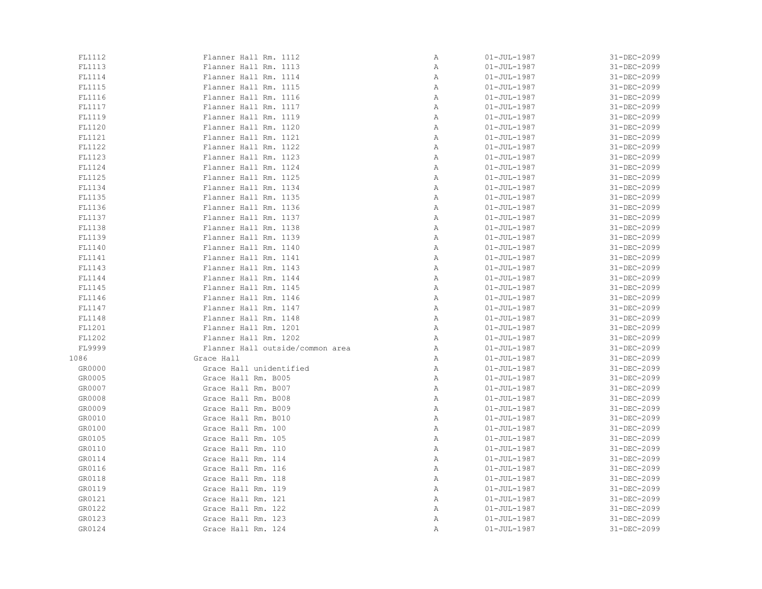| | | | | |
|---|---|---|---|---|
| FL1112 | Flanner Hall Rm. 1112 | A | 01-JUL-1987 | 31-DEC-2099 |
| FL1113 | Flanner Hall Rm. 1113 | A | 01-JUL-1987 | 31-DEC-2099 |
| FL1114 | Flanner Hall Rm. 1114 | A | 01-JUL-1987 | 31-DEC-2099 |
| FL1115 | Flanner Hall Rm. 1115 | A | 01-JUL-1987 | 31-DEC-2099 |
| FL1116 | Flanner Hall Rm. 1116 | A | 01-JUL-1987 | 31-DEC-2099 |
| FL1117 | Flanner Hall Rm. 1117 | A | 01-JUL-1987 | 31-DEC-2099 |
| FL1119 | Flanner Hall Rm. 1119 | A | 01-JUL-1987 | 31-DEC-2099 |
| FL1120 | Flanner Hall Rm. 1120 | A | 01-JUL-1987 | 31-DEC-2099 |
| FL1121 | Flanner Hall Rm. 1121 | A | 01-JUL-1987 | 31-DEC-2099 |
| FL1122 | Flanner Hall Rm. 1122 | A | 01-JUL-1987 | 31-DEC-2099 |
| FL1123 | Flanner Hall Rm. 1123 | A | 01-JUL-1987 | 31-DEC-2099 |
| FL1124 | Flanner Hall Rm. 1124 | A | 01-JUL-1987 | 31-DEC-2099 |
| FL1125 | Flanner Hall Rm. 1125 | A | 01-JUL-1987 | 31-DEC-2099 |
| FL1134 | Flanner Hall Rm. 1134 | A | 01-JUL-1987 | 31-DEC-2099 |
| FL1135 | Flanner Hall Rm. 1135 | A | 01-JUL-1987 | 31-DEC-2099 |
| FL1136 | Flanner Hall Rm. 1136 | A | 01-JUL-1987 | 31-DEC-2099 |
| FL1137 | Flanner Hall Rm. 1137 | A | 01-JUL-1987 | 31-DEC-2099 |
| FL1138 | Flanner Hall Rm. 1138 | A | 01-JUL-1987 | 31-DEC-2099 |
| FL1139 | Flanner Hall Rm. 1139 | A | 01-JUL-1987 | 31-DEC-2099 |
| FL1140 | Flanner Hall Rm. 1140 | A | 01-JUL-1987 | 31-DEC-2099 |
| FL1141 | Flanner Hall Rm. 1141 | A | 01-JUL-1987 | 31-DEC-2099 |
| FL1143 | Flanner Hall Rm. 1143 | A | 01-JUL-1987 | 31-DEC-2099 |
| FL1144 | Flanner Hall Rm. 1144 | A | 01-JUL-1987 | 31-DEC-2099 |
| FL1145 | Flanner Hall Rm. 1145 | A | 01-JUL-1987 | 31-DEC-2099 |
| FL1146 | Flanner Hall Rm. 1146 | A | 01-JUL-1987 | 31-DEC-2099 |
| FL1147 | Flanner Hall Rm. 1147 | A | 01-JUL-1987 | 31-DEC-2099 |
| FL1148 | Flanner Hall Rm. 1148 | A | 01-JUL-1987 | 31-DEC-2099 |
| FL1201 | Flanner Hall Rm. 1201 | A | 01-JUL-1987 | 31-DEC-2099 |
| FL1202 | Flanner Hall Rm. 1202 | A | 01-JUL-1987 | 31-DEC-2099 |
| FL9999 | Flanner Hall outside/common area | A | 01-JUL-1987 | 31-DEC-2099 |
| 1086 | Grace Hall | A | 01-JUL-1987 | 31-DEC-2099 |
| GR0000 | Grace Hall unidentified | A | 01-JUL-1987 | 31-DEC-2099 |
| GR0005 | Grace Hall Rm. B005 | A | 01-JUL-1987 | 31-DEC-2099 |
| GR0007 | Grace Hall Rm. B007 | A | 01-JUL-1987 | 31-DEC-2099 |
| GR0008 | Grace Hall Rm. B008 | A | 01-JUL-1987 | 31-DEC-2099 |
| GR0009 | Grace Hall Rm. B009 | A | 01-JUL-1987 | 31-DEC-2099 |
| GR0010 | Grace Hall Rm. B010 | A | 01-JUL-1987 | 31-DEC-2099 |
| GR0100 | Grace Hall Rm. 100 | A | 01-JUL-1987 | 31-DEC-2099 |
| GR0105 | Grace Hall Rm. 105 | A | 01-JUL-1987 | 31-DEC-2099 |
| GR0110 | Grace Hall Rm. 110 | A | 01-JUL-1987 | 31-DEC-2099 |
| GR0114 | Grace Hall Rm. 114 | A | 01-JUL-1987 | 31-DEC-2099 |
| GR0116 | Grace Hall Rm. 116 | A | 01-JUL-1987 | 31-DEC-2099 |
| GR0118 | Grace Hall Rm. 118 | A | 01-JUL-1987 | 31-DEC-2099 |
| GR0119 | Grace Hall Rm. 119 | A | 01-JUL-1987 | 31-DEC-2099 |
| GR0121 | Grace Hall Rm. 121 | A | 01-JUL-1987 | 31-DEC-2099 |
| GR0122 | Grace Hall Rm. 122 | A | 01-JUL-1987 | 31-DEC-2099 |
| GR0123 | Grace Hall Rm. 123 | A | 01-JUL-1987 | 31-DEC-2099 |
| GR0124 | Grace Hall Rm. 124 | A | 01-JUL-1987 | 31-DEC-2099 |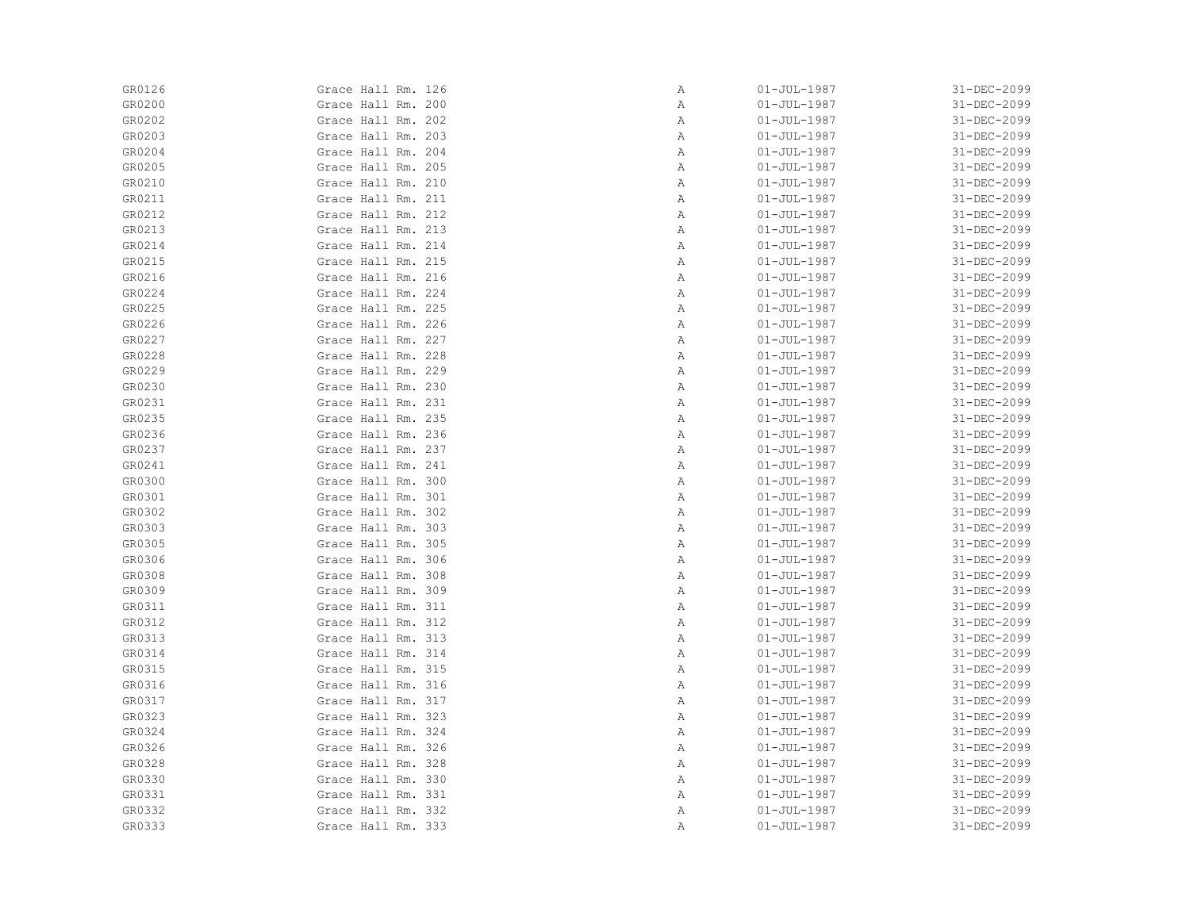| | | | | |
|---|---|---|---|---|
| GR0126 | Grace Hall Rm. 126 | A | 01-JUL-1987 | 31-DEC-2099 |
| GR0200 | Grace Hall Rm. 200 | A | 01-JUL-1987 | 31-DEC-2099 |
| GR0202 | Grace Hall Rm. 202 | A | 01-JUL-1987 | 31-DEC-2099 |
| GR0203 | Grace Hall Rm. 203 | A | 01-JUL-1987 | 31-DEC-2099 |
| GR0204 | Grace Hall Rm. 204 | A | 01-JUL-1987 | 31-DEC-2099 |
| GR0205 | Grace Hall Rm. 205 | A | 01-JUL-1987 | 31-DEC-2099 |
| GR0210 | Grace Hall Rm. 210 | A | 01-JUL-1987 | 31-DEC-2099 |
| GR0211 | Grace Hall Rm. 211 | A | 01-JUL-1987 | 31-DEC-2099 |
| GR0212 | Grace Hall Rm. 212 | A | 01-JUL-1987 | 31-DEC-2099 |
| GR0213 | Grace Hall Rm. 213 | A | 01-JUL-1987 | 31-DEC-2099 |
| GR0214 | Grace Hall Rm. 214 | A | 01-JUL-1987 | 31-DEC-2099 |
| GR0215 | Grace Hall Rm. 215 | A | 01-JUL-1987 | 31-DEC-2099 |
| GR0216 | Grace Hall Rm. 216 | A | 01-JUL-1987 | 31-DEC-2099 |
| GR0224 | Grace Hall Rm. 224 | A | 01-JUL-1987 | 31-DEC-2099 |
| GR0225 | Grace Hall Rm. 225 | A | 01-JUL-1987 | 31-DEC-2099 |
| GR0226 | Grace Hall Rm. 226 | A | 01-JUL-1987 | 31-DEC-2099 |
| GR0227 | Grace Hall Rm. 227 | A | 01-JUL-1987 | 31-DEC-2099 |
| GR0228 | Grace Hall Rm. 228 | A | 01-JUL-1987 | 31-DEC-2099 |
| GR0229 | Grace Hall Rm. 229 | A | 01-JUL-1987 | 31-DEC-2099 |
| GR0230 | Grace Hall Rm. 230 | A | 01-JUL-1987 | 31-DEC-2099 |
| GR0231 | Grace Hall Rm. 231 | A | 01-JUL-1987 | 31-DEC-2099 |
| GR0235 | Grace Hall Rm. 235 | A | 01-JUL-1987 | 31-DEC-2099 |
| GR0236 | Grace Hall Rm. 236 | A | 01-JUL-1987 | 31-DEC-2099 |
| GR0237 | Grace Hall Rm. 237 | A | 01-JUL-1987 | 31-DEC-2099 |
| GR0241 | Grace Hall Rm. 241 | A | 01-JUL-1987 | 31-DEC-2099 |
| GR0300 | Grace Hall Rm. 300 | A | 01-JUL-1987 | 31-DEC-2099 |
| GR0301 | Grace Hall Rm. 301 | A | 01-JUL-1987 | 31-DEC-2099 |
| GR0302 | Grace Hall Rm. 302 | A | 01-JUL-1987 | 31-DEC-2099 |
| GR0303 | Grace Hall Rm. 303 | A | 01-JUL-1987 | 31-DEC-2099 |
| GR0305 | Grace Hall Rm. 305 | A | 01-JUL-1987 | 31-DEC-2099 |
| GR0306 | Grace Hall Rm. 306 | A | 01-JUL-1987 | 31-DEC-2099 |
| GR0308 | Grace Hall Rm. 308 | A | 01-JUL-1987 | 31-DEC-2099 |
| GR0309 | Grace Hall Rm. 309 | A | 01-JUL-1987 | 31-DEC-2099 |
| GR0311 | Grace Hall Rm. 311 | A | 01-JUL-1987 | 31-DEC-2099 |
| GR0312 | Grace Hall Rm. 312 | A | 01-JUL-1987 | 31-DEC-2099 |
| GR0313 | Grace Hall Rm. 313 | A | 01-JUL-1987 | 31-DEC-2099 |
| GR0314 | Grace Hall Rm. 314 | A | 01-JUL-1987 | 31-DEC-2099 |
| GR0315 | Grace Hall Rm. 315 | A | 01-JUL-1987 | 31-DEC-2099 |
| GR0316 | Grace Hall Rm. 316 | A | 01-JUL-1987 | 31-DEC-2099 |
| GR0317 | Grace Hall Rm. 317 | A | 01-JUL-1987 | 31-DEC-2099 |
| GR0323 | Grace Hall Rm. 323 | A | 01-JUL-1987 | 31-DEC-2099 |
| GR0324 | Grace Hall Rm. 324 | A | 01-JUL-1987 | 31-DEC-2099 |
| GR0326 | Grace Hall Rm. 326 | A | 01-JUL-1987 | 31-DEC-2099 |
| GR0328 | Grace Hall Rm. 328 | A | 01-JUL-1987 | 31-DEC-2099 |
| GR0330 | Grace Hall Rm. 330 | A | 01-JUL-1987 | 31-DEC-2099 |
| GR0331 | Grace Hall Rm. 331 | A | 01-JUL-1987 | 31-DEC-2099 |
| GR0332 | Grace Hall Rm. 332 | A | 01-JUL-1987 | 31-DEC-2099 |
| GR0333 | Grace Hall Rm. 333 | A | 01-JUL-1987 | 31-DEC-2099 |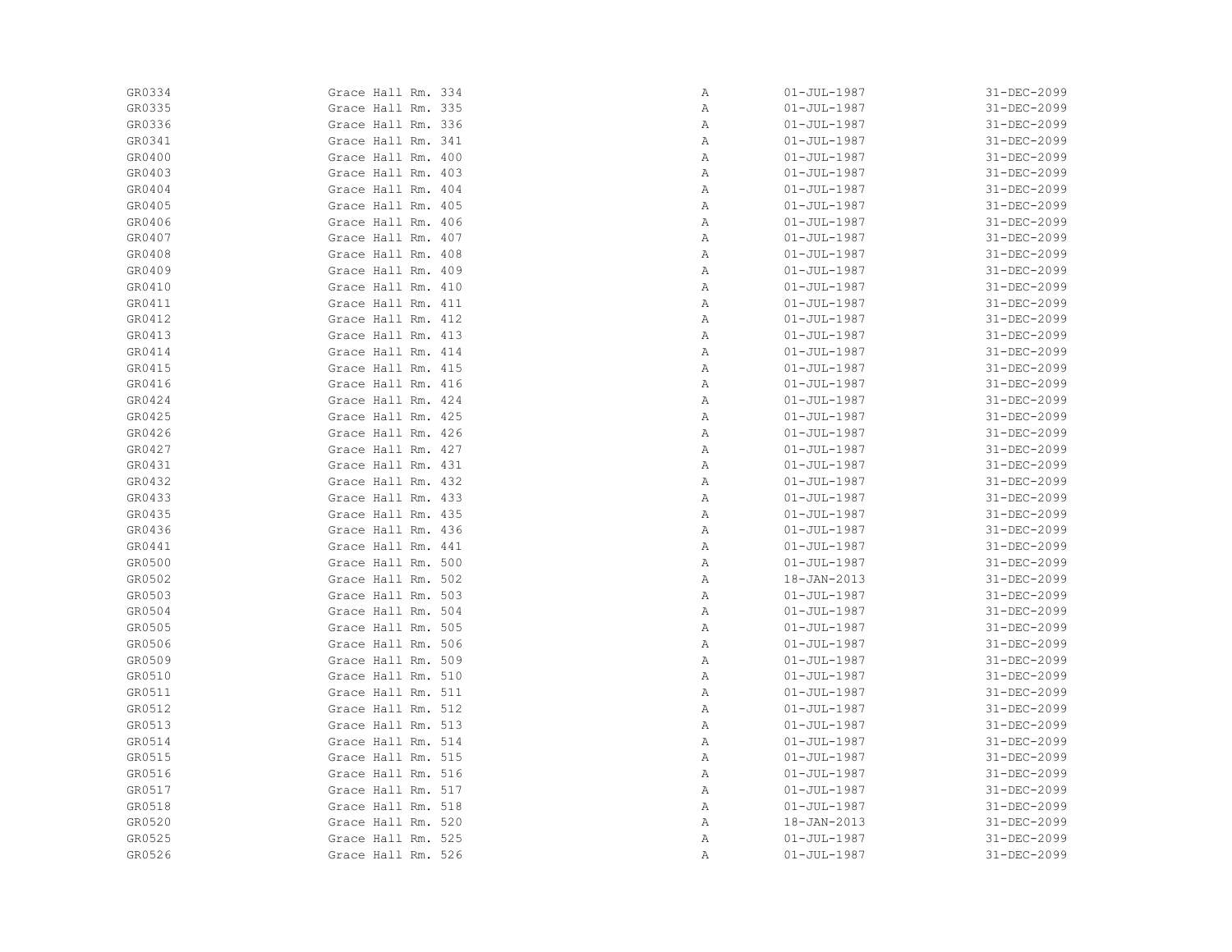| | | | | |
|---|---|---|---|---|
| GR0334 | Grace Hall Rm. 334 | A | 01-JUL-1987 | 31-DEC-2099 |
| GR0335 | Grace Hall Rm. 335 | A | 01-JUL-1987 | 31-DEC-2099 |
| GR0336 | Grace Hall Rm. 336 | A | 01-JUL-1987 | 31-DEC-2099 |
| GR0341 | Grace Hall Rm. 341 | A | 01-JUL-1987 | 31-DEC-2099 |
| GR0400 | Grace Hall Rm. 400 | A | 01-JUL-1987 | 31-DEC-2099 |
| GR0403 | Grace Hall Rm. 403 | A | 01-JUL-1987 | 31-DEC-2099 |
| GR0404 | Grace Hall Rm. 404 | A | 01-JUL-1987 | 31-DEC-2099 |
| GR0405 | Grace Hall Rm. 405 | A | 01-JUL-1987 | 31-DEC-2099 |
| GR0406 | Grace Hall Rm. 406 | A | 01-JUL-1987 | 31-DEC-2099 |
| GR0407 | Grace Hall Rm. 407 | A | 01-JUL-1987 | 31-DEC-2099 |
| GR0408 | Grace Hall Rm. 408 | A | 01-JUL-1987 | 31-DEC-2099 |
| GR0409 | Grace Hall Rm. 409 | A | 01-JUL-1987 | 31-DEC-2099 |
| GR0410 | Grace Hall Rm. 410 | A | 01-JUL-1987 | 31-DEC-2099 |
| GR0411 | Grace Hall Rm. 411 | A | 01-JUL-1987 | 31-DEC-2099 |
| GR0412 | Grace Hall Rm. 412 | A | 01-JUL-1987 | 31-DEC-2099 |
| GR0413 | Grace Hall Rm. 413 | A | 01-JUL-1987 | 31-DEC-2099 |
| GR0414 | Grace Hall Rm. 414 | A | 01-JUL-1987 | 31-DEC-2099 |
| GR0415 | Grace Hall Rm. 415 | A | 01-JUL-1987 | 31-DEC-2099 |
| GR0416 | Grace Hall Rm. 416 | A | 01-JUL-1987 | 31-DEC-2099 |
| GR0424 | Grace Hall Rm. 424 | A | 01-JUL-1987 | 31-DEC-2099 |
| GR0425 | Grace Hall Rm. 425 | A | 01-JUL-1987 | 31-DEC-2099 |
| GR0426 | Grace Hall Rm. 426 | A | 01-JUL-1987 | 31-DEC-2099 |
| GR0427 | Grace Hall Rm. 427 | A | 01-JUL-1987 | 31-DEC-2099 |
| GR0431 | Grace Hall Rm. 431 | A | 01-JUL-1987 | 31-DEC-2099 |
| GR0432 | Grace Hall Rm. 432 | A | 01-JUL-1987 | 31-DEC-2099 |
| GR0433 | Grace Hall Rm. 433 | A | 01-JUL-1987 | 31-DEC-2099 |
| GR0435 | Grace Hall Rm. 435 | A | 01-JUL-1987 | 31-DEC-2099 |
| GR0436 | Grace Hall Rm. 436 | A | 01-JUL-1987 | 31-DEC-2099 |
| GR0441 | Grace Hall Rm. 441 | A | 01-JUL-1987 | 31-DEC-2099 |
| GR0500 | Grace Hall Rm. 500 | A | 01-JUL-1987 | 31-DEC-2099 |
| GR0502 | Grace Hall Rm. 502 | A | 18-JAN-2013 | 31-DEC-2099 |
| GR0503 | Grace Hall Rm. 503 | A | 01-JUL-1987 | 31-DEC-2099 |
| GR0504 | Grace Hall Rm. 504 | A | 01-JUL-1987 | 31-DEC-2099 |
| GR0505 | Grace Hall Rm. 505 | A | 01-JUL-1987 | 31-DEC-2099 |
| GR0506 | Grace Hall Rm. 506 | A | 01-JUL-1987 | 31-DEC-2099 |
| GR0509 | Grace Hall Rm. 509 | A | 01-JUL-1987 | 31-DEC-2099 |
| GR0510 | Grace Hall Rm. 510 | A | 01-JUL-1987 | 31-DEC-2099 |
| GR0511 | Grace Hall Rm. 511 | A | 01-JUL-1987 | 31-DEC-2099 |
| GR0512 | Grace Hall Rm. 512 | A | 01-JUL-1987 | 31-DEC-2099 |
| GR0513 | Grace Hall Rm. 513 | A | 01-JUL-1987 | 31-DEC-2099 |
| GR0514 | Grace Hall Rm. 514 | A | 01-JUL-1987 | 31-DEC-2099 |
| GR0515 | Grace Hall Rm. 515 | A | 01-JUL-1987 | 31-DEC-2099 |
| GR0516 | Grace Hall Rm. 516 | A | 01-JUL-1987 | 31-DEC-2099 |
| GR0517 | Grace Hall Rm. 517 | A | 01-JUL-1987 | 31-DEC-2099 |
| GR0518 | Grace Hall Rm. 518 | A | 01-JUL-1987 | 31-DEC-2099 |
| GR0520 | Grace Hall Rm. 520 | A | 18-JAN-2013 | 31-DEC-2099 |
| GR0525 | Grace Hall Rm. 525 | A | 01-JUL-1987 | 31-DEC-2099 |
| GR0526 | Grace Hall Rm. 526 | A | 01-JUL-1987 | 31-DEC-2099 |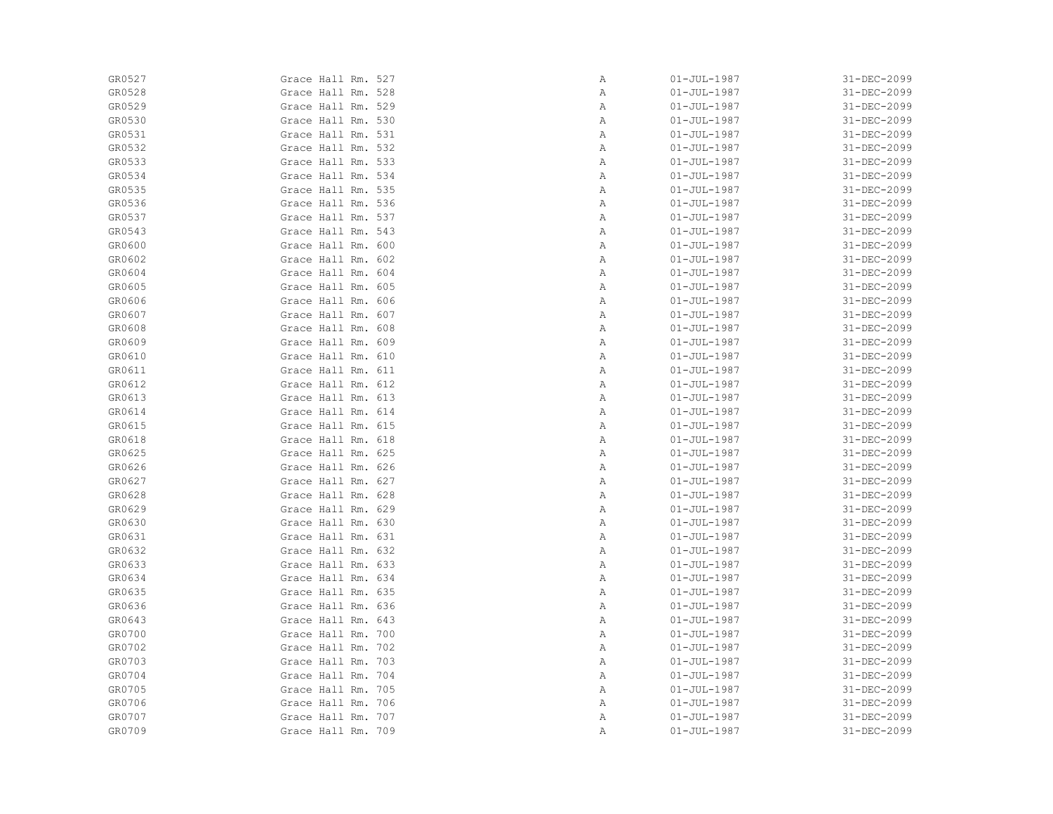| | | | | |
|---|---|---|---|---|
| GR0527 | Grace Hall Rm. 527 | A | 01-JUL-1987 | 31-DEC-2099 |
| GR0528 | Grace Hall Rm. 528 | A | 01-JUL-1987 | 31-DEC-2099 |
| GR0529 | Grace Hall Rm. 529 | A | 01-JUL-1987 | 31-DEC-2099 |
| GR0530 | Grace Hall Rm. 530 | A | 01-JUL-1987 | 31-DEC-2099 |
| GR0531 | Grace Hall Rm. 531 | A | 01-JUL-1987 | 31-DEC-2099 |
| GR0532 | Grace Hall Rm. 532 | A | 01-JUL-1987 | 31-DEC-2099 |
| GR0533 | Grace Hall Rm. 533 | A | 01-JUL-1987 | 31-DEC-2099 |
| GR0534 | Grace Hall Rm. 534 | A | 01-JUL-1987 | 31-DEC-2099 |
| GR0535 | Grace Hall Rm. 535 | A | 01-JUL-1987 | 31-DEC-2099 |
| GR0536 | Grace Hall Rm. 536 | A | 01-JUL-1987 | 31-DEC-2099 |
| GR0537 | Grace Hall Rm. 537 | A | 01-JUL-1987 | 31-DEC-2099 |
| GR0543 | Grace Hall Rm. 543 | A | 01-JUL-1987 | 31-DEC-2099 |
| GR0600 | Grace Hall Rm. 600 | A | 01-JUL-1987 | 31-DEC-2099 |
| GR0602 | Grace Hall Rm. 602 | A | 01-JUL-1987 | 31-DEC-2099 |
| GR0604 | Grace Hall Rm. 604 | A | 01-JUL-1987 | 31-DEC-2099 |
| GR0605 | Grace Hall Rm. 605 | A | 01-JUL-1987 | 31-DEC-2099 |
| GR0606 | Grace Hall Rm. 606 | A | 01-JUL-1987 | 31-DEC-2099 |
| GR0607 | Grace Hall Rm. 607 | A | 01-JUL-1987 | 31-DEC-2099 |
| GR0608 | Grace Hall Rm. 608 | A | 01-JUL-1987 | 31-DEC-2099 |
| GR0609 | Grace Hall Rm. 609 | A | 01-JUL-1987 | 31-DEC-2099 |
| GR0610 | Grace Hall Rm. 610 | A | 01-JUL-1987 | 31-DEC-2099 |
| GR0611 | Grace Hall Rm. 611 | A | 01-JUL-1987 | 31-DEC-2099 |
| GR0612 | Grace Hall Rm. 612 | A | 01-JUL-1987 | 31-DEC-2099 |
| GR0613 | Grace Hall Rm. 613 | A | 01-JUL-1987 | 31-DEC-2099 |
| GR0614 | Grace Hall Rm. 614 | A | 01-JUL-1987 | 31-DEC-2099 |
| GR0615 | Grace Hall Rm. 615 | A | 01-JUL-1987 | 31-DEC-2099 |
| GR0618 | Grace Hall Rm. 618 | A | 01-JUL-1987 | 31-DEC-2099 |
| GR0625 | Grace Hall Rm. 625 | A | 01-JUL-1987 | 31-DEC-2099 |
| GR0626 | Grace Hall Rm. 626 | A | 01-JUL-1987 | 31-DEC-2099 |
| GR0627 | Grace Hall Rm. 627 | A | 01-JUL-1987 | 31-DEC-2099 |
| GR0628 | Grace Hall Rm. 628 | A | 01-JUL-1987 | 31-DEC-2099 |
| GR0629 | Grace Hall Rm. 629 | A | 01-JUL-1987 | 31-DEC-2099 |
| GR0630 | Grace Hall Rm. 630 | A | 01-JUL-1987 | 31-DEC-2099 |
| GR0631 | Grace Hall Rm. 631 | A | 01-JUL-1987 | 31-DEC-2099 |
| GR0632 | Grace Hall Rm. 632 | A | 01-JUL-1987 | 31-DEC-2099 |
| GR0633 | Grace Hall Rm. 633 | A | 01-JUL-1987 | 31-DEC-2099 |
| GR0634 | Grace Hall Rm. 634 | A | 01-JUL-1987 | 31-DEC-2099 |
| GR0635 | Grace Hall Rm. 635 | A | 01-JUL-1987 | 31-DEC-2099 |
| GR0636 | Grace Hall Rm. 636 | A | 01-JUL-1987 | 31-DEC-2099 |
| GR0643 | Grace Hall Rm. 643 | A | 01-JUL-1987 | 31-DEC-2099 |
| GR0700 | Grace Hall Rm. 700 | A | 01-JUL-1987 | 31-DEC-2099 |
| GR0702 | Grace Hall Rm. 702 | A | 01-JUL-1987 | 31-DEC-2099 |
| GR0703 | Grace Hall Rm. 703 | A | 01-JUL-1987 | 31-DEC-2099 |
| GR0704 | Grace Hall Rm. 704 | A | 01-JUL-1987 | 31-DEC-2099 |
| GR0705 | Grace Hall Rm. 705 | A | 01-JUL-1987 | 31-DEC-2099 |
| GR0706 | Grace Hall Rm. 706 | A | 01-JUL-1987 | 31-DEC-2099 |
| GR0707 | Grace Hall Rm. 707 | A | 01-JUL-1987 | 31-DEC-2099 |
| GR0709 | Grace Hall Rm. 709 | A | 01-JUL-1987 | 31-DEC-2099 |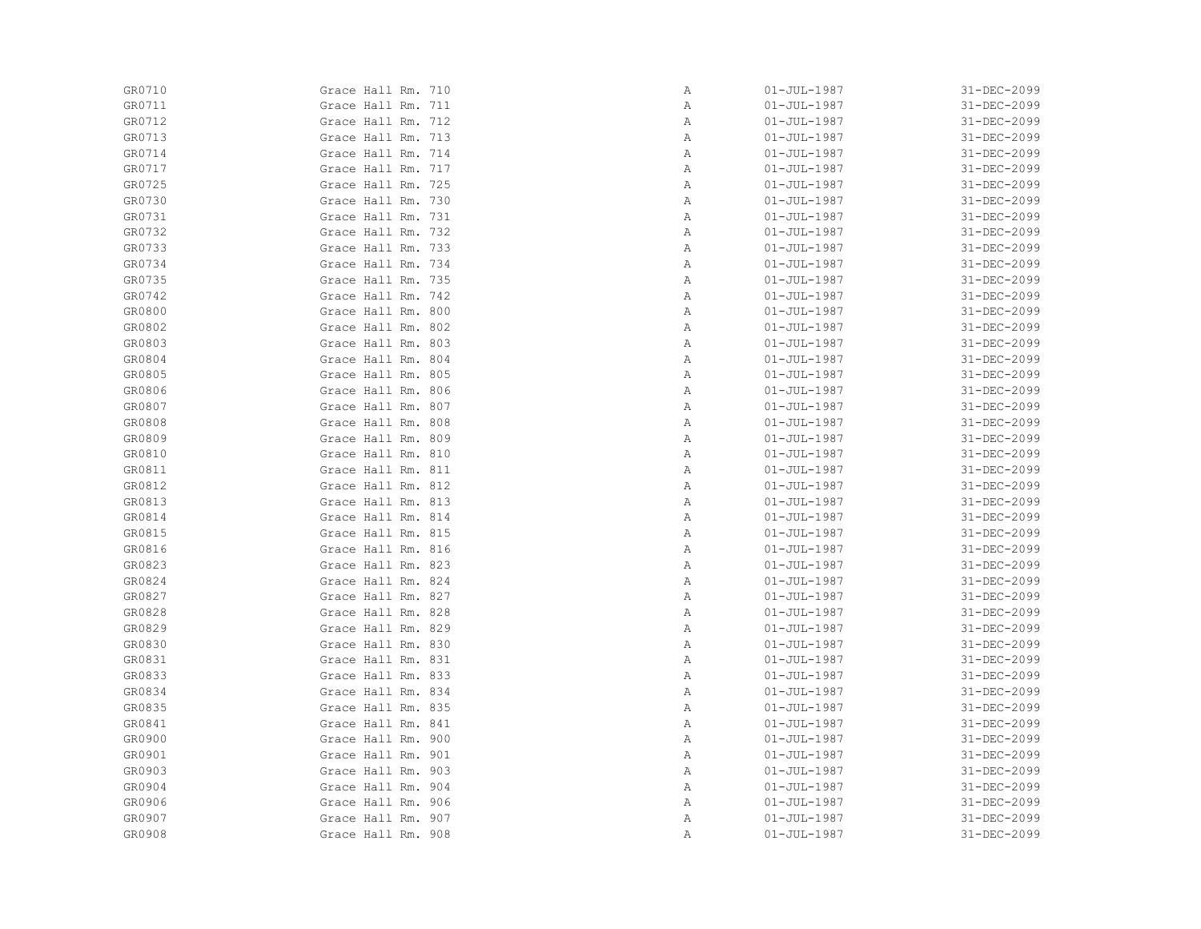| | | | | |
|---|---|---|---|---|
| GR0710 | Grace Hall Rm. 710 | A | 01-JUL-1987 | 31-DEC-2099 |
| GR0711 | Grace Hall Rm. 711 | A | 01-JUL-1987 | 31-DEC-2099 |
| GR0712 | Grace Hall Rm. 712 | A | 01-JUL-1987 | 31-DEC-2099 |
| GR0713 | Grace Hall Rm. 713 | A | 01-JUL-1987 | 31-DEC-2099 |
| GR0714 | Grace Hall Rm. 714 | A | 01-JUL-1987 | 31-DEC-2099 |
| GR0717 | Grace Hall Rm. 717 | A | 01-JUL-1987 | 31-DEC-2099 |
| GR0725 | Grace Hall Rm. 725 | A | 01-JUL-1987 | 31-DEC-2099 |
| GR0730 | Grace Hall Rm. 730 | A | 01-JUL-1987 | 31-DEC-2099 |
| GR0731 | Grace Hall Rm. 731 | A | 01-JUL-1987 | 31-DEC-2099 |
| GR0732 | Grace Hall Rm. 732 | A | 01-JUL-1987 | 31-DEC-2099 |
| GR0733 | Grace Hall Rm. 733 | A | 01-JUL-1987 | 31-DEC-2099 |
| GR0734 | Grace Hall Rm. 734 | A | 01-JUL-1987 | 31-DEC-2099 |
| GR0735 | Grace Hall Rm. 735 | A | 01-JUL-1987 | 31-DEC-2099 |
| GR0742 | Grace Hall Rm. 742 | A | 01-JUL-1987 | 31-DEC-2099 |
| GR0800 | Grace Hall Rm. 800 | A | 01-JUL-1987 | 31-DEC-2099 |
| GR0802 | Grace Hall Rm. 802 | A | 01-JUL-1987 | 31-DEC-2099 |
| GR0803 | Grace Hall Rm. 803 | A | 01-JUL-1987 | 31-DEC-2099 |
| GR0804 | Grace Hall Rm. 804 | A | 01-JUL-1987 | 31-DEC-2099 |
| GR0805 | Grace Hall Rm. 805 | A | 01-JUL-1987 | 31-DEC-2099 |
| GR0806 | Grace Hall Rm. 806 | A | 01-JUL-1987 | 31-DEC-2099 |
| GR0807 | Grace Hall Rm. 807 | A | 01-JUL-1987 | 31-DEC-2099 |
| GR0808 | Grace Hall Rm. 808 | A | 01-JUL-1987 | 31-DEC-2099 |
| GR0809 | Grace Hall Rm. 809 | A | 01-JUL-1987 | 31-DEC-2099 |
| GR0810 | Grace Hall Rm. 810 | A | 01-JUL-1987 | 31-DEC-2099 |
| GR0811 | Grace Hall Rm. 811 | A | 01-JUL-1987 | 31-DEC-2099 |
| GR0812 | Grace Hall Rm. 812 | A | 01-JUL-1987 | 31-DEC-2099 |
| GR0813 | Grace Hall Rm. 813 | A | 01-JUL-1987 | 31-DEC-2099 |
| GR0814 | Grace Hall Rm. 814 | A | 01-JUL-1987 | 31-DEC-2099 |
| GR0815 | Grace Hall Rm. 815 | A | 01-JUL-1987 | 31-DEC-2099 |
| GR0816 | Grace Hall Rm. 816 | A | 01-JUL-1987 | 31-DEC-2099 |
| GR0823 | Grace Hall Rm. 823 | A | 01-JUL-1987 | 31-DEC-2099 |
| GR0824 | Grace Hall Rm. 824 | A | 01-JUL-1987 | 31-DEC-2099 |
| GR0827 | Grace Hall Rm. 827 | A | 01-JUL-1987 | 31-DEC-2099 |
| GR0828 | Grace Hall Rm. 828 | A | 01-JUL-1987 | 31-DEC-2099 |
| GR0829 | Grace Hall Rm. 829 | A | 01-JUL-1987 | 31-DEC-2099 |
| GR0830 | Grace Hall Rm. 830 | A | 01-JUL-1987 | 31-DEC-2099 |
| GR0831 | Grace Hall Rm. 831 | A | 01-JUL-1987 | 31-DEC-2099 |
| GR0833 | Grace Hall Rm. 833 | A | 01-JUL-1987 | 31-DEC-2099 |
| GR0834 | Grace Hall Rm. 834 | A | 01-JUL-1987 | 31-DEC-2099 |
| GR0835 | Grace Hall Rm. 835 | A | 01-JUL-1987 | 31-DEC-2099 |
| GR0841 | Grace Hall Rm. 841 | A | 01-JUL-1987 | 31-DEC-2099 |
| GR0900 | Grace Hall Rm. 900 | A | 01-JUL-1987 | 31-DEC-2099 |
| GR0901 | Grace Hall Rm. 901 | A | 01-JUL-1987 | 31-DEC-2099 |
| GR0903 | Grace Hall Rm. 903 | A | 01-JUL-1987 | 31-DEC-2099 |
| GR0904 | Grace Hall Rm. 904 | A | 01-JUL-1987 | 31-DEC-2099 |
| GR0906 | Grace Hall Rm. 906 | A | 01-JUL-1987 | 31-DEC-2099 |
| GR0907 | Grace Hall Rm. 907 | A | 01-JUL-1987 | 31-DEC-2099 |
| GR0908 | Grace Hall Rm. 908 | A | 01-JUL-1987 | 31-DEC-2099 |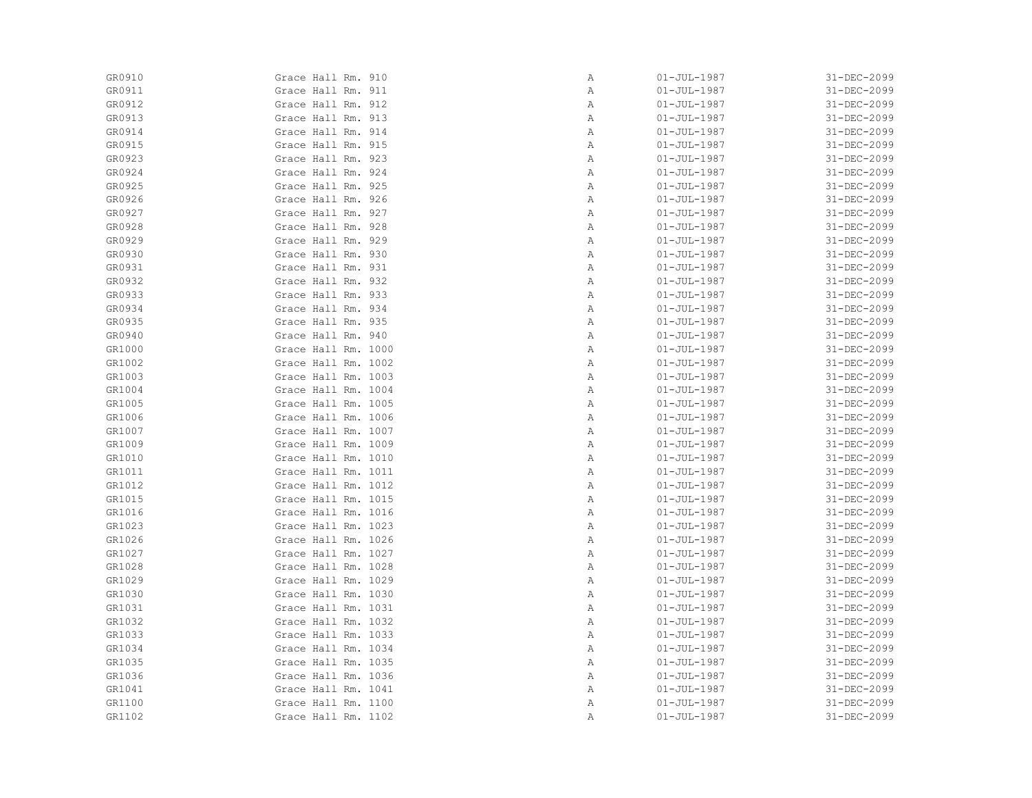| | | | | |
|---|---|---|---|---|
| GR0910 | Grace Hall Rm. 910 | A | 01-JUL-1987 | 31-DEC-2099 |
| GR0911 | Grace Hall Rm. 911 | A | 01-JUL-1987 | 31-DEC-2099 |
| GR0912 | Grace Hall Rm. 912 | A | 01-JUL-1987 | 31-DEC-2099 |
| GR0913 | Grace Hall Rm. 913 | A | 01-JUL-1987 | 31-DEC-2099 |
| GR0914 | Grace Hall Rm. 914 | A | 01-JUL-1987 | 31-DEC-2099 |
| GR0915 | Grace Hall Rm. 915 | A | 01-JUL-1987 | 31-DEC-2099 |
| GR0923 | Grace Hall Rm. 923 | A | 01-JUL-1987 | 31-DEC-2099 |
| GR0924 | Grace Hall Rm. 924 | A | 01-JUL-1987 | 31-DEC-2099 |
| GR0925 | Grace Hall Rm. 925 | A | 01-JUL-1987 | 31-DEC-2099 |
| GR0926 | Grace Hall Rm. 926 | A | 01-JUL-1987 | 31-DEC-2099 |
| GR0927 | Grace Hall Rm. 927 | A | 01-JUL-1987 | 31-DEC-2099 |
| GR0928 | Grace Hall Rm. 928 | A | 01-JUL-1987 | 31-DEC-2099 |
| GR0929 | Grace Hall Rm. 929 | A | 01-JUL-1987 | 31-DEC-2099 |
| GR0930 | Grace Hall Rm. 930 | A | 01-JUL-1987 | 31-DEC-2099 |
| GR0931 | Grace Hall Rm. 931 | A | 01-JUL-1987 | 31-DEC-2099 |
| GR0932 | Grace Hall Rm. 932 | A | 01-JUL-1987 | 31-DEC-2099 |
| GR0933 | Grace Hall Rm. 933 | A | 01-JUL-1987 | 31-DEC-2099 |
| GR0934 | Grace Hall Rm. 934 | A | 01-JUL-1987 | 31-DEC-2099 |
| GR0935 | Grace Hall Rm. 935 | A | 01-JUL-1987 | 31-DEC-2099 |
| GR0940 | Grace Hall Rm. 940 | A | 01-JUL-1987 | 31-DEC-2099 |
| GR1000 | Grace Hall Rm. 1000 | A | 01-JUL-1987 | 31-DEC-2099 |
| GR1002 | Grace Hall Rm. 1002 | A | 01-JUL-1987 | 31-DEC-2099 |
| GR1003 | Grace Hall Rm. 1003 | A | 01-JUL-1987 | 31-DEC-2099 |
| GR1004 | Grace Hall Rm. 1004 | A | 01-JUL-1987 | 31-DEC-2099 |
| GR1005 | Grace Hall Rm. 1005 | A | 01-JUL-1987 | 31-DEC-2099 |
| GR1006 | Grace Hall Rm. 1006 | A | 01-JUL-1987 | 31-DEC-2099 |
| GR1007 | Grace Hall Rm. 1007 | A | 01-JUL-1987 | 31-DEC-2099 |
| GR1009 | Grace Hall Rm. 1009 | A | 01-JUL-1987 | 31-DEC-2099 |
| GR1010 | Grace Hall Rm. 1010 | A | 01-JUL-1987 | 31-DEC-2099 |
| GR1011 | Grace Hall Rm. 1011 | A | 01-JUL-1987 | 31-DEC-2099 |
| GR1012 | Grace Hall Rm. 1012 | A | 01-JUL-1987 | 31-DEC-2099 |
| GR1015 | Grace Hall Rm. 1015 | A | 01-JUL-1987 | 31-DEC-2099 |
| GR1016 | Grace Hall Rm. 1016 | A | 01-JUL-1987 | 31-DEC-2099 |
| GR1023 | Grace Hall Rm. 1023 | A | 01-JUL-1987 | 31-DEC-2099 |
| GR1026 | Grace Hall Rm. 1026 | A | 01-JUL-1987 | 31-DEC-2099 |
| GR1027 | Grace Hall Rm. 1027 | A | 01-JUL-1987 | 31-DEC-2099 |
| GR1028 | Grace Hall Rm. 1028 | A | 01-JUL-1987 | 31-DEC-2099 |
| GR1029 | Grace Hall Rm. 1029 | A | 01-JUL-1987 | 31-DEC-2099 |
| GR1030 | Grace Hall Rm. 1030 | A | 01-JUL-1987 | 31-DEC-2099 |
| GR1031 | Grace Hall Rm. 1031 | A | 01-JUL-1987 | 31-DEC-2099 |
| GR1032 | Grace Hall Rm. 1032 | A | 01-JUL-1987 | 31-DEC-2099 |
| GR1033 | Grace Hall Rm. 1033 | A | 01-JUL-1987 | 31-DEC-2099 |
| GR1034 | Grace Hall Rm. 1034 | A | 01-JUL-1987 | 31-DEC-2099 |
| GR1035 | Grace Hall Rm. 1035 | A | 01-JUL-1987 | 31-DEC-2099 |
| GR1036 | Grace Hall Rm. 1036 | A | 01-JUL-1987 | 31-DEC-2099 |
| GR1041 | Grace Hall Rm. 1041 | A | 01-JUL-1987 | 31-DEC-2099 |
| GR1100 | Grace Hall Rm. 1100 | A | 01-JUL-1987 | 31-DEC-2099 |
| GR1102 | Grace Hall Rm. 1102 | A | 01-JUL-1987 | 31-DEC-2099 |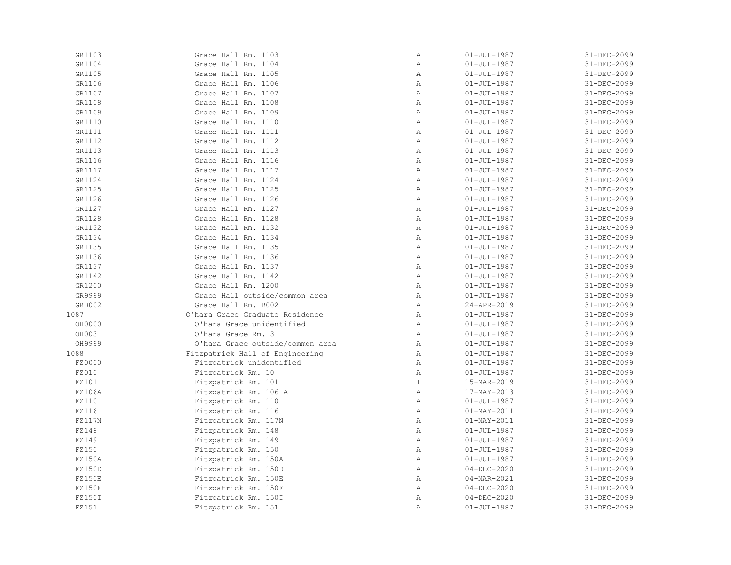| | | | | |
|---|---|---|---|---|
| GR1103 | Grace Hall Rm. 1103 | A | 01-JUL-1987 | 31-DEC-2099 |
| GR1104 | Grace Hall Rm. 1104 | A | 01-JUL-1987 | 31-DEC-2099 |
| GR1105 | Grace Hall Rm. 1105 | A | 01-JUL-1987 | 31-DEC-2099 |
| GR1106 | Grace Hall Rm. 1106 | A | 01-JUL-1987 | 31-DEC-2099 |
| GR1107 | Grace Hall Rm. 1107 | A | 01-JUL-1987 | 31-DEC-2099 |
| GR1108 | Grace Hall Rm. 1108 | A | 01-JUL-1987 | 31-DEC-2099 |
| GR1109 | Grace Hall Rm. 1109 | A | 01-JUL-1987 | 31-DEC-2099 |
| GR1110 | Grace Hall Rm. 1110 | A | 01-JUL-1987 | 31-DEC-2099 |
| GR1111 | Grace Hall Rm. 1111 | A | 01-JUL-1987 | 31-DEC-2099 |
| GR1112 | Grace Hall Rm. 1112 | A | 01-JUL-1987 | 31-DEC-2099 |
| GR1113 | Grace Hall Rm. 1113 | A | 01-JUL-1987 | 31-DEC-2099 |
| GR1116 | Grace Hall Rm. 1116 | A | 01-JUL-1987 | 31-DEC-2099 |
| GR1117 | Grace Hall Rm. 1117 | A | 01-JUL-1987 | 31-DEC-2099 |
| GR1124 | Grace Hall Rm. 1124 | A | 01-JUL-1987 | 31-DEC-2099 |
| GR1125 | Grace Hall Rm. 1125 | A | 01-JUL-1987 | 31-DEC-2099 |
| GR1126 | Grace Hall Rm. 1126 | A | 01-JUL-1987 | 31-DEC-2099 |
| GR1127 | Grace Hall Rm. 1127 | A | 01-JUL-1987 | 31-DEC-2099 |
| GR1128 | Grace Hall Rm. 1128 | A | 01-JUL-1987 | 31-DEC-2099 |
| GR1132 | Grace Hall Rm. 1132 | A | 01-JUL-1987 | 31-DEC-2099 |
| GR1134 | Grace Hall Rm. 1134 | A | 01-JUL-1987 | 31-DEC-2099 |
| GR1135 | Grace Hall Rm. 1135 | A | 01-JUL-1987 | 31-DEC-2099 |
| GR1136 | Grace Hall Rm. 1136 | A | 01-JUL-1987 | 31-DEC-2099 |
| GR1137 | Grace Hall Rm. 1137 | A | 01-JUL-1987 | 31-DEC-2099 |
| GR1142 | Grace Hall Rm. 1142 | A | 01-JUL-1987 | 31-DEC-2099 |
| GR1200 | Grace Hall Rm. 1200 | A | 01-JUL-1987 | 31-DEC-2099 |
| GR9999 | Grace Hall outside/common area | A | 01-JUL-1987 | 31-DEC-2099 |
| GRB002 | Grace Hall Rm. B002 | A | 24-APR-2019 | 31-DEC-2099 |
| 1087 | O'hara Grace Graduate Residence | A | 01-JUL-1987 | 31-DEC-2099 |
| OH0000 | O'hara Grace unidentified | A | 01-JUL-1987 | 31-DEC-2099 |
| OH003 | O'hara Grace Rm. 3 | A | 01-JUL-1987 | 31-DEC-2099 |
| OH9999 | O'hara Grace outside/common area | A | 01-JUL-1987 | 31-DEC-2099 |
| 1088 | Fitzpatrick Hall of Engineering | A | 01-JUL-1987 | 31-DEC-2099 |
| FZ0000 | Fitzpatrick unidentified | A | 01-JUL-1987 | 31-DEC-2099 |
| FZ010 | Fitzpatrick Rm. 10 | A | 01-JUL-1987 | 31-DEC-2099 |
| FZ101 | Fitzpatrick Rm. 101 | I | 15-MAR-2019 | 31-DEC-2099 |
| FZ106A | Fitzpatrick Rm. 106 A | A | 17-MAY-2013 | 31-DEC-2099 |
| FZ110 | Fitzpatrick Rm. 110 | A | 01-JUL-1987 | 31-DEC-2099 |
| FZ116 | Fitzpatrick Rm. 116 | A | 01-MAY-2011 | 31-DEC-2099 |
| FZ117N | Fitzpatrick Rm. 117N | A | 01-MAY-2011 | 31-DEC-2099 |
| FZ148 | Fitzpatrick Rm. 148 | A | 01-JUL-1987 | 31-DEC-2099 |
| FZ149 | Fitzpatrick Rm. 149 | A | 01-JUL-1987 | 31-DEC-2099 |
| FZ150 | Fitzpatrick Rm. 150 | A | 01-JUL-1987 | 31-DEC-2099 |
| FZ150A | Fitzpatrick Rm. 150A | A | 01-JUL-1987 | 31-DEC-2099 |
| FZ150D | Fitzpatrick Rm. 150D | A | 04-DEC-2020 | 31-DEC-2099 |
| FZ150E | Fitzpatrick Rm. 150E | A | 04-MAR-2021 | 31-DEC-2099 |
| FZ150F | Fitzpatrick Rm. 150F | A | 04-DEC-2020 | 31-DEC-2099 |
| FZ150I | Fitzpatrick Rm. 150I | A | 04-DEC-2020 | 31-DEC-2099 |
| FZ151 | Fitzpatrick Rm. 151 | A | 01-JUL-1987 | 31-DEC-2099 |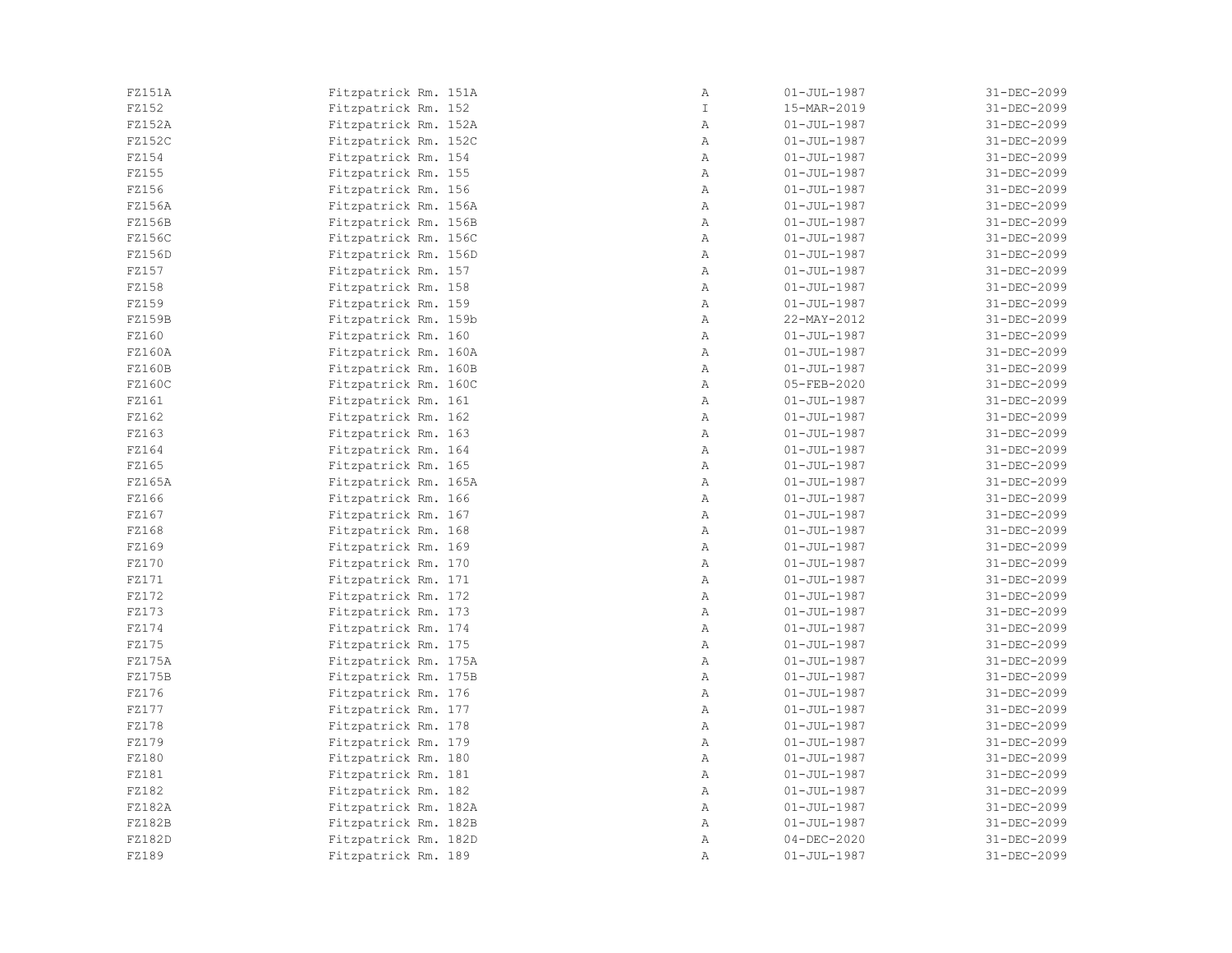| | | | | |
|---|---|---|---|---|
| FZ151A | Fitzpatrick Rm. 151A | A | 01-JUL-1987 | 31-DEC-2099 |
| FZ152 | Fitzpatrick Rm. 152 | I | 15-MAR-2019 | 31-DEC-2099 |
| FZ152A | Fitzpatrick Rm. 152A | A | 01-JUL-1987 | 31-DEC-2099 |
| FZ152C | Fitzpatrick Rm. 152C | A | 01-JUL-1987 | 31-DEC-2099 |
| FZ154 | Fitzpatrick Rm. 154 | A | 01-JUL-1987 | 31-DEC-2099 |
| FZ155 | Fitzpatrick Rm. 155 | A | 01-JUL-1987 | 31-DEC-2099 |
| FZ156 | Fitzpatrick Rm. 156 | A | 01-JUL-1987 | 31-DEC-2099 |
| FZ156A | Fitzpatrick Rm. 156A | A | 01-JUL-1987 | 31-DEC-2099 |
| FZ156B | Fitzpatrick Rm. 156B | A | 01-JUL-1987 | 31-DEC-2099 |
| FZ156C | Fitzpatrick Rm. 156C | A | 01-JUL-1987 | 31-DEC-2099 |
| FZ156D | Fitzpatrick Rm. 156D | A | 01-JUL-1987 | 31-DEC-2099 |
| FZ157 | Fitzpatrick Rm. 157 | A | 01-JUL-1987 | 31-DEC-2099 |
| FZ158 | Fitzpatrick Rm. 158 | A | 01-JUL-1987 | 31-DEC-2099 |
| FZ159 | Fitzpatrick Rm. 159 | A | 01-JUL-1987 | 31-DEC-2099 |
| FZ159B | Fitzpatrick Rm. 159b | A | 22-MAY-2012 | 31-DEC-2099 |
| FZ160 | Fitzpatrick Rm. 160 | A | 01-JUL-1987 | 31-DEC-2099 |
| FZ160A | Fitzpatrick Rm. 160A | A | 01-JUL-1987 | 31-DEC-2099 |
| FZ160B | Fitzpatrick Rm. 160B | A | 01-JUL-1987 | 31-DEC-2099 |
| FZ160C | Fitzpatrick Rm. 160C | A | 05-FEB-2020 | 31-DEC-2099 |
| FZ161 | Fitzpatrick Rm. 161 | A | 01-JUL-1987 | 31-DEC-2099 |
| FZ162 | Fitzpatrick Rm. 162 | A | 01-JUL-1987 | 31-DEC-2099 |
| FZ163 | Fitzpatrick Rm. 163 | A | 01-JUL-1987 | 31-DEC-2099 |
| FZ164 | Fitzpatrick Rm. 164 | A | 01-JUL-1987 | 31-DEC-2099 |
| FZ165 | Fitzpatrick Rm. 165 | A | 01-JUL-1987 | 31-DEC-2099 |
| FZ165A | Fitzpatrick Rm. 165A | A | 01-JUL-1987 | 31-DEC-2099 |
| FZ166 | Fitzpatrick Rm. 166 | A | 01-JUL-1987 | 31-DEC-2099 |
| FZ167 | Fitzpatrick Rm. 167 | A | 01-JUL-1987 | 31-DEC-2099 |
| FZ168 | Fitzpatrick Rm. 168 | A | 01-JUL-1987 | 31-DEC-2099 |
| FZ169 | Fitzpatrick Rm. 169 | A | 01-JUL-1987 | 31-DEC-2099 |
| FZ170 | Fitzpatrick Rm. 170 | A | 01-JUL-1987 | 31-DEC-2099 |
| FZ171 | Fitzpatrick Rm. 171 | A | 01-JUL-1987 | 31-DEC-2099 |
| FZ172 | Fitzpatrick Rm. 172 | A | 01-JUL-1987 | 31-DEC-2099 |
| FZ173 | Fitzpatrick Rm. 173 | A | 01-JUL-1987 | 31-DEC-2099 |
| FZ174 | Fitzpatrick Rm. 174 | A | 01-JUL-1987 | 31-DEC-2099 |
| FZ175 | Fitzpatrick Rm. 175 | A | 01-JUL-1987 | 31-DEC-2099 |
| FZ175A | Fitzpatrick Rm. 175A | A | 01-JUL-1987 | 31-DEC-2099 |
| FZ175B | Fitzpatrick Rm. 175B | A | 01-JUL-1987 | 31-DEC-2099 |
| FZ176 | Fitzpatrick Rm. 176 | A | 01-JUL-1987 | 31-DEC-2099 |
| FZ177 | Fitzpatrick Rm. 177 | A | 01-JUL-1987 | 31-DEC-2099 |
| FZ178 | Fitzpatrick Rm. 178 | A | 01-JUL-1987 | 31-DEC-2099 |
| FZ179 | Fitzpatrick Rm. 179 | A | 01-JUL-1987 | 31-DEC-2099 |
| FZ180 | Fitzpatrick Rm. 180 | A | 01-JUL-1987 | 31-DEC-2099 |
| FZ181 | Fitzpatrick Rm. 181 | A | 01-JUL-1987 | 31-DEC-2099 |
| FZ182 | Fitzpatrick Rm. 182 | A | 01-JUL-1987 | 31-DEC-2099 |
| FZ182A | Fitzpatrick Rm. 182A | A | 01-JUL-1987 | 31-DEC-2099 |
| FZ182B | Fitzpatrick Rm. 182B | A | 01-JUL-1987 | 31-DEC-2099 |
| FZ182D | Fitzpatrick Rm. 182D | A | 04-DEC-2020 | 31-DEC-2099 |
| FZ189 | Fitzpatrick Rm. 189 | A | 01-JUL-1987 | 31-DEC-2099 |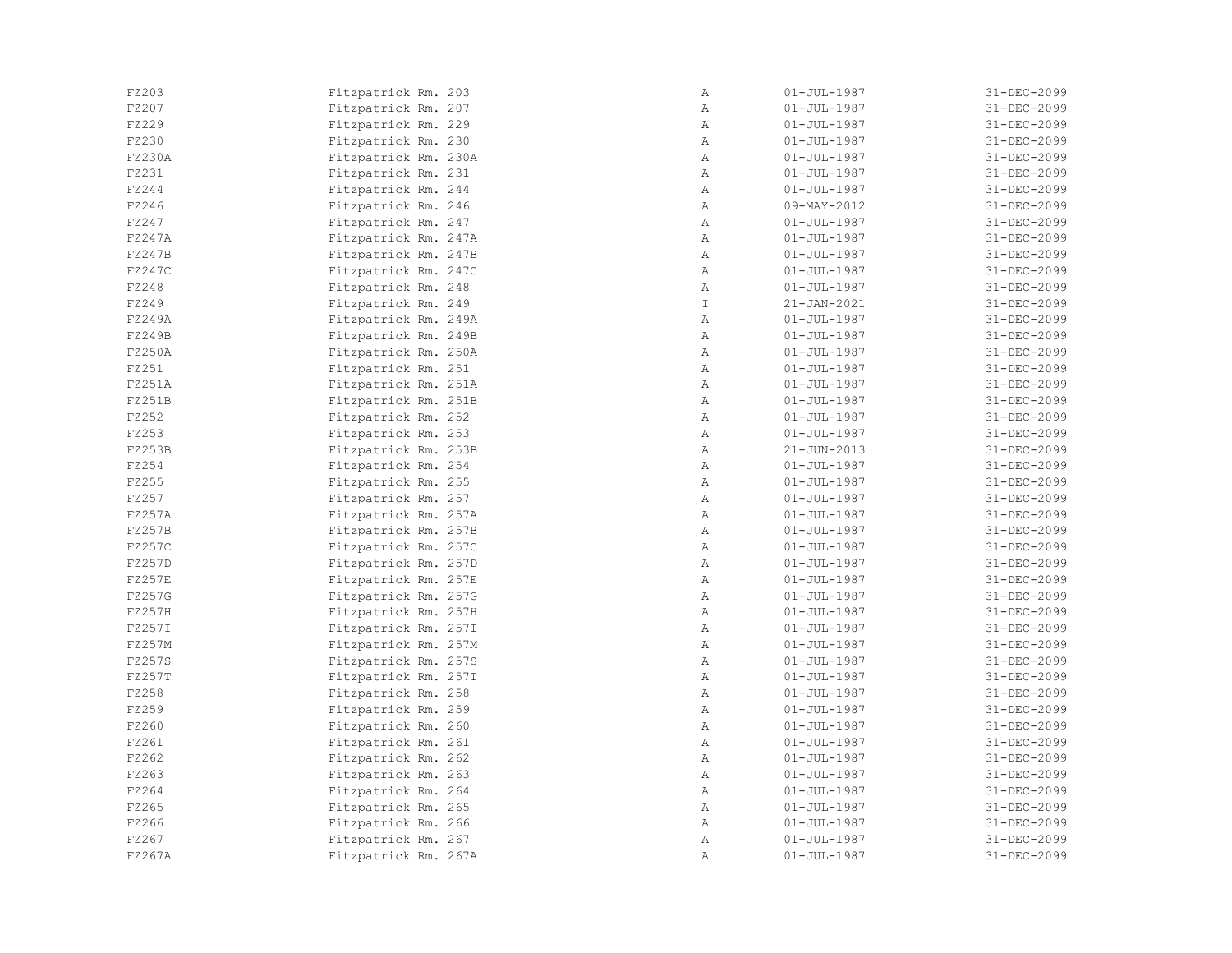| | | | | |
|---|---|---|---|---|
| FZ203 | Fitzpatrick Rm. 203 | A | 01-JUL-1987 | 31-DEC-2099 |
| FZ207 | Fitzpatrick Rm. 207 | A | 01-JUL-1987 | 31-DEC-2099 |
| FZ229 | Fitzpatrick Rm. 229 | A | 01-JUL-1987 | 31-DEC-2099 |
| FZ230 | Fitzpatrick Rm. 230 | A | 01-JUL-1987 | 31-DEC-2099 |
| FZ230A | Fitzpatrick Rm. 230A | A | 01-JUL-1987 | 31-DEC-2099 |
| FZ231 | Fitzpatrick Rm. 231 | A | 01-JUL-1987 | 31-DEC-2099 |
| FZ244 | Fitzpatrick Rm. 244 | A | 01-JUL-1987 | 31-DEC-2099 |
| FZ246 | Fitzpatrick Rm. 246 | A | 09-MAY-2012 | 31-DEC-2099 |
| FZ247 | Fitzpatrick Rm. 247 | A | 01-JUL-1987 | 31-DEC-2099 |
| FZ247A | Fitzpatrick Rm. 247A | A | 01-JUL-1987 | 31-DEC-2099 |
| FZ247B | Fitzpatrick Rm. 247B | A | 01-JUL-1987 | 31-DEC-2099 |
| FZ247C | Fitzpatrick Rm. 247C | A | 01-JUL-1987 | 31-DEC-2099 |
| FZ248 | Fitzpatrick Rm. 248 | A | 01-JUL-1987 | 31-DEC-2099 |
| FZ249 | Fitzpatrick Rm. 249 | I | 21-JAN-2021 | 31-DEC-2099 |
| FZ249A | Fitzpatrick Rm. 249A | A | 01-JUL-1987 | 31-DEC-2099 |
| FZ249B | Fitzpatrick Rm. 249B | A | 01-JUL-1987 | 31-DEC-2099 |
| FZ250A | Fitzpatrick Rm. 250A | A | 01-JUL-1987 | 31-DEC-2099 |
| FZ251 | Fitzpatrick Rm. 251 | A | 01-JUL-1987 | 31-DEC-2099 |
| FZ251A | Fitzpatrick Rm. 251A | A | 01-JUL-1987 | 31-DEC-2099 |
| FZ251B | Fitzpatrick Rm. 251B | A | 01-JUL-1987 | 31-DEC-2099 |
| FZ252 | Fitzpatrick Rm. 252 | A | 01-JUL-1987 | 31-DEC-2099 |
| FZ253 | Fitzpatrick Rm. 253 | A | 01-JUL-1987 | 31-DEC-2099 |
| FZ253B | Fitzpatrick Rm. 253B | A | 21-JUN-2013 | 31-DEC-2099 |
| FZ254 | Fitzpatrick Rm. 254 | A | 01-JUL-1987 | 31-DEC-2099 |
| FZ255 | Fitzpatrick Rm. 255 | A | 01-JUL-1987 | 31-DEC-2099 |
| FZ257 | Fitzpatrick Rm. 257 | A | 01-JUL-1987 | 31-DEC-2099 |
| FZ257A | Fitzpatrick Rm. 257A | A | 01-JUL-1987 | 31-DEC-2099 |
| FZ257B | Fitzpatrick Rm. 257B | A | 01-JUL-1987 | 31-DEC-2099 |
| FZ257C | Fitzpatrick Rm. 257C | A | 01-JUL-1987 | 31-DEC-2099 |
| FZ257D | Fitzpatrick Rm. 257D | A | 01-JUL-1987 | 31-DEC-2099 |
| FZ257E | Fitzpatrick Rm. 257E | A | 01-JUL-1987 | 31-DEC-2099 |
| FZ257G | Fitzpatrick Rm. 257G | A | 01-JUL-1987 | 31-DEC-2099 |
| FZ257H | Fitzpatrick Rm. 257H | A | 01-JUL-1987 | 31-DEC-2099 |
| FZ257I | Fitzpatrick Rm. 257I | A | 01-JUL-1987 | 31-DEC-2099 |
| FZ257M | Fitzpatrick Rm. 257M | A | 01-JUL-1987 | 31-DEC-2099 |
| FZ257S | Fitzpatrick Rm. 257S | A | 01-JUL-1987 | 31-DEC-2099 |
| FZ257T | Fitzpatrick Rm. 257T | A | 01-JUL-1987 | 31-DEC-2099 |
| FZ258 | Fitzpatrick Rm. 258 | A | 01-JUL-1987 | 31-DEC-2099 |
| FZ259 | Fitzpatrick Rm. 259 | A | 01-JUL-1987 | 31-DEC-2099 |
| FZ260 | Fitzpatrick Rm. 260 | A | 01-JUL-1987 | 31-DEC-2099 |
| FZ261 | Fitzpatrick Rm. 261 | A | 01-JUL-1987 | 31-DEC-2099 |
| FZ262 | Fitzpatrick Rm. 262 | A | 01-JUL-1987 | 31-DEC-2099 |
| FZ263 | Fitzpatrick Rm. 263 | A | 01-JUL-1987 | 31-DEC-2099 |
| FZ264 | Fitzpatrick Rm. 264 | A | 01-JUL-1987 | 31-DEC-2099 |
| FZ265 | Fitzpatrick Rm. 265 | A | 01-JUL-1987 | 31-DEC-2099 |
| FZ266 | Fitzpatrick Rm. 266 | A | 01-JUL-1987 | 31-DEC-2099 |
| FZ267 | Fitzpatrick Rm. 267 | A | 01-JUL-1987 | 31-DEC-2099 |
| FZ267A | Fitzpatrick Rm. 267A | A | 01-JUL-1987 | 31-DEC-2099 |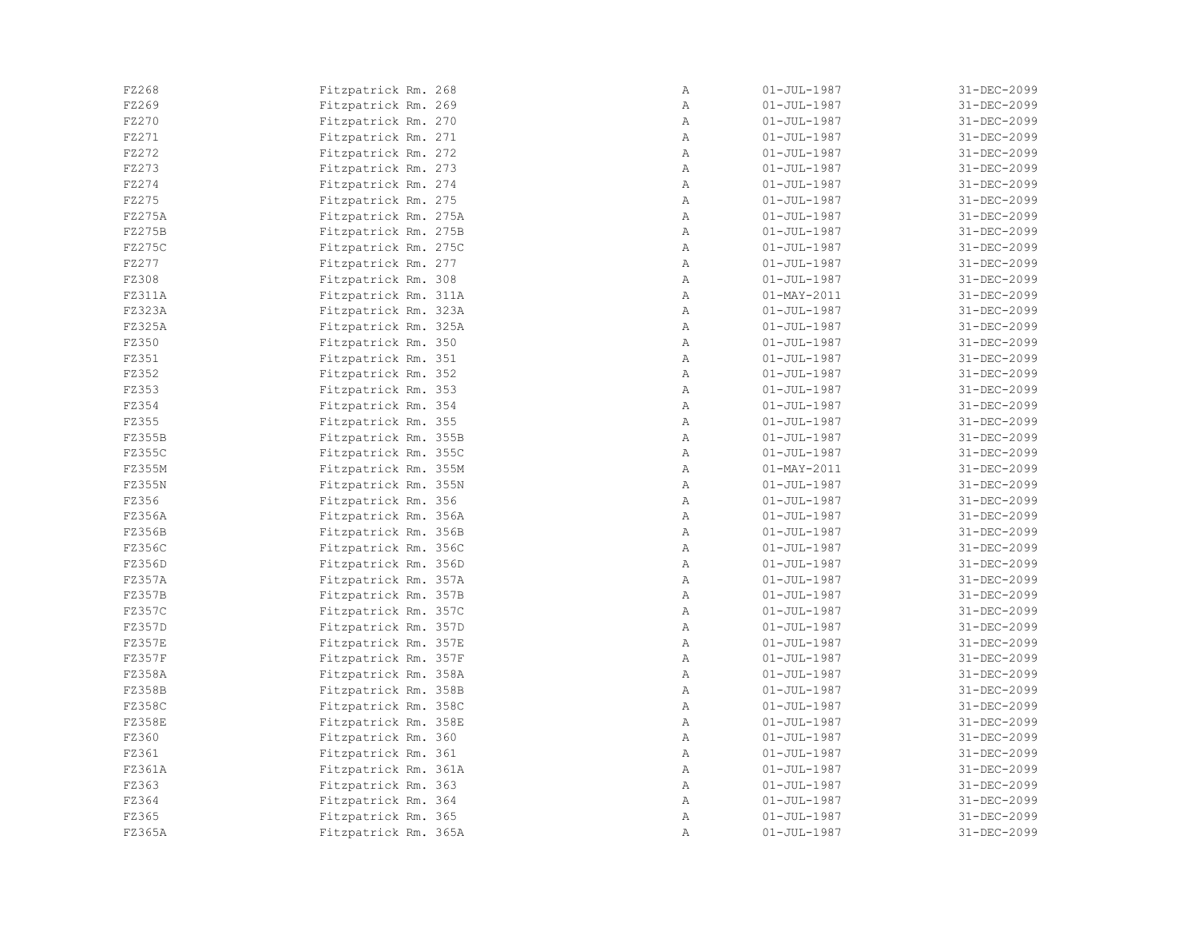| | | | | |
|---|---|---|---|---|
| FZ268 | Fitzpatrick Rm. 268 | A | 01-JUL-1987 | 31-DEC-2099 |
| FZ269 | Fitzpatrick Rm. 269 | A | 01-JUL-1987 | 31-DEC-2099 |
| FZ270 | Fitzpatrick Rm. 270 | A | 01-JUL-1987 | 31-DEC-2099 |
| FZ271 | Fitzpatrick Rm. 271 | A | 01-JUL-1987 | 31-DEC-2099 |
| FZ272 | Fitzpatrick Rm. 272 | A | 01-JUL-1987 | 31-DEC-2099 |
| FZ273 | Fitzpatrick Rm. 273 | A | 01-JUL-1987 | 31-DEC-2099 |
| FZ274 | Fitzpatrick Rm. 274 | A | 01-JUL-1987 | 31-DEC-2099 |
| FZ275 | Fitzpatrick Rm. 275 | A | 01-JUL-1987 | 31-DEC-2099 |
| FZ275A | Fitzpatrick Rm. 275A | A | 01-JUL-1987 | 31-DEC-2099 |
| FZ275B | Fitzpatrick Rm. 275B | A | 01-JUL-1987 | 31-DEC-2099 |
| FZ275C | Fitzpatrick Rm. 275C | A | 01-JUL-1987 | 31-DEC-2099 |
| FZ277 | Fitzpatrick Rm. 277 | A | 01-JUL-1987 | 31-DEC-2099 |
| FZ308 | Fitzpatrick Rm. 308 | A | 01-JUL-1987 | 31-DEC-2099 |
| FZ311A | Fitzpatrick Rm. 311A | A | 01-MAY-2011 | 31-DEC-2099 |
| FZ323A | Fitzpatrick Rm. 323A | A | 01-JUL-1987 | 31-DEC-2099 |
| FZ325A | Fitzpatrick Rm. 325A | A | 01-JUL-1987 | 31-DEC-2099 |
| FZ350 | Fitzpatrick Rm. 350 | A | 01-JUL-1987 | 31-DEC-2099 |
| FZ351 | Fitzpatrick Rm. 351 | A | 01-JUL-1987 | 31-DEC-2099 |
| FZ352 | Fitzpatrick Rm. 352 | A | 01-JUL-1987 | 31-DEC-2099 |
| FZ353 | Fitzpatrick Rm. 353 | A | 01-JUL-1987 | 31-DEC-2099 |
| FZ354 | Fitzpatrick Rm. 354 | A | 01-JUL-1987 | 31-DEC-2099 |
| FZ355 | Fitzpatrick Rm. 355 | A | 01-JUL-1987 | 31-DEC-2099 |
| FZ355B | Fitzpatrick Rm. 355B | A | 01-JUL-1987 | 31-DEC-2099 |
| FZ355C | Fitzpatrick Rm. 355C | A | 01-JUL-1987 | 31-DEC-2099 |
| FZ355M | Fitzpatrick Rm. 355M | A | 01-MAY-2011 | 31-DEC-2099 |
| FZ355N | Fitzpatrick Rm. 355N | A | 01-JUL-1987 | 31-DEC-2099 |
| FZ356 | Fitzpatrick Rm. 356 | A | 01-JUL-1987 | 31-DEC-2099 |
| FZ356A | Fitzpatrick Rm. 356A | A | 01-JUL-1987 | 31-DEC-2099 |
| FZ356B | Fitzpatrick Rm. 356B | A | 01-JUL-1987 | 31-DEC-2099 |
| FZ356C | Fitzpatrick Rm. 356C | A | 01-JUL-1987 | 31-DEC-2099 |
| FZ356D | Fitzpatrick Rm. 356D | A | 01-JUL-1987 | 31-DEC-2099 |
| FZ357A | Fitzpatrick Rm. 357A | A | 01-JUL-1987 | 31-DEC-2099 |
| FZ357B | Fitzpatrick Rm. 357B | A | 01-JUL-1987 | 31-DEC-2099 |
| FZ357C | Fitzpatrick Rm. 357C | A | 01-JUL-1987 | 31-DEC-2099 |
| FZ357D | Fitzpatrick Rm. 357D | A | 01-JUL-1987 | 31-DEC-2099 |
| FZ357E | Fitzpatrick Rm. 357E | A | 01-JUL-1987 | 31-DEC-2099 |
| FZ357F | Fitzpatrick Rm. 357F | A | 01-JUL-1987 | 31-DEC-2099 |
| FZ358A | Fitzpatrick Rm. 358A | A | 01-JUL-1987 | 31-DEC-2099 |
| FZ358B | Fitzpatrick Rm. 358B | A | 01-JUL-1987 | 31-DEC-2099 |
| FZ358C | Fitzpatrick Rm. 358C | A | 01-JUL-1987 | 31-DEC-2099 |
| FZ358E | Fitzpatrick Rm. 358E | A | 01-JUL-1987 | 31-DEC-2099 |
| FZ360 | Fitzpatrick Rm. 360 | A | 01-JUL-1987 | 31-DEC-2099 |
| FZ361 | Fitzpatrick Rm. 361 | A | 01-JUL-1987 | 31-DEC-2099 |
| FZ361A | Fitzpatrick Rm. 361A | A | 01-JUL-1987 | 31-DEC-2099 |
| FZ363 | Fitzpatrick Rm. 363 | A | 01-JUL-1987 | 31-DEC-2099 |
| FZ364 | Fitzpatrick Rm. 364 | A | 01-JUL-1987 | 31-DEC-2099 |
| FZ365 | Fitzpatrick Rm. 365 | A | 01-JUL-1987 | 31-DEC-2099 |
| FZ365A | Fitzpatrick Rm. 365A | A | 01-JUL-1987 | 31-DEC-2099 |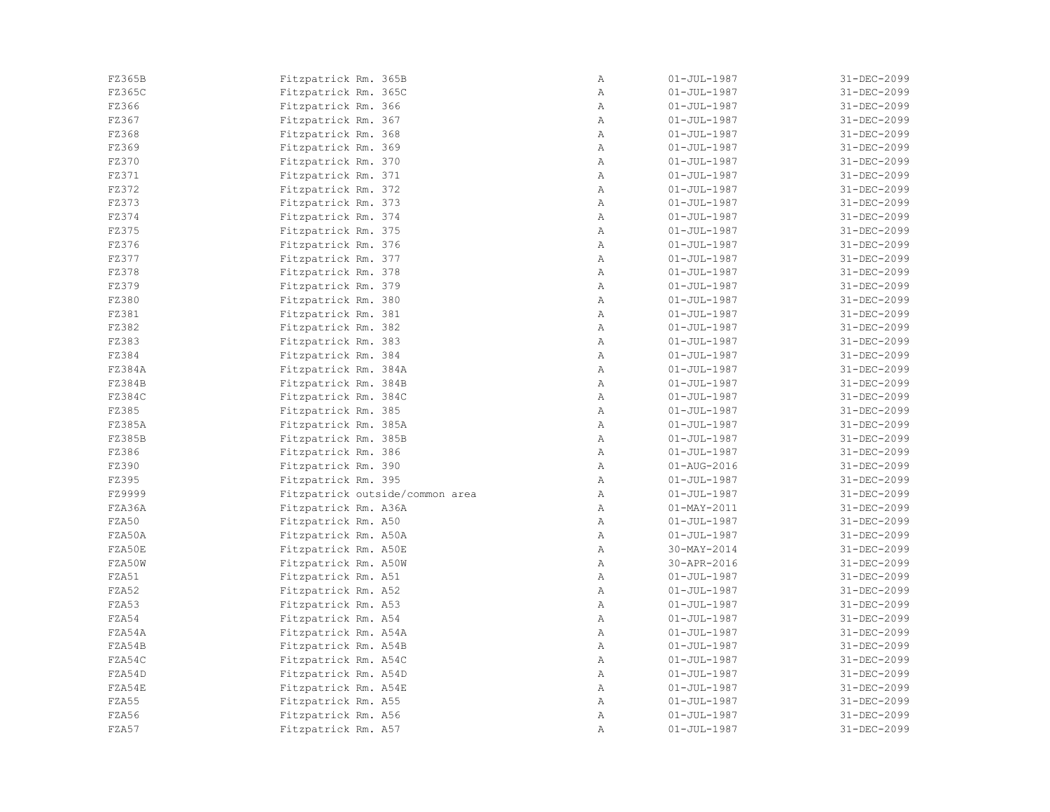| | | | | |
|---|---|---|---|---|
| FZ365B | Fitzpatrick Rm. 365B | A | 01-JUL-1987 | 31-DEC-2099 |
| FZ365C | Fitzpatrick Rm. 365C | A | 01-JUL-1987 | 31-DEC-2099 |
| FZ366 | Fitzpatrick Rm. 366 | A | 01-JUL-1987 | 31-DEC-2099 |
| FZ367 | Fitzpatrick Rm. 367 | A | 01-JUL-1987 | 31-DEC-2099 |
| FZ368 | Fitzpatrick Rm. 368 | A | 01-JUL-1987 | 31-DEC-2099 |
| FZ369 | Fitzpatrick Rm. 369 | A | 01-JUL-1987 | 31-DEC-2099 |
| FZ370 | Fitzpatrick Rm. 370 | A | 01-JUL-1987 | 31-DEC-2099 |
| FZ371 | Fitzpatrick Rm. 371 | A | 01-JUL-1987 | 31-DEC-2099 |
| FZ372 | Fitzpatrick Rm. 372 | A | 01-JUL-1987 | 31-DEC-2099 |
| FZ373 | Fitzpatrick Rm. 373 | A | 01-JUL-1987 | 31-DEC-2099 |
| FZ374 | Fitzpatrick Rm. 374 | A | 01-JUL-1987 | 31-DEC-2099 |
| FZ375 | Fitzpatrick Rm. 375 | A | 01-JUL-1987 | 31-DEC-2099 |
| FZ376 | Fitzpatrick Rm. 376 | A | 01-JUL-1987 | 31-DEC-2099 |
| FZ377 | Fitzpatrick Rm. 377 | A | 01-JUL-1987 | 31-DEC-2099 |
| FZ378 | Fitzpatrick Rm. 378 | A | 01-JUL-1987 | 31-DEC-2099 |
| FZ379 | Fitzpatrick Rm. 379 | A | 01-JUL-1987 | 31-DEC-2099 |
| FZ380 | Fitzpatrick Rm. 380 | A | 01-JUL-1987 | 31-DEC-2099 |
| FZ381 | Fitzpatrick Rm. 381 | A | 01-JUL-1987 | 31-DEC-2099 |
| FZ382 | Fitzpatrick Rm. 382 | A | 01-JUL-1987 | 31-DEC-2099 |
| FZ383 | Fitzpatrick Rm. 383 | A | 01-JUL-1987 | 31-DEC-2099 |
| FZ384 | Fitzpatrick Rm. 384 | A | 01-JUL-1987 | 31-DEC-2099 |
| FZ384A | Fitzpatrick Rm. 384A | A | 01-JUL-1987 | 31-DEC-2099 |
| FZ384B | Fitzpatrick Rm. 384B | A | 01-JUL-1987 | 31-DEC-2099 |
| FZ384C | Fitzpatrick Rm. 384C | A | 01-JUL-1987 | 31-DEC-2099 |
| FZ385 | Fitzpatrick Rm. 385 | A | 01-JUL-1987 | 31-DEC-2099 |
| FZ385A | Fitzpatrick Rm. 385A | A | 01-JUL-1987 | 31-DEC-2099 |
| FZ385B | Fitzpatrick Rm. 385B | A | 01-JUL-1987 | 31-DEC-2099 |
| FZ386 | Fitzpatrick Rm. 386 | A | 01-JUL-1987 | 31-DEC-2099 |
| FZ390 | Fitzpatrick Rm. 390 | A | 01-AUG-2016 | 31-DEC-2099 |
| FZ395 | Fitzpatrick Rm. 395 | A | 01-JUL-1987 | 31-DEC-2099 |
| FZ9999 | Fitzpatrick outside/common area | A | 01-JUL-1987 | 31-DEC-2099 |
| FZA36A | Fitzpatrick Rm. A36A | A | 01-MAY-2011 | 31-DEC-2099 |
| FZA50 | Fitzpatrick Rm. A50 | A | 01-JUL-1987 | 31-DEC-2099 |
| FZA50A | Fitzpatrick Rm. A50A | A | 01-JUL-1987 | 31-DEC-2099 |
| FZA50E | Fitzpatrick Rm. A50E | A | 30-MAY-2014 | 31-DEC-2099 |
| FZA50W | Fitzpatrick Rm. A50W | A | 30-APR-2016 | 31-DEC-2099 |
| FZA51 | Fitzpatrick Rm. A51 | A | 01-JUL-1987 | 31-DEC-2099 |
| FZA52 | Fitzpatrick Rm. A52 | A | 01-JUL-1987 | 31-DEC-2099 |
| FZA53 | Fitzpatrick Rm. A53 | A | 01-JUL-1987 | 31-DEC-2099 |
| FZA54 | Fitzpatrick Rm. A54 | A | 01-JUL-1987 | 31-DEC-2099 |
| FZA54A | Fitzpatrick Rm. A54A | A | 01-JUL-1987 | 31-DEC-2099 |
| FZA54B | Fitzpatrick Rm. A54B | A | 01-JUL-1987 | 31-DEC-2099 |
| FZA54C | Fitzpatrick Rm. A54C | A | 01-JUL-1987 | 31-DEC-2099 |
| FZA54D | Fitzpatrick Rm. A54D | A | 01-JUL-1987 | 31-DEC-2099 |
| FZA54E | Fitzpatrick Rm. A54E | A | 01-JUL-1987 | 31-DEC-2099 |
| FZA55 | Fitzpatrick Rm. A55 | A | 01-JUL-1987 | 31-DEC-2099 |
| FZA56 | Fitzpatrick Rm. A56 | A | 01-JUL-1987 | 31-DEC-2099 |
| FZA57 | Fitzpatrick Rm. A57 | A | 01-JUL-1987 | 31-DEC-2099 |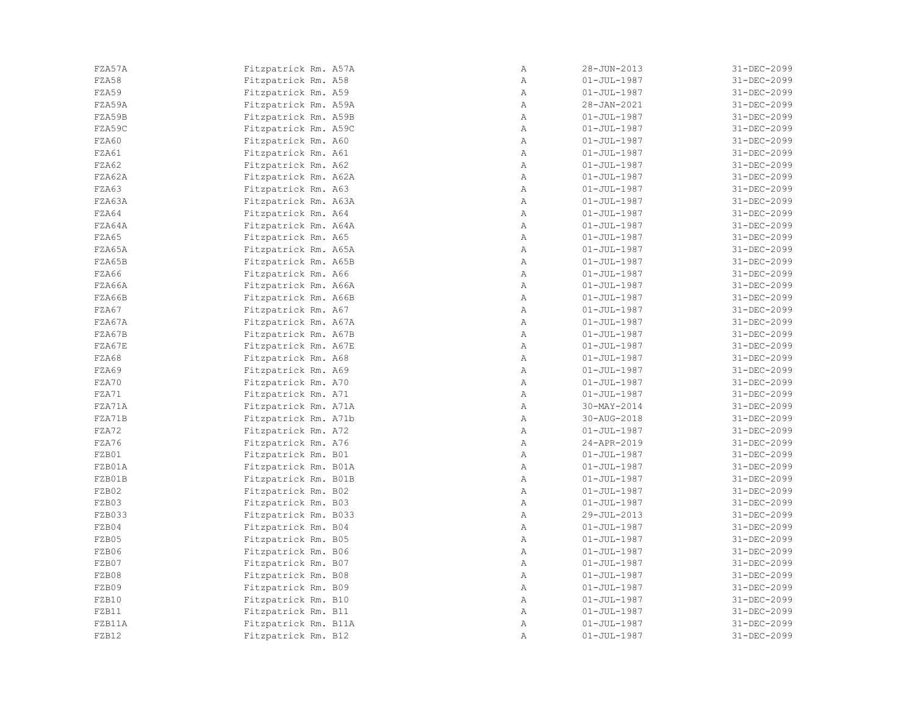| | | | | |
|---|---|---|---|---|
| FZA57A | Fitzpatrick Rm. A57A | A | 28-JUN-2013 | 31-DEC-2099 |
| FZA58 | Fitzpatrick Rm. A58 | A | 01-JUL-1987 | 31-DEC-2099 |
| FZA59 | Fitzpatrick Rm. A59 | A | 01-JUL-1987 | 31-DEC-2099 |
| FZA59A | Fitzpatrick Rm. A59A | A | 28-JAN-2021 | 31-DEC-2099 |
| FZA59B | Fitzpatrick Rm. A59B | A | 01-JUL-1987 | 31-DEC-2099 |
| FZA59C | Fitzpatrick Rm. A59C | A | 01-JUL-1987 | 31-DEC-2099 |
| FZA60 | Fitzpatrick Rm. A60 | A | 01-JUL-1987 | 31-DEC-2099 |
| FZA61 | Fitzpatrick Rm. A61 | A | 01-JUL-1987 | 31-DEC-2099 |
| FZA62 | Fitzpatrick Rm. A62 | A | 01-JUL-1987 | 31-DEC-2099 |
| FZA62A | Fitzpatrick Rm. A62A | A | 01-JUL-1987 | 31-DEC-2099 |
| FZA63 | Fitzpatrick Rm. A63 | A | 01-JUL-1987 | 31-DEC-2099 |
| FZA63A | Fitzpatrick Rm. A63A | A | 01-JUL-1987 | 31-DEC-2099 |
| FZA64 | Fitzpatrick Rm. A64 | A | 01-JUL-1987 | 31-DEC-2099 |
| FZA64A | Fitzpatrick Rm. A64A | A | 01-JUL-1987 | 31-DEC-2099 |
| FZA65 | Fitzpatrick Rm. A65 | A | 01-JUL-1987 | 31-DEC-2099 |
| FZA65A | Fitzpatrick Rm. A65A | A | 01-JUL-1987 | 31-DEC-2099 |
| FZA65B | Fitzpatrick Rm. A65B | A | 01-JUL-1987 | 31-DEC-2099 |
| FZA66 | Fitzpatrick Rm. A66 | A | 01-JUL-1987 | 31-DEC-2099 |
| FZA66A | Fitzpatrick Rm. A66A | A | 01-JUL-1987 | 31-DEC-2099 |
| FZA66B | Fitzpatrick Rm. A66B | A | 01-JUL-1987 | 31-DEC-2099 |
| FZA67 | Fitzpatrick Rm. A67 | A | 01-JUL-1987 | 31-DEC-2099 |
| FZA67A | Fitzpatrick Rm. A67A | A | 01-JUL-1987 | 31-DEC-2099 |
| FZA67B | Fitzpatrick Rm. A67B | A | 01-JUL-1987 | 31-DEC-2099 |
| FZA67E | Fitzpatrick Rm. A67E | A | 01-JUL-1987 | 31-DEC-2099 |
| FZA68 | Fitzpatrick Rm. A68 | A | 01-JUL-1987 | 31-DEC-2099 |
| FZA69 | Fitzpatrick Rm. A69 | A | 01-JUL-1987 | 31-DEC-2099 |
| FZA70 | Fitzpatrick Rm. A70 | A | 01-JUL-1987 | 31-DEC-2099 |
| FZA71 | Fitzpatrick Rm. A71 | A | 01-JUL-1987 | 31-DEC-2099 |
| FZA71A | Fitzpatrick Rm. A71A | A | 30-MAY-2014 | 31-DEC-2099 |
| FZA71B | Fitzpatrick Rm. A71b | A | 30-AUG-2018 | 31-DEC-2099 |
| FZA72 | Fitzpatrick Rm. A72 | A | 01-JUL-1987 | 31-DEC-2099 |
| FZA76 | Fitzpatrick Rm. A76 | A | 24-APR-2019 | 31-DEC-2099 |
| FZB01 | Fitzpatrick Rm. B01 | A | 01-JUL-1987 | 31-DEC-2099 |
| FZB01A | Fitzpatrick Rm. B01A | A | 01-JUL-1987 | 31-DEC-2099 |
| FZB01B | Fitzpatrick Rm. B01B | A | 01-JUL-1987 | 31-DEC-2099 |
| FZB02 | Fitzpatrick Rm. B02 | A | 01-JUL-1987 | 31-DEC-2099 |
| FZB03 | Fitzpatrick Rm. B03 | A | 01-JUL-1987 | 31-DEC-2099 |
| FZB033 | Fitzpatrick Rm. B033 | A | 29-JUL-2013 | 31-DEC-2099 |
| FZB04 | Fitzpatrick Rm. B04 | A | 01-JUL-1987 | 31-DEC-2099 |
| FZB05 | Fitzpatrick Rm. B05 | A | 01-JUL-1987 | 31-DEC-2099 |
| FZB06 | Fitzpatrick Rm. B06 | A | 01-JUL-1987 | 31-DEC-2099 |
| FZB07 | Fitzpatrick Rm. B07 | A | 01-JUL-1987 | 31-DEC-2099 |
| FZB08 | Fitzpatrick Rm. B08 | A | 01-JUL-1987 | 31-DEC-2099 |
| FZB09 | Fitzpatrick Rm. B09 | A | 01-JUL-1987 | 31-DEC-2099 |
| FZB10 | Fitzpatrick Rm. B10 | A | 01-JUL-1987 | 31-DEC-2099 |
| FZB11 | Fitzpatrick Rm. B11 | A | 01-JUL-1987 | 31-DEC-2099 |
| FZB11A | Fitzpatrick Rm. B11A | A | 01-JUL-1987 | 31-DEC-2099 |
| FZB12 | Fitzpatrick Rm. B12 | A | 01-JUL-1987 | 31-DEC-2099 |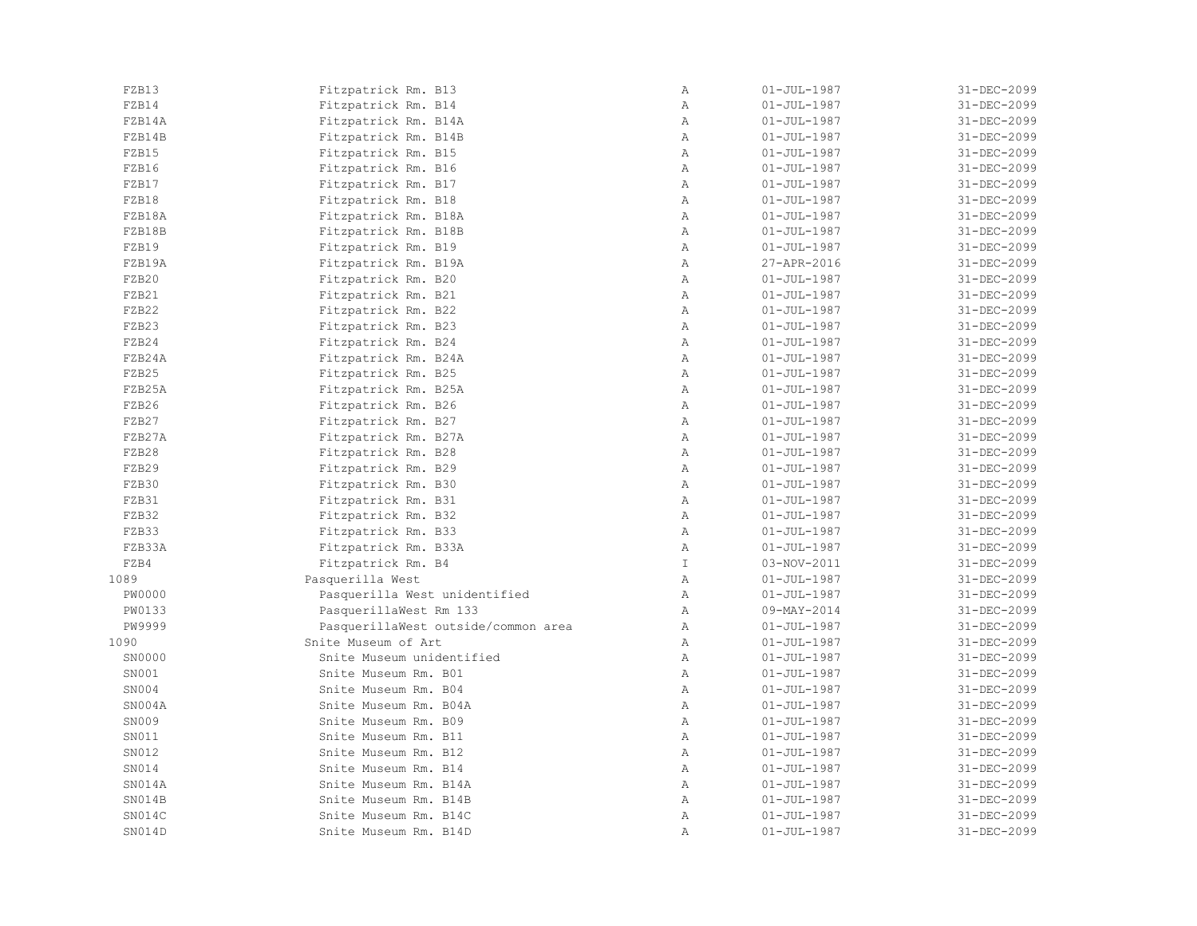| | | | | |
|---|---|---|---|---|
| FZB13 | Fitzpatrick Rm. B13 | A | 01-JUL-1987 | 31-DEC-2099 |
| FZB14 | Fitzpatrick Rm. B14 | A | 01-JUL-1987 | 31-DEC-2099 |
| FZB14A | Fitzpatrick Rm. B14A | A | 01-JUL-1987 | 31-DEC-2099 |
| FZB14B | Fitzpatrick Rm. B14B | A | 01-JUL-1987 | 31-DEC-2099 |
| FZB15 | Fitzpatrick Rm. B15 | A | 01-JUL-1987 | 31-DEC-2099 |
| FZB16 | Fitzpatrick Rm. B16 | A | 01-JUL-1987 | 31-DEC-2099 |
| FZB17 | Fitzpatrick Rm. B17 | A | 01-JUL-1987 | 31-DEC-2099 |
| FZB18 | Fitzpatrick Rm. B18 | A | 01-JUL-1987 | 31-DEC-2099 |
| FZB18A | Fitzpatrick Rm. B18A | A | 01-JUL-1987 | 31-DEC-2099 |
| FZB18B | Fitzpatrick Rm. B18B | A | 01-JUL-1987 | 31-DEC-2099 |
| FZB19 | Fitzpatrick Rm. B19 | A | 01-JUL-1987 | 31-DEC-2099 |
| FZB19A | Fitzpatrick Rm. B19A | A | 27-APR-2016 | 31-DEC-2099 |
| FZB20 | Fitzpatrick Rm. B20 | A | 01-JUL-1987 | 31-DEC-2099 |
| FZB21 | Fitzpatrick Rm. B21 | A | 01-JUL-1987 | 31-DEC-2099 |
| FZB22 | Fitzpatrick Rm. B22 | A | 01-JUL-1987 | 31-DEC-2099 |
| FZB23 | Fitzpatrick Rm. B23 | A | 01-JUL-1987 | 31-DEC-2099 |
| FZB24 | Fitzpatrick Rm. B24 | A | 01-JUL-1987 | 31-DEC-2099 |
| FZB24A | Fitzpatrick Rm. B24A | A | 01-JUL-1987 | 31-DEC-2099 |
| FZB25 | Fitzpatrick Rm. B25 | A | 01-JUL-1987 | 31-DEC-2099 |
| FZB25A | Fitzpatrick Rm. B25A | A | 01-JUL-1987 | 31-DEC-2099 |
| FZB26 | Fitzpatrick Rm. B26 | A | 01-JUL-1987 | 31-DEC-2099 |
| FZB27 | Fitzpatrick Rm. B27 | A | 01-JUL-1987 | 31-DEC-2099 |
| FZB27A | Fitzpatrick Rm. B27A | A | 01-JUL-1987 | 31-DEC-2099 |
| FZB28 | Fitzpatrick Rm. B28 | A | 01-JUL-1987 | 31-DEC-2099 |
| FZB29 | Fitzpatrick Rm. B29 | A | 01-JUL-1987 | 31-DEC-2099 |
| FZB30 | Fitzpatrick Rm. B30 | A | 01-JUL-1987 | 31-DEC-2099 |
| FZB31 | Fitzpatrick Rm. B31 | A | 01-JUL-1987 | 31-DEC-2099 |
| FZB32 | Fitzpatrick Rm. B32 | A | 01-JUL-1987 | 31-DEC-2099 |
| FZB33 | Fitzpatrick Rm. B33 | A | 01-JUL-1987 | 31-DEC-2099 |
| FZB33A | Fitzpatrick Rm. B33A | A | 01-JUL-1987 | 31-DEC-2099 |
| FZB4 | Fitzpatrick Rm. B4 | I | 03-NOV-2011 | 31-DEC-2099 |
| 1089 | Pasquerilla West | A | 01-JUL-1987 | 31-DEC-2099 |
| PW0000 | Pasquerilla West unidentified | A | 01-JUL-1987 | 31-DEC-2099 |
| PW0133 | PasquerillaWest Rm 133 | A | 09-MAY-2014 | 31-DEC-2099 |
| PW9999 | PasquerillaWest outside/common area | A | 01-JUL-1987 | 31-DEC-2099 |
| 1090 | Snite Museum of Art | A | 01-JUL-1987 | 31-DEC-2099 |
| SN0000 | Snite Museum unidentified | A | 01-JUL-1987 | 31-DEC-2099 |
| SN001 | Snite Museum Rm. B01 | A | 01-JUL-1987 | 31-DEC-2099 |
| SN004 | Snite Museum Rm. B04 | A | 01-JUL-1987 | 31-DEC-2099 |
| SN004A | Snite Museum Rm. B04A | A | 01-JUL-1987 | 31-DEC-2099 |
| SN009 | Snite Museum Rm. B09 | A | 01-JUL-1987 | 31-DEC-2099 |
| SN011 | Snite Museum Rm. B11 | A | 01-JUL-1987 | 31-DEC-2099 |
| SN012 | Snite Museum Rm. B12 | A | 01-JUL-1987 | 31-DEC-2099 |
| SN014 | Snite Museum Rm. B14 | A | 01-JUL-1987 | 31-DEC-2099 |
| SN014A | Snite Museum Rm. B14A | A | 01-JUL-1987 | 31-DEC-2099 |
| SN014B | Snite Museum Rm. B14B | A | 01-JUL-1987 | 31-DEC-2099 |
| SN014C | Snite Museum Rm. B14C | A | 01-JUL-1987 | 31-DEC-2099 |
| SN014D | Snite Museum Rm. B14D | A | 01-JUL-1987 | 31-DEC-2099 |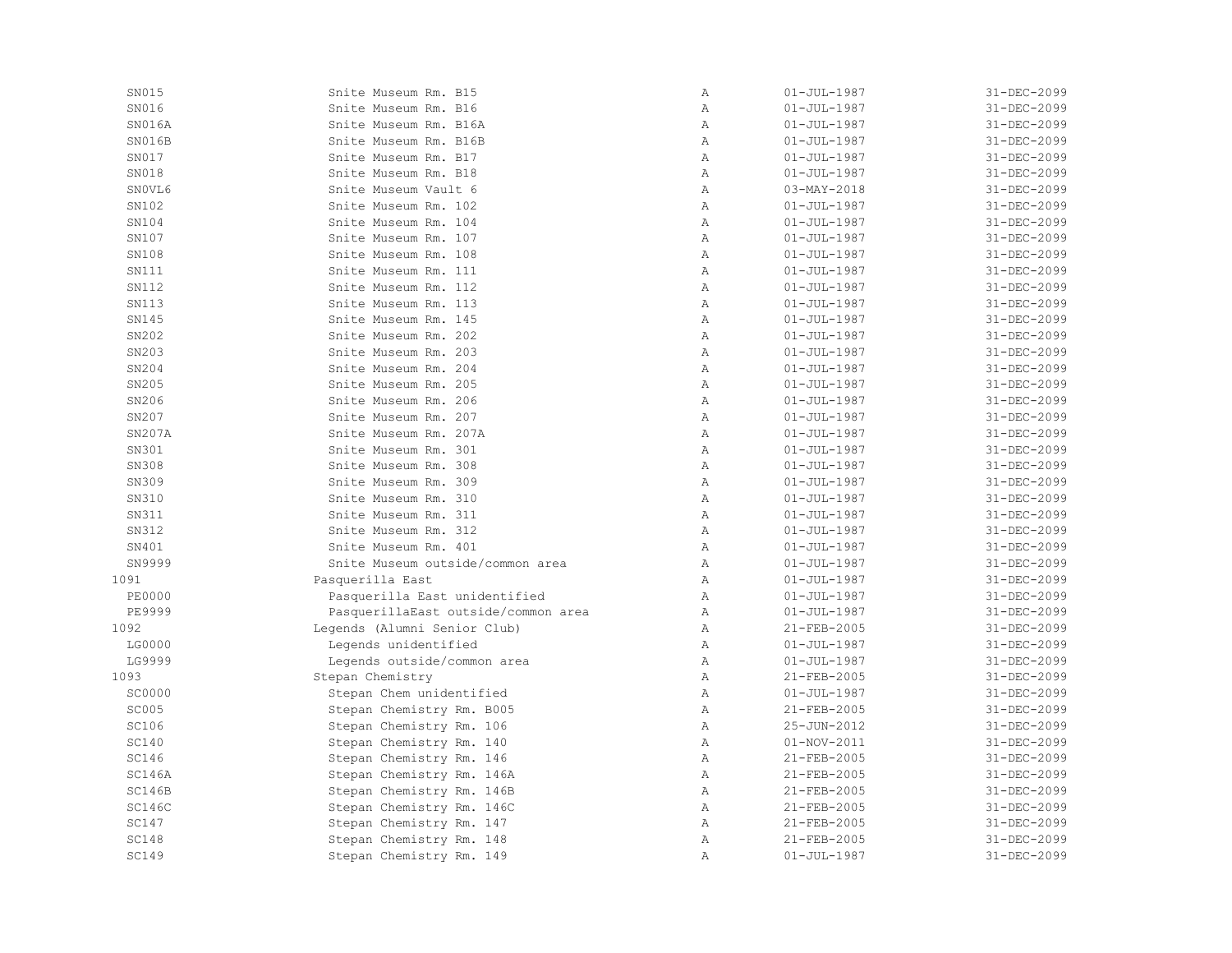| | | | | |
|---|---|---|---|---|
| SN015 | Snite Museum Rm. B15 | A | 01-JUL-1987 | 31-DEC-2099 |
| SN016 | Snite Museum Rm. B16 | A | 01-JUL-1987 | 31-DEC-2099 |
| SN016A | Snite Museum Rm. B16A | A | 01-JUL-1987 | 31-DEC-2099 |
| SN016B | Snite Museum Rm. B16B | A | 01-JUL-1987 | 31-DEC-2099 |
| SN017 | Snite Museum Rm. B17 | A | 01-JUL-1987 | 31-DEC-2099 |
| SN018 | Snite Museum Rm. B18 | A | 01-JUL-1987 | 31-DEC-2099 |
| SN0VL6 | Snite Museum Vault 6 | A | 03-MAY-2018 | 31-DEC-2099 |
| SN102 | Snite Museum Rm. 102 | A | 01-JUL-1987 | 31-DEC-2099 |
| SN104 | Snite Museum Rm. 104 | A | 01-JUL-1987 | 31-DEC-2099 |
| SN107 | Snite Museum Rm. 107 | A | 01-JUL-1987 | 31-DEC-2099 |
| SN108 | Snite Museum Rm. 108 | A | 01-JUL-1987 | 31-DEC-2099 |
| SN111 | Snite Museum Rm. 111 | A | 01-JUL-1987 | 31-DEC-2099 |
| SN112 | Snite Museum Rm. 112 | A | 01-JUL-1987 | 31-DEC-2099 |
| SN113 | Snite Museum Rm. 113 | A | 01-JUL-1987 | 31-DEC-2099 |
| SN145 | Snite Museum Rm. 145 | A | 01-JUL-1987 | 31-DEC-2099 |
| SN202 | Snite Museum Rm. 202 | A | 01-JUL-1987 | 31-DEC-2099 |
| SN203 | Snite Museum Rm. 203 | A | 01-JUL-1987 | 31-DEC-2099 |
| SN204 | Snite Museum Rm. 204 | A | 01-JUL-1987 | 31-DEC-2099 |
| SN205 | Snite Museum Rm. 205 | A | 01-JUL-1987 | 31-DEC-2099 |
| SN206 | Snite Museum Rm. 206 | A | 01-JUL-1987 | 31-DEC-2099 |
| SN207 | Snite Museum Rm. 207 | A | 01-JUL-1987 | 31-DEC-2099 |
| SN207A | Snite Museum Rm. 207A | A | 01-JUL-1987 | 31-DEC-2099 |
| SN301 | Snite Museum Rm. 301 | A | 01-JUL-1987 | 31-DEC-2099 |
| SN308 | Snite Museum Rm. 308 | A | 01-JUL-1987 | 31-DEC-2099 |
| SN309 | Snite Museum Rm. 309 | A | 01-JUL-1987 | 31-DEC-2099 |
| SN310 | Snite Museum Rm. 310 | A | 01-JUL-1987 | 31-DEC-2099 |
| SN311 | Snite Museum Rm. 311 | A | 01-JUL-1987 | 31-DEC-2099 |
| SN312 | Snite Museum Rm. 312 | A | 01-JUL-1987 | 31-DEC-2099 |
| SN401 | Snite Museum Rm. 401 | A | 01-JUL-1987 | 31-DEC-2099 |
| SN9999 | Snite Museum outside/common area | A | 01-JUL-1987 | 31-DEC-2099 |
| 1091 | Pasquerilla East | A | 01-JUL-1987 | 31-DEC-2099 |
| PE0000 | Pasquerilla East unidentified | A | 01-JUL-1987 | 31-DEC-2099 |
| PE9999 | PasquerillaEast outside/common area | A | 01-JUL-1987 | 31-DEC-2099 |
| 1092 | Legends (Alumni Senior Club) | A | 21-FEB-2005 | 31-DEC-2099 |
| LG0000 | Legends unidentified | A | 01-JUL-1987 | 31-DEC-2099 |
| LG9999 | Legends outside/common area | A | 01-JUL-1987 | 31-DEC-2099 |
| 1093 | Stepan Chemistry | A | 21-FEB-2005 | 31-DEC-2099 |
| SC0000 | Stepan Chem unidentified | A | 01-JUL-1987 | 31-DEC-2099 |
| SC005 | Stepan Chemistry Rm. B005 | A | 21-FEB-2005 | 31-DEC-2099 |
| SC106 | Stepan Chemistry Rm. 106 | A | 25-JUN-2012 | 31-DEC-2099 |
| SC140 | Stepan Chemistry Rm. 140 | A | 01-NOV-2011 | 31-DEC-2099 |
| SC146 | Stepan Chemistry Rm. 146 | A | 21-FEB-2005 | 31-DEC-2099 |
| SC146A | Stepan Chemistry Rm. 146A | A | 21-FEB-2005 | 31-DEC-2099 |
| SC146B | Stepan Chemistry Rm. 146B | A | 21-FEB-2005 | 31-DEC-2099 |
| SC146C | Stepan Chemistry Rm. 146C | A | 21-FEB-2005 | 31-DEC-2099 |
| SC147 | Stepan Chemistry Rm. 147 | A | 21-FEB-2005 | 31-DEC-2099 |
| SC148 | Stepan Chemistry Rm. 148 | A | 21-FEB-2005 | 31-DEC-2099 |
| SC149 | Stepan Chemistry Rm. 149 | A | 01-JUL-1987 | 31-DEC-2099 |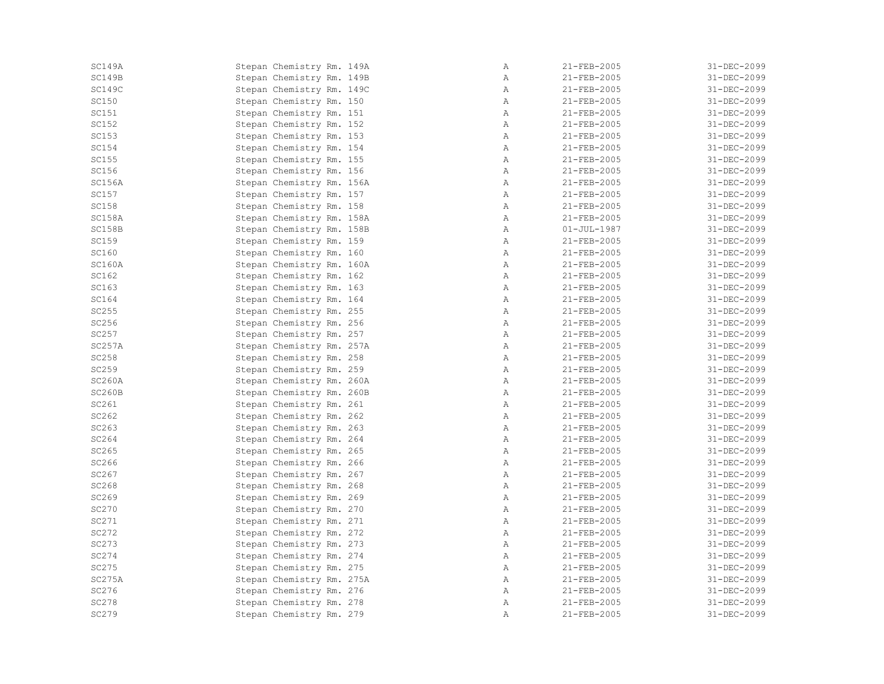| | | | | |
|---|---|---|---|---|
| SC149A | Stepan Chemistry Rm. 149A | A | 21-FEB-2005 | 31-DEC-2099 |
| SC149B | Stepan Chemistry Rm. 149B | A | 21-FEB-2005 | 31-DEC-2099 |
| SC149C | Stepan Chemistry Rm. 149C | A | 21-FEB-2005 | 31-DEC-2099 |
| SC150 | Stepan Chemistry Rm. 150 | A | 21-FEB-2005 | 31-DEC-2099 |
| SC151 | Stepan Chemistry Rm. 151 | A | 21-FEB-2005 | 31-DEC-2099 |
| SC152 | Stepan Chemistry Rm. 152 | A | 21-FEB-2005 | 31-DEC-2099 |
| SC153 | Stepan Chemistry Rm. 153 | A | 21-FEB-2005 | 31-DEC-2099 |
| SC154 | Stepan Chemistry Rm. 154 | A | 21-FEB-2005 | 31-DEC-2099 |
| SC155 | Stepan Chemistry Rm. 155 | A | 21-FEB-2005 | 31-DEC-2099 |
| SC156 | Stepan Chemistry Rm. 156 | A | 21-FEB-2005 | 31-DEC-2099 |
| SC156A | Stepan Chemistry Rm. 156A | A | 21-FEB-2005 | 31-DEC-2099 |
| SC157 | Stepan Chemistry Rm. 157 | A | 21-FEB-2005 | 31-DEC-2099 |
| SC158 | Stepan Chemistry Rm. 158 | A | 21-FEB-2005 | 31-DEC-2099 |
| SC158A | Stepan Chemistry Rm. 158A | A | 21-FEB-2005 | 31-DEC-2099 |
| SC158B | Stepan Chemistry Rm. 158B | A | 01-JUL-1987 | 31-DEC-2099 |
| SC159 | Stepan Chemistry Rm. 159 | A | 21-FEB-2005 | 31-DEC-2099 |
| SC160 | Stepan Chemistry Rm. 160 | A | 21-FEB-2005 | 31-DEC-2099 |
| SC160A | Stepan Chemistry Rm. 160A | A | 21-FEB-2005 | 31-DEC-2099 |
| SC162 | Stepan Chemistry Rm. 162 | A | 21-FEB-2005 | 31-DEC-2099 |
| SC163 | Stepan Chemistry Rm. 163 | A | 21-FEB-2005 | 31-DEC-2099 |
| SC164 | Stepan Chemistry Rm. 164 | A | 21-FEB-2005 | 31-DEC-2099 |
| SC255 | Stepan Chemistry Rm. 255 | A | 21-FEB-2005 | 31-DEC-2099 |
| SC256 | Stepan Chemistry Rm. 256 | A | 21-FEB-2005 | 31-DEC-2099 |
| SC257 | Stepan Chemistry Rm. 257 | A | 21-FEB-2005 | 31-DEC-2099 |
| SC257A | Stepan Chemistry Rm. 257A | A | 21-FEB-2005 | 31-DEC-2099 |
| SC258 | Stepan Chemistry Rm. 258 | A | 21-FEB-2005 | 31-DEC-2099 |
| SC259 | Stepan Chemistry Rm. 259 | A | 21-FEB-2005 | 31-DEC-2099 |
| SC260A | Stepan Chemistry Rm. 260A | A | 21-FEB-2005 | 31-DEC-2099 |
| SC260B | Stepan Chemistry Rm. 260B | A | 21-FEB-2005 | 31-DEC-2099 |
| SC261 | Stepan Chemistry Rm. 261 | A | 21-FEB-2005 | 31-DEC-2099 |
| SC262 | Stepan Chemistry Rm. 262 | A | 21-FEB-2005 | 31-DEC-2099 |
| SC263 | Stepan Chemistry Rm. 263 | A | 21-FEB-2005 | 31-DEC-2099 |
| SC264 | Stepan Chemistry Rm. 264 | A | 21-FEB-2005 | 31-DEC-2099 |
| SC265 | Stepan Chemistry Rm. 265 | A | 21-FEB-2005 | 31-DEC-2099 |
| SC266 | Stepan Chemistry Rm. 266 | A | 21-FEB-2005 | 31-DEC-2099 |
| SC267 | Stepan Chemistry Rm. 267 | A | 21-FEB-2005 | 31-DEC-2099 |
| SC268 | Stepan Chemistry Rm. 268 | A | 21-FEB-2005 | 31-DEC-2099 |
| SC269 | Stepan Chemistry Rm. 269 | A | 21-FEB-2005 | 31-DEC-2099 |
| SC270 | Stepan Chemistry Rm. 270 | A | 21-FEB-2005 | 31-DEC-2099 |
| SC271 | Stepan Chemistry Rm. 271 | A | 21-FEB-2005 | 31-DEC-2099 |
| SC272 | Stepan Chemistry Rm. 272 | A | 21-FEB-2005 | 31-DEC-2099 |
| SC273 | Stepan Chemistry Rm. 273 | A | 21-FEB-2005 | 31-DEC-2099 |
| SC274 | Stepan Chemistry Rm. 274 | A | 21-FEB-2005 | 31-DEC-2099 |
| SC275 | Stepan Chemistry Rm. 275 | A | 21-FEB-2005 | 31-DEC-2099 |
| SC275A | Stepan Chemistry Rm. 275A | A | 21-FEB-2005 | 31-DEC-2099 |
| SC276 | Stepan Chemistry Rm. 276 | A | 21-FEB-2005 | 31-DEC-2099 |
| SC278 | Stepan Chemistry Rm. 278 | A | 21-FEB-2005 | 31-DEC-2099 |
| SC279 | Stepan Chemistry Rm. 279 | A | 21-FEB-2005 | 31-DEC-2099 |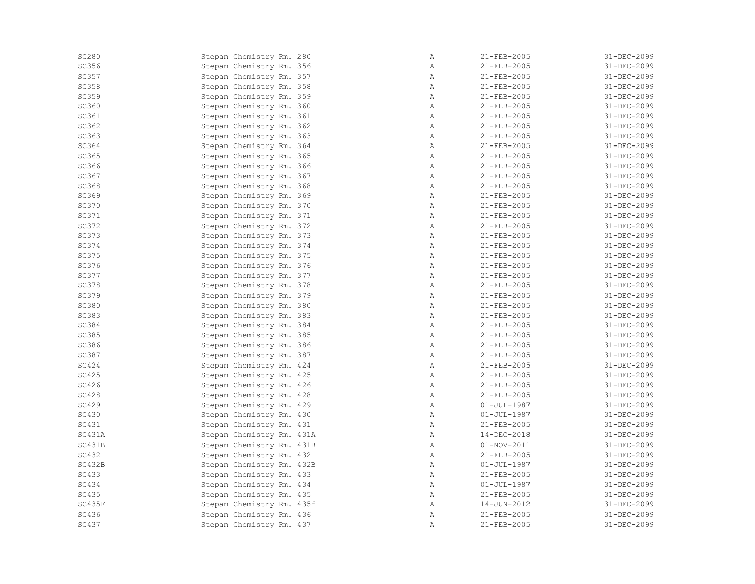| | | | | |
|---|---|---|---|---|
| SC280 | Stepan Chemistry Rm. 280 | A | 21-FEB-2005 | 31-DEC-2099 |
| SC356 | Stepan Chemistry Rm. 356 | A | 21-FEB-2005 | 31-DEC-2099 |
| SC357 | Stepan Chemistry Rm. 357 | A | 21-FEB-2005 | 31-DEC-2099 |
| SC358 | Stepan Chemistry Rm. 358 | A | 21-FEB-2005 | 31-DEC-2099 |
| SC359 | Stepan Chemistry Rm. 359 | A | 21-FEB-2005 | 31-DEC-2099 |
| SC360 | Stepan Chemistry Rm. 360 | A | 21-FEB-2005 | 31-DEC-2099 |
| SC361 | Stepan Chemistry Rm. 361 | A | 21-FEB-2005 | 31-DEC-2099 |
| SC362 | Stepan Chemistry Rm. 362 | A | 21-FEB-2005 | 31-DEC-2099 |
| SC363 | Stepan Chemistry Rm. 363 | A | 21-FEB-2005 | 31-DEC-2099 |
| SC364 | Stepan Chemistry Rm. 364 | A | 21-FEB-2005 | 31-DEC-2099 |
| SC365 | Stepan Chemistry Rm. 365 | A | 21-FEB-2005 | 31-DEC-2099 |
| SC366 | Stepan Chemistry Rm. 366 | A | 21-FEB-2005 | 31-DEC-2099 |
| SC367 | Stepan Chemistry Rm. 367 | A | 21-FEB-2005 | 31-DEC-2099 |
| SC368 | Stepan Chemistry Rm. 368 | A | 21-FEB-2005 | 31-DEC-2099 |
| SC369 | Stepan Chemistry Rm. 369 | A | 21-FEB-2005 | 31-DEC-2099 |
| SC370 | Stepan Chemistry Rm. 370 | A | 21-FEB-2005 | 31-DEC-2099 |
| SC371 | Stepan Chemistry Rm. 371 | A | 21-FEB-2005 | 31-DEC-2099 |
| SC372 | Stepan Chemistry Rm. 372 | A | 21-FEB-2005 | 31-DEC-2099 |
| SC373 | Stepan Chemistry Rm. 373 | A | 21-FEB-2005 | 31-DEC-2099 |
| SC374 | Stepan Chemistry Rm. 374 | A | 21-FEB-2005 | 31-DEC-2099 |
| SC375 | Stepan Chemistry Rm. 375 | A | 21-FEB-2005 | 31-DEC-2099 |
| SC376 | Stepan Chemistry Rm. 376 | A | 21-FEB-2005 | 31-DEC-2099 |
| SC377 | Stepan Chemistry Rm. 377 | A | 21-FEB-2005 | 31-DEC-2099 |
| SC378 | Stepan Chemistry Rm. 378 | A | 21-FEB-2005 | 31-DEC-2099 |
| SC379 | Stepan Chemistry Rm. 379 | A | 21-FEB-2005 | 31-DEC-2099 |
| SC380 | Stepan Chemistry Rm. 380 | A | 21-FEB-2005 | 31-DEC-2099 |
| SC383 | Stepan Chemistry Rm. 383 | A | 21-FEB-2005 | 31-DEC-2099 |
| SC384 | Stepan Chemistry Rm. 384 | A | 21-FEB-2005 | 31-DEC-2099 |
| SC385 | Stepan Chemistry Rm. 385 | A | 21-FEB-2005 | 31-DEC-2099 |
| SC386 | Stepan Chemistry Rm. 386 | A | 21-FEB-2005 | 31-DEC-2099 |
| SC387 | Stepan Chemistry Rm. 387 | A | 21-FEB-2005 | 31-DEC-2099 |
| SC424 | Stepan Chemistry Rm. 424 | A | 21-FEB-2005 | 31-DEC-2099 |
| SC425 | Stepan Chemistry Rm. 425 | A | 21-FEB-2005 | 31-DEC-2099 |
| SC426 | Stepan Chemistry Rm. 426 | A | 21-FEB-2005 | 31-DEC-2099 |
| SC428 | Stepan Chemistry Rm. 428 | A | 21-FEB-2005 | 31-DEC-2099 |
| SC429 | Stepan Chemistry Rm. 429 | A | 01-JUL-1987 | 31-DEC-2099 |
| SC430 | Stepan Chemistry Rm. 430 | A | 01-JUL-1987 | 31-DEC-2099 |
| SC431 | Stepan Chemistry Rm. 431 | A | 21-FEB-2005 | 31-DEC-2099 |
| SC431A | Stepan Chemistry Rm. 431A | A | 14-DEC-2018 | 31-DEC-2099 |
| SC431B | Stepan Chemistry Rm. 431B | A | 01-NOV-2011 | 31-DEC-2099 |
| SC432 | Stepan Chemistry Rm. 432 | A | 21-FEB-2005 | 31-DEC-2099 |
| SC432B | Stepan Chemistry Rm. 432B | A | 01-JUL-1987 | 31-DEC-2099 |
| SC433 | Stepan Chemistry Rm. 433 | A | 21-FEB-2005 | 31-DEC-2099 |
| SC434 | Stepan Chemistry Rm. 434 | A | 01-JUL-1987 | 31-DEC-2099 |
| SC435 | Stepan Chemistry Rm. 435 | A | 21-FEB-2005 | 31-DEC-2099 |
| SC435F | Stepan Chemistry Rm. 435f | A | 14-JUN-2012 | 31-DEC-2099 |
| SC436 | Stepan Chemistry Rm. 436 | A | 21-FEB-2005 | 31-DEC-2099 |
| SC437 | Stepan Chemistry Rm. 437 | A | 21-FEB-2005 | 31-DEC-2099 |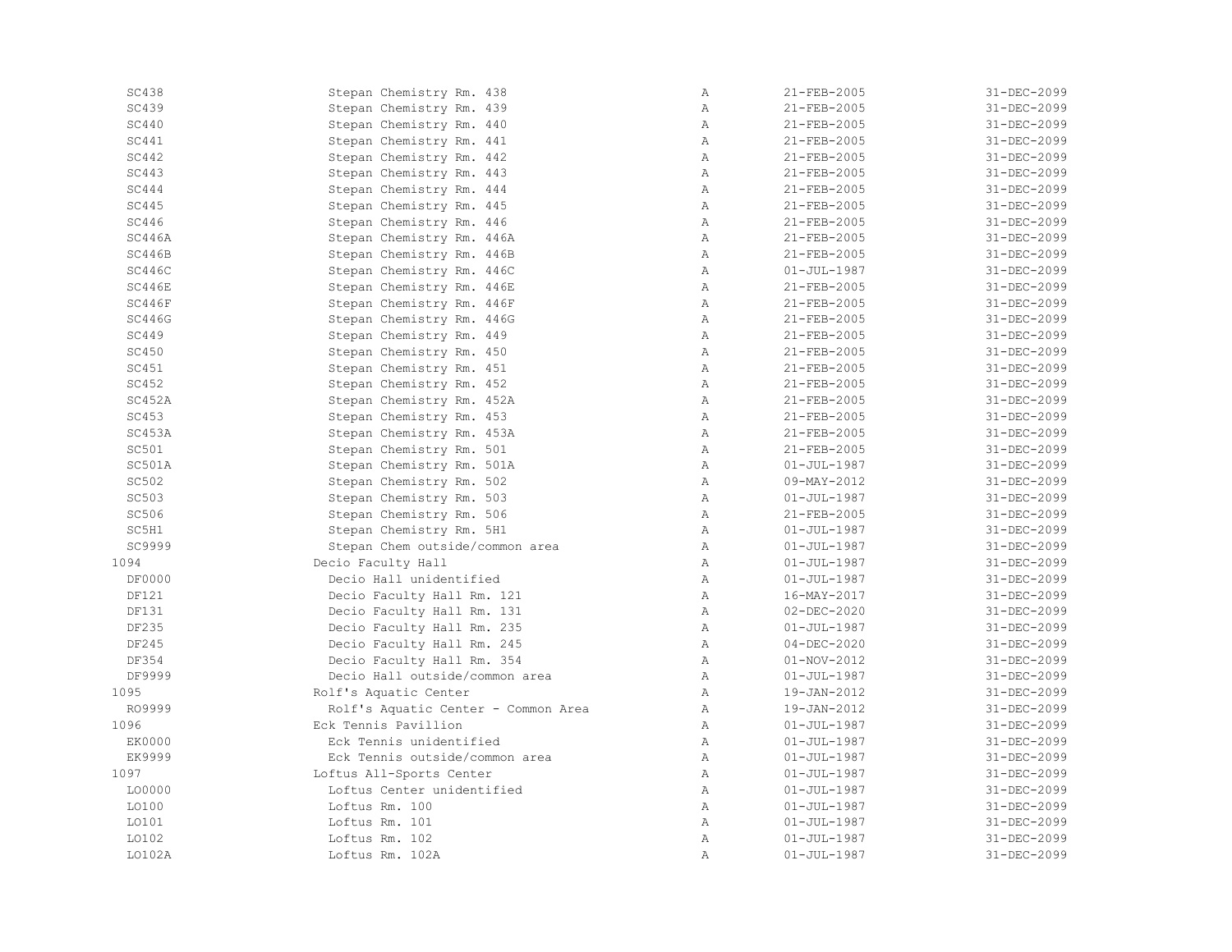| | | | | |
|---|---|---|---|---|
| SC438 | Stepan Chemistry Rm. 438 | A | 21-FEB-2005 | 31-DEC-2099 |
| SC439 | Stepan Chemistry Rm. 439 | A | 21-FEB-2005 | 31-DEC-2099 |
| SC440 | Stepan Chemistry Rm. 440 | A | 21-FEB-2005 | 31-DEC-2099 |
| SC441 | Stepan Chemistry Rm. 441 | A | 21-FEB-2005 | 31-DEC-2099 |
| SC442 | Stepan Chemistry Rm. 442 | A | 21-FEB-2005 | 31-DEC-2099 |
| SC443 | Stepan Chemistry Rm. 443 | A | 21-FEB-2005 | 31-DEC-2099 |
| SC444 | Stepan Chemistry Rm. 444 | A | 21-FEB-2005 | 31-DEC-2099 |
| SC445 | Stepan Chemistry Rm. 445 | A | 21-FEB-2005 | 31-DEC-2099 |
| SC446 | Stepan Chemistry Rm. 446 | A | 21-FEB-2005 | 31-DEC-2099 |
| SC446A | Stepan Chemistry Rm. 446A | A | 21-FEB-2005 | 31-DEC-2099 |
| SC446B | Stepan Chemistry Rm. 446B | A | 21-FEB-2005 | 31-DEC-2099 |
| SC446C | Stepan Chemistry Rm. 446C | A | 01-JUL-1987 | 31-DEC-2099 |
| SC446E | Stepan Chemistry Rm. 446E | A | 21-FEB-2005 | 31-DEC-2099 |
| SC446F | Stepan Chemistry Rm. 446F | A | 21-FEB-2005 | 31-DEC-2099 |
| SC446G | Stepan Chemistry Rm. 446G | A | 21-FEB-2005 | 31-DEC-2099 |
| SC449 | Stepan Chemistry Rm. 449 | A | 21-FEB-2005 | 31-DEC-2099 |
| SC450 | Stepan Chemistry Rm. 450 | A | 21-FEB-2005 | 31-DEC-2099 |
| SC451 | Stepan Chemistry Rm. 451 | A | 21-FEB-2005 | 31-DEC-2099 |
| SC452 | Stepan Chemistry Rm. 452 | A | 21-FEB-2005 | 31-DEC-2099 |
| SC452A | Stepan Chemistry Rm. 452A | A | 21-FEB-2005 | 31-DEC-2099 |
| SC453 | Stepan Chemistry Rm. 453 | A | 21-FEB-2005 | 31-DEC-2099 |
| SC453A | Stepan Chemistry Rm. 453A | A | 21-FEB-2005 | 31-DEC-2099 |
| SC501 | Stepan Chemistry Rm. 501 | A | 21-FEB-2005 | 31-DEC-2099 |
| SC501A | Stepan Chemistry Rm. 501A | A | 01-JUL-1987 | 31-DEC-2099 |
| SC502 | Stepan Chemistry Rm. 502 | A | 09-MAY-2012 | 31-DEC-2099 |
| SC503 | Stepan Chemistry Rm. 503 | A | 01-JUL-1987 | 31-DEC-2099 |
| SC506 | Stepan Chemistry Rm. 506 | A | 21-FEB-2005 | 31-DEC-2099 |
| SC5H1 | Stepan Chemistry Rm. 5H1 | A | 01-JUL-1987 | 31-DEC-2099 |
| SC9999 | Stepan Chem outside/common area | A | 01-JUL-1987 | 31-DEC-2099 |
| 1094 | Decio Faculty Hall | A | 01-JUL-1987 | 31-DEC-2099 |
| DF0000 | Decio Hall unidentified | A | 01-JUL-1987 | 31-DEC-2099 |
| DF121 | Decio Faculty Hall Rm. 121 | A | 16-MAY-2017 | 31-DEC-2099 |
| DF131 | Decio Faculty Hall Rm. 131 | A | 02-DEC-2020 | 31-DEC-2099 |
| DF235 | Decio Faculty Hall Rm. 235 | A | 01-JUL-1987 | 31-DEC-2099 |
| DF245 | Decio Faculty Hall Rm. 245 | A | 04-DEC-2020 | 31-DEC-2099 |
| DF354 | Decio Faculty Hall Rm. 354 | A | 01-NOV-2012 | 31-DEC-2099 |
| DF9999 | Decio Hall outside/common area | A | 01-JUL-1987 | 31-DEC-2099 |
| 1095 | Rolf's Aquatic Center | A | 19-JAN-2012 | 31-DEC-2099 |
| RO9999 | Rolf's Aquatic Center - Common Area | A | 19-JAN-2012 | 31-DEC-2099 |
| 1096 | Eck Tennis Pavillion | A | 01-JUL-1987 | 31-DEC-2099 |
| EK0000 | Eck Tennis unidentified | A | 01-JUL-1987 | 31-DEC-2099 |
| EK9999 | Eck Tennis outside/common area | A | 01-JUL-1987 | 31-DEC-2099 |
| 1097 | Loftus All-Sports Center | A | 01-JUL-1987 | 31-DEC-2099 |
| LO0000 | Loftus Center unidentified | A | 01-JUL-1987 | 31-DEC-2099 |
| LO100 | Loftus Rm. 100 | A | 01-JUL-1987 | 31-DEC-2099 |
| LO101 | Loftus Rm. 101 | A | 01-JUL-1987 | 31-DEC-2099 |
| LO102 | Loftus Rm. 102 | A | 01-JUL-1987 | 31-DEC-2099 |
| LO102A | Loftus Rm. 102A | A | 01-JUL-1987 | 31-DEC-2099 |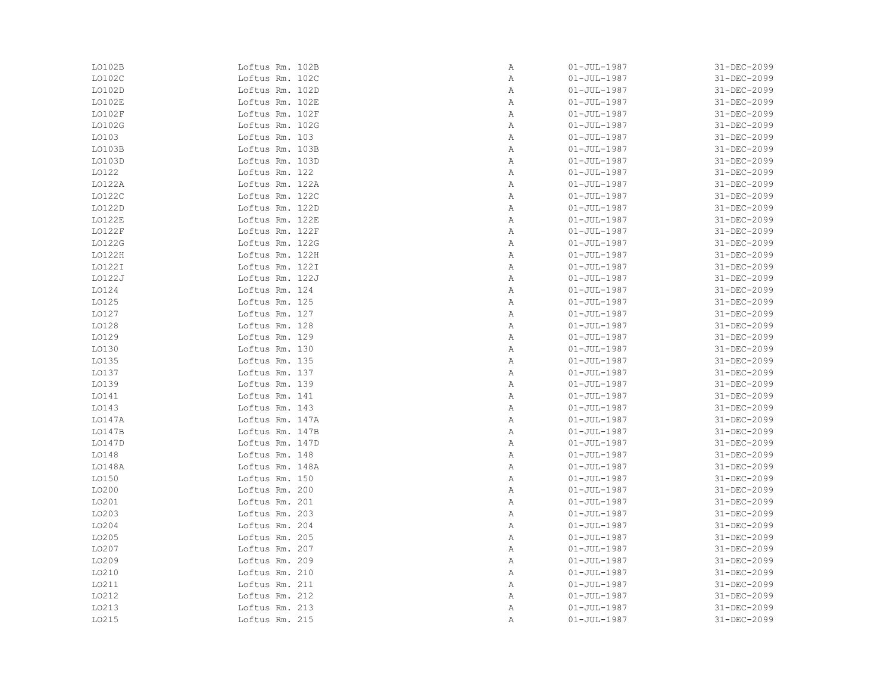| | | | | |
|---|---|---|---|---|
| LO102B | Loftus Rm. 102B | A | 01-JUL-1987 | 31-DEC-2099 |
| LO102C | Loftus Rm. 102C | A | 01-JUL-1987 | 31-DEC-2099 |
| LO102D | Loftus Rm. 102D | A | 01-JUL-1987 | 31-DEC-2099 |
| LO102E | Loftus Rm. 102E | A | 01-JUL-1987 | 31-DEC-2099 |
| LO102F | Loftus Rm. 102F | A | 01-JUL-1987 | 31-DEC-2099 |
| LO102G | Loftus Rm. 102G | A | 01-JUL-1987 | 31-DEC-2099 |
| LO103 | Loftus Rm. 103 | A | 01-JUL-1987 | 31-DEC-2099 |
| LO103B | Loftus Rm. 103B | A | 01-JUL-1987 | 31-DEC-2099 |
| LO103D | Loftus Rm. 103D | A | 01-JUL-1987 | 31-DEC-2099 |
| LO122 | Loftus Rm. 122 | A | 01-JUL-1987 | 31-DEC-2099 |
| LO122A | Loftus Rm. 122A | A | 01-JUL-1987 | 31-DEC-2099 |
| LO122C | Loftus Rm. 122C | A | 01-JUL-1987 | 31-DEC-2099 |
| LO122D | Loftus Rm. 122D | A | 01-JUL-1987 | 31-DEC-2099 |
| LO122E | Loftus Rm. 122E | A | 01-JUL-1987 | 31-DEC-2099 |
| LO122F | Loftus Rm. 122F | A | 01-JUL-1987 | 31-DEC-2099 |
| LO122G | Loftus Rm. 122G | A | 01-JUL-1987 | 31-DEC-2099 |
| LO122H | Loftus Rm. 122H | A | 01-JUL-1987 | 31-DEC-2099 |
| LO122I | Loftus Rm. 122I | A | 01-JUL-1987 | 31-DEC-2099 |
| LO122J | Loftus Rm. 122J | A | 01-JUL-1987 | 31-DEC-2099 |
| LO124 | Loftus Rm. 124 | A | 01-JUL-1987 | 31-DEC-2099 |
| LO125 | Loftus Rm. 125 | A | 01-JUL-1987 | 31-DEC-2099 |
| LO127 | Loftus Rm. 127 | A | 01-JUL-1987 | 31-DEC-2099 |
| LO128 | Loftus Rm. 128 | A | 01-JUL-1987 | 31-DEC-2099 |
| LO129 | Loftus Rm. 129 | A | 01-JUL-1987 | 31-DEC-2099 |
| LO130 | Loftus Rm. 130 | A | 01-JUL-1987 | 31-DEC-2099 |
| LO135 | Loftus Rm. 135 | A | 01-JUL-1987 | 31-DEC-2099 |
| LO137 | Loftus Rm. 137 | A | 01-JUL-1987 | 31-DEC-2099 |
| LO139 | Loftus Rm. 139 | A | 01-JUL-1987 | 31-DEC-2099 |
| LO141 | Loftus Rm. 141 | A | 01-JUL-1987 | 31-DEC-2099 |
| LO143 | Loftus Rm. 143 | A | 01-JUL-1987 | 31-DEC-2099 |
| LO147A | Loftus Rm. 147A | A | 01-JUL-1987 | 31-DEC-2099 |
| LO147B | Loftus Rm. 147B | A | 01-JUL-1987 | 31-DEC-2099 |
| LO147D | Loftus Rm. 147D | A | 01-JUL-1987 | 31-DEC-2099 |
| LO148 | Loftus Rm. 148 | A | 01-JUL-1987 | 31-DEC-2099 |
| LO148A | Loftus Rm. 148A | A | 01-JUL-1987 | 31-DEC-2099 |
| LO150 | Loftus Rm. 150 | A | 01-JUL-1987 | 31-DEC-2099 |
| LO200 | Loftus Rm. 200 | A | 01-JUL-1987 | 31-DEC-2099 |
| LO201 | Loftus Rm. 201 | A | 01-JUL-1987 | 31-DEC-2099 |
| LO203 | Loftus Rm. 203 | A | 01-JUL-1987 | 31-DEC-2099 |
| LO204 | Loftus Rm. 204 | A | 01-JUL-1987 | 31-DEC-2099 |
| LO205 | Loftus Rm. 205 | A | 01-JUL-1987 | 31-DEC-2099 |
| LO207 | Loftus Rm. 207 | A | 01-JUL-1987 | 31-DEC-2099 |
| LO209 | Loftus Rm. 209 | A | 01-JUL-1987 | 31-DEC-2099 |
| LO210 | Loftus Rm. 210 | A | 01-JUL-1987 | 31-DEC-2099 |
| LO211 | Loftus Rm. 211 | A | 01-JUL-1987 | 31-DEC-2099 |
| LO212 | Loftus Rm. 212 | A | 01-JUL-1987 | 31-DEC-2099 |
| LO213 | Loftus Rm. 213 | A | 01-JUL-1987 | 31-DEC-2099 |
| LO215 | Loftus Rm. 215 | A | 01-JUL-1987 | 31-DEC-2099 |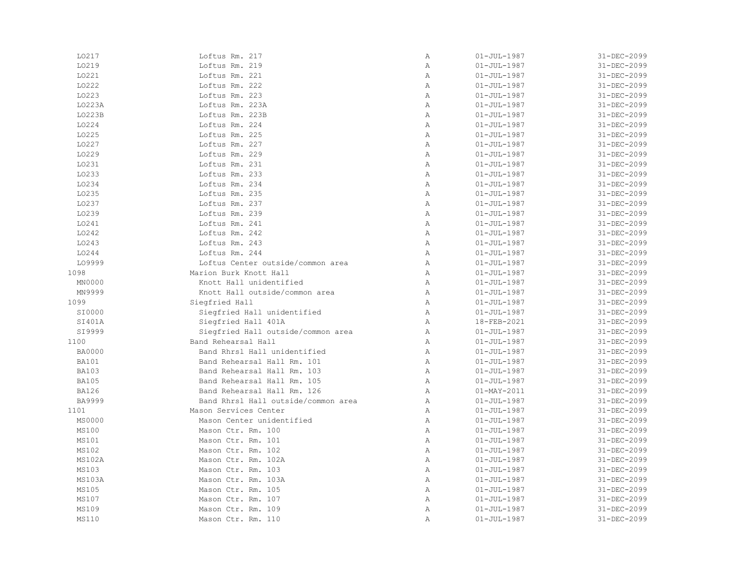| | | | | |
|---|---|---|---|---|
| LO217 | Loftus Rm. 217 | A | 01-JUL-1987 | 31-DEC-2099 |
| LO219 | Loftus Rm. 219 | A | 01-JUL-1987 | 31-DEC-2099 |
| LO221 | Loftus Rm. 221 | A | 01-JUL-1987 | 31-DEC-2099 |
| LO222 | Loftus Rm. 222 | A | 01-JUL-1987 | 31-DEC-2099 |
| LO223 | Loftus Rm. 223 | A | 01-JUL-1987 | 31-DEC-2099 |
| LO223A | Loftus Rm. 223A | A | 01-JUL-1987 | 31-DEC-2099 |
| LO223B | Loftus Rm. 223B | A | 01-JUL-1987 | 31-DEC-2099 |
| LO224 | Loftus Rm. 224 | A | 01-JUL-1987 | 31-DEC-2099 |
| LO225 | Loftus Rm. 225 | A | 01-JUL-1987 | 31-DEC-2099 |
| LO227 | Loftus Rm. 227 | A | 01-JUL-1987 | 31-DEC-2099 |
| LO229 | Loftus Rm. 229 | A | 01-JUL-1987 | 31-DEC-2099 |
| LO231 | Loftus Rm. 231 | A | 01-JUL-1987 | 31-DEC-2099 |
| LO233 | Loftus Rm. 233 | A | 01-JUL-1987 | 31-DEC-2099 |
| LO234 | Loftus Rm. 234 | A | 01-JUL-1987 | 31-DEC-2099 |
| LO235 | Loftus Rm. 235 | A | 01-JUL-1987 | 31-DEC-2099 |
| LO237 | Loftus Rm. 237 | A | 01-JUL-1987 | 31-DEC-2099 |
| LO239 | Loftus Rm. 239 | A | 01-JUL-1987 | 31-DEC-2099 |
| LO241 | Loftus Rm. 241 | A | 01-JUL-1987 | 31-DEC-2099 |
| LO242 | Loftus Rm. 242 | A | 01-JUL-1987 | 31-DEC-2099 |
| LO243 | Loftus Rm. 243 | A | 01-JUL-1987 | 31-DEC-2099 |
| LO244 | Loftus Rm. 244 | A | 01-JUL-1987 | 31-DEC-2099 |
| LO9999 | Loftus Center outside/common area | A | 01-JUL-1987 | 31-DEC-2099 |
| 1098 | Marion Burk Knott Hall | A | 01-JUL-1987 | 31-DEC-2099 |
| MN0000 | Knott Hall unidentified | A | 01-JUL-1987 | 31-DEC-2099 |
| MN9999 | Knott Hall outside/common area | A | 01-JUL-1987 | 31-DEC-2099 |
| 1099 | Siegfried Hall | A | 01-JUL-1987 | 31-DEC-2099 |
| SI0000 | Siegfried Hall unidentified | A | 01-JUL-1987 | 31-DEC-2099 |
| SI401A | Siegfried Hall 401A | A | 18-FEB-2021 | 31-DEC-2099 |
| SI9999 | Siegfried Hall outside/common area | A | 01-JUL-1987 | 31-DEC-2099 |
| 1100 | Band Rehearsal Hall | A | 01-JUL-1987 | 31-DEC-2099 |
| BA0000 | Band Rhrsl Hall unidentified | A | 01-JUL-1987 | 31-DEC-2099 |
| BA101 | Band Rehearsal Hall Rm. 101 | A | 01-JUL-1987 | 31-DEC-2099 |
| BA103 | Band Rehearsal Hall Rm. 103 | A | 01-JUL-1987 | 31-DEC-2099 |
| BA105 | Band Rehearsal Hall Rm. 105 | A | 01-JUL-1987 | 31-DEC-2099 |
| BA126 | Band Rehearsal Hall Rm. 126 | A | 01-MAY-2011 | 31-DEC-2099 |
| BA9999 | Band Rhrsl Hall outside/common area | A | 01-JUL-1987 | 31-DEC-2099 |
| 1101 | Mason Services Center | A | 01-JUL-1987 | 31-DEC-2099 |
| MS0000 | Mason Center unidentified | A | 01-JUL-1987 | 31-DEC-2099 |
| MS100 | Mason Ctr. Rm. 100 | A | 01-JUL-1987 | 31-DEC-2099 |
| MS101 | Mason Ctr. Rm. 101 | A | 01-JUL-1987 | 31-DEC-2099 |
| MS102 | Mason Ctr. Rm. 102 | A | 01-JUL-1987 | 31-DEC-2099 |
| MS102A | Mason Ctr. Rm. 102A | A | 01-JUL-1987 | 31-DEC-2099 |
| MS103 | Mason Ctr. Rm. 103 | A | 01-JUL-1987 | 31-DEC-2099 |
| MS103A | Mason Ctr. Rm. 103A | A | 01-JUL-1987 | 31-DEC-2099 |
| MS105 | Mason Ctr. Rm. 105 | A | 01-JUL-1987 | 31-DEC-2099 |
| MS107 | Mason Ctr. Rm. 107 | A | 01-JUL-1987 | 31-DEC-2099 |
| MS109 | Mason Ctr. Rm. 109 | A | 01-JUL-1987 | 31-DEC-2099 |
| MS110 | Mason Ctr. Rm. 110 | A | 01-JUL-1987 | 31-DEC-2099 |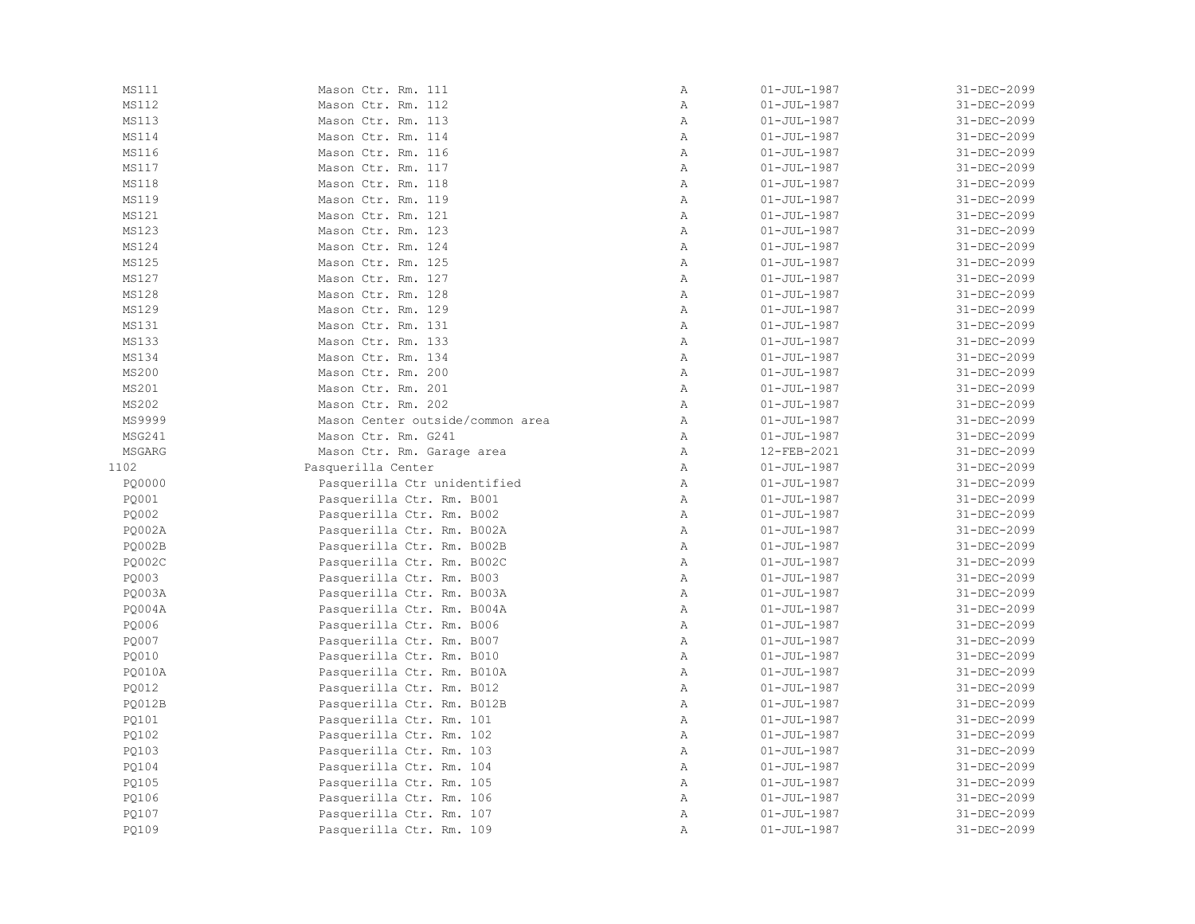| | | | | |
|---|---|---|---|---|
| MS111 | Mason Ctr. Rm. 111 | A | 01-JUL-1987 | 31-DEC-2099 |
| MS112 | Mason Ctr. Rm. 112 | A | 01-JUL-1987 | 31-DEC-2099 |
| MS113 | Mason Ctr. Rm. 113 | A | 01-JUL-1987 | 31-DEC-2099 |
| MS114 | Mason Ctr. Rm. 114 | A | 01-JUL-1987 | 31-DEC-2099 |
| MS116 | Mason Ctr. Rm. 116 | A | 01-JUL-1987 | 31-DEC-2099 |
| MS117 | Mason Ctr. Rm. 117 | A | 01-JUL-1987 | 31-DEC-2099 |
| MS118 | Mason Ctr. Rm. 118 | A | 01-JUL-1987 | 31-DEC-2099 |
| MS119 | Mason Ctr. Rm. 119 | A | 01-JUL-1987 | 31-DEC-2099 |
| MS121 | Mason Ctr. Rm. 121 | A | 01-JUL-1987 | 31-DEC-2099 |
| MS123 | Mason Ctr. Rm. 123 | A | 01-JUL-1987 | 31-DEC-2099 |
| MS124 | Mason Ctr. Rm. 124 | A | 01-JUL-1987 | 31-DEC-2099 |
| MS125 | Mason Ctr. Rm. 125 | A | 01-JUL-1987 | 31-DEC-2099 |
| MS127 | Mason Ctr. Rm. 127 | A | 01-JUL-1987 | 31-DEC-2099 |
| MS128 | Mason Ctr. Rm. 128 | A | 01-JUL-1987 | 31-DEC-2099 |
| MS129 | Mason Ctr. Rm. 129 | A | 01-JUL-1987 | 31-DEC-2099 |
| MS131 | Mason Ctr. Rm. 131 | A | 01-JUL-1987 | 31-DEC-2099 |
| MS133 | Mason Ctr. Rm. 133 | A | 01-JUL-1987 | 31-DEC-2099 |
| MS134 | Mason Ctr. Rm. 134 | A | 01-JUL-1987 | 31-DEC-2099 |
| MS200 | Mason Ctr. Rm. 200 | A | 01-JUL-1987 | 31-DEC-2099 |
| MS201 | Mason Ctr. Rm. 201 | A | 01-JUL-1987 | 31-DEC-2099 |
| MS202 | Mason Ctr. Rm. 202 | A | 01-JUL-1987 | 31-DEC-2099 |
| MS9999 | Mason Center outside/common area | A | 01-JUL-1987 | 31-DEC-2099 |
| MSG241 | Mason Ctr. Rm. G241 | A | 01-JUL-1987 | 31-DEC-2099 |
| MSGARG | Mason Ctr. Rm. Garage area | A | 12-FEB-2021 | 31-DEC-2099 |
| 1102 | Pasquerilla Center | A | 01-JUL-1987 | 31-DEC-2099 |
| PQ0000 | Pasquerilla Ctr unidentified | A | 01-JUL-1987 | 31-DEC-2099 |
| PQ001 | Pasquerilla Ctr. Rm. B001 | A | 01-JUL-1987 | 31-DEC-2099 |
| PQ002 | Pasquerilla Ctr. Rm. B002 | A | 01-JUL-1987 | 31-DEC-2099 |
| PQ002A | Pasquerilla Ctr. Rm. B002A | A | 01-JUL-1987 | 31-DEC-2099 |
| PQ002B | Pasquerilla Ctr. Rm. B002B | A | 01-JUL-1987 | 31-DEC-2099 |
| PQ002C | Pasquerilla Ctr. Rm. B002C | A | 01-JUL-1987 | 31-DEC-2099 |
| PQ003 | Pasquerilla Ctr. Rm. B003 | A | 01-JUL-1987 | 31-DEC-2099 |
| PQ003A | Pasquerilla Ctr. Rm. B003A | A | 01-JUL-1987 | 31-DEC-2099 |
| PQ004A | Pasquerilla Ctr. Rm. B004A | A | 01-JUL-1987 | 31-DEC-2099 |
| PQ006 | Pasquerilla Ctr. Rm. B006 | A | 01-JUL-1987 | 31-DEC-2099 |
| PQ007 | Pasquerilla Ctr. Rm. B007 | A | 01-JUL-1987 | 31-DEC-2099 |
| PQ010 | Pasquerilla Ctr. Rm. B010 | A | 01-JUL-1987 | 31-DEC-2099 |
| PQ010A | Pasquerilla Ctr. Rm. B010A | A | 01-JUL-1987 | 31-DEC-2099 |
| PQ012 | Pasquerilla Ctr. Rm. B012 | A | 01-JUL-1987 | 31-DEC-2099 |
| PQ012B | Pasquerilla Ctr. Rm. B012B | A | 01-JUL-1987 | 31-DEC-2099 |
| PQ101 | Pasquerilla Ctr. Rm. 101 | A | 01-JUL-1987 | 31-DEC-2099 |
| PQ102 | Pasquerilla Ctr. Rm. 102 | A | 01-JUL-1987 | 31-DEC-2099 |
| PQ103 | Pasquerilla Ctr. Rm. 103 | A | 01-JUL-1987 | 31-DEC-2099 |
| PQ104 | Pasquerilla Ctr. Rm. 104 | A | 01-JUL-1987 | 31-DEC-2099 |
| PQ105 | Pasquerilla Ctr. Rm. 105 | A | 01-JUL-1987 | 31-DEC-2099 |
| PQ106 | Pasquerilla Ctr. Rm. 106 | A | 01-JUL-1987 | 31-DEC-2099 |
| PQ107 | Pasquerilla Ctr. Rm. 107 | A | 01-JUL-1987 | 31-DEC-2099 |
| PQ109 | Pasquerilla Ctr. Rm. 109 | A | 01-JUL-1987 | 31-DEC-2099 |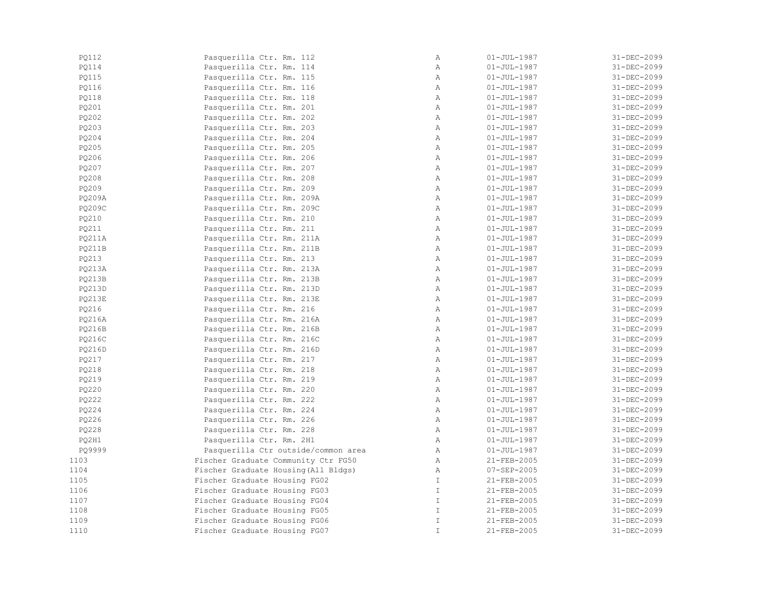| | | | | |
|---|---|---|---|---|
| PQ112 | Pasquerilla Ctr. Rm. 112 | A | 01-JUL-1987 | 31-DEC-2099 |
| PQ114 | Pasquerilla Ctr. Rm. 114 | A | 01-JUL-1987 | 31-DEC-2099 |
| PQ115 | Pasquerilla Ctr. Rm. 115 | A | 01-JUL-1987 | 31-DEC-2099 |
| PQ116 | Pasquerilla Ctr. Rm. 116 | A | 01-JUL-1987 | 31-DEC-2099 |
| PQ118 | Pasquerilla Ctr. Rm. 118 | A | 01-JUL-1987 | 31-DEC-2099 |
| PQ201 | Pasquerilla Ctr. Rm. 201 | A | 01-JUL-1987 | 31-DEC-2099 |
| PQ202 | Pasquerilla Ctr. Rm. 202 | A | 01-JUL-1987 | 31-DEC-2099 |
| PQ203 | Pasquerilla Ctr. Rm. 203 | A | 01-JUL-1987 | 31-DEC-2099 |
| PQ204 | Pasquerilla Ctr. Rm. 204 | A | 01-JUL-1987 | 31-DEC-2099 |
| PQ205 | Pasquerilla Ctr. Rm. 205 | A | 01-JUL-1987 | 31-DEC-2099 |
| PQ206 | Pasquerilla Ctr. Rm. 206 | A | 01-JUL-1987 | 31-DEC-2099 |
| PQ207 | Pasquerilla Ctr. Rm. 207 | A | 01-JUL-1987 | 31-DEC-2099 |
| PQ208 | Pasquerilla Ctr. Rm. 208 | A | 01-JUL-1987 | 31-DEC-2099 |
| PQ209 | Pasquerilla Ctr. Rm. 209 | A | 01-JUL-1987 | 31-DEC-2099 |
| PQ209A | Pasquerilla Ctr. Rm. 209A | A | 01-JUL-1987 | 31-DEC-2099 |
| PQ209C | Pasquerilla Ctr. Rm. 209C | A | 01-JUL-1987 | 31-DEC-2099 |
| PQ210 | Pasquerilla Ctr. Rm. 210 | A | 01-JUL-1987 | 31-DEC-2099 |
| PQ211 | Pasquerilla Ctr. Rm. 211 | A | 01-JUL-1987 | 31-DEC-2099 |
| PQ211A | Pasquerilla Ctr. Rm. 211A | A | 01-JUL-1987 | 31-DEC-2099 |
| PQ211B | Pasquerilla Ctr. Rm. 211B | A | 01-JUL-1987 | 31-DEC-2099 |
| PQ213 | Pasquerilla Ctr. Rm. 213 | A | 01-JUL-1987 | 31-DEC-2099 |
| PQ213A | Pasquerilla Ctr. Rm. 213A | A | 01-JUL-1987 | 31-DEC-2099 |
| PQ213B | Pasquerilla Ctr. Rm. 213B | A | 01-JUL-1987 | 31-DEC-2099 |
| PQ213D | Pasquerilla Ctr. Rm. 213D | A | 01-JUL-1987 | 31-DEC-2099 |
| PQ213E | Pasquerilla Ctr. Rm. 213E | A | 01-JUL-1987 | 31-DEC-2099 |
| PQ216 | Pasquerilla Ctr. Rm. 216 | A | 01-JUL-1987 | 31-DEC-2099 |
| PQ216A | Pasquerilla Ctr. Rm. 216A | A | 01-JUL-1987 | 31-DEC-2099 |
| PQ216B | Pasquerilla Ctr. Rm. 216B | A | 01-JUL-1987 | 31-DEC-2099 |
| PQ216C | Pasquerilla Ctr. Rm. 216C | A | 01-JUL-1987 | 31-DEC-2099 |
| PQ216D | Pasquerilla Ctr. Rm. 216D | A | 01-JUL-1987 | 31-DEC-2099 |
| PQ217 | Pasquerilla Ctr. Rm. 217 | A | 01-JUL-1987 | 31-DEC-2099 |
| PQ218 | Pasquerilla Ctr. Rm. 218 | A | 01-JUL-1987 | 31-DEC-2099 |
| PQ219 | Pasquerilla Ctr. Rm. 219 | A | 01-JUL-1987 | 31-DEC-2099 |
| PQ220 | Pasquerilla Ctr. Rm. 220 | A | 01-JUL-1987 | 31-DEC-2099 |
| PQ222 | Pasquerilla Ctr. Rm. 222 | A | 01-JUL-1987 | 31-DEC-2099 |
| PQ224 | Pasquerilla Ctr. Rm. 224 | A | 01-JUL-1987 | 31-DEC-2099 |
| PQ226 | Pasquerilla Ctr. Rm. 226 | A | 01-JUL-1987 | 31-DEC-2099 |
| PQ228 | Pasquerilla Ctr. Rm. 228 | A | 01-JUL-1987 | 31-DEC-2099 |
| PQ2H1 | Pasquerilla Ctr. Rm. 2H1 | A | 01-JUL-1987 | 31-DEC-2099 |
| PQ9999 | Pasquerilla Ctr outside/common area | A | 01-JUL-1987 | 31-DEC-2099 |
| 1103 | Fischer Graduate Community Ctr FG50 | A | 21-FEB-2005 | 31-DEC-2099 |
| 1104 | Fischer Graduate Housing(All Bldgs) | A | 07-SEP-2005 | 31-DEC-2099 |
| 1105 | Fischer Graduate Housing FG02 | I | 21-FEB-2005 | 31-DEC-2099 |
| 1106 | Fischer Graduate Housing FG03 | I | 21-FEB-2005 | 31-DEC-2099 |
| 1107 | Fischer Graduate Housing FG04 | I | 21-FEB-2005 | 31-DEC-2099 |
| 1108 | Fischer Graduate Housing FG05 | I | 21-FEB-2005 | 31-DEC-2099 |
| 1109 | Fischer Graduate Housing FG06 | I | 21-FEB-2005 | 31-DEC-2099 |
| 1110 | Fischer Graduate Housing FG07 | I | 21-FEB-2005 | 31-DEC-2099 |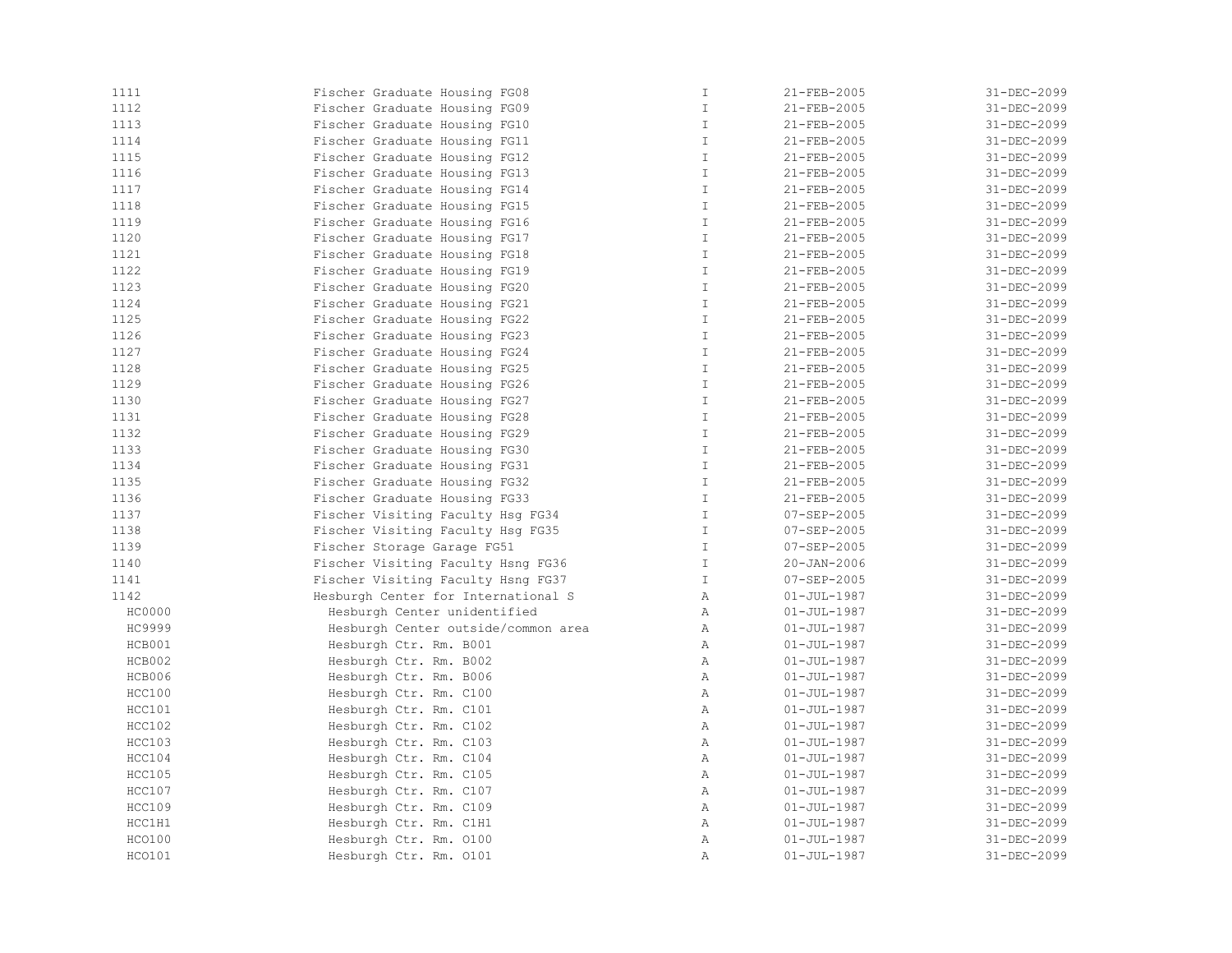| | | | | |
|---|---|---|---|---|
| 1111 | Fischer Graduate Housing FG08 | I | 21-FEB-2005 | 31-DEC-2099 |
| 1112 | Fischer Graduate Housing FG09 | I | 21-FEB-2005 | 31-DEC-2099 |
| 1113 | Fischer Graduate Housing FG10 | I | 21-FEB-2005 | 31-DEC-2099 |
| 1114 | Fischer Graduate Housing FG11 | I | 21-FEB-2005 | 31-DEC-2099 |
| 1115 | Fischer Graduate Housing FG12 | I | 21-FEB-2005 | 31-DEC-2099 |
| 1116 | Fischer Graduate Housing FG13 | I | 21-FEB-2005 | 31-DEC-2099 |
| 1117 | Fischer Graduate Housing FG14 | I | 21-FEB-2005 | 31-DEC-2099 |
| 1118 | Fischer Graduate Housing FG15 | I | 21-FEB-2005 | 31-DEC-2099 |
| 1119 | Fischer Graduate Housing FG16 | I | 21-FEB-2005 | 31-DEC-2099 |
| 1120 | Fischer Graduate Housing FG17 | I | 21-FEB-2005 | 31-DEC-2099 |
| 1121 | Fischer Graduate Housing FG18 | I | 21-FEB-2005 | 31-DEC-2099 |
| 1122 | Fischer Graduate Housing FG19 | I | 21-FEB-2005 | 31-DEC-2099 |
| 1123 | Fischer Graduate Housing FG20 | I | 21-FEB-2005 | 31-DEC-2099 |
| 1124 | Fischer Graduate Housing FG21 | I | 21-FEB-2005 | 31-DEC-2099 |
| 1125 | Fischer Graduate Housing FG22 | I | 21-FEB-2005 | 31-DEC-2099 |
| 1126 | Fischer Graduate Housing FG23 | I | 21-FEB-2005 | 31-DEC-2099 |
| 1127 | Fischer Graduate Housing FG24 | I | 21-FEB-2005 | 31-DEC-2099 |
| 1128 | Fischer Graduate Housing FG25 | I | 21-FEB-2005 | 31-DEC-2099 |
| 1129 | Fischer Graduate Housing FG26 | I | 21-FEB-2005 | 31-DEC-2099 |
| 1130 | Fischer Graduate Housing FG27 | I | 21-FEB-2005 | 31-DEC-2099 |
| 1131 | Fischer Graduate Housing FG28 | I | 21-FEB-2005 | 31-DEC-2099 |
| 1132 | Fischer Graduate Housing FG29 | I | 21-FEB-2005 | 31-DEC-2099 |
| 1133 | Fischer Graduate Housing FG30 | I | 21-FEB-2005 | 31-DEC-2099 |
| 1134 | Fischer Graduate Housing FG31 | I | 21-FEB-2005 | 31-DEC-2099 |
| 1135 | Fischer Graduate Housing FG32 | I | 21-FEB-2005 | 31-DEC-2099 |
| 1136 | Fischer Graduate Housing FG33 | I | 21-FEB-2005 | 31-DEC-2099 |
| 1137 | Fischer Visiting Faculty Hsg FG34 | I | 07-SEP-2005 | 31-DEC-2099 |
| 1138 | Fischer Visiting Faculty Hsg FG35 | I | 07-SEP-2005 | 31-DEC-2099 |
| 1139 | Fischer Storage Garage FG51 | I | 07-SEP-2005 | 31-DEC-2099 |
| 1140 | Fischer Visiting Faculty Hsng FG36 | I | 20-JAN-2006 | 31-DEC-2099 |
| 1141 | Fischer Visiting Faculty Hsng FG37 | I | 07-SEP-2005 | 31-DEC-2099 |
| 1142 | Hesburgh Center for International S | A | 01-JUL-1987 | 31-DEC-2099 |
| HC0000 | Hesburgh Center unidentified | A | 01-JUL-1987 | 31-DEC-2099 |
| HC9999 | Hesburgh Center outside/common area | A | 01-JUL-1987 | 31-DEC-2099 |
| HCB001 | Hesburgh Ctr. Rm. B001 | A | 01-JUL-1987 | 31-DEC-2099 |
| HCB002 | Hesburgh Ctr. Rm. B002 | A | 01-JUL-1987 | 31-DEC-2099 |
| HCB006 | Hesburgh Ctr. Rm. B006 | A | 01-JUL-1987 | 31-DEC-2099 |
| HCC100 | Hesburgh Ctr. Rm. C100 | A | 01-JUL-1987 | 31-DEC-2099 |
| HCC101 | Hesburgh Ctr. Rm. C101 | A | 01-JUL-1987 | 31-DEC-2099 |
| HCC102 | Hesburgh Ctr. Rm. C102 | A | 01-JUL-1987 | 31-DEC-2099 |
| HCC103 | Hesburgh Ctr. Rm. C103 | A | 01-JUL-1987 | 31-DEC-2099 |
| HCC104 | Hesburgh Ctr. Rm. C104 | A | 01-JUL-1987 | 31-DEC-2099 |
| HCC105 | Hesburgh Ctr. Rm. C105 | A | 01-JUL-1987 | 31-DEC-2099 |
| HCC107 | Hesburgh Ctr. Rm. C107 | A | 01-JUL-1987 | 31-DEC-2099 |
| HCC109 | Hesburgh Ctr. Rm. C109 | A | 01-JUL-1987 | 31-DEC-2099 |
| HCC1H1 | Hesburgh Ctr. Rm. C1H1 | A | 01-JUL-1987 | 31-DEC-2099 |
| HCO100 | Hesburgh Ctr. Rm. O100 | A | 01-JUL-1987 | 31-DEC-2099 |
| HCO101 | Hesburgh Ctr. Rm. O101 | A | 01-JUL-1987 | 31-DEC-2099 |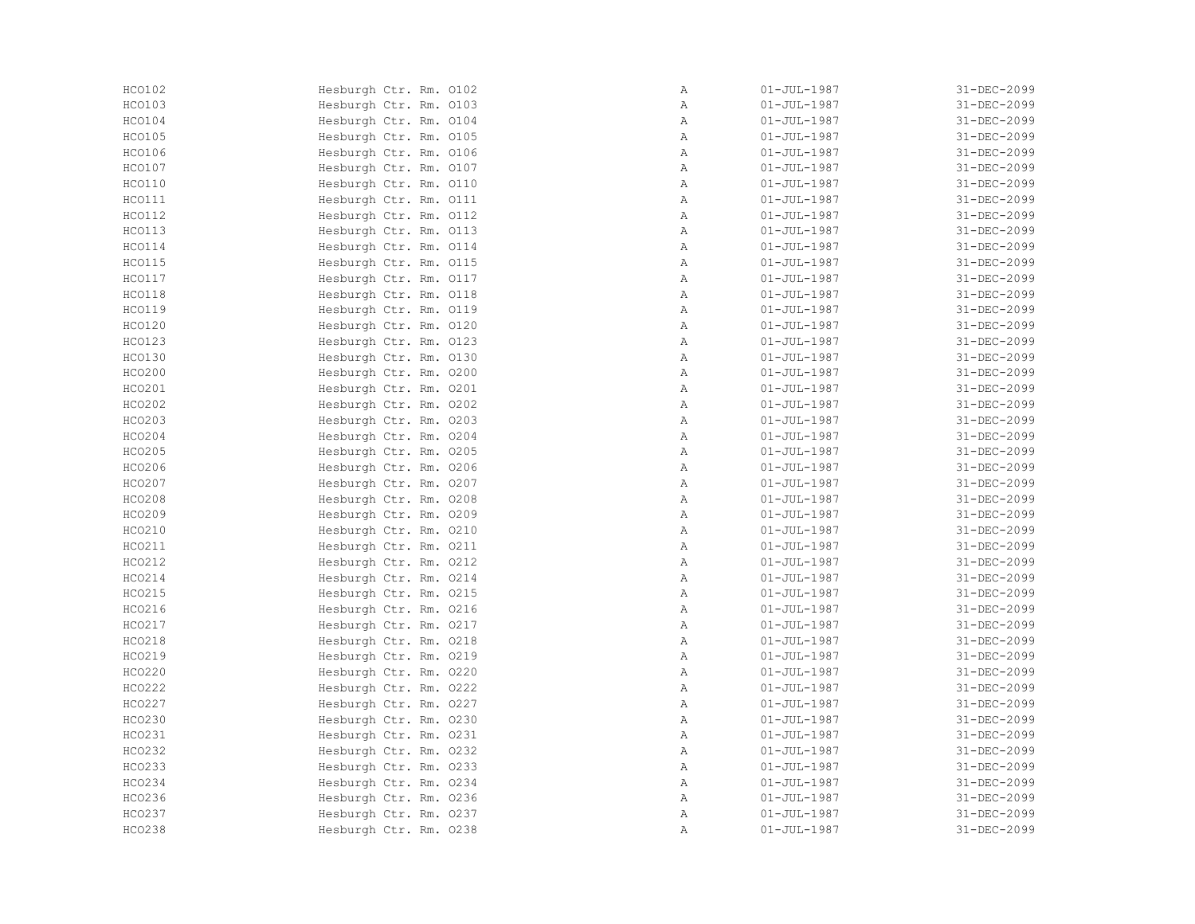| | | | | |
|---|---|---|---|---|
| HCO102 | Hesburgh Ctr. Rm. O102 | A | 01-JUL-1987 | 31-DEC-2099 |
| HCO103 | Hesburgh Ctr. Rm. O103 | A | 01-JUL-1987 | 31-DEC-2099 |
| HCO104 | Hesburgh Ctr. Rm. O104 | A | 01-JUL-1987 | 31-DEC-2099 |
| HCO105 | Hesburgh Ctr. Rm. O105 | A | 01-JUL-1987 | 31-DEC-2099 |
| HCO106 | Hesburgh Ctr. Rm. O106 | A | 01-JUL-1987 | 31-DEC-2099 |
| HCO107 | Hesburgh Ctr. Rm. O107 | A | 01-JUL-1987 | 31-DEC-2099 |
| HCO110 | Hesburgh Ctr. Rm. O110 | A | 01-JUL-1987 | 31-DEC-2099 |
| HCO111 | Hesburgh Ctr. Rm. O111 | A | 01-JUL-1987 | 31-DEC-2099 |
| HCO112 | Hesburgh Ctr. Rm. O112 | A | 01-JUL-1987 | 31-DEC-2099 |
| HCO113 | Hesburgh Ctr. Rm. O113 | A | 01-JUL-1987 | 31-DEC-2099 |
| HCO114 | Hesburgh Ctr. Rm. O114 | A | 01-JUL-1987 | 31-DEC-2099 |
| HCO115 | Hesburgh Ctr. Rm. O115 | A | 01-JUL-1987 | 31-DEC-2099 |
| HCO117 | Hesburgh Ctr. Rm. O117 | A | 01-JUL-1987 | 31-DEC-2099 |
| HCO118 | Hesburgh Ctr. Rm. O118 | A | 01-JUL-1987 | 31-DEC-2099 |
| HCO119 | Hesburgh Ctr. Rm. O119 | A | 01-JUL-1987 | 31-DEC-2099 |
| HCO120 | Hesburgh Ctr. Rm. O120 | A | 01-JUL-1987 | 31-DEC-2099 |
| HCO123 | Hesburgh Ctr. Rm. O123 | A | 01-JUL-1987 | 31-DEC-2099 |
| HCO130 | Hesburgh Ctr. Rm. O130 | A | 01-JUL-1987 | 31-DEC-2099 |
| HCO200 | Hesburgh Ctr. Rm. O200 | A | 01-JUL-1987 | 31-DEC-2099 |
| HCO201 | Hesburgh Ctr. Rm. O201 | A | 01-JUL-1987 | 31-DEC-2099 |
| HCO202 | Hesburgh Ctr. Rm. O202 | A | 01-JUL-1987 | 31-DEC-2099 |
| HCO203 | Hesburgh Ctr. Rm. O203 | A | 01-JUL-1987 | 31-DEC-2099 |
| HCO204 | Hesburgh Ctr. Rm. O204 | A | 01-JUL-1987 | 31-DEC-2099 |
| HCO205 | Hesburgh Ctr. Rm. O205 | A | 01-JUL-1987 | 31-DEC-2099 |
| HCO206 | Hesburgh Ctr. Rm. O206 | A | 01-JUL-1987 | 31-DEC-2099 |
| HCO207 | Hesburgh Ctr. Rm. O207 | A | 01-JUL-1987 | 31-DEC-2099 |
| HCO208 | Hesburgh Ctr. Rm. O208 | A | 01-JUL-1987 | 31-DEC-2099 |
| HCO209 | Hesburgh Ctr. Rm. O209 | A | 01-JUL-1987 | 31-DEC-2099 |
| HCO210 | Hesburgh Ctr. Rm. O210 | A | 01-JUL-1987 | 31-DEC-2099 |
| HCO211 | Hesburgh Ctr. Rm. O211 | A | 01-JUL-1987 | 31-DEC-2099 |
| HCO212 | Hesburgh Ctr. Rm. O212 | A | 01-JUL-1987 | 31-DEC-2099 |
| HCO214 | Hesburgh Ctr. Rm. O214 | A | 01-JUL-1987 | 31-DEC-2099 |
| HCO215 | Hesburgh Ctr. Rm. O215 | A | 01-JUL-1987 | 31-DEC-2099 |
| HCO216 | Hesburgh Ctr. Rm. O216 | A | 01-JUL-1987 | 31-DEC-2099 |
| HCO217 | Hesburgh Ctr. Rm. O217 | A | 01-JUL-1987 | 31-DEC-2099 |
| HCO218 | Hesburgh Ctr. Rm. O218 | A | 01-JUL-1987 | 31-DEC-2099 |
| HCO219 | Hesburgh Ctr. Rm. O219 | A | 01-JUL-1987 | 31-DEC-2099 |
| HCO220 | Hesburgh Ctr. Rm. O220 | A | 01-JUL-1987 | 31-DEC-2099 |
| HCO222 | Hesburgh Ctr. Rm. O222 | A | 01-JUL-1987 | 31-DEC-2099 |
| HCO227 | Hesburgh Ctr. Rm. O227 | A | 01-JUL-1987 | 31-DEC-2099 |
| HCO230 | Hesburgh Ctr. Rm. O230 | A | 01-JUL-1987 | 31-DEC-2099 |
| HCO231 | Hesburgh Ctr. Rm. O231 | A | 01-JUL-1987 | 31-DEC-2099 |
| HCO232 | Hesburgh Ctr. Rm. O232 | A | 01-JUL-1987 | 31-DEC-2099 |
| HCO233 | Hesburgh Ctr. Rm. O233 | A | 01-JUL-1987 | 31-DEC-2099 |
| HCO234 | Hesburgh Ctr. Rm. O234 | A | 01-JUL-1987 | 31-DEC-2099 |
| HCO236 | Hesburgh Ctr. Rm. O236 | A | 01-JUL-1987 | 31-DEC-2099 |
| HCO237 | Hesburgh Ctr. Rm. O237 | A | 01-JUL-1987 | 31-DEC-2099 |
| HCO238 | Hesburgh Ctr. Rm. O238 | A | 01-JUL-1987 | 31-DEC-2099 |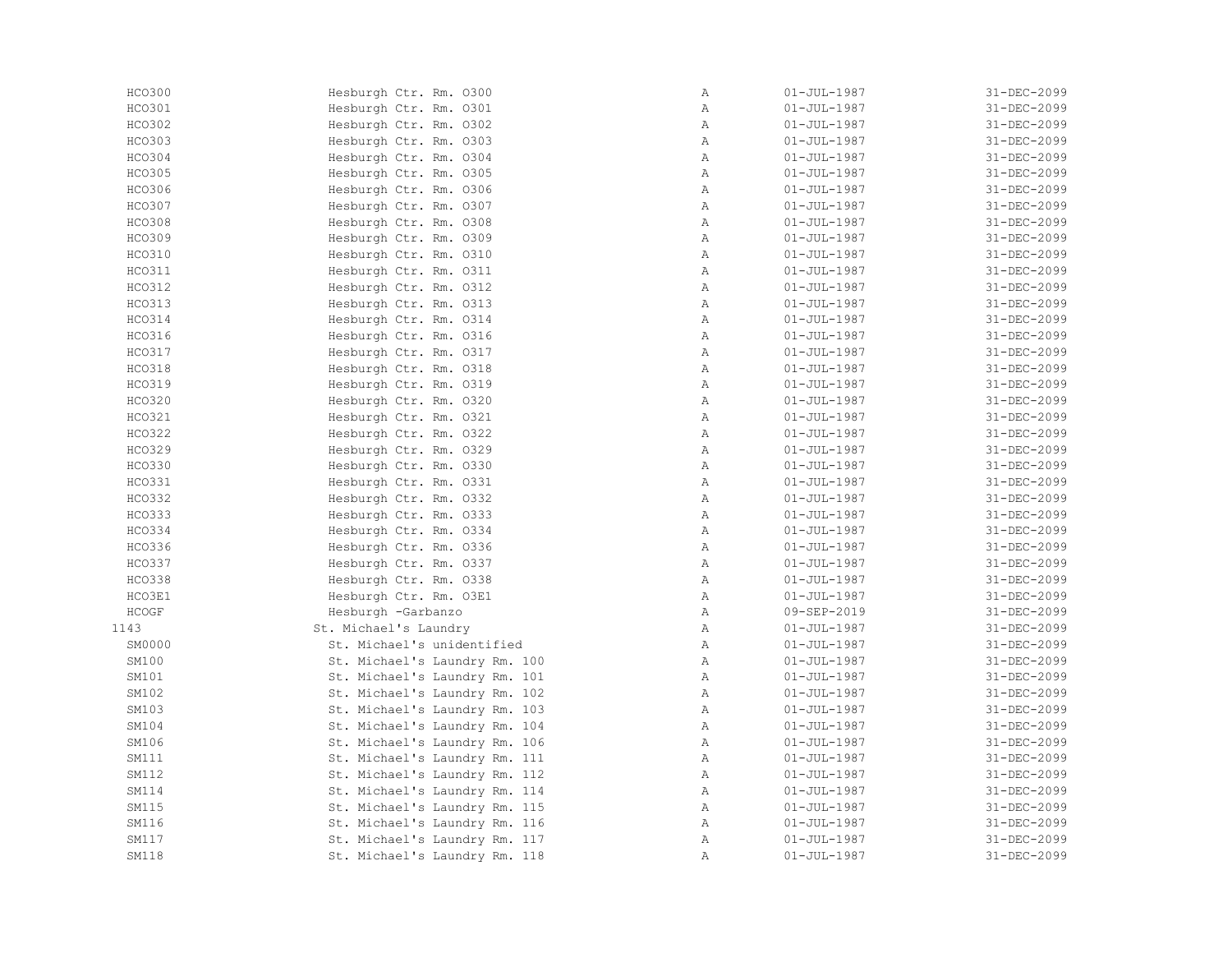| | | | | |
|---|---|---|---|---|
| HCO300 | Hesburgh Ctr. Rm. O300 | A | 01-JUL-1987 | 31-DEC-2099 |
| HCO301 | Hesburgh Ctr. Rm. O301 | A | 01-JUL-1987 | 31-DEC-2099 |
| HCO302 | Hesburgh Ctr. Rm. O302 | A | 01-JUL-1987 | 31-DEC-2099 |
| HCO303 | Hesburgh Ctr. Rm. O303 | A | 01-JUL-1987 | 31-DEC-2099 |
| HCO304 | Hesburgh Ctr. Rm. O304 | A | 01-JUL-1987 | 31-DEC-2099 |
| HCO305 | Hesburgh Ctr. Rm. O305 | A | 01-JUL-1987 | 31-DEC-2099 |
| HCO306 | Hesburgh Ctr. Rm. O306 | A | 01-JUL-1987 | 31-DEC-2099 |
| HCO307 | Hesburgh Ctr. Rm. O307 | A | 01-JUL-1987 | 31-DEC-2099 |
| HCO308 | Hesburgh Ctr. Rm. O308 | A | 01-JUL-1987 | 31-DEC-2099 |
| HCO309 | Hesburgh Ctr. Rm. O309 | A | 01-JUL-1987 | 31-DEC-2099 |
| HCO310 | Hesburgh Ctr. Rm. O310 | A | 01-JUL-1987 | 31-DEC-2099 |
| HCO311 | Hesburgh Ctr. Rm. O311 | A | 01-JUL-1987 | 31-DEC-2099 |
| HCO312 | Hesburgh Ctr. Rm. O312 | A | 01-JUL-1987 | 31-DEC-2099 |
| HCO313 | Hesburgh Ctr. Rm. O313 | A | 01-JUL-1987 | 31-DEC-2099 |
| HCO314 | Hesburgh Ctr. Rm. O314 | A | 01-JUL-1987 | 31-DEC-2099 |
| HCO316 | Hesburgh Ctr. Rm. O316 | A | 01-JUL-1987 | 31-DEC-2099 |
| HCO317 | Hesburgh Ctr. Rm. O317 | A | 01-JUL-1987 | 31-DEC-2099 |
| HCO318 | Hesburgh Ctr. Rm. O318 | A | 01-JUL-1987 | 31-DEC-2099 |
| HCO319 | Hesburgh Ctr. Rm. O319 | A | 01-JUL-1987 | 31-DEC-2099 |
| HCO320 | Hesburgh Ctr. Rm. O320 | A | 01-JUL-1987 | 31-DEC-2099 |
| HCO321 | Hesburgh Ctr. Rm. O321 | A | 01-JUL-1987 | 31-DEC-2099 |
| HCO322 | Hesburgh Ctr. Rm. O322 | A | 01-JUL-1987 | 31-DEC-2099 |
| HCO329 | Hesburgh Ctr. Rm. O329 | A | 01-JUL-1987 | 31-DEC-2099 |
| HCO330 | Hesburgh Ctr. Rm. O330 | A | 01-JUL-1987 | 31-DEC-2099 |
| HCO331 | Hesburgh Ctr. Rm. O331 | A | 01-JUL-1987 | 31-DEC-2099 |
| HCO332 | Hesburgh Ctr. Rm. O332 | A | 01-JUL-1987 | 31-DEC-2099 |
| HCO333 | Hesburgh Ctr. Rm. O333 | A | 01-JUL-1987 | 31-DEC-2099 |
| HCO334 | Hesburgh Ctr. Rm. O334 | A | 01-JUL-1987 | 31-DEC-2099 |
| HCO336 | Hesburgh Ctr. Rm. O336 | A | 01-JUL-1987 | 31-DEC-2099 |
| HCO337 | Hesburgh Ctr. Rm. O337 | A | 01-JUL-1987 | 31-DEC-2099 |
| HCO338 | Hesburgh Ctr. Rm. O338 | A | 01-JUL-1987 | 31-DEC-2099 |
| HCO3E1 | Hesburgh Ctr. Rm. O3E1 | A | 01-JUL-1987 | 31-DEC-2099 |
| HCOGF | Hesburgh -Garbanzo | A | 09-SEP-2019 | 31-DEC-2099 |
| 1143 | St. Michael's Laundry | A | 01-JUL-1987 | 31-DEC-2099 |
| SM0000 | St. Michael's unidentified | A | 01-JUL-1987 | 31-DEC-2099 |
| SM100 | St. Michael's Laundry Rm. 100 | A | 01-JUL-1987 | 31-DEC-2099 |
| SM101 | St. Michael's Laundry Rm. 101 | A | 01-JUL-1987 | 31-DEC-2099 |
| SM102 | St. Michael's Laundry Rm. 102 | A | 01-JUL-1987 | 31-DEC-2099 |
| SM103 | St. Michael's Laundry Rm. 103 | A | 01-JUL-1987 | 31-DEC-2099 |
| SM104 | St. Michael's Laundry Rm. 104 | A | 01-JUL-1987 | 31-DEC-2099 |
| SM106 | St. Michael's Laundry Rm. 106 | A | 01-JUL-1987 | 31-DEC-2099 |
| SM111 | St. Michael's Laundry Rm. 111 | A | 01-JUL-1987 | 31-DEC-2099 |
| SM112 | St. Michael's Laundry Rm. 112 | A | 01-JUL-1987 | 31-DEC-2099 |
| SM114 | St. Michael's Laundry Rm. 114 | A | 01-JUL-1987 | 31-DEC-2099 |
| SM115 | St. Michael's Laundry Rm. 115 | A | 01-JUL-1987 | 31-DEC-2099 |
| SM116 | St. Michael's Laundry Rm. 116 | A | 01-JUL-1987 | 31-DEC-2099 |
| SM117 | St. Michael's Laundry Rm. 117 | A | 01-JUL-1987 | 31-DEC-2099 |
| SM118 | St. Michael's Laundry Rm. 118 | A | 01-JUL-1987 | 31-DEC-2099 |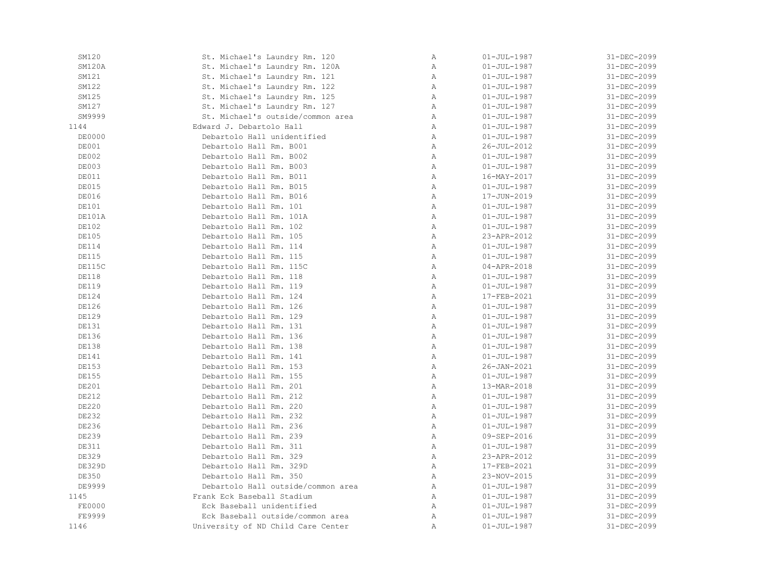| | | | | |
|---|---|---|---|---|
| SM120 | St. Michael's Laundry Rm. 120 | A | 01-JUL-1987 | 31-DEC-2099 |
| SM120A | St. Michael's Laundry Rm. 120A | A | 01-JUL-1987 | 31-DEC-2099 |
| SM121 | St. Michael's Laundry Rm. 121 | A | 01-JUL-1987 | 31-DEC-2099 |
| SM122 | St. Michael's Laundry Rm. 122 | A | 01-JUL-1987 | 31-DEC-2099 |
| SM125 | St. Michael's Laundry Rm. 125 | A | 01-JUL-1987 | 31-DEC-2099 |
| SM127 | St. Michael's Laundry Rm. 127 | A | 01-JUL-1987 | 31-DEC-2099 |
| SM9999 | St. Michael's outside/common area | A | 01-JUL-1987 | 31-DEC-2099 |
| 1144 | Edward J. Debartolo Hall | A | 01-JUL-1987 | 31-DEC-2099 |
| DE0000 | Debartolo Hall unidentified | A | 01-JUL-1987 | 31-DEC-2099 |
| DE001 | Debartolo Hall Rm. B001 | A | 26-JUL-2012 | 31-DEC-2099 |
| DE002 | Debartolo Hall Rm. B002 | A | 01-JUL-1987 | 31-DEC-2099 |
| DE003 | Debartolo Hall Rm. B003 | A | 01-JUL-1987 | 31-DEC-2099 |
| DE011 | Debartolo Hall Rm. B011 | A | 16-MAY-2017 | 31-DEC-2099 |
| DE015 | Debartolo Hall Rm. B015 | A | 01-JUL-1987 | 31-DEC-2099 |
| DE016 | Debartolo Hall Rm. B016 | A | 17-JUN-2019 | 31-DEC-2099 |
| DE101 | Debartolo Hall Rm. 101 | A | 01-JUL-1987 | 31-DEC-2099 |
| DE101A | Debartolo Hall Rm. 101A | A | 01-JUL-1987 | 31-DEC-2099 |
| DE102 | Debartolo Hall Rm. 102 | A | 01-JUL-1987 | 31-DEC-2099 |
| DE105 | Debartolo Hall Rm. 105 | A | 23-APR-2012 | 31-DEC-2099 |
| DE114 | Debartolo Hall Rm. 114 | A | 01-JUL-1987 | 31-DEC-2099 |
| DE115 | Debartolo Hall Rm. 115 | A | 01-JUL-1987 | 31-DEC-2099 |
| DE115C | Debartolo Hall Rm. 115C | A | 04-APR-2018 | 31-DEC-2099 |
| DE118 | Debartolo Hall Rm. 118 | A | 01-JUL-1987 | 31-DEC-2099 |
| DE119 | Debartolo Hall Rm. 119 | A | 01-JUL-1987 | 31-DEC-2099 |
| DE124 | Debartolo Hall Rm. 124 | A | 17-FEB-2021 | 31-DEC-2099 |
| DE126 | Debartolo Hall Rm. 126 | A | 01-JUL-1987 | 31-DEC-2099 |
| DE129 | Debartolo Hall Rm. 129 | A | 01-JUL-1987 | 31-DEC-2099 |
| DE131 | Debartolo Hall Rm. 131 | A | 01-JUL-1987 | 31-DEC-2099 |
| DE136 | Debartolo Hall Rm. 136 | A | 01-JUL-1987 | 31-DEC-2099 |
| DE138 | Debartolo Hall Rm. 138 | A | 01-JUL-1987 | 31-DEC-2099 |
| DE141 | Debartolo Hall Rm. 141 | A | 01-JUL-1987 | 31-DEC-2099 |
| DE153 | Debartolo Hall Rm. 153 | A | 26-JAN-2021 | 31-DEC-2099 |
| DE155 | Debartolo Hall Rm. 155 | A | 01-JUL-1987 | 31-DEC-2099 |
| DE201 | Debartolo Hall Rm. 201 | A | 13-MAR-2018 | 31-DEC-2099 |
| DE212 | Debartolo Hall Rm. 212 | A | 01-JUL-1987 | 31-DEC-2099 |
| DE220 | Debartolo Hall Rm. 220 | A | 01-JUL-1987 | 31-DEC-2099 |
| DE232 | Debartolo Hall Rm. 232 | A | 01-JUL-1987 | 31-DEC-2099 |
| DE236 | Debartolo Hall Rm. 236 | A | 01-JUL-1987 | 31-DEC-2099 |
| DE239 | Debartolo Hall Rm. 239 | A | 09-SEP-2016 | 31-DEC-2099 |
| DE311 | Debartolo Hall Rm. 311 | A | 01-JUL-1987 | 31-DEC-2099 |
| DE329 | Debartolo Hall Rm. 329 | A | 23-APR-2012 | 31-DEC-2099 |
| DE329D | Debartolo Hall Rm. 329D | A | 17-FEB-2021 | 31-DEC-2099 |
| DE350 | Debartolo Hall Rm. 350 | A | 23-NOV-2015 | 31-DEC-2099 |
| DE9999 | Debartolo Hall outside/common area | A | 01-JUL-1987 | 31-DEC-2099 |
| 1145 | Frank Eck Baseball Stadium | A | 01-JUL-1987 | 31-DEC-2099 |
| FE0000 | Eck Baseball unidentified | A | 01-JUL-1987 | 31-DEC-2099 |
| FE9999 | Eck Baseball outside/common area | A | 01-JUL-1987 | 31-DEC-2099 |
| 1146 | University of ND Child Care Center | A | 01-JUL-1987 | 31-DEC-2099 |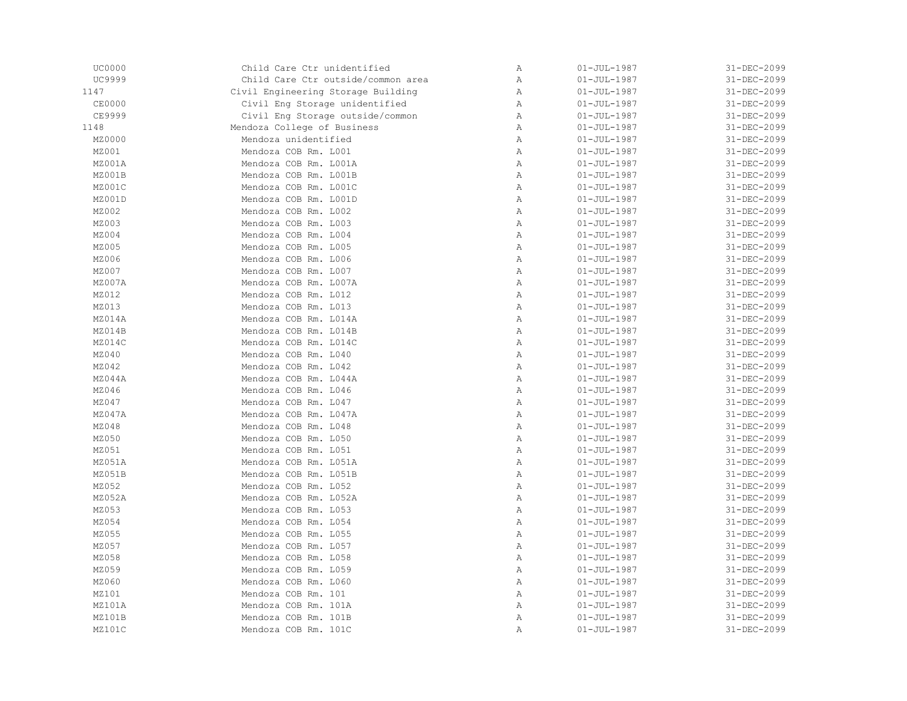| | | | | |
|---|---|---|---|---|
| UC0000 | Child Care Ctr unidentified | A | 01-JUL-1987 | 31-DEC-2099 |
| UC9999 | Child Care Ctr outside/common area | A | 01-JUL-1987 | 31-DEC-2099 |
| 1147 | Civil Engineering Storage Building | A | 01-JUL-1987 | 31-DEC-2099 |
| CE0000 | Civil Eng Storage unidentified | A | 01-JUL-1987 | 31-DEC-2099 |
| CE9999 | Civil Eng Storage outside/common | A | 01-JUL-1987 | 31-DEC-2099 |
| 1148 | Mendoza College of Business | A | 01-JUL-1987 | 31-DEC-2099 |
| MZ0000 | Mendoza unidentified | A | 01-JUL-1987 | 31-DEC-2099 |
| MZ001 | Mendoza COB Rm. L001 | A | 01-JUL-1987 | 31-DEC-2099 |
| MZ001A | Mendoza COB Rm. L001A | A | 01-JUL-1987 | 31-DEC-2099 |
| MZ001B | Mendoza COB Rm. L001B | A | 01-JUL-1987 | 31-DEC-2099 |
| MZ001C | Mendoza COB Rm. L001C | A | 01-JUL-1987 | 31-DEC-2099 |
| MZ001D | Mendoza COB Rm. L001D | A | 01-JUL-1987 | 31-DEC-2099 |
| MZ002 | Mendoza COB Rm. L002 | A | 01-JUL-1987 | 31-DEC-2099 |
| MZ003 | Mendoza COB Rm. L003 | A | 01-JUL-1987 | 31-DEC-2099 |
| MZ004 | Mendoza COB Rm. L004 | A | 01-JUL-1987 | 31-DEC-2099 |
| MZ005 | Mendoza COB Rm. L005 | A | 01-JUL-1987 | 31-DEC-2099 |
| MZ006 | Mendoza COB Rm. L006 | A | 01-JUL-1987 | 31-DEC-2099 |
| MZ007 | Mendoza COB Rm. L007 | A | 01-JUL-1987 | 31-DEC-2099 |
| MZ007A | Mendoza COB Rm. L007A | A | 01-JUL-1987 | 31-DEC-2099 |
| MZ012 | Mendoza COB Rm. L012 | A | 01-JUL-1987 | 31-DEC-2099 |
| MZ013 | Mendoza COB Rm. L013 | A | 01-JUL-1987 | 31-DEC-2099 |
| MZ014A | Mendoza COB Rm. L014A | A | 01-JUL-1987 | 31-DEC-2099 |
| MZ014B | Mendoza COB Rm. L014B | A | 01-JUL-1987 | 31-DEC-2099 |
| MZ014C | Mendoza COB Rm. L014C | A | 01-JUL-1987 | 31-DEC-2099 |
| MZ040 | Mendoza COB Rm. L040 | A | 01-JUL-1987 | 31-DEC-2099 |
| MZ042 | Mendoza COB Rm. L042 | A | 01-JUL-1987 | 31-DEC-2099 |
| MZ044A | Mendoza COB Rm. L044A | A | 01-JUL-1987 | 31-DEC-2099 |
| MZ046 | Mendoza COB Rm. L046 | A | 01-JUL-1987 | 31-DEC-2099 |
| MZ047 | Mendoza COB Rm. L047 | A | 01-JUL-1987 | 31-DEC-2099 |
| MZ047A | Mendoza COB Rm. L047A | A | 01-JUL-1987 | 31-DEC-2099 |
| MZ048 | Mendoza COB Rm. L048 | A | 01-JUL-1987 | 31-DEC-2099 |
| MZ050 | Mendoza COB Rm. L050 | A | 01-JUL-1987 | 31-DEC-2099 |
| MZ051 | Mendoza COB Rm. L051 | A | 01-JUL-1987 | 31-DEC-2099 |
| MZ051A | Mendoza COB Rm. L051A | A | 01-JUL-1987 | 31-DEC-2099 |
| MZ051B | Mendoza COB Rm. L051B | A | 01-JUL-1987 | 31-DEC-2099 |
| MZ052 | Mendoza COB Rm. L052 | A | 01-JUL-1987 | 31-DEC-2099 |
| MZ052A | Mendoza COB Rm. L052A | A | 01-JUL-1987 | 31-DEC-2099 |
| MZ053 | Mendoza COB Rm. L053 | A | 01-JUL-1987 | 31-DEC-2099 |
| MZ054 | Mendoza COB Rm. L054 | A | 01-JUL-1987 | 31-DEC-2099 |
| MZ055 | Mendoza COB Rm. L055 | A | 01-JUL-1987 | 31-DEC-2099 |
| MZ057 | Mendoza COB Rm. L057 | A | 01-JUL-1987 | 31-DEC-2099 |
| MZ058 | Mendoza COB Rm. L058 | A | 01-JUL-1987 | 31-DEC-2099 |
| MZ059 | Mendoza COB Rm. L059 | A | 01-JUL-1987 | 31-DEC-2099 |
| MZ060 | Mendoza COB Rm. L060 | A | 01-JUL-1987 | 31-DEC-2099 |
| MZ101 | Mendoza COB Rm. 101 | A | 01-JUL-1987 | 31-DEC-2099 |
| MZ101A | Mendoza COB Rm. 101A | A | 01-JUL-1987 | 31-DEC-2099 |
| MZ101B | Mendoza COB Rm. 101B | A | 01-JUL-1987 | 31-DEC-2099 |
| MZ101C | Mendoza COB Rm. 101C | A | 01-JUL-1987 | 31-DEC-2099 |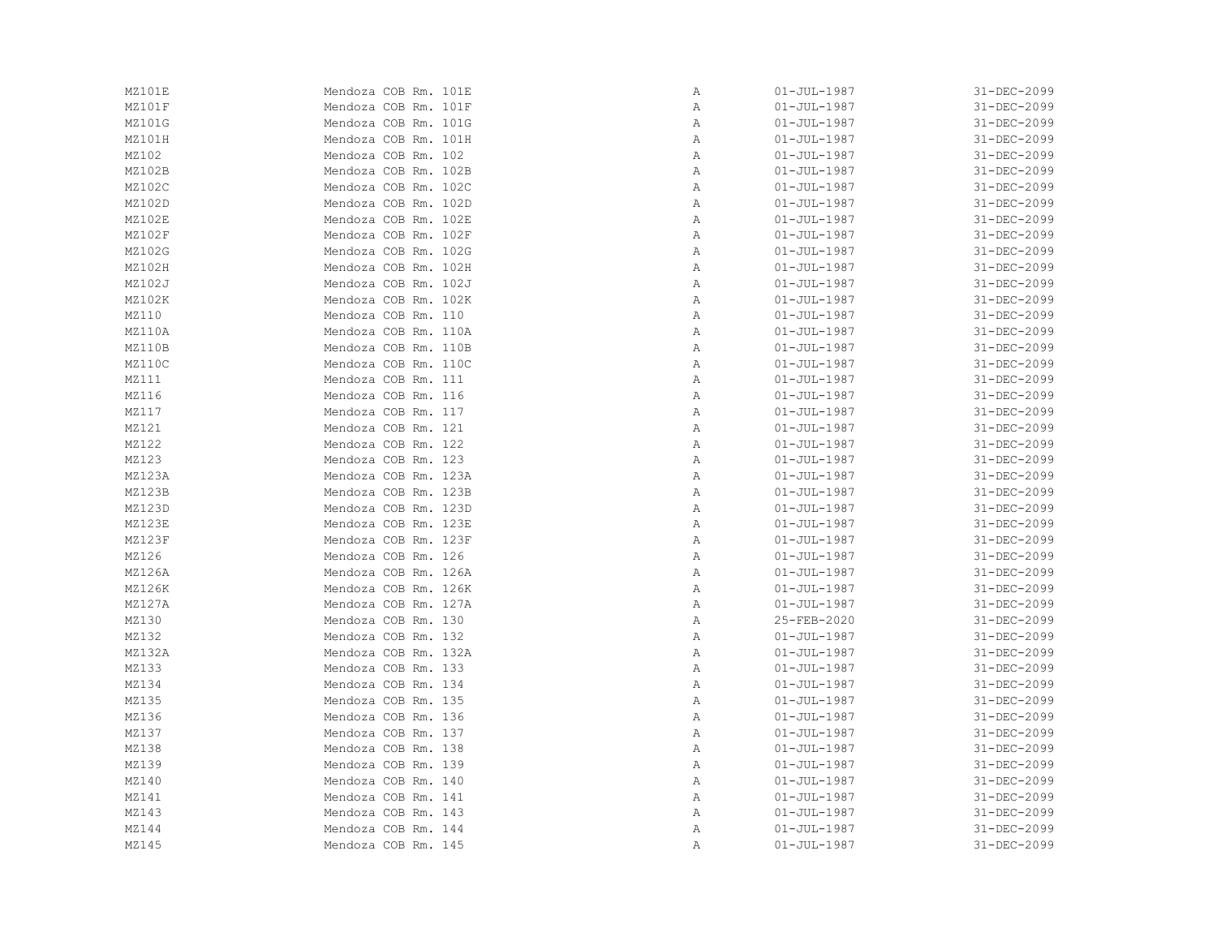| | | | | |
|---|---|---|---|---|
| MZ101E | Mendoza COB Rm. 101E | A | 01-JUL-1987 | 31-DEC-2099 |
| MZ101F | Mendoza COB Rm. 101F | A | 01-JUL-1987 | 31-DEC-2099 |
| MZ101G | Mendoza COB Rm. 101G | A | 01-JUL-1987 | 31-DEC-2099 |
| MZ101H | Mendoza COB Rm. 101H | A | 01-JUL-1987 | 31-DEC-2099 |
| MZ102 | Mendoza COB Rm. 102 | A | 01-JUL-1987 | 31-DEC-2099 |
| MZ102B | Mendoza COB Rm. 102B | A | 01-JUL-1987 | 31-DEC-2099 |
| MZ102C | Mendoza COB Rm. 102C | A | 01-JUL-1987 | 31-DEC-2099 |
| MZ102D | Mendoza COB Rm. 102D | A | 01-JUL-1987 | 31-DEC-2099 |
| MZ102E | Mendoza COB Rm. 102E | A | 01-JUL-1987 | 31-DEC-2099 |
| MZ102F | Mendoza COB Rm. 102F | A | 01-JUL-1987 | 31-DEC-2099 |
| MZ102G | Mendoza COB Rm. 102G | A | 01-JUL-1987 | 31-DEC-2099 |
| MZ102H | Mendoza COB Rm. 102H | A | 01-JUL-1987 | 31-DEC-2099 |
| MZ102J | Mendoza COB Rm. 102J | A | 01-JUL-1987 | 31-DEC-2099 |
| MZ102K | Mendoza COB Rm. 102K | A | 01-JUL-1987 | 31-DEC-2099 |
| MZ110 | Mendoza COB Rm. 110 | A | 01-JUL-1987 | 31-DEC-2099 |
| MZ110A | Mendoza COB Rm. 110A | A | 01-JUL-1987 | 31-DEC-2099 |
| MZ110B | Mendoza COB Rm. 110B | A | 01-JUL-1987 | 31-DEC-2099 |
| MZ110C | Mendoza COB Rm. 110C | A | 01-JUL-1987 | 31-DEC-2099 |
| MZ111 | Mendoza COB Rm. 111 | A | 01-JUL-1987 | 31-DEC-2099 |
| MZ116 | Mendoza COB Rm. 116 | A | 01-JUL-1987 | 31-DEC-2099 |
| MZ117 | Mendoza COB Rm. 117 | A | 01-JUL-1987 | 31-DEC-2099 |
| MZ121 | Mendoza COB Rm. 121 | A | 01-JUL-1987 | 31-DEC-2099 |
| MZ122 | Mendoza COB Rm. 122 | A | 01-JUL-1987 | 31-DEC-2099 |
| MZ123 | Mendoza COB Rm. 123 | A | 01-JUL-1987 | 31-DEC-2099 |
| MZ123A | Mendoza COB Rm. 123A | A | 01-JUL-1987 | 31-DEC-2099 |
| MZ123B | Mendoza COB Rm. 123B | A | 01-JUL-1987 | 31-DEC-2099 |
| MZ123D | Mendoza COB Rm. 123D | A | 01-JUL-1987 | 31-DEC-2099 |
| MZ123E | Mendoza COB Rm. 123E | A | 01-JUL-1987 | 31-DEC-2099 |
| MZ123F | Mendoza COB Rm. 123F | A | 01-JUL-1987 | 31-DEC-2099 |
| MZ126 | Mendoza COB Rm. 126 | A | 01-JUL-1987 | 31-DEC-2099 |
| MZ126A | Mendoza COB Rm. 126A | A | 01-JUL-1987 | 31-DEC-2099 |
| MZ126K | Mendoza COB Rm. 126K | A | 01-JUL-1987 | 31-DEC-2099 |
| MZ127A | Mendoza COB Rm. 127A | A | 01-JUL-1987 | 31-DEC-2099 |
| MZ130 | Mendoza COB Rm. 130 | A | 25-FEB-2020 | 31-DEC-2099 |
| MZ132 | Mendoza COB Rm. 132 | A | 01-JUL-1987 | 31-DEC-2099 |
| MZ132A | Mendoza COB Rm. 132A | A | 01-JUL-1987 | 31-DEC-2099 |
| MZ133 | Mendoza COB Rm. 133 | A | 01-JUL-1987 | 31-DEC-2099 |
| MZ134 | Mendoza COB Rm. 134 | A | 01-JUL-1987 | 31-DEC-2099 |
| MZ135 | Mendoza COB Rm. 135 | A | 01-JUL-1987 | 31-DEC-2099 |
| MZ136 | Mendoza COB Rm. 136 | A | 01-JUL-1987 | 31-DEC-2099 |
| MZ137 | Mendoza COB Rm. 137 | A | 01-JUL-1987 | 31-DEC-2099 |
| MZ138 | Mendoza COB Rm. 138 | A | 01-JUL-1987 | 31-DEC-2099 |
| MZ139 | Mendoza COB Rm. 139 | A | 01-JUL-1987 | 31-DEC-2099 |
| MZ140 | Mendoza COB Rm. 140 | A | 01-JUL-1987 | 31-DEC-2099 |
| MZ141 | Mendoza COB Rm. 141 | A | 01-JUL-1987 | 31-DEC-2099 |
| MZ143 | Mendoza COB Rm. 143 | A | 01-JUL-1987 | 31-DEC-2099 |
| MZ144 | Mendoza COB Rm. 144 | A | 01-JUL-1987 | 31-DEC-2099 |
| MZ145 | Mendoza COB Rm. 145 | A | 01-JUL-1987 | 31-DEC-2099 |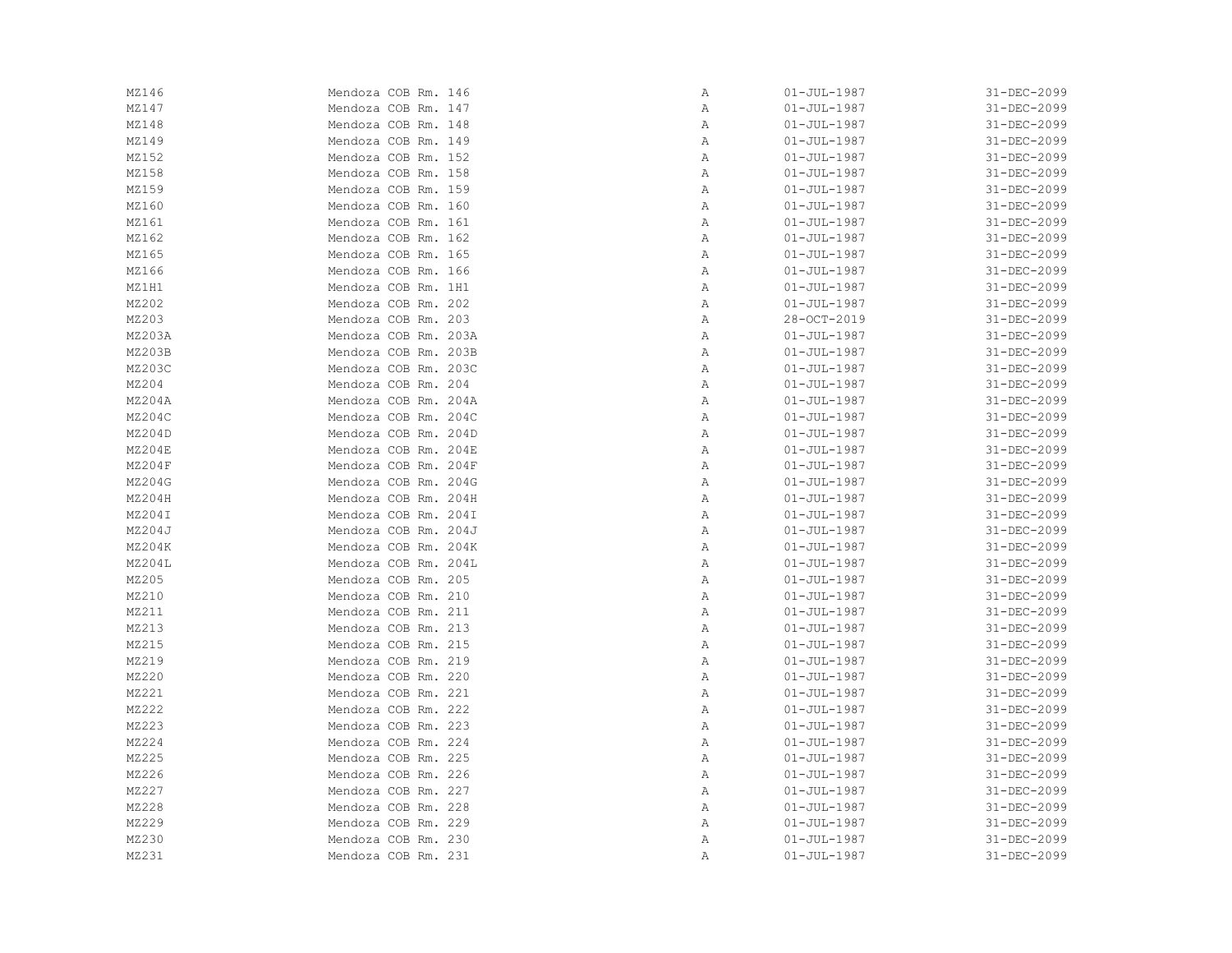| | | | | |
|---|---|---|---|---|
| MZ146 | Mendoza COB Rm. 146 | A | 01-JUL-1987 | 31-DEC-2099 |
| MZ147 | Mendoza COB Rm. 147 | A | 01-JUL-1987 | 31-DEC-2099 |
| MZ148 | Mendoza COB Rm. 148 | A | 01-JUL-1987 | 31-DEC-2099 |
| MZ149 | Mendoza COB Rm. 149 | A | 01-JUL-1987 | 31-DEC-2099 |
| MZ152 | Mendoza COB Rm. 152 | A | 01-JUL-1987 | 31-DEC-2099 |
| MZ158 | Mendoza COB Rm. 158 | A | 01-JUL-1987 | 31-DEC-2099 |
| MZ159 | Mendoza COB Rm. 159 | A | 01-JUL-1987 | 31-DEC-2099 |
| MZ160 | Mendoza COB Rm. 160 | A | 01-JUL-1987 | 31-DEC-2099 |
| MZ161 | Mendoza COB Rm. 161 | A | 01-JUL-1987 | 31-DEC-2099 |
| MZ162 | Mendoza COB Rm. 162 | A | 01-JUL-1987 | 31-DEC-2099 |
| MZ165 | Mendoza COB Rm. 165 | A | 01-JUL-1987 | 31-DEC-2099 |
| MZ166 | Mendoza COB Rm. 166 | A | 01-JUL-1987 | 31-DEC-2099 |
| MZ1H1 | Mendoza COB Rm. 1H1 | A | 01-JUL-1987 | 31-DEC-2099 |
| MZ202 | Mendoza COB Rm. 202 | A | 01-JUL-1987 | 31-DEC-2099 |
| MZ203 | Mendoza COB Rm. 203 | A | 28-OCT-2019 | 31-DEC-2099 |
| MZ203A | Mendoza COB Rm. 203A | A | 01-JUL-1987 | 31-DEC-2099 |
| MZ203B | Mendoza COB Rm. 203B | A | 01-JUL-1987 | 31-DEC-2099 |
| MZ203C | Mendoza COB Rm. 203C | A | 01-JUL-1987 | 31-DEC-2099 |
| MZ204 | Mendoza COB Rm. 204 | A | 01-JUL-1987 | 31-DEC-2099 |
| MZ204A | Mendoza COB Rm. 204A | A | 01-JUL-1987 | 31-DEC-2099 |
| MZ204C | Mendoza COB Rm. 204C | A | 01-JUL-1987 | 31-DEC-2099 |
| MZ204D | Mendoza COB Rm. 204D | A | 01-JUL-1987 | 31-DEC-2099 |
| MZ204E | Mendoza COB Rm. 204E | A | 01-JUL-1987 | 31-DEC-2099 |
| MZ204F | Mendoza COB Rm. 204F | A | 01-JUL-1987 | 31-DEC-2099 |
| MZ204G | Mendoza COB Rm. 204G | A | 01-JUL-1987 | 31-DEC-2099 |
| MZ204H | Mendoza COB Rm. 204H | A | 01-JUL-1987 | 31-DEC-2099 |
| MZ204I | Mendoza COB Rm. 204I | A | 01-JUL-1987 | 31-DEC-2099 |
| MZ204J | Mendoza COB Rm. 204J | A | 01-JUL-1987 | 31-DEC-2099 |
| MZ204K | Mendoza COB Rm. 204K | A | 01-JUL-1987 | 31-DEC-2099 |
| MZ204L | Mendoza COB Rm. 204L | A | 01-JUL-1987 | 31-DEC-2099 |
| MZ205 | Mendoza COB Rm. 205 | A | 01-JUL-1987 | 31-DEC-2099 |
| MZ210 | Mendoza COB Rm. 210 | A | 01-JUL-1987 | 31-DEC-2099 |
| MZ211 | Mendoza COB Rm. 211 | A | 01-JUL-1987 | 31-DEC-2099 |
| MZ213 | Mendoza COB Rm. 213 | A | 01-JUL-1987 | 31-DEC-2099 |
| MZ215 | Mendoza COB Rm. 215 | A | 01-JUL-1987 | 31-DEC-2099 |
| MZ219 | Mendoza COB Rm. 219 | A | 01-JUL-1987 | 31-DEC-2099 |
| MZ220 | Mendoza COB Rm. 220 | A | 01-JUL-1987 | 31-DEC-2099 |
| MZ221 | Mendoza COB Rm. 221 | A | 01-JUL-1987 | 31-DEC-2099 |
| MZ222 | Mendoza COB Rm. 222 | A | 01-JUL-1987 | 31-DEC-2099 |
| MZ223 | Mendoza COB Rm. 223 | A | 01-JUL-1987 | 31-DEC-2099 |
| MZ224 | Mendoza COB Rm. 224 | A | 01-JUL-1987 | 31-DEC-2099 |
| MZ225 | Mendoza COB Rm. 225 | A | 01-JUL-1987 | 31-DEC-2099 |
| MZ226 | Mendoza COB Rm. 226 | A | 01-JUL-1987 | 31-DEC-2099 |
| MZ227 | Mendoza COB Rm. 227 | A | 01-JUL-1987 | 31-DEC-2099 |
| MZ228 | Mendoza COB Rm. 228 | A | 01-JUL-1987 | 31-DEC-2099 |
| MZ229 | Mendoza COB Rm. 229 | A | 01-JUL-1987 | 31-DEC-2099 |
| MZ230 | Mendoza COB Rm. 230 | A | 01-JUL-1987 | 31-DEC-2099 |
| MZ231 | Mendoza COB Rm. 231 | A | 01-JUL-1987 | 31-DEC-2099 |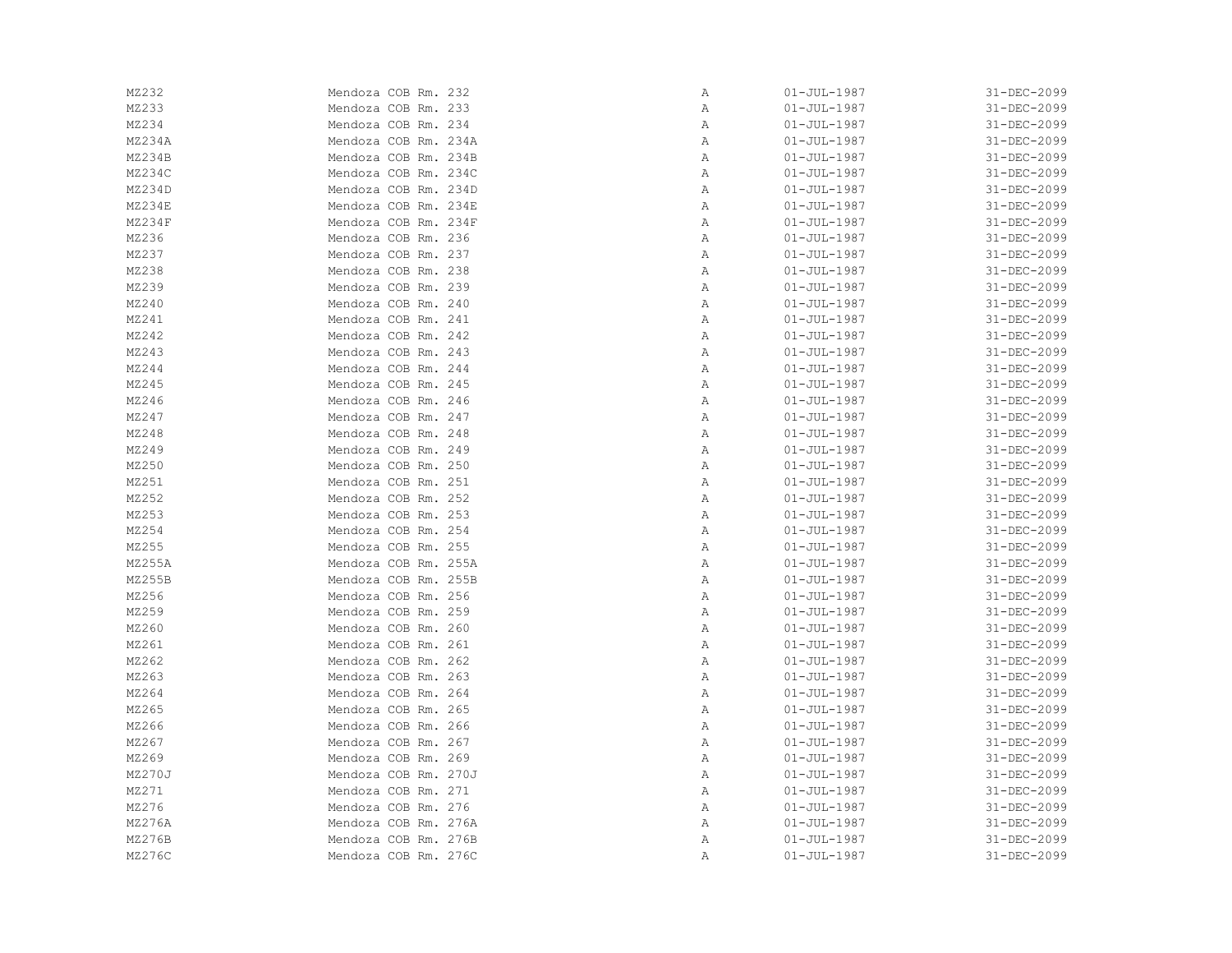| | | | | |
|---|---|---|---|---|
| MZ232 | Mendoza COB Rm. 232 | A | 01-JUL-1987 | 31-DEC-2099 |
| MZ233 | Mendoza COB Rm. 233 | A | 01-JUL-1987 | 31-DEC-2099 |
| MZ234 | Mendoza COB Rm. 234 | A | 01-JUL-1987 | 31-DEC-2099 |
| MZ234A | Mendoza COB Rm. 234A | A | 01-JUL-1987 | 31-DEC-2099 |
| MZ234B | Mendoza COB Rm. 234B | A | 01-JUL-1987 | 31-DEC-2099 |
| MZ234C | Mendoza COB Rm. 234C | A | 01-JUL-1987 | 31-DEC-2099 |
| MZ234D | Mendoza COB Rm. 234D | A | 01-JUL-1987 | 31-DEC-2099 |
| MZ234E | Mendoza COB Rm. 234E | A | 01-JUL-1987 | 31-DEC-2099 |
| MZ234F | Mendoza COB Rm. 234F | A | 01-JUL-1987 | 31-DEC-2099 |
| MZ236 | Mendoza COB Rm. 236 | A | 01-JUL-1987 | 31-DEC-2099 |
| MZ237 | Mendoza COB Rm. 237 | A | 01-JUL-1987 | 31-DEC-2099 |
| MZ238 | Mendoza COB Rm. 238 | A | 01-JUL-1987 | 31-DEC-2099 |
| MZ239 | Mendoza COB Rm. 239 | A | 01-JUL-1987 | 31-DEC-2099 |
| MZ240 | Mendoza COB Rm. 240 | A | 01-JUL-1987 | 31-DEC-2099 |
| MZ241 | Mendoza COB Rm. 241 | A | 01-JUL-1987 | 31-DEC-2099 |
| MZ242 | Mendoza COB Rm. 242 | A | 01-JUL-1987 | 31-DEC-2099 |
| MZ243 | Mendoza COB Rm. 243 | A | 01-JUL-1987 | 31-DEC-2099 |
| MZ244 | Mendoza COB Rm. 244 | A | 01-JUL-1987 | 31-DEC-2099 |
| MZ245 | Mendoza COB Rm. 245 | A | 01-JUL-1987 | 31-DEC-2099 |
| MZ246 | Mendoza COB Rm. 246 | A | 01-JUL-1987 | 31-DEC-2099 |
| MZ247 | Mendoza COB Rm. 247 | A | 01-JUL-1987 | 31-DEC-2099 |
| MZ248 | Mendoza COB Rm. 248 | A | 01-JUL-1987 | 31-DEC-2099 |
| MZ249 | Mendoza COB Rm. 249 | A | 01-JUL-1987 | 31-DEC-2099 |
| MZ250 | Mendoza COB Rm. 250 | A | 01-JUL-1987 | 31-DEC-2099 |
| MZ251 | Mendoza COB Rm. 251 | A | 01-JUL-1987 | 31-DEC-2099 |
| MZ252 | Mendoza COB Rm. 252 | A | 01-JUL-1987 | 31-DEC-2099 |
| MZ253 | Mendoza COB Rm. 253 | A | 01-JUL-1987 | 31-DEC-2099 |
| MZ254 | Mendoza COB Rm. 254 | A | 01-JUL-1987 | 31-DEC-2099 |
| MZ255 | Mendoza COB Rm. 255 | A | 01-JUL-1987 | 31-DEC-2099 |
| MZ255A | Mendoza COB Rm. 255A | A | 01-JUL-1987 | 31-DEC-2099 |
| MZ255B | Mendoza COB Rm. 255B | A | 01-JUL-1987 | 31-DEC-2099 |
| MZ256 | Mendoza COB Rm. 256 | A | 01-JUL-1987 | 31-DEC-2099 |
| MZ259 | Mendoza COB Rm. 259 | A | 01-JUL-1987 | 31-DEC-2099 |
| MZ260 | Mendoza COB Rm. 260 | A | 01-JUL-1987 | 31-DEC-2099 |
| MZ261 | Mendoza COB Rm. 261 | A | 01-JUL-1987 | 31-DEC-2099 |
| MZ262 | Mendoza COB Rm. 262 | A | 01-JUL-1987 | 31-DEC-2099 |
| MZ263 | Mendoza COB Rm. 263 | A | 01-JUL-1987 | 31-DEC-2099 |
| MZ264 | Mendoza COB Rm. 264 | A | 01-JUL-1987 | 31-DEC-2099 |
| MZ265 | Mendoza COB Rm. 265 | A | 01-JUL-1987 | 31-DEC-2099 |
| MZ266 | Mendoza COB Rm. 266 | A | 01-JUL-1987 | 31-DEC-2099 |
| MZ267 | Mendoza COB Rm. 267 | A | 01-JUL-1987 | 31-DEC-2099 |
| MZ269 | Mendoza COB Rm. 269 | A | 01-JUL-1987 | 31-DEC-2099 |
| MZ270J | Mendoza COB Rm. 270J | A | 01-JUL-1987 | 31-DEC-2099 |
| MZ271 | Mendoza COB Rm. 271 | A | 01-JUL-1987 | 31-DEC-2099 |
| MZ276 | Mendoza COB Rm. 276 | A | 01-JUL-1987 | 31-DEC-2099 |
| MZ276A | Mendoza COB Rm. 276A | A | 01-JUL-1987 | 31-DEC-2099 |
| MZ276B | Mendoza COB Rm. 276B | A | 01-JUL-1987 | 31-DEC-2099 |
| MZ276C | Mendoza COB Rm. 276C | A | 01-JUL-1987 | 31-DEC-2099 |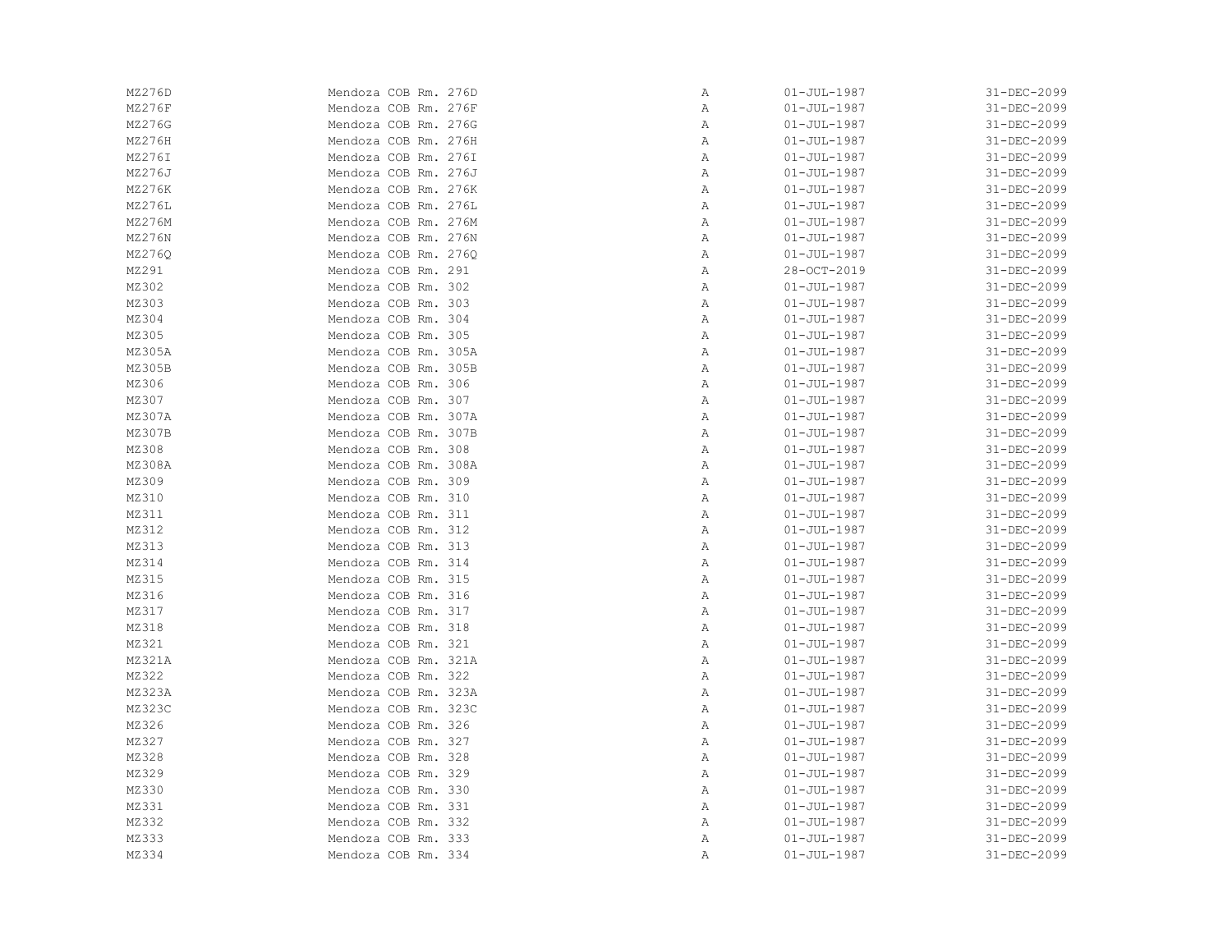| | | | | |
|---|---|---|---|---|
| MZ276D | Mendoza COB Rm. 276D | A | 01-JUL-1987 | 31-DEC-2099 |
| MZ276F | Mendoza COB Rm. 276F | A | 01-JUL-1987 | 31-DEC-2099 |
| MZ276G | Mendoza COB Rm. 276G | A | 01-JUL-1987 | 31-DEC-2099 |
| MZ276H | Mendoza COB Rm. 276H | A | 01-JUL-1987 | 31-DEC-2099 |
| MZ276I | Mendoza COB Rm. 276I | A | 01-JUL-1987 | 31-DEC-2099 |
| MZ276J | Mendoza COB Rm. 276J | A | 01-JUL-1987 | 31-DEC-2099 |
| MZ276K | Mendoza COB Rm. 276K | A | 01-JUL-1987 | 31-DEC-2099 |
| MZ276L | Mendoza COB Rm. 276L | A | 01-JUL-1987 | 31-DEC-2099 |
| MZ276M | Mendoza COB Rm. 276M | A | 01-JUL-1987 | 31-DEC-2099 |
| MZ276N | Mendoza COB Rm. 276N | A | 01-JUL-1987 | 31-DEC-2099 |
| MZ276Q | Mendoza COB Rm. 276Q | A | 01-JUL-1987 | 31-DEC-2099 |
| MZ291 | Mendoza COB Rm. 291 | A | 28-OCT-2019 | 31-DEC-2099 |
| MZ302 | Mendoza COB Rm. 302 | A | 01-JUL-1987 | 31-DEC-2099 |
| MZ303 | Mendoza COB Rm. 303 | A | 01-JUL-1987 | 31-DEC-2099 |
| MZ304 | Mendoza COB Rm. 304 | A | 01-JUL-1987 | 31-DEC-2099 |
| MZ305 | Mendoza COB Rm. 305 | A | 01-JUL-1987 | 31-DEC-2099 |
| MZ305A | Mendoza COB Rm. 305A | A | 01-JUL-1987 | 31-DEC-2099 |
| MZ305B | Mendoza COB Rm. 305B | A | 01-JUL-1987 | 31-DEC-2099 |
| MZ306 | Mendoza COB Rm. 306 | A | 01-JUL-1987 | 31-DEC-2099 |
| MZ307 | Mendoza COB Rm. 307 | A | 01-JUL-1987 | 31-DEC-2099 |
| MZ307A | Mendoza COB Rm. 307A | A | 01-JUL-1987 | 31-DEC-2099 |
| MZ307B | Mendoza COB Rm. 307B | A | 01-JUL-1987 | 31-DEC-2099 |
| MZ308 | Mendoza COB Rm. 308 | A | 01-JUL-1987 | 31-DEC-2099 |
| MZ308A | Mendoza COB Rm. 308A | A | 01-JUL-1987 | 31-DEC-2099 |
| MZ309 | Mendoza COB Rm. 309 | A | 01-JUL-1987 | 31-DEC-2099 |
| MZ310 | Mendoza COB Rm. 310 | A | 01-JUL-1987 | 31-DEC-2099 |
| MZ311 | Mendoza COB Rm. 311 | A | 01-JUL-1987 | 31-DEC-2099 |
| MZ312 | Mendoza COB Rm. 312 | A | 01-JUL-1987 | 31-DEC-2099 |
| MZ313 | Mendoza COB Rm. 313 | A | 01-JUL-1987 | 31-DEC-2099 |
| MZ314 | Mendoza COB Rm. 314 | A | 01-JUL-1987 | 31-DEC-2099 |
| MZ315 | Mendoza COB Rm. 315 | A | 01-JUL-1987 | 31-DEC-2099 |
| MZ316 | Mendoza COB Rm. 316 | A | 01-JUL-1987 | 31-DEC-2099 |
| MZ317 | Mendoza COB Rm. 317 | A | 01-JUL-1987 | 31-DEC-2099 |
| MZ318 | Mendoza COB Rm. 318 | A | 01-JUL-1987 | 31-DEC-2099 |
| MZ321 | Mendoza COB Rm. 321 | A | 01-JUL-1987 | 31-DEC-2099 |
| MZ321A | Mendoza COB Rm. 321A | A | 01-JUL-1987 | 31-DEC-2099 |
| MZ322 | Mendoza COB Rm. 322 | A | 01-JUL-1987 | 31-DEC-2099 |
| MZ323A | Mendoza COB Rm. 323A | A | 01-JUL-1987 | 31-DEC-2099 |
| MZ323C | Mendoza COB Rm. 323C | A | 01-JUL-1987 | 31-DEC-2099 |
| MZ326 | Mendoza COB Rm. 326 | A | 01-JUL-1987 | 31-DEC-2099 |
| MZ327 | Mendoza COB Rm. 327 | A | 01-JUL-1987 | 31-DEC-2099 |
| MZ328 | Mendoza COB Rm. 328 | A | 01-JUL-1987 | 31-DEC-2099 |
| MZ329 | Mendoza COB Rm. 329 | A | 01-JUL-1987 | 31-DEC-2099 |
| MZ330 | Mendoza COB Rm. 330 | A | 01-JUL-1987 | 31-DEC-2099 |
| MZ331 | Mendoza COB Rm. 331 | A | 01-JUL-1987 | 31-DEC-2099 |
| MZ332 | Mendoza COB Rm. 332 | A | 01-JUL-1987 | 31-DEC-2099 |
| MZ333 | Mendoza COB Rm. 333 | A | 01-JUL-1987 | 31-DEC-2099 |
| MZ334 | Mendoza COB Rm. 334 | A | 01-JUL-1987 | 31-DEC-2099 |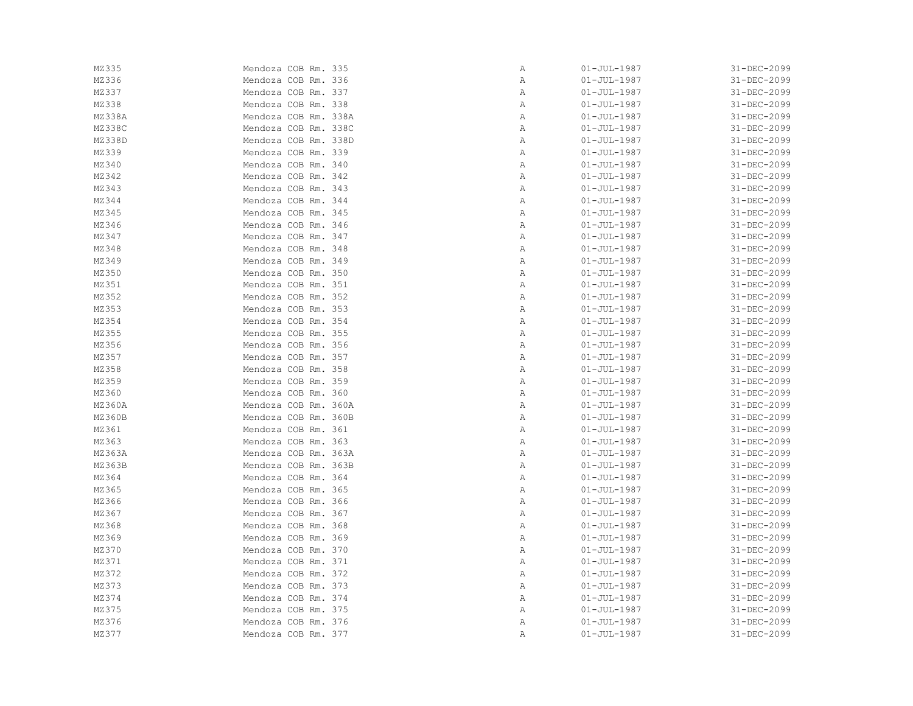| | | | | |
|---|---|---|---|---|
| MZ335 | Mendoza COB Rm. 335 | A | 01-JUL-1987 | 31-DEC-2099 |
| MZ336 | Mendoza COB Rm. 336 | A | 01-JUL-1987 | 31-DEC-2099 |
| MZ337 | Mendoza COB Rm. 337 | A | 01-JUL-1987 | 31-DEC-2099 |
| MZ338 | Mendoza COB Rm. 338 | A | 01-JUL-1987 | 31-DEC-2099 |
| MZ338A | Mendoza COB Rm. 338A | A | 01-JUL-1987 | 31-DEC-2099 |
| MZ338C | Mendoza COB Rm. 338C | A | 01-JUL-1987 | 31-DEC-2099 |
| MZ338D | Mendoza COB Rm. 338D | A | 01-JUL-1987 | 31-DEC-2099 |
| MZ339 | Mendoza COB Rm. 339 | A | 01-JUL-1987 | 31-DEC-2099 |
| MZ340 | Mendoza COB Rm. 340 | A | 01-JUL-1987 | 31-DEC-2099 |
| MZ342 | Mendoza COB Rm. 342 | A | 01-JUL-1987 | 31-DEC-2099 |
| MZ343 | Mendoza COB Rm. 343 | A | 01-JUL-1987 | 31-DEC-2099 |
| MZ344 | Mendoza COB Rm. 344 | A | 01-JUL-1987 | 31-DEC-2099 |
| MZ345 | Mendoza COB Rm. 345 | A | 01-JUL-1987 | 31-DEC-2099 |
| MZ346 | Mendoza COB Rm. 346 | A | 01-JUL-1987 | 31-DEC-2099 |
| MZ347 | Mendoza COB Rm. 347 | A | 01-JUL-1987 | 31-DEC-2099 |
| MZ348 | Mendoza COB Rm. 348 | A | 01-JUL-1987 | 31-DEC-2099 |
| MZ349 | Mendoza COB Rm. 349 | A | 01-JUL-1987 | 31-DEC-2099 |
| MZ350 | Mendoza COB Rm. 350 | A | 01-JUL-1987 | 31-DEC-2099 |
| MZ351 | Mendoza COB Rm. 351 | A | 01-JUL-1987 | 31-DEC-2099 |
| MZ352 | Mendoza COB Rm. 352 | A | 01-JUL-1987 | 31-DEC-2099 |
| MZ353 | Mendoza COB Rm. 353 | A | 01-JUL-1987 | 31-DEC-2099 |
| MZ354 | Mendoza COB Rm. 354 | A | 01-JUL-1987 | 31-DEC-2099 |
| MZ355 | Mendoza COB Rm. 355 | A | 01-JUL-1987 | 31-DEC-2099 |
| MZ356 | Mendoza COB Rm. 356 | A | 01-JUL-1987 | 31-DEC-2099 |
| MZ357 | Mendoza COB Rm. 357 | A | 01-JUL-1987 | 31-DEC-2099 |
| MZ358 | Mendoza COB Rm. 358 | A | 01-JUL-1987 | 31-DEC-2099 |
| MZ359 | Mendoza COB Rm. 359 | A | 01-JUL-1987 | 31-DEC-2099 |
| MZ360 | Mendoza COB Rm. 360 | A | 01-JUL-1987 | 31-DEC-2099 |
| MZ360A | Mendoza COB Rm. 360A | A | 01-JUL-1987 | 31-DEC-2099 |
| MZ360B | Mendoza COB Rm. 360B | A | 01-JUL-1987 | 31-DEC-2099 |
| MZ361 | Mendoza COB Rm. 361 | A | 01-JUL-1987 | 31-DEC-2099 |
| MZ363 | Mendoza COB Rm. 363 | A | 01-JUL-1987 | 31-DEC-2099 |
| MZ363A | Mendoza COB Rm. 363A | A | 01-JUL-1987 | 31-DEC-2099 |
| MZ363B | Mendoza COB Rm. 363B | A | 01-JUL-1987 | 31-DEC-2099 |
| MZ364 | Mendoza COB Rm. 364 | A | 01-JUL-1987 | 31-DEC-2099 |
| MZ365 | Mendoza COB Rm. 365 | A | 01-JUL-1987 | 31-DEC-2099 |
| MZ366 | Mendoza COB Rm. 366 | A | 01-JUL-1987 | 31-DEC-2099 |
| MZ367 | Mendoza COB Rm. 367 | A | 01-JUL-1987 | 31-DEC-2099 |
| MZ368 | Mendoza COB Rm. 368 | A | 01-JUL-1987 | 31-DEC-2099 |
| MZ369 | Mendoza COB Rm. 369 | A | 01-JUL-1987 | 31-DEC-2099 |
| MZ370 | Mendoza COB Rm. 370 | A | 01-JUL-1987 | 31-DEC-2099 |
| MZ371 | Mendoza COB Rm. 371 | A | 01-JUL-1987 | 31-DEC-2099 |
| MZ372 | Mendoza COB Rm. 372 | A | 01-JUL-1987 | 31-DEC-2099 |
| MZ373 | Mendoza COB Rm. 373 | A | 01-JUL-1987 | 31-DEC-2099 |
| MZ374 | Mendoza COB Rm. 374 | A | 01-JUL-1987 | 31-DEC-2099 |
| MZ375 | Mendoza COB Rm. 375 | A | 01-JUL-1987 | 31-DEC-2099 |
| MZ376 | Mendoza COB Rm. 376 | A | 01-JUL-1987 | 31-DEC-2099 |
| MZ377 | Mendoza COB Rm. 377 | A | 01-JUL-1987 | 31-DEC-2099 |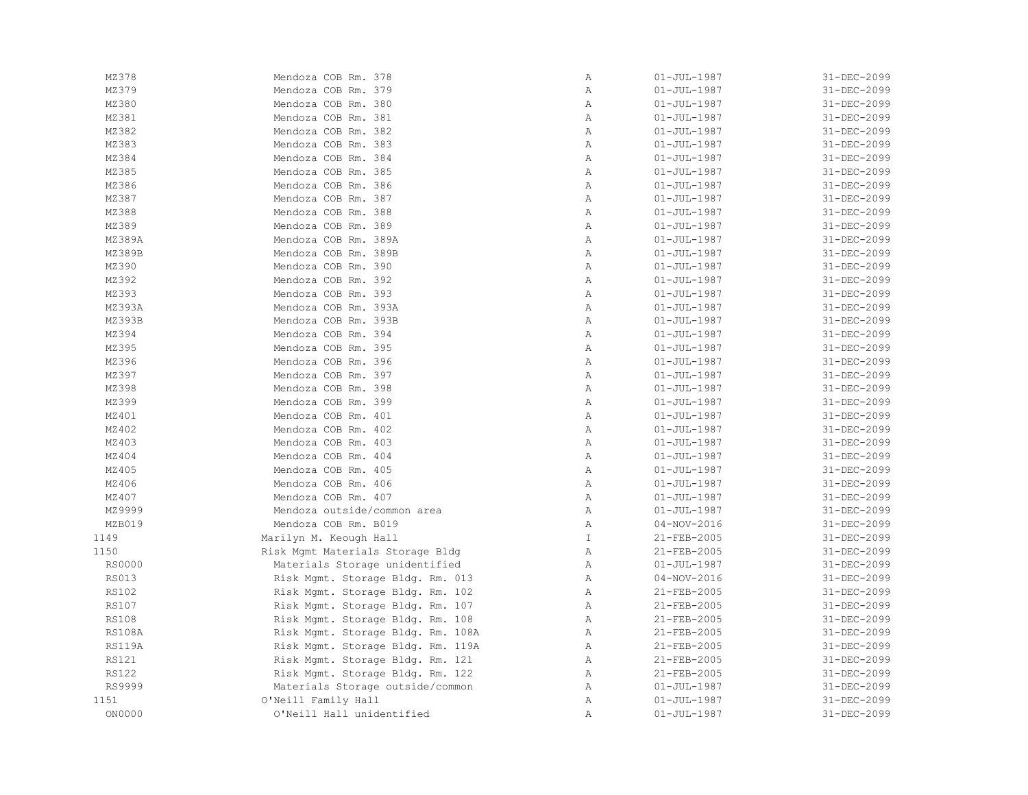| | | | | |
|---|---|---|---|---|
| MZ378 | Mendoza COB Rm. 378 | A | 01-JUL-1987 | 31-DEC-2099 |
| MZ379 | Mendoza COB Rm. 379 | A | 01-JUL-1987 | 31-DEC-2099 |
| MZ380 | Mendoza COB Rm. 380 | A | 01-JUL-1987 | 31-DEC-2099 |
| MZ381 | Mendoza COB Rm. 381 | A | 01-JUL-1987 | 31-DEC-2099 |
| MZ382 | Mendoza COB Rm. 382 | A | 01-JUL-1987 | 31-DEC-2099 |
| MZ383 | Mendoza COB Rm. 383 | A | 01-JUL-1987 | 31-DEC-2099 |
| MZ384 | Mendoza COB Rm. 384 | A | 01-JUL-1987 | 31-DEC-2099 |
| MZ385 | Mendoza COB Rm. 385 | A | 01-JUL-1987 | 31-DEC-2099 |
| MZ386 | Mendoza COB Rm. 386 | A | 01-JUL-1987 | 31-DEC-2099 |
| MZ387 | Mendoza COB Rm. 387 | A | 01-JUL-1987 | 31-DEC-2099 |
| MZ388 | Mendoza COB Rm. 388 | A | 01-JUL-1987 | 31-DEC-2099 |
| MZ389 | Mendoza COB Rm. 389 | A | 01-JUL-1987 | 31-DEC-2099 |
| MZ389A | Mendoza COB Rm. 389A | A | 01-JUL-1987 | 31-DEC-2099 |
| MZ389B | Mendoza COB Rm. 389B | A | 01-JUL-1987 | 31-DEC-2099 |
| MZ390 | Mendoza COB Rm. 390 | A | 01-JUL-1987 | 31-DEC-2099 |
| MZ392 | Mendoza COB Rm. 392 | A | 01-JUL-1987 | 31-DEC-2099 |
| MZ393 | Mendoza COB Rm. 393 | A | 01-JUL-1987 | 31-DEC-2099 |
| MZ393A | Mendoza COB Rm. 393A | A | 01-JUL-1987 | 31-DEC-2099 |
| MZ393B | Mendoza COB Rm. 393B | A | 01-JUL-1987 | 31-DEC-2099 |
| MZ394 | Mendoza COB Rm. 394 | A | 01-JUL-1987 | 31-DEC-2099 |
| MZ395 | Mendoza COB Rm. 395 | A | 01-JUL-1987 | 31-DEC-2099 |
| MZ396 | Mendoza COB Rm. 396 | A | 01-JUL-1987 | 31-DEC-2099 |
| MZ397 | Mendoza COB Rm. 397 | A | 01-JUL-1987 | 31-DEC-2099 |
| MZ398 | Mendoza COB Rm. 398 | A | 01-JUL-1987 | 31-DEC-2099 |
| MZ399 | Mendoza COB Rm. 399 | A | 01-JUL-1987 | 31-DEC-2099 |
| MZ401 | Mendoza COB Rm. 401 | A | 01-JUL-1987 | 31-DEC-2099 |
| MZ402 | Mendoza COB Rm. 402 | A | 01-JUL-1987 | 31-DEC-2099 |
| MZ403 | Mendoza COB Rm. 403 | A | 01-JUL-1987 | 31-DEC-2099 |
| MZ404 | Mendoza COB Rm. 404 | A | 01-JUL-1987 | 31-DEC-2099 |
| MZ405 | Mendoza COB Rm. 405 | A | 01-JUL-1987 | 31-DEC-2099 |
| MZ406 | Mendoza COB Rm. 406 | A | 01-JUL-1987 | 31-DEC-2099 |
| MZ407 | Mendoza COB Rm. 407 | A | 01-JUL-1987 | 31-DEC-2099 |
| MZ9999 | Mendoza outside/common area | A | 01-JUL-1987 | 31-DEC-2099 |
| MZB019 | Mendoza COB Rm. B019 | A | 04-NOV-2016 | 31-DEC-2099 |
| 1149 | Marilyn M. Keough Hall | I | 21-FEB-2005 | 31-DEC-2099 |
| 1150 | Risk Mgmt Materials Storage Bldg | A | 21-FEB-2005 | 31-DEC-2099 |
| RS0000 | Materials Storage unidentified | A | 01-JUL-1987 | 31-DEC-2099 |
| RS013 | Risk Mgmt. Storage Bldg. Rm. 013 | A | 04-NOV-2016 | 31-DEC-2099 |
| RS102 | Risk Mgmt. Storage Bldg. Rm. 102 | A | 21-FEB-2005 | 31-DEC-2099 |
| RS107 | Risk Mgmt. Storage Bldg. Rm. 107 | A | 21-FEB-2005 | 31-DEC-2099 |
| RS108 | Risk Mgmt. Storage Bldg. Rm. 108 | A | 21-FEB-2005 | 31-DEC-2099 |
| RS108A | Risk Mgmt. Storage Bldg. Rm. 108A | A | 21-FEB-2005 | 31-DEC-2099 |
| RS119A | Risk Mgmt. Storage Bldg. Rm. 119A | A | 21-FEB-2005 | 31-DEC-2099 |
| RS121 | Risk Mgmt. Storage Bldg. Rm. 121 | A | 21-FEB-2005 | 31-DEC-2099 |
| RS122 | Risk Mgmt. Storage Bldg. Rm. 122 | A | 21-FEB-2005 | 31-DEC-2099 |
| RS9999 | Materials Storage outside/common | A | 01-JUL-1987 | 31-DEC-2099 |
| 1151 | O'Neill Family Hall | A | 01-JUL-1987 | 31-DEC-2099 |
| ON0000 | O'Neill Hall unidentified | A | 01-JUL-1987 | 31-DEC-2099 |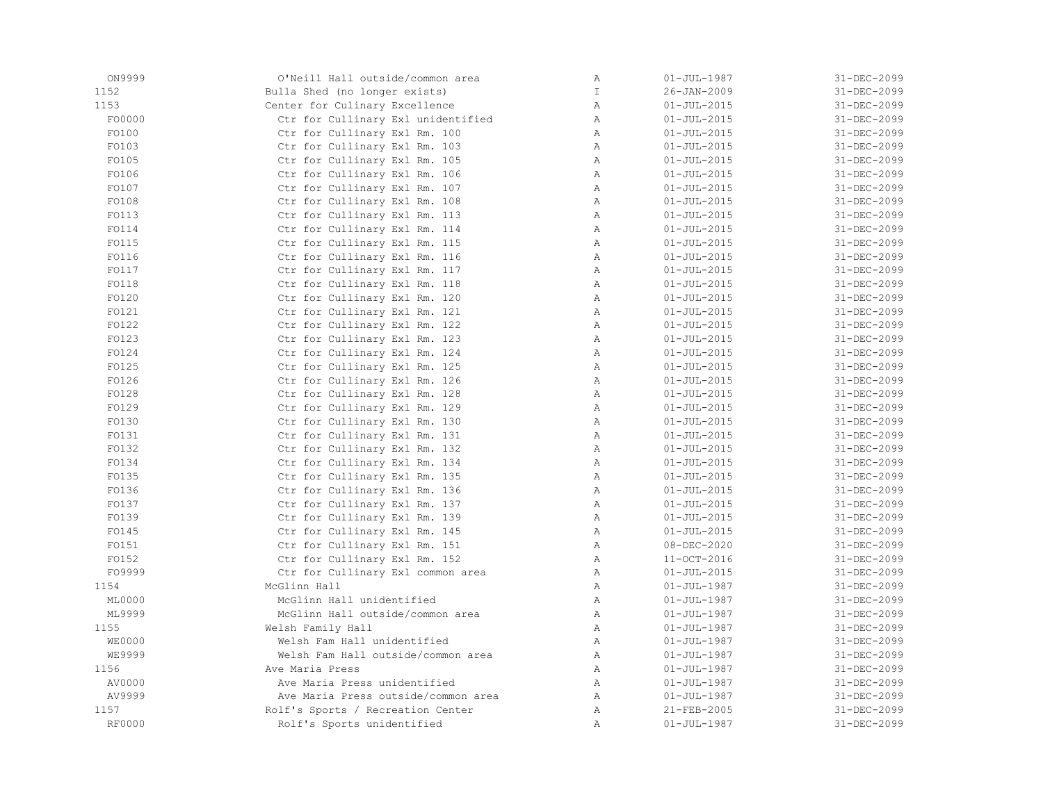| | | | | |
|---|---|---|---|---|
| ON9999 | O'Neill Hall outside/common area | A | 01-JUL-1987 | 31-DEC-2099 |
| 1152 | Bulla Shed (no longer exists) | I | 26-JAN-2009 | 31-DEC-2099 |
| 1153 | Center for Culinary Excellence | A | 01-JUL-2015 | 31-DEC-2099 |
| FO0000 | Ctr for Cullinary Exl unidentified | A | 01-JUL-2015 | 31-DEC-2099 |
| FO100 | Ctr for Cullinary Exl Rm. 100 | A | 01-JUL-2015 | 31-DEC-2099 |
| FO103 | Ctr for Cullinary Exl Rm. 103 | A | 01-JUL-2015 | 31-DEC-2099 |
| FO105 | Ctr for Cullinary Exl Rm. 105 | A | 01-JUL-2015 | 31-DEC-2099 |
| FO106 | Ctr for Cullinary Exl Rm. 106 | A | 01-JUL-2015 | 31-DEC-2099 |
| FO107 | Ctr for Cullinary Exl Rm. 107 | A | 01-JUL-2015 | 31-DEC-2099 |
| FO108 | Ctr for Cullinary Exl Rm. 108 | A | 01-JUL-2015 | 31-DEC-2099 |
| FO113 | Ctr for Cullinary Exl Rm. 113 | A | 01-JUL-2015 | 31-DEC-2099 |
| FO114 | Ctr for Cullinary Exl Rm. 114 | A | 01-JUL-2015 | 31-DEC-2099 |
| FO115 | Ctr for Cullinary Exl Rm. 115 | A | 01-JUL-2015 | 31-DEC-2099 |
| FO116 | Ctr for Cullinary Exl Rm. 116 | A | 01-JUL-2015 | 31-DEC-2099 |
| FO117 | Ctr for Cullinary Exl Rm. 117 | A | 01-JUL-2015 | 31-DEC-2099 |
| FO118 | Ctr for Cullinary Exl Rm. 118 | A | 01-JUL-2015 | 31-DEC-2099 |
| FO120 | Ctr for Cullinary Exl Rm. 120 | A | 01-JUL-2015 | 31-DEC-2099 |
| FO121 | Ctr for Cullinary Exl Rm. 121 | A | 01-JUL-2015 | 31-DEC-2099 |
| FO122 | Ctr for Cullinary Exl Rm. 122 | A | 01-JUL-2015 | 31-DEC-2099 |
| FO123 | Ctr for Cullinary Exl Rm. 123 | A | 01-JUL-2015 | 31-DEC-2099 |
| FO124 | Ctr for Cullinary Exl Rm. 124 | A | 01-JUL-2015 | 31-DEC-2099 |
| FO125 | Ctr for Cullinary Exl Rm. 125 | A | 01-JUL-2015 | 31-DEC-2099 |
| FO126 | Ctr for Cullinary Exl Rm. 126 | A | 01-JUL-2015 | 31-DEC-2099 |
| FO128 | Ctr for Cullinary Exl Rm. 128 | A | 01-JUL-2015 | 31-DEC-2099 |
| FO129 | Ctr for Cullinary Exl Rm. 129 | A | 01-JUL-2015 | 31-DEC-2099 |
| FO130 | Ctr for Cullinary Exl Rm. 130 | A | 01-JUL-2015 | 31-DEC-2099 |
| FO131 | Ctr for Cullinary Exl Rm. 131 | A | 01-JUL-2015 | 31-DEC-2099 |
| FO132 | Ctr for Cullinary Exl Rm. 132 | A | 01-JUL-2015 | 31-DEC-2099 |
| FO134 | Ctr for Cullinary Exl Rm. 134 | A | 01-JUL-2015 | 31-DEC-2099 |
| FO135 | Ctr for Cullinary Exl Rm. 135 | A | 01-JUL-2015 | 31-DEC-2099 |
| FO136 | Ctr for Cullinary Exl Rm. 136 | A | 01-JUL-2015 | 31-DEC-2099 |
| FO137 | Ctr for Cullinary Exl Rm. 137 | A | 01-JUL-2015 | 31-DEC-2099 |
| FO139 | Ctr for Cullinary Exl Rm. 139 | A | 01-JUL-2015 | 31-DEC-2099 |
| FO145 | Ctr for Cullinary Exl Rm. 145 | A | 01-JUL-2015 | 31-DEC-2099 |
| FO151 | Ctr for Cullinary Exl Rm. 151 | A | 08-DEC-2020 | 31-DEC-2099 |
| FO152 | Ctr for Cullinary Exl Rm. 152 | A | 11-OCT-2016 | 31-DEC-2099 |
| FO9999 | Ctr for Cullinary Exl common area | A | 01-JUL-2015 | 31-DEC-2099 |
| 1154 | McGlinn Hall | A | 01-JUL-1987 | 31-DEC-2099 |
| ML0000 | McGlinn Hall unidentified | A | 01-JUL-1987 | 31-DEC-2099 |
| ML9999 | McGlinn Hall outside/common area | A | 01-JUL-1987 | 31-DEC-2099 |
| 1155 | Welsh Family Hall | A | 01-JUL-1987 | 31-DEC-2099 |
| WE0000 | Welsh Fam Hall unidentified | A | 01-JUL-1987 | 31-DEC-2099 |
| WE9999 | Welsh Fam Hall outside/common area | A | 01-JUL-1987 | 31-DEC-2099 |
| 1156 | Ave Maria Press | A | 01-JUL-1987 | 31-DEC-2099 |
| AV0000 | Ave Maria Press unidentified | A | 01-JUL-1987 | 31-DEC-2099 |
| AV9999 | Ave Maria Press outside/common area | A | 01-JUL-1987 | 31-DEC-2099 |
| 1157 | Rolf's Sports / Recreation Center | A | 21-FEB-2005 | 31-DEC-2099 |
| RF0000 | Rolf's Sports unidentified | A | 01-JUL-1987 | 31-DEC-2099 |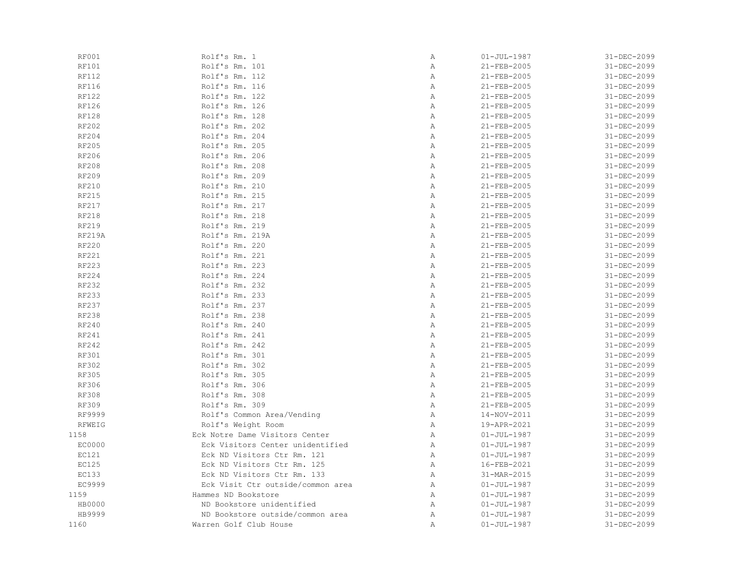| | | | | |
|---|---|---|---|---|
| RF001 | Rolf's Rm. 1 | A | 01-JUL-1987 | 31-DEC-2099 |
| RF101 | Rolf's Rm. 101 | A | 21-FEB-2005 | 31-DEC-2099 |
| RF112 | Rolf's Rm. 112 | A | 21-FEB-2005 | 31-DEC-2099 |
| RF116 | Rolf's Rm. 116 | A | 21-FEB-2005 | 31-DEC-2099 |
| RF122 | Rolf's Rm. 122 | A | 21-FEB-2005 | 31-DEC-2099 |
| RF126 | Rolf's Rm. 126 | A | 21-FEB-2005 | 31-DEC-2099 |
| RF128 | Rolf's Rm. 128 | A | 21-FEB-2005 | 31-DEC-2099 |
| RF202 | Rolf's Rm. 202 | A | 21-FEB-2005 | 31-DEC-2099 |
| RF204 | Rolf's Rm. 204 | A | 21-FEB-2005 | 31-DEC-2099 |
| RF205 | Rolf's Rm. 205 | A | 21-FEB-2005 | 31-DEC-2099 |
| RF206 | Rolf's Rm. 206 | A | 21-FEB-2005 | 31-DEC-2099 |
| RF208 | Rolf's Rm. 208 | A | 21-FEB-2005 | 31-DEC-2099 |
| RF209 | Rolf's Rm. 209 | A | 21-FEB-2005 | 31-DEC-2099 |
| RF210 | Rolf's Rm. 210 | A | 21-FEB-2005 | 31-DEC-2099 |
| RF215 | Rolf's Rm. 215 | A | 21-FEB-2005 | 31-DEC-2099 |
| RF217 | Rolf's Rm. 217 | A | 21-FEB-2005 | 31-DEC-2099 |
| RF218 | Rolf's Rm. 218 | A | 21-FEB-2005 | 31-DEC-2099 |
| RF219 | Rolf's Rm. 219 | A | 21-FEB-2005 | 31-DEC-2099 |
| RF219A | Rolf's Rm. 219A | A | 21-FEB-2005 | 31-DEC-2099 |
| RF220 | Rolf's Rm. 220 | A | 21-FEB-2005 | 31-DEC-2099 |
| RF221 | Rolf's Rm. 221 | A | 21-FEB-2005 | 31-DEC-2099 |
| RF223 | Rolf's Rm. 223 | A | 21-FEB-2005 | 31-DEC-2099 |
| RF224 | Rolf's Rm. 224 | A | 21-FEB-2005 | 31-DEC-2099 |
| RF232 | Rolf's Rm. 232 | A | 21-FEB-2005 | 31-DEC-2099 |
| RF233 | Rolf's Rm. 233 | A | 21-FEB-2005 | 31-DEC-2099 |
| RF237 | Rolf's Rm. 237 | A | 21-FEB-2005 | 31-DEC-2099 |
| RF238 | Rolf's Rm. 238 | A | 21-FEB-2005 | 31-DEC-2099 |
| RF240 | Rolf's Rm. 240 | A | 21-FEB-2005 | 31-DEC-2099 |
| RF241 | Rolf's Rm. 241 | A | 21-FEB-2005 | 31-DEC-2099 |
| RF242 | Rolf's Rm. 242 | A | 21-FEB-2005 | 31-DEC-2099 |
| RF301 | Rolf's Rm. 301 | A | 21-FEB-2005 | 31-DEC-2099 |
| RF302 | Rolf's Rm. 302 | A | 21-FEB-2005 | 31-DEC-2099 |
| RF305 | Rolf's Rm. 305 | A | 21-FEB-2005 | 31-DEC-2099 |
| RF306 | Rolf's Rm. 306 | A | 21-FEB-2005 | 31-DEC-2099 |
| RF308 | Rolf's Rm. 308 | A | 21-FEB-2005 | 31-DEC-2099 |
| RF309 | Rolf's Rm. 309 | A | 21-FEB-2005 | 31-DEC-2099 |
| RF9999 | Rolf's Common Area/Vending | A | 14-NOV-2011 | 31-DEC-2099 |
| RFWEIG | Rolf's Weight Room | A | 19-APR-2021 | 31-DEC-2099 |
| 1158 | Eck Notre Dame Visitors Center | A | 01-JUL-1987 | 31-DEC-2099 |
| EC0000 | Eck Visitors Center unidentified | A | 01-JUL-1987 | 31-DEC-2099 |
| EC121 | Eck ND Visitors Ctr Rm. 121 | A | 01-JUL-1987 | 31-DEC-2099 |
| EC125 | Eck ND Visitors Ctr Rm. 125 | A | 16-FEB-2021 | 31-DEC-2099 |
| EC133 | Eck ND Visitors Ctr Rm. 133 | A | 31-MAR-2015 | 31-DEC-2099 |
| EC9999 | Eck Visit Ctr outside/common area | A | 01-JUL-1987 | 31-DEC-2099 |
| 1159 | Hammes ND Bookstore | A | 01-JUL-1987 | 31-DEC-2099 |
| HB0000 | ND Bookstore unidentified | A | 01-JUL-1987 | 31-DEC-2099 |
| HB9999 | ND Bookstore outside/common area | A | 01-JUL-1987 | 31-DEC-2099 |
| 1160 | Warren Golf Club House | A | 01-JUL-1987 | 31-DEC-2099 |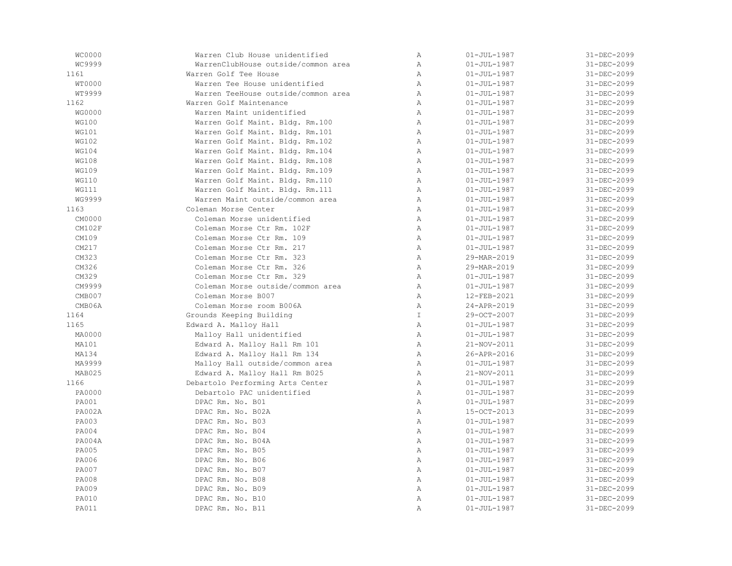| | | | | |
|---|---|---|---|---|
| WC0000 | Warren Club House unidentified | A | 01-JUL-1987 | 31-DEC-2099 |
| WC9999 | WarrenClubHouse outside/common area | A | 01-JUL-1987 | 31-DEC-2099 |
| 1161 | Warren Golf Tee House | A | 01-JUL-1987 | 31-DEC-2099 |
| WT0000 | Warren Tee House unidentified | A | 01-JUL-1987 | 31-DEC-2099 |
| WT9999 | Warren TeeHouse outside/common area | A | 01-JUL-1987 | 31-DEC-2099 |
| 1162 | Warren Golf Maintenance | A | 01-JUL-1987 | 31-DEC-2099 |
| WG0000 | Warren Maint unidentified | A | 01-JUL-1987 | 31-DEC-2099 |
| WG100 | Warren Golf Maint. Bldg. Rm.100 | A | 01-JUL-1987 | 31-DEC-2099 |
| WG101 | Warren Golf Maint. Bldg. Rm.101 | A | 01-JUL-1987 | 31-DEC-2099 |
| WG102 | Warren Golf Maint. Bldg. Rm.102 | A | 01-JUL-1987 | 31-DEC-2099 |
| WG104 | Warren Golf Maint. Bldg. Rm.104 | A | 01-JUL-1987 | 31-DEC-2099 |
| WG108 | Warren Golf Maint. Bldg. Rm.108 | A | 01-JUL-1987 | 31-DEC-2099 |
| WG109 | Warren Golf Maint. Bldg. Rm.109 | A | 01-JUL-1987 | 31-DEC-2099 |
| WG110 | Warren Golf Maint. Bldg. Rm.110 | A | 01-JUL-1987 | 31-DEC-2099 |
| WG111 | Warren Golf Maint. Bldg. Rm.111 | A | 01-JUL-1987 | 31-DEC-2099 |
| WG9999 | Warren Maint outside/common area | A | 01-JUL-1987 | 31-DEC-2099 |
| 1163 | Coleman Morse Center | A | 01-JUL-1987 | 31-DEC-2099 |
| CM0000 | Coleman Morse unidentified | A | 01-JUL-1987 | 31-DEC-2099 |
| CM102F | Coleman Morse Ctr Rm. 102F | A | 01-JUL-1987 | 31-DEC-2099 |
| CM109 | Coleman Morse Ctr Rm. 109 | A | 01-JUL-1987 | 31-DEC-2099 |
| CM217 | Coleman Morse Ctr Rm. 217 | A | 01-JUL-1987 | 31-DEC-2099 |
| CM323 | Coleman Morse Ctr Rm. 323 | A | 29-MAR-2019 | 31-DEC-2099 |
| CM326 | Coleman Morse Ctr Rm. 326 | A | 29-MAR-2019 | 31-DEC-2099 |
| CM329 | Coleman Morse Ctr Rm. 329 | A | 01-JUL-1987 | 31-DEC-2099 |
| CM9999 | Coleman Morse outside/common area | A | 01-JUL-1987 | 31-DEC-2099 |
| CMB007 | Coleman Morse B007 | A | 12-FEB-2021 | 31-DEC-2099 |
| CMB06A | Coleman Morse room B006A | A | 24-APR-2019 | 31-DEC-2099 |
| 1164 | Grounds Keeping Building | I | 29-OCT-2007 | 31-DEC-2099 |
| 1165 | Edward A. Malloy Hall | A | 01-JUL-1987 | 31-DEC-2099 |
| MA0000 | Malloy Hall unidentified | A | 01-JUL-1987 | 31-DEC-2099 |
| MA101 | Edward A. Malloy Hall Rm 101 | A | 21-NOV-2011 | 31-DEC-2099 |
| MA134 | Edward A. Malloy Hall Rm 134 | A | 26-APR-2016 | 31-DEC-2099 |
| MA9999 | Malloy Hall outside/common area | A | 01-JUL-1987 | 31-DEC-2099 |
| MAB025 | Edward A. Malloy Hall Rm B025 | A | 21-NOV-2011 | 31-DEC-2099 |
| 1166 | Debartolo Performing Arts Center | A | 01-JUL-1987 | 31-DEC-2099 |
| PA0000 | Debartolo PAC unidentified | A | 01-JUL-1987 | 31-DEC-2099 |
| PA001 | DPAC Rm. No. B01 | A | 01-JUL-1987 | 31-DEC-2099 |
| PA002A | DPAC Rm. No. B02A | A | 15-OCT-2013 | 31-DEC-2099 |
| PA003 | DPAC Rm. No. B03 | A | 01-JUL-1987 | 31-DEC-2099 |
| PA004 | DPAC Rm. No. B04 | A | 01-JUL-1987 | 31-DEC-2099 |
| PA004A | DPAC Rm. No. B04A | A | 01-JUL-1987 | 31-DEC-2099 |
| PA005 | DPAC Rm. No. B05 | A | 01-JUL-1987 | 31-DEC-2099 |
| PA006 | DPAC Rm. No. B06 | A | 01-JUL-1987 | 31-DEC-2099 |
| PA007 | DPAC Rm. No. B07 | A | 01-JUL-1987 | 31-DEC-2099 |
| PA008 | DPAC Rm. No. B08 | A | 01-JUL-1987 | 31-DEC-2099 |
| PA009 | DPAC Rm. No. B09 | A | 01-JUL-1987 | 31-DEC-2099 |
| PA010 | DPAC Rm. No. B10 | A | 01-JUL-1987 | 31-DEC-2099 |
| PA011 | DPAC Rm. No. B11 | A | 01-JUL-1987 | 31-DEC-2099 |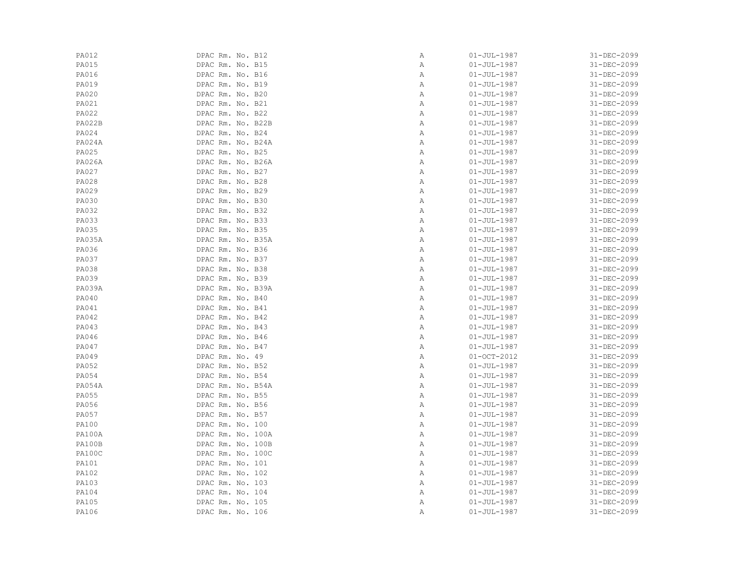| | | | | |
|---|---|---|---|---|
| PA012 | DPAC Rm. No. B12 | A | 01-JUL-1987 | 31-DEC-2099 |
| PA015 | DPAC Rm. No. B15 | A | 01-JUL-1987 | 31-DEC-2099 |
| PA016 | DPAC Rm. No. B16 | A | 01-JUL-1987 | 31-DEC-2099 |
| PA019 | DPAC Rm. No. B19 | A | 01-JUL-1987 | 31-DEC-2099 |
| PA020 | DPAC Rm. No. B20 | A | 01-JUL-1987 | 31-DEC-2099 |
| PA021 | DPAC Rm. No. B21 | A | 01-JUL-1987 | 31-DEC-2099 |
| PA022 | DPAC Rm. No. B22 | A | 01-JUL-1987 | 31-DEC-2099 |
| PA022B | DPAC Rm. No. B22B | A | 01-JUL-1987 | 31-DEC-2099 |
| PA024 | DPAC Rm. No. B24 | A | 01-JUL-1987 | 31-DEC-2099 |
| PA024A | DPAC Rm. No. B24A | A | 01-JUL-1987 | 31-DEC-2099 |
| PA025 | DPAC Rm. No. B25 | A | 01-JUL-1987 | 31-DEC-2099 |
| PA026A | DPAC Rm. No. B26A | A | 01-JUL-1987 | 31-DEC-2099 |
| PA027 | DPAC Rm. No. B27 | A | 01-JUL-1987 | 31-DEC-2099 |
| PA028 | DPAC Rm. No. B28 | A | 01-JUL-1987 | 31-DEC-2099 |
| PA029 | DPAC Rm. No. B29 | A | 01-JUL-1987 | 31-DEC-2099 |
| PA030 | DPAC Rm. No. B30 | A | 01-JUL-1987 | 31-DEC-2099 |
| PA032 | DPAC Rm. No. B32 | A | 01-JUL-1987 | 31-DEC-2099 |
| PA033 | DPAC Rm. No. B33 | A | 01-JUL-1987 | 31-DEC-2099 |
| PA035 | DPAC Rm. No. B35 | A | 01-JUL-1987 | 31-DEC-2099 |
| PA035A | DPAC Rm. No. B35A | A | 01-JUL-1987 | 31-DEC-2099 |
| PA036 | DPAC Rm. No. B36 | A | 01-JUL-1987 | 31-DEC-2099 |
| PA037 | DPAC Rm. No. B37 | A | 01-JUL-1987 | 31-DEC-2099 |
| PA038 | DPAC Rm. No. B38 | A | 01-JUL-1987 | 31-DEC-2099 |
| PA039 | DPAC Rm. No. B39 | A | 01-JUL-1987 | 31-DEC-2099 |
| PA039A | DPAC Rm. No. B39A | A | 01-JUL-1987 | 31-DEC-2099 |
| PA040 | DPAC Rm. No. B40 | A | 01-JUL-1987 | 31-DEC-2099 |
| PA041 | DPAC Rm. No. B41 | A | 01-JUL-1987 | 31-DEC-2099 |
| PA042 | DPAC Rm. No. B42 | A | 01-JUL-1987 | 31-DEC-2099 |
| PA043 | DPAC Rm. No. B43 | A | 01-JUL-1987 | 31-DEC-2099 |
| PA046 | DPAC Rm. No. B46 | A | 01-JUL-1987 | 31-DEC-2099 |
| PA047 | DPAC Rm. No. B47 | A | 01-JUL-1987 | 31-DEC-2099 |
| PA049 | DPAC Rm. No. 49 | A | 01-OCT-2012 | 31-DEC-2099 |
| PA052 | DPAC Rm. No. B52 | A | 01-JUL-1987 | 31-DEC-2099 |
| PA054 | DPAC Rm. No. B54 | A | 01-JUL-1987 | 31-DEC-2099 |
| PA054A | DPAC Rm. No. B54A | A | 01-JUL-1987 | 31-DEC-2099 |
| PA055 | DPAC Rm. No. B55 | A | 01-JUL-1987 | 31-DEC-2099 |
| PA056 | DPAC Rm. No. B56 | A | 01-JUL-1987 | 31-DEC-2099 |
| PA057 | DPAC Rm. No. B57 | A | 01-JUL-1987 | 31-DEC-2099 |
| PA100 | DPAC Rm. No. 100 | A | 01-JUL-1987 | 31-DEC-2099 |
| PA100A | DPAC Rm. No. 100A | A | 01-JUL-1987 | 31-DEC-2099 |
| PA100B | DPAC Rm. No. 100B | A | 01-JUL-1987 | 31-DEC-2099 |
| PA100C | DPAC Rm. No. 100C | A | 01-JUL-1987 | 31-DEC-2099 |
| PA101 | DPAC Rm. No. 101 | A | 01-JUL-1987 | 31-DEC-2099 |
| PA102 | DPAC Rm. No. 102 | A | 01-JUL-1987 | 31-DEC-2099 |
| PA103 | DPAC Rm. No. 103 | A | 01-JUL-1987 | 31-DEC-2099 |
| PA104 | DPAC Rm. No. 104 | A | 01-JUL-1987 | 31-DEC-2099 |
| PA105 | DPAC Rm. No. 105 | A | 01-JUL-1987 | 31-DEC-2099 |
| PA106 | DPAC Rm. No. 106 | A | 01-JUL-1987 | 31-DEC-2099 |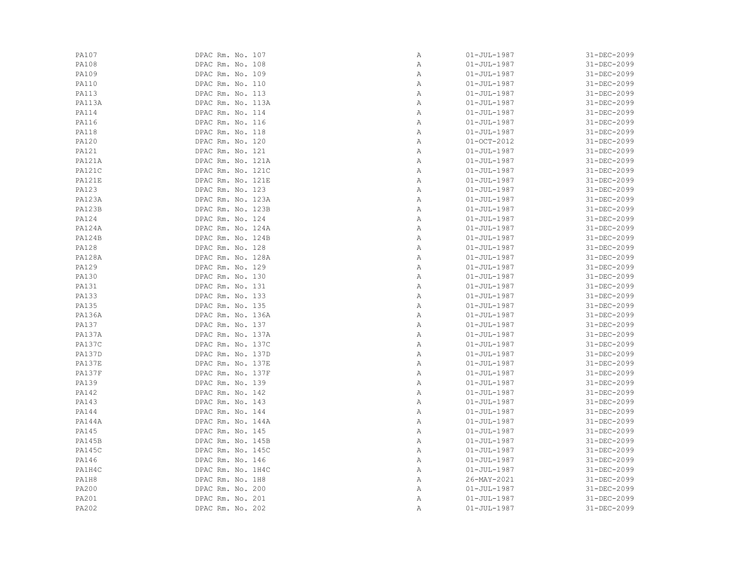| | | | | |
|---|---|---|---|---|
| PA107 | DPAC Rm. No. 107 | A | 01-JUL-1987 | 31-DEC-2099 |
| PA108 | DPAC Rm. No. 108 | A | 01-JUL-1987 | 31-DEC-2099 |
| PA109 | DPAC Rm. No. 109 | A | 01-JUL-1987 | 31-DEC-2099 |
| PA110 | DPAC Rm. No. 110 | A | 01-JUL-1987 | 31-DEC-2099 |
| PA113 | DPAC Rm. No. 113 | A | 01-JUL-1987 | 31-DEC-2099 |
| PA113A | DPAC Rm. No. 113A | A | 01-JUL-1987 | 31-DEC-2099 |
| PA114 | DPAC Rm. No. 114 | A | 01-JUL-1987 | 31-DEC-2099 |
| PA116 | DPAC Rm. No. 116 | A | 01-JUL-1987 | 31-DEC-2099 |
| PA118 | DPAC Rm. No. 118 | A | 01-JUL-1987 | 31-DEC-2099 |
| PA120 | DPAC Rm. No. 120 | A | 01-OCT-2012 | 31-DEC-2099 |
| PA121 | DPAC Rm. No. 121 | A | 01-JUL-1987 | 31-DEC-2099 |
| PA121A | DPAC Rm. No. 121A | A | 01-JUL-1987 | 31-DEC-2099 |
| PA121C | DPAC Rm. No. 121C | A | 01-JUL-1987 | 31-DEC-2099 |
| PA121E | DPAC Rm. No. 121E | A | 01-JUL-1987 | 31-DEC-2099 |
| PA123 | DPAC Rm. No. 123 | A | 01-JUL-1987 | 31-DEC-2099 |
| PA123A | DPAC Rm. No. 123A | A | 01-JUL-1987 | 31-DEC-2099 |
| PA123B | DPAC Rm. No. 123B | A | 01-JUL-1987 | 31-DEC-2099 |
| PA124 | DPAC Rm. No. 124 | A | 01-JUL-1987 | 31-DEC-2099 |
| PA124A | DPAC Rm. No. 124A | A | 01-JUL-1987 | 31-DEC-2099 |
| PA124B | DPAC Rm. No. 124B | A | 01-JUL-1987 | 31-DEC-2099 |
| PA128 | DPAC Rm. No. 128 | A | 01-JUL-1987 | 31-DEC-2099 |
| PA128A | DPAC Rm. No. 128A | A | 01-JUL-1987 | 31-DEC-2099 |
| PA129 | DPAC Rm. No. 129 | A | 01-JUL-1987 | 31-DEC-2099 |
| PA130 | DPAC Rm. No. 130 | A | 01-JUL-1987 | 31-DEC-2099 |
| PA131 | DPAC Rm. No. 131 | A | 01-JUL-1987 | 31-DEC-2099 |
| PA133 | DPAC Rm. No. 133 | A | 01-JUL-1987 | 31-DEC-2099 |
| PA135 | DPAC Rm. No. 135 | A | 01-JUL-1987 | 31-DEC-2099 |
| PA136A | DPAC Rm. No. 136A | A | 01-JUL-1987 | 31-DEC-2099 |
| PA137 | DPAC Rm. No. 137 | A | 01-JUL-1987 | 31-DEC-2099 |
| PA137A | DPAC Rm. No. 137A | A | 01-JUL-1987 | 31-DEC-2099 |
| PA137C | DPAC Rm. No. 137C | A | 01-JUL-1987 | 31-DEC-2099 |
| PA137D | DPAC Rm. No. 137D | A | 01-JUL-1987 | 31-DEC-2099 |
| PA137E | DPAC Rm. No. 137E | A | 01-JUL-1987 | 31-DEC-2099 |
| PA137F | DPAC Rm. No. 137F | A | 01-JUL-1987 | 31-DEC-2099 |
| PA139 | DPAC Rm. No. 139 | A | 01-JUL-1987 | 31-DEC-2099 |
| PA142 | DPAC Rm. No. 142 | A | 01-JUL-1987 | 31-DEC-2099 |
| PA143 | DPAC Rm. No. 143 | A | 01-JUL-1987 | 31-DEC-2099 |
| PA144 | DPAC Rm. No. 144 | A | 01-JUL-1987 | 31-DEC-2099 |
| PA144A | DPAC Rm. No. 144A | A | 01-JUL-1987 | 31-DEC-2099 |
| PA145 | DPAC Rm. No. 145 | A | 01-JUL-1987 | 31-DEC-2099 |
| PA145B | DPAC Rm. No. 145B | A | 01-JUL-1987 | 31-DEC-2099 |
| PA145C | DPAC Rm. No. 145C | A | 01-JUL-1987 | 31-DEC-2099 |
| PA146 | DPAC Rm. No. 146 | A | 01-JUL-1987 | 31-DEC-2099 |
| PA1H4C | DPAC Rm. No. 1H4C | A | 01-JUL-1987 | 31-DEC-2099 |
| PA1H8 | DPAC Rm. No. 1H8 | A | 26-MAY-2021 | 31-DEC-2099 |
| PA200 | DPAC Rm. No. 200 | A | 01-JUL-1987 | 31-DEC-2099 |
| PA201 | DPAC Rm. No. 201 | A | 01-JUL-1987 | 31-DEC-2099 |
| PA202 | DPAC Rm. No. 202 | A | 01-JUL-1987 | 31-DEC-2099 |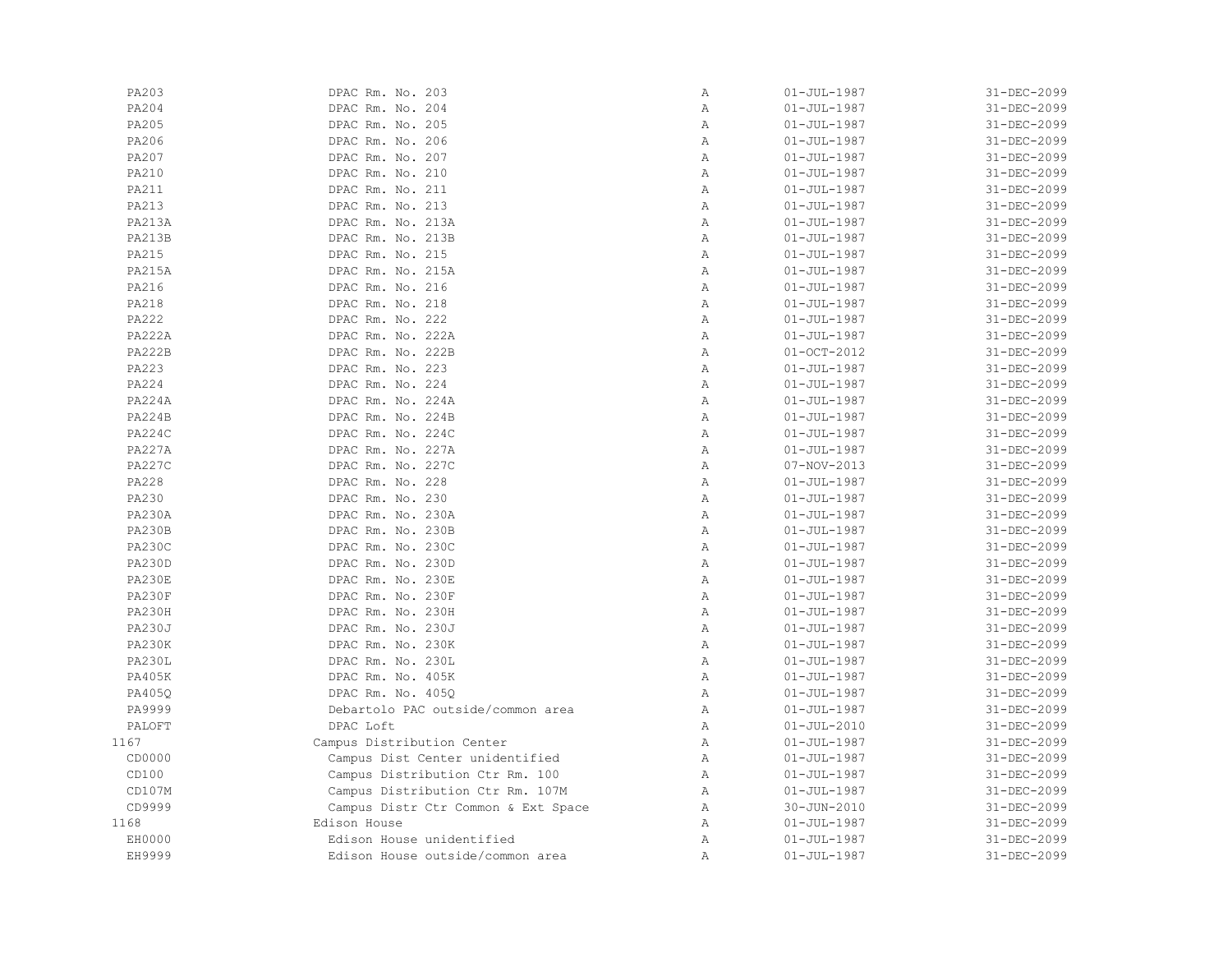| | | | | |
|---|---|---|---|---|
| PA203 | DPAC Rm. No. 203 | A | 01-JUL-1987 | 31-DEC-2099 |
| PA204 | DPAC Rm. No. 204 | A | 01-JUL-1987 | 31-DEC-2099 |
| PA205 | DPAC Rm. No. 205 | A | 01-JUL-1987 | 31-DEC-2099 |
| PA206 | DPAC Rm. No. 206 | A | 01-JUL-1987 | 31-DEC-2099 |
| PA207 | DPAC Rm. No. 207 | A | 01-JUL-1987 | 31-DEC-2099 |
| PA210 | DPAC Rm. No. 210 | A | 01-JUL-1987 | 31-DEC-2099 |
| PA211 | DPAC Rm. No. 211 | A | 01-JUL-1987 | 31-DEC-2099 |
| PA213 | DPAC Rm. No. 213 | A | 01-JUL-1987 | 31-DEC-2099 |
| PA213A | DPAC Rm. No. 213A | A | 01-JUL-1987 | 31-DEC-2099 |
| PA213B | DPAC Rm. No. 213B | A | 01-JUL-1987 | 31-DEC-2099 |
| PA215 | DPAC Rm. No. 215 | A | 01-JUL-1987 | 31-DEC-2099 |
| PA215A | DPAC Rm. No. 215A | A | 01-JUL-1987 | 31-DEC-2099 |
| PA216 | DPAC Rm. No. 216 | A | 01-JUL-1987 | 31-DEC-2099 |
| PA218 | DPAC Rm. No. 218 | A | 01-JUL-1987 | 31-DEC-2099 |
| PA222 | DPAC Rm. No. 222 | A | 01-JUL-1987 | 31-DEC-2099 |
| PA222A | DPAC Rm. No. 222A | A | 01-JUL-1987 | 31-DEC-2099 |
| PA222B | DPAC Rm. No. 222B | A | 01-OCT-2012 | 31-DEC-2099 |
| PA223 | DPAC Rm. No. 223 | A | 01-JUL-1987 | 31-DEC-2099 |
| PA224 | DPAC Rm. No. 224 | A | 01-JUL-1987 | 31-DEC-2099 |
| PA224A | DPAC Rm. No. 224A | A | 01-JUL-1987 | 31-DEC-2099 |
| PA224B | DPAC Rm. No. 224B | A | 01-JUL-1987 | 31-DEC-2099 |
| PA224C | DPAC Rm. No. 224C | A | 01-JUL-1987 | 31-DEC-2099 |
| PA227A | DPAC Rm. No. 227A | A | 01-JUL-1987 | 31-DEC-2099 |
| PA227C | DPAC Rm. No. 227C | A | 07-NOV-2013 | 31-DEC-2099 |
| PA228 | DPAC Rm. No. 228 | A | 01-JUL-1987 | 31-DEC-2099 |
| PA230 | DPAC Rm. No. 230 | A | 01-JUL-1987 | 31-DEC-2099 |
| PA230A | DPAC Rm. No. 230A | A | 01-JUL-1987 | 31-DEC-2099 |
| PA230B | DPAC Rm. No. 230B | A | 01-JUL-1987 | 31-DEC-2099 |
| PA230C | DPAC Rm. No. 230C | A | 01-JUL-1987 | 31-DEC-2099 |
| PA230D | DPAC Rm. No. 230D | A | 01-JUL-1987 | 31-DEC-2099 |
| PA230E | DPAC Rm. No. 230E | A | 01-JUL-1987 | 31-DEC-2099 |
| PA230F | DPAC Rm. No. 230F | A | 01-JUL-1987 | 31-DEC-2099 |
| PA230H | DPAC Rm. No. 230H | A | 01-JUL-1987 | 31-DEC-2099 |
| PA230J | DPAC Rm. No. 230J | A | 01-JUL-1987 | 31-DEC-2099 |
| PA230K | DPAC Rm. No. 230K | A | 01-JUL-1987 | 31-DEC-2099 |
| PA230L | DPAC Rm. No. 230L | A | 01-JUL-1987 | 31-DEC-2099 |
| PA405K | DPAC Rm. No. 405K | A | 01-JUL-1987 | 31-DEC-2099 |
| PA405Q | DPAC Rm. No. 405Q | A | 01-JUL-1987 | 31-DEC-2099 |
| PA9999 | Debartolo PAC outside/common area | A | 01-JUL-1987 | 31-DEC-2099 |
| PALOFT | DPAC Loft | A | 01-JUL-2010 | 31-DEC-2099 |
| 1167 | Campus Distribution Center | A | 01-JUL-1987 | 31-DEC-2099 |
| CD0000 | Campus Dist Center unidentified | A | 01-JUL-1987 | 31-DEC-2099 |
| CD100 | Campus Distribution Ctr Rm. 100 | A | 01-JUL-1987 | 31-DEC-2099 |
| CD107M | Campus Distribution Ctr Rm. 107M | A | 01-JUL-1987 | 31-DEC-2099 |
| CD9999 | Campus Distr Ctr Common & Ext Space | A | 30-JUN-2010 | 31-DEC-2099 |
| 1168 | Edison House | A | 01-JUL-1987 | 31-DEC-2099 |
| EH0000 | Edison House unidentified | A | 01-JUL-1987 | 31-DEC-2099 |
| EH9999 | Edison House outside/common area | A | 01-JUL-1987 | 31-DEC-2099 |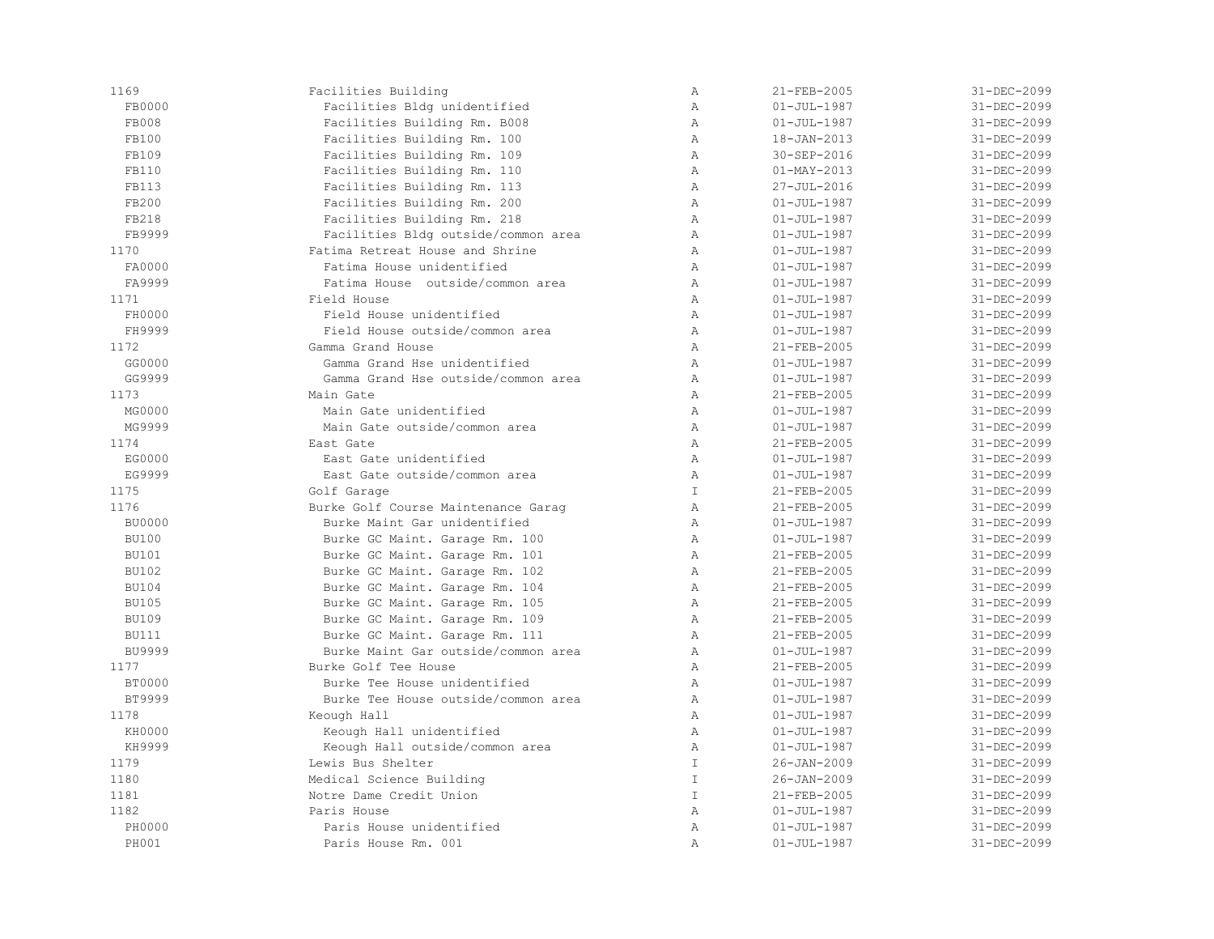| | | | | |
|---|---|---|---|---|
| 1169 | Facilities Building | A | 21-FEB-2005 | 31-DEC-2099 |
| FB0000 | Facilities Bldg unidentified | A | 01-JUL-1987 | 31-DEC-2099 |
| FB008 | Facilities Building Rm. B008 | A | 01-JUL-1987 | 31-DEC-2099 |
| FB100 | Facilities Building Rm. 100 | A | 18-JAN-2013 | 31-DEC-2099 |
| FB109 | Facilities Building Rm. 109 | A | 30-SEP-2016 | 31-DEC-2099 |
| FB110 | Facilities Building Rm. 110 | A | 01-MAY-2013 | 31-DEC-2099 |
| FB113 | Facilities Building Rm. 113 | A | 27-JUL-2016 | 31-DEC-2099 |
| FB200 | Facilities Building Rm. 200 | A | 01-JUL-1987 | 31-DEC-2099 |
| FB218 | Facilities Building Rm. 218 | A | 01-JUL-1987 | 31-DEC-2099 |
| FB9999 | Facilities Bldg outside/common area | A | 01-JUL-1987 | 31-DEC-2099 |
| 1170 | Fatima Retreat House and Shrine | A | 01-JUL-1987 | 31-DEC-2099 |
| FA0000 | Fatima House unidentified | A | 01-JUL-1987 | 31-DEC-2099 |
| FA9999 | Fatima House outside/common area | A | 01-JUL-1987 | 31-DEC-2099 |
| 1171 | Field House | A | 01-JUL-1987 | 31-DEC-2099 |
| FH0000 | Field House unidentified | A | 01-JUL-1987 | 31-DEC-2099 |
| FH9999 | Field House outside/common area | A | 01-JUL-1987 | 31-DEC-2099 |
| 1172 | Gamma Grand House | A | 21-FEB-2005 | 31-DEC-2099 |
| GG0000 | Gamma Grand Hse unidentified | A | 01-JUL-1987 | 31-DEC-2099 |
| GG9999 | Gamma Grand Hse outside/common area | A | 01-JUL-1987 | 31-DEC-2099 |
| 1173 | Main Gate | A | 21-FEB-2005 | 31-DEC-2099 |
| MG0000 | Main Gate unidentified | A | 01-JUL-1987 | 31-DEC-2099 |
| MG9999 | Main Gate outside/common area | A | 01-JUL-1987 | 31-DEC-2099 |
| 1174 | East Gate | A | 21-FEB-2005 | 31-DEC-2099 |
| EG0000 | East Gate unidentified | A | 01-JUL-1987 | 31-DEC-2099 |
| EG9999 | East Gate outside/common area | A | 01-JUL-1987 | 31-DEC-2099 |
| 1175 | Golf Garage | I | 21-FEB-2005 | 31-DEC-2099 |
| 1176 | Burke Golf Course Maintenance Garag | A | 21-FEB-2005 | 31-DEC-2099 |
| BU0000 | Burke Maint Gar unidentified | A | 01-JUL-1987 | 31-DEC-2099 |
| BU100 | Burke GC Maint. Garage Rm. 100 | A | 01-JUL-1987 | 31-DEC-2099 |
| BU101 | Burke GC Maint. Garage Rm. 101 | A | 21-FEB-2005 | 31-DEC-2099 |
| BU102 | Burke GC Maint. Garage Rm. 102 | A | 21-FEB-2005 | 31-DEC-2099 |
| BU104 | Burke GC Maint. Garage Rm. 104 | A | 21-FEB-2005 | 31-DEC-2099 |
| BU105 | Burke GC Maint. Garage Rm. 105 | A | 21-FEB-2005 | 31-DEC-2099 |
| BU109 | Burke GC Maint. Garage Rm. 109 | A | 21-FEB-2005 | 31-DEC-2099 |
| BU111 | Burke GC Maint. Garage Rm. 111 | A | 21-FEB-2005 | 31-DEC-2099 |
| BU9999 | Burke Maint Gar outside/common area | A | 01-JUL-1987 | 31-DEC-2099 |
| 1177 | Burke Golf Tee House | A | 21-FEB-2005 | 31-DEC-2099 |
| BT0000 | Burke Tee House unidentified | A | 01-JUL-1987 | 31-DEC-2099 |
| BT9999 | Burke Tee House outside/common area | A | 01-JUL-1987 | 31-DEC-2099 |
| 1178 | Keough Hall | A | 01-JUL-1987 | 31-DEC-2099 |
| KH0000 | Keough Hall unidentified | A | 01-JUL-1987 | 31-DEC-2099 |
| KH9999 | Keough Hall outside/common area | A | 01-JUL-1987 | 31-DEC-2099 |
| 1179 | Lewis Bus Shelter | I | 26-JAN-2009 | 31-DEC-2099 |
| 1180 | Medical Science Building | I | 26-JAN-2009 | 31-DEC-2099 |
| 1181 | Notre Dame Credit Union | I | 21-FEB-2005 | 31-DEC-2099 |
| 1182 | Paris House | A | 01-JUL-1987 | 31-DEC-2099 |
| PH0000 | Paris House unidentified | A | 01-JUL-1987 | 31-DEC-2099 |
| PH001 | Paris House Rm. 001 | A | 01-JUL-1987 | 31-DEC-2099 |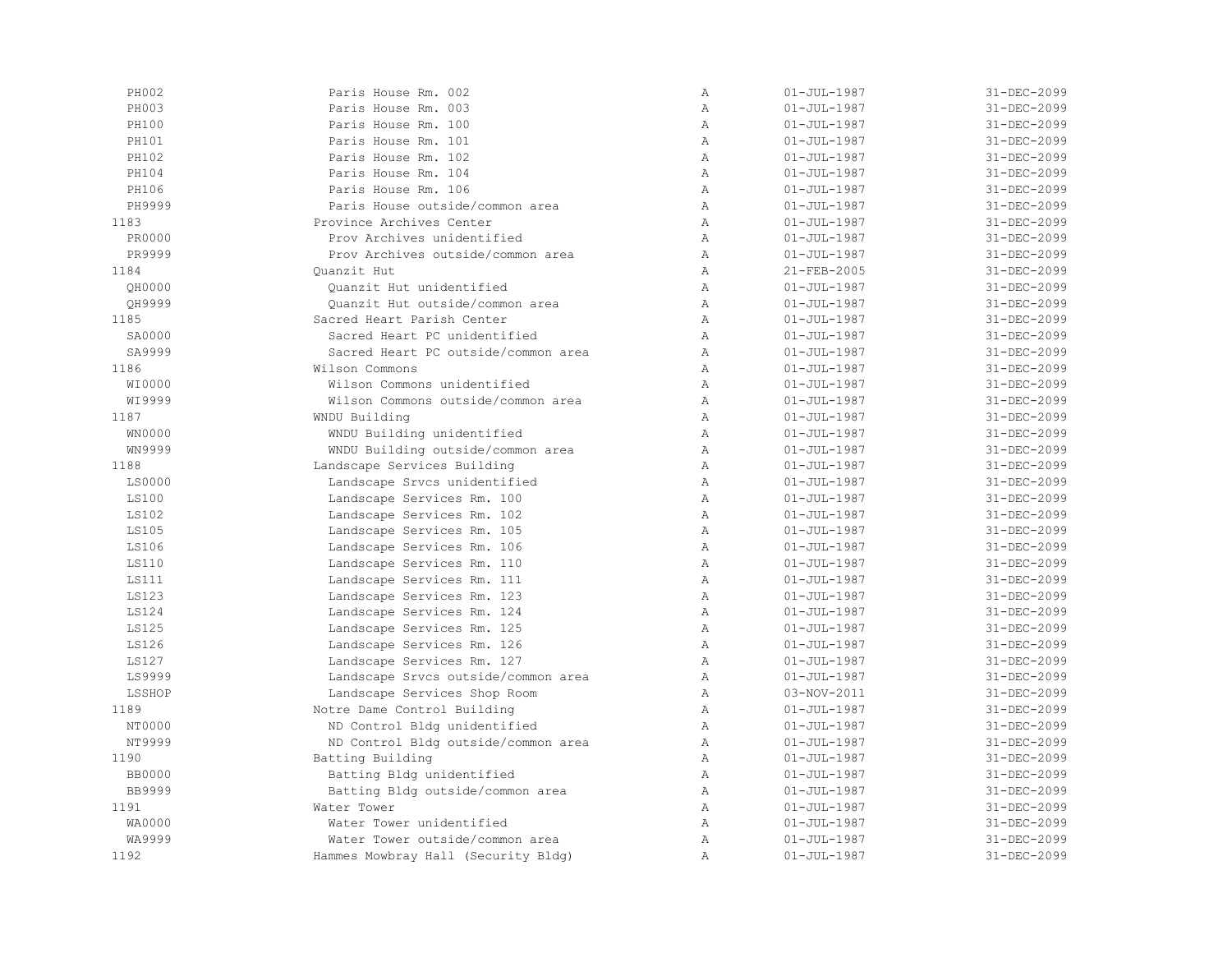| | | | | |
|---|---|---|---|---|
| PH002 | Paris House Rm. 002 | A | 01-JUL-1987 | 31-DEC-2099 |
| PH003 | Paris House Rm. 003 | A | 01-JUL-1987 | 31-DEC-2099 |
| PH100 | Paris House Rm. 100 | A | 01-JUL-1987 | 31-DEC-2099 |
| PH101 | Paris House Rm. 101 | A | 01-JUL-1987 | 31-DEC-2099 |
| PH102 | Paris House Rm. 102 | A | 01-JUL-1987 | 31-DEC-2099 |
| PH104 | Paris House Rm. 104 | A | 01-JUL-1987 | 31-DEC-2099 |
| PH106 | Paris House Rm. 106 | A | 01-JUL-1987 | 31-DEC-2099 |
| PH9999 | Paris House outside/common area | A | 01-JUL-1987 | 31-DEC-2099 |
| 1183 | Province Archives Center | A | 01-JUL-1987 | 31-DEC-2099 |
| PR0000 | Prov Archives unidentified | A | 01-JUL-1987 | 31-DEC-2099 |
| PR9999 | Prov Archives outside/common area | A | 01-JUL-1987 | 31-DEC-2099 |
| 1184 | Quanzit Hut | A | 21-FEB-2005 | 31-DEC-2099 |
| QH0000 | Quanzit Hut unidentified | A | 01-JUL-1987 | 31-DEC-2099 |
| QH9999 | Quanzit Hut outside/common area | A | 01-JUL-1987 | 31-DEC-2099 |
| 1185 | Sacred Heart Parish Center | A | 01-JUL-1987 | 31-DEC-2099 |
| SA0000 | Sacred Heart PC unidentified | A | 01-JUL-1987 | 31-DEC-2099 |
| SA9999 | Sacred Heart PC outside/common area | A | 01-JUL-1987 | 31-DEC-2099 |
| 1186 | Wilson Commons | A | 01-JUL-1987 | 31-DEC-2099 |
| WI0000 | Wilson Commons unidentified | A | 01-JUL-1987 | 31-DEC-2099 |
| WI9999 | Wilson Commons outside/common area | A | 01-JUL-1987 | 31-DEC-2099 |
| 1187 | WNDU Building | A | 01-JUL-1987 | 31-DEC-2099 |
| WN0000 | WNDU Building unidentified | A | 01-JUL-1987 | 31-DEC-2099 |
| WN9999 | WNDU Building outside/common area | A | 01-JUL-1987 | 31-DEC-2099 |
| 1188 | Landscape Services Building | A | 01-JUL-1987 | 31-DEC-2099 |
| LS0000 | Landscape Srvcs unidentified | A | 01-JUL-1987 | 31-DEC-2099 |
| LS100 | Landscape Services Rm. 100 | A | 01-JUL-1987 | 31-DEC-2099 |
| LS102 | Landscape Services Rm. 102 | A | 01-JUL-1987 | 31-DEC-2099 |
| LS105 | Landscape Services Rm. 105 | A | 01-JUL-1987 | 31-DEC-2099 |
| LS106 | Landscape Services Rm. 106 | A | 01-JUL-1987 | 31-DEC-2099 |
| LS110 | Landscape Services Rm. 110 | A | 01-JUL-1987 | 31-DEC-2099 |
| LS111 | Landscape Services Rm. 111 | A | 01-JUL-1987 | 31-DEC-2099 |
| LS123 | Landscape Services Rm. 123 | A | 01-JUL-1987 | 31-DEC-2099 |
| LS124 | Landscape Services Rm. 124 | A | 01-JUL-1987 | 31-DEC-2099 |
| LS125 | Landscape Services Rm. 125 | A | 01-JUL-1987 | 31-DEC-2099 |
| LS126 | Landscape Services Rm. 126 | A | 01-JUL-1987 | 31-DEC-2099 |
| LS127 | Landscape Services Rm. 127 | A | 01-JUL-1987 | 31-DEC-2099 |
| LS9999 | Landscape Srvcs outside/common area | A | 01-JUL-1987 | 31-DEC-2099 |
| LSSHOP | Landscape Services Shop Room | A | 03-NOV-2011 | 31-DEC-2099 |
| 1189 | Notre Dame Control Building | A | 01-JUL-1987 | 31-DEC-2099 |
| NT0000 | ND Control Bldg unidentified | A | 01-JUL-1987 | 31-DEC-2099 |
| NT9999 | ND Control Bldg outside/common area | A | 01-JUL-1987 | 31-DEC-2099 |
| 1190 | Batting Building | A | 01-JUL-1987 | 31-DEC-2099 |
| BB0000 | Batting Bldg unidentified | A | 01-JUL-1987 | 31-DEC-2099 |
| BB9999 | Batting Bldg outside/common area | A | 01-JUL-1987 | 31-DEC-2099 |
| 1191 | Water Tower | A | 01-JUL-1987 | 31-DEC-2099 |
| WA0000 | Water Tower unidentified | A | 01-JUL-1987 | 31-DEC-2099 |
| WA9999 | Water Tower outside/common area | A | 01-JUL-1987 | 31-DEC-2099 |
| 1192 | Hammes Mowbray Hall (Security Bldg) | A | 01-JUL-1987 | 31-DEC-2099 |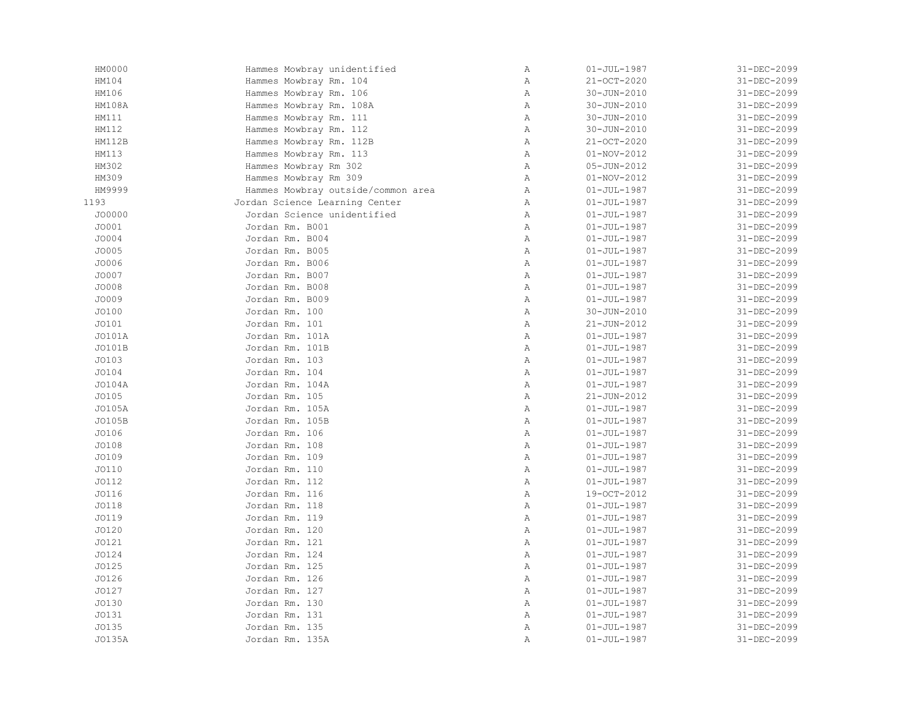| | | | | |
|---|---|---|---|---|
| HM0000 | Hammes Mowbray unidentified | A | 01-JUL-1987 | 31-DEC-2099 |
| HM104 | Hammes Mowbray Rm. 104 | A | 21-OCT-2020 | 31-DEC-2099 |
| HM106 | Hammes Mowbray Rm. 106 | A | 30-JUN-2010 | 31-DEC-2099 |
| HM108A | Hammes Mowbray Rm. 108A | A | 30-JUN-2010 | 31-DEC-2099 |
| HM111 | Hammes Mowbray Rm. 111 | A | 30-JUN-2010 | 31-DEC-2099 |
| HM112 | Hammes Mowbray Rm. 112 | A | 30-JUN-2010 | 31-DEC-2099 |
| HM112B | Hammes Mowbray Rm. 112B | A | 21-OCT-2020 | 31-DEC-2099 |
| HM113 | Hammes Mowbray Rm. 113 | A | 01-NOV-2012 | 31-DEC-2099 |
| HM302 | Hammes Mowbray Rm 302 | A | 05-JUN-2012 | 31-DEC-2099 |
| HM309 | Hammes Mowbray Rm 309 | A | 01-NOV-2012 | 31-DEC-2099 |
| HM9999 | Hammes Mowbray outside/common area | A | 01-JUL-1987 | 31-DEC-2099 |
| 1193 | Jordan Science Learning Center | A | 01-JUL-1987 | 31-DEC-2099 |
| JO0000 | Jordan Science unidentified | A | 01-JUL-1987 | 31-DEC-2099 |
| JO001 | Jordan Rm. B001 | A | 01-JUL-1987 | 31-DEC-2099 |
| JO004 | Jordan Rm. B004 | A | 01-JUL-1987 | 31-DEC-2099 |
| JO005 | Jordan Rm. B005 | A | 01-JUL-1987 | 31-DEC-2099 |
| JO006 | Jordan Rm. B006 | A | 01-JUL-1987 | 31-DEC-2099 |
| JO007 | Jordan Rm. B007 | A | 01-JUL-1987 | 31-DEC-2099 |
| JO008 | Jordan Rm. B008 | A | 01-JUL-1987 | 31-DEC-2099 |
| JO009 | Jordan Rm. B009 | A | 01-JUL-1987 | 31-DEC-2099 |
| JO100 | Jordan Rm. 100 | A | 30-JUN-2010 | 31-DEC-2099 |
| JO101 | Jordan Rm. 101 | A | 21-JUN-2012 | 31-DEC-2099 |
| JO101A | Jordan Rm. 101A | A | 01-JUL-1987 | 31-DEC-2099 |
| JO101B | Jordan Rm. 101B | A | 01-JUL-1987 | 31-DEC-2099 |
| JO103 | Jordan Rm. 103 | A | 01-JUL-1987 | 31-DEC-2099 |
| JO104 | Jordan Rm. 104 | A | 01-JUL-1987 | 31-DEC-2099 |
| JO104A | Jordan Rm. 104A | A | 01-JUL-1987 | 31-DEC-2099 |
| JO105 | Jordan Rm. 105 | A | 21-JUN-2012 | 31-DEC-2099 |
| JO105A | Jordan Rm. 105A | A | 01-JUL-1987 | 31-DEC-2099 |
| JO105B | Jordan Rm. 105B | A | 01-JUL-1987 | 31-DEC-2099 |
| JO106 | Jordan Rm. 106 | A | 01-JUL-1987 | 31-DEC-2099 |
| JO108 | Jordan Rm. 108 | A | 01-JUL-1987 | 31-DEC-2099 |
| JO109 | Jordan Rm. 109 | A | 01-JUL-1987 | 31-DEC-2099 |
| JO110 | Jordan Rm. 110 | A | 01-JUL-1987 | 31-DEC-2099 |
| JO112 | Jordan Rm. 112 | A | 01-JUL-1987 | 31-DEC-2099 |
| JO116 | Jordan Rm. 116 | A | 19-OCT-2012 | 31-DEC-2099 |
| JO118 | Jordan Rm. 118 | A | 01-JUL-1987 | 31-DEC-2099 |
| JO119 | Jordan Rm. 119 | A | 01-JUL-1987 | 31-DEC-2099 |
| JO120 | Jordan Rm. 120 | A | 01-JUL-1987 | 31-DEC-2099 |
| JO121 | Jordan Rm. 121 | A | 01-JUL-1987 | 31-DEC-2099 |
| JO124 | Jordan Rm. 124 | A | 01-JUL-1987 | 31-DEC-2099 |
| JO125 | Jordan Rm. 125 | A | 01-JUL-1987 | 31-DEC-2099 |
| JO126 | Jordan Rm. 126 | A | 01-JUL-1987 | 31-DEC-2099 |
| JO127 | Jordan Rm. 127 | A | 01-JUL-1987 | 31-DEC-2099 |
| JO130 | Jordan Rm. 130 | A | 01-JUL-1987 | 31-DEC-2099 |
| JO131 | Jordan Rm. 131 | A | 01-JUL-1987 | 31-DEC-2099 |
| JO135 | Jordan Rm. 135 | A | 01-JUL-1987 | 31-DEC-2099 |
| JO135A | Jordan Rm. 135A | A | 01-JUL-1987 | 31-DEC-2099 |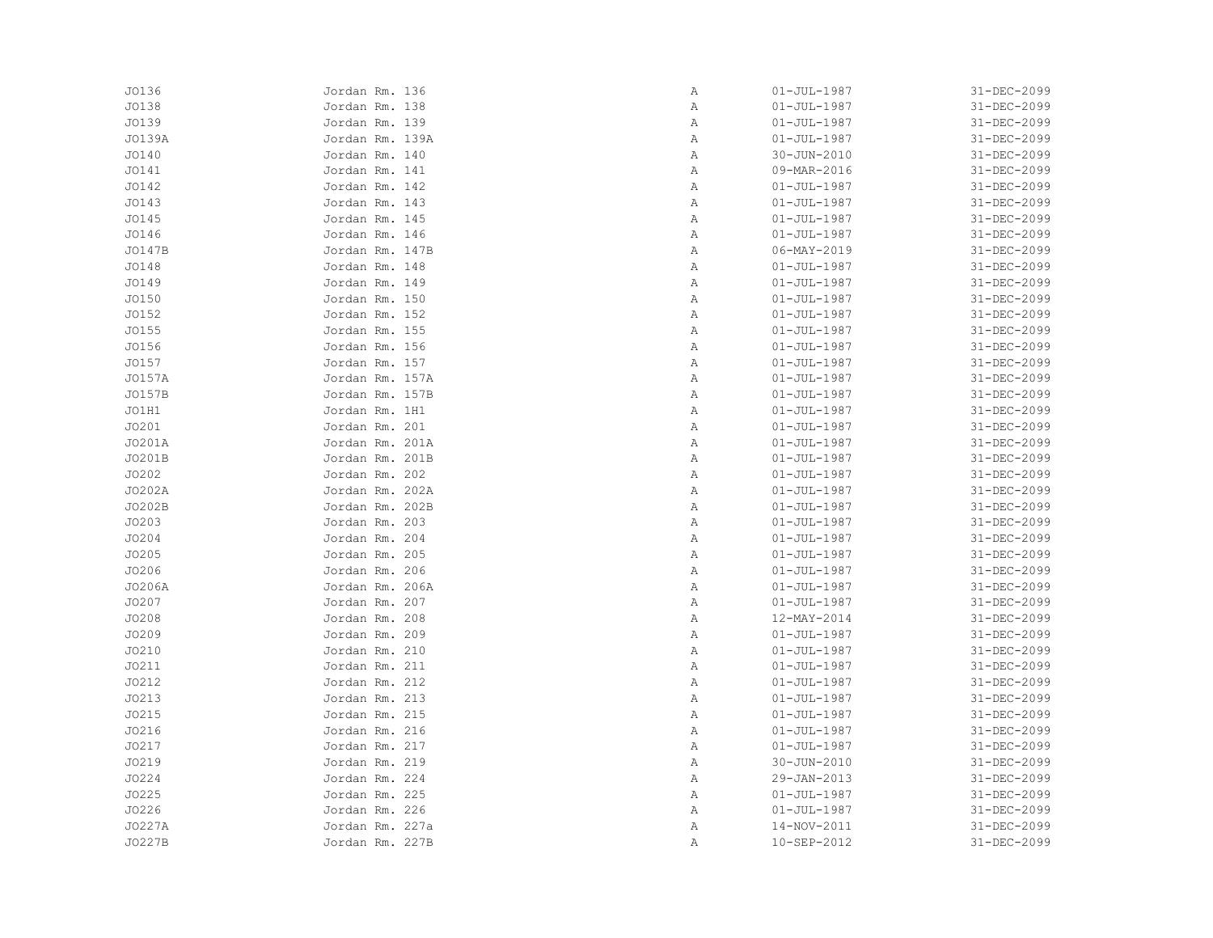| | | | | |
|---|---|---|---|---|
| JO136 | Jordan Rm. 136 | A | 01-JUL-1987 | 31-DEC-2099 |
| JO138 | Jordan Rm. 138 | A | 01-JUL-1987 | 31-DEC-2099 |
| JO139 | Jordan Rm. 139 | A | 01-JUL-1987 | 31-DEC-2099 |
| JO139A | Jordan Rm. 139A | A | 01-JUL-1987 | 31-DEC-2099 |
| JO140 | Jordan Rm. 140 | A | 30-JUN-2010 | 31-DEC-2099 |
| JO141 | Jordan Rm. 141 | A | 09-MAR-2016 | 31-DEC-2099 |
| JO142 | Jordan Rm. 142 | A | 01-JUL-1987 | 31-DEC-2099 |
| JO143 | Jordan Rm. 143 | A | 01-JUL-1987 | 31-DEC-2099 |
| JO145 | Jordan Rm. 145 | A | 01-JUL-1987 | 31-DEC-2099 |
| JO146 | Jordan Rm. 146 | A | 01-JUL-1987 | 31-DEC-2099 |
| JO147B | Jordan Rm. 147B | A | 06-MAY-2019 | 31-DEC-2099 |
| JO148 | Jordan Rm. 148 | A | 01-JUL-1987 | 31-DEC-2099 |
| JO149 | Jordan Rm. 149 | A | 01-JUL-1987 | 31-DEC-2099 |
| JO150 | Jordan Rm. 150 | A | 01-JUL-1987 | 31-DEC-2099 |
| JO152 | Jordan Rm. 152 | A | 01-JUL-1987 | 31-DEC-2099 |
| JO155 | Jordan Rm. 155 | A | 01-JUL-1987 | 31-DEC-2099 |
| JO156 | Jordan Rm. 156 | A | 01-JUL-1987 | 31-DEC-2099 |
| JO157 | Jordan Rm. 157 | A | 01-JUL-1987 | 31-DEC-2099 |
| JO157A | Jordan Rm. 157A | A | 01-JUL-1987 | 31-DEC-2099 |
| JO157B | Jordan Rm. 157B | A | 01-JUL-1987 | 31-DEC-2099 |
| JO1H1 | Jordan Rm. 1H1 | A | 01-JUL-1987 | 31-DEC-2099 |
| JO201 | Jordan Rm. 201 | A | 01-JUL-1987 | 31-DEC-2099 |
| JO201A | Jordan Rm. 201A | A | 01-JUL-1987 | 31-DEC-2099 |
| JO201B | Jordan Rm. 201B | A | 01-JUL-1987 | 31-DEC-2099 |
| JO202 | Jordan Rm. 202 | A | 01-JUL-1987 | 31-DEC-2099 |
| JO202A | Jordan Rm. 202A | A | 01-JUL-1987 | 31-DEC-2099 |
| JO202B | Jordan Rm. 202B | A | 01-JUL-1987 | 31-DEC-2099 |
| JO203 | Jordan Rm. 203 | A | 01-JUL-1987 | 31-DEC-2099 |
| JO204 | Jordan Rm. 204 | A | 01-JUL-1987 | 31-DEC-2099 |
| JO205 | Jordan Rm. 205 | A | 01-JUL-1987 | 31-DEC-2099 |
| JO206 | Jordan Rm. 206 | A | 01-JUL-1987 | 31-DEC-2099 |
| JO206A | Jordan Rm. 206A | A | 01-JUL-1987 | 31-DEC-2099 |
| JO207 | Jordan Rm. 207 | A | 01-JUL-1987 | 31-DEC-2099 |
| JO208 | Jordan Rm. 208 | A | 12-MAY-2014 | 31-DEC-2099 |
| JO209 | Jordan Rm. 209 | A | 01-JUL-1987 | 31-DEC-2099 |
| JO210 | Jordan Rm. 210 | A | 01-JUL-1987 | 31-DEC-2099 |
| JO211 | Jordan Rm. 211 | A | 01-JUL-1987 | 31-DEC-2099 |
| JO212 | Jordan Rm. 212 | A | 01-JUL-1987 | 31-DEC-2099 |
| JO213 | Jordan Rm. 213 | A | 01-JUL-1987 | 31-DEC-2099 |
| JO215 | Jordan Rm. 215 | A | 01-JUL-1987 | 31-DEC-2099 |
| JO216 | Jordan Rm. 216 | A | 01-JUL-1987 | 31-DEC-2099 |
| JO217 | Jordan Rm. 217 | A | 01-JUL-1987 | 31-DEC-2099 |
| JO219 | Jordan Rm. 219 | A | 30-JUN-2010 | 31-DEC-2099 |
| JO224 | Jordan Rm. 224 | A | 29-JAN-2013 | 31-DEC-2099 |
| JO225 | Jordan Rm. 225 | A | 01-JUL-1987 | 31-DEC-2099 |
| JO226 | Jordan Rm. 226 | A | 01-JUL-1987 | 31-DEC-2099 |
| JO227A | Jordan Rm. 227a | A | 14-NOV-2011 | 31-DEC-2099 |
| JO227B | Jordan Rm. 227B | A | 10-SEP-2012 | 31-DEC-2099 |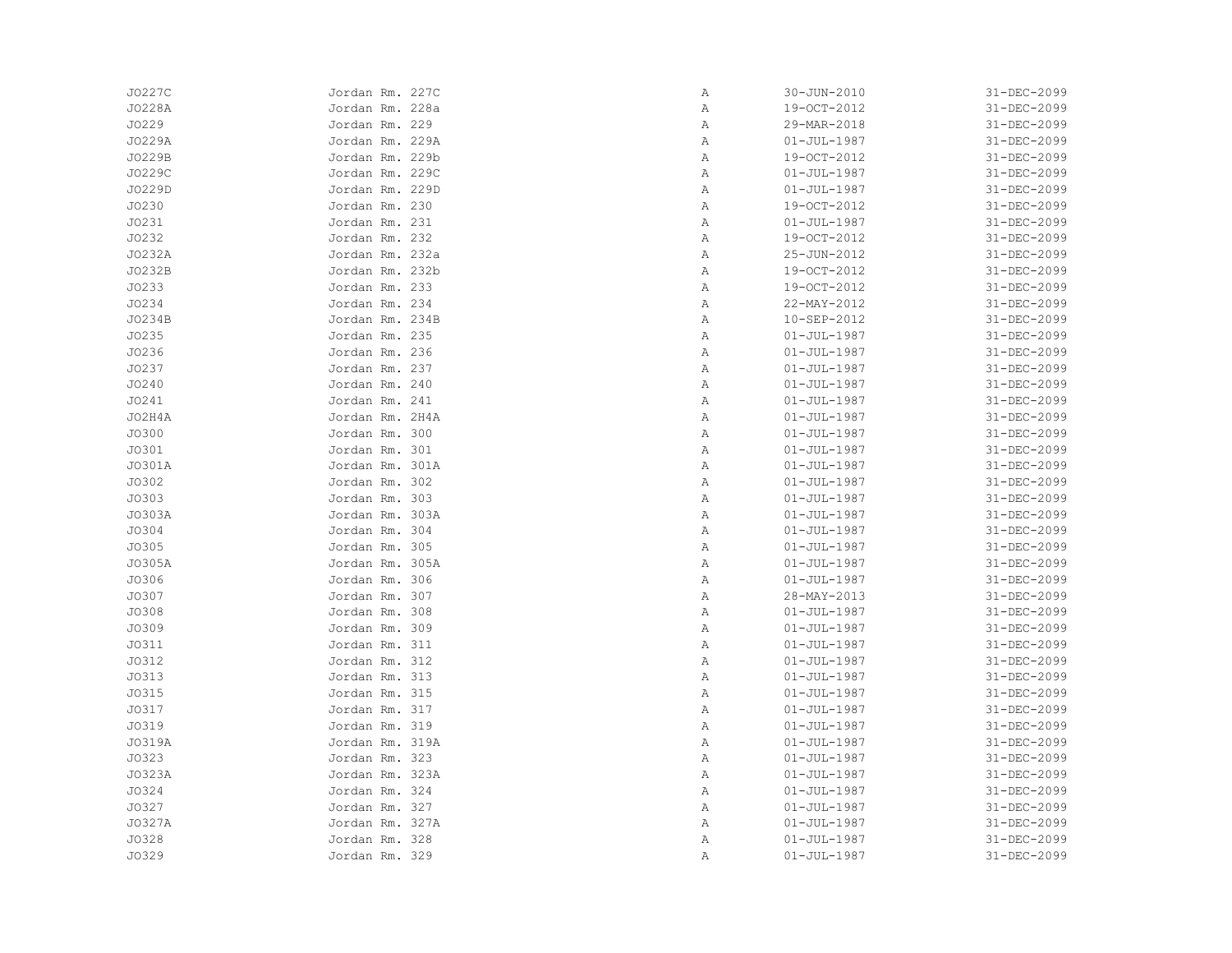| | | | | |
|---|---|---|---|---|
| JO227C | Jordan Rm. 227C | A | 30-JUN-2010 | 31-DEC-2099 |
| JO228A | Jordan Rm. 228a | A | 19-OCT-2012 | 31-DEC-2099 |
| JO229 | Jordan Rm. 229 | A | 29-MAR-2018 | 31-DEC-2099 |
| JO229A | Jordan Rm. 229A | A | 01-JUL-1987 | 31-DEC-2099 |
| JO229B | Jordan Rm. 229b | A | 19-OCT-2012 | 31-DEC-2099 |
| JO229C | Jordan Rm. 229C | A | 01-JUL-1987 | 31-DEC-2099 |
| JO229D | Jordan Rm. 229D | A | 01-JUL-1987 | 31-DEC-2099 |
| JO230 | Jordan Rm. 230 | A | 19-OCT-2012 | 31-DEC-2099 |
| JO231 | Jordan Rm. 231 | A | 01-JUL-1987 | 31-DEC-2099 |
| JO232 | Jordan Rm. 232 | A | 19-OCT-2012 | 31-DEC-2099 |
| JO232A | Jordan Rm. 232a | A | 25-JUN-2012 | 31-DEC-2099 |
| JO232B | Jordan Rm. 232b | A | 19-OCT-2012 | 31-DEC-2099 |
| JO233 | Jordan Rm. 233 | A | 19-OCT-2012 | 31-DEC-2099 |
| JO234 | Jordan Rm. 234 | A | 22-MAY-2012 | 31-DEC-2099 |
| JO234B | Jordan Rm. 234B | A | 10-SEP-2012 | 31-DEC-2099 |
| JO235 | Jordan Rm. 235 | A | 01-JUL-1987 | 31-DEC-2099 |
| JO236 | Jordan Rm. 236 | A | 01-JUL-1987 | 31-DEC-2099 |
| JO237 | Jordan Rm. 237 | A | 01-JUL-1987 | 31-DEC-2099 |
| JO240 | Jordan Rm. 240 | A | 01-JUL-1987 | 31-DEC-2099 |
| JO241 | Jordan Rm. 241 | A | 01-JUL-1987 | 31-DEC-2099 |
| JO2H4A | Jordan Rm. 2H4A | A | 01-JUL-1987 | 31-DEC-2099 |
| JO300 | Jordan Rm. 300 | A | 01-JUL-1987 | 31-DEC-2099 |
| JO301 | Jordan Rm. 301 | A | 01-JUL-1987 | 31-DEC-2099 |
| JO301A | Jordan Rm. 301A | A | 01-JUL-1987 | 31-DEC-2099 |
| JO302 | Jordan Rm. 302 | A | 01-JUL-1987 | 31-DEC-2099 |
| JO303 | Jordan Rm. 303 | A | 01-JUL-1987 | 31-DEC-2099 |
| JO303A | Jordan Rm. 303A | A | 01-JUL-1987 | 31-DEC-2099 |
| JO304 | Jordan Rm. 304 | A | 01-JUL-1987 | 31-DEC-2099 |
| JO305 | Jordan Rm. 305 | A | 01-JUL-1987 | 31-DEC-2099 |
| JO305A | Jordan Rm. 305A | A | 01-JUL-1987 | 31-DEC-2099 |
| JO306 | Jordan Rm. 306 | A | 01-JUL-1987 | 31-DEC-2099 |
| JO307 | Jordan Rm. 307 | A | 28-MAY-2013 | 31-DEC-2099 |
| JO308 | Jordan Rm. 308 | A | 01-JUL-1987 | 31-DEC-2099 |
| JO309 | Jordan Rm. 309 | A | 01-JUL-1987 | 31-DEC-2099 |
| JO311 | Jordan Rm. 311 | A | 01-JUL-1987 | 31-DEC-2099 |
| JO312 | Jordan Rm. 312 | A | 01-JUL-1987 | 31-DEC-2099 |
| JO313 | Jordan Rm. 313 | A | 01-JUL-1987 | 31-DEC-2099 |
| JO315 | Jordan Rm. 315 | A | 01-JUL-1987 | 31-DEC-2099 |
| JO317 | Jordan Rm. 317 | A | 01-JUL-1987 | 31-DEC-2099 |
| JO319 | Jordan Rm. 319 | A | 01-JUL-1987 | 31-DEC-2099 |
| JO319A | Jordan Rm. 319A | A | 01-JUL-1987 | 31-DEC-2099 |
| JO323 | Jordan Rm. 323 | A | 01-JUL-1987 | 31-DEC-2099 |
| JO323A | Jordan Rm. 323A | A | 01-JUL-1987 | 31-DEC-2099 |
| JO324 | Jordan Rm. 324 | A | 01-JUL-1987 | 31-DEC-2099 |
| JO327 | Jordan Rm. 327 | A | 01-JUL-1987 | 31-DEC-2099 |
| JO327A | Jordan Rm. 327A | A | 01-JUL-1987 | 31-DEC-2099 |
| JO328 | Jordan Rm. 328 | A | 01-JUL-1987 | 31-DEC-2099 |
| JO329 | Jordan Rm. 329 | A | 01-JUL-1987 | 31-DEC-2099 |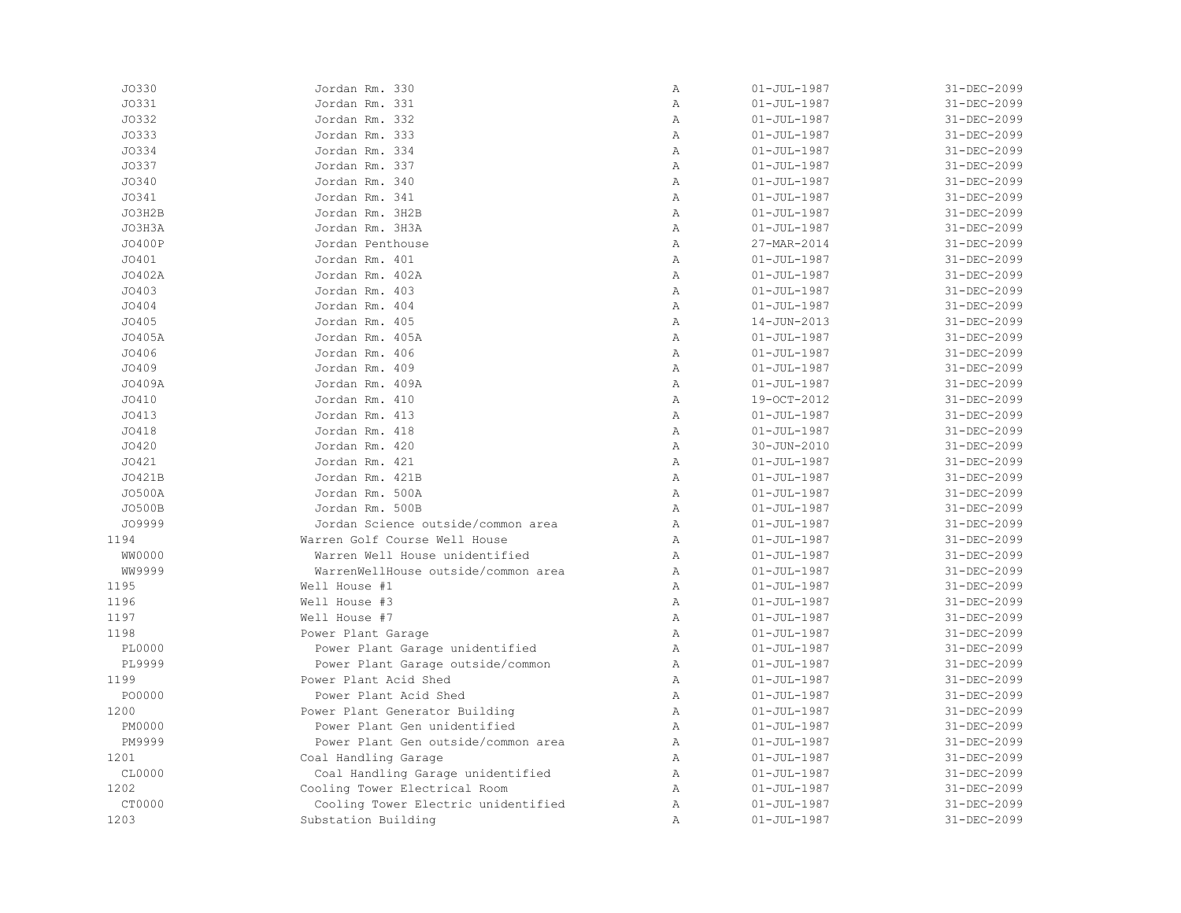| | | | | |
|---|---|---|---|---|
| JO330 | Jordan Rm. 330 | A | 01-JUL-1987 | 31-DEC-2099 |
| JO331 | Jordan Rm. 331 | A | 01-JUL-1987 | 31-DEC-2099 |
| JO332 | Jordan Rm. 332 | A | 01-JUL-1987 | 31-DEC-2099 |
| JO333 | Jordan Rm. 333 | A | 01-JUL-1987 | 31-DEC-2099 |
| JO334 | Jordan Rm. 334 | A | 01-JUL-1987 | 31-DEC-2099 |
| JO337 | Jordan Rm. 337 | A | 01-JUL-1987 | 31-DEC-2099 |
| JO340 | Jordan Rm. 340 | A | 01-JUL-1987 | 31-DEC-2099 |
| JO341 | Jordan Rm. 341 | A | 01-JUL-1987 | 31-DEC-2099 |
| JO3H2B | Jordan Rm. 3H2B | A | 01-JUL-1987 | 31-DEC-2099 |
| JO3H3A | Jordan Rm. 3H3A | A | 01-JUL-1987 | 31-DEC-2099 |
| JO400P | Jordan Penthouse | A | 27-MAR-2014 | 31-DEC-2099 |
| JO401 | Jordan Rm. 401 | A | 01-JUL-1987 | 31-DEC-2099 |
| JO402A | Jordan Rm. 402A | A | 01-JUL-1987 | 31-DEC-2099 |
| JO403 | Jordan Rm. 403 | A | 01-JUL-1987 | 31-DEC-2099 |
| JO404 | Jordan Rm. 404 | A | 01-JUL-1987 | 31-DEC-2099 |
| JO405 | Jordan Rm. 405 | A | 14-JUN-2013 | 31-DEC-2099 |
| JO405A | Jordan Rm. 405A | A | 01-JUL-1987 | 31-DEC-2099 |
| JO406 | Jordan Rm. 406 | A | 01-JUL-1987 | 31-DEC-2099 |
| JO409 | Jordan Rm. 409 | A | 01-JUL-1987 | 31-DEC-2099 |
| JO409A | Jordan Rm. 409A | A | 01-JUL-1987 | 31-DEC-2099 |
| JO410 | Jordan Rm. 410 | A | 19-OCT-2012 | 31-DEC-2099 |
| JO413 | Jordan Rm. 413 | A | 01-JUL-1987 | 31-DEC-2099 |
| JO418 | Jordan Rm. 418 | A | 01-JUL-1987 | 31-DEC-2099 |
| JO420 | Jordan Rm. 420 | A | 30-JUN-2010 | 31-DEC-2099 |
| JO421 | Jordan Rm. 421 | A | 01-JUL-1987 | 31-DEC-2099 |
| JO421B | Jordan Rm. 421B | A | 01-JUL-1987 | 31-DEC-2099 |
| JO500A | Jordan Rm. 500A | A | 01-JUL-1987 | 31-DEC-2099 |
| JO500B | Jordan Rm. 500B | A | 01-JUL-1987 | 31-DEC-2099 |
| JO9999 | Jordan Science outside/common area | A | 01-JUL-1987 | 31-DEC-2099 |
| 1194 | Warren Golf Course Well House | A | 01-JUL-1987 | 31-DEC-2099 |
| WW0000 | Warren Well House unidentified | A | 01-JUL-1987 | 31-DEC-2099 |
| WW9999 | WarrenWellHouse outside/common area | A | 01-JUL-1987 | 31-DEC-2099 |
| 1195 | Well House #1 | A | 01-JUL-1987 | 31-DEC-2099 |
| 1196 | Well House #3 | A | 01-JUL-1987 | 31-DEC-2099 |
| 1197 | Well House #7 | A | 01-JUL-1987 | 31-DEC-2099 |
| 1198 | Power Plant Garage | A | 01-JUL-1987 | 31-DEC-2099 |
| PL0000 | Power Plant Garage unidentified | A | 01-JUL-1987 | 31-DEC-2099 |
| PL9999 | Power Plant Garage outside/common | A | 01-JUL-1987 | 31-DEC-2099 |
| 1199 | Power Plant Acid Shed | A | 01-JUL-1987 | 31-DEC-2099 |
| PO0000 | Power Plant Acid Shed | A | 01-JUL-1987 | 31-DEC-2099 |
| 1200 | Power Plant Generator Building | A | 01-JUL-1987 | 31-DEC-2099 |
| PM0000 | Power Plant Gen unidentified | A | 01-JUL-1987 | 31-DEC-2099 |
| PM9999 | Power Plant Gen outside/common area | A | 01-JUL-1987 | 31-DEC-2099 |
| 1201 | Coal Handling Garage | A | 01-JUL-1987 | 31-DEC-2099 |
| CL0000 | Coal Handling Garage unidentified | A | 01-JUL-1987 | 31-DEC-2099 |
| 1202 | Cooling Tower Electrical Room | A | 01-JUL-1987 | 31-DEC-2099 |
| CT0000 | Cooling Tower Electric unidentified | A | 01-JUL-1987 | 31-DEC-2099 |
| 1203 | Substation Building | A | 01-JUL-1987 | 31-DEC-2099 |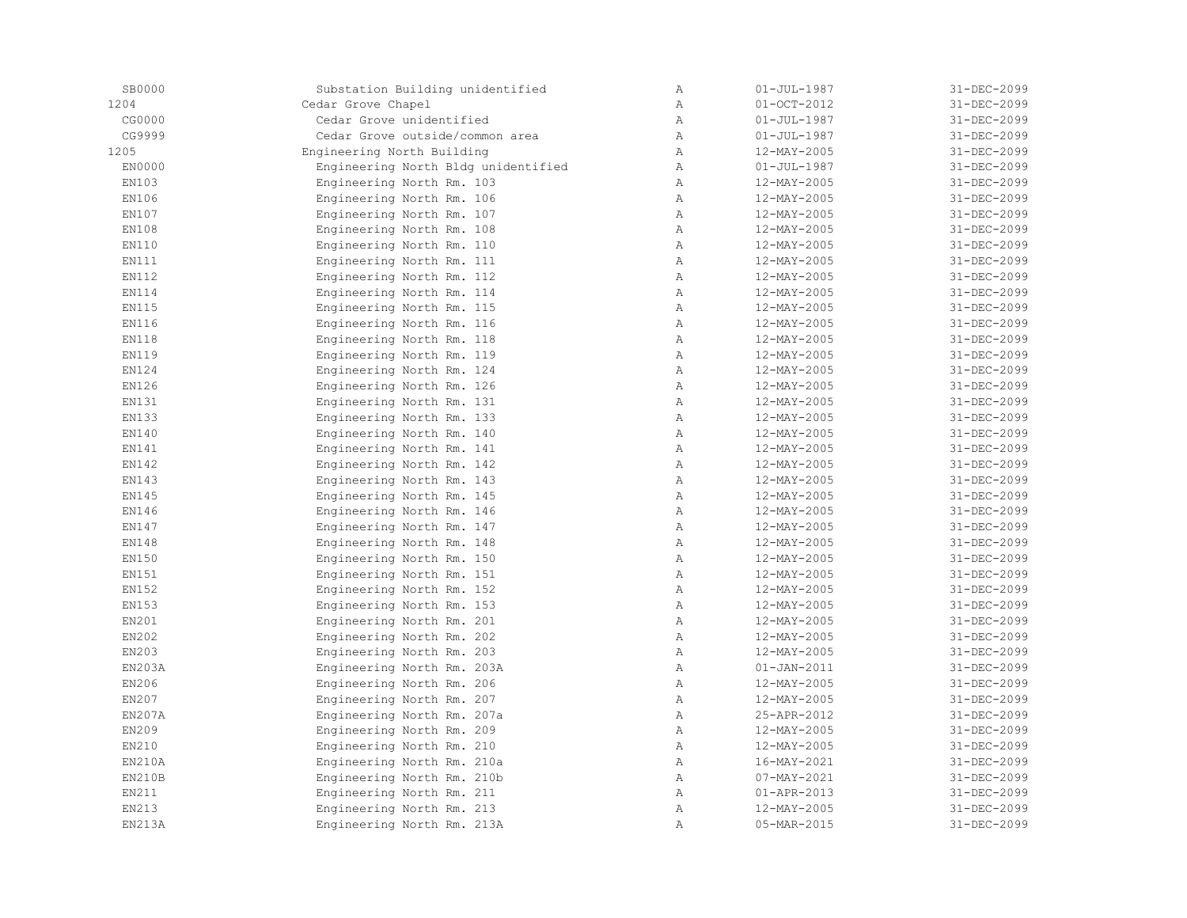| | | | | |
|---|---|---|---|---|
| SB0000 | Substation Building unidentified | A | 01-JUL-1987 | 31-DEC-2099 |
| 1204 | Cedar Grove Chapel | A | 01-OCT-2012 | 31-DEC-2099 |
| CG0000 | Cedar Grove unidentified | A | 01-JUL-1987 | 31-DEC-2099 |
| CG9999 | Cedar Grove outside/common area | A | 01-JUL-1987 | 31-DEC-2099 |
| 1205 | Engineering North Building | A | 12-MAY-2005 | 31-DEC-2099 |
| EN0000 | Engineering North Bldg unidentified | A | 01-JUL-1987 | 31-DEC-2099 |
| EN103 | Engineering North Rm. 103 | A | 12-MAY-2005 | 31-DEC-2099 |
| EN106 | Engineering North Rm. 106 | A | 12-MAY-2005 | 31-DEC-2099 |
| EN107 | Engineering North Rm. 107 | A | 12-MAY-2005 | 31-DEC-2099 |
| EN108 | Engineering North Rm. 108 | A | 12-MAY-2005 | 31-DEC-2099 |
| EN110 | Engineering North Rm. 110 | A | 12-MAY-2005 | 31-DEC-2099 |
| EN111 | Engineering North Rm. 111 | A | 12-MAY-2005 | 31-DEC-2099 |
| EN112 | Engineering North Rm. 112 | A | 12-MAY-2005 | 31-DEC-2099 |
| EN114 | Engineering North Rm. 114 | A | 12-MAY-2005 | 31-DEC-2099 |
| EN115 | Engineering North Rm. 115 | A | 12-MAY-2005 | 31-DEC-2099 |
| EN116 | Engineering North Rm. 116 | A | 12-MAY-2005 | 31-DEC-2099 |
| EN118 | Engineering North Rm. 118 | A | 12-MAY-2005 | 31-DEC-2099 |
| EN119 | Engineering North Rm. 119 | A | 12-MAY-2005 | 31-DEC-2099 |
| EN124 | Engineering North Rm. 124 | A | 12-MAY-2005 | 31-DEC-2099 |
| EN126 | Engineering North Rm. 126 | A | 12-MAY-2005 | 31-DEC-2099 |
| EN131 | Engineering North Rm. 131 | A | 12-MAY-2005 | 31-DEC-2099 |
| EN133 | Engineering North Rm. 133 | A | 12-MAY-2005 | 31-DEC-2099 |
| EN140 | Engineering North Rm. 140 | A | 12-MAY-2005 | 31-DEC-2099 |
| EN141 | Engineering North Rm. 141 | A | 12-MAY-2005 | 31-DEC-2099 |
| EN142 | Engineering North Rm. 142 | A | 12-MAY-2005 | 31-DEC-2099 |
| EN143 | Engineering North Rm. 143 | A | 12-MAY-2005 | 31-DEC-2099 |
| EN145 | Engineering North Rm. 145 | A | 12-MAY-2005 | 31-DEC-2099 |
| EN146 | Engineering North Rm. 146 | A | 12-MAY-2005 | 31-DEC-2099 |
| EN147 | Engineering North Rm. 147 | A | 12-MAY-2005 | 31-DEC-2099 |
| EN148 | Engineering North Rm. 148 | A | 12-MAY-2005 | 31-DEC-2099 |
| EN150 | Engineering North Rm. 150 | A | 12-MAY-2005 | 31-DEC-2099 |
| EN151 | Engineering North Rm. 151 | A | 12-MAY-2005 | 31-DEC-2099 |
| EN152 | Engineering North Rm. 152 | A | 12-MAY-2005 | 31-DEC-2099 |
| EN153 | Engineering North Rm. 153 | A | 12-MAY-2005 | 31-DEC-2099 |
| EN201 | Engineering North Rm. 201 | A | 12-MAY-2005 | 31-DEC-2099 |
| EN202 | Engineering North Rm. 202 | A | 12-MAY-2005 | 31-DEC-2099 |
| EN203 | Engineering North Rm. 203 | A | 12-MAY-2005 | 31-DEC-2099 |
| EN203A | Engineering North Rm. 203A | A | 01-JAN-2011 | 31-DEC-2099 |
| EN206 | Engineering North Rm. 206 | A | 12-MAY-2005 | 31-DEC-2099 |
| EN207 | Engineering North Rm. 207 | A | 12-MAY-2005 | 31-DEC-2099 |
| EN207A | Engineering North Rm. 207a | A | 25-APR-2012 | 31-DEC-2099 |
| EN209 | Engineering North Rm. 209 | A | 12-MAY-2005 | 31-DEC-2099 |
| EN210 | Engineering North Rm. 210 | A | 12-MAY-2005 | 31-DEC-2099 |
| EN210A | Engineering North Rm. 210a | A | 16-MAY-2021 | 31-DEC-2099 |
| EN210B | Engineering North Rm. 210b | A | 07-MAY-2021 | 31-DEC-2099 |
| EN211 | Engineering North Rm. 211 | A | 01-APR-2013 | 31-DEC-2099 |
| EN213 | Engineering North Rm. 213 | A | 12-MAY-2005 | 31-DEC-2099 |
| EN213A | Engineering North Rm. 213A | A | 05-MAR-2015 | 31-DEC-2099 |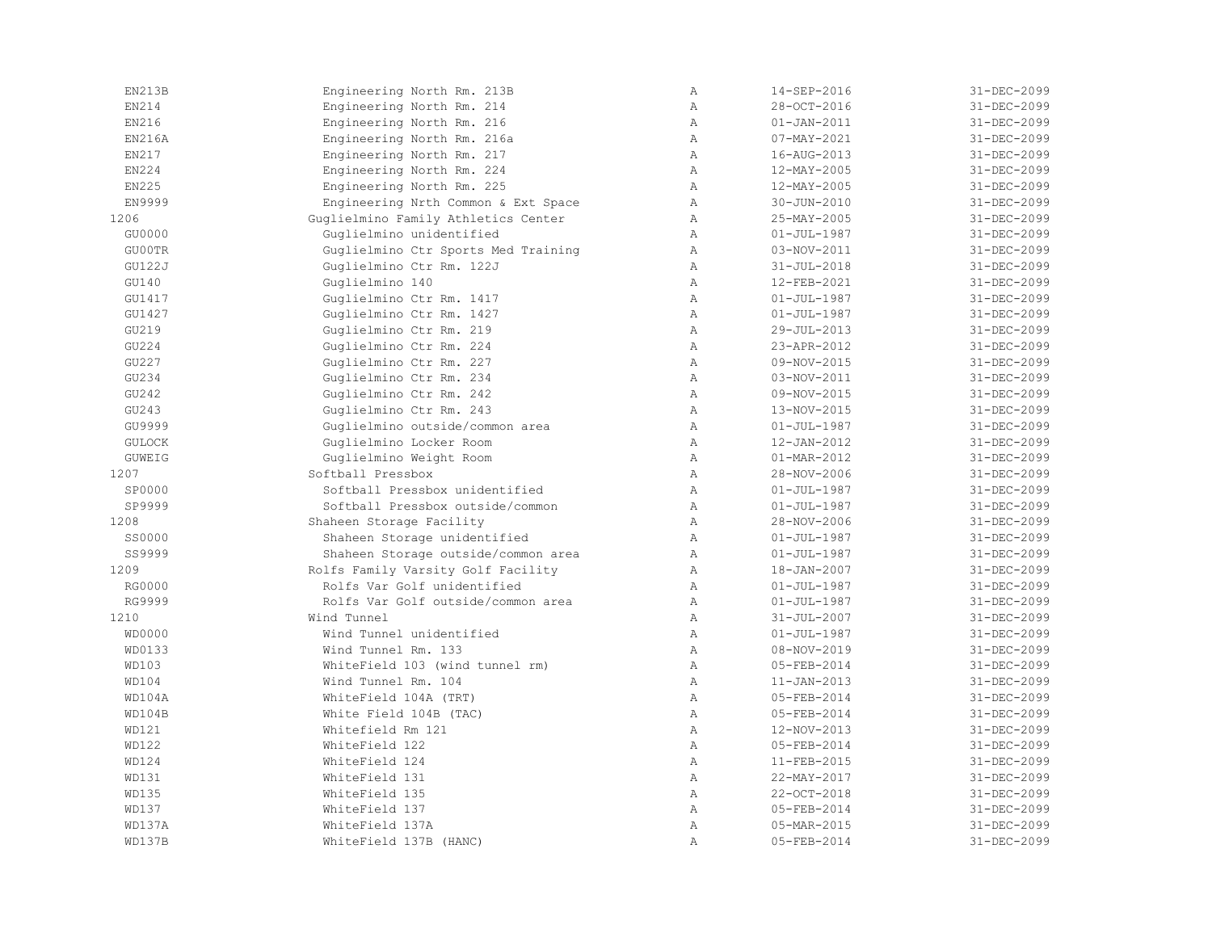| | | | | |
|---|---|---|---|---|
| EN213B | Engineering North Rm. 213B | A | 14-SEP-2016 | 31-DEC-2099 |
| EN214 | Engineering North Rm. 214 | A | 28-OCT-2016 | 31-DEC-2099 |
| EN216 | Engineering North Rm. 216 | A | 01-JAN-2011 | 31-DEC-2099 |
| EN216A | Engineering North Rm. 216a | A | 07-MAY-2021 | 31-DEC-2099 |
| EN217 | Engineering North Rm. 217 | A | 16-AUG-2013 | 31-DEC-2099 |
| EN224 | Engineering North Rm. 224 | A | 12-MAY-2005 | 31-DEC-2099 |
| EN225 | Engineering North Rm. 225 | A | 12-MAY-2005 | 31-DEC-2099 |
| EN9999 | Engineering Nrth Common & Ext Space | A | 30-JUN-2010 | 31-DEC-2099 |
| 1206 | Guglielmino Family Athletics Center | A | 25-MAY-2005 | 31-DEC-2099 |
| GU0000 | Guglielmino unidentified | A | 01-JUL-1987 | 31-DEC-2099 |
| GU00TR | Guglielmino Ctr Sports Med Training | A | 03-NOV-2011 | 31-DEC-2099 |
| GU122J | Guglielmino Ctr Rm. 122J | A | 31-JUL-2018 | 31-DEC-2099 |
| GU140 | Guglielmino 140 | A | 12-FEB-2021 | 31-DEC-2099 |
| GU1417 | Guglielmino Ctr Rm. 1417 | A | 01-JUL-1987 | 31-DEC-2099 |
| GU1427 | Guglielmino Ctr Rm. 1427 | A | 01-JUL-1987 | 31-DEC-2099 |
| GU219 | Guglielmino Ctr Rm. 219 | A | 29-JUL-2013 | 31-DEC-2099 |
| GU224 | Guglielmino Ctr Rm. 224 | A | 23-APR-2012 | 31-DEC-2099 |
| GU227 | Guglielmino Ctr Rm. 227 | A | 09-NOV-2015 | 31-DEC-2099 |
| GU234 | Guglielmino Ctr Rm. 234 | A | 03-NOV-2011 | 31-DEC-2099 |
| GU242 | Guglielmino Ctr Rm. 242 | A | 09-NOV-2015 | 31-DEC-2099 |
| GU243 | Guglielmino Ctr Rm. 243 | A | 13-NOV-2015 | 31-DEC-2099 |
| GU9999 | Guglielmino outside/common area | A | 01-JUL-1987 | 31-DEC-2099 |
| GULOCK | Guglielmino Locker Room | A | 12-JAN-2012 | 31-DEC-2099 |
| GUWEIG | Guglielmino Weight Room | A | 01-MAR-2012 | 31-DEC-2099 |
| 1207 | Softball Pressbox | A | 28-NOV-2006 | 31-DEC-2099 |
| SP0000 | Softball Pressbox unidentified | A | 01-JUL-1987 | 31-DEC-2099 |
| SP9999 | Softball Pressbox outside/common | A | 01-JUL-1987 | 31-DEC-2099 |
| 1208 | Shaheen Storage Facility | A | 28-NOV-2006 | 31-DEC-2099 |
| SS0000 | Shaheen Storage unidentified | A | 01-JUL-1987 | 31-DEC-2099 |
| SS9999 | Shaheen Storage outside/common area | A | 01-JUL-1987 | 31-DEC-2099 |
| 1209 | Rolfs Family Varsity Golf Facility | A | 18-JAN-2007 | 31-DEC-2099 |
| RG0000 | Rolfs Var Golf unidentified | A | 01-JUL-1987 | 31-DEC-2099 |
| RG9999 | Rolfs Var Golf outside/common area | A | 01-JUL-1987 | 31-DEC-2099 |
| 1210 | Wind Tunnel | A | 31-JUL-2007 | 31-DEC-2099 |
| WD0000 | Wind Tunnel unidentified | A | 01-JUL-1987 | 31-DEC-2099 |
| WD0133 | Wind Tunnel Rm. 133 | A | 08-NOV-2019 | 31-DEC-2099 |
| WD103 | WhiteField 103 (wind tunnel rm) | A | 05-FEB-2014 | 31-DEC-2099 |
| WD104 | Wind Tunnel Rm. 104 | A | 11-JAN-2013 | 31-DEC-2099 |
| WD104A | WhiteField 104A (TRT) | A | 05-FEB-2014 | 31-DEC-2099 |
| WD104B | White Field 104B (TAC) | A | 05-FEB-2014 | 31-DEC-2099 |
| WD121 | Whitefield Rm 121 | A | 12-NOV-2013 | 31-DEC-2099 |
| WD122 | WhiteField 122 | A | 05-FEB-2014 | 31-DEC-2099 |
| WD124 | WhiteField 124 | A | 11-FEB-2015 | 31-DEC-2099 |
| WD131 | WhiteField 131 | A | 22-MAY-2017 | 31-DEC-2099 |
| WD135 | WhiteField 135 | A | 22-OCT-2018 | 31-DEC-2099 |
| WD137 | WhiteField 137 | A | 05-FEB-2014 | 31-DEC-2099 |
| WD137A | WhiteField 137A | A | 05-MAR-2015 | 31-DEC-2099 |
| WD137B | WhiteField 137B (HANC) | A | 05-FEB-2014 | 31-DEC-2099 |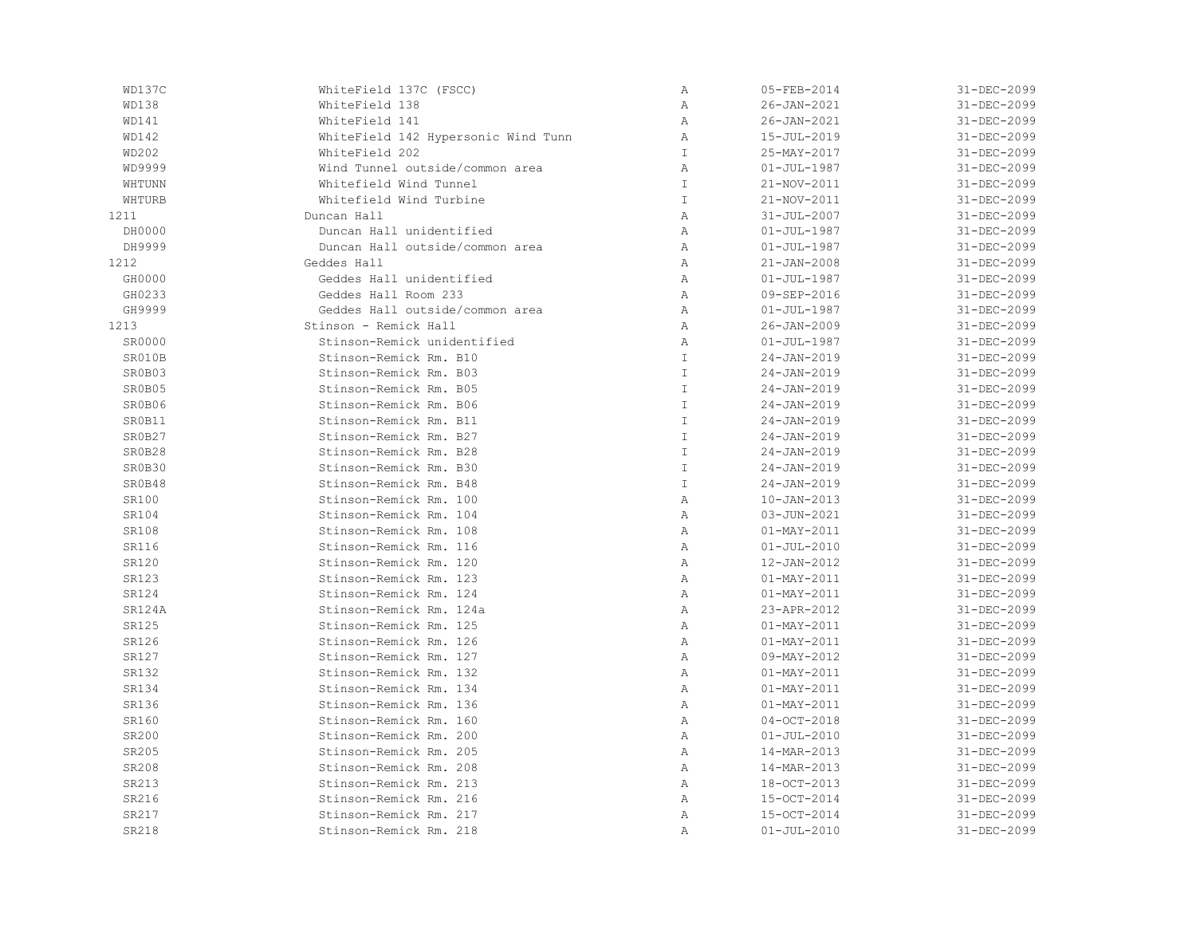| | | | | |
|---|---|---|---|---|
| WD137C | WhiteField 137C (FSCC) | A | 05-FEB-2014 | 31-DEC-2099 |
| WD138 | WhiteField 138 | A | 26-JAN-2021 | 31-DEC-2099 |
| WD141 | WhiteField 141 | A | 26-JAN-2021 | 31-DEC-2099 |
| WD142 | WhiteField 142 Hypersonic Wind Tunn | A | 15-JUL-2019 | 31-DEC-2099 |
| WD202 | WhiteField 202 | I | 25-MAY-2017 | 31-DEC-2099 |
| WD9999 | Wind Tunnel outside/common area | A | 01-JUL-1987 | 31-DEC-2099 |
| WHTUNN | Whitefield Wind Tunnel | I | 21-NOV-2011 | 31-DEC-2099 |
| WHTURB | Whitefield Wind Turbine | I | 21-NOV-2011 | 31-DEC-2099 |
| 1211 | Duncan Hall | A | 31-JUL-2007 | 31-DEC-2099 |
| DH0000 | Duncan Hall unidentified | A | 01-JUL-1987 | 31-DEC-2099 |
| DH9999 | Duncan Hall outside/common area | A | 01-JUL-1987 | 31-DEC-2099 |
| 1212 | Geddes Hall | A | 21-JAN-2008 | 31-DEC-2099 |
| GH0000 | Geddes Hall unidentified | A | 01-JUL-1987 | 31-DEC-2099 |
| GH0233 | Geddes Hall Room 233 | A | 09-SEP-2016 | 31-DEC-2099 |
| GH9999 | Geddes Hall outside/common area | A | 01-JUL-1987 | 31-DEC-2099 |
| 1213 | Stinson - Remick Hall | A | 26-JAN-2009 | 31-DEC-2099 |
| SR0000 | Stinson-Remick unidentified | A | 01-JUL-1987 | 31-DEC-2099 |
| SR010B | Stinson-Remick Rm. B10 | I | 24-JAN-2019 | 31-DEC-2099 |
| SR0B03 | Stinson-Remick Rm. B03 | I | 24-JAN-2019 | 31-DEC-2099 |
| SR0B05 | Stinson-Remick Rm. B05 | I | 24-JAN-2019 | 31-DEC-2099 |
| SR0B06 | Stinson-Remick Rm. B06 | I | 24-JAN-2019 | 31-DEC-2099 |
| SR0B11 | Stinson-Remick Rm. B11 | I | 24-JAN-2019 | 31-DEC-2099 |
| SR0B27 | Stinson-Remick Rm. B27 | I | 24-JAN-2019 | 31-DEC-2099 |
| SR0B28 | Stinson-Remick Rm. B28 | I | 24-JAN-2019 | 31-DEC-2099 |
| SR0B30 | Stinson-Remick Rm. B30 | I | 24-JAN-2019 | 31-DEC-2099 |
| SR0B48 | Stinson-Remick Rm. B48 | I | 24-JAN-2019 | 31-DEC-2099 |
| SR100 | Stinson-Remick Rm. 100 | A | 10-JAN-2013 | 31-DEC-2099 |
| SR104 | Stinson-Remick Rm. 104 | A | 03-JUN-2021 | 31-DEC-2099 |
| SR108 | Stinson-Remick Rm. 108 | A | 01-MAY-2011 | 31-DEC-2099 |
| SR116 | Stinson-Remick Rm. 116 | A | 01-JUL-2010 | 31-DEC-2099 |
| SR120 | Stinson-Remick Rm. 120 | A | 12-JAN-2012 | 31-DEC-2099 |
| SR123 | Stinson-Remick Rm. 123 | A | 01-MAY-2011 | 31-DEC-2099 |
| SR124 | Stinson-Remick Rm. 124 | A | 01-MAY-2011 | 31-DEC-2099 |
| SR124A | Stinson-Remick Rm. 124a | A | 23-APR-2012 | 31-DEC-2099 |
| SR125 | Stinson-Remick Rm. 125 | A | 01-MAY-2011 | 31-DEC-2099 |
| SR126 | Stinson-Remick Rm. 126 | A | 01-MAY-2011 | 31-DEC-2099 |
| SR127 | Stinson-Remick Rm. 127 | A | 09-MAY-2012 | 31-DEC-2099 |
| SR132 | Stinson-Remick Rm. 132 | A | 01-MAY-2011 | 31-DEC-2099 |
| SR134 | Stinson-Remick Rm. 134 | A | 01-MAY-2011 | 31-DEC-2099 |
| SR136 | Stinson-Remick Rm. 136 | A | 01-MAY-2011 | 31-DEC-2099 |
| SR160 | Stinson-Remick Rm. 160 | A | 04-OCT-2018 | 31-DEC-2099 |
| SR200 | Stinson-Remick Rm. 200 | A | 01-JUL-2010 | 31-DEC-2099 |
| SR205 | Stinson-Remick Rm. 205 | A | 14-MAR-2013 | 31-DEC-2099 |
| SR208 | Stinson-Remick Rm. 208 | A | 14-MAR-2013 | 31-DEC-2099 |
| SR213 | Stinson-Remick Rm. 213 | A | 18-OCT-2013 | 31-DEC-2099 |
| SR216 | Stinson-Remick Rm. 216 | A | 15-OCT-2014 | 31-DEC-2099 |
| SR217 | Stinson-Remick Rm. 217 | A | 15-OCT-2014 | 31-DEC-2099 |
| SR218 | Stinson-Remick Rm. 218 | A | 01-JUL-2010 | 31-DEC-2099 |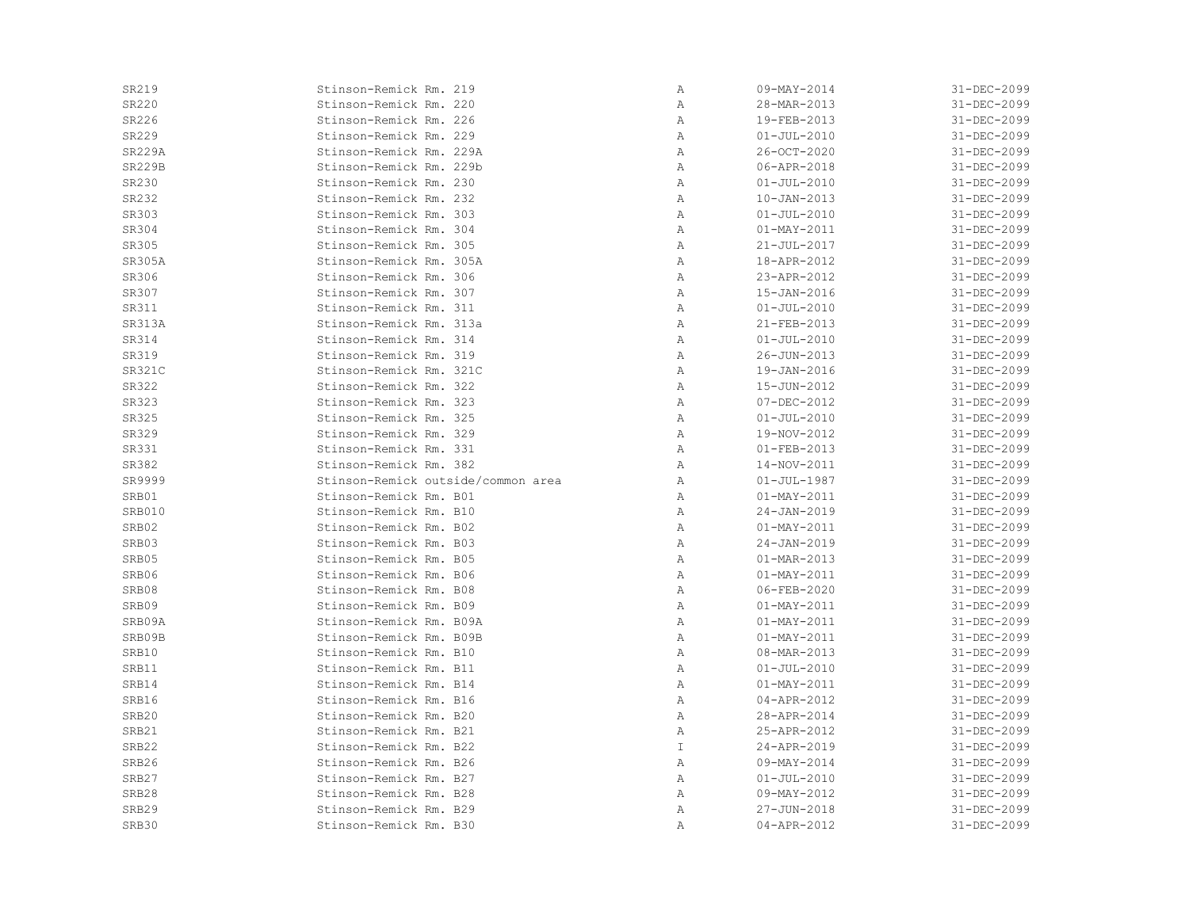| | | | | |
|---|---|---|---|---|
| SR219 | Stinson-Remick Rm. 219 | A | 09-MAY-2014 | 31-DEC-2099 |
| SR220 | Stinson-Remick Rm. 220 | A | 28-MAR-2013 | 31-DEC-2099 |
| SR226 | Stinson-Remick Rm. 226 | A | 19-FEB-2013 | 31-DEC-2099 |
| SR229 | Stinson-Remick Rm. 229 | A | 01-JUL-2010 | 31-DEC-2099 |
| SR229A | Stinson-Remick Rm. 229A | A | 26-OCT-2020 | 31-DEC-2099 |
| SR229B | Stinson-Remick Rm. 229b | A | 06-APR-2018 | 31-DEC-2099 |
| SR230 | Stinson-Remick Rm. 230 | A | 01-JUL-2010 | 31-DEC-2099 |
| SR232 | Stinson-Remick Rm. 232 | A | 10-JAN-2013 | 31-DEC-2099 |
| SR303 | Stinson-Remick Rm. 303 | A | 01-JUL-2010 | 31-DEC-2099 |
| SR304 | Stinson-Remick Rm. 304 | A | 01-MAY-2011 | 31-DEC-2099 |
| SR305 | Stinson-Remick Rm. 305 | A | 21-JUL-2017 | 31-DEC-2099 |
| SR305A | Stinson-Remick Rm. 305A | A | 18-APR-2012 | 31-DEC-2099 |
| SR306 | Stinson-Remick Rm. 306 | A | 23-APR-2012 | 31-DEC-2099 |
| SR307 | Stinson-Remick Rm. 307 | A | 15-JAN-2016 | 31-DEC-2099 |
| SR311 | Stinson-Remick Rm. 311 | A | 01-JUL-2010 | 31-DEC-2099 |
| SR313A | Stinson-Remick Rm. 313a | A | 21-FEB-2013 | 31-DEC-2099 |
| SR314 | Stinson-Remick Rm. 314 | A | 01-JUL-2010 | 31-DEC-2099 |
| SR319 | Stinson-Remick Rm. 319 | A | 26-JUN-2013 | 31-DEC-2099 |
| SR321C | Stinson-Remick Rm. 321C | A | 19-JAN-2016 | 31-DEC-2099 |
| SR322 | Stinson-Remick Rm. 322 | A | 15-JUN-2012 | 31-DEC-2099 |
| SR323 | Stinson-Remick Rm. 323 | A | 07-DEC-2012 | 31-DEC-2099 |
| SR325 | Stinson-Remick Rm. 325 | A | 01-JUL-2010 | 31-DEC-2099 |
| SR329 | Stinson-Remick Rm. 329 | A | 19-NOV-2012 | 31-DEC-2099 |
| SR331 | Stinson-Remick Rm. 331 | A | 01-FEB-2013 | 31-DEC-2099 |
| SR382 | Stinson-Remick Rm. 382 | A | 14-NOV-2011 | 31-DEC-2099 |
| SR9999 | Stinson-Remick outside/common area | A | 01-JUL-1987 | 31-DEC-2099 |
| SRB01 | Stinson-Remick Rm. B01 | A | 01-MAY-2011 | 31-DEC-2099 |
| SRB010 | Stinson-Remick Rm. B10 | A | 24-JAN-2019 | 31-DEC-2099 |
| SRB02 | Stinson-Remick Rm. B02 | A | 01-MAY-2011 | 31-DEC-2099 |
| SRB03 | Stinson-Remick Rm. B03 | A | 24-JAN-2019 | 31-DEC-2099 |
| SRB05 | Stinson-Remick Rm. B05 | A | 01-MAR-2013 | 31-DEC-2099 |
| SRB06 | Stinson-Remick Rm. B06 | A | 01-MAY-2011 | 31-DEC-2099 |
| SRB08 | Stinson-Remick Rm. B08 | A | 06-FEB-2020 | 31-DEC-2099 |
| SRB09 | Stinson-Remick Rm. B09 | A | 01-MAY-2011 | 31-DEC-2099 |
| SRB09A | Stinson-Remick Rm. B09A | A | 01-MAY-2011 | 31-DEC-2099 |
| SRB09B | Stinson-Remick Rm. B09B | A | 01-MAY-2011 | 31-DEC-2099 |
| SRB10 | Stinson-Remick Rm. B10 | A | 08-MAR-2013 | 31-DEC-2099 |
| SRB11 | Stinson-Remick Rm. B11 | A | 01-JUL-2010 | 31-DEC-2099 |
| SRB14 | Stinson-Remick Rm. B14 | A | 01-MAY-2011 | 31-DEC-2099 |
| SRB16 | Stinson-Remick Rm. B16 | A | 04-APR-2012 | 31-DEC-2099 |
| SRB20 | Stinson-Remick Rm. B20 | A | 28-APR-2014 | 31-DEC-2099 |
| SRB21 | Stinson-Remick Rm. B21 | A | 25-APR-2012 | 31-DEC-2099 |
| SRB22 | Stinson-Remick Rm. B22 | I | 24-APR-2019 | 31-DEC-2099 |
| SRB26 | Stinson-Remick Rm. B26 | A | 09-MAY-2014 | 31-DEC-2099 |
| SRB27 | Stinson-Remick Rm. B27 | A | 01-JUL-2010 | 31-DEC-2099 |
| SRB28 | Stinson-Remick Rm. B28 | A | 09-MAY-2012 | 31-DEC-2099 |
| SRB29 | Stinson-Remick Rm. B29 | A | 27-JUN-2018 | 31-DEC-2099 |
| SRB30 | Stinson-Remick Rm. B30 | A | 04-APR-2012 | 31-DEC-2099 |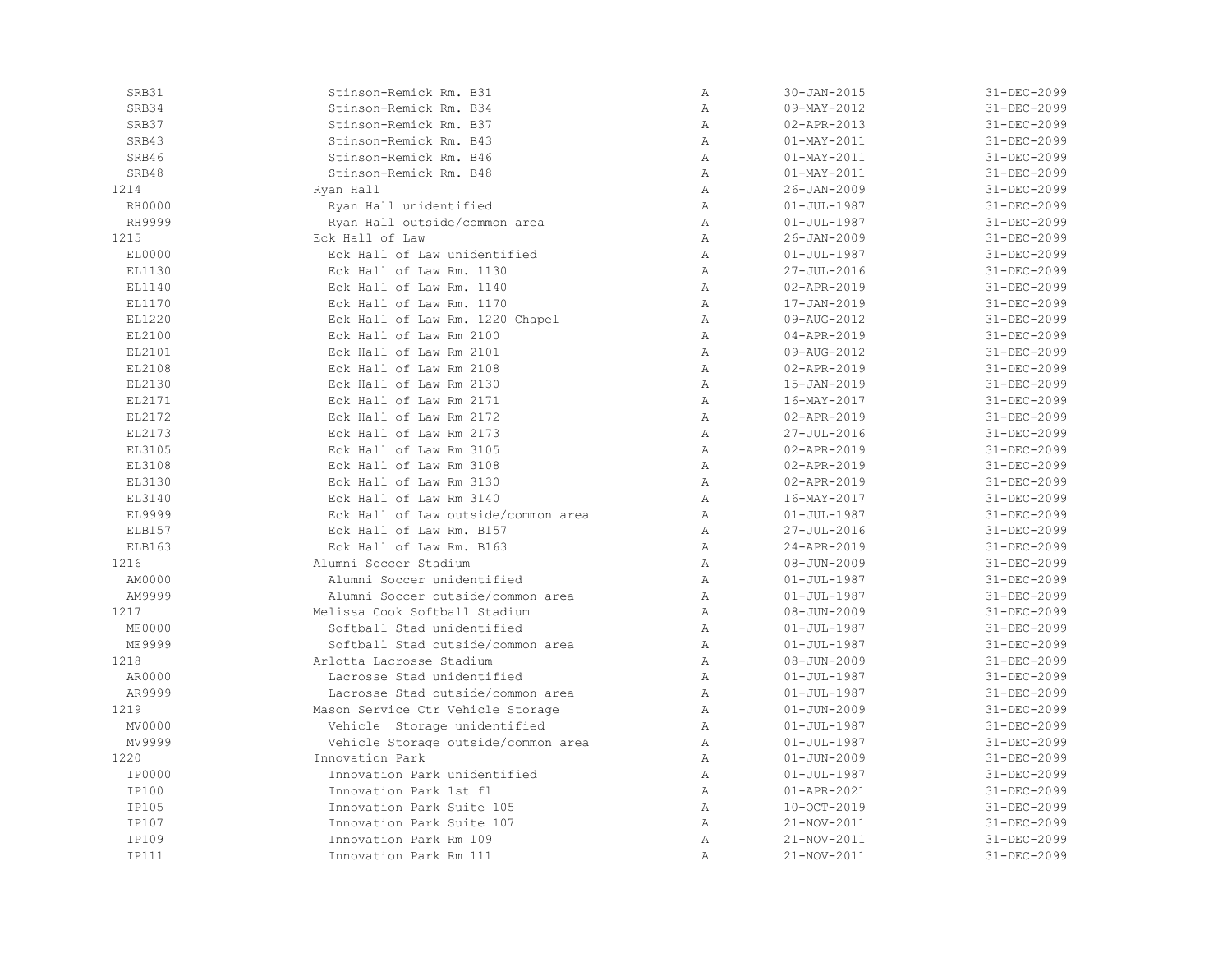| | | | | |
|---|---|---|---|---|
| SRB31 | Stinson-Remick Rm. B31 | A | 30-JAN-2015 | 31-DEC-2099 |
| SRB34 | Stinson-Remick Rm. B34 | A | 09-MAY-2012 | 31-DEC-2099 |
| SRB37 | Stinson-Remick Rm. B37 | A | 02-APR-2013 | 31-DEC-2099 |
| SRB43 | Stinson-Remick Rm. B43 | A | 01-MAY-2011 | 31-DEC-2099 |
| SRB46 | Stinson-Remick Rm. B46 | A | 01-MAY-2011 | 31-DEC-2099 |
| SRB48 | Stinson-Remick Rm. B48 | A | 01-MAY-2011 | 31-DEC-2099 |
| 1214 | Ryan Hall | A | 26-JAN-2009 | 31-DEC-2099 |
| RH0000 | Ryan Hall unidentified | A | 01-JUL-1987 | 31-DEC-2099 |
| RH9999 | Ryan Hall outside/common area | A | 01-JUL-1987 | 31-DEC-2099 |
| 1215 | Eck Hall of Law | A | 26-JAN-2009 | 31-DEC-2099 |
| EL0000 | Eck Hall of Law unidentified | A | 01-JUL-1987 | 31-DEC-2099 |
| EL1130 | Eck Hall of Law Rm. 1130 | A | 27-JUL-2016 | 31-DEC-2099 |
| EL1140 | Eck Hall of Law Rm. 1140 | A | 02-APR-2019 | 31-DEC-2099 |
| EL1170 | Eck Hall of Law Rm. 1170 | A | 17-JAN-2019 | 31-DEC-2099 |
| EL1220 | Eck Hall of Law Rm. 1220 Chapel | A | 09-AUG-2012 | 31-DEC-2099 |
| EL2100 | Eck Hall of Law Rm 2100 | A | 04-APR-2019 | 31-DEC-2099 |
| EL2101 | Eck Hall of Law Rm 2101 | A | 09-AUG-2012 | 31-DEC-2099 |
| EL2108 | Eck Hall of Law Rm 2108 | A | 02-APR-2019 | 31-DEC-2099 |
| EL2130 | Eck Hall of Law Rm 2130 | A | 15-JAN-2019 | 31-DEC-2099 |
| EL2171 | Eck Hall of Law Rm 2171 | A | 16-MAY-2017 | 31-DEC-2099 |
| EL2172 | Eck Hall of Law Rm 2172 | A | 02-APR-2019 | 31-DEC-2099 |
| EL2173 | Eck Hall of Law Rm 2173 | A | 27-JUL-2016 | 31-DEC-2099 |
| EL3105 | Eck Hall of Law Rm 3105 | A | 02-APR-2019 | 31-DEC-2099 |
| EL3108 | Eck Hall of Law Rm 3108 | A | 02-APR-2019 | 31-DEC-2099 |
| EL3130 | Eck Hall of Law Rm 3130 | A | 02-APR-2019 | 31-DEC-2099 |
| EL3140 | Eck Hall of Law Rm 3140 | A | 16-MAY-2017 | 31-DEC-2099 |
| EL9999 | Eck Hall of Law outside/common area | A | 01-JUL-1987 | 31-DEC-2099 |
| ELB157 | Eck Hall of Law Rm. B157 | A | 27-JUL-2016 | 31-DEC-2099 |
| ELB163 | Eck Hall of Law Rm. B163 | A | 24-APR-2019 | 31-DEC-2099 |
| 1216 | Alumni Soccer Stadium | A | 08-JUN-2009 | 31-DEC-2099 |
| AM0000 | Alumni Soccer unidentified | A | 01-JUL-1987 | 31-DEC-2099 |
| AM9999 | Alumni Soccer outside/common area | A | 01-JUL-1987 | 31-DEC-2099 |
| 1217 | Melissa Cook Softball Stadium | A | 08-JUN-2009 | 31-DEC-2099 |
| ME0000 | Softball Stad unidentified | A | 01-JUL-1987 | 31-DEC-2099 |
| ME9999 | Softball Stad outside/common area | A | 01-JUL-1987 | 31-DEC-2099 |
| 1218 | Arlotta Lacrosse Stadium | A | 08-JUN-2009 | 31-DEC-2099 |
| AR0000 | Lacrosse Stad unidentified | A | 01-JUL-1987 | 31-DEC-2099 |
| AR9999 | Lacrosse Stad outside/common area | A | 01-JUL-1987 | 31-DEC-2099 |
| 1219 | Mason Service Ctr Vehicle Storage | A | 01-JUN-2009 | 31-DEC-2099 |
| MV0000 | Vehicle Storage unidentified | A | 01-JUL-1987 | 31-DEC-2099 |
| MV9999 | Vehicle Storage outside/common area | A | 01-JUL-1987 | 31-DEC-2099 |
| 1220 | Innovation Park | A | 01-JUN-2009 | 31-DEC-2099 |
| IP0000 | Innovation Park unidentified | A | 01-JUL-1987 | 31-DEC-2099 |
| IP100 | Innovation Park 1st fl | A | 01-APR-2021 | 31-DEC-2099 |
| IP105 | Innovation Park Suite 105 | A | 10-OCT-2019 | 31-DEC-2099 |
| IP107 | Innovation Park Suite 107 | A | 21-NOV-2011 | 31-DEC-2099 |
| IP109 | Innovation Park Rm 109 | A | 21-NOV-2011 | 31-DEC-2099 |
| IP111 | Innovation Park Rm 111 | A | 21-NOV-2011 | 31-DEC-2099 |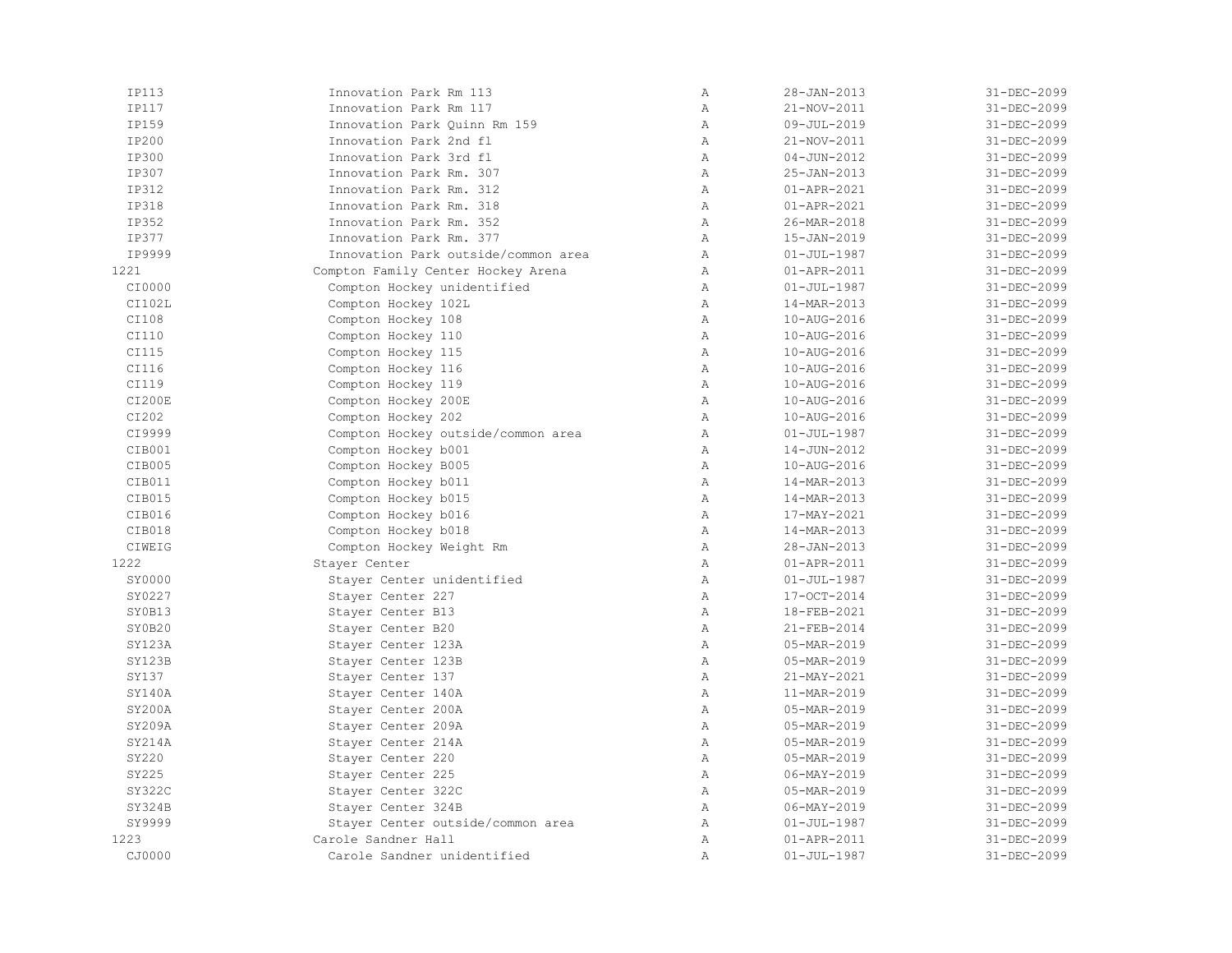| | | | | |
|---|---|---|---|---|
| IP113 | Innovation Park Rm 113 | A | 28-JAN-2013 | 31-DEC-2099 |
| IP117 | Innovation Park Rm 117 | A | 21-NOV-2011 | 31-DEC-2099 |
| IP159 | Innovation Park Quinn Rm 159 | A | 09-JUL-2019 | 31-DEC-2099 |
| IP200 | Innovation Park 2nd fl | A | 21-NOV-2011 | 31-DEC-2099 |
| IP300 | Innovation Park 3rd fl | A | 04-JUN-2012 | 31-DEC-2099 |
| IP307 | Innovation Park Rm. 307 | A | 25-JAN-2013 | 31-DEC-2099 |
| IP312 | Innovation Park Rm. 312 | A | 01-APR-2021 | 31-DEC-2099 |
| IP318 | Innovation Park Rm. 318 | A | 01-APR-2021 | 31-DEC-2099 |
| IP352 | Innovation Park Rm. 352 | A | 26-MAR-2018 | 31-DEC-2099 |
| IP377 | Innovation Park Rm. 377 | A | 15-JAN-2019 | 31-DEC-2099 |
| IP9999 | Innovation Park outside/common area | A | 01-JUL-1987 | 31-DEC-2099 |
| 1221 | Compton Family Center Hockey Arena | A | 01-APR-2011 | 31-DEC-2099 |
| CI0000 | Compton Hockey unidentified | A | 01-JUL-1987 | 31-DEC-2099 |
| CI102L | Compton Hockey 102L | A | 14-MAR-2013 | 31-DEC-2099 |
| CI108 | Compton Hockey 108 | A | 10-AUG-2016 | 31-DEC-2099 |
| CI110 | Compton Hockey 110 | A | 10-AUG-2016 | 31-DEC-2099 |
| CI115 | Compton Hockey 115 | A | 10-AUG-2016 | 31-DEC-2099 |
| CI116 | Compton Hockey 116 | A | 10-AUG-2016 | 31-DEC-2099 |
| CI119 | Compton Hockey 119 | A | 10-AUG-2016 | 31-DEC-2099 |
| CI200E | Compton Hockey 200E | A | 10-AUG-2016 | 31-DEC-2099 |
| CI202 | Compton Hockey 202 | A | 10-AUG-2016 | 31-DEC-2099 |
| CI9999 | Compton Hockey outside/common area | A | 01-JUL-1987 | 31-DEC-2099 |
| CIB001 | Compton Hockey b001 | A | 14-JUN-2012 | 31-DEC-2099 |
| CIB005 | Compton Hockey B005 | A | 10-AUG-2016 | 31-DEC-2099 |
| CIB011 | Compton Hockey b011 | A | 14-MAR-2013 | 31-DEC-2099 |
| CIB015 | Compton Hockey b015 | A | 14-MAR-2013 | 31-DEC-2099 |
| CIB016 | Compton Hockey b016 | A | 17-MAY-2021 | 31-DEC-2099 |
| CIB018 | Compton Hockey b018 | A | 14-MAR-2013 | 31-DEC-2099 |
| CIWEIG | Compton Hockey Weight Rm | A | 28-JAN-2013 | 31-DEC-2099 |
| 1222 | Stayer Center | A | 01-APR-2011 | 31-DEC-2099 |
| SY0000 | Stayer Center unidentified | A | 01-JUL-1987 | 31-DEC-2099 |
| SY0227 | Stayer Center 227 | A | 17-OCT-2014 | 31-DEC-2099 |
| SY0B13 | Stayer Center B13 | A | 18-FEB-2021 | 31-DEC-2099 |
| SY0B20 | Stayer Center B20 | A | 21-FEB-2014 | 31-DEC-2099 |
| SY123A | Stayer Center 123A | A | 05-MAR-2019 | 31-DEC-2099 |
| SY123B | Stayer Center 123B | A | 05-MAR-2019 | 31-DEC-2099 |
| SY137 | Stayer Center 137 | A | 21-MAY-2021 | 31-DEC-2099 |
| SY140A | Stayer Center 140A | A | 11-MAR-2019 | 31-DEC-2099 |
| SY200A | Stayer Center 200A | A | 05-MAR-2019 | 31-DEC-2099 |
| SY209A | Stayer Center 209A | A | 05-MAR-2019 | 31-DEC-2099 |
| SY214A | Stayer Center 214A | A | 05-MAR-2019 | 31-DEC-2099 |
| SY220 | Stayer Center 220 | A | 05-MAR-2019 | 31-DEC-2099 |
| SY225 | Stayer Center 225 | A | 06-MAY-2019 | 31-DEC-2099 |
| SY322C | Stayer Center 322C | A | 05-MAR-2019 | 31-DEC-2099 |
| SY324B | Stayer Center 324B | A | 06-MAY-2019 | 31-DEC-2099 |
| SY9999 | Stayer Center outside/common area | A | 01-JUL-1987 | 31-DEC-2099 |
| 1223 | Carole Sandner Hall | A | 01-APR-2011 | 31-DEC-2099 |
| CJ0000 | Carole Sandner unidentified | A | 01-JUL-1987 | 31-DEC-2099 |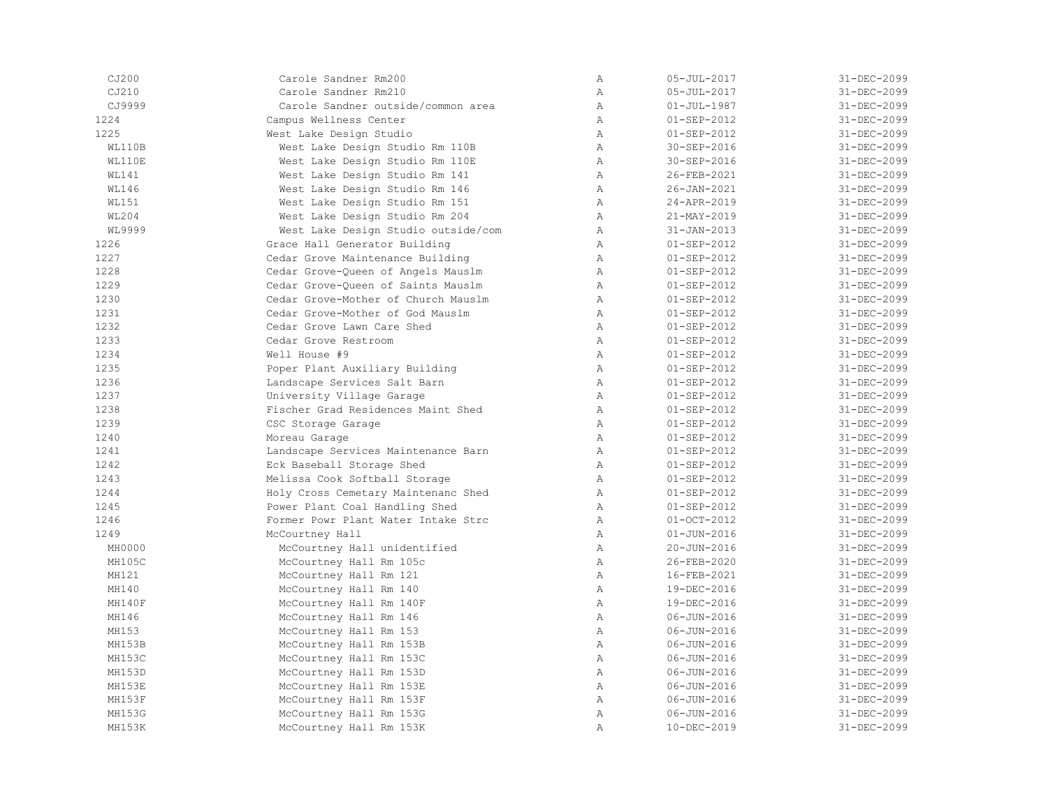| | | | | |
|---|---|---|---|---|
| CJ200 | Carole Sandner Rm200 | A | 05-JUL-2017 | 31-DEC-2099 |
| CJ210 | Carole Sandner Rm210 | A | 05-JUL-2017 | 31-DEC-2099 |
| CJ9999 | Carole Sandner outside/common area | A | 01-JUL-1987 | 31-DEC-2099 |
| 1224 | Campus Wellness Center | A | 01-SEP-2012 | 31-DEC-2099 |
| 1225 | West Lake Design Studio | A | 01-SEP-2012 | 31-DEC-2099 |
| WL110B | West Lake Design Studio Rm 110B | A | 30-SEP-2016 | 31-DEC-2099 |
| WL110E | West Lake Design Studio Rm 110E | A | 30-SEP-2016 | 31-DEC-2099 |
| WL141 | West Lake Design Studio Rm 141 | A | 26-FEB-2021 | 31-DEC-2099 |
| WL146 | West Lake Design Studio Rm 146 | A | 26-JAN-2021 | 31-DEC-2099 |
| WL151 | West Lake Design Studio Rm 151 | A | 24-APR-2019 | 31-DEC-2099 |
| WL204 | West Lake Design Studio Rm 204 | A | 21-MAY-2019 | 31-DEC-2099 |
| WL9999 | West Lake Design Studio outside/com | A | 31-JAN-2013 | 31-DEC-2099 |
| 1226 | Grace Hall Generator Building | A | 01-SEP-2012 | 31-DEC-2099 |
| 1227 | Cedar Grove Maintenance Building | A | 01-SEP-2012 | 31-DEC-2099 |
| 1228 | Cedar Grove-Queen of Angels Mauslm | A | 01-SEP-2012 | 31-DEC-2099 |
| 1229 | Cedar Grove-Queen of Saints Mauslm | A | 01-SEP-2012 | 31-DEC-2099 |
| 1230 | Cedar Grove-Mother of Church Mauslm | A | 01-SEP-2012 | 31-DEC-2099 |
| 1231 | Cedar Grove-Mother of God Mauslm | A | 01-SEP-2012 | 31-DEC-2099 |
| 1232 | Cedar Grove Lawn Care Shed | A | 01-SEP-2012 | 31-DEC-2099 |
| 1233 | Cedar Grove Restroom | A | 01-SEP-2012 | 31-DEC-2099 |
| 1234 | Well House #9 | A | 01-SEP-2012 | 31-DEC-2099 |
| 1235 | Poper Plant Auxiliary Building | A | 01-SEP-2012 | 31-DEC-2099 |
| 1236 | Landscape Services Salt Barn | A | 01-SEP-2012 | 31-DEC-2099 |
| 1237 | University Village Garage | A | 01-SEP-2012 | 31-DEC-2099 |
| 1238 | Fischer Grad Residences Maint Shed | A | 01-SEP-2012 | 31-DEC-2099 |
| 1239 | CSC Storage Garage | A | 01-SEP-2012 | 31-DEC-2099 |
| 1240 | Moreau Garage | A | 01-SEP-2012 | 31-DEC-2099 |
| 1241 | Landscape Services Maintenance Barn | A | 01-SEP-2012 | 31-DEC-2099 |
| 1242 | Eck Baseball Storage Shed | A | 01-SEP-2012 | 31-DEC-2099 |
| 1243 | Melissa Cook Softball Storage | A | 01-SEP-2012 | 31-DEC-2099 |
| 1244 | Holy Cross Cemetary Maintenanc Shed | A | 01-SEP-2012 | 31-DEC-2099 |
| 1245 | Power Plant Coal Handling Shed | A | 01-SEP-2012 | 31-DEC-2099 |
| 1246 | Former Powr Plant Water Intake Strc | A | 01-OCT-2012 | 31-DEC-2099 |
| 1249 | McCourtney Hall | A | 01-JUN-2016 | 31-DEC-2099 |
| MH0000 | McCourtney Hall unidentified | A | 20-JUN-2016 | 31-DEC-2099 |
| MH105C | McCourtney Hall Rm 105c | A | 26-FEB-2020 | 31-DEC-2099 |
| MH121 | McCourtney Hall Rm 121 | A | 16-FEB-2021 | 31-DEC-2099 |
| MH140 | McCourtney Hall Rm 140 | A | 19-DEC-2016 | 31-DEC-2099 |
| MH140F | McCourtney Hall Rm 140F | A | 19-DEC-2016 | 31-DEC-2099 |
| MH146 | McCourtney Hall Rm 146 | A | 06-JUN-2016 | 31-DEC-2099 |
| MH153 | McCourtney Hall Rm 153 | A | 06-JUN-2016 | 31-DEC-2099 |
| MH153B | McCourtney Hall Rm 153B | A | 06-JUN-2016 | 31-DEC-2099 |
| MH153C | McCourtney Hall Rm 153C | A | 06-JUN-2016 | 31-DEC-2099 |
| MH153D | McCourtney Hall Rm 153D | A | 06-JUN-2016 | 31-DEC-2099 |
| MH153E | McCourtney Hall Rm 153E | A | 06-JUN-2016 | 31-DEC-2099 |
| MH153F | McCourtney Hall Rm 153F | A | 06-JUN-2016 | 31-DEC-2099 |
| MH153G | McCourtney Hall Rm 153G | A | 06-JUN-2016 | 31-DEC-2099 |
| MH153K | McCourtney Hall Rm 153K | A | 10-DEC-2019 | 31-DEC-2099 |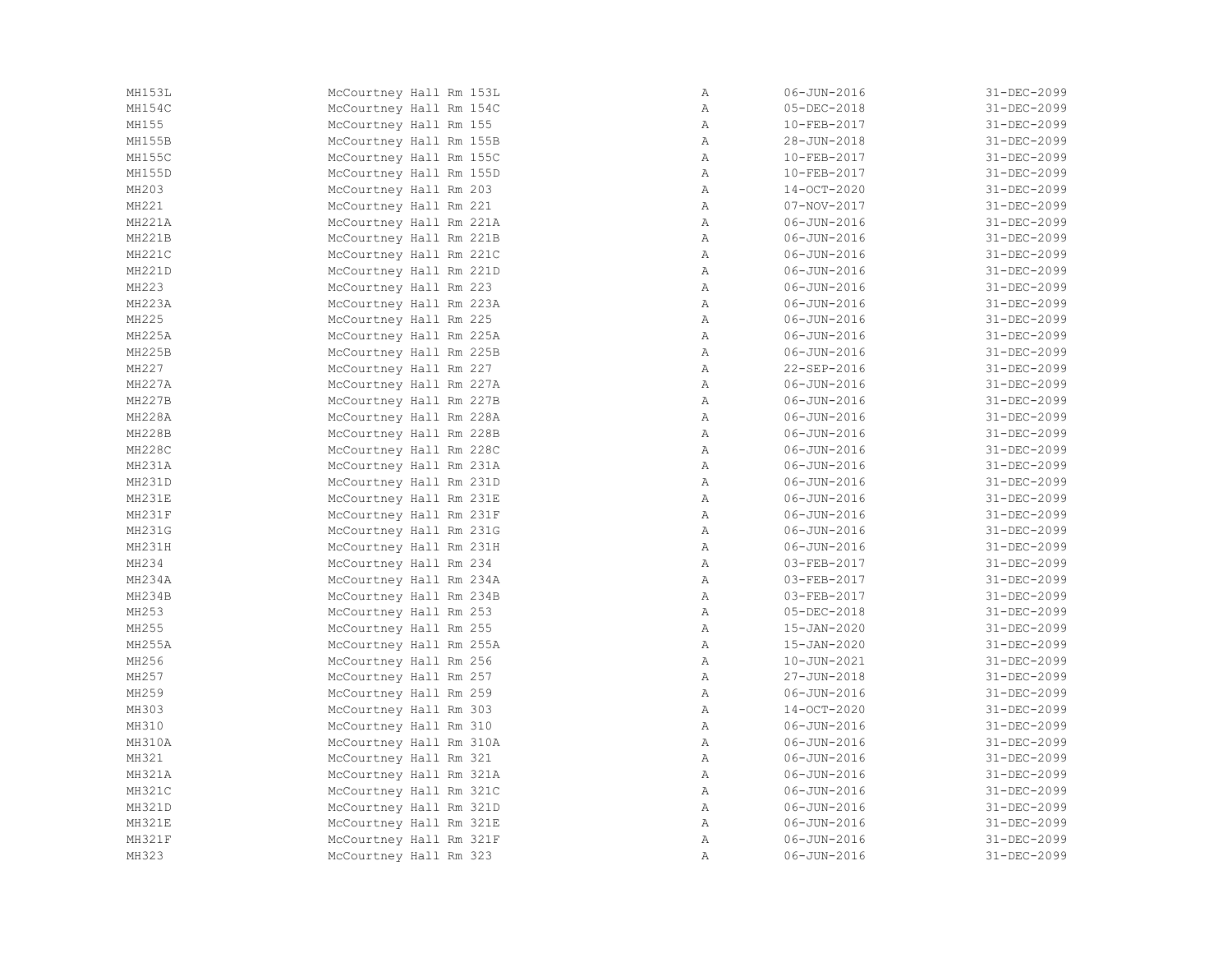| | | | | |
|---|---|---|---|---|
| MH153L | McCourtney Hall Rm 153L | A | 06-JUN-2016 | 31-DEC-2099 |
| MH154C | McCourtney Hall Rm 154C | A | 05-DEC-2018 | 31-DEC-2099 |
| MH155 | McCourtney Hall Rm 155 | A | 10-FEB-2017 | 31-DEC-2099 |
| MH155B | McCourtney Hall Rm 155B | A | 28-JUN-2018 | 31-DEC-2099 |
| MH155C | McCourtney Hall Rm 155C | A | 10-FEB-2017 | 31-DEC-2099 |
| MH155D | McCourtney Hall Rm 155D | A | 10-FEB-2017 | 31-DEC-2099 |
| MH203 | McCourtney Hall Rm 203 | A | 14-OCT-2020 | 31-DEC-2099 |
| MH221 | McCourtney Hall Rm 221 | A | 07-NOV-2017 | 31-DEC-2099 |
| MH221A | McCourtney Hall Rm 221A | A | 06-JUN-2016 | 31-DEC-2099 |
| MH221B | McCourtney Hall Rm 221B | A | 06-JUN-2016 | 31-DEC-2099 |
| MH221C | McCourtney Hall Rm 221C | A | 06-JUN-2016 | 31-DEC-2099 |
| MH221D | McCourtney Hall Rm 221D | A | 06-JUN-2016 | 31-DEC-2099 |
| MH223 | McCourtney Hall Rm 223 | A | 06-JUN-2016 | 31-DEC-2099 |
| MH223A | McCourtney Hall Rm 223A | A | 06-JUN-2016 | 31-DEC-2099 |
| MH225 | McCourtney Hall Rm 225 | A | 06-JUN-2016 | 31-DEC-2099 |
| MH225A | McCourtney Hall Rm 225A | A | 06-JUN-2016 | 31-DEC-2099 |
| MH225B | McCourtney Hall Rm 225B | A | 06-JUN-2016 | 31-DEC-2099 |
| MH227 | McCourtney Hall Rm 227 | A | 22-SEP-2016 | 31-DEC-2099 |
| MH227A | McCourtney Hall Rm 227A | A | 06-JUN-2016 | 31-DEC-2099 |
| MH227B | McCourtney Hall Rm 227B | A | 06-JUN-2016 | 31-DEC-2099 |
| MH228A | McCourtney Hall Rm 228A | A | 06-JUN-2016 | 31-DEC-2099 |
| MH228B | McCourtney Hall Rm 228B | A | 06-JUN-2016 | 31-DEC-2099 |
| MH228C | McCourtney Hall Rm 228C | A | 06-JUN-2016 | 31-DEC-2099 |
| MH231A | McCourtney Hall Rm 231A | A | 06-JUN-2016 | 31-DEC-2099 |
| MH231D | McCourtney Hall Rm 231D | A | 06-JUN-2016 | 31-DEC-2099 |
| MH231E | McCourtney Hall Rm 231E | A | 06-JUN-2016 | 31-DEC-2099 |
| MH231F | McCourtney Hall Rm 231F | A | 06-JUN-2016 | 31-DEC-2099 |
| MH231G | McCourtney Hall Rm 231G | A | 06-JUN-2016 | 31-DEC-2099 |
| MH231H | McCourtney Hall Rm 231H | A | 06-JUN-2016 | 31-DEC-2099 |
| MH234 | McCourtney Hall Rm 234 | A | 03-FEB-2017 | 31-DEC-2099 |
| MH234A | McCourtney Hall Rm 234A | A | 03-FEB-2017 | 31-DEC-2099 |
| MH234B | McCourtney Hall Rm 234B | A | 03-FEB-2017 | 31-DEC-2099 |
| MH253 | McCourtney Hall Rm 253 | A | 05-DEC-2018 | 31-DEC-2099 |
| MH255 | McCourtney Hall Rm 255 | A | 15-JAN-2020 | 31-DEC-2099 |
| MH255A | McCourtney Hall Rm 255A | A | 15-JAN-2020 | 31-DEC-2099 |
| MH256 | McCourtney Hall Rm 256 | A | 10-JUN-2021 | 31-DEC-2099 |
| MH257 | McCourtney Hall Rm 257 | A | 27-JUN-2018 | 31-DEC-2099 |
| MH259 | McCourtney Hall Rm 259 | A | 06-JUN-2016 | 31-DEC-2099 |
| MH303 | McCourtney Hall Rm 303 | A | 14-OCT-2020 | 31-DEC-2099 |
| MH310 | McCourtney Hall Rm 310 | A | 06-JUN-2016 | 31-DEC-2099 |
| MH310A | McCourtney Hall Rm 310A | A | 06-JUN-2016 | 31-DEC-2099 |
| MH321 | McCourtney Hall Rm 321 | A | 06-JUN-2016 | 31-DEC-2099 |
| MH321A | McCourtney Hall Rm 321A | A | 06-JUN-2016 | 31-DEC-2099 |
| MH321C | McCourtney Hall Rm 321C | A | 06-JUN-2016 | 31-DEC-2099 |
| MH321D | McCourtney Hall Rm 321D | A | 06-JUN-2016 | 31-DEC-2099 |
| MH321E | McCourtney Hall Rm 321E | A | 06-JUN-2016 | 31-DEC-2099 |
| MH321F | McCourtney Hall Rm 321F | A | 06-JUN-2016 | 31-DEC-2099 |
| MH323 | McCourtney Hall Rm 323 | A | 06-JUN-2016 | 31-DEC-2099 |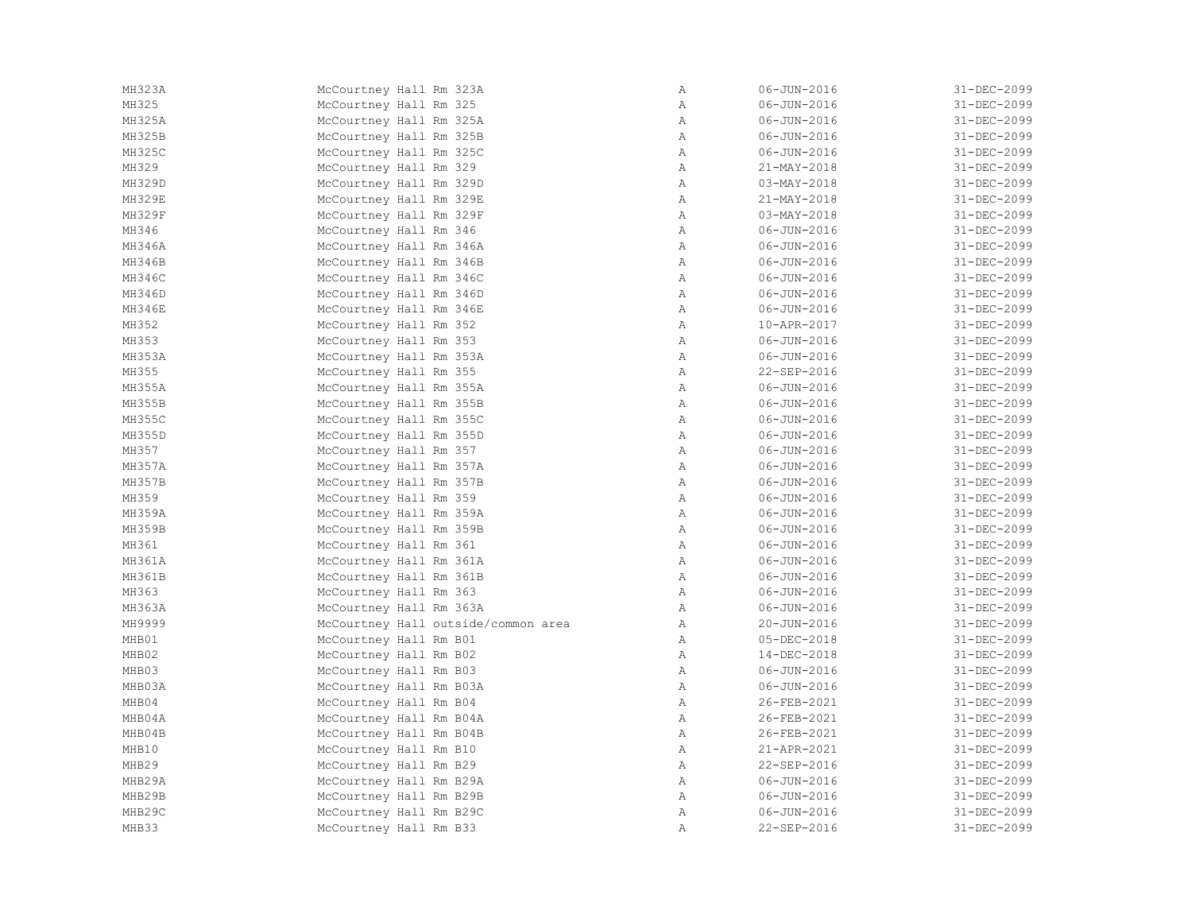| | | | | |
|---|---|---|---|---|
| MH323A | McCourtney Hall Rm 323A | A | 06-JUN-2016 | 31-DEC-2099 |
| MH325 | McCourtney Hall Rm 325 | A | 06-JUN-2016 | 31-DEC-2099 |
| MH325A | McCourtney Hall Rm 325A | A | 06-JUN-2016 | 31-DEC-2099 |
| MH325B | McCourtney Hall Rm 325B | A | 06-JUN-2016 | 31-DEC-2099 |
| MH325C | McCourtney Hall Rm 325C | A | 06-JUN-2016 | 31-DEC-2099 |
| MH329 | McCourtney Hall Rm 329 | A | 21-MAY-2018 | 31-DEC-2099 |
| MH329D | McCourtney Hall Rm 329D | A | 03-MAY-2018 | 31-DEC-2099 |
| MH329E | McCourtney Hall Rm 329E | A | 21-MAY-2018 | 31-DEC-2099 |
| MH329F | McCourtney Hall Rm 329F | A | 03-MAY-2018 | 31-DEC-2099 |
| MH346 | McCourtney Hall Rm 346 | A | 06-JUN-2016 | 31-DEC-2099 |
| MH346A | McCourtney Hall Rm 346A | A | 06-JUN-2016 | 31-DEC-2099 |
| MH346B | McCourtney Hall Rm 346B | A | 06-JUN-2016 | 31-DEC-2099 |
| MH346C | McCourtney Hall Rm 346C | A | 06-JUN-2016 | 31-DEC-2099 |
| MH346D | McCourtney Hall Rm 346D | A | 06-JUN-2016 | 31-DEC-2099 |
| MH346E | McCourtney Hall Rm 346E | A | 06-JUN-2016 | 31-DEC-2099 |
| MH352 | McCourtney Hall Rm 352 | A | 10-APR-2017 | 31-DEC-2099 |
| MH353 | McCourtney Hall Rm 353 | A | 06-JUN-2016 | 31-DEC-2099 |
| MH353A | McCourtney Hall Rm 353A | A | 06-JUN-2016 | 31-DEC-2099 |
| MH355 | McCourtney Hall Rm 355 | A | 22-SEP-2016 | 31-DEC-2099 |
| MH355A | McCourtney Hall Rm 355A | A | 06-JUN-2016 | 31-DEC-2099 |
| MH355B | McCourtney Hall Rm 355B | A | 06-JUN-2016 | 31-DEC-2099 |
| MH355C | McCourtney Hall Rm 355C | A | 06-JUN-2016 | 31-DEC-2099 |
| MH355D | McCourtney Hall Rm 355D | A | 06-JUN-2016 | 31-DEC-2099 |
| MH357 | McCourtney Hall Rm 357 | A | 06-JUN-2016 | 31-DEC-2099 |
| MH357A | McCourtney Hall Rm 357A | A | 06-JUN-2016 | 31-DEC-2099 |
| MH357B | McCourtney Hall Rm 357B | A | 06-JUN-2016 | 31-DEC-2099 |
| MH359 | McCourtney Hall Rm 359 | A | 06-JUN-2016 | 31-DEC-2099 |
| MH359A | McCourtney Hall Rm 359A | A | 06-JUN-2016 | 31-DEC-2099 |
| MH359B | McCourtney Hall Rm 359B | A | 06-JUN-2016 | 31-DEC-2099 |
| MH361 | McCourtney Hall Rm 361 | A | 06-JUN-2016 | 31-DEC-2099 |
| MH361A | McCourtney Hall Rm 361A | A | 06-JUN-2016 | 31-DEC-2099 |
| MH361B | McCourtney Hall Rm 361B | A | 06-JUN-2016 | 31-DEC-2099 |
| MH363 | McCourtney Hall Rm 363 | A | 06-JUN-2016 | 31-DEC-2099 |
| MH363A | McCourtney Hall Rm 363A | A | 06-JUN-2016 | 31-DEC-2099 |
| MH9999 | McCourtney Hall outside/common area | A | 20-JUN-2016 | 31-DEC-2099 |
| MHB01 | McCourtney Hall Rm B01 | A | 05-DEC-2018 | 31-DEC-2099 |
| MHB02 | McCourtney Hall Rm B02 | A | 14-DEC-2018 | 31-DEC-2099 |
| MHB03 | McCourtney Hall Rm B03 | A | 06-JUN-2016 | 31-DEC-2099 |
| MHB03A | McCourtney Hall Rm B03A | A | 06-JUN-2016 | 31-DEC-2099 |
| MHB04 | McCourtney Hall Rm B04 | A | 26-FEB-2021 | 31-DEC-2099 |
| MHB04A | McCourtney Hall Rm B04A | A | 26-FEB-2021 | 31-DEC-2099 |
| MHB04B | McCourtney Hall Rm B04B | A | 26-FEB-2021 | 31-DEC-2099 |
| MHB10 | McCourtney Hall Rm B10 | A | 21-APR-2021 | 31-DEC-2099 |
| MHB29 | McCourtney Hall Rm B29 | A | 22-SEP-2016 | 31-DEC-2099 |
| MHB29A | McCourtney Hall Rm B29A | A | 06-JUN-2016 | 31-DEC-2099 |
| MHB29B | McCourtney Hall Rm B29B | A | 06-JUN-2016 | 31-DEC-2099 |
| MHB29C | McCourtney Hall Rm B29C | A | 06-JUN-2016 | 31-DEC-2099 |
| MHB33 | McCourtney Hall Rm B33 | A | 22-SEP-2016 | 31-DEC-2099 |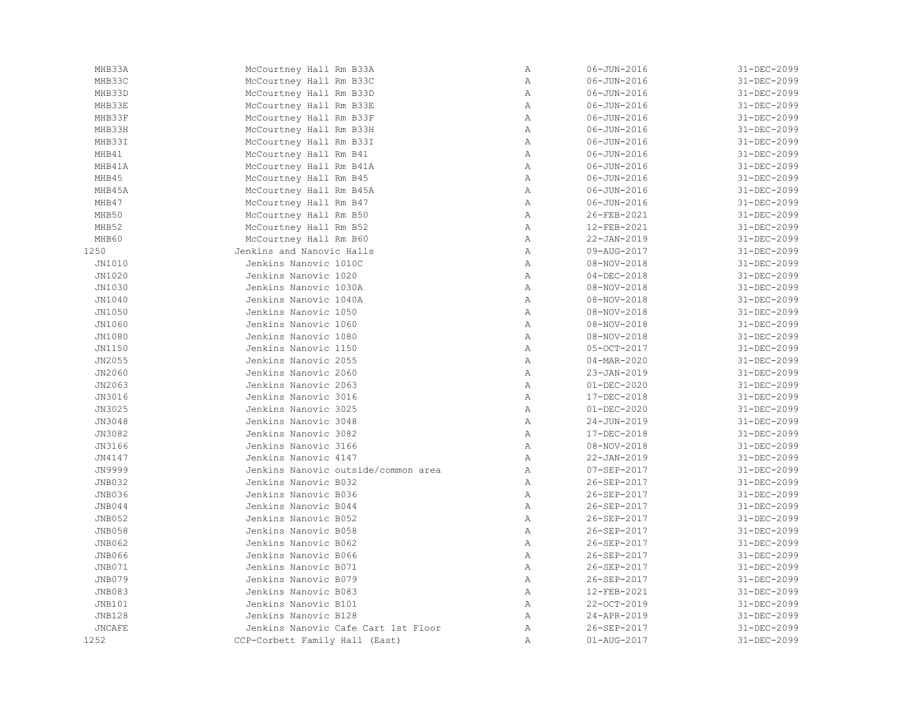| | | | | |
|---|---|---|---|---|
| MHB33A | McCourtney Hall Rm B33A | A | 06-JUN-2016 | 31-DEC-2099 |
| MHB33C | McCourtney Hall Rm B33C | A | 06-JUN-2016 | 31-DEC-2099 |
| MHB33D | McCourtney Hall Rm B33D | A | 06-JUN-2016 | 31-DEC-2099 |
| MHB33E | McCourtney Hall Rm B33E | A | 06-JUN-2016 | 31-DEC-2099 |
| MHB33F | McCourtney Hall Rm B33F | A | 06-JUN-2016 | 31-DEC-2099 |
| MHB33H | McCourtney Hall Rm B33H | A | 06-JUN-2016 | 31-DEC-2099 |
| MHB33I | McCourtney Hall Rm B33I | A | 06-JUN-2016 | 31-DEC-2099 |
| MHB41 | McCourtney Hall Rm B41 | A | 06-JUN-2016 | 31-DEC-2099 |
| MHB41A | McCourtney Hall Rm B41A | A | 06-JUN-2016 | 31-DEC-2099 |
| MHB45 | McCourtney Hall Rm B45 | A | 06-JUN-2016 | 31-DEC-2099 |
| MHB45A | McCourtney Hall Rm B45A | A | 06-JUN-2016 | 31-DEC-2099 |
| MHB47 | McCourtney Hall Rm B47 | A | 06-JUN-2016 | 31-DEC-2099 |
| MHB50 | McCourtney Hall Rm B50 | A | 26-FEB-2021 | 31-DEC-2099 |
| MHB52 | McCourtney Hall Rm B52 | A | 12-FEB-2021 | 31-DEC-2099 |
| MHB60 | McCourtney Hall Rm B60 | A | 22-JAN-2019 | 31-DEC-2099 |
| 1250 | Jenkins and Nanovic Halls | A | 09-AUG-2017 | 31-DEC-2099 |
| JN1010 | Jenkins Nanovic 1010C | A | 08-NOV-2018 | 31-DEC-2099 |
| JN1020 | Jenkins Nanovic 1020 | A | 04-DEC-2018 | 31-DEC-2099 |
| JN1030 | Jenkins Nanovic 1030A | A | 08-NOV-2018 | 31-DEC-2099 |
| JN1040 | Jenkins Nanovic 1040A | A | 08-NOV-2018 | 31-DEC-2099 |
| JN1050 | Jenkins Nanovic 1050 | A | 08-NOV-2018 | 31-DEC-2099 |
| JN1060 | Jenkins Nanovic 1060 | A | 08-NOV-2018 | 31-DEC-2099 |
| JN1080 | Jenkins Nanovic 1080 | A | 08-NOV-2018 | 31-DEC-2099 |
| JN1150 | Jenkins Nanovic 1150 | A | 05-OCT-2017 | 31-DEC-2099 |
| JN2055 | Jenkins Nanovic 2055 | A | 04-MAR-2020 | 31-DEC-2099 |
| JN2060 | Jenkins Nanovic 2060 | A | 23-JAN-2019 | 31-DEC-2099 |
| JN2063 | Jenkins Nanovic 2063 | A | 01-DEC-2020 | 31-DEC-2099 |
| JN3016 | Jenkins Nanovic 3016 | A | 17-DEC-2018 | 31-DEC-2099 |
| JN3025 | Jenkins Nanovic 3025 | A | 01-DEC-2020 | 31-DEC-2099 |
| JN3048 | Jenkins Nanovic 3048 | A | 24-JUN-2019 | 31-DEC-2099 |
| JN3082 | Jenkins Nanovic 3082 | A | 17-DEC-2018 | 31-DEC-2099 |
| JN3166 | Jenkins Nanovic 3166 | A | 08-NOV-2018 | 31-DEC-2099 |
| JN4147 | Jenkins Nanovic 4147 | A | 22-JAN-2019 | 31-DEC-2099 |
| JN9999 | Jenkins Nanovic outside/common area | A | 07-SEP-2017 | 31-DEC-2099 |
| JNB032 | Jenkins Nanovic B032 | A | 26-SEP-2017 | 31-DEC-2099 |
| JNB036 | Jenkins Nanovic B036 | A | 26-SEP-2017 | 31-DEC-2099 |
| JNB044 | Jenkins Nanovic B044 | A | 26-SEP-2017 | 31-DEC-2099 |
| JNB052 | Jenkins Nanovic B052 | A | 26-SEP-2017 | 31-DEC-2099 |
| JNB058 | Jenkins Nanovic B058 | A | 26-SEP-2017 | 31-DEC-2099 |
| JNB062 | Jenkins Nanovic B062 | A | 26-SEP-2017 | 31-DEC-2099 |
| JNB066 | Jenkins Nanovic B066 | A | 26-SEP-2017 | 31-DEC-2099 |
| JNB071 | Jenkins Nanovic B071 | A | 26-SEP-2017 | 31-DEC-2099 |
| JNB079 | Jenkins Nanovic B079 | A | 26-SEP-2017 | 31-DEC-2099 |
| JNB083 | Jenkins Nanovic B083 | A | 12-FEB-2021 | 31-DEC-2099 |
| JNB101 | Jenkins Nanovic B101 | A | 22-OCT-2019 | 31-DEC-2099 |
| JNB128 | Jenkins Nanovic B128 | A | 24-APR-2019 | 31-DEC-2099 |
| JNCAFE | Jenkins Nanovic Cafe Cart 1st Floor | A | 26-SEP-2017 | 31-DEC-2099 |
| 1252 | CCP-Corbett Family Hall (East) | A | 01-AUG-2017 | 31-DEC-2099 |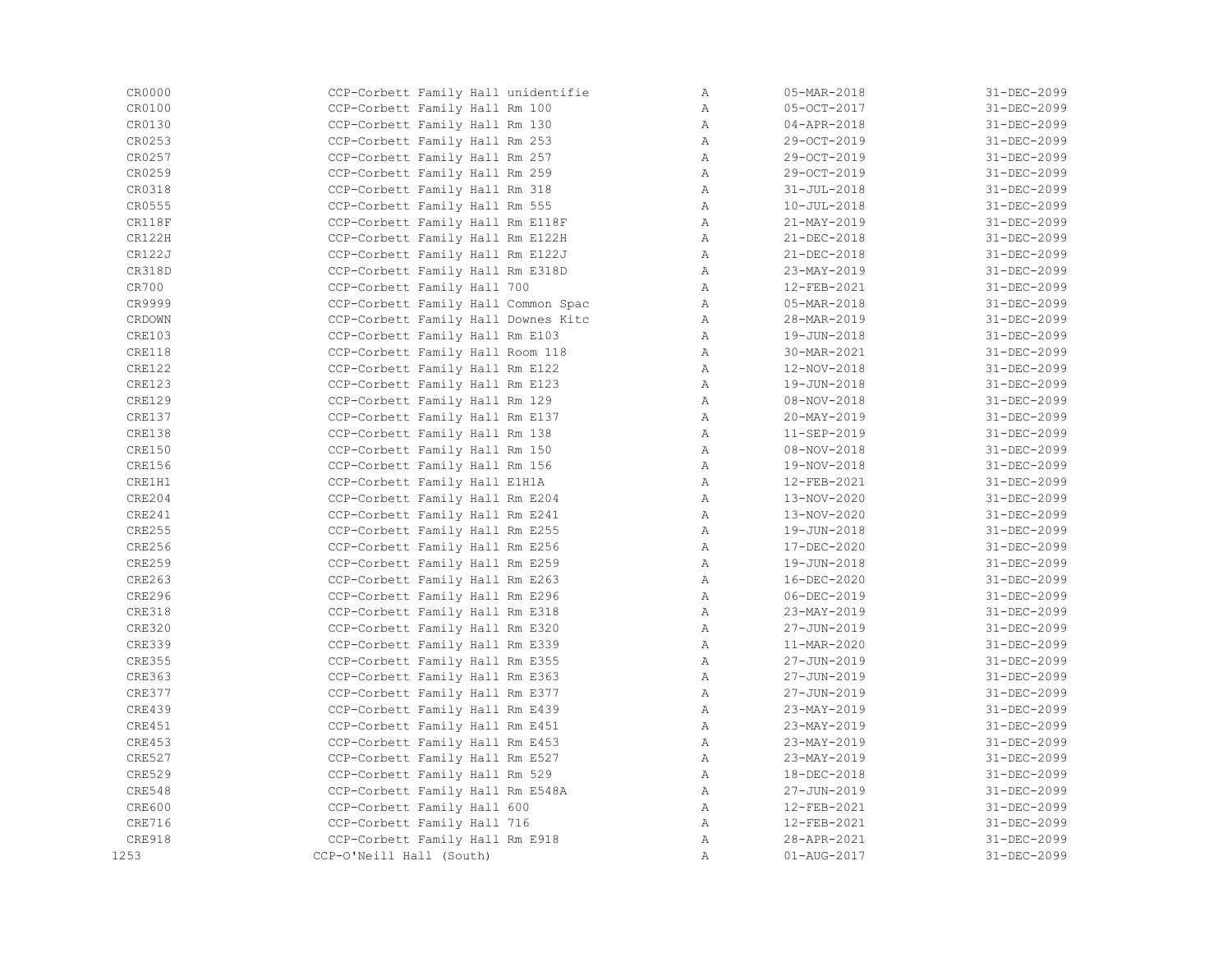| | | | | |
|---|---|---|---|---|
| CR0000 | CCP-Corbett Family Hall unidentifie | A | 05-MAR-2018 | 31-DEC-2099 |
| CR0100 | CCP-Corbett Family Hall Rm 100 | A | 05-OCT-2017 | 31-DEC-2099 |
| CR0130 | CCP-Corbett Family Hall Rm 130 | A | 04-APR-2018 | 31-DEC-2099 |
| CR0253 | CCP-Corbett Family Hall Rm 253 | A | 29-OCT-2019 | 31-DEC-2099 |
| CR0257 | CCP-Corbett Family Hall Rm 257 | A | 29-OCT-2019 | 31-DEC-2099 |
| CR0259 | CCP-Corbett Family Hall Rm 259 | A | 29-OCT-2019 | 31-DEC-2099 |
| CR0318 | CCP-Corbett Family Hall Rm 318 | A | 31-JUL-2018 | 31-DEC-2099 |
| CR0555 | CCP-Corbett Family Hall Rm 555 | A | 10-JUL-2018 | 31-DEC-2099 |
| CR118F | CCP-Corbett Family Hall Rm E118F | A | 21-MAY-2019 | 31-DEC-2099 |
| CR122H | CCP-Corbett Family Hall Rm E122H | A | 21-DEC-2018 | 31-DEC-2099 |
| CR122J | CCP-Corbett Family Hall Rm E122J | A | 21-DEC-2018 | 31-DEC-2099 |
| CR318D | CCP-Corbett Family Hall Rm E318D | A | 23-MAY-2019 | 31-DEC-2099 |
| CR700 | CCP-Corbett Family Hall 700 | A | 12-FEB-2021 | 31-DEC-2099 |
| CR9999 | CCP-Corbett Family Hall Common Spac | A | 05-MAR-2018 | 31-DEC-2099 |
| CRDOWN | CCP-Corbett Family Hall Downes Kitc | A | 28-MAR-2019 | 31-DEC-2099 |
| CRE103 | CCP-Corbett Family Hall Rm E103 | A | 19-JUN-2018 | 31-DEC-2099 |
| CRE118 | CCP-Corbett Family Hall Room 118 | A | 30-MAR-2021 | 31-DEC-2099 |
| CRE122 | CCP-Corbett Family Hall Rm E122 | A | 12-NOV-2018 | 31-DEC-2099 |
| CRE123 | CCP-Corbett Family Hall Rm E123 | A | 19-JUN-2018 | 31-DEC-2099 |
| CRE129 | CCP-Corbett Family Hall Rm 129 | A | 08-NOV-2018 | 31-DEC-2099 |
| CRE137 | CCP-Corbett Family Hall Rm E137 | A | 20-MAY-2019 | 31-DEC-2099 |
| CRE138 | CCP-Corbett Family Hall Rm 138 | A | 11-SEP-2019 | 31-DEC-2099 |
| CRE150 | CCP-Corbett Family Hall Rm 150 | A | 08-NOV-2018 | 31-DEC-2099 |
| CRE156 | CCP-Corbett Family Hall Rm 156 | A | 19-NOV-2018 | 31-DEC-2099 |
| CRE1H1 | CCP-Corbett Family Hall E1H1A | A | 12-FEB-2021 | 31-DEC-2099 |
| CRE204 | CCP-Corbett Family Hall Rm E204 | A | 13-NOV-2020 | 31-DEC-2099 |
| CRE241 | CCP-Corbett Family Hall Rm E241 | A | 13-NOV-2020 | 31-DEC-2099 |
| CRE255 | CCP-Corbett Family Hall Rm E255 | A | 19-JUN-2018 | 31-DEC-2099 |
| CRE256 | CCP-Corbett Family Hall Rm E256 | A | 17-DEC-2020 | 31-DEC-2099 |
| CRE259 | CCP-Corbett Family Hall Rm E259 | A | 19-JUN-2018 | 31-DEC-2099 |
| CRE263 | CCP-Corbett Family Hall Rm E263 | A | 16-DEC-2020 | 31-DEC-2099 |
| CRE296 | CCP-Corbett Family Hall Rm E296 | A | 06-DEC-2019 | 31-DEC-2099 |
| CRE318 | CCP-Corbett Family Hall Rm E318 | A | 23-MAY-2019 | 31-DEC-2099 |
| CRE320 | CCP-Corbett Family Hall Rm E320 | A | 27-JUN-2019 | 31-DEC-2099 |
| CRE339 | CCP-Corbett Family Hall Rm E339 | A | 11-MAR-2020 | 31-DEC-2099 |
| CRE355 | CCP-Corbett Family Hall Rm E355 | A | 27-JUN-2019 | 31-DEC-2099 |
| CRE363 | CCP-Corbett Family Hall Rm E363 | A | 27-JUN-2019 | 31-DEC-2099 |
| CRE377 | CCP-Corbett Family Hall Rm E377 | A | 27-JUN-2019 | 31-DEC-2099 |
| CRE439 | CCP-Corbett Family Hall Rm E439 | A | 23-MAY-2019 | 31-DEC-2099 |
| CRE451 | CCP-Corbett Family Hall Rm E451 | A | 23-MAY-2019 | 31-DEC-2099 |
| CRE453 | CCP-Corbett Family Hall Rm E453 | A | 23-MAY-2019 | 31-DEC-2099 |
| CRE527 | CCP-Corbett Family Hall Rm E527 | A | 23-MAY-2019 | 31-DEC-2099 |
| CRE529 | CCP-Corbett Family Hall Rm 529 | A | 18-DEC-2018 | 31-DEC-2099 |
| CRE548 | CCP-Corbett Family Hall Rm E548A | A | 27-JUN-2019 | 31-DEC-2099 |
| CRE600 | CCP-Corbett Family Hall 600 | A | 12-FEB-2021 | 31-DEC-2099 |
| CRE716 | CCP-Corbett Family Hall 716 | A | 12-FEB-2021 | 31-DEC-2099 |
| CRE918 | CCP-Corbett Family Hall Rm E918 | A | 28-APR-2021 | 31-DEC-2099 |
| 1253 | CCP-O'Neill Hall (South) | A | 01-AUG-2017 | 31-DEC-2099 |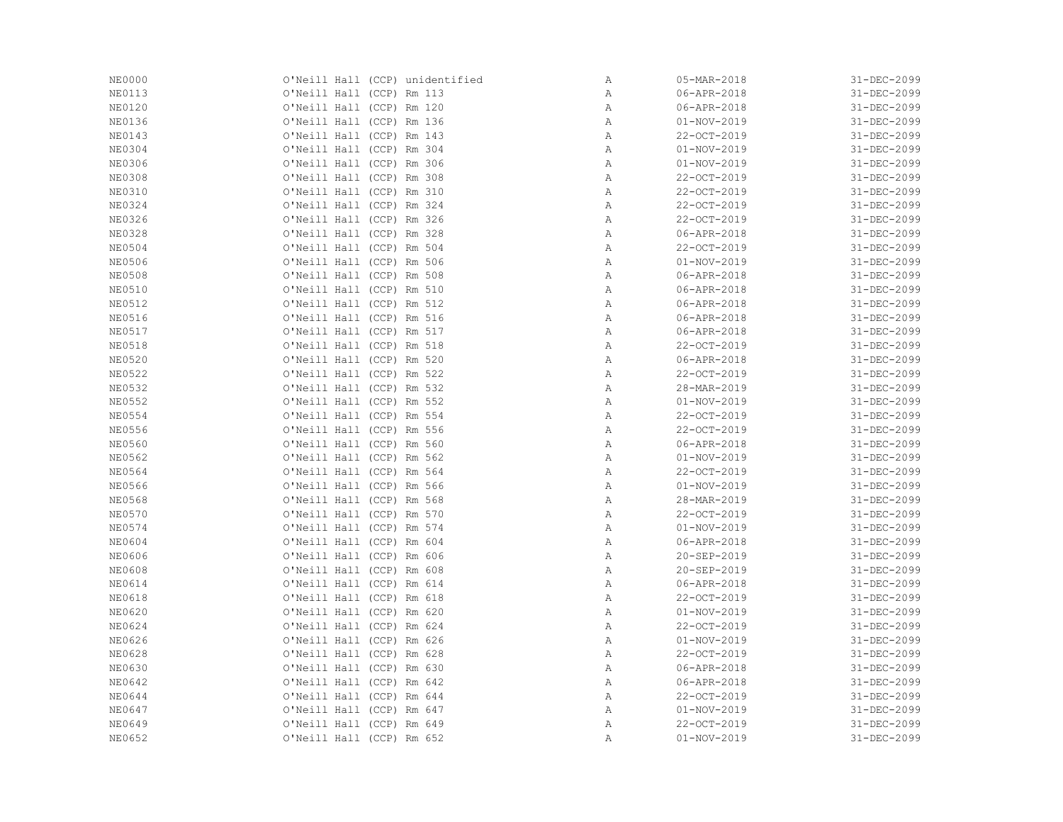| | | | | |
|---|---|---|---|---|
| NE0000 | O'Neill Hall (CCP) unidentified | A | 05-MAR-2018 | 31-DEC-2099 |
| NE0113 | O'Neill Hall (CCP) Rm 113 | A | 06-APR-2018 | 31-DEC-2099 |
| NE0120 | O'Neill Hall (CCP) Rm 120 | A | 06-APR-2018 | 31-DEC-2099 |
| NE0136 | O'Neill Hall (CCP) Rm 136 | A | 01-NOV-2019 | 31-DEC-2099 |
| NE0143 | O'Neill Hall (CCP) Rm 143 | A | 22-OCT-2019 | 31-DEC-2099 |
| NE0304 | O'Neill Hall (CCP) Rm 304 | A | 01-NOV-2019 | 31-DEC-2099 |
| NE0306 | O'Neill Hall (CCP) Rm 306 | A | 01-NOV-2019 | 31-DEC-2099 |
| NE0308 | O'Neill Hall (CCP) Rm 308 | A | 22-OCT-2019 | 31-DEC-2099 |
| NE0310 | O'Neill Hall (CCP) Rm 310 | A | 22-OCT-2019 | 31-DEC-2099 |
| NE0324 | O'Neill Hall (CCP) Rm 324 | A | 22-OCT-2019 | 31-DEC-2099 |
| NE0326 | O'Neill Hall (CCP) Rm 326 | A | 22-OCT-2019 | 31-DEC-2099 |
| NE0328 | O'Neill Hall (CCP) Rm 328 | A | 06-APR-2018 | 31-DEC-2099 |
| NE0504 | O'Neill Hall (CCP) Rm 504 | A | 22-OCT-2019 | 31-DEC-2099 |
| NE0506 | O'Neill Hall (CCP) Rm 506 | A | 01-NOV-2019 | 31-DEC-2099 |
| NE0508 | O'Neill Hall (CCP) Rm 508 | A | 06-APR-2018 | 31-DEC-2099 |
| NE0510 | O'Neill Hall (CCP) Rm 510 | A | 06-APR-2018 | 31-DEC-2099 |
| NE0512 | O'Neill Hall (CCP) Rm 512 | A | 06-APR-2018 | 31-DEC-2099 |
| NE0516 | O'Neill Hall (CCP) Rm 516 | A | 06-APR-2018 | 31-DEC-2099 |
| NE0517 | O'Neill Hall (CCP) Rm 517 | A | 06-APR-2018 | 31-DEC-2099 |
| NE0518 | O'Neill Hall (CCP) Rm 518 | A | 22-OCT-2019 | 31-DEC-2099 |
| NE0520 | O'Neill Hall (CCP) Rm 520 | A | 06-APR-2018 | 31-DEC-2099 |
| NE0522 | O'Neill Hall (CCP) Rm 522 | A | 22-OCT-2019 | 31-DEC-2099 |
| NE0532 | O'Neill Hall (CCP) Rm 532 | A | 28-MAR-2019 | 31-DEC-2099 |
| NE0552 | O'Neill Hall (CCP) Rm 552 | A | 01-NOV-2019 | 31-DEC-2099 |
| NE0554 | O'Neill Hall (CCP) Rm 554 | A | 22-OCT-2019 | 31-DEC-2099 |
| NE0556 | O'Neill Hall (CCP) Rm 556 | A | 22-OCT-2019 | 31-DEC-2099 |
| NE0560 | O'Neill Hall (CCP) Rm 560 | A | 06-APR-2018 | 31-DEC-2099 |
| NE0562 | O'Neill Hall (CCP) Rm 562 | A | 01-NOV-2019 | 31-DEC-2099 |
| NE0564 | O'Neill Hall (CCP) Rm 564 | A | 22-OCT-2019 | 31-DEC-2099 |
| NE0566 | O'Neill Hall (CCP) Rm 566 | A | 01-NOV-2019 | 31-DEC-2099 |
| NE0568 | O'Neill Hall (CCP) Rm 568 | A | 28-MAR-2019 | 31-DEC-2099 |
| NE0570 | O'Neill Hall (CCP) Rm 570 | A | 22-OCT-2019 | 31-DEC-2099 |
| NE0574 | O'Neill Hall (CCP) Rm 574 | A | 01-NOV-2019 | 31-DEC-2099 |
| NE0604 | O'Neill Hall (CCP) Rm 604 | A | 06-APR-2018 | 31-DEC-2099 |
| NE0606 | O'Neill Hall (CCP) Rm 606 | A | 20-SEP-2019 | 31-DEC-2099 |
| NE0608 | O'Neill Hall (CCP) Rm 608 | A | 20-SEP-2019 | 31-DEC-2099 |
| NE0614 | O'Neill Hall (CCP) Rm 614 | A | 06-APR-2018 | 31-DEC-2099 |
| NE0618 | O'Neill Hall (CCP) Rm 618 | A | 22-OCT-2019 | 31-DEC-2099 |
| NE0620 | O'Neill Hall (CCP) Rm 620 | A | 01-NOV-2019 | 31-DEC-2099 |
| NE0624 | O'Neill Hall (CCP) Rm 624 | A | 22-OCT-2019 | 31-DEC-2099 |
| NE0626 | O'Neill Hall (CCP) Rm 626 | A | 01-NOV-2019 | 31-DEC-2099 |
| NE0628 | O'Neill Hall (CCP) Rm 628 | A | 22-OCT-2019 | 31-DEC-2099 |
| NE0630 | O'Neill Hall (CCP) Rm 630 | A | 06-APR-2018 | 31-DEC-2099 |
| NE0642 | O'Neill Hall (CCP) Rm 642 | A | 06-APR-2018 | 31-DEC-2099 |
| NE0644 | O'Neill Hall (CCP) Rm 644 | A | 22-OCT-2019 | 31-DEC-2099 |
| NE0647 | O'Neill Hall (CCP) Rm 647 | A | 01-NOV-2019 | 31-DEC-2099 |
| NE0649 | O'Neill Hall (CCP) Rm 649 | A | 22-OCT-2019 | 31-DEC-2099 |
| NE0652 | O'Neill Hall (CCP) Rm 652 | A | 01-NOV-2019 | 31-DEC-2099 |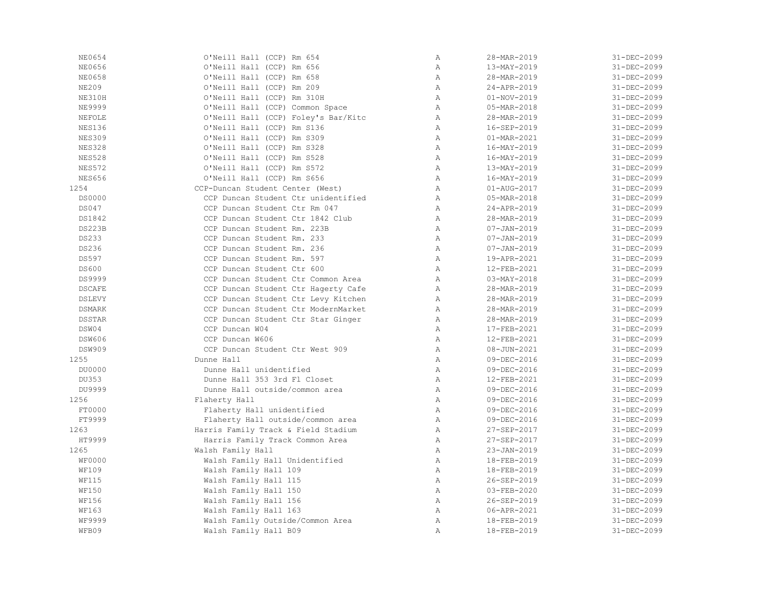| | | | | |
|---|---|---|---|---|
| NE0654 | O'Neill Hall (CCP) Rm 654 | A | 28-MAR-2019 | 31-DEC-2099 |
| NE0656 | O'Neill Hall (CCP) Rm 656 | A | 13-MAY-2019 | 31-DEC-2099 |
| NE0658 | O'Neill Hall (CCP) Rm 658 | A | 28-MAR-2019 | 31-DEC-2099 |
| NE209 | O'Neill Hall (CCP) Rm 209 | A | 24-APR-2019 | 31-DEC-2099 |
| NE310H | O'Neill Hall (CCP) Rm 310H | A | 01-NOV-2019 | 31-DEC-2099 |
| NE9999 | O'Neill Hall (CCP) Common Space | A | 05-MAR-2018 | 31-DEC-2099 |
| NEFOLE | O'Neill Hall (CCP) Foley's Bar/Kitc | A | 28-MAR-2019 | 31-DEC-2099 |
| NES136 | O'Neill Hall (CCP) Rm S136 | A | 16-SEP-2019 | 31-DEC-2099 |
| NES309 | O'Neill Hall (CCP) Rm S309 | A | 01-MAR-2021 | 31-DEC-2099 |
| NES328 | O'Neill Hall (CCP) Rm S328 | A | 16-MAY-2019 | 31-DEC-2099 |
| NES528 | O'Neill Hall (CCP) Rm S528 | A | 16-MAY-2019 | 31-DEC-2099 |
| NES572 | O'Neill Hall (CCP) Rm S572 | A | 13-MAY-2019 | 31-DEC-2099 |
| NES656 | O'Neill Hall (CCP) Rm S656 | A | 16-MAY-2019 | 31-DEC-2099 |
| 1254 | CCP-Duncan Student Center (West) | A | 01-AUG-2017 | 31-DEC-2099 |
| DS0000 | CCP Duncan Student Ctr unidentified | A | 05-MAR-2018 | 31-DEC-2099 |
| DS047 | CCP Duncan Student Ctr Rm 047 | A | 24-APR-2019 | 31-DEC-2099 |
| DS1842 | CCP Duncan Student Ctr 1842 Club | A | 28-MAR-2019 | 31-DEC-2099 |
| DS223B | CCP Duncan Student Rm. 223B | A | 07-JAN-2019 | 31-DEC-2099 |
| DS233 | CCP Duncan Student Rm. 233 | A | 07-JAN-2019 | 31-DEC-2099 |
| DS236 | CCP Duncan Student Rm. 236 | A | 07-JAN-2019 | 31-DEC-2099 |
| DS597 | CCP Duncan Student Rm. 597 | A | 19-APR-2021 | 31-DEC-2099 |
| DS600 | CCP Duncan Student Ctr 600 | A | 12-FEB-2021 | 31-DEC-2099 |
| DS9999 | CCP Duncan Student Ctr Common Area | A | 03-MAY-2018 | 31-DEC-2099 |
| DSCAFE | CCP Duncan Student Ctr Hagerty Cafe | A | 28-MAR-2019 | 31-DEC-2099 |
| DSLEVY | CCP Duncan Student Ctr Levy Kitchen | A | 28-MAR-2019 | 31-DEC-2099 |
| DSMARK | CCP Duncan Student Ctr ModernMarket | A | 28-MAR-2019 | 31-DEC-2099 |
| DSSTAR | CCP Duncan Student Ctr Star Ginger | A | 28-MAR-2019 | 31-DEC-2099 |
| DSW04 | CCP Duncan W04 | A | 17-FEB-2021 | 31-DEC-2099 |
| DSW606 | CCP Duncan W606 | A | 12-FEB-2021 | 31-DEC-2099 |
| DSW909 | CCP Duncan Student Ctr West 909 | A | 08-JUN-2021 | 31-DEC-2099 |
| 1255 | Dunne Hall | A | 09-DEC-2016 | 31-DEC-2099 |
| DU0000 | Dunne Hall unidentified | A | 09-DEC-2016 | 31-DEC-2099 |
| DU353 | Dunne Hall 353 3rd Fl Closet | A | 12-FEB-2021 | 31-DEC-2099 |
| DU9999 | Dunne Hall outside/common area | A | 09-DEC-2016 | 31-DEC-2099 |
| 1256 | Flaherty Hall | A | 09-DEC-2016 | 31-DEC-2099 |
| FT0000 | Flaherty Hall unidentified | A | 09-DEC-2016 | 31-DEC-2099 |
| FT9999 | Flaherty Hall outside/common area | A | 09-DEC-2016 | 31-DEC-2099 |
| 1263 | Harris Family Track & Field Stadium | A | 27-SEP-2017 | 31-DEC-2099 |
| HT9999 | Harris Family Track Common Area | A | 27-SEP-2017 | 31-DEC-2099 |
| 1265 | Walsh Family Hall | A | 23-JAN-2019 | 31-DEC-2099 |
| WF0000 | Walsh Family Hall Unidentified | A | 18-FEB-2019 | 31-DEC-2099 |
| WF109 | Walsh Family Hall 109 | A | 18-FEB-2019 | 31-DEC-2099 |
| WF115 | Walsh Family Hall 115 | A | 26-SEP-2019 | 31-DEC-2099 |
| WF150 | Walsh Family Hall 150 | A | 03-FEB-2020 | 31-DEC-2099 |
| WF156 | Walsh Family Hall 156 | A | 26-SEP-2019 | 31-DEC-2099 |
| WF163 | Walsh Family Hall 163 | A | 06-APR-2021 | 31-DEC-2099 |
| WF9999 | Walsh Family Outside/Common Area | A | 18-FEB-2019 | 31-DEC-2099 |
| WFB09 | Walsh Family Hall B09 | A | 18-FEB-2019 | 31-DEC-2099 |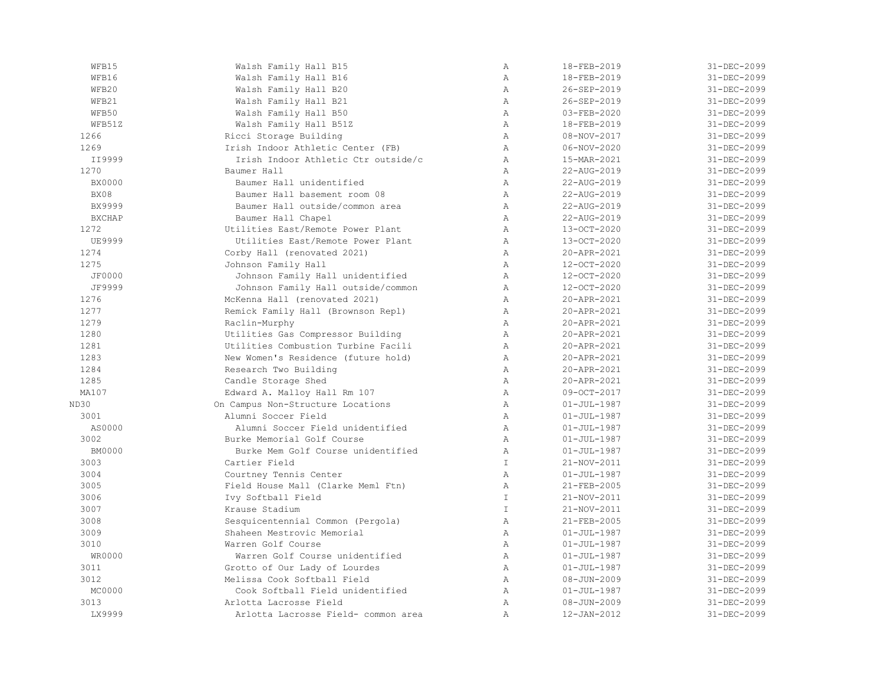| | | | | |
|---|---|---|---|---|
| WFB15 | Walsh Family Hall B15 | A | 18-FEB-2019 | 31-DEC-2099 |
| WFB16 | Walsh Family Hall B16 | A | 18-FEB-2019 | 31-DEC-2099 |
| WFB20 | Walsh Family Hall B20 | A | 26-SEP-2019 | 31-DEC-2099 |
| WFB21 | Walsh Family Hall B21 | A | 26-SEP-2019 | 31-DEC-2099 |
| WFB50 | Walsh Family Hall B50 | A | 03-FEB-2020 | 31-DEC-2099 |
| WFB51Z | Walsh Family Hall B51Z | A | 18-FEB-2019 | 31-DEC-2099 |
| 1266 | Ricci Storage Building | A | 08-NOV-2017 | 31-DEC-2099 |
| 1269 | Irish Indoor Athletic Center (FB) | A | 06-NOV-2020 | 31-DEC-2099 |
| II9999 | Irish Indoor Athletic Ctr outside/c | A | 15-MAR-2021 | 31-DEC-2099 |
| 1270 | Baumer Hall | A | 22-AUG-2019 | 31-DEC-2099 |
| BX0000 | Baumer Hall unidentified | A | 22-AUG-2019 | 31-DEC-2099 |
| BX08 | Baumer Hall basement room 08 | A | 22-AUG-2019 | 31-DEC-2099 |
| BX9999 | Baumer Hall outside/common area | A | 22-AUG-2019 | 31-DEC-2099 |
| BXCHAP | Baumer Hall Chapel | A | 22-AUG-2019 | 31-DEC-2099 |
| 1272 | Utilities East/Remote Power Plant | A | 13-OCT-2020 | 31-DEC-2099 |
| UE9999 | Utilities East/Remote Power Plant | A | 13-OCT-2020 | 31-DEC-2099 |
| 1274 | Corby Hall (renovated 2021) | A | 20-APR-2021 | 31-DEC-2099 |
| 1275 | Johnson Family Hall | A | 12-OCT-2020 | 31-DEC-2099 |
| JF0000 | Johnson Family Hall unidentified | A | 12-OCT-2020 | 31-DEC-2099 |
| JF9999 | Johnson Family Hall outside/common | A | 12-OCT-2020 | 31-DEC-2099 |
| 1276 | McKenna Hall (renovated 2021) | A | 20-APR-2021 | 31-DEC-2099 |
| 1277 | Remick Family Hall (Brownson Repl) | A | 20-APR-2021 | 31-DEC-2099 |
| 1279 | Raclin-Murphy | A | 20-APR-2021 | 31-DEC-2099 |
| 1280 | Utilities Gas Compressor Building | A | 20-APR-2021 | 31-DEC-2099 |
| 1281 | Utilities Combustion Turbine Facili | A | 20-APR-2021 | 31-DEC-2099 |
| 1283 | New Women's Residence (future hold) | A | 20-APR-2021 | 31-DEC-2099 |
| 1284 | Research Two Building | A | 20-APR-2021 | 31-DEC-2099 |
| 1285 | Candle Storage Shed | A | 20-APR-2021 | 31-DEC-2099 |
| MA107 | Edward A. Malloy Hall Rm 107 | A | 09-OCT-2017 | 31-DEC-2099 |
| ND30 | On Campus Non-Structure Locations | A | 01-JUL-1987 | 31-DEC-2099 |
| 3001 | Alumni Soccer Field | A | 01-JUL-1987 | 31-DEC-2099 |
| AS0000 | Alumni Soccer Field unidentified | A | 01-JUL-1987 | 31-DEC-2099 |
| 3002 | Burke Memorial Golf Course | A | 01-JUL-1987 | 31-DEC-2099 |
| BM0000 | Burke Mem Golf Course unidentified | A | 01-JUL-1987 | 31-DEC-2099 |
| 3003 | Cartier Field | I | 21-NOV-2011 | 31-DEC-2099 |
| 3004 | Courtney Tennis Center | A | 01-JUL-1987 | 31-DEC-2099 |
| 3005 | Field House Mall (Clarke Meml Ftn) | A | 21-FEB-2005 | 31-DEC-2099 |
| 3006 | Ivy Softball Field | I | 21-NOV-2011 | 31-DEC-2099 |
| 3007 | Krause Stadium | I | 21-NOV-2011 | 31-DEC-2099 |
| 3008 | Sesquicentennial Common (Pergola) | A | 21-FEB-2005 | 31-DEC-2099 |
| 3009 | Shaheen Mestrovic Memorial | A | 01-JUL-1987 | 31-DEC-2099 |
| 3010 | Warren Golf Course | A | 01-JUL-1987 | 31-DEC-2099 |
| WR0000 | Warren Golf Course unidentified | A | 01-JUL-1987 | 31-DEC-2099 |
| 3011 | Grotto of Our Lady of Lourdes | A | 01-JUL-1987 | 31-DEC-2099 |
| 3012 | Melissa Cook Softball Field | A | 08-JUN-2009 | 31-DEC-2099 |
| MC0000 | Cook Softball Field unidentified | A | 01-JUL-1987 | 31-DEC-2099 |
| 3013 | Arlotta Lacrosse Field | A | 08-JUN-2009 | 31-DEC-2099 |
| LX9999 | Arlotta Lacrosse Field- common area | A | 12-JAN-2012 | 31-DEC-2099 |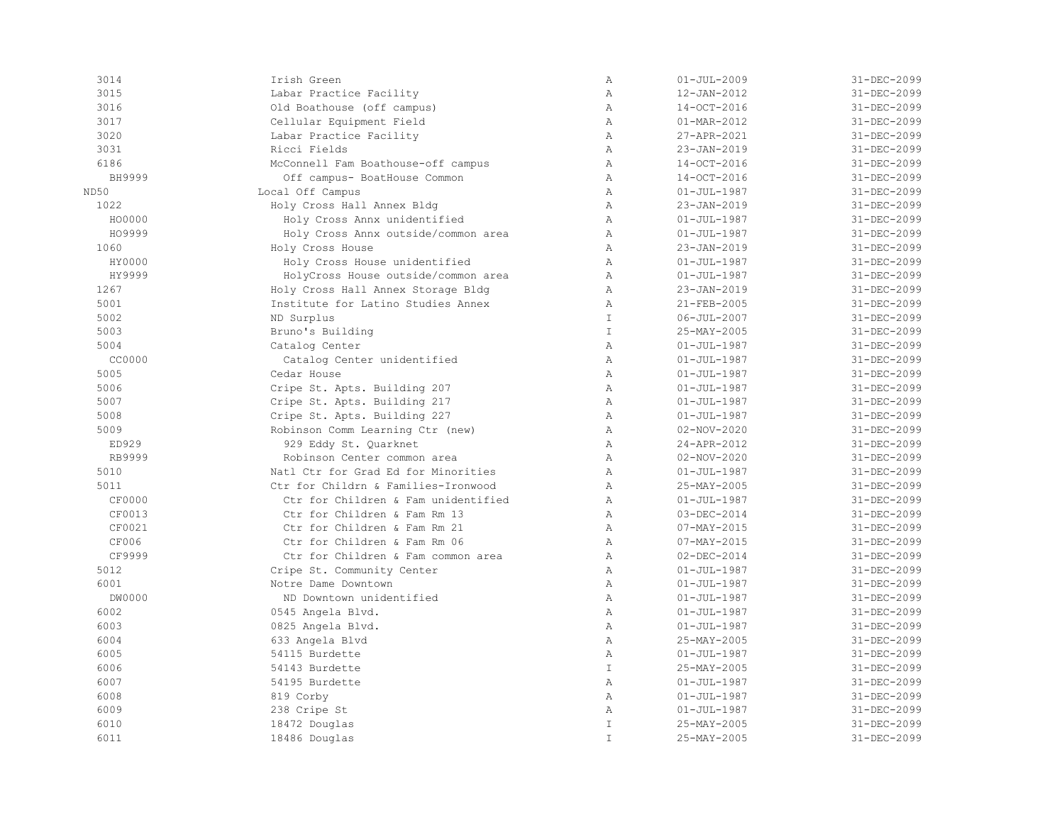| | | | | |
|---|---|---|---|---|
| 3014 | Irish Green | A | 01-JUL-2009 | 31-DEC-2099 |
| 3015 | Labar Practice Facility | A | 12-JAN-2012 | 31-DEC-2099 |
| 3016 | Old Boathouse (off campus) | A | 14-OCT-2016 | 31-DEC-2099 |
| 3017 | Cellular Equipment Field | A | 01-MAR-2012 | 31-DEC-2099 |
| 3020 | Labar Practice Facility | A | 27-APR-2021 | 31-DEC-2099 |
| 3031 | Ricci Fields | A | 23-JAN-2019 | 31-DEC-2099 |
| 6186 | McConnell Fam Boathouse-off campus | A | 14-OCT-2016 | 31-DEC-2099 |
| BH9999 | Off campus- BoatHouse Common | A | 14-OCT-2016 | 31-DEC-2099 |
| ND50 | Local Off Campus | A | 01-JUL-1987 | 31-DEC-2099 |
| 1022 | Holy Cross Hall Annex Bldg | A | 23-JAN-2019 | 31-DEC-2099 |
| HO0000 | Holy Cross Annx unidentified | A | 01-JUL-1987 | 31-DEC-2099 |
| HO9999 | Holy Cross Annx outside/common area | A | 01-JUL-1987 | 31-DEC-2099 |
| 1060 | Holy Cross House | A | 23-JAN-2019 | 31-DEC-2099 |
| HY0000 | Holy Cross House unidentified | A | 01-JUL-1987 | 31-DEC-2099 |
| HY9999 | HolyCross House outside/common area | A | 01-JUL-1987 | 31-DEC-2099 |
| 1267 | Holy Cross Hall Annex Storage Bldg | A | 23-JAN-2019 | 31-DEC-2099 |
| 5001 | Institute for Latino Studies Annex | A | 21-FEB-2005 | 31-DEC-2099 |
| 5002 | ND Surplus | I | 06-JUL-2007 | 31-DEC-2099 |
| 5003 | Bruno's Building | I | 25-MAY-2005 | 31-DEC-2099 |
| 5004 | Catalog Center | A | 01-JUL-1987 | 31-DEC-2099 |
| CC0000 | Catalog Center unidentified | A | 01-JUL-1987 | 31-DEC-2099 |
| 5005 | Cedar House | A | 01-JUL-1987 | 31-DEC-2099 |
| 5006 | Cripe St. Apts. Building 207 | A | 01-JUL-1987 | 31-DEC-2099 |
| 5007 | Cripe St. Apts. Building 217 | A | 01-JUL-1987 | 31-DEC-2099 |
| 5008 | Cripe St. Apts. Building 227 | A | 01-JUL-1987 | 31-DEC-2099 |
| 5009 | Robinson Comm Learning Ctr (new) | A | 02-NOV-2020 | 31-DEC-2099 |
| ED929 | 929 Eddy St. Quarknet | A | 24-APR-2012 | 31-DEC-2099 |
| RB9999 | Robinson Center common area | A | 02-NOV-2020 | 31-DEC-2099 |
| 5010 | Natl Ctr for Grad Ed for Minorities | A | 01-JUL-1987 | 31-DEC-2099 |
| 5011 | Ctr for Childrn & Families-Ironwood | A | 25-MAY-2005 | 31-DEC-2099 |
| CF0000 | Ctr for Children & Fam unidentified | A | 01-JUL-1987 | 31-DEC-2099 |
| CF0013 | Ctr for Children & Fam Rm 13 | A | 03-DEC-2014 | 31-DEC-2099 |
| CF0021 | Ctr for Children & Fam Rm 21 | A | 07-MAY-2015 | 31-DEC-2099 |
| CF006 | Ctr for Children & Fam Rm 06 | A | 07-MAY-2015 | 31-DEC-2099 |
| CF9999 | Ctr for Children & Fam common area | A | 02-DEC-2014 | 31-DEC-2099 |
| 5012 | Cripe St. Community Center | A | 01-JUL-1987 | 31-DEC-2099 |
| 6001 | Notre Dame Downtown | A | 01-JUL-1987 | 31-DEC-2099 |
| DW0000 | ND Downtown unidentified | A | 01-JUL-1987 | 31-DEC-2099 |
| 6002 | 0545 Angela Blvd. | A | 01-JUL-1987 | 31-DEC-2099 |
| 6003 | 0825 Angela Blvd. | A | 01-JUL-1987 | 31-DEC-2099 |
| 6004 | 633 Angela Blvd | A | 25-MAY-2005 | 31-DEC-2099 |
| 6005 | 54115 Burdette | A | 01-JUL-1987 | 31-DEC-2099 |
| 6006 | 54143 Burdette | I | 25-MAY-2005 | 31-DEC-2099 |
| 6007 | 54195 Burdette | A | 01-JUL-1987 | 31-DEC-2099 |
| 6008 | 819 Corby | A | 01-JUL-1987 | 31-DEC-2099 |
| 6009 | 238 Cripe St | A | 01-JUL-1987 | 31-DEC-2099 |
| 6010 | 18472 Douglas | I | 25-MAY-2005 | 31-DEC-2099 |
| 6011 | 18486 Douglas | I | 25-MAY-2005 | 31-DEC-2099 |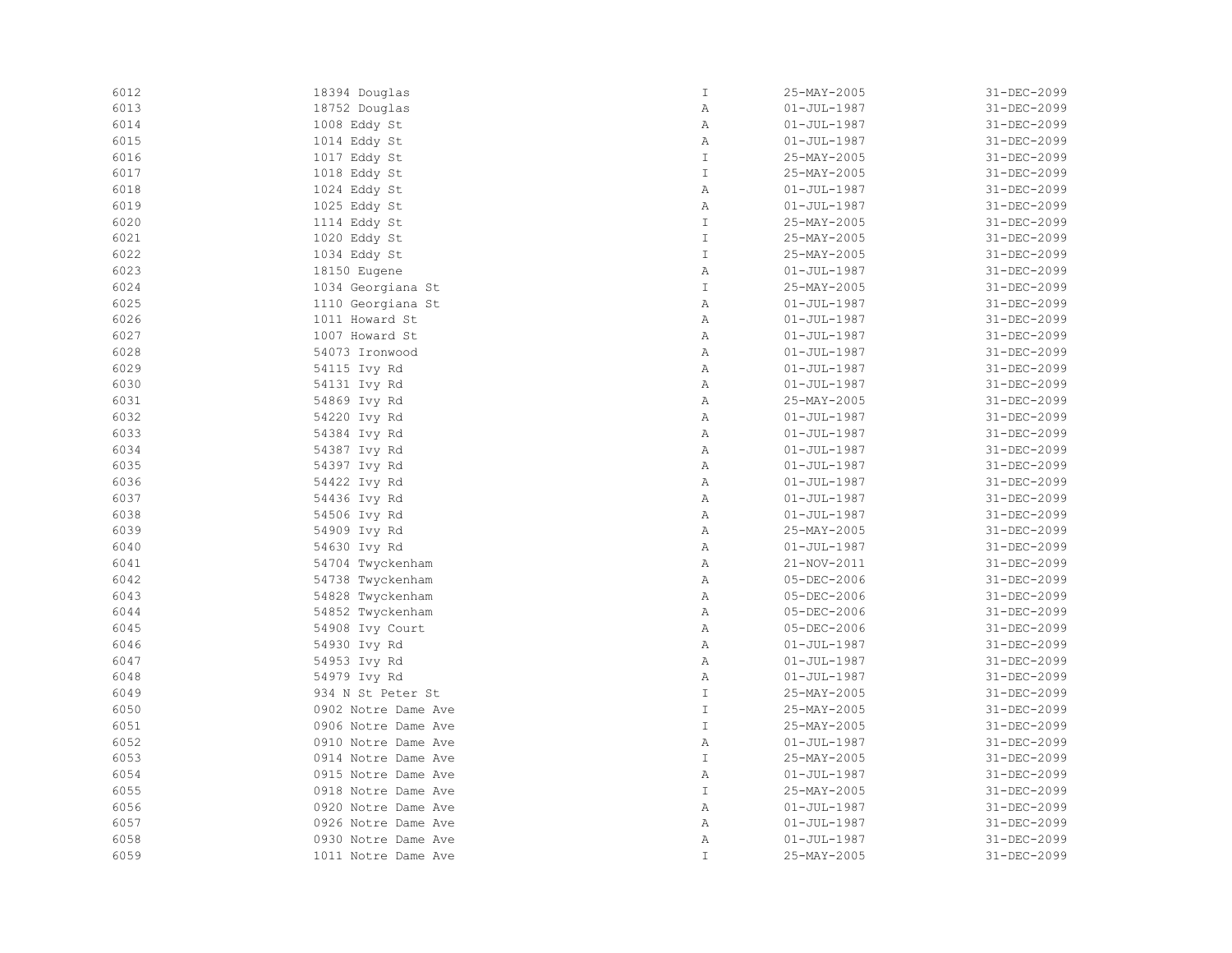| | | | | |
|---|---|---|---|---|
| 6012 | 18394 Douglas | I | 25-MAY-2005 | 31-DEC-2099 |
| 6013 | 18752 Douglas | A | 01-JUL-1987 | 31-DEC-2099 |
| 6014 | 1008 Eddy St | A | 01-JUL-1987 | 31-DEC-2099 |
| 6015 | 1014 Eddy St | A | 01-JUL-1987 | 31-DEC-2099 |
| 6016 | 1017 Eddy St | I | 25-MAY-2005 | 31-DEC-2099 |
| 6017 | 1018 Eddy St | I | 25-MAY-2005 | 31-DEC-2099 |
| 6018 | 1024 Eddy St | A | 01-JUL-1987 | 31-DEC-2099 |
| 6019 | 1025 Eddy St | A | 01-JUL-1987 | 31-DEC-2099 |
| 6020 | 1114 Eddy St | I | 25-MAY-2005 | 31-DEC-2099 |
| 6021 | 1020 Eddy St | I | 25-MAY-2005 | 31-DEC-2099 |
| 6022 | 1034 Eddy St | I | 25-MAY-2005 | 31-DEC-2099 |
| 6023 | 18150 Eugene | A | 01-JUL-1987 | 31-DEC-2099 |
| 6024 | 1034 Georgiana St | I | 25-MAY-2005 | 31-DEC-2099 |
| 6025 | 1110 Georgiana St | A | 01-JUL-1987 | 31-DEC-2099 |
| 6026 | 1011 Howard St | A | 01-JUL-1987 | 31-DEC-2099 |
| 6027 | 1007 Howard St | A | 01-JUL-1987 | 31-DEC-2099 |
| 6028 | 54073 Ironwood | A | 01-JUL-1987 | 31-DEC-2099 |
| 6029 | 54115 Ivy Rd | A | 01-JUL-1987 | 31-DEC-2099 |
| 6030 | 54131 Ivy Rd | A | 01-JUL-1987 | 31-DEC-2099 |
| 6031 | 54869 Ivy Rd | A | 25-MAY-2005 | 31-DEC-2099 |
| 6032 | 54220 Ivy Rd | A | 01-JUL-1987 | 31-DEC-2099 |
| 6033 | 54384 Ivy Rd | A | 01-JUL-1987 | 31-DEC-2099 |
| 6034 | 54387 Ivy Rd | A | 01-JUL-1987 | 31-DEC-2099 |
| 6035 | 54397 Ivy Rd | A | 01-JUL-1987 | 31-DEC-2099 |
| 6036 | 54422 Ivy Rd | A | 01-JUL-1987 | 31-DEC-2099 |
| 6037 | 54436 Ivy Rd | A | 01-JUL-1987 | 31-DEC-2099 |
| 6038 | 54506 Ivy Rd | A | 01-JUL-1987 | 31-DEC-2099 |
| 6039 | 54909 Ivy Rd | A | 25-MAY-2005 | 31-DEC-2099 |
| 6040 | 54630 Ivy Rd | A | 01-JUL-1987 | 31-DEC-2099 |
| 6041 | 54704 Twyckenham | A | 21-NOV-2011 | 31-DEC-2099 |
| 6042 | 54738 Twyckenham | A | 05-DEC-2006 | 31-DEC-2099 |
| 6043 | 54828 Twyckenham | A | 05-DEC-2006 | 31-DEC-2099 |
| 6044 | 54852 Twyckenham | A | 05-DEC-2006 | 31-DEC-2099 |
| 6045 | 54908 Ivy Court | A | 05-DEC-2006 | 31-DEC-2099 |
| 6046 | 54930 Ivy Rd | A | 01-JUL-1987 | 31-DEC-2099 |
| 6047 | 54953 Ivy Rd | A | 01-JUL-1987 | 31-DEC-2099 |
| 6048 | 54979 Ivy Rd | A | 01-JUL-1987 | 31-DEC-2099 |
| 6049 | 934 N St Peter St | I | 25-MAY-2005 | 31-DEC-2099 |
| 6050 | 0902 Notre Dame Ave | I | 25-MAY-2005 | 31-DEC-2099 |
| 6051 | 0906 Notre Dame Ave | I | 25-MAY-2005 | 31-DEC-2099 |
| 6052 | 0910 Notre Dame Ave | A | 01-JUL-1987 | 31-DEC-2099 |
| 6053 | 0914 Notre Dame Ave | I | 25-MAY-2005 | 31-DEC-2099 |
| 6054 | 0915 Notre Dame Ave | A | 01-JUL-1987 | 31-DEC-2099 |
| 6055 | 0918 Notre Dame Ave | I | 25-MAY-2005 | 31-DEC-2099 |
| 6056 | 0920 Notre Dame Ave | A | 01-JUL-1987 | 31-DEC-2099 |
| 6057 | 0926 Notre Dame Ave | A | 01-JUL-1987 | 31-DEC-2099 |
| 6058 | 0930 Notre Dame Ave | A | 01-JUL-1987 | 31-DEC-2099 |
| 6059 | 1011 Notre Dame Ave | I | 25-MAY-2005 | 31-DEC-2099 |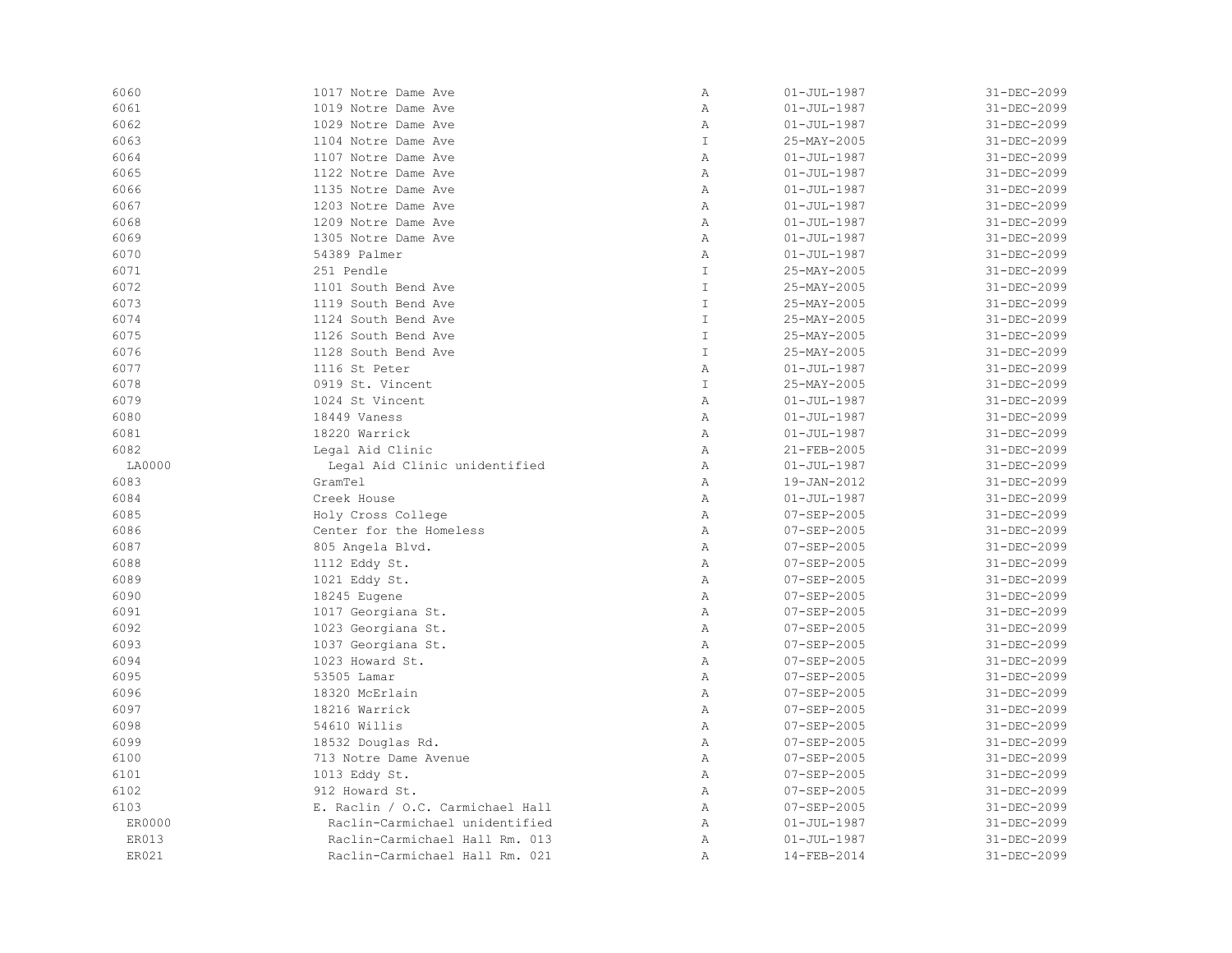| | | | | |
|---|---|---|---|---|
| 6060 | 1017 Notre Dame Ave | A | 01-JUL-1987 | 31-DEC-2099 |
| 6061 | 1019 Notre Dame Ave | A | 01-JUL-1987 | 31-DEC-2099 |
| 6062 | 1029 Notre Dame Ave | A | 01-JUL-1987 | 31-DEC-2099 |
| 6063 | 1104 Notre Dame Ave | I | 25-MAY-2005 | 31-DEC-2099 |
| 6064 | 1107 Notre Dame Ave | A | 01-JUL-1987 | 31-DEC-2099 |
| 6065 | 1122 Notre Dame Ave | A | 01-JUL-1987 | 31-DEC-2099 |
| 6066 | 1135 Notre Dame Ave | A | 01-JUL-1987 | 31-DEC-2099 |
| 6067 | 1203 Notre Dame Ave | A | 01-JUL-1987 | 31-DEC-2099 |
| 6068 | 1209 Notre Dame Ave | A | 01-JUL-1987 | 31-DEC-2099 |
| 6069 | 1305 Notre Dame Ave | A | 01-JUL-1987 | 31-DEC-2099 |
| 6070 | 54389 Palmer | A | 01-JUL-1987 | 31-DEC-2099 |
| 6071 | 251 Pendle | I | 25-MAY-2005 | 31-DEC-2099 |
| 6072 | 1101 South Bend Ave | I | 25-MAY-2005 | 31-DEC-2099 |
| 6073 | 1119 South Bend Ave | I | 25-MAY-2005 | 31-DEC-2099 |
| 6074 | 1124 South Bend Ave | I | 25-MAY-2005 | 31-DEC-2099 |
| 6075 | 1126 South Bend Ave | I | 25-MAY-2005 | 31-DEC-2099 |
| 6076 | 1128 South Bend Ave | I | 25-MAY-2005 | 31-DEC-2099 |
| 6077 | 1116 St Peter | A | 01-JUL-1987 | 31-DEC-2099 |
| 6078 | 0919 St. Vincent | I | 25-MAY-2005 | 31-DEC-2099 |
| 6079 | 1024 St Vincent | A | 01-JUL-1987 | 31-DEC-2099 |
| 6080 | 18449 Vaness | A | 01-JUL-1987 | 31-DEC-2099 |
| 6081 | 18220 Warrick | A | 01-JUL-1987 | 31-DEC-2099 |
| 6082 | Legal Aid Clinic | A | 21-FEB-2005 | 31-DEC-2099 |
| LA0000 | Legal Aid Clinic unidentified | A | 01-JUL-1987 | 31-DEC-2099 |
| 6083 | GramTel | A | 19-JAN-2012 | 31-DEC-2099 |
| 6084 | Creek House | A | 01-JUL-1987 | 31-DEC-2099 |
| 6085 | Holy Cross College | A | 07-SEP-2005 | 31-DEC-2099 |
| 6086 | Center for the Homeless | A | 07-SEP-2005 | 31-DEC-2099 |
| 6087 | 805 Angela Blvd. | A | 07-SEP-2005 | 31-DEC-2099 |
| 6088 | 1112 Eddy St. | A | 07-SEP-2005 | 31-DEC-2099 |
| 6089 | 1021 Eddy St. | A | 07-SEP-2005 | 31-DEC-2099 |
| 6090 | 18245 Eugene | A | 07-SEP-2005 | 31-DEC-2099 |
| 6091 | 1017 Georgiana St. | A | 07-SEP-2005 | 31-DEC-2099 |
| 6092 | 1023 Georgiana St. | A | 07-SEP-2005 | 31-DEC-2099 |
| 6093 | 1037 Georgiana St. | A | 07-SEP-2005 | 31-DEC-2099 |
| 6094 | 1023 Howard St. | A | 07-SEP-2005 | 31-DEC-2099 |
| 6095 | 53505 Lamar | A | 07-SEP-2005 | 31-DEC-2099 |
| 6096 | 18320 McErlain | A | 07-SEP-2005 | 31-DEC-2099 |
| 6097 | 18216 Warrick | A | 07-SEP-2005 | 31-DEC-2099 |
| 6098 | 54610 Willis | A | 07-SEP-2005 | 31-DEC-2099 |
| 6099 | 18532 Douglas Rd. | A | 07-SEP-2005 | 31-DEC-2099 |
| 6100 | 713 Notre Dame Avenue | A | 07-SEP-2005 | 31-DEC-2099 |
| 6101 | 1013 Eddy St. | A | 07-SEP-2005 | 31-DEC-2099 |
| 6102 | 912 Howard St. | A | 07-SEP-2005 | 31-DEC-2099 |
| 6103 | E. Raclin / O.C. Carmichael Hall | A | 07-SEP-2005 | 31-DEC-2099 |
| ER0000 | Raclin-Carmichael unidentified | A | 01-JUL-1987 | 31-DEC-2099 |
| ER013 | Raclin-Carmichael Hall Rm. 013 | A | 01-JUL-1987 | 31-DEC-2099 |
| ER021 | Raclin-Carmichael Hall Rm. 021 | A | 14-FEB-2014 | 31-DEC-2099 |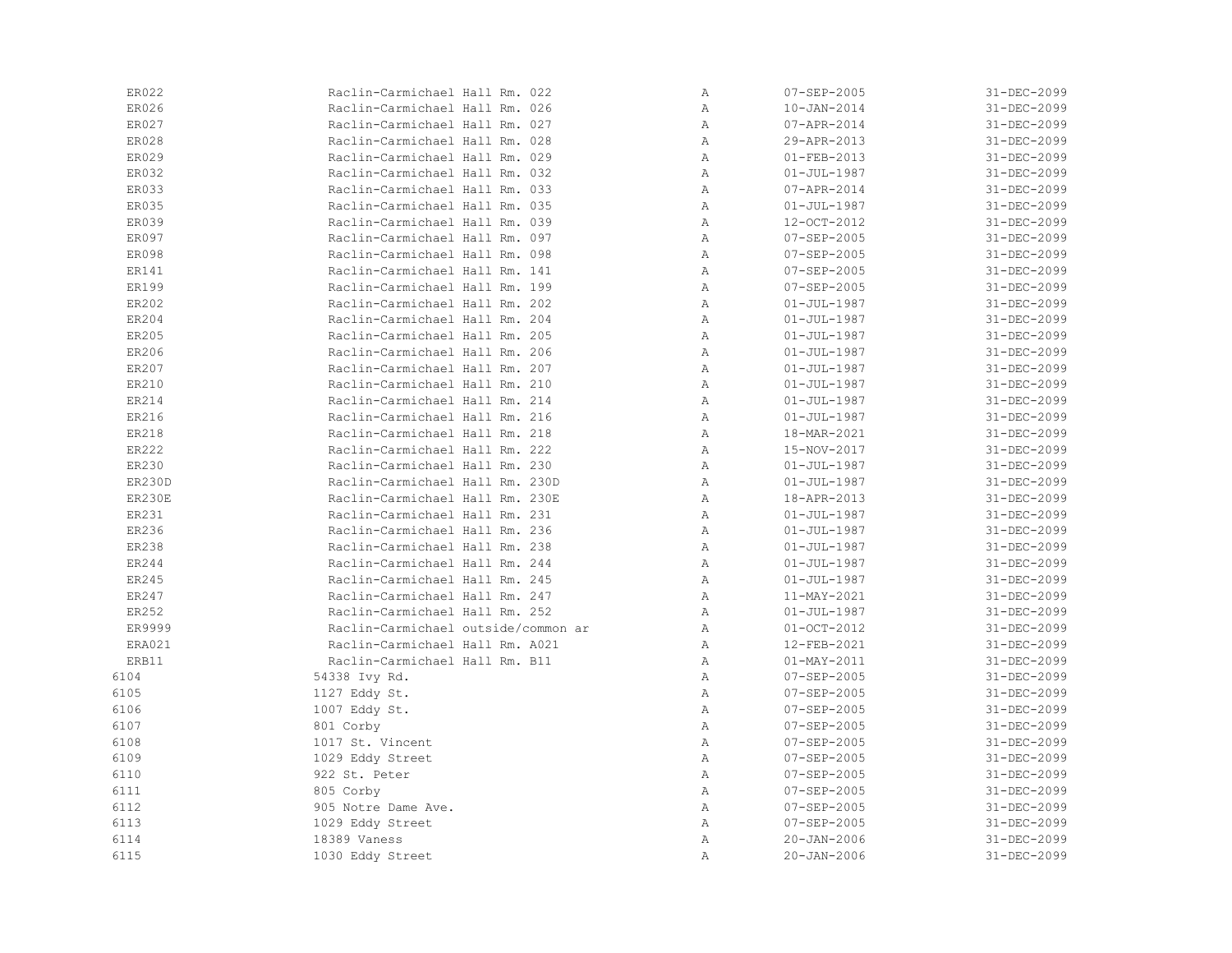| | | | | |
|---|---|---|---|---|
| ER022 | Raclin-Carmichael Hall Rm. 022 | A | 07-SEP-2005 | 31-DEC-2099 |
| ER026 | Raclin-Carmichael Hall Rm. 026 | A | 10-JAN-2014 | 31-DEC-2099 |
| ER027 | Raclin-Carmichael Hall Rm. 027 | A | 07-APR-2014 | 31-DEC-2099 |
| ER028 | Raclin-Carmichael Hall Rm. 028 | A | 29-APR-2013 | 31-DEC-2099 |
| ER029 | Raclin-Carmichael Hall Rm. 029 | A | 01-FEB-2013 | 31-DEC-2099 |
| ER032 | Raclin-Carmichael Hall Rm. 032 | A | 01-JUL-1987 | 31-DEC-2099 |
| ER033 | Raclin-Carmichael Hall Rm. 033 | A | 07-APR-2014 | 31-DEC-2099 |
| ER035 | Raclin-Carmichael Hall Rm. 035 | A | 01-JUL-1987 | 31-DEC-2099 |
| ER039 | Raclin-Carmichael Hall Rm. 039 | A | 12-OCT-2012 | 31-DEC-2099 |
| ER097 | Raclin-Carmichael Hall Rm. 097 | A | 07-SEP-2005 | 31-DEC-2099 |
| ER098 | Raclin-Carmichael Hall Rm. 098 | A | 07-SEP-2005 | 31-DEC-2099 |
| ER141 | Raclin-Carmichael Hall Rm. 141 | A | 07-SEP-2005 | 31-DEC-2099 |
| ER199 | Raclin-Carmichael Hall Rm. 199 | A | 07-SEP-2005 | 31-DEC-2099 |
| ER202 | Raclin-Carmichael Hall Rm. 202 | A | 01-JUL-1987 | 31-DEC-2099 |
| ER204 | Raclin-Carmichael Hall Rm. 204 | A | 01-JUL-1987 | 31-DEC-2099 |
| ER205 | Raclin-Carmichael Hall Rm. 205 | A | 01-JUL-1987 | 31-DEC-2099 |
| ER206 | Raclin-Carmichael Hall Rm. 206 | A | 01-JUL-1987 | 31-DEC-2099 |
| ER207 | Raclin-Carmichael Hall Rm. 207 | A | 01-JUL-1987 | 31-DEC-2099 |
| ER210 | Raclin-Carmichael Hall Rm. 210 | A | 01-JUL-1987 | 31-DEC-2099 |
| ER214 | Raclin-Carmichael Hall Rm. 214 | A | 01-JUL-1987 | 31-DEC-2099 |
| ER216 | Raclin-Carmichael Hall Rm. 216 | A | 01-JUL-1987 | 31-DEC-2099 |
| ER218 | Raclin-Carmichael Hall Rm. 218 | A | 18-MAR-2021 | 31-DEC-2099 |
| ER222 | Raclin-Carmichael Hall Rm. 222 | A | 15-NOV-2017 | 31-DEC-2099 |
| ER230 | Raclin-Carmichael Hall Rm. 230 | A | 01-JUL-1987 | 31-DEC-2099 |
| ER230D | Raclin-Carmichael Hall Rm. 230D | A | 01-JUL-1987 | 31-DEC-2099 |
| ER230E | Raclin-Carmichael Hall Rm. 230E | A | 18-APR-2013 | 31-DEC-2099 |
| ER231 | Raclin-Carmichael Hall Rm. 231 | A | 01-JUL-1987 | 31-DEC-2099 |
| ER236 | Raclin-Carmichael Hall Rm. 236 | A | 01-JUL-1987 | 31-DEC-2099 |
| ER238 | Raclin-Carmichael Hall Rm. 238 | A | 01-JUL-1987 | 31-DEC-2099 |
| ER244 | Raclin-Carmichael Hall Rm. 244 | A | 01-JUL-1987 | 31-DEC-2099 |
| ER245 | Raclin-Carmichael Hall Rm. 245 | A | 01-JUL-1987 | 31-DEC-2099 |
| ER247 | Raclin-Carmichael Hall Rm. 247 | A | 11-MAY-2021 | 31-DEC-2099 |
| ER252 | Raclin-Carmichael Hall Rm. 252 | A | 01-JUL-1987 | 31-DEC-2099 |
| ER9999 | Raclin-Carmichael outside/common ar | A | 01-OCT-2012 | 31-DEC-2099 |
| ERA021 | Raclin-Carmichael Hall Rm. A021 | A | 12-FEB-2021 | 31-DEC-2099 |
| ERB11 | Raclin-Carmichael Hall Rm. B11 | A | 01-MAY-2011 | 31-DEC-2099 |
| 6104 | 54338 Ivy Rd. | A | 07-SEP-2005 | 31-DEC-2099 |
| 6105 | 1127 Eddy St. | A | 07-SEP-2005 | 31-DEC-2099 |
| 6106 | 1007 Eddy St. | A | 07-SEP-2005 | 31-DEC-2099 |
| 6107 | 801 Corby | A | 07-SEP-2005 | 31-DEC-2099 |
| 6108 | 1017 St. Vincent | A | 07-SEP-2005 | 31-DEC-2099 |
| 6109 | 1029 Eddy Street | A | 07-SEP-2005 | 31-DEC-2099 |
| 6110 | 922 St. Peter | A | 07-SEP-2005 | 31-DEC-2099 |
| 6111 | 805 Corby | A | 07-SEP-2005 | 31-DEC-2099 |
| 6112 | 905 Notre Dame Ave. | A | 07-SEP-2005 | 31-DEC-2099 |
| 6113 | 1029 Eddy Street | A | 07-SEP-2005 | 31-DEC-2099 |
| 6114 | 18389 Vaness | A | 20-JAN-2006 | 31-DEC-2099 |
| 6115 | 1030 Eddy Street | A | 20-JAN-2006 | 31-DEC-2099 |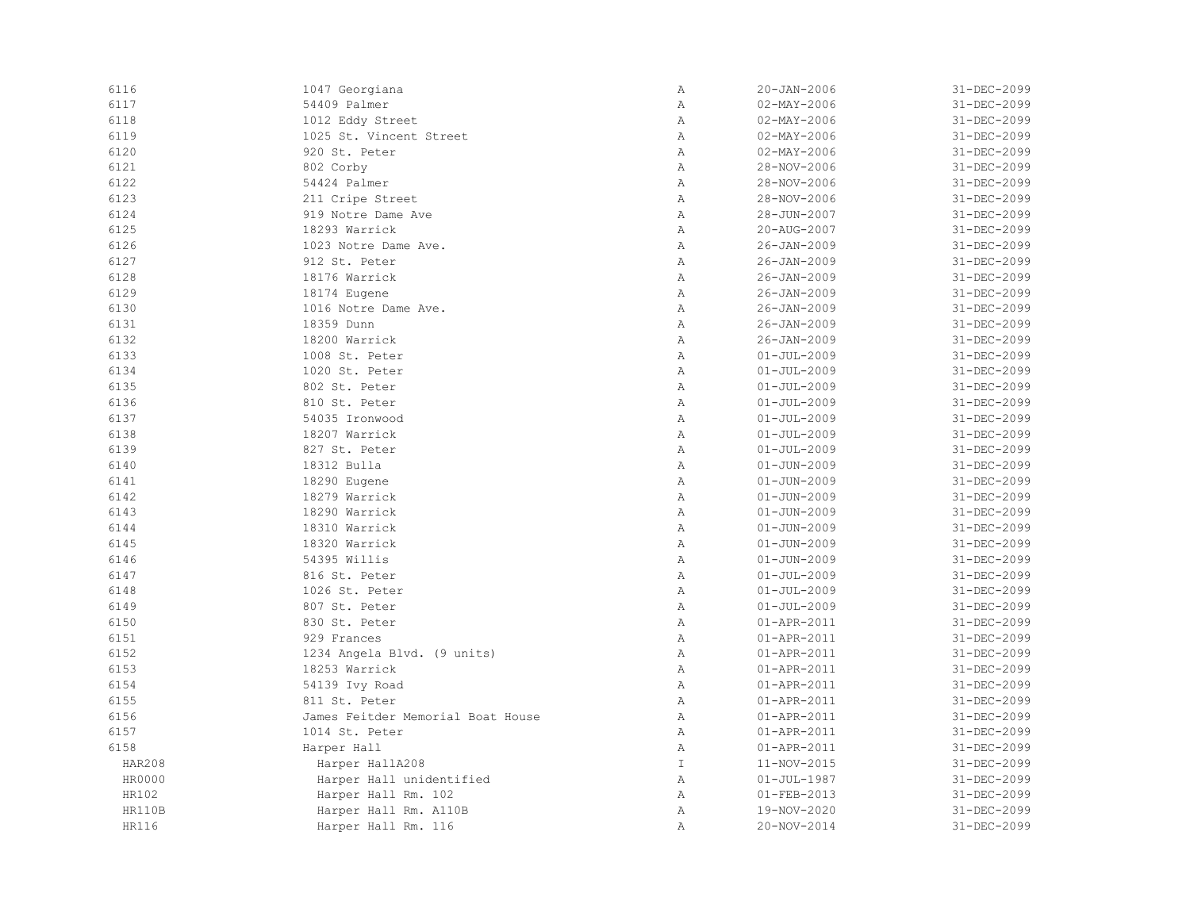| | | | | |
|---|---|---|---|---|
| 6116 | 1047 Georgiana | A | 20-JAN-2006 | 31-DEC-2099 |
| 6117 | 54409 Palmer | A | 02-MAY-2006 | 31-DEC-2099 |
| 6118 | 1012 Eddy Street | A | 02-MAY-2006 | 31-DEC-2099 |
| 6119 | 1025 St. Vincent Street | A | 02-MAY-2006 | 31-DEC-2099 |
| 6120 | 920 St. Peter | A | 02-MAY-2006 | 31-DEC-2099 |
| 6121 | 802 Corby | A | 28-NOV-2006 | 31-DEC-2099 |
| 6122 | 54424 Palmer | A | 28-NOV-2006 | 31-DEC-2099 |
| 6123 | 211 Cripe Street | A | 28-NOV-2006 | 31-DEC-2099 |
| 6124 | 919 Notre Dame Ave | A | 28-JUN-2007 | 31-DEC-2099 |
| 6125 | 18293 Warrick | A | 20-AUG-2007 | 31-DEC-2099 |
| 6126 | 1023 Notre Dame Ave. | A | 26-JAN-2009 | 31-DEC-2099 |
| 6127 | 912 St. Peter | A | 26-JAN-2009 | 31-DEC-2099 |
| 6128 | 18176 Warrick | A | 26-JAN-2009 | 31-DEC-2099 |
| 6129 | 18174 Eugene | A | 26-JAN-2009 | 31-DEC-2099 |
| 6130 | 1016 Notre Dame Ave. | A | 26-JAN-2009 | 31-DEC-2099 |
| 6131 | 18359 Dunn | A | 26-JAN-2009 | 31-DEC-2099 |
| 6132 | 18200 Warrick | A | 26-JAN-2009 | 31-DEC-2099 |
| 6133 | 1008 St. Peter | A | 01-JUL-2009 | 31-DEC-2099 |
| 6134 | 1020 St. Peter | A | 01-JUL-2009 | 31-DEC-2099 |
| 6135 | 802 St. Peter | A | 01-JUL-2009 | 31-DEC-2099 |
| 6136 | 810 St. Peter | A | 01-JUL-2009 | 31-DEC-2099 |
| 6137 | 54035 Ironwood | A | 01-JUL-2009 | 31-DEC-2099 |
| 6138 | 18207 Warrick | A | 01-JUL-2009 | 31-DEC-2099 |
| 6139 | 827 St. Peter | A | 01-JUL-2009 | 31-DEC-2099 |
| 6140 | 18312 Bulla | A | 01-JUN-2009 | 31-DEC-2099 |
| 6141 | 18290 Eugene | A | 01-JUN-2009 | 31-DEC-2099 |
| 6142 | 18279 Warrick | A | 01-JUN-2009 | 31-DEC-2099 |
| 6143 | 18290 Warrick | A | 01-JUN-2009 | 31-DEC-2099 |
| 6144 | 18310 Warrick | A | 01-JUN-2009 | 31-DEC-2099 |
| 6145 | 18320 Warrick | A | 01-JUN-2009 | 31-DEC-2099 |
| 6146 | 54395 Willis | A | 01-JUN-2009 | 31-DEC-2099 |
| 6147 | 816 St. Peter | A | 01-JUL-2009 | 31-DEC-2099 |
| 6148 | 1026 St. Peter | A | 01-JUL-2009 | 31-DEC-2099 |
| 6149 | 807 St. Peter | A | 01-JUL-2009 | 31-DEC-2099 |
| 6150 | 830 St. Peter | A | 01-APR-2011 | 31-DEC-2099 |
| 6151 | 929 Frances | A | 01-APR-2011 | 31-DEC-2099 |
| 6152 | 1234 Angela Blvd. (9 units) | A | 01-APR-2011 | 31-DEC-2099 |
| 6153 | 18253 Warrick | A | 01-APR-2011 | 31-DEC-2099 |
| 6154 | 54139 Ivy Road | A | 01-APR-2011 | 31-DEC-2099 |
| 6155 | 811 St. Peter | A | 01-APR-2011 | 31-DEC-2099 |
| 6156 | James Feitder Memorial Boat House | A | 01-APR-2011 | 31-DEC-2099 |
| 6157 | 1014 St. Peter | A | 01-APR-2011 | 31-DEC-2099 |
| 6158 | Harper Hall | A | 01-APR-2011 | 31-DEC-2099 |
| HAR208 | Harper HallA208 | I | 11-NOV-2015 | 31-DEC-2099 |
| HR0000 | Harper Hall unidentified | A | 01-JUL-1987 | 31-DEC-2099 |
| HR102 | Harper Hall Rm. 102 | A | 01-FEB-2013 | 31-DEC-2099 |
| HR110B | Harper Hall Rm. A110B | A | 19-NOV-2020 | 31-DEC-2099 |
| HR116 | Harper Hall Rm. 116 | A | 20-NOV-2014 | 31-DEC-2099 |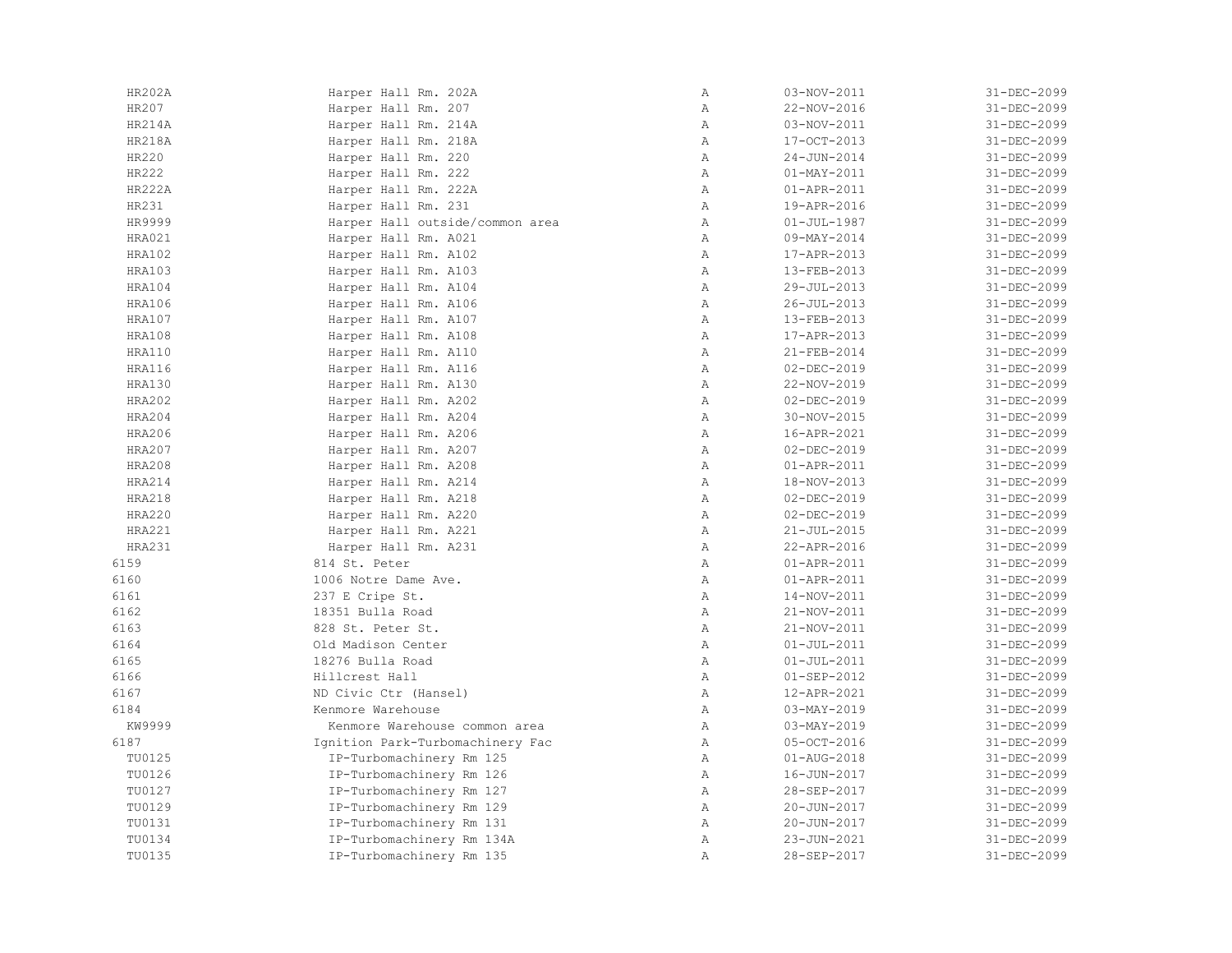| | | | | |
|---|---|---|---|---|
| HR202A | Harper Hall Rm. 202A | A | 03-NOV-2011 | 31-DEC-2099 |
| HR207 | Harper Hall Rm. 207 | A | 22-NOV-2016 | 31-DEC-2099 |
| HR214A | Harper Hall Rm. 214A | A | 03-NOV-2011 | 31-DEC-2099 |
| HR218A | Harper Hall Rm. 218A | A | 17-OCT-2013 | 31-DEC-2099 |
| HR220 | Harper Hall Rm. 220 | A | 24-JUN-2014 | 31-DEC-2099 |
| HR222 | Harper Hall Rm. 222 | A | 01-MAY-2011 | 31-DEC-2099 |
| HR222A | Harper Hall Rm. 222A | A | 01-APR-2011 | 31-DEC-2099 |
| HR231 | Harper Hall Rm. 231 | A | 19-APR-2016 | 31-DEC-2099 |
| HR9999 | Harper Hall outside/common area | A | 01-JUL-1987 | 31-DEC-2099 |
| HRA021 | Harper Hall Rm. A021 | A | 09-MAY-2014 | 31-DEC-2099 |
| HRA102 | Harper Hall Rm. A102 | A | 17-APR-2013 | 31-DEC-2099 |
| HRA103 | Harper Hall Rm. A103 | A | 13-FEB-2013 | 31-DEC-2099 |
| HRA104 | Harper Hall Rm. A104 | A | 29-JUL-2013 | 31-DEC-2099 |
| HRA106 | Harper Hall Rm. A106 | A | 26-JUL-2013 | 31-DEC-2099 |
| HRA107 | Harper Hall Rm. A107 | A | 13-FEB-2013 | 31-DEC-2099 |
| HRA108 | Harper Hall Rm. A108 | A | 17-APR-2013 | 31-DEC-2099 |
| HRA110 | Harper Hall Rm. A110 | A | 21-FEB-2014 | 31-DEC-2099 |
| HRA116 | Harper Hall Rm. A116 | A | 02-DEC-2019 | 31-DEC-2099 |
| HRA130 | Harper Hall Rm. A130 | A | 22-NOV-2019 | 31-DEC-2099 |
| HRA202 | Harper Hall Rm. A202 | A | 02-DEC-2019 | 31-DEC-2099 |
| HRA204 | Harper Hall Rm. A204 | A | 30-NOV-2015 | 31-DEC-2099 |
| HRA206 | Harper Hall Rm. A206 | A | 16-APR-2021 | 31-DEC-2099 |
| HRA207 | Harper Hall Rm. A207 | A | 02-DEC-2019 | 31-DEC-2099 |
| HRA208 | Harper Hall Rm. A208 | A | 01-APR-2011 | 31-DEC-2099 |
| HRA214 | Harper Hall Rm. A214 | A | 18-NOV-2013 | 31-DEC-2099 |
| HRA218 | Harper Hall Rm. A218 | A | 02-DEC-2019 | 31-DEC-2099 |
| HRA220 | Harper Hall Rm. A220 | A | 02-DEC-2019 | 31-DEC-2099 |
| HRA221 | Harper Hall Rm. A221 | A | 21-JUL-2015 | 31-DEC-2099 |
| HRA231 | Harper Hall Rm. A231 | A | 22-APR-2016 | 31-DEC-2099 |
| 6159 | 814 St. Peter | A | 01-APR-2011 | 31-DEC-2099 |
| 6160 | 1006 Notre Dame Ave. | A | 01-APR-2011 | 31-DEC-2099 |
| 6161 | 237 E Cripe St. | A | 14-NOV-2011 | 31-DEC-2099 |
| 6162 | 18351 Bulla Road | A | 21-NOV-2011 | 31-DEC-2099 |
| 6163 | 828 St. Peter St. | A | 21-NOV-2011 | 31-DEC-2099 |
| 6164 | Old Madison Center | A | 01-JUL-2011 | 31-DEC-2099 |
| 6165 | 18276 Bulla Road | A | 01-JUL-2011 | 31-DEC-2099 |
| 6166 | Hillcrest Hall | A | 01-SEP-2012 | 31-DEC-2099 |
| 6167 | ND Civic Ctr (Hansel) | A | 12-APR-2021 | 31-DEC-2099 |
| 6184 | Kenmore Warehouse | A | 03-MAY-2019 | 31-DEC-2099 |
| KW9999 | Kenmore Warehouse common area | A | 03-MAY-2019 | 31-DEC-2099 |
| 6187 | Ignition Park-Turbomachinery Fac | A | 05-OCT-2016 | 31-DEC-2099 |
| TU0125 | IP-Turbomachinery Rm 125 | A | 01-AUG-2018 | 31-DEC-2099 |
| TU0126 | IP-Turbomachinery Rm 126 | A | 16-JUN-2017 | 31-DEC-2099 |
| TU0127 | IP-Turbomachinery Rm 127 | A | 28-SEP-2017 | 31-DEC-2099 |
| TU0129 | IP-Turbomachinery Rm 129 | A | 20-JUN-2017 | 31-DEC-2099 |
| TU0131 | IP-Turbomachinery Rm 131 | A | 20-JUN-2017 | 31-DEC-2099 |
| TU0134 | IP-Turbomachinery Rm 134A | A | 23-JUN-2021 | 31-DEC-2099 |
| TU0135 | IP-Turbomachinery Rm 135 | A | 28-SEP-2017 | 31-DEC-2099 |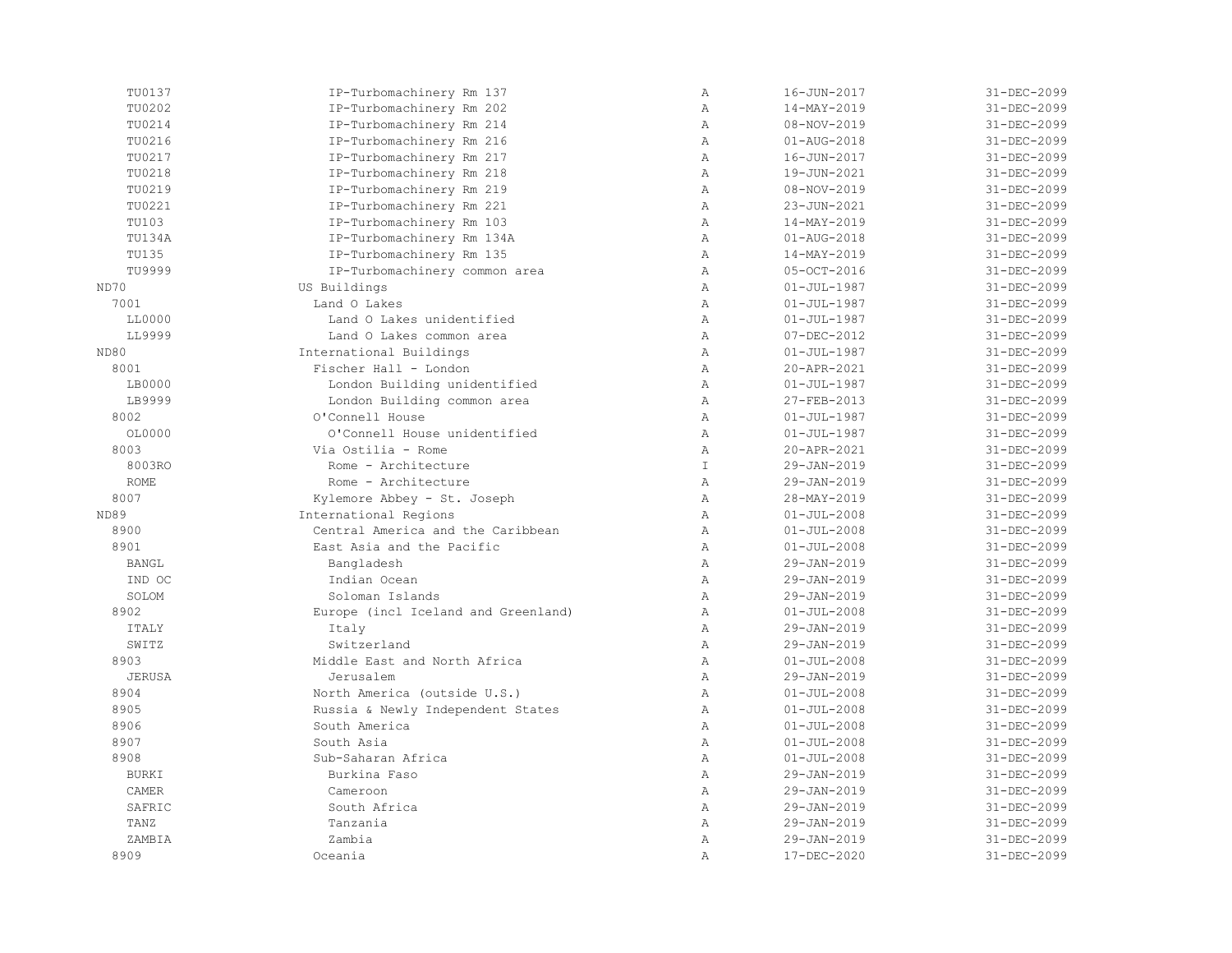| | | | | |
|---|---|---|---|---|
| TU0137 | IP-Turbomachinery Rm 137 | A | 16-JUN-2017 | 31-DEC-2099 |
| TU0202 | IP-Turbomachinery Rm 202 | A | 14-MAY-2019 | 31-DEC-2099 |
| TU0214 | IP-Turbomachinery Rm 214 | A | 08-NOV-2019 | 31-DEC-2099 |
| TU0216 | IP-Turbomachinery Rm 216 | A | 01-AUG-2018 | 31-DEC-2099 |
| TU0217 | IP-Turbomachinery Rm 217 | A | 16-JUN-2017 | 31-DEC-2099 |
| TU0218 | IP-Turbomachinery Rm 218 | A | 19-JUN-2021 | 31-DEC-2099 |
| TU0219 | IP-Turbomachinery Rm 219 | A | 08-NOV-2019 | 31-DEC-2099 |
| TU0221 | IP-Turbomachinery Rm 221 | A | 23-JUN-2021 | 31-DEC-2099 |
| TU103 | IP-Turbomachinery Rm 103 | A | 14-MAY-2019 | 31-DEC-2099 |
| TU134A | IP-Turbomachinery Rm 134A | A | 01-AUG-2018 | 31-DEC-2099 |
| TU135 | IP-Turbomachinery Rm 135 | A | 14-MAY-2019 | 31-DEC-2099 |
| TU9999 | IP-Turbomachinery common area | A | 05-OCT-2016 | 31-DEC-2099 |
| ND70 | US Buildings | A | 01-JUL-1987 | 31-DEC-2099 |
| 7001 | Land O Lakes | A | 01-JUL-1987 | 31-DEC-2099 |
| LL0000 | Land O Lakes unidentified | A | 01-JUL-1987 | 31-DEC-2099 |
| LL9999 | Land O Lakes common area | A | 07-DEC-2012 | 31-DEC-2099 |
| ND80 | International Buildings | A | 01-JUL-1987 | 31-DEC-2099 |
| 8001 | Fischer Hall - London | A | 20-APR-2021 | 31-DEC-2099 |
| LB0000 | London Building unidentified | A | 01-JUL-1987 | 31-DEC-2099 |
| LB9999 | London Building common area | A | 27-FEB-2013 | 31-DEC-2099 |
| 8002 | O'Connell House | A | 01-JUL-1987 | 31-DEC-2099 |
| OL0000 | O'Connell House unidentified | A | 01-JUL-1987 | 31-DEC-2099 |
| 8003 | Via Ostilia - Rome | A | 20-APR-2021 | 31-DEC-2099 |
| 8003RO | Rome - Architecture | I | 29-JAN-2019 | 31-DEC-2099 |
| ROME | Rome - Architecture | A | 29-JAN-2019 | 31-DEC-2099 |
| 8007 | Kylemore Abbey - St. Joseph | A | 28-MAY-2019 | 31-DEC-2099 |
| ND89 | International Regions | A | 01-JUL-2008 | 31-DEC-2099 |
| 8900 | Central America and the Caribbean | A | 01-JUL-2008 | 31-DEC-2099 |
| 8901 | East Asia and the Pacific | A | 01-JUL-2008 | 31-DEC-2099 |
| BANGL | Bangladesh | A | 29-JAN-2019 | 31-DEC-2099 |
| IND OC | Indian Ocean | A | 29-JAN-2019 | 31-DEC-2099 |
| SOLOM | Soloman Islands | A | 29-JAN-2019 | 31-DEC-2099 |
| 8902 | Europe (incl Iceland and Greenland) | A | 01-JUL-2008 | 31-DEC-2099 |
| ITALY | Italy | A | 29-JAN-2019 | 31-DEC-2099 |
| SWITZ | Switzerland | A | 29-JAN-2019 | 31-DEC-2099 |
| 8903 | Middle East and North Africa | A | 01-JUL-2008 | 31-DEC-2099 |
| JERUSA | Jerusalem | A | 29-JAN-2019 | 31-DEC-2099 |
| 8904 | North America (outside U.S.) | A | 01-JUL-2008 | 31-DEC-2099 |
| 8905 | Russia & Newly Independent States | A | 01-JUL-2008 | 31-DEC-2099 |
| 8906 | South America | A | 01-JUL-2008 | 31-DEC-2099 |
| 8907 | South Asia | A | 01-JUL-2008 | 31-DEC-2099 |
| 8908 | Sub-Saharan Africa | A | 01-JUL-2008 | 31-DEC-2099 |
| BURKI | Burkina Faso | A | 29-JAN-2019 | 31-DEC-2099 |
| CAMER | Cameroon | A | 29-JAN-2019 | 31-DEC-2099 |
| SAFRIC | South Africa | A | 29-JAN-2019 | 31-DEC-2099 |
| TANZ | Tanzania | A | 29-JAN-2019 | 31-DEC-2099 |
| ZAMBIA | Zambia | A | 29-JAN-2019 | 31-DEC-2099 |
| 8909 | Oceania | A | 17-DEC-2020 | 31-DEC-2099 |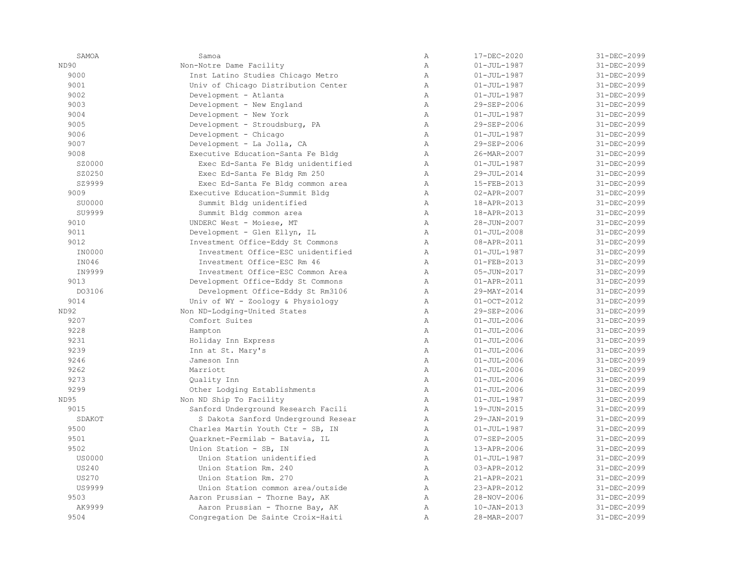| | | | | |
|---|---|---|---|---|
| SAMOA | Samoa | A | 17-DEC-2020 | 31-DEC-2099 |
| ND90 | Non-Notre Dame Facility | A | 01-JUL-1987 | 31-DEC-2099 |
| 9000 | Inst Latino Studies Chicago Metro | A | 01-JUL-1987 | 31-DEC-2099 |
| 9001 | Univ of Chicago Distribution Center | A | 01-JUL-1987 | 31-DEC-2099 |
| 9002 | Development - Atlanta | A | 01-JUL-1987 | 31-DEC-2099 |
| 9003 | Development - New England | A | 29-SEP-2006 | 31-DEC-2099 |
| 9004 | Development - New York | A | 01-JUL-1987 | 31-DEC-2099 |
| 9005 | Development - Stroudsburg, PA | A | 29-SEP-2006 | 31-DEC-2099 |
| 9006 | Development - Chicago | A | 01-JUL-1987 | 31-DEC-2099 |
| 9007 | Development - La Jolla, CA | A | 29-SEP-2006 | 31-DEC-2099 |
| 9008 | Executive Education-Santa Fe Bldg | A | 26-MAR-2007 | 31-DEC-2099 |
| SZ0000 | Exec Ed-Santa Fe Bldg unidentified | A | 01-JUL-1987 | 31-DEC-2099 |
| SZ0250 | Exec Ed-Santa Fe Bldg Rm 250 | A | 29-JUL-2014 | 31-DEC-2099 |
| SZ9999 | Exec Ed-Santa Fe Bldg common area | A | 15-FEB-2013 | 31-DEC-2099 |
| 9009 | Executive Education-Summit Bldg | A | 02-APR-2007 | 31-DEC-2099 |
| SU0000 | Summit Bldg unidentified | A | 18-APR-2013 | 31-DEC-2099 |
| SU9999 | Summit Bldg common area | A | 18-APR-2013 | 31-DEC-2099 |
| 9010 | UNDERC West - Moiese, MT | A | 28-JUN-2007 | 31-DEC-2099 |
| 9011 | Development - Glen Ellyn, IL | A | 01-JUL-2008 | 31-DEC-2099 |
| 9012 | Investment Office-Eddy St Commons | A | 08-APR-2011 | 31-DEC-2099 |
| IN0000 | Investment Office-ESC unidentified | A | 01-JUL-1987 | 31-DEC-2099 |
| IN046 | Investment Office-ESC Rm 46 | A | 01-FEB-2013 | 31-DEC-2099 |
| IN9999 | Investment Office-ESC Common Area | A | 05-JUN-2017 | 31-DEC-2099 |
| 9013 | Development Office-Eddy St Commons | A | 01-APR-2011 | 31-DEC-2099 |
| DO3106 | Development Office-Eddy St Rm3106 | A | 29-MAY-2014 | 31-DEC-2099 |
| 9014 | Univ of WY - Zoology & Physiology | A | 01-OCT-2012 | 31-DEC-2099 |
| ND92 | Non ND-Lodging-United States | A | 29-SEP-2006 | 31-DEC-2099 |
| 9207 | Comfort Suites | A | 01-JUL-2006 | 31-DEC-2099 |
| 9228 | Hampton | A | 01-JUL-2006 | 31-DEC-2099 |
| 9231 | Holiday Inn Express | A | 01-JUL-2006 | 31-DEC-2099 |
| 9239 | Inn at St. Mary's | A | 01-JUL-2006 | 31-DEC-2099 |
| 9246 | Jameson Inn | A | 01-JUL-2006 | 31-DEC-2099 |
| 9262 | Marriott | A | 01-JUL-2006 | 31-DEC-2099 |
| 9273 | Quality Inn | A | 01-JUL-2006 | 31-DEC-2099 |
| 9299 | Other Lodging Establishments | A | 01-JUL-2006 | 31-DEC-2099 |
| ND95 | Non ND Ship To Facility | A | 01-JUL-1987 | 31-DEC-2099 |
| 9015 | Sanford Underground Research Facili | A | 19-JUN-2015 | 31-DEC-2099 |
| SDAKOT | S Dakota Sanford Underground Resear | A | 29-JAN-2019 | 31-DEC-2099 |
| 9500 | Charles Martin Youth Ctr - SB, IN | A | 01-JUL-1987 | 31-DEC-2099 |
| 9501 | Quarknet-Fermilab - Batavia, IL | A | 07-SEP-2005 | 31-DEC-2099 |
| 9502 | Union Station - SB, IN | A | 13-APR-2006 | 31-DEC-2099 |
| US0000 | Union Station unidentified | A | 01-JUL-1987 | 31-DEC-2099 |
| US240 | Union Station Rm. 240 | A | 03-APR-2012 | 31-DEC-2099 |
| US270 | Union Station Rm. 270 | A | 21-APR-2021 | 31-DEC-2099 |
| US9999 | Union Station common area/outside | A | 23-APR-2012 | 31-DEC-2099 |
| 9503 | Aaron Prussian - Thorne Bay, AK | A | 28-NOV-2006 | 31-DEC-2099 |
| AK9999 | Aaron Prussian - Thorne Bay, AK | A | 10-JAN-2013 | 31-DEC-2099 |
| 9504 | Congregation De Sainte Croix-Haiti | A | 28-MAR-2007 | 31-DEC-2099 |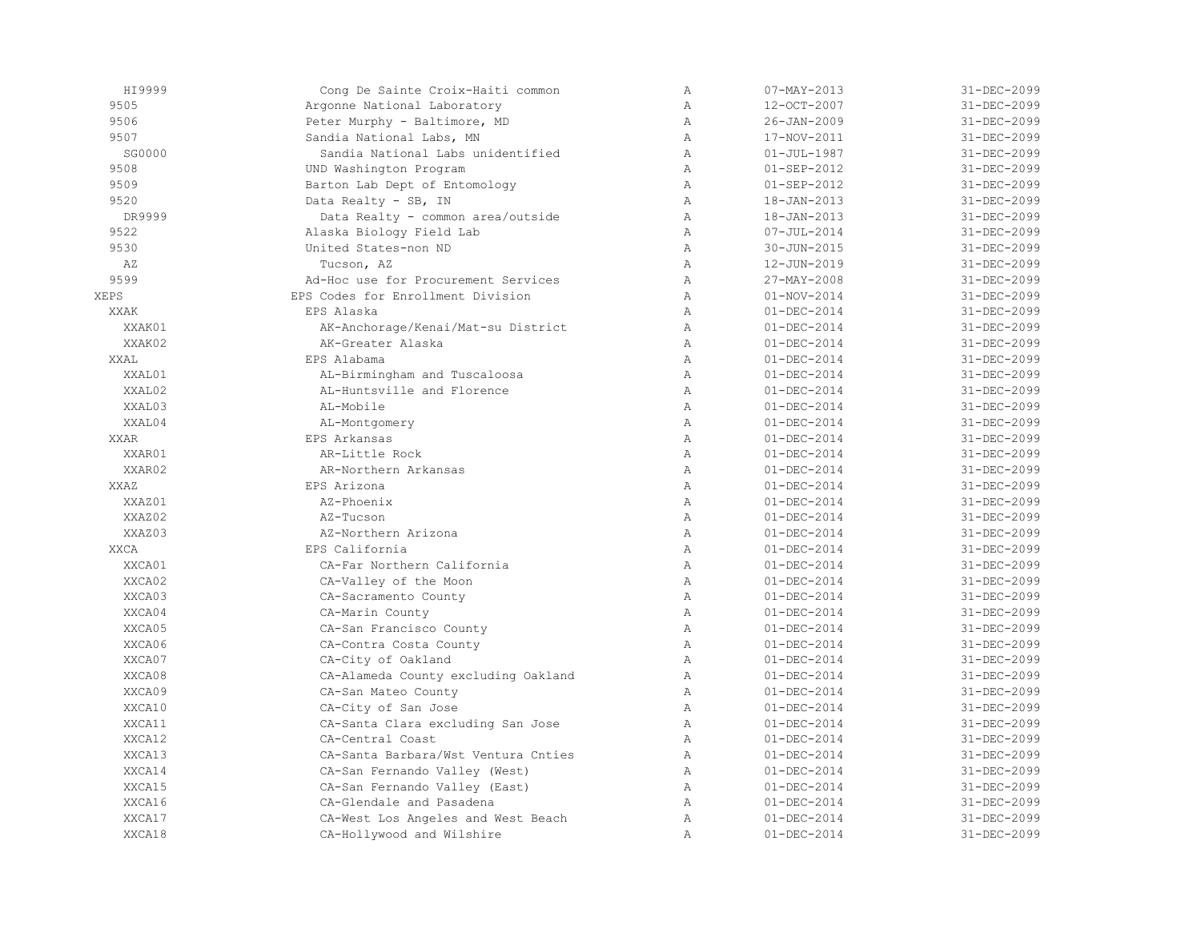| | | | | |
|---|---|---|---|---|
| HI9999 | Cong De Sainte Croix-Haiti common | A | 07-MAY-2013 | 31-DEC-2099 |
| 9505 | Argonne National Laboratory | A | 12-OCT-2007 | 31-DEC-2099 |
| 9506 | Peter Murphy - Baltimore, MD | A | 26-JAN-2009 | 31-DEC-2099 |
| 9507 | Sandia National Labs, MN | A | 17-NOV-2011 | 31-DEC-2099 |
| SG0000 | Sandia National Labs unidentified | A | 01-JUL-1987 | 31-DEC-2099 |
| 9508 | UND Washington Program | A | 01-SEP-2012 | 31-DEC-2099 |
| 9509 | Barton Lab Dept of Entomology | A | 01-SEP-2012 | 31-DEC-2099 |
| 9520 | Data Realty - SB, IN | A | 18-JAN-2013 | 31-DEC-2099 |
| DR9999 | Data Realty - common area/outside | A | 18-JAN-2013 | 31-DEC-2099 |
| 9522 | Alaska Biology Field Lab | A | 07-JUL-2014 | 31-DEC-2099 |
| 9530 | United States-non ND | A | 30-JUN-2015 | 31-DEC-2099 |
| AZ | Tucson, AZ | A | 12-JUN-2019 | 31-DEC-2099 |
| 9599 | Ad-Hoc use for Procurement Services | A | 27-MAY-2008 | 31-DEC-2099 |
| XEPS | EPS Codes for Enrollment Division | A | 01-NOV-2014 | 31-DEC-2099 |
| XXAK | EPS Alaska | A | 01-DEC-2014 | 31-DEC-2099 |
| XXAK01 | AK-Anchorage/Kenai/Mat-su District | A | 01-DEC-2014 | 31-DEC-2099 |
| XXAK02 | AK-Greater Alaska | A | 01-DEC-2014 | 31-DEC-2099 |
| XXAL | EPS Alabama | A | 01-DEC-2014 | 31-DEC-2099 |
| XXAL01 | AL-Birmingham and Tuscaloosa | A | 01-DEC-2014 | 31-DEC-2099 |
| XXAL02 | AL-Huntsville and Florence | A | 01-DEC-2014 | 31-DEC-2099 |
| XXAL03 | AL-Mobile | A | 01-DEC-2014 | 31-DEC-2099 |
| XXAL04 | AL-Montgomery | A | 01-DEC-2014 | 31-DEC-2099 |
| XXAR | EPS Arkansas | A | 01-DEC-2014 | 31-DEC-2099 |
| XXAR01 | AR-Little Rock | A | 01-DEC-2014 | 31-DEC-2099 |
| XXAR02 | AR-Northern Arkansas | A | 01-DEC-2014 | 31-DEC-2099 |
| XXAZ | EPS Arizona | A | 01-DEC-2014 | 31-DEC-2099 |
| XXAZ01 | AZ-Phoenix | A | 01-DEC-2014 | 31-DEC-2099 |
| XXAZ02 | AZ-Tucson | A | 01-DEC-2014 | 31-DEC-2099 |
| XXAZ03 | AZ-Northern Arizona | A | 01-DEC-2014 | 31-DEC-2099 |
| XXCA | EPS California | A | 01-DEC-2014 | 31-DEC-2099 |
| XXCA01 | CA-Far Northern California | A | 01-DEC-2014 | 31-DEC-2099 |
| XXCA02 | CA-Valley of the Moon | A | 01-DEC-2014 | 31-DEC-2099 |
| XXCA03 | CA-Sacramento County | A | 01-DEC-2014 | 31-DEC-2099 |
| XXCA04 | CA-Marin County | A | 01-DEC-2014 | 31-DEC-2099 |
| XXCA05 | CA-San Francisco County | A | 01-DEC-2014 | 31-DEC-2099 |
| XXCA06 | CA-Contra Costa County | A | 01-DEC-2014 | 31-DEC-2099 |
| XXCA07 | CA-City of Oakland | A | 01-DEC-2014 | 31-DEC-2099 |
| XXCA08 | CA-Alameda County excluding Oakland | A | 01-DEC-2014 | 31-DEC-2099 |
| XXCA09 | CA-San Mateo County | A | 01-DEC-2014 | 31-DEC-2099 |
| XXCA10 | CA-City of San Jose | A | 01-DEC-2014 | 31-DEC-2099 |
| XXCA11 | CA-Santa Clara excluding San Jose | A | 01-DEC-2014 | 31-DEC-2099 |
| XXCA12 | CA-Central Coast | A | 01-DEC-2014 | 31-DEC-2099 |
| XXCA13 | CA-Santa Barbara/Wst Ventura Cnties | A | 01-DEC-2014 | 31-DEC-2099 |
| XXCA14 | CA-San Fernando Valley (West) | A | 01-DEC-2014 | 31-DEC-2099 |
| XXCA15 | CA-San Fernando Valley (East) | A | 01-DEC-2014 | 31-DEC-2099 |
| XXCA16 | CA-Glendale and Pasadena | A | 01-DEC-2014 | 31-DEC-2099 |
| XXCA17 | CA-West Los Angeles and West Beach | A | 01-DEC-2014 | 31-DEC-2099 |
| XXCA18 | CA-Hollywood and Wilshire | A | 01-DEC-2014 | 31-DEC-2099 |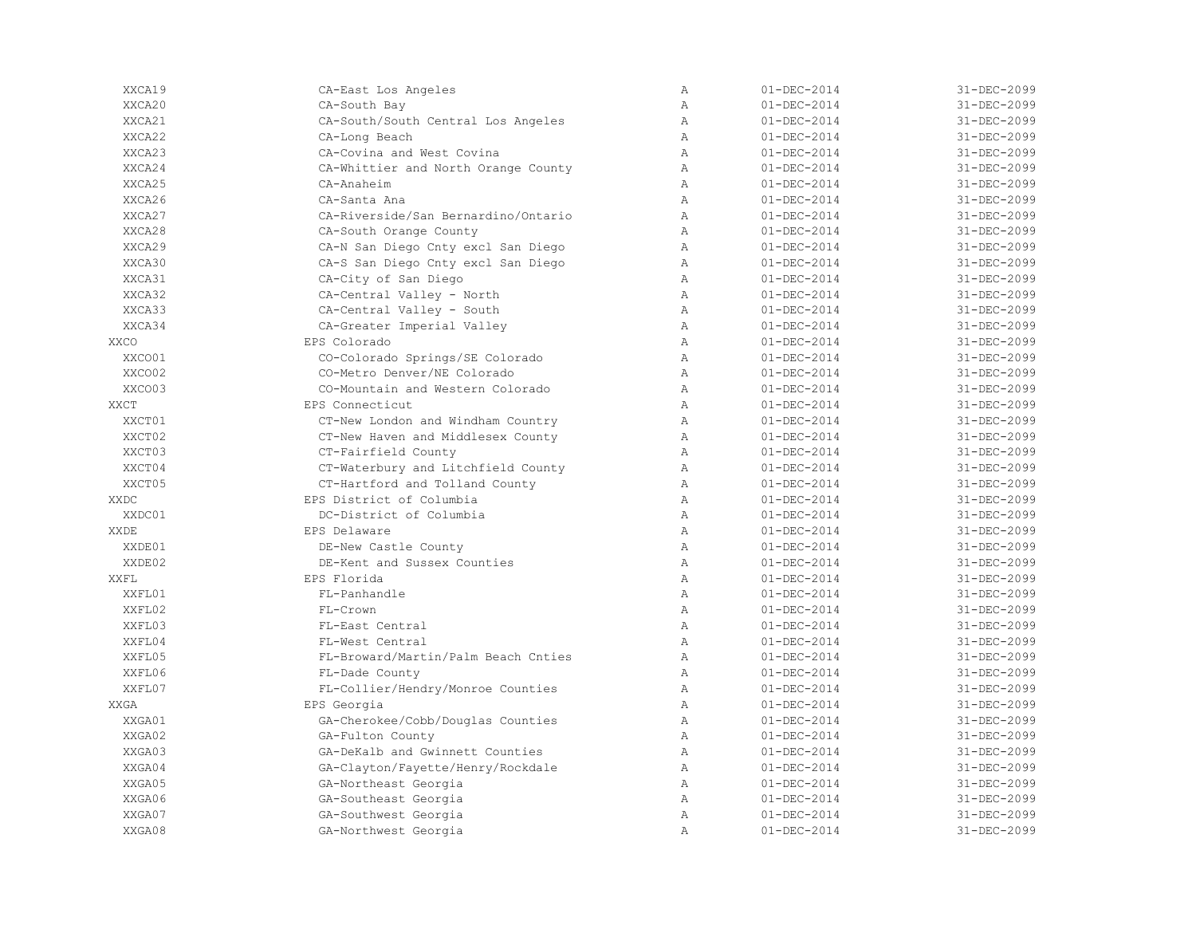| | | | | |
|---|---|---|---|---|
| XXCA19 | CA-East Los Angeles | A | 01-DEC-2014 | 31-DEC-2099 |
| XXCA20 | CA-South Bay | A | 01-DEC-2014 | 31-DEC-2099 |
| XXCA21 | CA-South/South Central Los Angeles | A | 01-DEC-2014 | 31-DEC-2099 |
| XXCA22 | CA-Long Beach | A | 01-DEC-2014 | 31-DEC-2099 |
| XXCA23 | CA-Covina and West Covina | A | 01-DEC-2014 | 31-DEC-2099 |
| XXCA24 | CA-Whittier and North Orange County | A | 01-DEC-2014 | 31-DEC-2099 |
| XXCA25 | CA-Anaheim | A | 01-DEC-2014 | 31-DEC-2099 |
| XXCA26 | CA-Santa Ana | A | 01-DEC-2014 | 31-DEC-2099 |
| XXCA27 | CA-Riverside/San Bernardino/Ontario | A | 01-DEC-2014 | 31-DEC-2099 |
| XXCA28 | CA-South Orange County | A | 01-DEC-2014 | 31-DEC-2099 |
| XXCA29 | CA-N San Diego Cnty excl San Diego | A | 01-DEC-2014 | 31-DEC-2099 |
| XXCA30 | CA-S San Diego Cnty excl San Diego | A | 01-DEC-2014 | 31-DEC-2099 |
| XXCA31 | CA-City of San Diego | A | 01-DEC-2014 | 31-DEC-2099 |
| XXCA32 | CA-Central Valley - North | A | 01-DEC-2014 | 31-DEC-2099 |
| XXCA33 | CA-Central Valley - South | A | 01-DEC-2014 | 31-DEC-2099 |
| XXCA34 | CA-Greater Imperial Valley | A | 01-DEC-2014 | 31-DEC-2099 |
| XXCO | EPS Colorado | A | 01-DEC-2014 | 31-DEC-2099 |
| XXCO01 | CO-Colorado Springs/SE Colorado | A | 01-DEC-2014 | 31-DEC-2099 |
| XXCO02 | CO-Metro Denver/NE Colorado | A | 01-DEC-2014 | 31-DEC-2099 |
| XXCO03 | CO-Mountain and Western Colorado | A | 01-DEC-2014 | 31-DEC-2099 |
| XXCT | EPS Connecticut | A | 01-DEC-2014 | 31-DEC-2099 |
| XXCT01 | CT-New London and Windham Country | A | 01-DEC-2014 | 31-DEC-2099 |
| XXCT02 | CT-New Haven and Middlesex County | A | 01-DEC-2014 | 31-DEC-2099 |
| XXCT03 | CT-Fairfield County | A | 01-DEC-2014 | 31-DEC-2099 |
| XXCT04 | CT-Waterbury and Litchfield County | A | 01-DEC-2014 | 31-DEC-2099 |
| XXCT05 | CT-Hartford and Tolland County | A | 01-DEC-2014 | 31-DEC-2099 |
| XXDC | EPS District of Columbia | A | 01-DEC-2014 | 31-DEC-2099 |
| XXDC01 | DC-District of Columbia | A | 01-DEC-2014 | 31-DEC-2099 |
| XXDE | EPS Delaware | A | 01-DEC-2014 | 31-DEC-2099 |
| XXDE01 | DE-New Castle County | A | 01-DEC-2014 | 31-DEC-2099 |
| XXDE02 | DE-Kent and Sussex Counties | A | 01-DEC-2014 | 31-DEC-2099 |
| XXFL | EPS Florida | A | 01-DEC-2014 | 31-DEC-2099 |
| XXFL01 | FL-Panhandle | A | 01-DEC-2014 | 31-DEC-2099 |
| XXFL02 | FL-Crown | A | 01-DEC-2014 | 31-DEC-2099 |
| XXFL03 | FL-East Central | A | 01-DEC-2014 | 31-DEC-2099 |
| XXFL04 | FL-West Central | A | 01-DEC-2014 | 31-DEC-2099 |
| XXFL05 | FL-Broward/Martin/Palm Beach Cnties | A | 01-DEC-2014 | 31-DEC-2099 |
| XXFL06 | FL-Dade County | A | 01-DEC-2014 | 31-DEC-2099 |
| XXFL07 | FL-Collier/Hendry/Monroe Counties | A | 01-DEC-2014 | 31-DEC-2099 |
| XXGA | EPS Georgia | A | 01-DEC-2014 | 31-DEC-2099 |
| XXGA01 | GA-Cherokee/Cobb/Douglas Counties | A | 01-DEC-2014 | 31-DEC-2099 |
| XXGA02 | GA-Fulton County | A | 01-DEC-2014 | 31-DEC-2099 |
| XXGA03 | GA-DeKalb and Gwinnett Counties | A | 01-DEC-2014 | 31-DEC-2099 |
| XXGA04 | GA-Clayton/Fayette/Henry/Rockdale | A | 01-DEC-2014 | 31-DEC-2099 |
| XXGA05 | GA-Northeast Georgia | A | 01-DEC-2014 | 31-DEC-2099 |
| XXGA06 | GA-Southeast Georgia | A | 01-DEC-2014 | 31-DEC-2099 |
| XXGA07 | GA-Southwest Georgia | A | 01-DEC-2014 | 31-DEC-2099 |
| XXGA08 | GA-Northwest Georgia | A | 01-DEC-2014 | 31-DEC-2099 |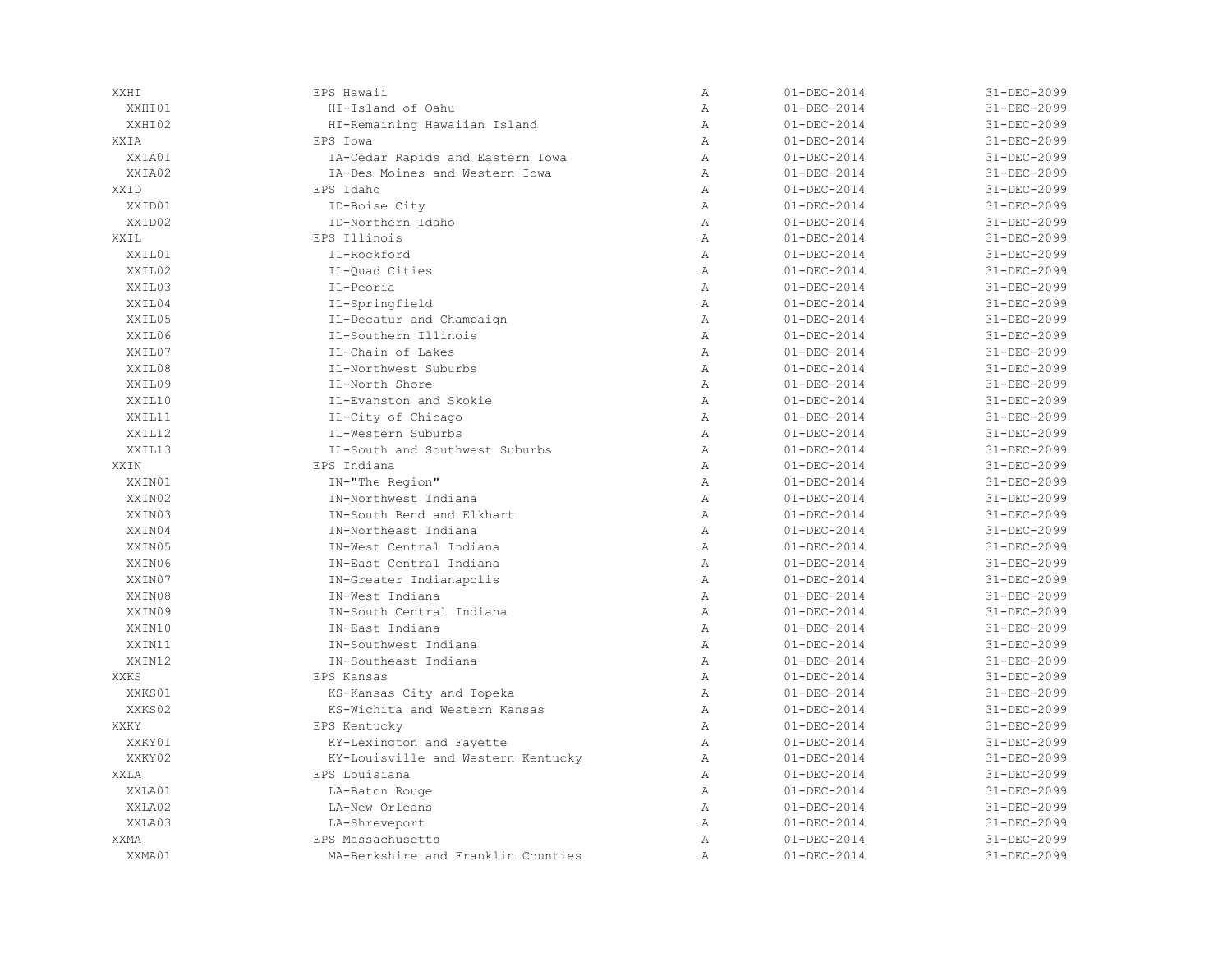| | | | | |
|---|---|---|---|---|
| XXHI | EPS Hawaii | A | 01-DEC-2014 | 31-DEC-2099 |
| XXHI01 | HI-Island of Oahu | A | 01-DEC-2014 | 31-DEC-2099 |
| XXHI02 | HI-Remaining Hawaiian Island | A | 01-DEC-2014 | 31-DEC-2099 |
| XXIA | EPS Iowa | A | 01-DEC-2014 | 31-DEC-2099 |
| XXIA01 | IA-Cedar Rapids and Eastern Iowa | A | 01-DEC-2014 | 31-DEC-2099 |
| XXIA02 | IA-Des Moines and Western Iowa | A | 01-DEC-2014 | 31-DEC-2099 |
| XXID | EPS Idaho | A | 01-DEC-2014 | 31-DEC-2099 |
| XXID01 | ID-Boise City | A | 01-DEC-2014 | 31-DEC-2099 |
| XXID02 | ID-Northern Idaho | A | 01-DEC-2014 | 31-DEC-2099 |
| XXIL | EPS Illinois | A | 01-DEC-2014 | 31-DEC-2099 |
| XXIL01 | IL-Rockford | A | 01-DEC-2014 | 31-DEC-2099 |
| XXIL02 | IL-Quad Cities | A | 01-DEC-2014 | 31-DEC-2099 |
| XXIL03 | IL-Peoria | A | 01-DEC-2014 | 31-DEC-2099 |
| XXIL04 | IL-Springfield | A | 01-DEC-2014 | 31-DEC-2099 |
| XXIL05 | IL-Decatur and Champaign | A | 01-DEC-2014 | 31-DEC-2099 |
| XXIL06 | IL-Southern Illinois | A | 01-DEC-2014 | 31-DEC-2099 |
| XXIL07 | IL-Chain of Lakes | A | 01-DEC-2014 | 31-DEC-2099 |
| XXIL08 | IL-Northwest Suburbs | A | 01-DEC-2014 | 31-DEC-2099 |
| XXIL09 | IL-North Shore | A | 01-DEC-2014 | 31-DEC-2099 |
| XXIL10 | IL-Evanston and Skokie | A | 01-DEC-2014 | 31-DEC-2099 |
| XXIL11 | IL-City of Chicago | A | 01-DEC-2014 | 31-DEC-2099 |
| XXIL12 | IL-Western Suburbs | A | 01-DEC-2014 | 31-DEC-2099 |
| XXIL13 | IL-South and Southwest Suburbs | A | 01-DEC-2014 | 31-DEC-2099 |
| XXIN | EPS Indiana | A | 01-DEC-2014 | 31-DEC-2099 |
| XXIN01 | IN-"The Region" | A | 01-DEC-2014 | 31-DEC-2099 |
| XXIN02 | IN-Northwest Indiana | A | 01-DEC-2014 | 31-DEC-2099 |
| XXIN03 | IN-South Bend and Elkhart | A | 01-DEC-2014 | 31-DEC-2099 |
| XXIN04 | IN-Northeast Indiana | A | 01-DEC-2014 | 31-DEC-2099 |
| XXIN05 | IN-West Central Indiana | A | 01-DEC-2014 | 31-DEC-2099 |
| XXIN06 | IN-East Central Indiana | A | 01-DEC-2014 | 31-DEC-2099 |
| XXIN07 | IN-Greater Indianapolis | A | 01-DEC-2014 | 31-DEC-2099 |
| XXIN08 | IN-West Indiana | A | 01-DEC-2014 | 31-DEC-2099 |
| XXIN09 | IN-South Central Indiana | A | 01-DEC-2014 | 31-DEC-2099 |
| XXIN10 | IN-East Indiana | A | 01-DEC-2014 | 31-DEC-2099 |
| XXIN11 | IN-Southwest Indiana | A | 01-DEC-2014 | 31-DEC-2099 |
| XXIN12 | IN-Southeast Indiana | A | 01-DEC-2014 | 31-DEC-2099 |
| XXKS | EPS Kansas | A | 01-DEC-2014 | 31-DEC-2099 |
| XXKS01 | KS-Kansas City and Topeka | A | 01-DEC-2014 | 31-DEC-2099 |
| XXKS02 | KS-Wichita and Western Kansas | A | 01-DEC-2014 | 31-DEC-2099 |
| XXKY | EPS Kentucky | A | 01-DEC-2014 | 31-DEC-2099 |
| XXKY01 | KY-Lexington and Fayette | A | 01-DEC-2014 | 31-DEC-2099 |
| XXKY02 | KY-Louisville and Western Kentucky | A | 01-DEC-2014 | 31-DEC-2099 |
| XXLA | EPS Louisiana | A | 01-DEC-2014 | 31-DEC-2099 |
| XXLA01 | LA-Baton Rouge | A | 01-DEC-2014 | 31-DEC-2099 |
| XXLA02 | LA-New Orleans | A | 01-DEC-2014 | 31-DEC-2099 |
| XXLA03 | LA-Shreveport | A | 01-DEC-2014 | 31-DEC-2099 |
| XXMA | EPS Massachusetts | A | 01-DEC-2014 | 31-DEC-2099 |
| XXMA01 | MA-Berkshire and Franklin Counties | A | 01-DEC-2014 | 31-DEC-2099 |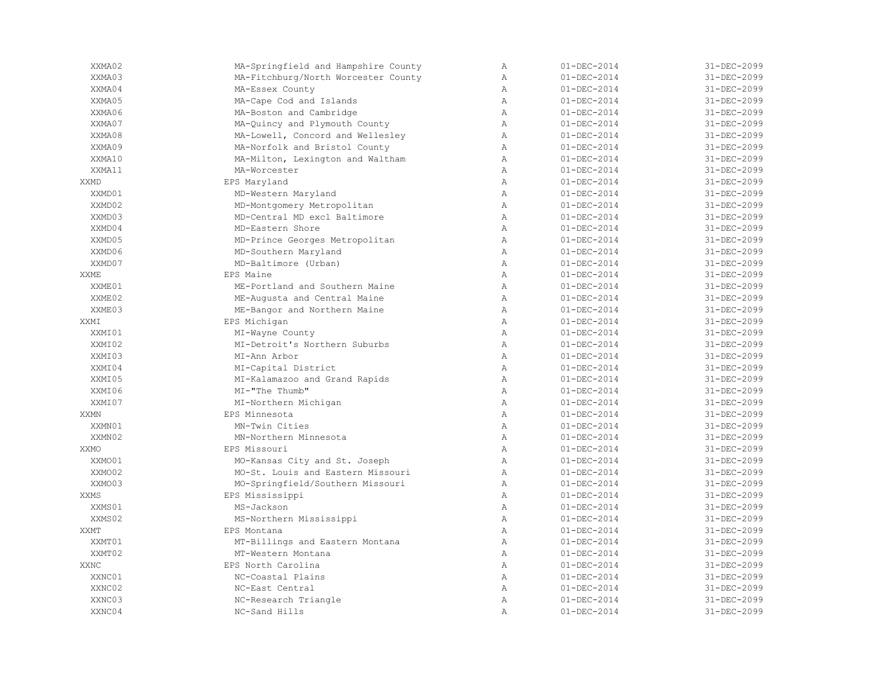| | | | | |
|---|---|---|---|---|
| XXMA02 | MA-Springfield and Hampshire County | A | 01-DEC-2014 | 31-DEC-2099 |
| XXMA03 | MA-Fitchburg/North Worcester County | A | 01-DEC-2014 | 31-DEC-2099 |
| XXMA04 | MA-Essex County | A | 01-DEC-2014 | 31-DEC-2099 |
| XXMA05 | MA-Cape Cod and Islands | A | 01-DEC-2014 | 31-DEC-2099 |
| XXMA06 | MA-Boston and Cambridge | A | 01-DEC-2014 | 31-DEC-2099 |
| XXMA07 | MA-Quincy and Plymouth County | A | 01-DEC-2014 | 31-DEC-2099 |
| XXMA08 | MA-Lowell, Concord and Wellesley | A | 01-DEC-2014 | 31-DEC-2099 |
| XXMA09 | MA-Norfolk and Bristol County | A | 01-DEC-2014 | 31-DEC-2099 |
| XXMA10 | MA-Milton, Lexington and Waltham | A | 01-DEC-2014 | 31-DEC-2099 |
| XXMA11 | MA-Worcester | A | 01-DEC-2014 | 31-DEC-2099 |
| XXMD | EPS Maryland | A | 01-DEC-2014 | 31-DEC-2099 |
| XXMD01 | MD-Western Maryland | A | 01-DEC-2014 | 31-DEC-2099 |
| XXMD02 | MD-Montgomery Metropolitan | A | 01-DEC-2014 | 31-DEC-2099 |
| XXMD03 | MD-Central MD excl Baltimore | A | 01-DEC-2014 | 31-DEC-2099 |
| XXMD04 | MD-Eastern Shore | A | 01-DEC-2014 | 31-DEC-2099 |
| XXMD05 | MD-Prince Georges Metropolitan | A | 01-DEC-2014 | 31-DEC-2099 |
| XXMD06 | MD-Southern Maryland | A | 01-DEC-2014 | 31-DEC-2099 |
| XXMD07 | MD-Baltimore (Urban) | A | 01-DEC-2014 | 31-DEC-2099 |
| XXME | EPS Maine | A | 01-DEC-2014 | 31-DEC-2099 |
| XXME01 | ME-Portland and Southern Maine | A | 01-DEC-2014 | 31-DEC-2099 |
| XXME02 | ME-Augusta and Central Maine | A | 01-DEC-2014 | 31-DEC-2099 |
| XXME03 | ME-Bangor and Northern Maine | A | 01-DEC-2014 | 31-DEC-2099 |
| XXMI | EPS Michigan | A | 01-DEC-2014 | 31-DEC-2099 |
| XXMI01 | MI-Wayne County | A | 01-DEC-2014 | 31-DEC-2099 |
| XXMI02 | MI-Detroit's Northern Suburbs | A | 01-DEC-2014 | 31-DEC-2099 |
| XXMI03 | MI-Ann Arbor | A | 01-DEC-2014 | 31-DEC-2099 |
| XXMI04 | MI-Capital District | A | 01-DEC-2014 | 31-DEC-2099 |
| XXMI05 | MI-Kalamazoo and Grand Rapids | A | 01-DEC-2014 | 31-DEC-2099 |
| XXMI06 | MI-"The Thumb" | A | 01-DEC-2014 | 31-DEC-2099 |
| XXMI07 | MI-Northern Michigan | A | 01-DEC-2014 | 31-DEC-2099 |
| XXMN | EPS Minnesota | A | 01-DEC-2014 | 31-DEC-2099 |
| XXMN01 | MN-Twin Cities | A | 01-DEC-2014 | 31-DEC-2099 |
| XXMN02 | MN-Northern Minnesota | A | 01-DEC-2014 | 31-DEC-2099 |
| XXMO | EPS Missouri | A | 01-DEC-2014 | 31-DEC-2099 |
| XXMO01 | MO-Kansas City and St. Joseph | A | 01-DEC-2014 | 31-DEC-2099 |
| XXMO02 | MO-St. Louis and Eastern Missouri | A | 01-DEC-2014 | 31-DEC-2099 |
| XXMO03 | MO-Springfield/Southern Missouri | A | 01-DEC-2014 | 31-DEC-2099 |
| XXMS | EPS Mississippi | A | 01-DEC-2014 | 31-DEC-2099 |
| XXMS01 | MS-Jackson | A | 01-DEC-2014 | 31-DEC-2099 |
| XXMS02 | MS-Northern Mississippi | A | 01-DEC-2014 | 31-DEC-2099 |
| XXMT | EPS Montana | A | 01-DEC-2014 | 31-DEC-2099 |
| XXMT01 | MT-Billings and Eastern Montana | A | 01-DEC-2014 | 31-DEC-2099 |
| XXMT02 | MT-Western Montana | A | 01-DEC-2014 | 31-DEC-2099 |
| XXNC | EPS North Carolina | A | 01-DEC-2014 | 31-DEC-2099 |
| XXNC01 | NC-Coastal Plains | A | 01-DEC-2014 | 31-DEC-2099 |
| XXNC02 | NC-East Central | A | 01-DEC-2014 | 31-DEC-2099 |
| XXNC03 | NC-Research Triangle | A | 01-DEC-2014 | 31-DEC-2099 |
| XXNC04 | NC-Sand Hills | A | 01-DEC-2014 | 31-DEC-2099 |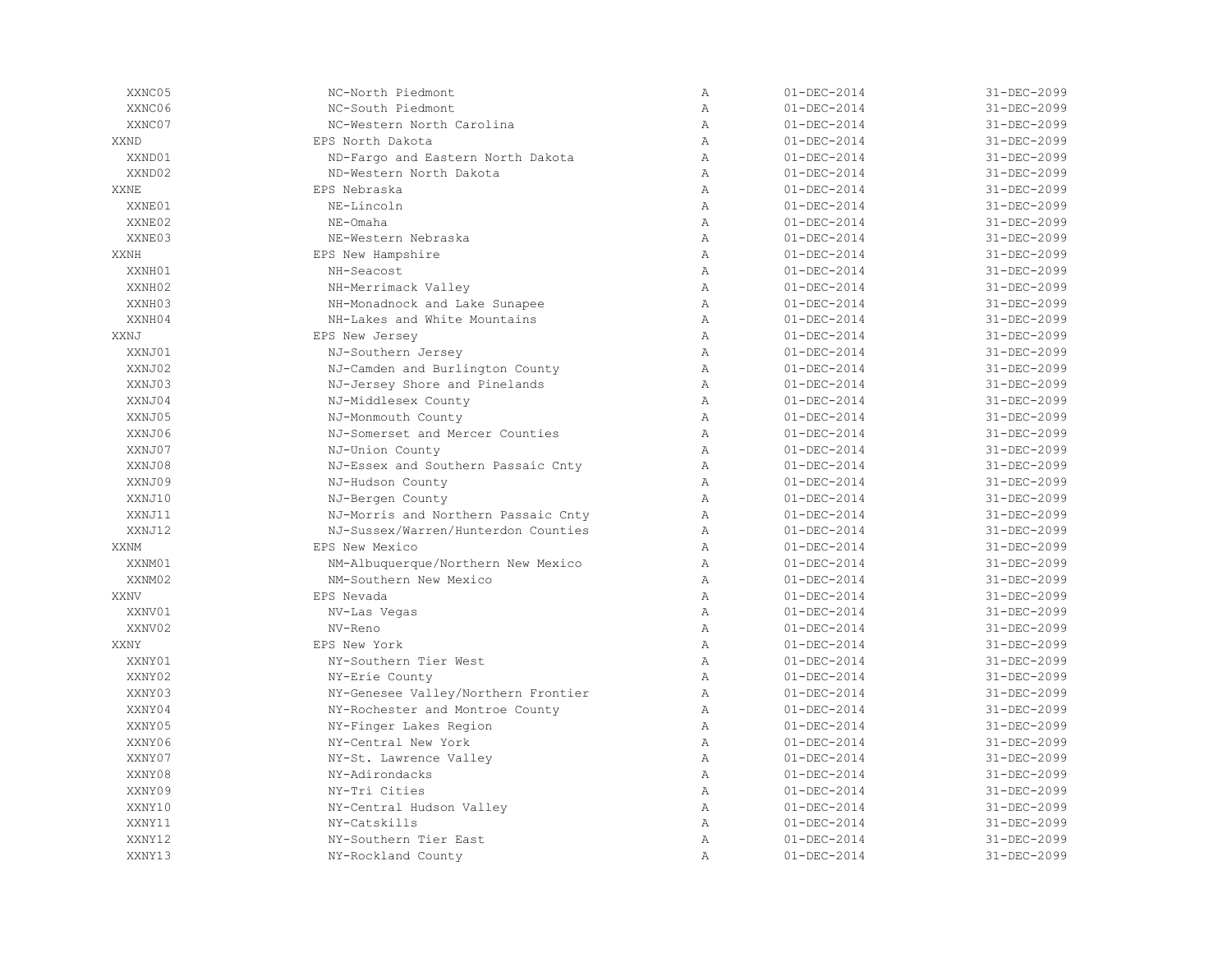| | | | | |
|---|---|---|---|---|
| XXNC05 | NC-North Piedmont | A | 01-DEC-2014 | 31-DEC-2099 |
| XXNC06 | NC-South Piedmont | A | 01-DEC-2014 | 31-DEC-2099 |
| XXNC07 | NC-Western North Carolina | A | 01-DEC-2014 | 31-DEC-2099 |
| XXND | EPS North Dakota | A | 01-DEC-2014 | 31-DEC-2099 |
| XXND01 | ND-Fargo and Eastern North Dakota | A | 01-DEC-2014 | 31-DEC-2099 |
| XXND02 | ND-Western North Dakota | A | 01-DEC-2014 | 31-DEC-2099 |
| XXNE | EPS Nebraska | A | 01-DEC-2014 | 31-DEC-2099 |
| XXNE01 | NE-Lincoln | A | 01-DEC-2014 | 31-DEC-2099 |
| XXNE02 | NE-Omaha | A | 01-DEC-2014 | 31-DEC-2099 |
| XXNE03 | NE-Western Nebraska | A | 01-DEC-2014 | 31-DEC-2099 |
| XXNH | EPS New Hampshire | A | 01-DEC-2014 | 31-DEC-2099 |
| XXNH01 | NH-Seacost | A | 01-DEC-2014 | 31-DEC-2099 |
| XXNH02 | NH-Merrimack Valley | A | 01-DEC-2014 | 31-DEC-2099 |
| XXNH03 | NH-Monadnock and Lake Sunapee | A | 01-DEC-2014 | 31-DEC-2099 |
| XXNH04 | NH-Lakes and White Mountains | A | 01-DEC-2014 | 31-DEC-2099 |
| XXNJ | EPS New Jersey | A | 01-DEC-2014 | 31-DEC-2099 |
| XXNJ01 | NJ-Southern Jersey | A | 01-DEC-2014 | 31-DEC-2099 |
| XXNJ02 | NJ-Camden and Burlington County | A | 01-DEC-2014 | 31-DEC-2099 |
| XXNJ03 | NJ-Jersey Shore and Pinelands | A | 01-DEC-2014 | 31-DEC-2099 |
| XXNJ04 | NJ-Middlesex County | A | 01-DEC-2014 | 31-DEC-2099 |
| XXNJ05 | NJ-Monmouth County | A | 01-DEC-2014 | 31-DEC-2099 |
| XXNJ06 | NJ-Somerset and Mercer Counties | A | 01-DEC-2014 | 31-DEC-2099 |
| XXNJ07 | NJ-Union County | A | 01-DEC-2014 | 31-DEC-2099 |
| XXNJ08 | NJ-Essex and Southern Passaic Cnty | A | 01-DEC-2014 | 31-DEC-2099 |
| XXNJ09 | NJ-Hudson County | A | 01-DEC-2014 | 31-DEC-2099 |
| XXNJ10 | NJ-Bergen County | A | 01-DEC-2014 | 31-DEC-2099 |
| XXNJ11 | NJ-Morris and Northern Passaic Cnty | A | 01-DEC-2014 | 31-DEC-2099 |
| XXNJ12 | NJ-Sussex/Warren/Hunterdon Counties | A | 01-DEC-2014 | 31-DEC-2099 |
| XXNM | EPS New Mexico | A | 01-DEC-2014 | 31-DEC-2099 |
| XXNM01 | NM-Albuquerque/Northern New Mexico | A | 01-DEC-2014 | 31-DEC-2099 |
| XXNM02 | NM-Southern New Mexico | A | 01-DEC-2014 | 31-DEC-2099 |
| XXNV | EPS Nevada | A | 01-DEC-2014 | 31-DEC-2099 |
| XXNV01 | NV-Las Vegas | A | 01-DEC-2014 | 31-DEC-2099 |
| XXNV02 | NV-Reno | A | 01-DEC-2014 | 31-DEC-2099 |
| XXNY | EPS New York | A | 01-DEC-2014 | 31-DEC-2099 |
| XXNY01 | NY-Southern Tier West | A | 01-DEC-2014 | 31-DEC-2099 |
| XXNY02 | NY-Erie County | A | 01-DEC-2014 | 31-DEC-2099 |
| XXNY03 | NY-Genesee Valley/Northern Frontier | A | 01-DEC-2014 | 31-DEC-2099 |
| XXNY04 | NY-Rochester and Montroe County | A | 01-DEC-2014 | 31-DEC-2099 |
| XXNY05 | NY-Finger Lakes Region | A | 01-DEC-2014 | 31-DEC-2099 |
| XXNY06 | NY-Central New York | A | 01-DEC-2014 | 31-DEC-2099 |
| XXNY07 | NY-St. Lawrence Valley | A | 01-DEC-2014 | 31-DEC-2099 |
| XXNY08 | NY-Adirondacks | A | 01-DEC-2014 | 31-DEC-2099 |
| XXNY09 | NY-Tri Cities | A | 01-DEC-2014 | 31-DEC-2099 |
| XXNY10 | NY-Central Hudson Valley | A | 01-DEC-2014 | 31-DEC-2099 |
| XXNY11 | NY-Catskills | A | 01-DEC-2014 | 31-DEC-2099 |
| XXNY12 | NY-Southern Tier East | A | 01-DEC-2014 | 31-DEC-2099 |
| XXNY13 | NY-Rockland County | A | 01-DEC-2014 | 31-DEC-2099 |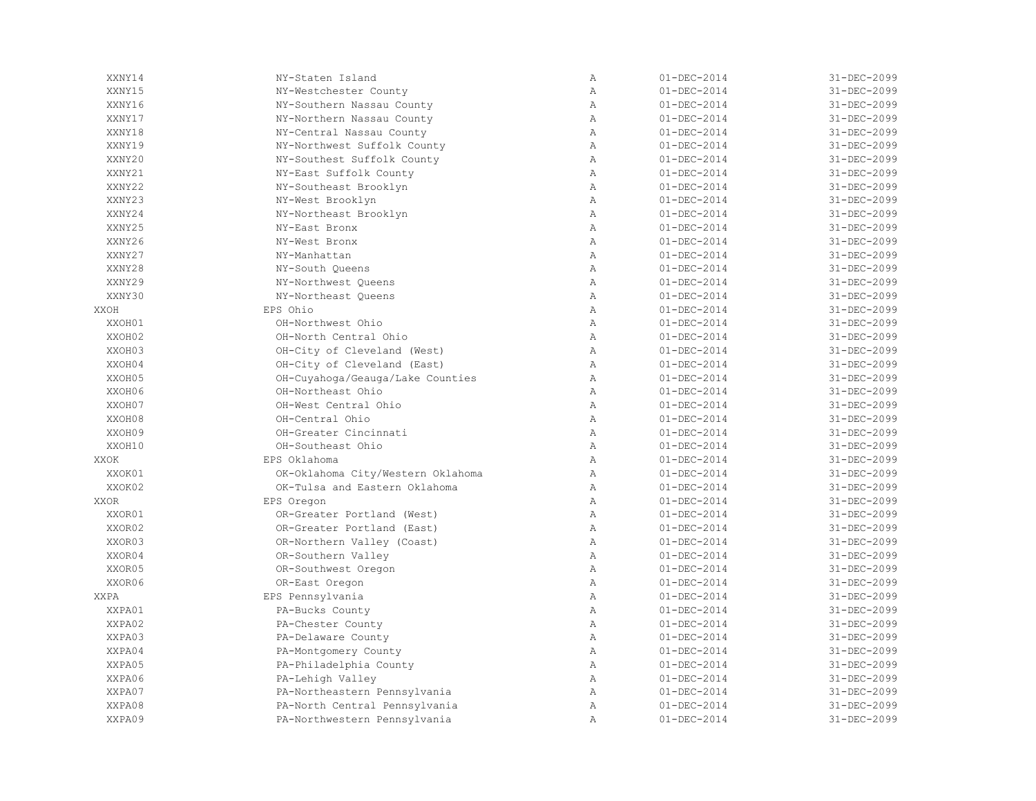| | | | | |
|---|---|---|---|---|
| XXNY14 | NY-Staten Island | A | 01-DEC-2014 | 31-DEC-2099 |
| XXNY15 | NY-Westchester County | A | 01-DEC-2014 | 31-DEC-2099 |
| XXNY16 | NY-Southern Nassau County | A | 01-DEC-2014 | 31-DEC-2099 |
| XXNY17 | NY-Northern Nassau County | A | 01-DEC-2014 | 31-DEC-2099 |
| XXNY18 | NY-Central Nassau County | A | 01-DEC-2014 | 31-DEC-2099 |
| XXNY19 | NY-Northwest Suffolk County | A | 01-DEC-2014 | 31-DEC-2099 |
| XXNY20 | NY-Southest Suffolk County | A | 01-DEC-2014 | 31-DEC-2099 |
| XXNY21 | NY-East Suffolk County | A | 01-DEC-2014 | 31-DEC-2099 |
| XXNY22 | NY-Southeast Brooklyn | A | 01-DEC-2014 | 31-DEC-2099 |
| XXNY23 | NY-West Brooklyn | A | 01-DEC-2014 | 31-DEC-2099 |
| XXNY24 | NY-Northeast Brooklyn | A | 01-DEC-2014 | 31-DEC-2099 |
| XXNY25 | NY-East Bronx | A | 01-DEC-2014 | 31-DEC-2099 |
| XXNY26 | NY-West Bronx | A | 01-DEC-2014 | 31-DEC-2099 |
| XXNY27 | NY-Manhattan | A | 01-DEC-2014 | 31-DEC-2099 |
| XXNY28 | NY-South Queens | A | 01-DEC-2014 | 31-DEC-2099 |
| XXNY29 | NY-Northwest Queens | A | 01-DEC-2014 | 31-DEC-2099 |
| XXNY30 | NY-Northeast Queens | A | 01-DEC-2014 | 31-DEC-2099 |
| XXOH | EPS Ohio | A | 01-DEC-2014 | 31-DEC-2099 |
| XXOH01 | OH-Northwest Ohio | A | 01-DEC-2014 | 31-DEC-2099 |
| XXOH02 | OH-North Central Ohio | A | 01-DEC-2014 | 31-DEC-2099 |
| XXOH03 | OH-City of Cleveland (West) | A | 01-DEC-2014 | 31-DEC-2099 |
| XXOH04 | OH-City of Cleveland (East) | A | 01-DEC-2014 | 31-DEC-2099 |
| XXOH05 | OH-Cuyahoga/Geauga/Lake Counties | A | 01-DEC-2014 | 31-DEC-2099 |
| XXOH06 | OH-Northeast Ohio | A | 01-DEC-2014 | 31-DEC-2099 |
| XXOH07 | OH-West Central Ohio | A | 01-DEC-2014 | 31-DEC-2099 |
| XXOH08 | OH-Central Ohio | A | 01-DEC-2014 | 31-DEC-2099 |
| XXOH09 | OH-Greater Cincinnati | A | 01-DEC-2014 | 31-DEC-2099 |
| XXOH10 | OH-Southeast Ohio | A | 01-DEC-2014 | 31-DEC-2099 |
| XXOK | EPS Oklahoma | A | 01-DEC-2014 | 31-DEC-2099 |
| XXOK01 | OK-Oklahoma City/Western Oklahoma | A | 01-DEC-2014 | 31-DEC-2099 |
| XXOK02 | OK-Tulsa and Eastern Oklahoma | A | 01-DEC-2014 | 31-DEC-2099 |
| XXOR | EPS Oregon | A | 01-DEC-2014 | 31-DEC-2099 |
| XXOR01 | OR-Greater Portland (West) | A | 01-DEC-2014 | 31-DEC-2099 |
| XXOR02 | OR-Greater Portland (East) | A | 01-DEC-2014 | 31-DEC-2099 |
| XXOR03 | OR-Northern Valley (Coast) | A | 01-DEC-2014 | 31-DEC-2099 |
| XXOR04 | OR-Southern Valley | A | 01-DEC-2014 | 31-DEC-2099 |
| XXOR05 | OR-Southwest Oregon | A | 01-DEC-2014 | 31-DEC-2099 |
| XXOR06 | OR-East Oregon | A | 01-DEC-2014 | 31-DEC-2099 |
| XXPA | EPS Pennsylvania | A | 01-DEC-2014 | 31-DEC-2099 |
| XXPA01 | PA-Bucks County | A | 01-DEC-2014 | 31-DEC-2099 |
| XXPA02 | PA-Chester County | A | 01-DEC-2014 | 31-DEC-2099 |
| XXPA03 | PA-Delaware County | A | 01-DEC-2014 | 31-DEC-2099 |
| XXPA04 | PA-Montgomery County | A | 01-DEC-2014 | 31-DEC-2099 |
| XXPA05 | PA-Philadelphia County | A | 01-DEC-2014 | 31-DEC-2099 |
| XXPA06 | PA-Lehigh Valley | A | 01-DEC-2014 | 31-DEC-2099 |
| XXPA07 | PA-Northeastern Pennsylvania | A | 01-DEC-2014 | 31-DEC-2099 |
| XXPA08 | PA-North Central Pennsylvania | A | 01-DEC-2014 | 31-DEC-2099 |
| XXPA09 | PA-Northwestern Pennsylvania | A | 01-DEC-2014 | 31-DEC-2099 |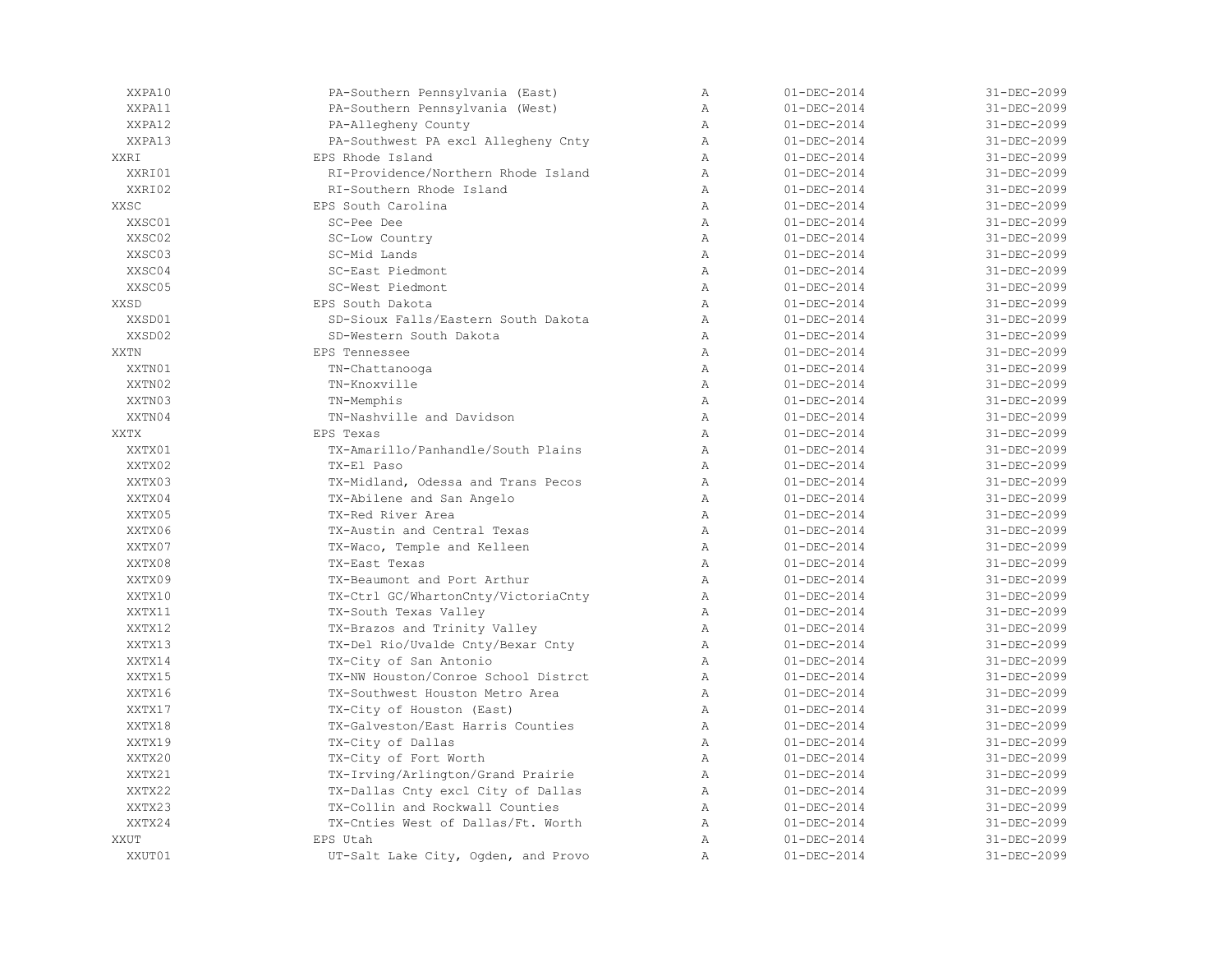| | | | | |
|---|---|---|---|---|
| XXPA10 | PA-Southern Pennsylvania (East) | A | 01-DEC-2014 | 31-DEC-2099 |
| XXPA11 | PA-Southern Pennsylvania (West) | A | 01-DEC-2014 | 31-DEC-2099 |
| XXPA12 | PA-Allegheny County | A | 01-DEC-2014 | 31-DEC-2099 |
| XXPA13 | PA-Southwest PA excl Allegheny Cnty | A | 01-DEC-2014 | 31-DEC-2099 |
| XXRI | EPS Rhode Island | A | 01-DEC-2014 | 31-DEC-2099 |
| XXRI01 | RI-Providence/Northern Rhode Island | A | 01-DEC-2014 | 31-DEC-2099 |
| XXRI02 | RI-Southern Rhode Island | A | 01-DEC-2014 | 31-DEC-2099 |
| XXSC | EPS South Carolina | A | 01-DEC-2014 | 31-DEC-2099 |
| XXSC01 | SC-Pee Dee | A | 01-DEC-2014 | 31-DEC-2099 |
| XXSC02 | SC-Low Country | A | 01-DEC-2014 | 31-DEC-2099 |
| XXSC03 | SC-Mid Lands | A | 01-DEC-2014 | 31-DEC-2099 |
| XXSC04 | SC-East Piedmont | A | 01-DEC-2014 | 31-DEC-2099 |
| XXSC05 | SC-West Piedmont | A | 01-DEC-2014 | 31-DEC-2099 |
| XXSD | EPS South Dakota | A | 01-DEC-2014 | 31-DEC-2099 |
| XXSD01 | SD-Sioux Falls/Eastern South Dakota | A | 01-DEC-2014 | 31-DEC-2099 |
| XXSD02 | SD-Western South Dakota | A | 01-DEC-2014 | 31-DEC-2099 |
| XXTN | EPS Tennessee | A | 01-DEC-2014 | 31-DEC-2099 |
| XXTN01 | TN-Chattanooga | A | 01-DEC-2014 | 31-DEC-2099 |
| XXTN02 | TN-Knoxville | A | 01-DEC-2014 | 31-DEC-2099 |
| XXTN03 | TN-Memphis | A | 01-DEC-2014 | 31-DEC-2099 |
| XXTN04 | TN-Nashville and Davidson | A | 01-DEC-2014 | 31-DEC-2099 |
| XXTX | EPS Texas | A | 01-DEC-2014 | 31-DEC-2099 |
| XXTX01 | TX-Amarillo/Panhandle/South Plains | A | 01-DEC-2014 | 31-DEC-2099 |
| XXTX02 | TX-El Paso | A | 01-DEC-2014 | 31-DEC-2099 |
| XXTX03 | TX-Midland, Odessa and Trans Pecos | A | 01-DEC-2014 | 31-DEC-2099 |
| XXTX04 | TX-Abilene and San Angelo | A | 01-DEC-2014 | 31-DEC-2099 |
| XXTX05 | TX-Red River Area | A | 01-DEC-2014 | 31-DEC-2099 |
| XXTX06 | TX-Austin and Central Texas | A | 01-DEC-2014 | 31-DEC-2099 |
| XXTX07 | TX-Waco, Temple and Kelleen | A | 01-DEC-2014 | 31-DEC-2099 |
| XXTX08 | TX-East Texas | A | 01-DEC-2014 | 31-DEC-2099 |
| XXTX09 | TX-Beaumont and Port Arthur | A | 01-DEC-2014 | 31-DEC-2099 |
| XXTX10 | TX-Ctrl GC/WhartonCnty/VictoriaCnty | A | 01-DEC-2014 | 31-DEC-2099 |
| XXTX11 | TX-South Texas Valley | A | 01-DEC-2014 | 31-DEC-2099 |
| XXTX12 | TX-Brazos and Trinity Valley | A | 01-DEC-2014 | 31-DEC-2099 |
| XXTX13 | TX-Del Rio/Uvalde Cnty/Bexar Cnty | A | 01-DEC-2014 | 31-DEC-2099 |
| XXTX14 | TX-City of San Antonio | A | 01-DEC-2014 | 31-DEC-2099 |
| XXTX15 | TX-NW Houston/Conroe School Distrct | A | 01-DEC-2014 | 31-DEC-2099 |
| XXTX16 | TX-Southwest Houston Metro Area | A | 01-DEC-2014 | 31-DEC-2099 |
| XXTX17 | TX-City of Houston (East) | A | 01-DEC-2014 | 31-DEC-2099 |
| XXTX18 | TX-Galveston/East Harris Counties | A | 01-DEC-2014 | 31-DEC-2099 |
| XXTX19 | TX-City of Dallas | A | 01-DEC-2014 | 31-DEC-2099 |
| XXTX20 | TX-City of Fort Worth | A | 01-DEC-2014 | 31-DEC-2099 |
| XXTX21 | TX-Irving/Arlington/Grand Prairie | A | 01-DEC-2014 | 31-DEC-2099 |
| XXTX22 | TX-Dallas Cnty excl City of Dallas | A | 01-DEC-2014 | 31-DEC-2099 |
| XXTX23 | TX-Collin and Rockwall Counties | A | 01-DEC-2014 | 31-DEC-2099 |
| XXTX24 | TX-Cnties West of Dallas/Ft. Worth | A | 01-DEC-2014 | 31-DEC-2099 |
| XXUT | EPS Utah | A | 01-DEC-2014 | 31-DEC-2099 |
| XXUT01 | UT-Salt Lake City, Ogden, and Provo | A | 01-DEC-2014 | 31-DEC-2099 |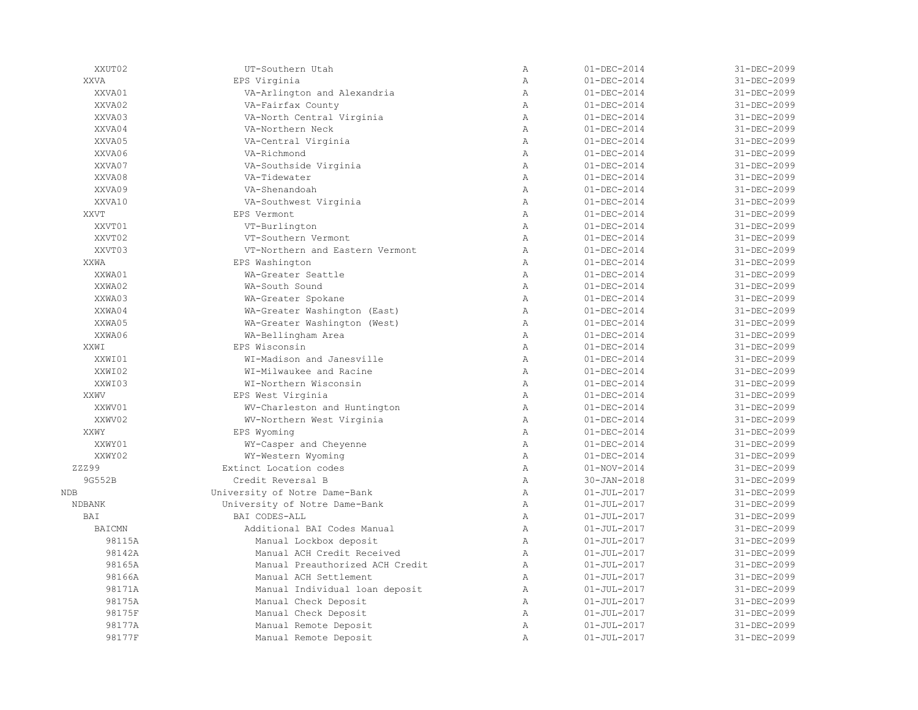| | | | | |
|---|---|---|---|---|
| XXUT02 | UT-Southern Utah | A | 01-DEC-2014 | 31-DEC-2099 |
| XXVA | EPS Virginia | A | 01-DEC-2014 | 31-DEC-2099 |
| XXVA01 | VA-Arlington and Alexandria | A | 01-DEC-2014 | 31-DEC-2099 |
| XXVA02 | VA-Fairfax County | A | 01-DEC-2014 | 31-DEC-2099 |
| XXVA03 | VA-North Central Virginia | A | 01-DEC-2014 | 31-DEC-2099 |
| XXVA04 | VA-Northern Neck | A | 01-DEC-2014 | 31-DEC-2099 |
| XXVA05 | VA-Central Virginia | A | 01-DEC-2014 | 31-DEC-2099 |
| XXVA06 | VA-Richmond | A | 01-DEC-2014 | 31-DEC-2099 |
| XXVA07 | VA-Southside Virginia | A | 01-DEC-2014 | 31-DEC-2099 |
| XXVA08 | VA-Tidewater | A | 01-DEC-2014 | 31-DEC-2099 |
| XXVA09 | VA-Shenandoah | A | 01-DEC-2014 | 31-DEC-2099 |
| XXVA10 | VA-Southwest Virginia | A | 01-DEC-2014 | 31-DEC-2099 |
| XXVT | EPS Vermont | A | 01-DEC-2014 | 31-DEC-2099 |
| XXVT01 | VT-Burlington | A | 01-DEC-2014 | 31-DEC-2099 |
| XXVT02 | VT-Southern Vermont | A | 01-DEC-2014 | 31-DEC-2099 |
| XXVT03 | VT-Northern and Eastern Vermont | A | 01-DEC-2014 | 31-DEC-2099 |
| XXWA | EPS Washington | A | 01-DEC-2014 | 31-DEC-2099 |
| XXWA01 | WA-Greater Seattle | A | 01-DEC-2014 | 31-DEC-2099 |
| XXWA02 | WA-South Sound | A | 01-DEC-2014 | 31-DEC-2099 |
| XXWA03 | WA-Greater Spokane | A | 01-DEC-2014 | 31-DEC-2099 |
| XXWA04 | WA-Greater Washington (East) | A | 01-DEC-2014 | 31-DEC-2099 |
| XXWA05 | WA-Greater Washington (West) | A | 01-DEC-2014 | 31-DEC-2099 |
| XXWA06 | WA-Bellingham Area | A | 01-DEC-2014 | 31-DEC-2099 |
| XXWI | EPS Wisconsin | A | 01-DEC-2014 | 31-DEC-2099 |
| XXWI01 | WI-Madison and Janesville | A | 01-DEC-2014 | 31-DEC-2099 |
| XXWI02 | WI-Milwaukee and Racine | A | 01-DEC-2014 | 31-DEC-2099 |
| XXWI03 | WI-Northern Wisconsin | A | 01-DEC-2014 | 31-DEC-2099 |
| XXWV | EPS West Virginia | A | 01-DEC-2014 | 31-DEC-2099 |
| XXWV01 | WV-Charleston and Huntington | A | 01-DEC-2014 | 31-DEC-2099 |
| XXWV02 | WV-Northern West Virginia | A | 01-DEC-2014 | 31-DEC-2099 |
| XXWY | EPS Wyoming | A | 01-DEC-2014 | 31-DEC-2099 |
| XXWY01 | WY-Casper and Cheyenne | A | 01-DEC-2014 | 31-DEC-2099 |
| XXWY02 | WY-Western Wyoming | A | 01-DEC-2014 | 31-DEC-2099 |
| ZZZ99 | Extinct Location codes | A | 01-NOV-2014 | 31-DEC-2099 |
| 9G552B | Credit Reversal B | A | 30-JAN-2018 | 31-DEC-2099 |
| NDB | University of Notre Dame-Bank | A | 01-JUL-2017 | 31-DEC-2099 |
| NDBANK | University of Notre Dame-Bank | A | 01-JUL-2017 | 31-DEC-2099 |
| BAI | BAI CODES-ALL | A | 01-JUL-2017 | 31-DEC-2099 |
| BAICMN | Additional BAI Codes Manual | A | 01-JUL-2017 | 31-DEC-2099 |
| 98115A | Manual Lockbox deposit | A | 01-JUL-2017 | 31-DEC-2099 |
| 98142A | Manual ACH Credit Received | A | 01-JUL-2017 | 31-DEC-2099 |
| 98165A | Manual Preauthorized ACH Credit | A | 01-JUL-2017 | 31-DEC-2099 |
| 98166A | Manual ACH Settlement | A | 01-JUL-2017 | 31-DEC-2099 |
| 98171A | Manual Individual loan deposit | A | 01-JUL-2017 | 31-DEC-2099 |
| 98175A | Manual Check Deposit | A | 01-JUL-2017 | 31-DEC-2099 |
| 98175F | Manual Check Deposit | A | 01-JUL-2017 | 31-DEC-2099 |
| 98177A | Manual Remote Deposit | A | 01-JUL-2017 | 31-DEC-2099 |
| 98177F | Manual Remote Deposit | A | 01-JUL-2017 | 31-DEC-2099 |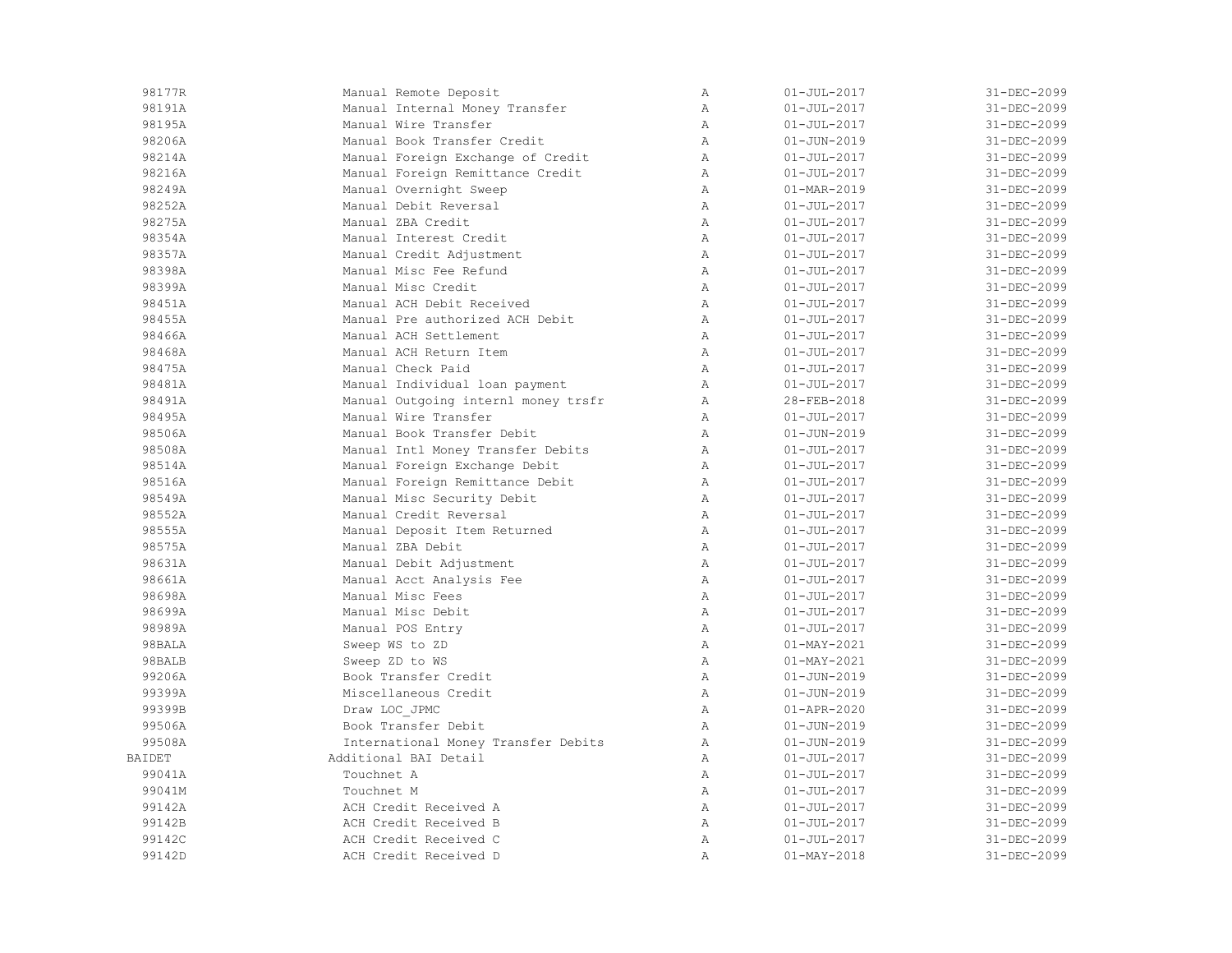| | | | | |
|---|---|---|---|---|
| 98177R | Manual Remote Deposit | A | 01-JUL-2017 | 31-DEC-2099 |
| 98191A | Manual Internal Money Transfer | A | 01-JUL-2017 | 31-DEC-2099 |
| 98195A | Manual Wire Transfer | A | 01-JUL-2017 | 31-DEC-2099 |
| 98206A | Manual Book Transfer Credit | A | 01-JUN-2019 | 31-DEC-2099 |
| 98214A | Manual Foreign Exchange of Credit | A | 01-JUL-2017 | 31-DEC-2099 |
| 98216A | Manual Foreign Remittance Credit | A | 01-JUL-2017 | 31-DEC-2099 |
| 98249A | Manual Overnight Sweep | A | 01-MAR-2019 | 31-DEC-2099 |
| 98252A | Manual Debit Reversal | A | 01-JUL-2017 | 31-DEC-2099 |
| 98275A | Manual ZBA Credit | A | 01-JUL-2017 | 31-DEC-2099 |
| 98354A | Manual Interest Credit | A | 01-JUL-2017 | 31-DEC-2099 |
| 98357A | Manual Credit Adjustment | A | 01-JUL-2017 | 31-DEC-2099 |
| 98398A | Manual Misc Fee Refund | A | 01-JUL-2017 | 31-DEC-2099 |
| 98399A | Manual Misc Credit | A | 01-JUL-2017 | 31-DEC-2099 |
| 98451A | Manual ACH Debit Received | A | 01-JUL-2017 | 31-DEC-2099 |
| 98455A | Manual Pre authorized ACH Debit | A | 01-JUL-2017 | 31-DEC-2099 |
| 98466A | Manual ACH Settlement | A | 01-JUL-2017 | 31-DEC-2099 |
| 98468A | Manual ACH Return Item | A | 01-JUL-2017 | 31-DEC-2099 |
| 98475A | Manual Check Paid | A | 01-JUL-2017 | 31-DEC-2099 |
| 98481A | Manual Individual loan payment | A | 01-JUL-2017 | 31-DEC-2099 |
| 98491A | Manual Outgoing internl money trsfr | A | 28-FEB-2018 | 31-DEC-2099 |
| 98495A | Manual Wire Transfer | A | 01-JUL-2017 | 31-DEC-2099 |
| 98506A | Manual Book Transfer Debit | A | 01-JUN-2019 | 31-DEC-2099 |
| 98508A | Manual Intl Money Transfer Debits | A | 01-JUL-2017 | 31-DEC-2099 |
| 98514A | Manual Foreign Exchange Debit | A | 01-JUL-2017 | 31-DEC-2099 |
| 98516A | Manual Foreign Remittance Debit | A | 01-JUL-2017 | 31-DEC-2099 |
| 98549A | Manual Misc Security Debit | A | 01-JUL-2017 | 31-DEC-2099 |
| 98552A | Manual Credit Reversal | A | 01-JUL-2017 | 31-DEC-2099 |
| 98555A | Manual Deposit Item Returned | A | 01-JUL-2017 | 31-DEC-2099 |
| 98575A | Manual ZBA Debit | A | 01-JUL-2017 | 31-DEC-2099 |
| 98631A | Manual Debit Adjustment | A | 01-JUL-2017 | 31-DEC-2099 |
| 98661A | Manual Acct Analysis Fee | A | 01-JUL-2017 | 31-DEC-2099 |
| 98698A | Manual Misc Fees | A | 01-JUL-2017 | 31-DEC-2099 |
| 98699A | Manual Misc Debit | A | 01-JUL-2017 | 31-DEC-2099 |
| 98989A | Manual POS Entry | A | 01-JUL-2017 | 31-DEC-2099 |
| 98BALA | Sweep WS to ZD | A | 01-MAY-2021 | 31-DEC-2099 |
| 98BALB | Sweep ZD to WS | A | 01-MAY-2021 | 31-DEC-2099 |
| 99206A | Book Transfer Credit | A | 01-JUN-2019 | 31-DEC-2099 |
| 99399A | Miscellaneous Credit | A | 01-JUN-2019 | 31-DEC-2099 |
| 99399B | Draw LOC_JPMC | A | 01-APR-2020 | 31-DEC-2099 |
| 99506A | Book Transfer Debit | A | 01-JUN-2019 | 31-DEC-2099 |
| 99508A | International Money Transfer Debits | A | 01-JUN-2019 | 31-DEC-2099 |
| BAIDET | Additional BAI Detail | A | 01-JUL-2017 | 31-DEC-2099 |
| 99041A | Touchnet A | A | 01-JUL-2017 | 31-DEC-2099 |
| 99041M | Touchnet M | A | 01-JUL-2017 | 31-DEC-2099 |
| 99142A | ACH Credit Received A | A | 01-JUL-2017 | 31-DEC-2099 |
| 99142B | ACH Credit Received B | A | 01-JUL-2017 | 31-DEC-2099 |
| 99142C | ACH Credit Received C | A | 01-JUL-2017 | 31-DEC-2099 |
| 99142D | ACH Credit Received D | A | 01-MAY-2018 | 31-DEC-2099 |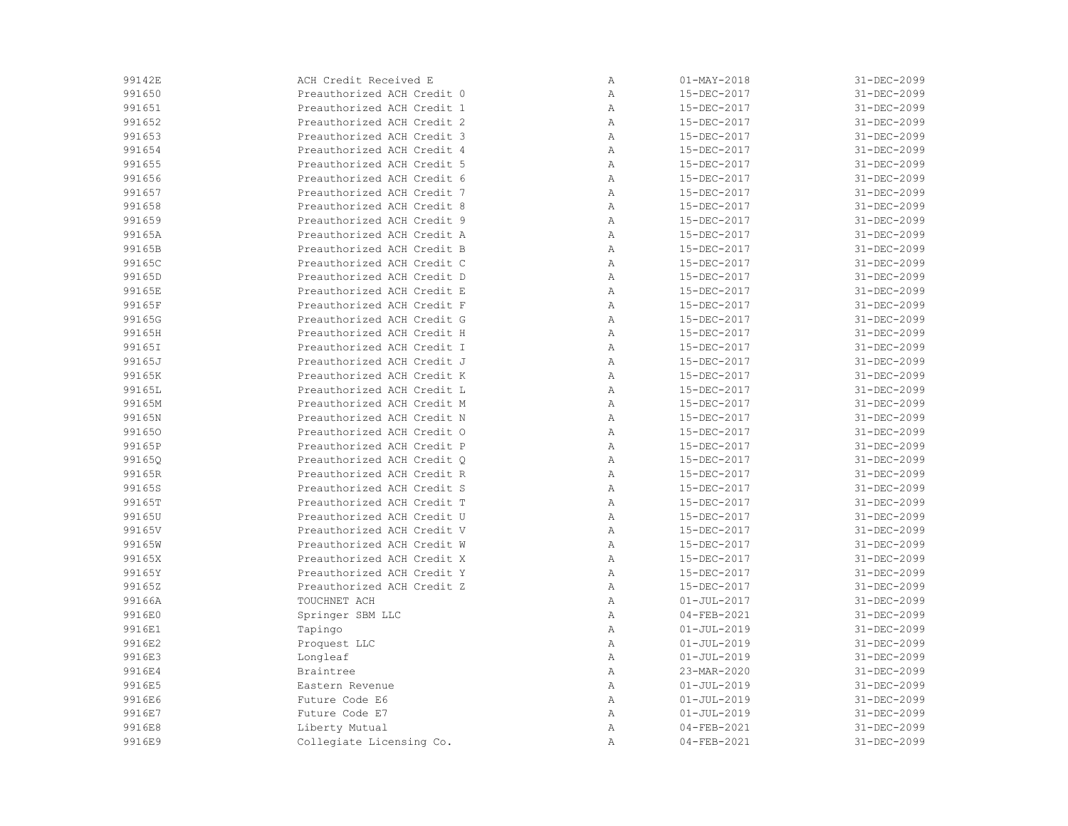| | | | | |
|---|---|---|---|---|
| 99142E | ACH Credit Received E | A | 01-MAY-2018 | 31-DEC-2099 |
| 991650 | Preauthorized ACH Credit 0 | A | 15-DEC-2017 | 31-DEC-2099 |
| 991651 | Preauthorized ACH Credit 1 | A | 15-DEC-2017 | 31-DEC-2099 |
| 991652 | Preauthorized ACH Credit 2 | A | 15-DEC-2017 | 31-DEC-2099 |
| 991653 | Preauthorized ACH Credit 3 | A | 15-DEC-2017 | 31-DEC-2099 |
| 991654 | Preauthorized ACH Credit 4 | A | 15-DEC-2017 | 31-DEC-2099 |
| 991655 | Preauthorized ACH Credit 5 | A | 15-DEC-2017 | 31-DEC-2099 |
| 991656 | Preauthorized ACH Credit 6 | A | 15-DEC-2017 | 31-DEC-2099 |
| 991657 | Preauthorized ACH Credit 7 | A | 15-DEC-2017 | 31-DEC-2099 |
| 991658 | Preauthorized ACH Credit 8 | A | 15-DEC-2017 | 31-DEC-2099 |
| 991659 | Preauthorized ACH Credit 9 | A | 15-DEC-2017 | 31-DEC-2099 |
| 99165A | Preauthorized ACH Credit A | A | 15-DEC-2017 | 31-DEC-2099 |
| 99165B | Preauthorized ACH Credit B | A | 15-DEC-2017 | 31-DEC-2099 |
| 99165C | Preauthorized ACH Credit C | A | 15-DEC-2017 | 31-DEC-2099 |
| 99165D | Preauthorized ACH Credit D | A | 15-DEC-2017 | 31-DEC-2099 |
| 99165E | Preauthorized ACH Credit E | A | 15-DEC-2017 | 31-DEC-2099 |
| 99165F | Preauthorized ACH Credit F | A | 15-DEC-2017 | 31-DEC-2099 |
| 99165G | Preauthorized ACH Credit G | A | 15-DEC-2017 | 31-DEC-2099 |
| 99165H | Preauthorized ACH Credit H | A | 15-DEC-2017 | 31-DEC-2099 |
| 99165I | Preauthorized ACH Credit I | A | 15-DEC-2017 | 31-DEC-2099 |
| 99165J | Preauthorized ACH Credit J | A | 15-DEC-2017 | 31-DEC-2099 |
| 99165K | Preauthorized ACH Credit K | A | 15-DEC-2017 | 31-DEC-2099 |
| 99165L | Preauthorized ACH Credit L | A | 15-DEC-2017 | 31-DEC-2099 |
| 99165M | Preauthorized ACH Credit M | A | 15-DEC-2017 | 31-DEC-2099 |
| 99165N | Preauthorized ACH Credit N | A | 15-DEC-2017 | 31-DEC-2099 |
| 99165O | Preauthorized ACH Credit O | A | 15-DEC-2017 | 31-DEC-2099 |
| 99165P | Preauthorized ACH Credit P | A | 15-DEC-2017 | 31-DEC-2099 |
| 99165Q | Preauthorized ACH Credit Q | A | 15-DEC-2017 | 31-DEC-2099 |
| 99165R | Preauthorized ACH Credit R | A | 15-DEC-2017 | 31-DEC-2099 |
| 99165S | Preauthorized ACH Credit S | A | 15-DEC-2017 | 31-DEC-2099 |
| 99165T | Preauthorized ACH Credit T | A | 15-DEC-2017 | 31-DEC-2099 |
| 99165U | Preauthorized ACH Credit U | A | 15-DEC-2017 | 31-DEC-2099 |
| 99165V | Preauthorized ACH Credit V | A | 15-DEC-2017 | 31-DEC-2099 |
| 99165W | Preauthorized ACH Credit W | A | 15-DEC-2017 | 31-DEC-2099 |
| 99165X | Preauthorized ACH Credit X | A | 15-DEC-2017 | 31-DEC-2099 |
| 99165Y | Preauthorized ACH Credit Y | A | 15-DEC-2017 | 31-DEC-2099 |
| 99165Z | Preauthorized ACH Credit Z | A | 15-DEC-2017 | 31-DEC-2099 |
| 99166A | TOUCHNET ACH | A | 01-JUL-2017 | 31-DEC-2099 |
| 9916E0 | Springer SBM LLC | A | 04-FEB-2021 | 31-DEC-2099 |
| 9916E1 | Tapingo | A | 01-JUL-2019 | 31-DEC-2099 |
| 9916E2 | Proquest LLC | A | 01-JUL-2019 | 31-DEC-2099 |
| 9916E3 | Longleaf | A | 01-JUL-2019 | 31-DEC-2099 |
| 9916E4 | Braintree | A | 23-MAR-2020 | 31-DEC-2099 |
| 9916E5 | Eastern Revenue | A | 01-JUL-2019 | 31-DEC-2099 |
| 9916E6 | Future Code E6 | A | 01-JUL-2019 | 31-DEC-2099 |
| 9916E7 | Future Code E7 | A | 01-JUL-2019 | 31-DEC-2099 |
| 9916E8 | Liberty Mutual | A | 04-FEB-2021 | 31-DEC-2099 |
| 9916E9 | Collegiate Licensing Co. | A | 04-FEB-2021 | 31-DEC-2099 |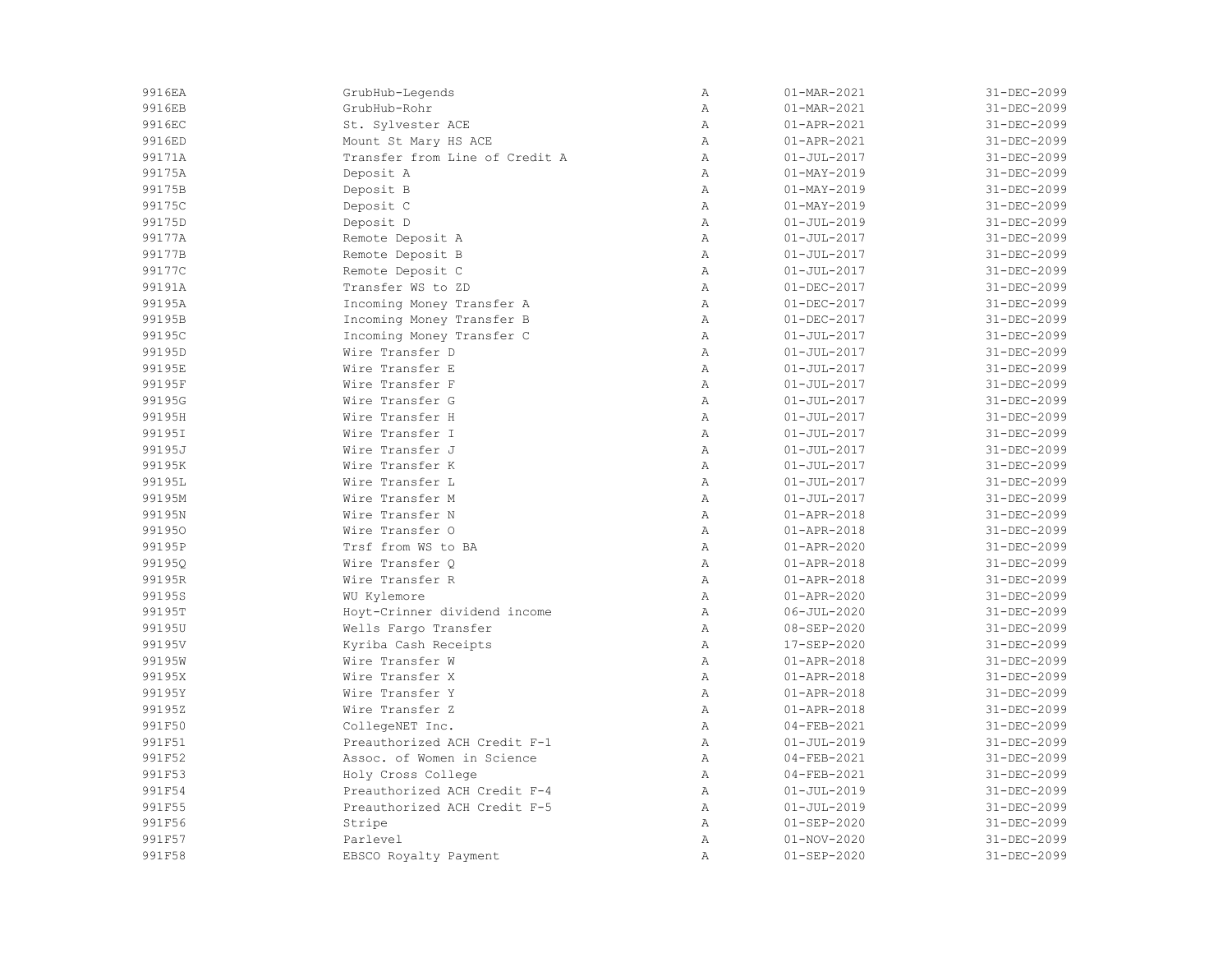| | | | | |
|---|---|---|---|---|
| 9916EA | GrubHub-Legends | A | 01-MAR-2021 | 31-DEC-2099 |
| 9916EB | GrubHub-Rohr | A | 01-MAR-2021 | 31-DEC-2099 |
| 9916EC | St. Sylvester ACE | A | 01-APR-2021 | 31-DEC-2099 |
| 9916ED | Mount St Mary HS ACE | A | 01-APR-2021 | 31-DEC-2099 |
| 99171A | Transfer from Line of Credit A | A | 01-JUL-2017 | 31-DEC-2099 |
| 99175A | Deposit A | A | 01-MAY-2019 | 31-DEC-2099 |
| 99175B | Deposit B | A | 01-MAY-2019 | 31-DEC-2099 |
| 99175C | Deposit C | A | 01-MAY-2019 | 31-DEC-2099 |
| 99175D | Deposit D | A | 01-JUL-2019 | 31-DEC-2099 |
| 99177A | Remote Deposit A | A | 01-JUL-2017 | 31-DEC-2099 |
| 99177B | Remote Deposit B | A | 01-JUL-2017 | 31-DEC-2099 |
| 99177C | Remote Deposit C | A | 01-JUL-2017 | 31-DEC-2099 |
| 99191A | Transfer WS to ZD | A | 01-DEC-2017 | 31-DEC-2099 |
| 99195A | Incoming Money Transfer A | A | 01-DEC-2017 | 31-DEC-2099 |
| 99195B | Incoming Money Transfer B | A | 01-DEC-2017 | 31-DEC-2099 |
| 99195C | Incoming Money Transfer C | A | 01-JUL-2017 | 31-DEC-2099 |
| 99195D | Wire Transfer D | A | 01-JUL-2017 | 31-DEC-2099 |
| 99195E | Wire Transfer E | A | 01-JUL-2017 | 31-DEC-2099 |
| 99195F | Wire Transfer F | A | 01-JUL-2017 | 31-DEC-2099 |
| 99195G | Wire Transfer G | A | 01-JUL-2017 | 31-DEC-2099 |
| 99195H | Wire Transfer H | A | 01-JUL-2017 | 31-DEC-2099 |
| 99195I | Wire Transfer I | A | 01-JUL-2017 | 31-DEC-2099 |
| 99195J | Wire Transfer J | A | 01-JUL-2017 | 31-DEC-2099 |
| 99195K | Wire Transfer K | A | 01-JUL-2017 | 31-DEC-2099 |
| 99195L | Wire Transfer L | A | 01-JUL-2017 | 31-DEC-2099 |
| 99195M | Wire Transfer M | A | 01-JUL-2017 | 31-DEC-2099 |
| 99195N | Wire Transfer N | A | 01-APR-2018 | 31-DEC-2099 |
| 99195O | Wire Transfer O | A | 01-APR-2018 | 31-DEC-2099 |
| 99195P | Trsf from WS to BA | A | 01-APR-2020 | 31-DEC-2099 |
| 99195Q | Wire Transfer Q | A | 01-APR-2018 | 31-DEC-2099 |
| 99195R | Wire Transfer R | A | 01-APR-2018 | 31-DEC-2099 |
| 99195S | WU Kylemore | A | 01-APR-2020 | 31-DEC-2099 |
| 99195T | Hoyt-Crinner dividend income | A | 06-JUL-2020 | 31-DEC-2099 |
| 99195U | Wells Fargo Transfer | A | 08-SEP-2020 | 31-DEC-2099 |
| 99195V | Kyriba Cash Receipts | A | 17-SEP-2020 | 31-DEC-2099 |
| 99195W | Wire Transfer W | A | 01-APR-2018 | 31-DEC-2099 |
| 99195X | Wire Transfer X | A | 01-APR-2018 | 31-DEC-2099 |
| 99195Y | Wire Transfer Y | A | 01-APR-2018 | 31-DEC-2099 |
| 99195Z | Wire Transfer Z | A | 01-APR-2018 | 31-DEC-2099 |
| 991F50 | CollegeNET Inc. | A | 04-FEB-2021 | 31-DEC-2099 |
| 991F51 | Preauthorized ACH Credit F-1 | A | 01-JUL-2019 | 31-DEC-2099 |
| 991F52 | Assoc. of Women in Science | A | 04-FEB-2021 | 31-DEC-2099 |
| 991F53 | Holy Cross College | A | 04-FEB-2021 | 31-DEC-2099 |
| 991F54 | Preauthorized ACH Credit F-4 | A | 01-JUL-2019 | 31-DEC-2099 |
| 991F55 | Preauthorized ACH Credit F-5 | A | 01-JUL-2019 | 31-DEC-2099 |
| 991F56 | Stripe | A | 01-SEP-2020 | 31-DEC-2099 |
| 991F57 | Parlevel | A | 01-NOV-2020 | 31-DEC-2099 |
| 991F58 | EBSCO Royalty Payment | A | 01-SEP-2020 | 31-DEC-2099 |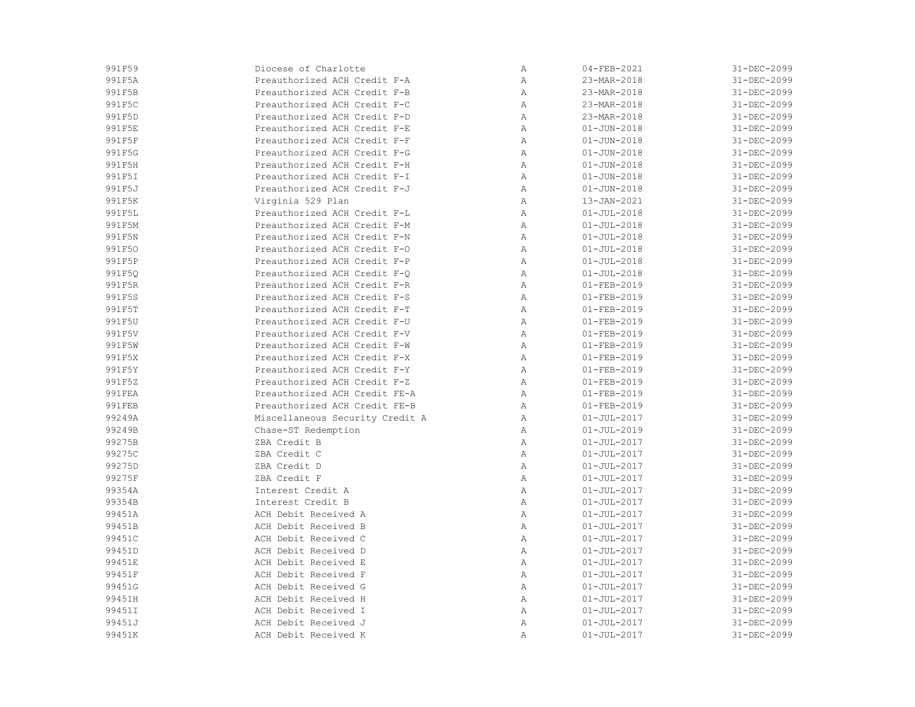| | | | | |
|---|---|---|---|---|
| 991F59 | Diocese of Charlotte | A | 04-FEB-2021 | 31-DEC-2099 |
| 991F5A | Preauthorized ACH Credit F-A | A | 23-MAR-2018 | 31-DEC-2099 |
| 991F5B | Preauthorized ACH Credit F-B | A | 23-MAR-2018 | 31-DEC-2099 |
| 991F5C | Preauthorized ACH Credit F-C | A | 23-MAR-2018 | 31-DEC-2099 |
| 991F5D | Preauthorized ACH Credit F-D | A | 23-MAR-2018 | 31-DEC-2099 |
| 991F5E | Preauthorized ACH Credit F-E | A | 01-JUN-2018 | 31-DEC-2099 |
| 991F5F | Preauthorized ACH Credit F-F | A | 01-JUN-2018 | 31-DEC-2099 |
| 991F5G | Preauthorized ACH Credit F-G | A | 01-JUN-2018 | 31-DEC-2099 |
| 991F5H | Preauthorized ACH Credit F-H | A | 01-JUN-2018 | 31-DEC-2099 |
| 991F5I | Preauthorized ACH Credit F-I | A | 01-JUN-2018 | 31-DEC-2099 |
| 991F5J | Preauthorized ACH Credit F-J | A | 01-JUN-2018 | 31-DEC-2099 |
| 991F5K | Virginia 529 Plan | A | 13-JAN-2021 | 31-DEC-2099 |
| 991F5L | Preauthorized ACH Credit F-L | A | 01-JUL-2018 | 31-DEC-2099 |
| 991F5M | Preauthorized ACH Credit F-M | A | 01-JUL-2018 | 31-DEC-2099 |
| 991F5N | Preauthorized ACH Credit F-N | A | 01-JUL-2018 | 31-DEC-2099 |
| 991F5O | Preauthorized ACH Credit F-O | A | 01-JUL-2018 | 31-DEC-2099 |
| 991F5P | Preauthorized ACH Credit F-P | A | 01-JUL-2018 | 31-DEC-2099 |
| 991F5Q | Preauthorized ACH Credit F-Q | A | 01-JUL-2018 | 31-DEC-2099 |
| 991F5R | Preauthorized ACH Credit F-R | A | 01-FEB-2019 | 31-DEC-2099 |
| 991F5S | Preauthorized ACH Credit F-S | A | 01-FEB-2019 | 31-DEC-2099 |
| 991F5T | Preauthorized ACH Credit F-T | A | 01-FEB-2019 | 31-DEC-2099 |
| 991F5U | Preauthorized ACH Credit F-U | A | 01-FEB-2019 | 31-DEC-2099 |
| 991F5V | Preauthorized ACH Credit F-V | A | 01-FEB-2019 | 31-DEC-2099 |
| 991F5W | Preauthorized ACH Credit F-W | A | 01-FEB-2019 | 31-DEC-2099 |
| 991F5X | Preauthorized ACH Credit F-X | A | 01-FEB-2019 | 31-DEC-2099 |
| 991F5Y | Preauthorized ACH Credit F-Y | A | 01-FEB-2019 | 31-DEC-2099 |
| 991F5Z | Preauthorized ACH Credit F-Z | A | 01-FEB-2019 | 31-DEC-2099 |
| 991FEA | Preauthorized ACH Credit FE-A | A | 01-FEB-2019 | 31-DEC-2099 |
| 991FEB | Preauthorized ACH Credit FE-B | A | 01-FEB-2019 | 31-DEC-2099 |
| 99249A | Miscellaneous Security Credit A | A | 01-JUL-2017 | 31-DEC-2099 |
| 99249B | Chase-ST Redemption | A | 01-JUL-2019 | 31-DEC-2099 |
| 99275B | ZBA Credit B | A | 01-JUL-2017 | 31-DEC-2099 |
| 99275C | ZBA Credit C | A | 01-JUL-2017 | 31-DEC-2099 |
| 99275D | ZBA Credit D | A | 01-JUL-2017 | 31-DEC-2099 |
| 99275F | ZBA Credit F | A | 01-JUL-2017 | 31-DEC-2099 |
| 99354A | Interest Credit A | A | 01-JUL-2017 | 31-DEC-2099 |
| 99354B | Interest Credit B | A | 01-JUL-2017 | 31-DEC-2099 |
| 99451A | ACH Debit Received A | A | 01-JUL-2017 | 31-DEC-2099 |
| 99451B | ACH Debit Received B | A | 01-JUL-2017 | 31-DEC-2099 |
| 99451C | ACH Debit Received C | A | 01-JUL-2017 | 31-DEC-2099 |
| 99451D | ACH Debit Received D | A | 01-JUL-2017 | 31-DEC-2099 |
| 99451E | ACH Debit Received E | A | 01-JUL-2017 | 31-DEC-2099 |
| 99451F | ACH Debit Received F | A | 01-JUL-2017 | 31-DEC-2099 |
| 99451G | ACH Debit Received G | A | 01-JUL-2017 | 31-DEC-2099 |
| 99451H | ACH Debit Received H | A | 01-JUL-2017 | 31-DEC-2099 |
| 99451I | ACH Debit Received I | A | 01-JUL-2017 | 31-DEC-2099 |
| 99451J | ACH Debit Received J | A | 01-JUL-2017 | 31-DEC-2099 |
| 99451K | ACH Debit Received K | A | 01-JUL-2017 | 31-DEC-2099 |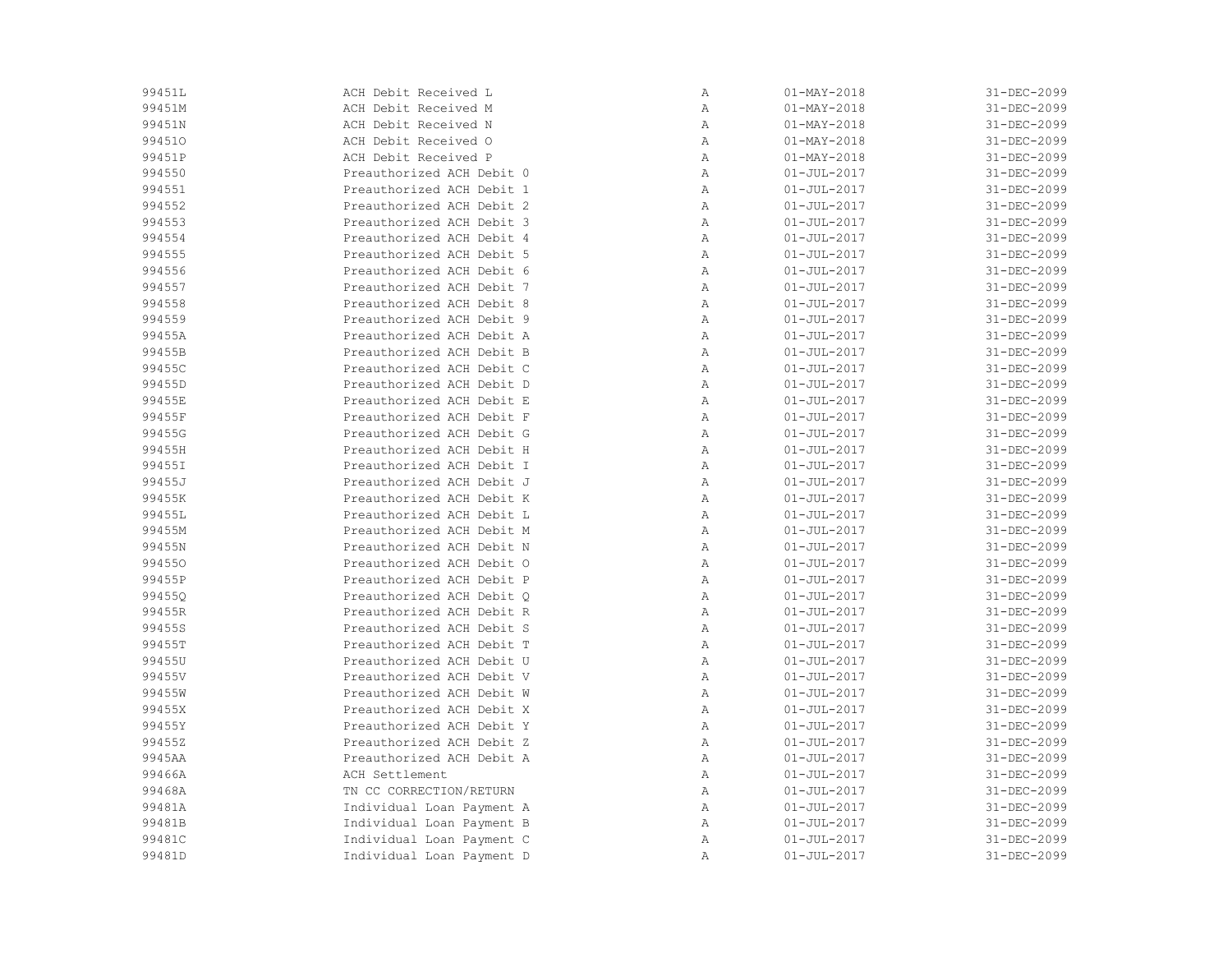| | | | | |
|---|---|---|---|---|
| 99451L | ACH Debit Received L | A | 01-MAY-2018 | 31-DEC-2099 |
| 99451M | ACH Debit Received M | A | 01-MAY-2018 | 31-DEC-2099 |
| 99451N | ACH Debit Received N | A | 01-MAY-2018 | 31-DEC-2099 |
| 99451O | ACH Debit Received O | A | 01-MAY-2018 | 31-DEC-2099 |
| 99451P | ACH Debit Received P | A | 01-MAY-2018 | 31-DEC-2099 |
| 994550 | Preauthorized ACH Debit 0 | A | 01-JUL-2017 | 31-DEC-2099 |
| 994551 | Preauthorized ACH Debit 1 | A | 01-JUL-2017 | 31-DEC-2099 |
| 994552 | Preauthorized ACH Debit 2 | A | 01-JUL-2017 | 31-DEC-2099 |
| 994553 | Preauthorized ACH Debit 3 | A | 01-JUL-2017 | 31-DEC-2099 |
| 994554 | Preauthorized ACH Debit 4 | A | 01-JUL-2017 | 31-DEC-2099 |
| 994555 | Preauthorized ACH Debit 5 | A | 01-JUL-2017 | 31-DEC-2099 |
| 994556 | Preauthorized ACH Debit 6 | A | 01-JUL-2017 | 31-DEC-2099 |
| 994557 | Preauthorized ACH Debit 7 | A | 01-JUL-2017 | 31-DEC-2099 |
| 994558 | Preauthorized ACH Debit 8 | A | 01-JUL-2017 | 31-DEC-2099 |
| 994559 | Preauthorized ACH Debit 9 | A | 01-JUL-2017 | 31-DEC-2099 |
| 99455A | Preauthorized ACH Debit A | A | 01-JUL-2017 | 31-DEC-2099 |
| 99455B | Preauthorized ACH Debit B | A | 01-JUL-2017 | 31-DEC-2099 |
| 99455C | Preauthorized ACH Debit C | A | 01-JUL-2017 | 31-DEC-2099 |
| 99455D | Preauthorized ACH Debit D | A | 01-JUL-2017 | 31-DEC-2099 |
| 99455E | Preauthorized ACH Debit E | A | 01-JUL-2017 | 31-DEC-2099 |
| 99455F | Preauthorized ACH Debit F | A | 01-JUL-2017 | 31-DEC-2099 |
| 99455G | Preauthorized ACH Debit G | A | 01-JUL-2017 | 31-DEC-2099 |
| 99455H | Preauthorized ACH Debit H | A | 01-JUL-2017 | 31-DEC-2099 |
| 99455I | Preauthorized ACH Debit I | A | 01-JUL-2017 | 31-DEC-2099 |
| 99455J | Preauthorized ACH Debit J | A | 01-JUL-2017 | 31-DEC-2099 |
| 99455K | Preauthorized ACH Debit K | A | 01-JUL-2017 | 31-DEC-2099 |
| 99455L | Preauthorized ACH Debit L | A | 01-JUL-2017 | 31-DEC-2099 |
| 99455M | Preauthorized ACH Debit M | A | 01-JUL-2017 | 31-DEC-2099 |
| 99455N | Preauthorized ACH Debit N | A | 01-JUL-2017 | 31-DEC-2099 |
| 99455O | Preauthorized ACH Debit O | A | 01-JUL-2017 | 31-DEC-2099 |
| 99455P | Preauthorized ACH Debit P | A | 01-JUL-2017 | 31-DEC-2099 |
| 99455Q | Preauthorized ACH Debit Q | A | 01-JUL-2017 | 31-DEC-2099 |
| 99455R | Preauthorized ACH Debit R | A | 01-JUL-2017 | 31-DEC-2099 |
| 99455S | Preauthorized ACH Debit S | A | 01-JUL-2017 | 31-DEC-2099 |
| 99455T | Preauthorized ACH Debit T | A | 01-JUL-2017 | 31-DEC-2099 |
| 99455U | Preauthorized ACH Debit U | A | 01-JUL-2017 | 31-DEC-2099 |
| 99455V | Preauthorized ACH Debit V | A | 01-JUL-2017 | 31-DEC-2099 |
| 99455W | Preauthorized ACH Debit W | A | 01-JUL-2017 | 31-DEC-2099 |
| 99455X | Preauthorized ACH Debit X | A | 01-JUL-2017 | 31-DEC-2099 |
| 99455Y | Preauthorized ACH Debit Y | A | 01-JUL-2017 | 31-DEC-2099 |
| 99455Z | Preauthorized ACH Debit Z | A | 01-JUL-2017 | 31-DEC-2099 |
| 9945AA | Preauthorized ACH Debit A | A | 01-JUL-2017 | 31-DEC-2099 |
| 99466A | ACH Settlement | A | 01-JUL-2017 | 31-DEC-2099 |
| 99468A | TN CC CORRECTION/RETURN | A | 01-JUL-2017 | 31-DEC-2099 |
| 99481A | Individual Loan Payment A | A | 01-JUL-2017 | 31-DEC-2099 |
| 99481B | Individual Loan Payment B | A | 01-JUL-2017 | 31-DEC-2099 |
| 99481C | Individual Loan Payment C | A | 01-JUL-2017 | 31-DEC-2099 |
| 99481D | Individual Loan Payment D | A | 01-JUL-2017 | 31-DEC-2099 |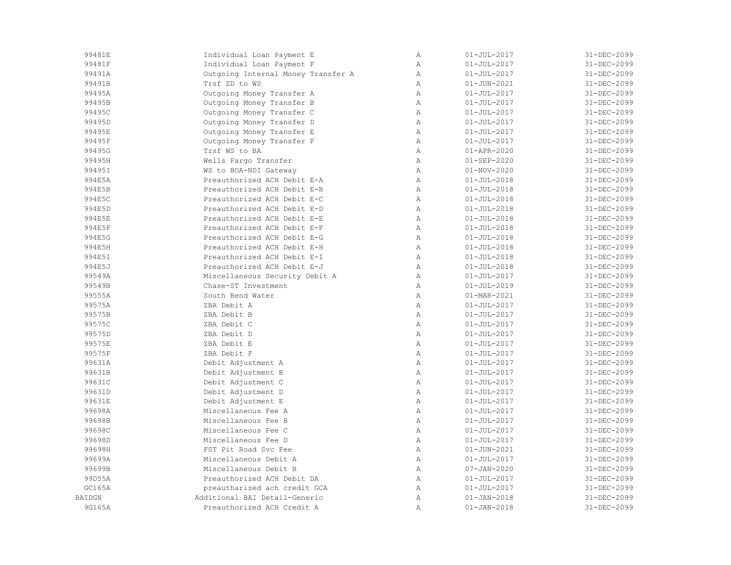| | | | | |
|---|---|---|---|---|
| 99481E | Individual Loan Payment E | A | 01-JUL-2017 | 31-DEC-2099 |
| 99481F | Individual Loan Payment F | A | 01-JUL-2017 | 31-DEC-2099 |
| 99491A | Outgoing Internal Money Transfer A | A | 01-JUL-2017 | 31-DEC-2099 |
| 99491B | Trsf ZD to WS | A | 01-JUN-2021 | 31-DEC-2099 |
| 99495A | Outgoing Money Transfer A | A | 01-JUL-2017 | 31-DEC-2099 |
| 99495B | Outgoing Money Transfer B | A | 01-JUL-2017 | 31-DEC-2099 |
| 99495C | Outgoing Money Transfer C | A | 01-JUL-2017 | 31-DEC-2099 |
| 99495D | Outgoing Money Transfer D | A | 01-JUL-2017 | 31-DEC-2099 |
| 99495E | Outgoing Money Transfer E | A | 01-JUL-2017 | 31-DEC-2099 |
| 99495F | Outgoing Money Transfer F | A | 01-JUL-2017 | 31-DEC-2099 |
| 99495G | Trsf WS to BA | A | 01-APR-2020 | 31-DEC-2099 |
| 99495H | Wells Fargo Transfer | A | 01-SEP-2020 | 31-DEC-2099 |
| 99495I | WS to BOA-NDI Gateway | A | 01-NOV-2020 | 31-DEC-2099 |
| 994E5A | Preauthorized ACH Debit E-A | A | 01-JUL-2018 | 31-DEC-2099 |
| 994E5B | Preauthorized ACH Debit E-B | A | 01-JUL-2018 | 31-DEC-2099 |
| 994E5C | Preauthorized ACH Debit E-C | A | 01-JUL-2018 | 31-DEC-2099 |
| 994E5D | Preauthorized ACH Debit E-D | A | 01-JUL-2018 | 31-DEC-2099 |
| 994E5E | Preauthorized ACH Debit E-E | A | 01-JUL-2018 | 31-DEC-2099 |
| 994E5F | Preauthorized ACH Debit E-F | A | 01-JUL-2018 | 31-DEC-2099 |
| 994E5G | Preauthorized ACH Debit E-G | A | 01-JUL-2018 | 31-DEC-2099 |
| 994E5H | Preauthorized ACH Debit E-H | A | 01-JUL-2018 | 31-DEC-2099 |
| 994E5I | Preauthorized ACH Debit E-I | A | 01-JUL-2018 | 31-DEC-2099 |
| 994E5J | Preauthorized ACH Debit E-J | A | 01-JUL-2018 | 31-DEC-2099 |
| 99549A | Miscellaneous Security Debit A | A | 01-JUL-2017 | 31-DEC-2099 |
| 99549B | Chase-ST Investment | A | 01-JUL-2019 | 31-DEC-2099 |
| 99555A | South Bend Water | A | 01-MAR-2021 | 31-DEC-2099 |
| 99575A | ZBA Debit A | A | 01-JUL-2017 | 31-DEC-2099 |
| 99575B | ZBA Debit B | A | 01-JUL-2017 | 31-DEC-2099 |
| 99575C | ZBA Debit C | A | 01-JUL-2017 | 31-DEC-2099 |
| 99575D | ZBA Debit D | A | 01-JUL-2017 | 31-DEC-2099 |
| 99575E | ZBA Debit E | A | 01-JUL-2017 | 31-DEC-2099 |
| 99575F | ZBA Debit F | A | 01-JUL-2017 | 31-DEC-2099 |
| 99631A | Debit Adjustment A | A | 01-JUL-2017 | 31-DEC-2099 |
| 99631B | Debit Adjustment B | A | 01-JUL-2017 | 31-DEC-2099 |
| 99631C | Debit Adjustment C | A | 01-JUL-2017 | 31-DEC-2099 |
| 99631D | Debit Adjustment D | A | 01-JUL-2017 | 31-DEC-2099 |
| 99631E | Debit Adjustment E | A | 01-JUL-2017 | 31-DEC-2099 |
| 99698A | Miscellaneous Fee A | A | 01-JUL-2017 | 31-DEC-2099 |
| 99698B | Miscellaneous Fee B | A | 01-JUL-2017 | 31-DEC-2099 |
| 99698C | Miscellaneous Fee C | A | 01-JUL-2017 | 31-DEC-2099 |
| 99698D | Miscellaneous Fee D | A | 01-JUL-2017 | 31-DEC-2099 |
| 99698H | FST Pit Road Svc Fee | A | 01-JUN-2021 | 31-DEC-2099 |
| 99699A | Miscellaneous Debit A | A | 01-JUL-2017 | 31-DEC-2099 |
| 99699B | Miscellaneous Debit B | A | 07-JAN-2020 | 31-DEC-2099 |
| 99D55A | Preauthorized ACH Debit DA | A | 01-JUL-2017 | 31-DEC-2099 |
| GC165A | preautharized ach credit GCA | A | 01-JUL-2017 | 31-DEC-2099 |
| BAIDGN | Additional BAI Detail-Generic | A | 01-JAN-2018 | 31-DEC-2099 |
| 9G165A | Preauthorized ACH Credit A | A | 01-JAN-2018 | 31-DEC-2099 |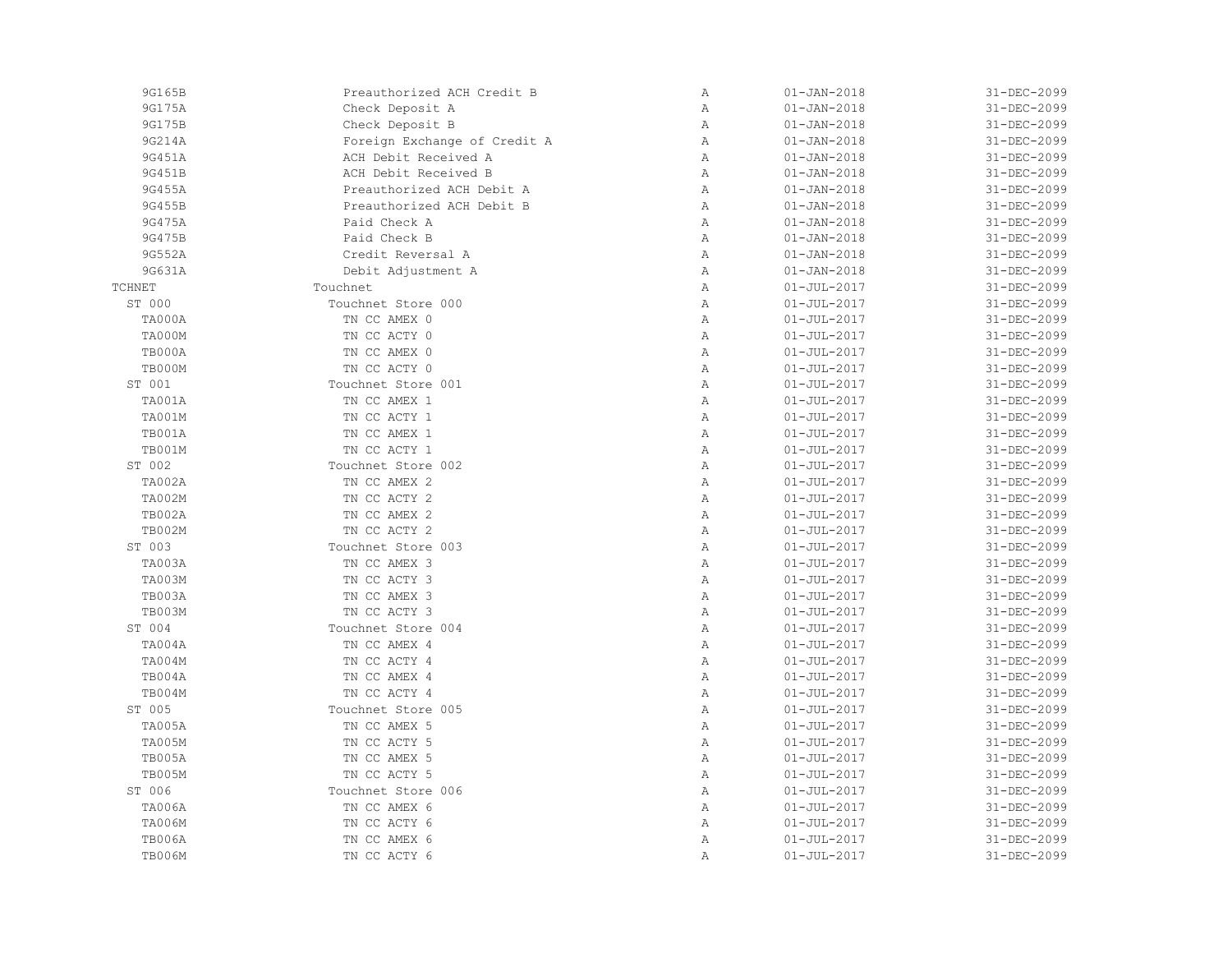| | | | | |
|---|---|---|---|---|
| 9G165B | Preauthorized ACH Credit B | A | 01-JAN-2018 | 31-DEC-2099 |
| 9G175A | Check Deposit A | A | 01-JAN-2018 | 31-DEC-2099 |
| 9G175B | Check Deposit B | A | 01-JAN-2018 | 31-DEC-2099 |
| 9G214A | Foreign Exchange of Credit A | A | 01-JAN-2018 | 31-DEC-2099 |
| 9G451A | ACH Debit Received A | A | 01-JAN-2018 | 31-DEC-2099 |
| 9G451B | ACH Debit Received B | A | 01-JAN-2018 | 31-DEC-2099 |
| 9G455A | Preauthorized ACH Debit A | A | 01-JAN-2018 | 31-DEC-2099 |
| 9G455B | Preauthorized ACH Debit B | A | 01-JAN-2018 | 31-DEC-2099 |
| 9G475A | Paid Check A | A | 01-JAN-2018 | 31-DEC-2099 |
| 9G475B | Paid Check B | A | 01-JAN-2018 | 31-DEC-2099 |
| 9G552A | Credit Reversal A | A | 01-JAN-2018 | 31-DEC-2099 |
| 9G631A | Debit Adjustment A | A | 01-JAN-2018 | 31-DEC-2099 |
| TCHNET | Touchnet | A | 01-JUL-2017 | 31-DEC-2099 |
| ST 000 | Touchnet Store 000 | A | 01-JUL-2017 | 31-DEC-2099 |
| TA000A | TN CC AMEX 0 | A | 01-JUL-2017 | 31-DEC-2099 |
| TA000M | TN CC ACTY 0 | A | 01-JUL-2017 | 31-DEC-2099 |
| TB000A | TN CC AMEX 0 | A | 01-JUL-2017 | 31-DEC-2099 |
| TB000M | TN CC ACTY 0 | A | 01-JUL-2017 | 31-DEC-2099 |
| ST 001 | Touchnet Store 001 | A | 01-JUL-2017 | 31-DEC-2099 |
| TA001A | TN CC AMEX 1 | A | 01-JUL-2017 | 31-DEC-2099 |
| TA001M | TN CC ACTY 1 | A | 01-JUL-2017 | 31-DEC-2099 |
| TB001A | TN CC AMEX 1 | A | 01-JUL-2017 | 31-DEC-2099 |
| TB001M | TN CC ACTY 1 | A | 01-JUL-2017 | 31-DEC-2099 |
| ST 002 | Touchnet Store 002 | A | 01-JUL-2017 | 31-DEC-2099 |
| TA002A | TN CC AMEX 2 | A | 01-JUL-2017 | 31-DEC-2099 |
| TA002M | TN CC ACTY 2 | A | 01-JUL-2017 | 31-DEC-2099 |
| TB002A | TN CC AMEX 2 | A | 01-JUL-2017 | 31-DEC-2099 |
| TB002M | TN CC ACTY 2 | A | 01-JUL-2017 | 31-DEC-2099 |
| ST 003 | Touchnet Store 003 | A | 01-JUL-2017 | 31-DEC-2099 |
| TA003A | TN CC AMEX 3 | A | 01-JUL-2017 | 31-DEC-2099 |
| TA003M | TN CC ACTY 3 | A | 01-JUL-2017 | 31-DEC-2099 |
| TB003A | TN CC AMEX 3 | A | 01-JUL-2017 | 31-DEC-2099 |
| TB003M | TN CC ACTY 3 | A | 01-JUL-2017 | 31-DEC-2099 |
| ST 004 | Touchnet Store 004 | A | 01-JUL-2017 | 31-DEC-2099 |
| TA004A | TN CC AMEX 4 | A | 01-JUL-2017 | 31-DEC-2099 |
| TA004M | TN CC ACTY 4 | A | 01-JUL-2017 | 31-DEC-2099 |
| TB004A | TN CC AMEX 4 | A | 01-JUL-2017 | 31-DEC-2099 |
| TB004M | TN CC ACTY 4 | A | 01-JUL-2017 | 31-DEC-2099 |
| ST 005 | Touchnet Store 005 | A | 01-JUL-2017 | 31-DEC-2099 |
| TA005A | TN CC AMEX 5 | A | 01-JUL-2017 | 31-DEC-2099 |
| TA005M | TN CC ACTY 5 | A | 01-JUL-2017 | 31-DEC-2099 |
| TB005A | TN CC AMEX 5 | A | 01-JUL-2017 | 31-DEC-2099 |
| TB005M | TN CC ACTY 5 | A | 01-JUL-2017 | 31-DEC-2099 |
| ST 006 | Touchnet Store 006 | A | 01-JUL-2017 | 31-DEC-2099 |
| TA006A | TN CC AMEX 6 | A | 01-JUL-2017 | 31-DEC-2099 |
| TA006M | TN CC ACTY 6 | A | 01-JUL-2017 | 31-DEC-2099 |
| TB006A | TN CC AMEX 6 | A | 01-JUL-2017 | 31-DEC-2099 |
| TB006M | TN CC ACTY 6 | A | 01-JUL-2017 | 31-DEC-2099 |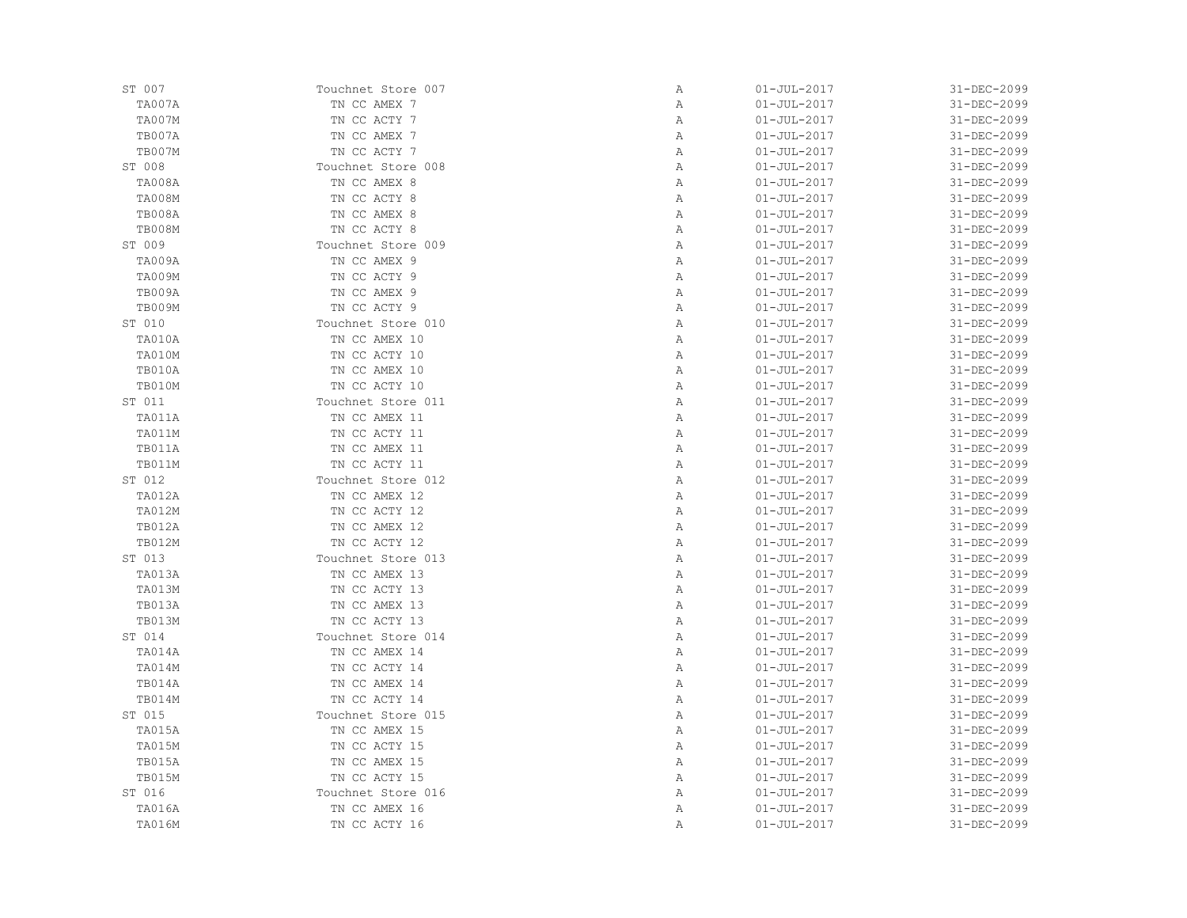| | | | | |
|---|---|---|---|---|
| ST 007 | Touchnet Store 007 | A | 01-JUL-2017 | 31-DEC-2099 |
| TA007A | TN CC AMEX 7 | A | 01-JUL-2017 | 31-DEC-2099 |
| TA007M | TN CC ACTY 7 | A | 01-JUL-2017 | 31-DEC-2099 |
| TB007A | TN CC AMEX 7 | A | 01-JUL-2017 | 31-DEC-2099 |
| TB007M | TN CC ACTY 7 | A | 01-JUL-2017 | 31-DEC-2099 |
| ST 008 | Touchnet Store 008 | A | 01-JUL-2017 | 31-DEC-2099 |
| TA008A | TN CC AMEX 8 | A | 01-JUL-2017 | 31-DEC-2099 |
| TA008M | TN CC ACTY 8 | A | 01-JUL-2017 | 31-DEC-2099 |
| TB008A | TN CC AMEX 8 | A | 01-JUL-2017 | 31-DEC-2099 |
| TB008M | TN CC ACTY 8 | A | 01-JUL-2017 | 31-DEC-2099 |
| ST 009 | Touchnet Store 009 | A | 01-JUL-2017 | 31-DEC-2099 |
| TA009A | TN CC AMEX 9 | A | 01-JUL-2017 | 31-DEC-2099 |
| TA009M | TN CC ACTY 9 | A | 01-JUL-2017 | 31-DEC-2099 |
| TB009A | TN CC AMEX 9 | A | 01-JUL-2017 | 31-DEC-2099 |
| TB009M | TN CC ACTY 9 | A | 01-JUL-2017 | 31-DEC-2099 |
| ST 010 | Touchnet Store 010 | A | 01-JUL-2017 | 31-DEC-2099 |
| TA010A | TN CC AMEX 10 | A | 01-JUL-2017 | 31-DEC-2099 |
| TA010M | TN CC ACTY 10 | A | 01-JUL-2017 | 31-DEC-2099 |
| TB010A | TN CC AMEX 10 | A | 01-JUL-2017 | 31-DEC-2099 |
| TB010M | TN CC ACTY 10 | A | 01-JUL-2017 | 31-DEC-2099 |
| ST 011 | Touchnet Store 011 | A | 01-JUL-2017 | 31-DEC-2099 |
| TA011A | TN CC AMEX 11 | A | 01-JUL-2017 | 31-DEC-2099 |
| TA011M | TN CC ACTY 11 | A | 01-JUL-2017 | 31-DEC-2099 |
| TB011A | TN CC AMEX 11 | A | 01-JUL-2017 | 31-DEC-2099 |
| TB011M | TN CC ACTY 11 | A | 01-JUL-2017 | 31-DEC-2099 |
| ST 012 | Touchnet Store 012 | A | 01-JUL-2017 | 31-DEC-2099 |
| TA012A | TN CC AMEX 12 | A | 01-JUL-2017 | 31-DEC-2099 |
| TA012M | TN CC ACTY 12 | A | 01-JUL-2017 | 31-DEC-2099 |
| TB012A | TN CC AMEX 12 | A | 01-JUL-2017 | 31-DEC-2099 |
| TB012M | TN CC ACTY 12 | A | 01-JUL-2017 | 31-DEC-2099 |
| ST 013 | Touchnet Store 013 | A | 01-JUL-2017 | 31-DEC-2099 |
| TA013A | TN CC AMEX 13 | A | 01-JUL-2017 | 31-DEC-2099 |
| TA013M | TN CC ACTY 13 | A | 01-JUL-2017 | 31-DEC-2099 |
| TB013A | TN CC AMEX 13 | A | 01-JUL-2017 | 31-DEC-2099 |
| TB013M | TN CC ACTY 13 | A | 01-JUL-2017 | 31-DEC-2099 |
| ST 014 | Touchnet Store 014 | A | 01-JUL-2017 | 31-DEC-2099 |
| TA014A | TN CC AMEX 14 | A | 01-JUL-2017 | 31-DEC-2099 |
| TA014M | TN CC ACTY 14 | A | 01-JUL-2017 | 31-DEC-2099 |
| TB014A | TN CC AMEX 14 | A | 01-JUL-2017 | 31-DEC-2099 |
| TB014M | TN CC ACTY 14 | A | 01-JUL-2017 | 31-DEC-2099 |
| ST 015 | Touchnet Store 015 | A | 01-JUL-2017 | 31-DEC-2099 |
| TA015A | TN CC AMEX 15 | A | 01-JUL-2017 | 31-DEC-2099 |
| TA015M | TN CC ACTY 15 | A | 01-JUL-2017 | 31-DEC-2099 |
| TB015A | TN CC AMEX 15 | A | 01-JUL-2017 | 31-DEC-2099 |
| TB015M | TN CC ACTY 15 | A | 01-JUL-2017 | 31-DEC-2099 |
| ST 016 | Touchnet Store 016 | A | 01-JUL-2017 | 31-DEC-2099 |
| TA016A | TN CC AMEX 16 | A | 01-JUL-2017 | 31-DEC-2099 |
| TA016M | TN CC ACTY 16 | A | 01-JUL-2017 | 31-DEC-2099 |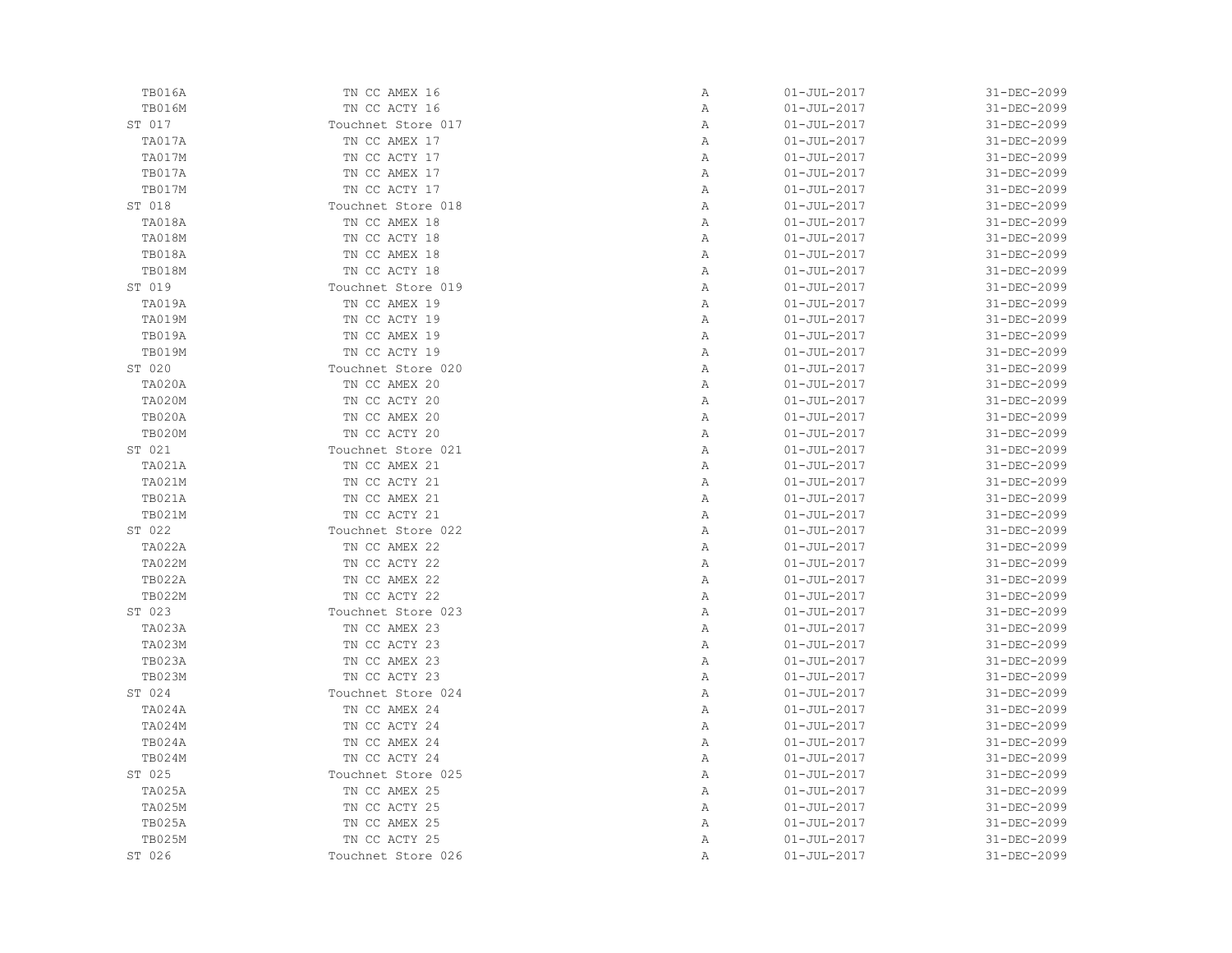| | | | | |
|---|---|---|---|---|
| TB016A | TN CC AMEX 16 | A | 01-JUL-2017 | 31-DEC-2099 |
| TB016M | TN CC ACTY 16 | A | 01-JUL-2017 | 31-DEC-2099 |
| ST 017 | Touchnet Store 017 | A | 01-JUL-2017 | 31-DEC-2099 |
| TA017A | TN CC AMEX 17 | A | 01-JUL-2017 | 31-DEC-2099 |
| TA017M | TN CC ACTY 17 | A | 01-JUL-2017 | 31-DEC-2099 |
| TB017A | TN CC AMEX 17 | A | 01-JUL-2017 | 31-DEC-2099 |
| TB017M | TN CC ACTY 17 | A | 01-JUL-2017 | 31-DEC-2099 |
| ST 018 | Touchnet Store 018 | A | 01-JUL-2017 | 31-DEC-2099 |
| TA018A | TN CC AMEX 18 | A | 01-JUL-2017 | 31-DEC-2099 |
| TA018M | TN CC ACTY 18 | A | 01-JUL-2017 | 31-DEC-2099 |
| TB018A | TN CC AMEX 18 | A | 01-JUL-2017 | 31-DEC-2099 |
| TB018M | TN CC ACTY 18 | A | 01-JUL-2017 | 31-DEC-2099 |
| ST 019 | Touchnet Store 019 | A | 01-JUL-2017 | 31-DEC-2099 |
| TA019A | TN CC AMEX 19 | A | 01-JUL-2017 | 31-DEC-2099 |
| TA019M | TN CC ACTY 19 | A | 01-JUL-2017 | 31-DEC-2099 |
| TB019A | TN CC AMEX 19 | A | 01-JUL-2017 | 31-DEC-2099 |
| TB019M | TN CC ACTY 19 | A | 01-JUL-2017 | 31-DEC-2099 |
| ST 020 | Touchnet Store 020 | A | 01-JUL-2017 | 31-DEC-2099 |
| TA020A | TN CC AMEX 20 | A | 01-JUL-2017 | 31-DEC-2099 |
| TA020M | TN CC ACTY 20 | A | 01-JUL-2017 | 31-DEC-2099 |
| TB020A | TN CC AMEX 20 | A | 01-JUL-2017 | 31-DEC-2099 |
| TB020M | TN CC ACTY 20 | A | 01-JUL-2017 | 31-DEC-2099 |
| ST 021 | Touchnet Store 021 | A | 01-JUL-2017 | 31-DEC-2099 |
| TA021A | TN CC AMEX 21 | A | 01-JUL-2017 | 31-DEC-2099 |
| TA021M | TN CC ACTY 21 | A | 01-JUL-2017 | 31-DEC-2099 |
| TB021A | TN CC AMEX 21 | A | 01-JUL-2017 | 31-DEC-2099 |
| TB021M | TN CC ACTY 21 | A | 01-JUL-2017 | 31-DEC-2099 |
| ST 022 | Touchnet Store 022 | A | 01-JUL-2017 | 31-DEC-2099 |
| TA022A | TN CC AMEX 22 | A | 01-JUL-2017 | 31-DEC-2099 |
| TA022M | TN CC ACTY 22 | A | 01-JUL-2017 | 31-DEC-2099 |
| TB022A | TN CC AMEX 22 | A | 01-JUL-2017 | 31-DEC-2099 |
| TB022M | TN CC ACTY 22 | A | 01-JUL-2017 | 31-DEC-2099 |
| ST 023 | Touchnet Store 023 | A | 01-JUL-2017 | 31-DEC-2099 |
| TA023A | TN CC AMEX 23 | A | 01-JUL-2017 | 31-DEC-2099 |
| TA023M | TN CC ACTY 23 | A | 01-JUL-2017 | 31-DEC-2099 |
| TB023A | TN CC AMEX 23 | A | 01-JUL-2017 | 31-DEC-2099 |
| TB023M | TN CC ACTY 23 | A | 01-JUL-2017 | 31-DEC-2099 |
| ST 024 | Touchnet Store 024 | A | 01-JUL-2017 | 31-DEC-2099 |
| TA024A | TN CC AMEX 24 | A | 01-JUL-2017 | 31-DEC-2099 |
| TA024M | TN CC ACTY 24 | A | 01-JUL-2017 | 31-DEC-2099 |
| TB024A | TN CC AMEX 24 | A | 01-JUL-2017 | 31-DEC-2099 |
| TB024M | TN CC ACTY 24 | A | 01-JUL-2017 | 31-DEC-2099 |
| ST 025 | Touchnet Store 025 | A | 01-JUL-2017 | 31-DEC-2099 |
| TA025A | TN CC AMEX 25 | A | 01-JUL-2017 | 31-DEC-2099 |
| TA025M | TN CC ACTY 25 | A | 01-JUL-2017 | 31-DEC-2099 |
| TB025A | TN CC AMEX 25 | A | 01-JUL-2017 | 31-DEC-2099 |
| TB025M | TN CC ACTY 25 | A | 01-JUL-2017 | 31-DEC-2099 |
| ST 026 | Touchnet Store 026 | A | 01-JUL-2017 | 31-DEC-2099 |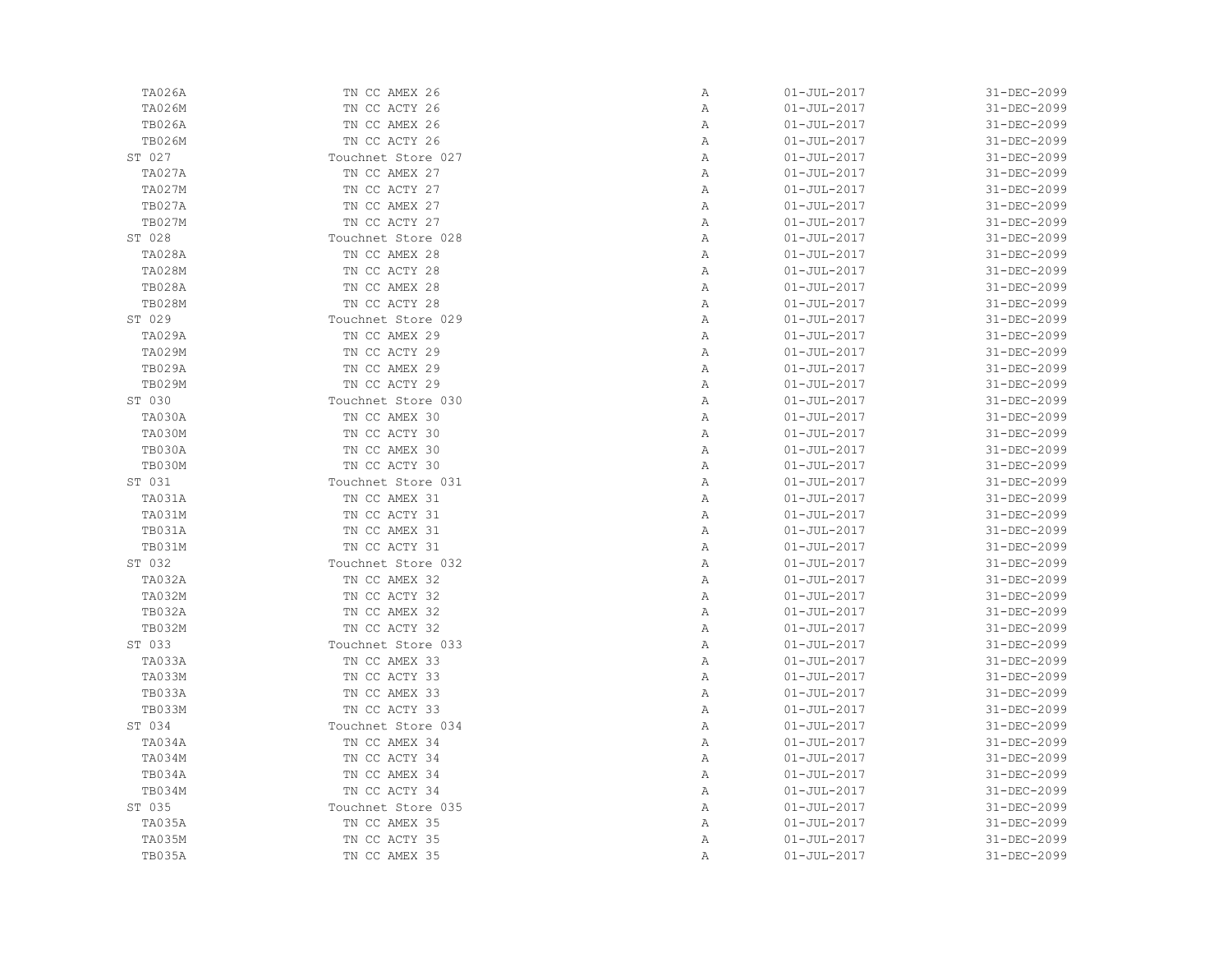| | | | | |
|---|---|---|---|---|
| TA026A | TN CC AMEX 26 | A | 01-JUL-2017 | 31-DEC-2099 |
| TA026M | TN CC ACTY 26 | A | 01-JUL-2017 | 31-DEC-2099 |
| TB026A | TN CC AMEX 26 | A | 01-JUL-2017 | 31-DEC-2099 |
| TB026M | TN CC ACTY 26 | A | 01-JUL-2017 | 31-DEC-2099 |
| ST 027 | Touchnet Store 027 | A | 01-JUL-2017 | 31-DEC-2099 |
| TA027A | TN CC AMEX 27 | A | 01-JUL-2017 | 31-DEC-2099 |
| TA027M | TN CC ACTY 27 | A | 01-JUL-2017 | 31-DEC-2099 |
| TB027A | TN CC AMEX 27 | A | 01-JUL-2017 | 31-DEC-2099 |
| TB027M | TN CC ACTY 27 | A | 01-JUL-2017 | 31-DEC-2099 |
| ST 028 | Touchnet Store 028 | A | 01-JUL-2017 | 31-DEC-2099 |
| TA028A | TN CC AMEX 28 | A | 01-JUL-2017 | 31-DEC-2099 |
| TA028M | TN CC ACTY 28 | A | 01-JUL-2017 | 31-DEC-2099 |
| TB028A | TN CC AMEX 28 | A | 01-JUL-2017 | 31-DEC-2099 |
| TB028M | TN CC ACTY 28 | A | 01-JUL-2017 | 31-DEC-2099 |
| ST 029 | Touchnet Store 029 | A | 01-JUL-2017 | 31-DEC-2099 |
| TA029A | TN CC AMEX 29 | A | 01-JUL-2017 | 31-DEC-2099 |
| TA029M | TN CC ACTY 29 | A | 01-JUL-2017 | 31-DEC-2099 |
| TB029A | TN CC AMEX 29 | A | 01-JUL-2017 | 31-DEC-2099 |
| TB029M | TN CC ACTY 29 | A | 01-JUL-2017 | 31-DEC-2099 |
| ST 030 | Touchnet Store 030 | A | 01-JUL-2017 | 31-DEC-2099 |
| TA030A | TN CC AMEX 30 | A | 01-JUL-2017 | 31-DEC-2099 |
| TA030M | TN CC ACTY 30 | A | 01-JUL-2017 | 31-DEC-2099 |
| TB030A | TN CC AMEX 30 | A | 01-JUL-2017 | 31-DEC-2099 |
| TB030M | TN CC ACTY 30 | A | 01-JUL-2017 | 31-DEC-2099 |
| ST 031 | Touchnet Store 031 | A | 01-JUL-2017 | 31-DEC-2099 |
| TA031A | TN CC AMEX 31 | A | 01-JUL-2017 | 31-DEC-2099 |
| TA031M | TN CC ACTY 31 | A | 01-JUL-2017 | 31-DEC-2099 |
| TB031A | TN CC AMEX 31 | A | 01-JUL-2017 | 31-DEC-2099 |
| TB031M | TN CC ACTY 31 | A | 01-JUL-2017 | 31-DEC-2099 |
| ST 032 | Touchnet Store 032 | A | 01-JUL-2017 | 31-DEC-2099 |
| TA032A | TN CC AMEX 32 | A | 01-JUL-2017 | 31-DEC-2099 |
| TA032M | TN CC ACTY 32 | A | 01-JUL-2017 | 31-DEC-2099 |
| TB032A | TN CC AMEX 32 | A | 01-JUL-2017 | 31-DEC-2099 |
| TB032M | TN CC ACTY 32 | A | 01-JUL-2017 | 31-DEC-2099 |
| ST 033 | Touchnet Store 033 | A | 01-JUL-2017 | 31-DEC-2099 |
| TA033A | TN CC AMEX 33 | A | 01-JUL-2017 | 31-DEC-2099 |
| TA033M | TN CC ACTY 33 | A | 01-JUL-2017 | 31-DEC-2099 |
| TB033A | TN CC AMEX 33 | A | 01-JUL-2017 | 31-DEC-2099 |
| TB033M | TN CC ACTY 33 | A | 01-JUL-2017 | 31-DEC-2099 |
| ST 034 | Touchnet Store 034 | A | 01-JUL-2017 | 31-DEC-2099 |
| TA034A | TN CC AMEX 34 | A | 01-JUL-2017 | 31-DEC-2099 |
| TA034M | TN CC ACTY 34 | A | 01-JUL-2017 | 31-DEC-2099 |
| TB034A | TN CC AMEX 34 | A | 01-JUL-2017 | 31-DEC-2099 |
| TB034M | TN CC ACTY 34 | A | 01-JUL-2017 | 31-DEC-2099 |
| ST 035 | Touchnet Store 035 | A | 01-JUL-2017 | 31-DEC-2099 |
| TA035A | TN CC AMEX 35 | A | 01-JUL-2017 | 31-DEC-2099 |
| TA035M | TN CC ACTY 35 | A | 01-JUL-2017 | 31-DEC-2099 |
| TB035A | TN CC AMEX 35 | A | 01-JUL-2017 | 31-DEC-2099 |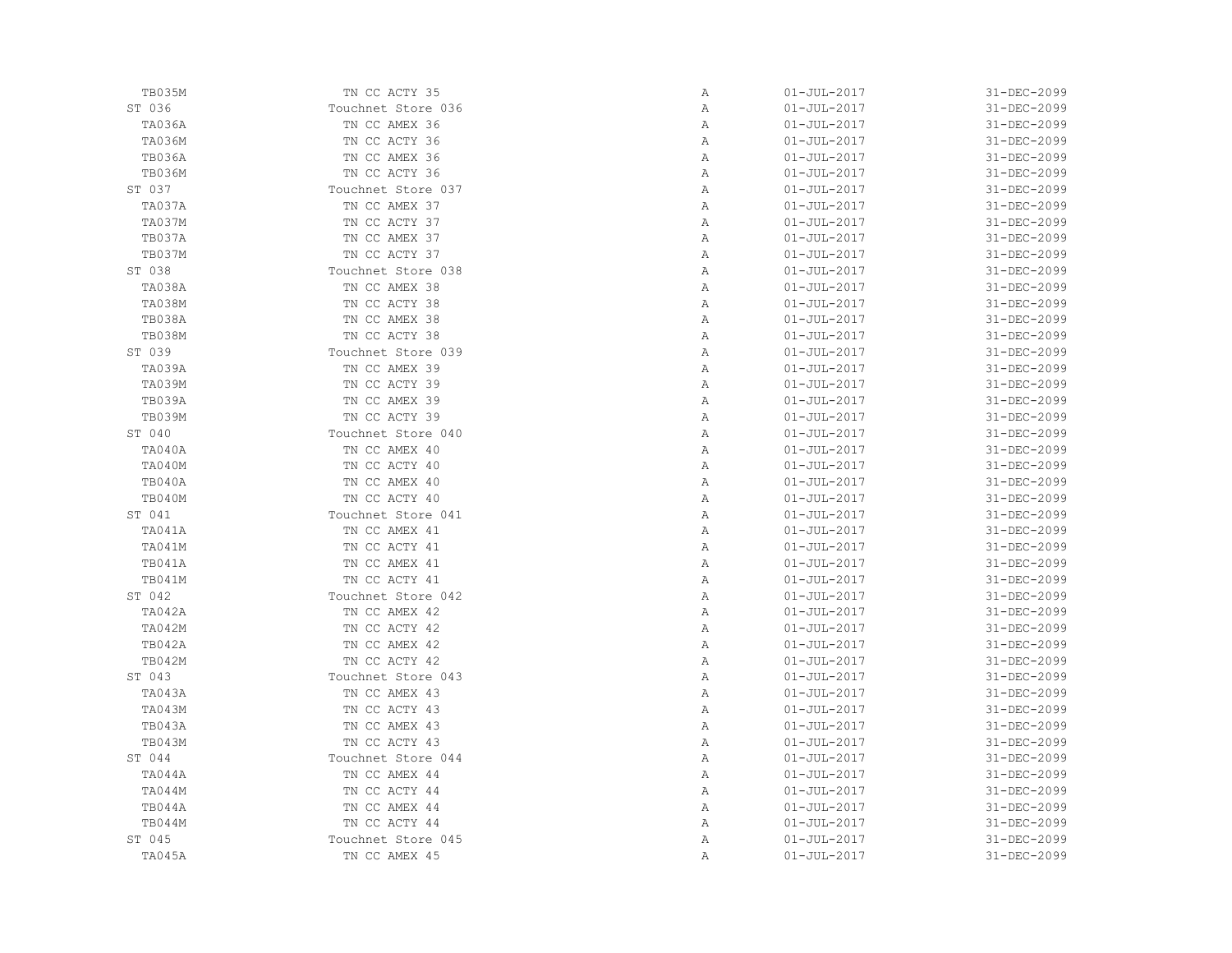| | | | | |
|---|---|---|---|---|
| TB035M | TN CC ACTY 35 | A | 01-JUL-2017 | 31-DEC-2099 |
| ST 036 | Touchnet Store 036 | A | 01-JUL-2017 | 31-DEC-2099 |
| TA036A | TN CC AMEX 36 | A | 01-JUL-2017 | 31-DEC-2099 |
| TA036M | TN CC ACTY 36 | A | 01-JUL-2017 | 31-DEC-2099 |
| TB036A | TN CC AMEX 36 | A | 01-JUL-2017 | 31-DEC-2099 |
| TB036M | TN CC ACTY 36 | A | 01-JUL-2017 | 31-DEC-2099 |
| ST 037 | Touchnet Store 037 | A | 01-JUL-2017 | 31-DEC-2099 |
| TA037A | TN CC AMEX 37 | A | 01-JUL-2017 | 31-DEC-2099 |
| TA037M | TN CC ACTY 37 | A | 01-JUL-2017 | 31-DEC-2099 |
| TB037A | TN CC AMEX 37 | A | 01-JUL-2017 | 31-DEC-2099 |
| TB037M | TN CC ACTY 37 | A | 01-JUL-2017 | 31-DEC-2099 |
| ST 038 | Touchnet Store 038 | A | 01-JUL-2017 | 31-DEC-2099 |
| TA038A | TN CC AMEX 38 | A | 01-JUL-2017 | 31-DEC-2099 |
| TA038M | TN CC ACTY 38 | A | 01-JUL-2017 | 31-DEC-2099 |
| TB038A | TN CC AMEX 38 | A | 01-JUL-2017 | 31-DEC-2099 |
| TB038M | TN CC ACTY 38 | A | 01-JUL-2017 | 31-DEC-2099 |
| ST 039 | Touchnet Store 039 | A | 01-JUL-2017 | 31-DEC-2099 |
| TA039A | TN CC AMEX 39 | A | 01-JUL-2017 | 31-DEC-2099 |
| TA039M | TN CC ACTY 39 | A | 01-JUL-2017 | 31-DEC-2099 |
| TB039A | TN CC AMEX 39 | A | 01-JUL-2017 | 31-DEC-2099 |
| TB039M | TN CC ACTY 39 | A | 01-JUL-2017 | 31-DEC-2099 |
| ST 040 | Touchnet Store 040 | A | 01-JUL-2017 | 31-DEC-2099 |
| TA040A | TN CC AMEX 40 | A | 01-JUL-2017 | 31-DEC-2099 |
| TA040M | TN CC ACTY 40 | A | 01-JUL-2017 | 31-DEC-2099 |
| TB040A | TN CC AMEX 40 | A | 01-JUL-2017 | 31-DEC-2099 |
| TB040M | TN CC ACTY 40 | A | 01-JUL-2017 | 31-DEC-2099 |
| ST 041 | Touchnet Store 041 | A | 01-JUL-2017 | 31-DEC-2099 |
| TA041A | TN CC AMEX 41 | A | 01-JUL-2017 | 31-DEC-2099 |
| TA041M | TN CC ACTY 41 | A | 01-JUL-2017 | 31-DEC-2099 |
| TB041A | TN CC AMEX 41 | A | 01-JUL-2017 | 31-DEC-2099 |
| TB041M | TN CC ACTY 41 | A | 01-JUL-2017 | 31-DEC-2099 |
| ST 042 | Touchnet Store 042 | A | 01-JUL-2017 | 31-DEC-2099 |
| TA042A | TN CC AMEX 42 | A | 01-JUL-2017 | 31-DEC-2099 |
| TA042M | TN CC ACTY 42 | A | 01-JUL-2017 | 31-DEC-2099 |
| TB042A | TN CC AMEX 42 | A | 01-JUL-2017 | 31-DEC-2099 |
| TB042M | TN CC ACTY 42 | A | 01-JUL-2017 | 31-DEC-2099 |
| ST 043 | Touchnet Store 043 | A | 01-JUL-2017 | 31-DEC-2099 |
| TA043A | TN CC AMEX 43 | A | 01-JUL-2017 | 31-DEC-2099 |
| TA043M | TN CC ACTY 43 | A | 01-JUL-2017 | 31-DEC-2099 |
| TB043A | TN CC AMEX 43 | A | 01-JUL-2017 | 31-DEC-2099 |
| TB043M | TN CC ACTY 43 | A | 01-JUL-2017 | 31-DEC-2099 |
| ST 044 | Touchnet Store 044 | A | 01-JUL-2017 | 31-DEC-2099 |
| TA044A | TN CC AMEX 44 | A | 01-JUL-2017 | 31-DEC-2099 |
| TA044M | TN CC ACTY 44 | A | 01-JUL-2017 | 31-DEC-2099 |
| TB044A | TN CC AMEX 44 | A | 01-JUL-2017 | 31-DEC-2099 |
| TB044M | TN CC ACTY 44 | A | 01-JUL-2017 | 31-DEC-2099 |
| ST 045 | Touchnet Store 045 | A | 01-JUL-2017 | 31-DEC-2099 |
| TA045A | TN CC AMEX 45 | A | 01-JUL-2017 | 31-DEC-2099 |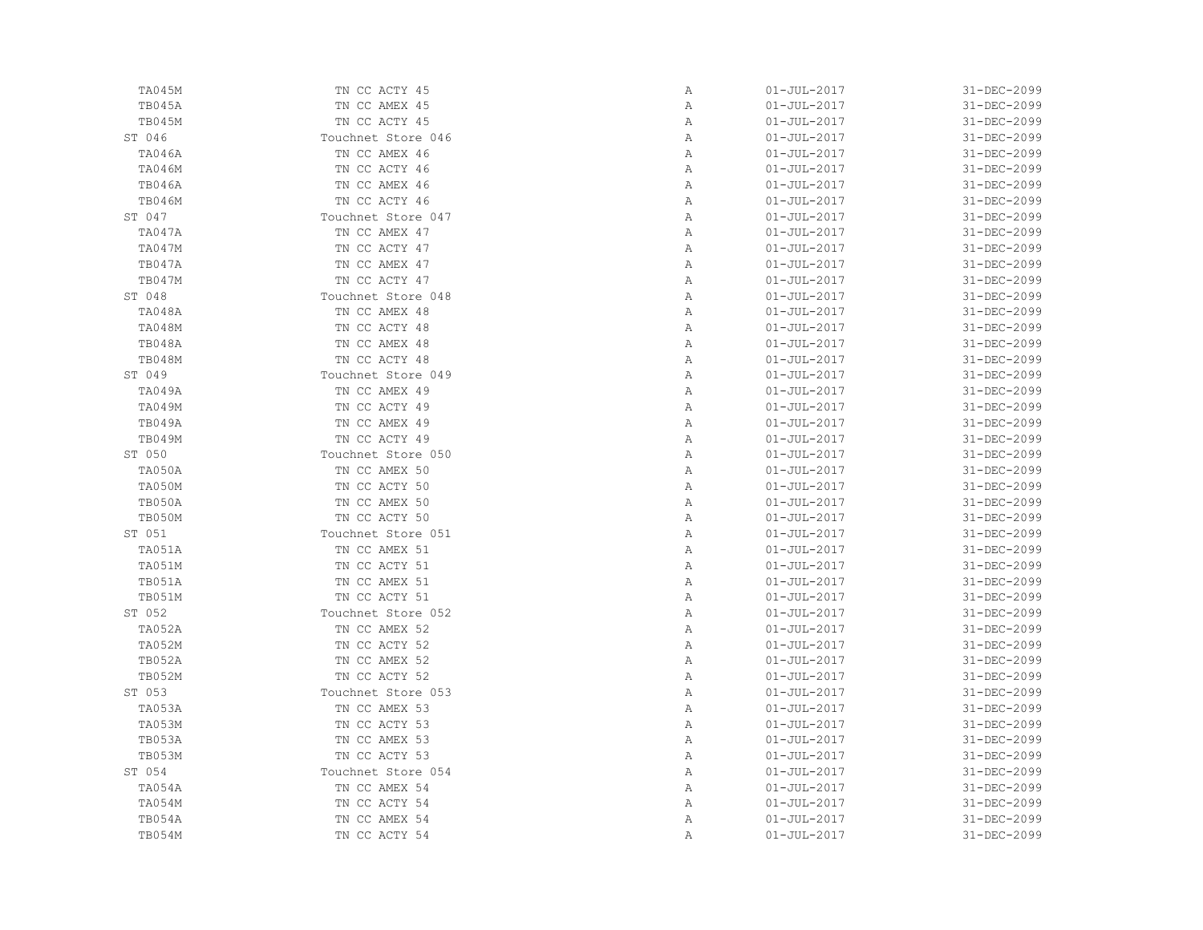| | | | | |
|---|---|---|---|---|
| TA045M | TN CC ACTY 45 | A | 01-JUL-2017 | 31-DEC-2099 |
| TB045A | TN CC AMEX 45 | A | 01-JUL-2017 | 31-DEC-2099 |
| TB045M | TN CC ACTY 45 | A | 01-JUL-2017 | 31-DEC-2099 |
| ST 046 | Touchnet Store 046 | A | 01-JUL-2017 | 31-DEC-2099 |
| TA046A | TN CC AMEX 46 | A | 01-JUL-2017 | 31-DEC-2099 |
| TA046M | TN CC ACTY 46 | A | 01-JUL-2017 | 31-DEC-2099 |
| TB046A | TN CC AMEX 46 | A | 01-JUL-2017 | 31-DEC-2099 |
| TB046M | TN CC ACTY 46 | A | 01-JUL-2017 | 31-DEC-2099 |
| ST 047 | Touchnet Store 047 | A | 01-JUL-2017 | 31-DEC-2099 |
| TA047A | TN CC AMEX 47 | A | 01-JUL-2017 | 31-DEC-2099 |
| TA047M | TN CC ACTY 47 | A | 01-JUL-2017 | 31-DEC-2099 |
| TB047A | TN CC AMEX 47 | A | 01-JUL-2017 | 31-DEC-2099 |
| TB047M | TN CC ACTY 47 | A | 01-JUL-2017 | 31-DEC-2099 |
| ST 048 | Touchnet Store 048 | A | 01-JUL-2017 | 31-DEC-2099 |
| TA048A | TN CC AMEX 48 | A | 01-JUL-2017 | 31-DEC-2099 |
| TA048M | TN CC ACTY 48 | A | 01-JUL-2017 | 31-DEC-2099 |
| TB048A | TN CC AMEX 48 | A | 01-JUL-2017 | 31-DEC-2099 |
| TB048M | TN CC ACTY 48 | A | 01-JUL-2017 | 31-DEC-2099 |
| ST 049 | Touchnet Store 049 | A | 01-JUL-2017 | 31-DEC-2099 |
| TA049A | TN CC AMEX 49 | A | 01-JUL-2017 | 31-DEC-2099 |
| TA049M | TN CC ACTY 49 | A | 01-JUL-2017 | 31-DEC-2099 |
| TB049A | TN CC AMEX 49 | A | 01-JUL-2017 | 31-DEC-2099 |
| TB049M | TN CC ACTY 49 | A | 01-JUL-2017 | 31-DEC-2099 |
| ST 050 | Touchnet Store 050 | A | 01-JUL-2017 | 31-DEC-2099 |
| TA050A | TN CC AMEX 50 | A | 01-JUL-2017 | 31-DEC-2099 |
| TA050M | TN CC ACTY 50 | A | 01-JUL-2017 | 31-DEC-2099 |
| TB050A | TN CC AMEX 50 | A | 01-JUL-2017 | 31-DEC-2099 |
| TB050M | TN CC ACTY 50 | A | 01-JUL-2017 | 31-DEC-2099 |
| ST 051 | Touchnet Store 051 | A | 01-JUL-2017 | 31-DEC-2099 |
| TA051A | TN CC AMEX 51 | A | 01-JUL-2017 | 31-DEC-2099 |
| TA051M | TN CC ACTY 51 | A | 01-JUL-2017 | 31-DEC-2099 |
| TB051A | TN CC AMEX 51 | A | 01-JUL-2017 | 31-DEC-2099 |
| TB051M | TN CC ACTY 51 | A | 01-JUL-2017 | 31-DEC-2099 |
| ST 052 | Touchnet Store 052 | A | 01-JUL-2017 | 31-DEC-2099 |
| TA052A | TN CC AMEX 52 | A | 01-JUL-2017 | 31-DEC-2099 |
| TA052M | TN CC ACTY 52 | A | 01-JUL-2017 | 31-DEC-2099 |
| TB052A | TN CC AMEX 52 | A | 01-JUL-2017 | 31-DEC-2099 |
| TB052M | TN CC ACTY 52 | A | 01-JUL-2017 | 31-DEC-2099 |
| ST 053 | Touchnet Store 053 | A | 01-JUL-2017 | 31-DEC-2099 |
| TA053A | TN CC AMEX 53 | A | 01-JUL-2017 | 31-DEC-2099 |
| TA053M | TN CC ACTY 53 | A | 01-JUL-2017 | 31-DEC-2099 |
| TB053A | TN CC AMEX 53 | A | 01-JUL-2017 | 31-DEC-2099 |
| TB053M | TN CC ACTY 53 | A | 01-JUL-2017 | 31-DEC-2099 |
| ST 054 | Touchnet Store 054 | A | 01-JUL-2017 | 31-DEC-2099 |
| TA054A | TN CC AMEX 54 | A | 01-JUL-2017 | 31-DEC-2099 |
| TA054M | TN CC ACTY 54 | A | 01-JUL-2017 | 31-DEC-2099 |
| TB054A | TN CC AMEX 54 | A | 01-JUL-2017 | 31-DEC-2099 |
| TB054M | TN CC ACTY 54 | A | 01-JUL-2017 | 31-DEC-2099 |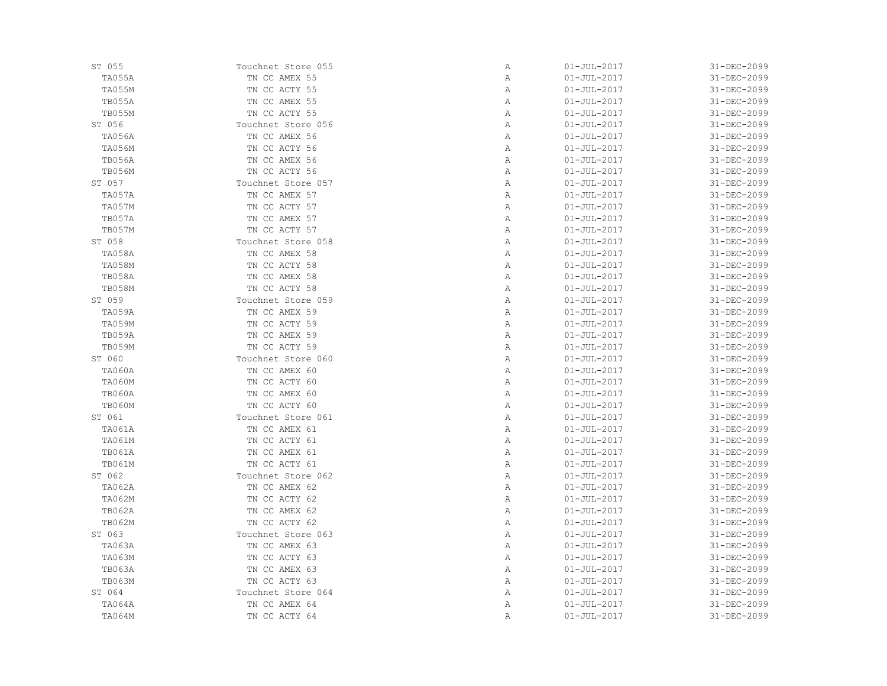| | | | | |
|---|---|---|---|---|
| ST 055 | Touchnet Store 055 | A | 01-JUL-2017 | 31-DEC-2099 |
| TA055A | TN CC AMEX 55 | A | 01-JUL-2017 | 31-DEC-2099 |
| TA055M | TN CC ACTY 55 | A | 01-JUL-2017 | 31-DEC-2099 |
| TB055A | TN CC AMEX 55 | A | 01-JUL-2017 | 31-DEC-2099 |
| TB055M | TN CC ACTY 55 | A | 01-JUL-2017 | 31-DEC-2099 |
| ST 056 | Touchnet Store 056 | A | 01-JUL-2017 | 31-DEC-2099 |
| TA056A | TN CC AMEX 56 | A | 01-JUL-2017 | 31-DEC-2099 |
| TA056M | TN CC ACTY 56 | A | 01-JUL-2017 | 31-DEC-2099 |
| TB056A | TN CC AMEX 56 | A | 01-JUL-2017 | 31-DEC-2099 |
| TB056M | TN CC ACTY 56 | A | 01-JUL-2017 | 31-DEC-2099 |
| ST 057 | Touchnet Store 057 | A | 01-JUL-2017 | 31-DEC-2099 |
| TA057A | TN CC AMEX 57 | A | 01-JUL-2017 | 31-DEC-2099 |
| TA057M | TN CC ACTY 57 | A | 01-JUL-2017 | 31-DEC-2099 |
| TB057A | TN CC AMEX 57 | A | 01-JUL-2017 | 31-DEC-2099 |
| TB057M | TN CC ACTY 57 | A | 01-JUL-2017 | 31-DEC-2099 |
| ST 058 | Touchnet Store 058 | A | 01-JUL-2017 | 31-DEC-2099 |
| TA058A | TN CC AMEX 58 | A | 01-JUL-2017 | 31-DEC-2099 |
| TA058M | TN CC ACTY 58 | A | 01-JUL-2017 | 31-DEC-2099 |
| TB058A | TN CC AMEX 58 | A | 01-JUL-2017 | 31-DEC-2099 |
| TB058M | TN CC ACTY 58 | A | 01-JUL-2017 | 31-DEC-2099 |
| ST 059 | Touchnet Store 059 | A | 01-JUL-2017 | 31-DEC-2099 |
| TA059A | TN CC AMEX 59 | A | 01-JUL-2017 | 31-DEC-2099 |
| TA059M | TN CC ACTY 59 | A | 01-JUL-2017 | 31-DEC-2099 |
| TB059A | TN CC AMEX 59 | A | 01-JUL-2017 | 31-DEC-2099 |
| TB059M | TN CC ACTY 59 | A | 01-JUL-2017 | 31-DEC-2099 |
| ST 060 | Touchnet Store 060 | A | 01-JUL-2017 | 31-DEC-2099 |
| TA060A | TN CC AMEX 60 | A | 01-JUL-2017 | 31-DEC-2099 |
| TA060M | TN CC ACTY 60 | A | 01-JUL-2017 | 31-DEC-2099 |
| TB060A | TN CC AMEX 60 | A | 01-JUL-2017 | 31-DEC-2099 |
| TB060M | TN CC ACTY 60 | A | 01-JUL-2017 | 31-DEC-2099 |
| ST 061 | Touchnet Store 061 | A | 01-JUL-2017 | 31-DEC-2099 |
| TA061A | TN CC AMEX 61 | A | 01-JUL-2017 | 31-DEC-2099 |
| TA061M | TN CC ACTY 61 | A | 01-JUL-2017 | 31-DEC-2099 |
| TB061A | TN CC AMEX 61 | A | 01-JUL-2017 | 31-DEC-2099 |
| TB061M | TN CC ACTY 61 | A | 01-JUL-2017 | 31-DEC-2099 |
| ST 062 | Touchnet Store 062 | A | 01-JUL-2017 | 31-DEC-2099 |
| TA062A | TN CC AMEX 62 | A | 01-JUL-2017 | 31-DEC-2099 |
| TA062M | TN CC ACTY 62 | A | 01-JUL-2017 | 31-DEC-2099 |
| TB062A | TN CC AMEX 62 | A | 01-JUL-2017 | 31-DEC-2099 |
| TB062M | TN CC ACTY 62 | A | 01-JUL-2017 | 31-DEC-2099 |
| ST 063 | Touchnet Store 063 | A | 01-JUL-2017 | 31-DEC-2099 |
| TA063A | TN CC AMEX 63 | A | 01-JUL-2017 | 31-DEC-2099 |
| TA063M | TN CC ACTY 63 | A | 01-JUL-2017 | 31-DEC-2099 |
| TB063A | TN CC AMEX 63 | A | 01-JUL-2017 | 31-DEC-2099 |
| TB063M | TN CC ACTY 63 | A | 01-JUL-2017 | 31-DEC-2099 |
| ST 064 | Touchnet Store 064 | A | 01-JUL-2017 | 31-DEC-2099 |
| TA064A | TN CC AMEX 64 | A | 01-JUL-2017 | 31-DEC-2099 |
| TA064M | TN CC ACTY 64 | A | 01-JUL-2017 | 31-DEC-2099 |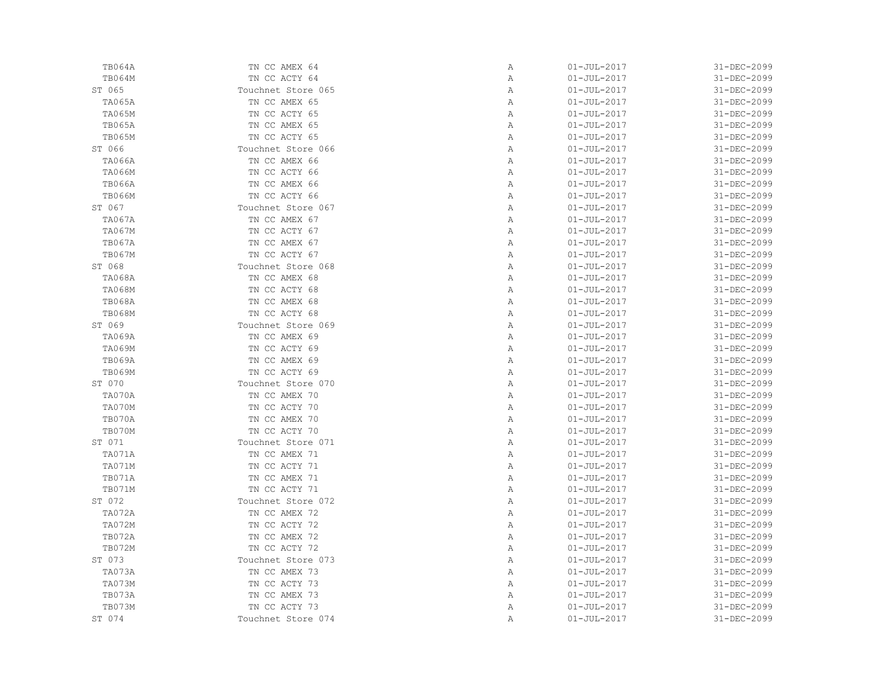| | | | | |
|---|---|---|---|---|
| TB064A | TN CC AMEX 64 | A | 01-JUL-2017 | 31-DEC-2099 |
| TB064M | TN CC ACTY 64 | A | 01-JUL-2017 | 31-DEC-2099 |
| ST 065 | Touchnet Store 065 | A | 01-JUL-2017 | 31-DEC-2099 |
| TA065A | TN CC AMEX 65 | A | 01-JUL-2017 | 31-DEC-2099 |
| TA065M | TN CC ACTY 65 | A | 01-JUL-2017 | 31-DEC-2099 |
| TB065A | TN CC AMEX 65 | A | 01-JUL-2017 | 31-DEC-2099 |
| TB065M | TN CC ACTY 65 | A | 01-JUL-2017 | 31-DEC-2099 |
| ST 066 | Touchnet Store 066 | A | 01-JUL-2017 | 31-DEC-2099 |
| TA066A | TN CC AMEX 66 | A | 01-JUL-2017 | 31-DEC-2099 |
| TA066M | TN CC ACTY 66 | A | 01-JUL-2017 | 31-DEC-2099 |
| TB066A | TN CC AMEX 66 | A | 01-JUL-2017 | 31-DEC-2099 |
| TB066M | TN CC ACTY 66 | A | 01-JUL-2017 | 31-DEC-2099 |
| ST 067 | Touchnet Store 067 | A | 01-JUL-2017 | 31-DEC-2099 |
| TA067A | TN CC AMEX 67 | A | 01-JUL-2017 | 31-DEC-2099 |
| TA067M | TN CC ACTY 67 | A | 01-JUL-2017 | 31-DEC-2099 |
| TB067A | TN CC AMEX 67 | A | 01-JUL-2017 | 31-DEC-2099 |
| TB067M | TN CC ACTY 67 | A | 01-JUL-2017 | 31-DEC-2099 |
| ST 068 | Touchnet Store 068 | A | 01-JUL-2017 | 31-DEC-2099 |
| TA068A | TN CC AMEX 68 | A | 01-JUL-2017 | 31-DEC-2099 |
| TA068M | TN CC ACTY 68 | A | 01-JUL-2017 | 31-DEC-2099 |
| TB068A | TN CC AMEX 68 | A | 01-JUL-2017 | 31-DEC-2099 |
| TB068M | TN CC ACTY 68 | A | 01-JUL-2017 | 31-DEC-2099 |
| ST 069 | Touchnet Store 069 | A | 01-JUL-2017 | 31-DEC-2099 |
| TA069A | TN CC AMEX 69 | A | 01-JUL-2017 | 31-DEC-2099 |
| TA069M | TN CC ACTY 69 | A | 01-JUL-2017 | 31-DEC-2099 |
| TB069A | TN CC AMEX 69 | A | 01-JUL-2017 | 31-DEC-2099 |
| TB069M | TN CC ACTY 69 | A | 01-JUL-2017 | 31-DEC-2099 |
| ST 070 | Touchnet Store 070 | A | 01-JUL-2017 | 31-DEC-2099 |
| TA070A | TN CC AMEX 70 | A | 01-JUL-2017 | 31-DEC-2099 |
| TA070M | TN CC ACTY 70 | A | 01-JUL-2017 | 31-DEC-2099 |
| TB070A | TN CC AMEX 70 | A | 01-JUL-2017 | 31-DEC-2099 |
| TB070M | TN CC ACTY 70 | A | 01-JUL-2017 | 31-DEC-2099 |
| ST 071 | Touchnet Store 071 | A | 01-JUL-2017 | 31-DEC-2099 |
| TA071A | TN CC AMEX 71 | A | 01-JUL-2017 | 31-DEC-2099 |
| TA071M | TN CC ACTY 71 | A | 01-JUL-2017 | 31-DEC-2099 |
| TB071A | TN CC AMEX 71 | A | 01-JUL-2017 | 31-DEC-2099 |
| TB071M | TN CC ACTY 71 | A | 01-JUL-2017 | 31-DEC-2099 |
| ST 072 | Touchnet Store 072 | A | 01-JUL-2017 | 31-DEC-2099 |
| TA072A | TN CC AMEX 72 | A | 01-JUL-2017 | 31-DEC-2099 |
| TA072M | TN CC ACTY 72 | A | 01-JUL-2017 | 31-DEC-2099 |
| TB072A | TN CC AMEX 72 | A | 01-JUL-2017 | 31-DEC-2099 |
| TB072M | TN CC ACTY 72 | A | 01-JUL-2017 | 31-DEC-2099 |
| ST 073 | Touchnet Store 073 | A | 01-JUL-2017 | 31-DEC-2099 |
| TA073A | TN CC AMEX 73 | A | 01-JUL-2017 | 31-DEC-2099 |
| TA073M | TN CC ACTY 73 | A | 01-JUL-2017 | 31-DEC-2099 |
| TB073A | TN CC AMEX 73 | A | 01-JUL-2017 | 31-DEC-2099 |
| TB073M | TN CC ACTY 73 | A | 01-JUL-2017 | 31-DEC-2099 |
| ST 074 | Touchnet Store 074 | A | 01-JUL-2017 | 31-DEC-2099 |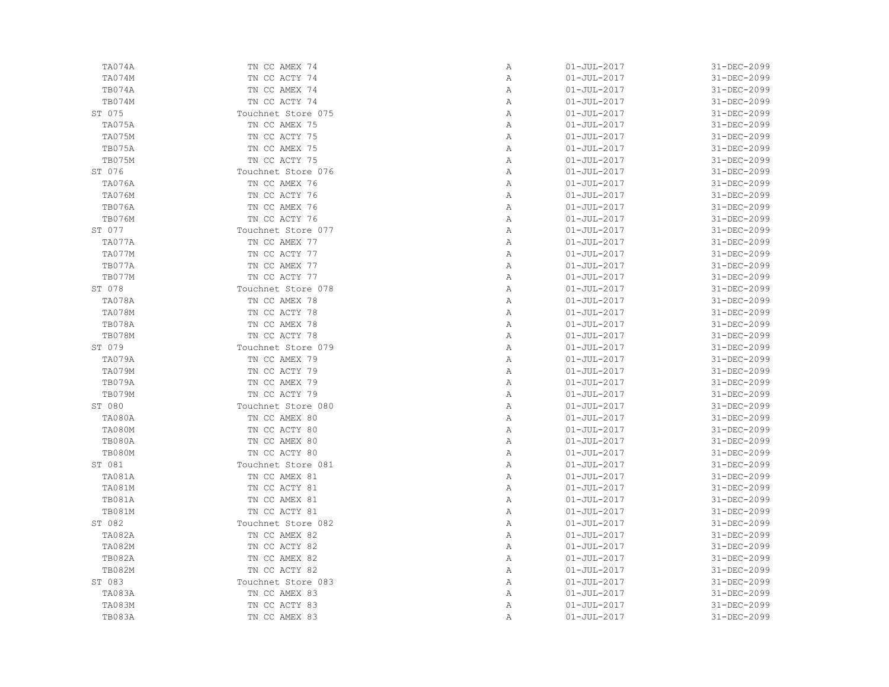| | | | | |
|---|---|---|---|---|
| TA074A | TN CC AMEX 74 | A | 01-JUL-2017 | 31-DEC-2099 |
| TA074M | TN CC ACTY 74 | A | 01-JUL-2017 | 31-DEC-2099 |
| TB074A | TN CC AMEX 74 | A | 01-JUL-2017 | 31-DEC-2099 |
| TB074M | TN CC ACTY 74 | A | 01-JUL-2017 | 31-DEC-2099 |
| ST 075 | Touchnet Store 075 | A | 01-JUL-2017 | 31-DEC-2099 |
| TA075A | TN CC AMEX 75 | A | 01-JUL-2017 | 31-DEC-2099 |
| TA075M | TN CC ACTY 75 | A | 01-JUL-2017 | 31-DEC-2099 |
| TB075A | TN CC AMEX 75 | A | 01-JUL-2017 | 31-DEC-2099 |
| TB075M | TN CC ACTY 75 | A | 01-JUL-2017 | 31-DEC-2099 |
| ST 076 | Touchnet Store 076 | A | 01-JUL-2017 | 31-DEC-2099 |
| TA076A | TN CC AMEX 76 | A | 01-JUL-2017 | 31-DEC-2099 |
| TA076M | TN CC ACTY 76 | A | 01-JUL-2017 | 31-DEC-2099 |
| TB076A | TN CC AMEX 76 | A | 01-JUL-2017 | 31-DEC-2099 |
| TB076M | TN CC ACTY 76 | A | 01-JUL-2017 | 31-DEC-2099 |
| ST 077 | Touchnet Store 077 | A | 01-JUL-2017 | 31-DEC-2099 |
| TA077A | TN CC AMEX 77 | A | 01-JUL-2017 | 31-DEC-2099 |
| TA077M | TN CC ACTY 77 | A | 01-JUL-2017 | 31-DEC-2099 |
| TB077A | TN CC AMEX 77 | A | 01-JUL-2017 | 31-DEC-2099 |
| TB077M | TN CC ACTY 77 | A | 01-JUL-2017 | 31-DEC-2099 |
| ST 078 | Touchnet Store 078 | A | 01-JUL-2017 | 31-DEC-2099 |
| TA078A | TN CC AMEX 78 | A | 01-JUL-2017 | 31-DEC-2099 |
| TA078M | TN CC ACTY 78 | A | 01-JUL-2017 | 31-DEC-2099 |
| TB078A | TN CC AMEX 78 | A | 01-JUL-2017 | 31-DEC-2099 |
| TB078M | TN CC ACTY 78 | A | 01-JUL-2017 | 31-DEC-2099 |
| ST 079 | Touchnet Store 079 | A | 01-JUL-2017 | 31-DEC-2099 |
| TA079A | TN CC AMEX 79 | A | 01-JUL-2017 | 31-DEC-2099 |
| TA079M | TN CC ACTY 79 | A | 01-JUL-2017 | 31-DEC-2099 |
| TB079A | TN CC AMEX 79 | A | 01-JUL-2017 | 31-DEC-2099 |
| TB079M | TN CC ACTY 79 | A | 01-JUL-2017 | 31-DEC-2099 |
| ST 080 | Touchnet Store 080 | A | 01-JUL-2017 | 31-DEC-2099 |
| TA080A | TN CC AMEX 80 | A | 01-JUL-2017 | 31-DEC-2099 |
| TA080M | TN CC ACTY 80 | A | 01-JUL-2017 | 31-DEC-2099 |
| TB080A | TN CC AMEX 80 | A | 01-JUL-2017 | 31-DEC-2099 |
| TB080M | TN CC ACTY 80 | A | 01-JUL-2017 | 31-DEC-2099 |
| ST 081 | Touchnet Store 081 | A | 01-JUL-2017 | 31-DEC-2099 |
| TA081A | TN CC AMEX 81 | A | 01-JUL-2017 | 31-DEC-2099 |
| TA081M | TN CC ACTY 81 | A | 01-JUL-2017 | 31-DEC-2099 |
| TB081A | TN CC AMEX 81 | A | 01-JUL-2017 | 31-DEC-2099 |
| TB081M | TN CC ACTY 81 | A | 01-JUL-2017 | 31-DEC-2099 |
| ST 082 | Touchnet Store 082 | A | 01-JUL-2017 | 31-DEC-2099 |
| TA082A | TN CC AMEX 82 | A | 01-JUL-2017 | 31-DEC-2099 |
| TA082M | TN CC ACTY 82 | A | 01-JUL-2017 | 31-DEC-2099 |
| TB082A | TN CC AMEX 82 | A | 01-JUL-2017 | 31-DEC-2099 |
| TB082M | TN CC ACTY 82 | A | 01-JUL-2017 | 31-DEC-2099 |
| ST 083 | Touchnet Store 083 | A | 01-JUL-2017 | 31-DEC-2099 |
| TA083A | TN CC AMEX 83 | A | 01-JUL-2017 | 31-DEC-2099 |
| TA083M | TN CC ACTY 83 | A | 01-JUL-2017 | 31-DEC-2099 |
| TB083A | TN CC AMEX 83 | A | 01-JUL-2017 | 31-DEC-2099 |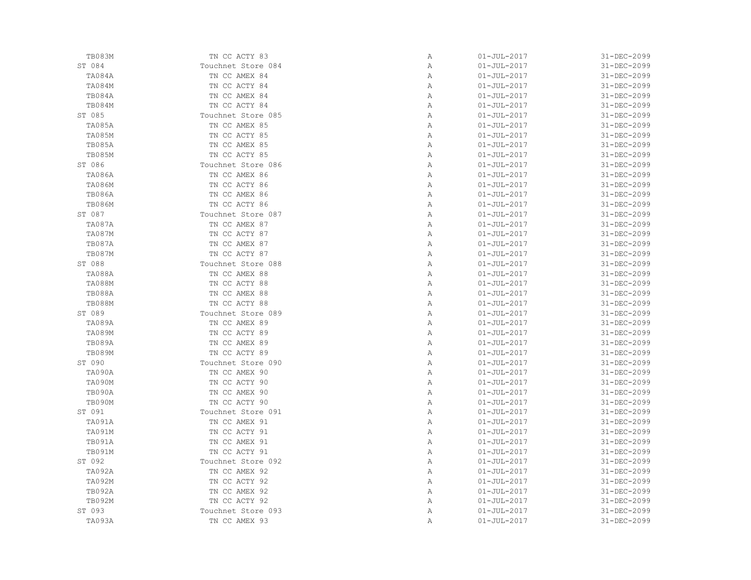| | | | | |
|---|---|---|---|---|
| TB083M | TN CC ACTY 83 | A | 01-JUL-2017 | 31-DEC-2099 |
| ST 084 | Touchnet Store 084 | A | 01-JUL-2017 | 31-DEC-2099 |
| TA084A | TN CC AMEX 84 | A | 01-JUL-2017 | 31-DEC-2099 |
| TA084M | TN CC ACTY 84 | A | 01-JUL-2017 | 31-DEC-2099 |
| TB084A | TN CC AMEX 84 | A | 01-JUL-2017 | 31-DEC-2099 |
| TB084M | TN CC ACTY 84 | A | 01-JUL-2017 | 31-DEC-2099 |
| ST 085 | Touchnet Store 085 | A | 01-JUL-2017 | 31-DEC-2099 |
| TA085A | TN CC AMEX 85 | A | 01-JUL-2017 | 31-DEC-2099 |
| TA085M | TN CC ACTY 85 | A | 01-JUL-2017 | 31-DEC-2099 |
| TB085A | TN CC AMEX 85 | A | 01-JUL-2017 | 31-DEC-2099 |
| TB085M | TN CC ACTY 85 | A | 01-JUL-2017 | 31-DEC-2099 |
| ST 086 | Touchnet Store 086 | A | 01-JUL-2017 | 31-DEC-2099 |
| TA086A | TN CC AMEX 86 | A | 01-JUL-2017 | 31-DEC-2099 |
| TA086M | TN CC ACTY 86 | A | 01-JUL-2017 | 31-DEC-2099 |
| TB086A | TN CC AMEX 86 | A | 01-JUL-2017 | 31-DEC-2099 |
| TB086M | TN CC ACTY 86 | A | 01-JUL-2017 | 31-DEC-2099 |
| ST 087 | Touchnet Store 087 | A | 01-JUL-2017 | 31-DEC-2099 |
| TA087A | TN CC AMEX 87 | A | 01-JUL-2017 | 31-DEC-2099 |
| TA087M | TN CC ACTY 87 | A | 01-JUL-2017 | 31-DEC-2099 |
| TB087A | TN CC AMEX 87 | A | 01-JUL-2017 | 31-DEC-2099 |
| TB087M | TN CC ACTY 87 | A | 01-JUL-2017 | 31-DEC-2099 |
| ST 088 | Touchnet Store 088 | A | 01-JUL-2017 | 31-DEC-2099 |
| TA088A | TN CC AMEX 88 | A | 01-JUL-2017 | 31-DEC-2099 |
| TA088M | TN CC ACTY 88 | A | 01-JUL-2017 | 31-DEC-2099 |
| TB088A | TN CC AMEX 88 | A | 01-JUL-2017 | 31-DEC-2099 |
| TB088M | TN CC ACTY 88 | A | 01-JUL-2017 | 31-DEC-2099 |
| ST 089 | Touchnet Store 089 | A | 01-JUL-2017 | 31-DEC-2099 |
| TA089A | TN CC AMEX 89 | A | 01-JUL-2017 | 31-DEC-2099 |
| TA089M | TN CC ACTY 89 | A | 01-JUL-2017 | 31-DEC-2099 |
| TB089A | TN CC AMEX 89 | A | 01-JUL-2017 | 31-DEC-2099 |
| TB089M | TN CC ACTY 89 | A | 01-JUL-2017 | 31-DEC-2099 |
| ST 090 | Touchnet Store 090 | A | 01-JUL-2017 | 31-DEC-2099 |
| TA090A | TN CC AMEX 90 | A | 01-JUL-2017 | 31-DEC-2099 |
| TA090M | TN CC ACTY 90 | A | 01-JUL-2017 | 31-DEC-2099 |
| TB090A | TN CC AMEX 90 | A | 01-JUL-2017 | 31-DEC-2099 |
| TB090M | TN CC ACTY 90 | A | 01-JUL-2017 | 31-DEC-2099 |
| ST 091 | Touchnet Store 091 | A | 01-JUL-2017 | 31-DEC-2099 |
| TA091A | TN CC AMEX 91 | A | 01-JUL-2017 | 31-DEC-2099 |
| TA091M | TN CC ACTY 91 | A | 01-JUL-2017 | 31-DEC-2099 |
| TB091A | TN CC AMEX 91 | A | 01-JUL-2017 | 31-DEC-2099 |
| TB091M | TN CC ACTY 91 | A | 01-JUL-2017 | 31-DEC-2099 |
| ST 092 | Touchnet Store 092 | A | 01-JUL-2017 | 31-DEC-2099 |
| TA092A | TN CC AMEX 92 | A | 01-JUL-2017 | 31-DEC-2099 |
| TA092M | TN CC ACTY 92 | A | 01-JUL-2017 | 31-DEC-2099 |
| TB092A | TN CC AMEX 92 | A | 01-JUL-2017 | 31-DEC-2099 |
| TB092M | TN CC ACTY 92 | A | 01-JUL-2017 | 31-DEC-2099 |
| ST 093 | Touchnet Store 093 | A | 01-JUL-2017 | 31-DEC-2099 |
| TA093A | TN CC AMEX 93 | A | 01-JUL-2017 | 31-DEC-2099 |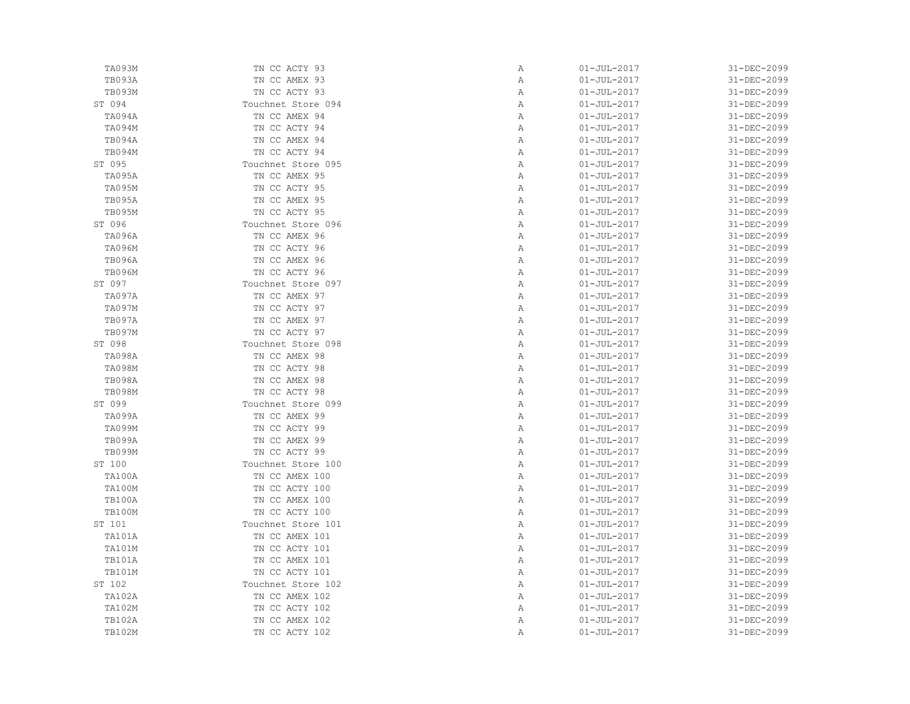| | | | | |
|---|---|---|---|---|
| TA093M | TN CC ACTY 93 | A | 01-JUL-2017 | 31-DEC-2099 |
| TB093A | TN CC AMEX 93 | A | 01-JUL-2017 | 31-DEC-2099 |
| TB093M | TN CC ACTY 93 | A | 01-JUL-2017 | 31-DEC-2099 |
| ST 094 | Touchnet Store 094 | A | 01-JUL-2017 | 31-DEC-2099 |
| TA094A | TN CC AMEX 94 | A | 01-JUL-2017 | 31-DEC-2099 |
| TA094M | TN CC ACTY 94 | A | 01-JUL-2017 | 31-DEC-2099 |
| TB094A | TN CC AMEX 94 | A | 01-JUL-2017 | 31-DEC-2099 |
| TB094M | TN CC ACTY 94 | A | 01-JUL-2017 | 31-DEC-2099 |
| ST 095 | Touchnet Store 095 | A | 01-JUL-2017 | 31-DEC-2099 |
| TA095A | TN CC AMEX 95 | A | 01-JUL-2017 | 31-DEC-2099 |
| TA095M | TN CC ACTY 95 | A | 01-JUL-2017 | 31-DEC-2099 |
| TB095A | TN CC AMEX 95 | A | 01-JUL-2017 | 31-DEC-2099 |
| TB095M | TN CC ACTY 95 | A | 01-JUL-2017 | 31-DEC-2099 |
| ST 096 | Touchnet Store 096 | A | 01-JUL-2017 | 31-DEC-2099 |
| TA096A | TN CC AMEX 96 | A | 01-JUL-2017 | 31-DEC-2099 |
| TA096M | TN CC ACTY 96 | A | 01-JUL-2017 | 31-DEC-2099 |
| TB096A | TN CC AMEX 96 | A | 01-JUL-2017 | 31-DEC-2099 |
| TB096M | TN CC ACTY 96 | A | 01-JUL-2017 | 31-DEC-2099 |
| ST 097 | Touchnet Store 097 | A | 01-JUL-2017 | 31-DEC-2099 |
| TA097A | TN CC AMEX 97 | A | 01-JUL-2017 | 31-DEC-2099 |
| TA097M | TN CC ACTY 97 | A | 01-JUL-2017 | 31-DEC-2099 |
| TB097A | TN CC AMEX 97 | A | 01-JUL-2017 | 31-DEC-2099 |
| TB097M | TN CC ACTY 97 | A | 01-JUL-2017 | 31-DEC-2099 |
| ST 098 | Touchnet Store 098 | A | 01-JUL-2017 | 31-DEC-2099 |
| TA098A | TN CC AMEX 98 | A | 01-JUL-2017 | 31-DEC-2099 |
| TA098M | TN CC ACTY 98 | A | 01-JUL-2017 | 31-DEC-2099 |
| TB098A | TN CC AMEX 98 | A | 01-JUL-2017 | 31-DEC-2099 |
| TB098M | TN CC ACTY 98 | A | 01-JUL-2017 | 31-DEC-2099 |
| ST 099 | Touchnet Store 099 | A | 01-JUL-2017 | 31-DEC-2099 |
| TA099A | TN CC AMEX 99 | A | 01-JUL-2017 | 31-DEC-2099 |
| TA099M | TN CC ACTY 99 | A | 01-JUL-2017 | 31-DEC-2099 |
| TB099A | TN CC AMEX 99 | A | 01-JUL-2017 | 31-DEC-2099 |
| TB099M | TN CC ACTY 99 | A | 01-JUL-2017 | 31-DEC-2099 |
| ST 100 | Touchnet Store 100 | A | 01-JUL-2017 | 31-DEC-2099 |
| TA100A | TN CC AMEX 100 | A | 01-JUL-2017 | 31-DEC-2099 |
| TA100M | TN CC ACTY 100 | A | 01-JUL-2017 | 31-DEC-2099 |
| TB100A | TN CC AMEX 100 | A | 01-JUL-2017 | 31-DEC-2099 |
| TB100M | TN CC ACTY 100 | A | 01-JUL-2017 | 31-DEC-2099 |
| ST 101 | Touchnet Store 101 | A | 01-JUL-2017 | 31-DEC-2099 |
| TA101A | TN CC AMEX 101 | A | 01-JUL-2017 | 31-DEC-2099 |
| TA101M | TN CC ACTY 101 | A | 01-JUL-2017 | 31-DEC-2099 |
| TB101A | TN CC AMEX 101 | A | 01-JUL-2017 | 31-DEC-2099 |
| TB101M | TN CC ACTY 101 | A | 01-JUL-2017 | 31-DEC-2099 |
| ST 102 | Touchnet Store 102 | A | 01-JUL-2017 | 31-DEC-2099 |
| TA102A | TN CC AMEX 102 | A | 01-JUL-2017 | 31-DEC-2099 |
| TA102M | TN CC ACTY 102 | A | 01-JUL-2017 | 31-DEC-2099 |
| TB102A | TN CC AMEX 102 | A | 01-JUL-2017 | 31-DEC-2099 |
| TB102M | TN CC ACTY 102 | A | 01-JUL-2017 | 31-DEC-2099 |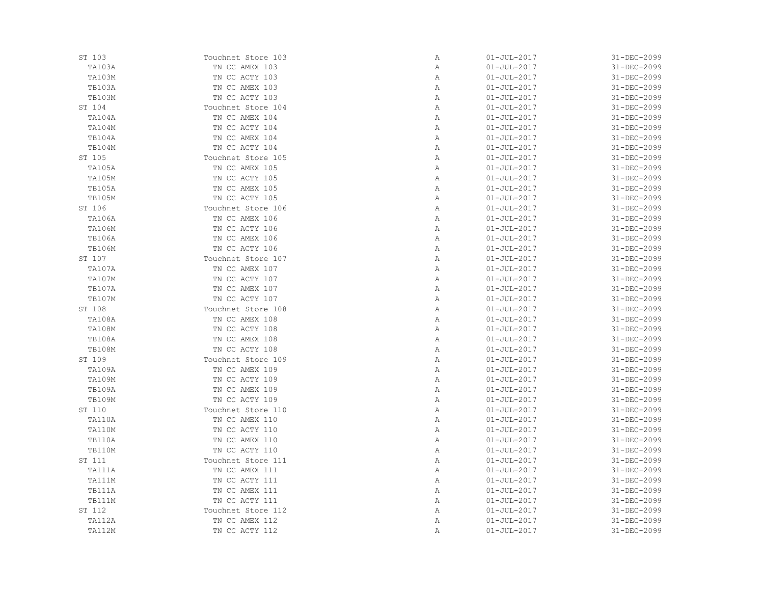| | | | | |
|---|---|---|---|---|
| ST 103 | Touchnet Store 103 | A | 01-JUL-2017 | 31-DEC-2099 |
| TA103A | TN CC AMEX 103 | A | 01-JUL-2017 | 31-DEC-2099 |
| TA103M | TN CC ACTY 103 | A | 01-JUL-2017 | 31-DEC-2099 |
| TB103A | TN CC AMEX 103 | A | 01-JUL-2017 | 31-DEC-2099 |
| TB103M | TN CC ACTY 103 | A | 01-JUL-2017 | 31-DEC-2099 |
| ST 104 | Touchnet Store 104 | A | 01-JUL-2017 | 31-DEC-2099 |
| TA104A | TN CC AMEX 104 | A | 01-JUL-2017 | 31-DEC-2099 |
| TA104M | TN CC ACTY 104 | A | 01-JUL-2017 | 31-DEC-2099 |
| TB104A | TN CC AMEX 104 | A | 01-JUL-2017 | 31-DEC-2099 |
| TB104M | TN CC ACTY 104 | A | 01-JUL-2017 | 31-DEC-2099 |
| ST 105 | Touchnet Store 105 | A | 01-JUL-2017 | 31-DEC-2099 |
| TA105A | TN CC AMEX 105 | A | 01-JUL-2017 | 31-DEC-2099 |
| TA105M | TN CC ACTY 105 | A | 01-JUL-2017 | 31-DEC-2099 |
| TB105A | TN CC AMEX 105 | A | 01-JUL-2017 | 31-DEC-2099 |
| TB105M | TN CC ACTY 105 | A | 01-JUL-2017 | 31-DEC-2099 |
| ST 106 | Touchnet Store 106 | A | 01-JUL-2017 | 31-DEC-2099 |
| TA106A | TN CC AMEX 106 | A | 01-JUL-2017 | 31-DEC-2099 |
| TA106M | TN CC ACTY 106 | A | 01-JUL-2017 | 31-DEC-2099 |
| TB106A | TN CC AMEX 106 | A | 01-JUL-2017 | 31-DEC-2099 |
| TB106M | TN CC ACTY 106 | A | 01-JUL-2017 | 31-DEC-2099 |
| ST 107 | Touchnet Store 107 | A | 01-JUL-2017 | 31-DEC-2099 |
| TA107A | TN CC AMEX 107 | A | 01-JUL-2017 | 31-DEC-2099 |
| TA107M | TN CC ACTY 107 | A | 01-JUL-2017 | 31-DEC-2099 |
| TB107A | TN CC AMEX 107 | A | 01-JUL-2017 | 31-DEC-2099 |
| TB107M | TN CC ACTY 107 | A | 01-JUL-2017 | 31-DEC-2099 |
| ST 108 | Touchnet Store 108 | A | 01-JUL-2017 | 31-DEC-2099 |
| TA108A | TN CC AMEX 108 | A | 01-JUL-2017 | 31-DEC-2099 |
| TA108M | TN CC ACTY 108 | A | 01-JUL-2017 | 31-DEC-2099 |
| TB108A | TN CC AMEX 108 | A | 01-JUL-2017 | 31-DEC-2099 |
| TB108M | TN CC ACTY 108 | A | 01-JUL-2017 | 31-DEC-2099 |
| ST 109 | Touchnet Store 109 | A | 01-JUL-2017 | 31-DEC-2099 |
| TA109A | TN CC AMEX 109 | A | 01-JUL-2017 | 31-DEC-2099 |
| TA109M | TN CC ACTY 109 | A | 01-JUL-2017 | 31-DEC-2099 |
| TB109A | TN CC AMEX 109 | A | 01-JUL-2017 | 31-DEC-2099 |
| TB109M | TN CC ACTY 109 | A | 01-JUL-2017 | 31-DEC-2099 |
| ST 110 | Touchnet Store 110 | A | 01-JUL-2017 | 31-DEC-2099 |
| TA110A | TN CC AMEX 110 | A | 01-JUL-2017 | 31-DEC-2099 |
| TA110M | TN CC ACTY 110 | A | 01-JUL-2017 | 31-DEC-2099 |
| TB110A | TN CC AMEX 110 | A | 01-JUL-2017 | 31-DEC-2099 |
| TB110M | TN CC ACTY 110 | A | 01-JUL-2017 | 31-DEC-2099 |
| ST 111 | Touchnet Store 111 | A | 01-JUL-2017 | 31-DEC-2099 |
| TA111A | TN CC AMEX 111 | A | 01-JUL-2017 | 31-DEC-2099 |
| TA111M | TN CC ACTY 111 | A | 01-JUL-2017 | 31-DEC-2099 |
| TB111A | TN CC AMEX 111 | A | 01-JUL-2017 | 31-DEC-2099 |
| TB111M | TN CC ACTY 111 | A | 01-JUL-2017 | 31-DEC-2099 |
| ST 112 | Touchnet Store 112 | A | 01-JUL-2017 | 31-DEC-2099 |
| TA112A | TN CC AMEX 112 | A | 01-JUL-2017 | 31-DEC-2099 |
| TA112M | TN CC ACTY 112 | A | 01-JUL-2017 | 31-DEC-2099 |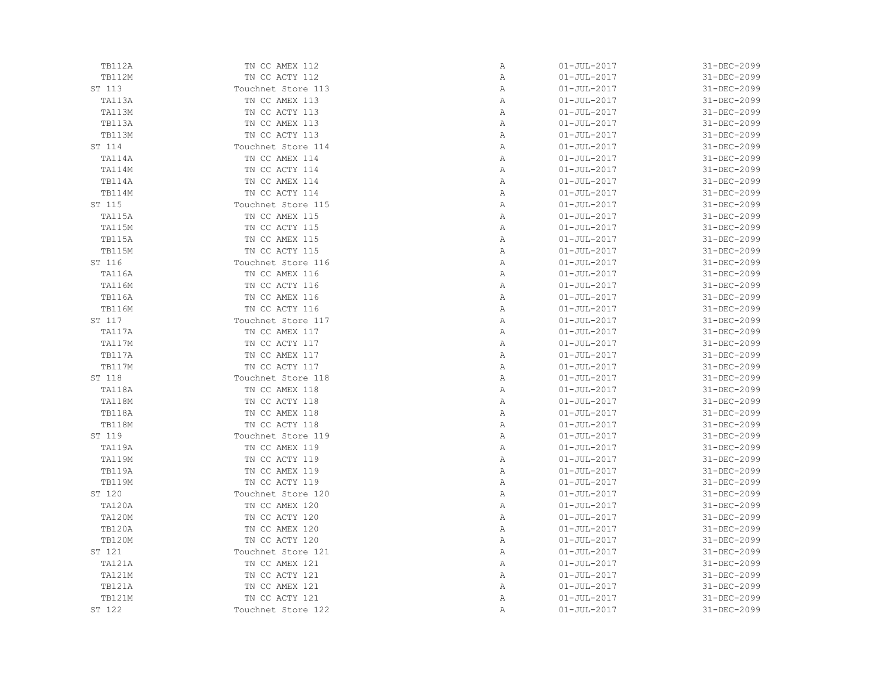| | | | | |
|---|---|---|---|---|
| TB112A | TN CC AMEX 112 | A | 01-JUL-2017 | 31-DEC-2099 |
| TB112M | TN CC ACTY 112 | A | 01-JUL-2017 | 31-DEC-2099 |
| ST 113 | Touchnet Store 113 | A | 01-JUL-2017 | 31-DEC-2099 |
| TA113A | TN CC AMEX 113 | A | 01-JUL-2017 | 31-DEC-2099 |
| TA113M | TN CC ACTY 113 | A | 01-JUL-2017 | 31-DEC-2099 |
| TB113A | TN CC AMEX 113 | A | 01-JUL-2017 | 31-DEC-2099 |
| TB113M | TN CC ACTY 113 | A | 01-JUL-2017 | 31-DEC-2099 |
| ST 114 | Touchnet Store 114 | A | 01-JUL-2017 | 31-DEC-2099 |
| TA114A | TN CC AMEX 114 | A | 01-JUL-2017 | 31-DEC-2099 |
| TA114M | TN CC ACTY 114 | A | 01-JUL-2017 | 31-DEC-2099 |
| TB114A | TN CC AMEX 114 | A | 01-JUL-2017 | 31-DEC-2099 |
| TB114M | TN CC ACTY 114 | A | 01-JUL-2017 | 31-DEC-2099 |
| ST 115 | Touchnet Store 115 | A | 01-JUL-2017 | 31-DEC-2099 |
| TA115A | TN CC AMEX 115 | A | 01-JUL-2017 | 31-DEC-2099 |
| TA115M | TN CC ACTY 115 | A | 01-JUL-2017 | 31-DEC-2099 |
| TB115A | TN CC AMEX 115 | A | 01-JUL-2017 | 31-DEC-2099 |
| TB115M | TN CC ACTY 115 | A | 01-JUL-2017 | 31-DEC-2099 |
| ST 116 | Touchnet Store 116 | A | 01-JUL-2017 | 31-DEC-2099 |
| TA116A | TN CC AMEX 116 | A | 01-JUL-2017 | 31-DEC-2099 |
| TA116M | TN CC ACTY 116 | A | 01-JUL-2017 | 31-DEC-2099 |
| TB116A | TN CC AMEX 116 | A | 01-JUL-2017 | 31-DEC-2099 |
| TB116M | TN CC ACTY 116 | A | 01-JUL-2017 | 31-DEC-2099 |
| ST 117 | Touchnet Store 117 | A | 01-JUL-2017 | 31-DEC-2099 |
| TA117A | TN CC AMEX 117 | A | 01-JUL-2017 | 31-DEC-2099 |
| TA117M | TN CC ACTY 117 | A | 01-JUL-2017 | 31-DEC-2099 |
| TB117A | TN CC AMEX 117 | A | 01-JUL-2017 | 31-DEC-2099 |
| TB117M | TN CC ACTY 117 | A | 01-JUL-2017 | 31-DEC-2099 |
| ST 118 | Touchnet Store 118 | A | 01-JUL-2017 | 31-DEC-2099 |
| TA118A | TN CC AMEX 118 | A | 01-JUL-2017 | 31-DEC-2099 |
| TA118M | TN CC ACTY 118 | A | 01-JUL-2017 | 31-DEC-2099 |
| TB118A | TN CC AMEX 118 | A | 01-JUL-2017 | 31-DEC-2099 |
| TB118M | TN CC ACTY 118 | A | 01-JUL-2017 | 31-DEC-2099 |
| ST 119 | Touchnet Store 119 | A | 01-JUL-2017 | 31-DEC-2099 |
| TA119A | TN CC AMEX 119 | A | 01-JUL-2017 | 31-DEC-2099 |
| TA119M | TN CC ACTY 119 | A | 01-JUL-2017 | 31-DEC-2099 |
| TB119A | TN CC AMEX 119 | A | 01-JUL-2017 | 31-DEC-2099 |
| TB119M | TN CC ACTY 119 | A | 01-JUL-2017 | 31-DEC-2099 |
| ST 120 | Touchnet Store 120 | A | 01-JUL-2017 | 31-DEC-2099 |
| TA120A | TN CC AMEX 120 | A | 01-JUL-2017 | 31-DEC-2099 |
| TA120M | TN CC ACTY 120 | A | 01-JUL-2017 | 31-DEC-2099 |
| TB120A | TN CC AMEX 120 | A | 01-JUL-2017 | 31-DEC-2099 |
| TB120M | TN CC ACTY 120 | A | 01-JUL-2017 | 31-DEC-2099 |
| ST 121 | Touchnet Store 121 | A | 01-JUL-2017 | 31-DEC-2099 |
| TA121A | TN CC AMEX 121 | A | 01-JUL-2017 | 31-DEC-2099 |
| TA121M | TN CC ACTY 121 | A | 01-JUL-2017 | 31-DEC-2099 |
| TB121A | TN CC AMEX 121 | A | 01-JUL-2017 | 31-DEC-2099 |
| TB121M | TN CC ACTY 121 | A | 01-JUL-2017 | 31-DEC-2099 |
| ST 122 | Touchnet Store 122 | A | 01-JUL-2017 | 31-DEC-2099 |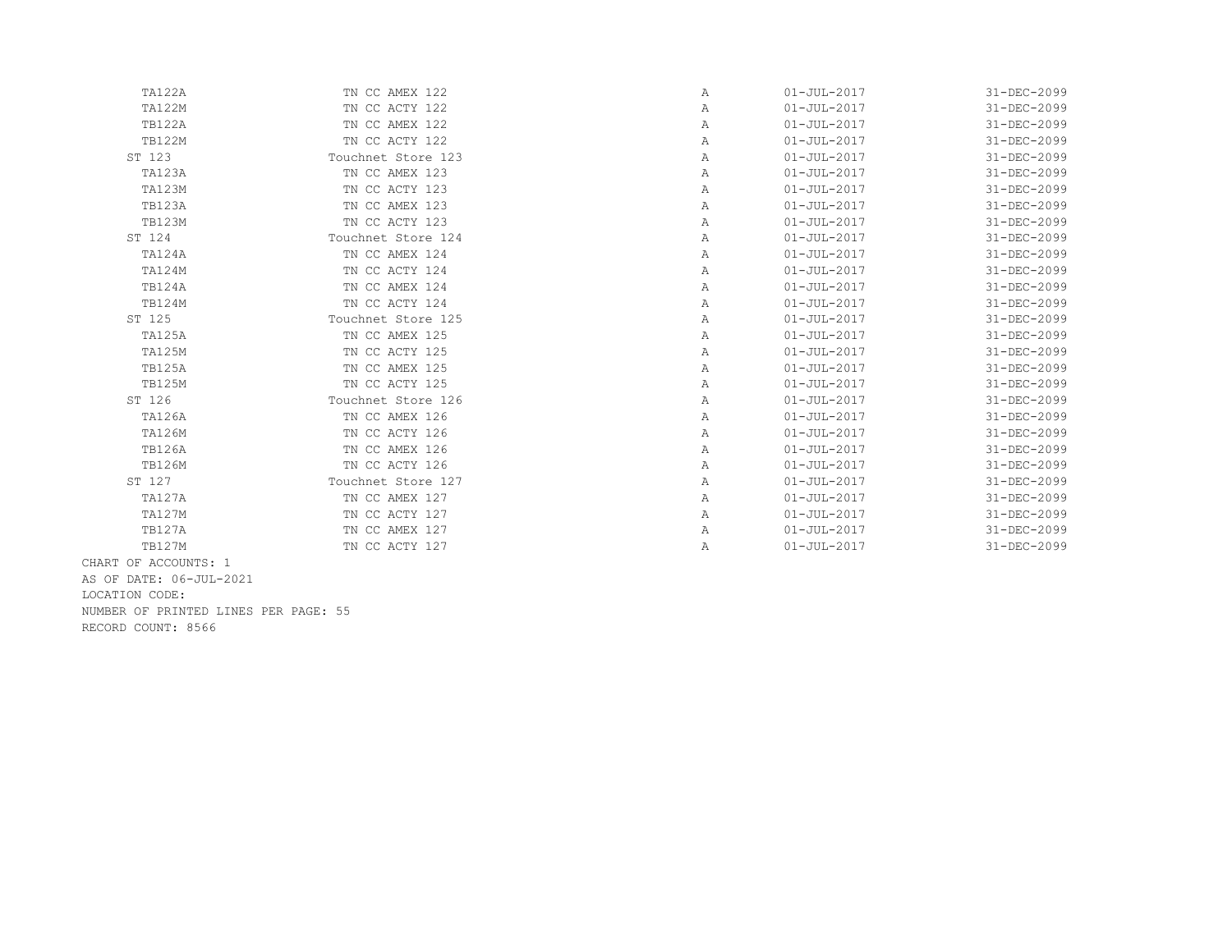| | | | | |
|---|---|---|---|---|
| TA122A | TN CC AMEX 122 | A | 01-JUL-2017 | 31-DEC-2099 |
| TA122M | TN CC ACTY 122 | A | 01-JUL-2017 | 31-DEC-2099 |
| TB122A | TN CC AMEX 122 | A | 01-JUL-2017 | 31-DEC-2099 |
| TB122M | TN CC ACTY 122 | A | 01-JUL-2017 | 31-DEC-2099 |
| ST 123 | Touchnet Store 123 | A | 01-JUL-2017 | 31-DEC-2099 |
| TA123A | TN CC AMEX 123 | A | 01-JUL-2017 | 31-DEC-2099 |
| TA123M | TN CC ACTY 123 | A | 01-JUL-2017 | 31-DEC-2099 |
| TB123A | TN CC AMEX 123 | A | 01-JUL-2017 | 31-DEC-2099 |
| TB123M | TN CC ACTY 123 | A | 01-JUL-2017 | 31-DEC-2099 |
| ST 124 | Touchnet Store 124 | A | 01-JUL-2017 | 31-DEC-2099 |
| TA124A | TN CC AMEX 124 | A | 01-JUL-2017 | 31-DEC-2099 |
| TA124M | TN CC ACTY 124 | A | 01-JUL-2017 | 31-DEC-2099 |
| TB124A | TN CC AMEX 124 | A | 01-JUL-2017 | 31-DEC-2099 |
| TB124M | TN CC ACTY 124 | A | 01-JUL-2017 | 31-DEC-2099 |
| ST 125 | Touchnet Store 125 | A | 01-JUL-2017 | 31-DEC-2099 |
| TA125A | TN CC AMEX 125 | A | 01-JUL-2017 | 31-DEC-2099 |
| TA125M | TN CC ACTY 125 | A | 01-JUL-2017 | 31-DEC-2099 |
| TB125A | TN CC AMEX 125 | A | 01-JUL-2017 | 31-DEC-2099 |
| TB125M | TN CC ACTY 125 | A | 01-JUL-2017 | 31-DEC-2099 |
| ST 126 | Touchnet Store 126 | A | 01-JUL-2017 | 31-DEC-2099 |
| TA126A | TN CC AMEX 126 | A | 01-JUL-2017 | 31-DEC-2099 |
| TA126M | TN CC ACTY 126 | A | 01-JUL-2017 | 31-DEC-2099 |
| TB126A | TN CC AMEX 126 | A | 01-JUL-2017 | 31-DEC-2099 |
| TB126M | TN CC ACTY 126 | A | 01-JUL-2017 | 31-DEC-2099 |
| ST 127 | Touchnet Store 127 | A | 01-JUL-2017 | 31-DEC-2099 |
| TA127A | TN CC AMEX 127 | A | 01-JUL-2017 | 31-DEC-2099 |
| TA127M | TN CC ACTY 127 | A | 01-JUL-2017 | 31-DEC-2099 |
| TB127A | TN CC AMEX 127 | A | 01-JUL-2017 | 31-DEC-2099 |
| TB127M | TN CC ACTY 127 | A | 01-JUL-2017 | 31-DEC-2099 |

CHART OF ACCOUNTS: 1

AS OF DATE: 06-JUL-2021

LOCATION CODE:

NUMBER OF PRINTED LINES PER PAGE: 55

RECORD COUNT: 8566